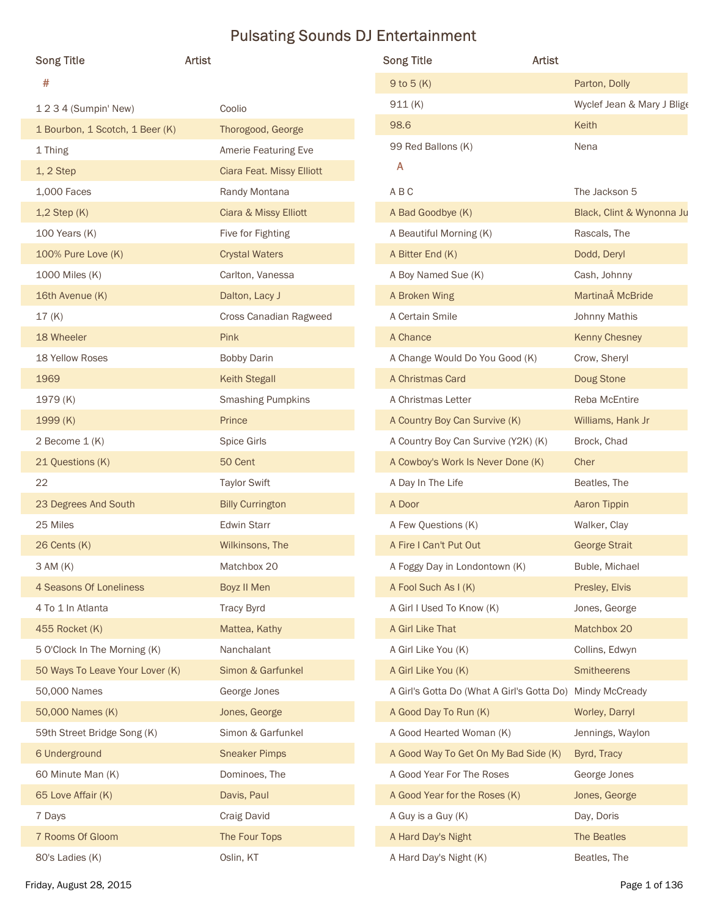# Pulsating Sounds DJ Entertainment

| Song Title | Artist |
|---|---|
| **#** | |
| 1 2 3 4 (Sumpin' New) | Coolio |
| 1 Bourbon, 1 Scotch, 1 Beer (K) | Thorogood, George |
| 1 Thing | Amerie Featuring Eve |
| 1, 2 Step | Ciara Feat. Missy Elliott |
| 1,000 Faces | Randy Montana |
| 1,2 Step (K) | Ciara & Missy Elliott |
| 100 Years (K) | Five for Fighting |
| 100% Pure Love (K) | Crystal Waters |
| 1000 Miles (K) | Carlton, Vanessa |
| 16th Avenue (K) | Dalton, Lacy J |
| 17 (K) | Cross Canadian Ragweed |
| 18 Wheeler | Pink |
| 18 Yellow Roses | Bobby Darin |
| 1969 | Keith Stegall |
| 1979 (K) | Smashing Pumpkins |
| 1999 (K) | Prince |
| 2 Become 1 (K) | Spice Girls |
| 21 Questions (K) | 50 Cent |
| 22 | Taylor Swift |
| 23 Degrees And South | Billy Currington |
| 25 Miles | Edwin Starr |
| 26 Cents (K) | Wilkinsons, The |
| 3 AM (K) | Matchbox 20 |
| 4 Seasons Of Loneliness | Boyz II Men |
| 4 To 1 In Atlanta | Tracy Byrd |
| 455 Rocket (K) | Mattea, Kathy |
| 5 O'Clock In The Morning (K) | Nanchalant |
| 50 Ways To Leave Your Lover (K) | Simon & Garfunkel |
| 50,000 Names | George Jones |
| 50,000 Names (K) | Jones, George |
| 59th Street Bridge Song (K) | Simon & Garfunkel |
| 6 Underground | Sneaker Pimps |
| 60 Minute Man (K) | Dominoes, The |
| 65 Love Affair (K) | Davis, Paul |
| 7 Days | Craig David |
| 7 Rooms Of Gloom | The Four Tops |
| 80's Ladies (K) | Oslin, KT |
| 9 to 5 (K) | Parton, Dolly |
| 911 (K) | Wyclef Jean & Mary J Blige |
| 98.6 | Keith |
| 99 Red Ballons (K) | Nena |
| **A** | |
| A B C | The Jackson 5 |
| A Bad Goodbye (K) | Black, Clint & Wynonna Ju |
| A Beautiful Morning (K) | Rascals, The |
| A Bitter End (K) | Dodd, Deryl |
| A Boy Named Sue (K) | Cash, Johnny |
| A Broken Wing | MartinaÂ McBride |
| A Certain Smile | Johnny Mathis |
| A Chance | Kenny Chesney |
| A Change Would Do You Good (K) | Crow, Sheryl |
| A Christmas Card | Doug Stone |
| A Christmas Letter | Reba McEntire |
| A Country Boy Can Survive (K) | Williams, Hank Jr |
| A Country Boy Can Survive (Y2K) (K) | Brock, Chad |
| A Cowboy's Work Is Never Done (K) | Cher |
| A Day In The Life | Beatles, The |
| A Door | Aaron Tippin |
| A Few Questions (K) | Walker, Clay |
| A Fire I Can't Put Out | George Strait |
| A Foggy Day in Londontown (K) | Buble, Michael |
| A Fool Such As I (K) | Presley, Elvis |
| A Girl I Used To Know (K) | Jones, George |
| A Girl Like That | Matchbox 20 |
| A Girl Like You (K) | Collins, Edwyn |
| A Girl Like You (K) | Smitheerens |
| A Girl's Gotta Do (What A Girl's Gotta Do) | Mindy McCready |
| A Good Day To Run (K) | Worley, Darryl |
| A Good Hearted Woman (K) | Jennings, Waylon |
| A Good Way To Get On My Bad Side (K) | Byrd, Tracy |
| A Good Year For The Roses | George Jones |
| A Good Year for the Roses (K) | Jones, George |
| A Guy is a Guy (K) | Day, Doris |
| A Hard Day's Night | The Beatles |
| A Hard Day's Night (K) | Beatles, The |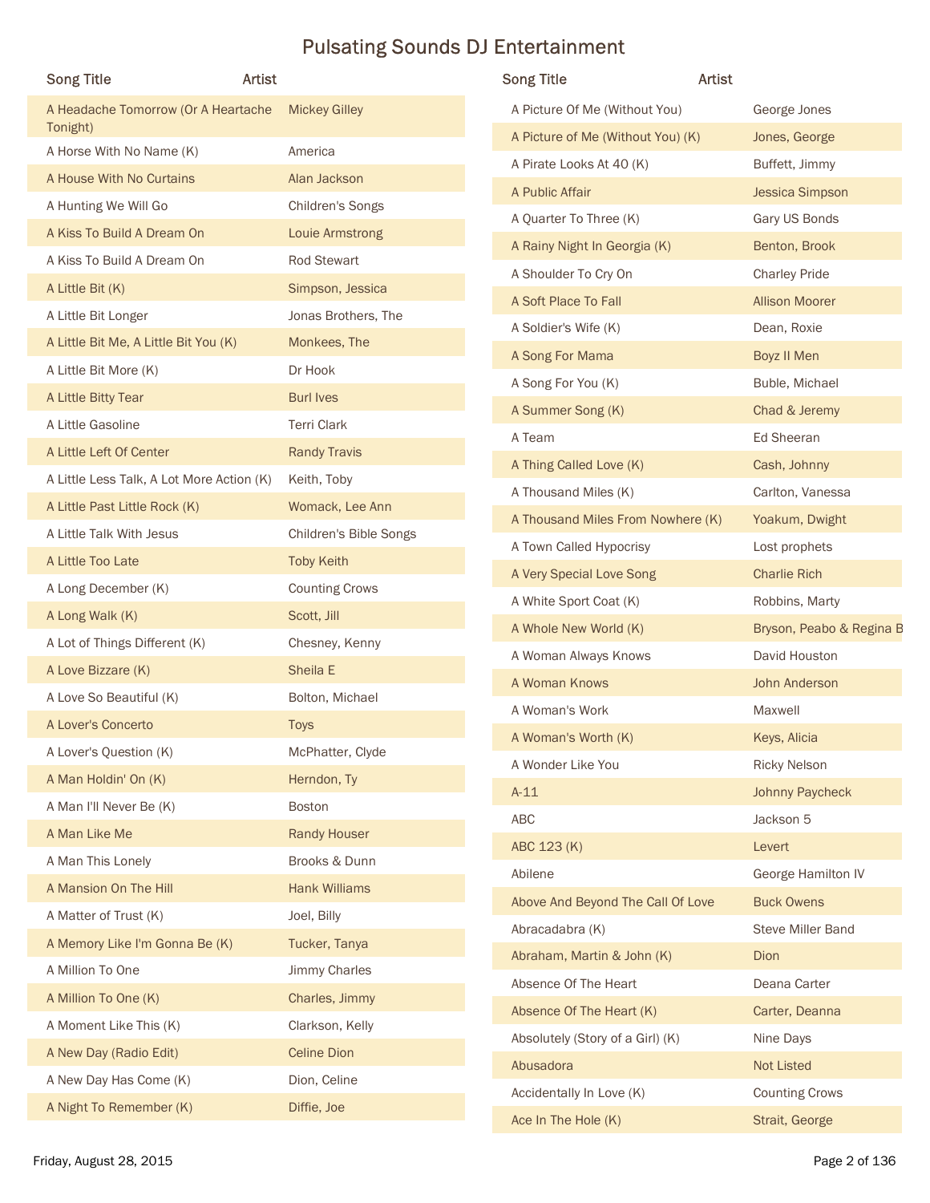# Pulsating Sounds DJ Entertainment

| Song Title | Artist |
|---|---|
| A Headache Tomorrow (Or A Heartache Tonight) | Mickey Gilley |
| A Horse With No Name (K) | America |
| A House With No Curtains | Alan Jackson |
| A Hunting We Will Go | Children's Songs |
| A Kiss To Build A Dream On | Louie Armstrong |
| A Kiss To Build A Dream On | Rod Stewart |
| A Little Bit (K) | Simpson, Jessica |
| A Little Bit Longer | Jonas Brothers, The |
| A Little Bit Me, A Little Bit You (K) | Monkees, The |
| A Little Bit More (K) | Dr Hook |
| A Little Bitty Tear | Burl Ives |
| A Little Gasoline | Terri Clark |
| A Little Left Of Center | Randy Travis |
| A Little Less Talk, A Lot More Action (K) | Keith, Toby |
| A Little Past Little Rock (K) | Womack, Lee Ann |
| A Little Talk With Jesus | Children's Bible Songs |
| A Little Too Late | Toby Keith |
| A Long December (K) | Counting Crows |
| A Long Walk (K) | Scott, Jill |
| A Lot of Things Different (K) | Chesney, Kenny |
| A Love Bizzare (K) | Sheila E |
| A Love So Beautiful (K) | Bolton, Michael |
| A Lover's Concerto | Toys |
| A Lover's Question (K) | McPhatter, Clyde |
| A Man Holdin' On (K) | Herndon, Ty |
| A Man I'll Never Be (K) | Boston |
| A Man Like Me | Randy Houser |
| A Man This Lonely | Brooks & Dunn |
| A Mansion On The Hill | Hank Williams |
| A Matter of Trust (K) | Joel, Billy |
| A Memory Like I'm Gonna Be (K) | Tucker, Tanya |
| A Million To One | Jimmy Charles |
| A Million To One (K) | Charles, Jimmy |
| A Moment Like This (K) | Clarkson, Kelly |
| A New Day (Radio Edit) | Celine Dion |
| A New Day Has Come (K) | Dion, Celine |
| A Night To Remember (K) | Diffie, Joe |
| A Picture Of Me (Without You) | George Jones |
| A Picture of Me (Without You) (K) | Jones, George |
| A Pirate Looks At 40 (K) | Buffett, Jimmy |
| A Public Affair | Jessica Simpson |
| A Quarter To Three (K) | Gary US Bonds |
| A Rainy Night In Georgia (K) | Benton, Brook |
| A Shoulder To Cry On | Charley Pride |
| A Soft Place To Fall | Allison Moorer |
| A Soldier's Wife (K) | Dean, Roxie |
| A Song For Mama | Boyz II Men |
| A Song For You (K) | Buble, Michael |
| A Summer Song (K) | Chad & Jeremy |
| A Team | Ed Sheeran |
| A Thing Called Love (K) | Cash, Johnny |
| A Thousand Miles (K) | Carlton, Vanessa |
| A Thousand Miles From Nowhere (K) | Yoakum, Dwight |
| A Town Called Hypocrisy | Lost prophets |
| A Very Special Love Song | Charlie Rich |
| A White Sport Coat (K) | Robbins, Marty |
| A Whole New World (K) | Bryson, Peabo & Regina B |
| A Woman Always Knows | David Houston |
| A Woman Knows | John Anderson |
| A Woman's Work | Maxwell |
| A Woman's Worth (K) | Keys, Alicia |
| A Wonder Like You | Ricky Nelson |
| A-11 | Johnny Paycheck |
| ABC | Jackson 5 |
| ABC 123 (K) | Levert |
| Abilene | George Hamilton IV |
| Above And Beyond The Call Of Love | Buck Owens |
| Abracadabra (K) | Steve Miller Band |
| Abraham, Martin & John (K) | Dion |
| Absence Of The Heart | Deana Carter |
| Absence Of The Heart (K) | Carter, Deanna |
| Absolutely (Story of a Girl) (K) | Nine Days |
| Abusadora | Not Listed |
| Accidentally In Love (K) | Counting Crows |
| Ace In The Hole (K) | Strait, George |

Friday, August 28, 2015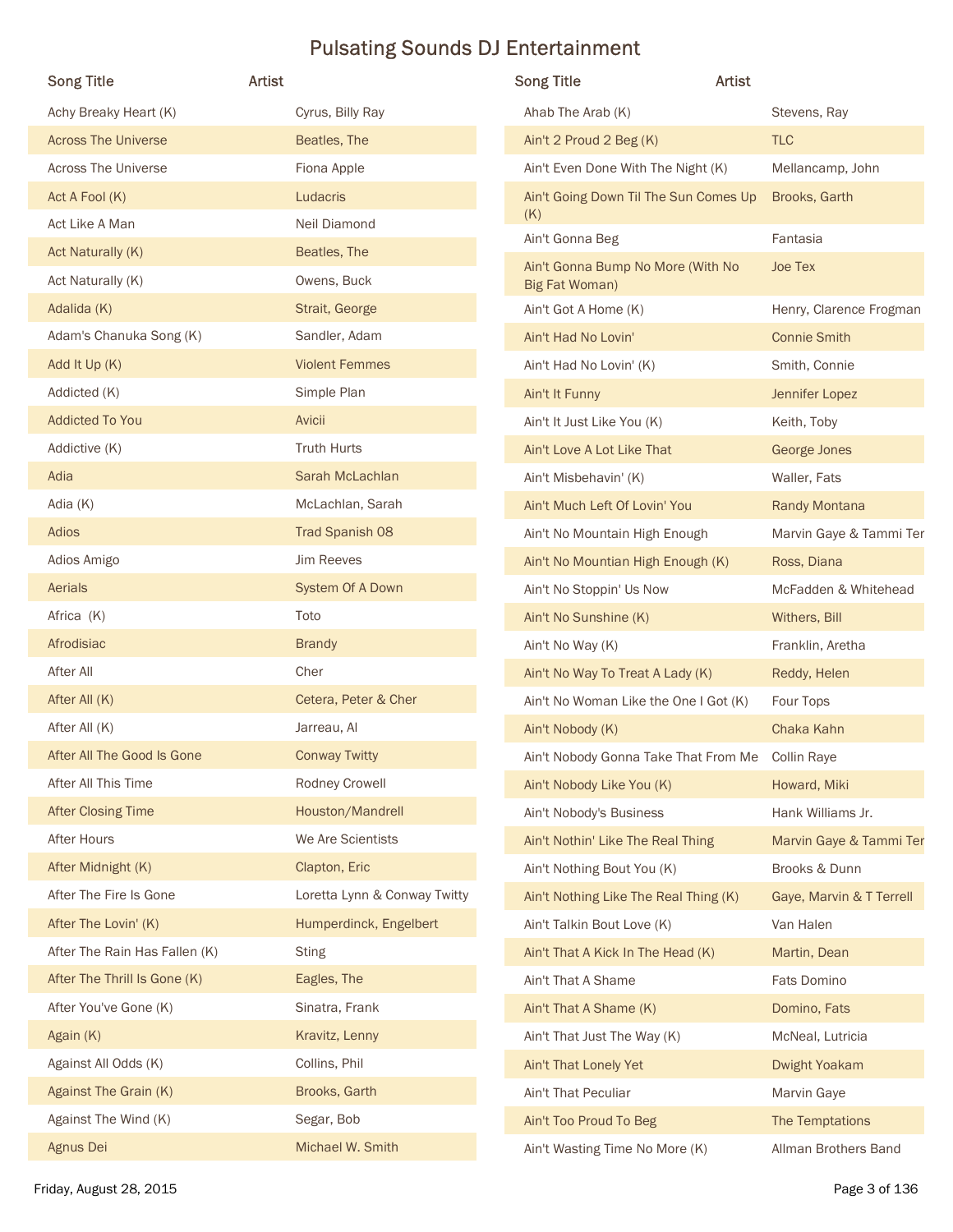# Pulsating Sounds DJ Entertainment

| Song Title | Artist |
| --- | --- |
| Achy Breaky Heart (K) | Cyrus, Billy Ray |
| Across The Universe | Beatles, The |
| Across The Universe | Fiona Apple |
| Act A Fool (K) | Ludacris |
| Act Like A Man | Neil Diamond |
| Act Naturally (K) | Beatles, The |
| Act Naturally (K) | Owens, Buck |
| Adalida (K) | Strait, George |
| Adam's Chanuka Song (K) | Sandler, Adam |
| Add It Up (K) | Violent Femmes |
| Addicted (K) | Simple Plan |
| Addicted To You | Avicii |
| Addictive (K) | Truth Hurts |
| Adia | Sarah McLachlan |
| Adia (K) | McLachlan, Sarah |
| Adios | Trad Spanish 08 |
| Adios Amigo | Jim Reeves |
| Aerials | System Of A Down |
| Africa (K) | Toto |
| Afrodisiac | Brandy |
| After All | Cher |
| After All (K) | Cetera, Peter & Cher |
| After All (K) | Jarreau, Al |
| After All The Good Is Gone | Conway Twitty |
| After All This Time | Rodney Crowell |
| After Closing Time | Houston/Mandrell |
| After Hours | We Are Scientists |
| After Midnight (K) | Clapton, Eric |
| After The Fire Is Gone | Loretta Lynn & Conway Twitty |
| After The Lovin' (K) | Humperdinck, Engelbert |
| After The Rain Has Fallen (K) | Sting |
| After The Thrill Is Gone (K) | Eagles, The |
| After You've Gone (K) | Sinatra, Frank |
| Again (K) | Kravitz, Lenny |
| Against All Odds (K) | Collins, Phil |
| Against The Grain (K) | Brooks, Garth |
| Against The Wind (K) | Segar, Bob |
| Agnus Dei | Michael W. Smith |
| Ahab The Arab (K) | Stevens, Ray |
| Ain't 2 Proud 2 Beg (K) | TLC |
| Ain't Even Done With The Night (K) | Mellancamp, John |
| Ain't Going Down Til The Sun Comes Up (K) | Brooks, Garth |
| Ain't Gonna Beg | Fantasia |
| Ain't Gonna Bump No More (With No Big Fat Woman) | Joe Tex |
| Ain't Got A Home (K) | Henry, Clarence Frogman |
| Ain't Had No Lovin' | Connie Smith |
| Ain't Had No Lovin' (K) | Smith, Connie |
| Ain't It Funny | Jennifer Lopez |
| Ain't It Just Like You (K) | Keith, Toby |
| Ain't Love A Lot Like That | George Jones |
| Ain't Misbehavin' (K) | Waller, Fats |
| Ain't Much Left Of Lovin' You | Randy Montana |
| Ain't No Mountain High Enough | Marvin Gaye & Tammi Ter |
| Ain't No Mountian High Enough (K) | Ross, Diana |
| Ain't No Stoppin' Us Now | McFadden & Whitehead |
| Ain't No Sunshine (K) | Withers, Bill |
| Ain't No Way (K) | Franklin, Aretha |
| Ain't No Way To Treat A Lady (K) | Reddy, Helen |
| Ain't No Woman Like the One I Got (K) | Four Tops |
| Ain't Nobody (K) | Chaka Kahn |
| Ain't Nobody Gonna Take That From Me | Collin Raye |
| Ain't Nobody Like You (K) | Howard, Miki |
| Ain't Nobody's Business | Hank Williams Jr. |
| Ain't Nothin' Like The Real Thing | Marvin Gaye & Tammi Ter |
| Ain't Nothing Bout You (K) | Brooks & Dunn |
| Ain't Nothing Like The Real Thing (K) | Gaye, Marvin & T Terrell |
| Ain't Talkin Bout Love (K) | Van Halen |
| Ain't That A Kick In The Head (K) | Martin, Dean |
| Ain't That A Shame | Fats Domino |
| Ain't That A Shame (K) | Domino, Fats |
| Ain't That Just The Way (K) | McNeal, Lutricia |
| Ain't That Lonely Yet | Dwight Yoakam |
| Ain't That Peculiar | Marvin Gaye |
| Ain't Too Proud To Beg | The Temptations |
| Ain't Wasting Time No More (K) | Allman Brothers Band |

Friday, August 28, 2015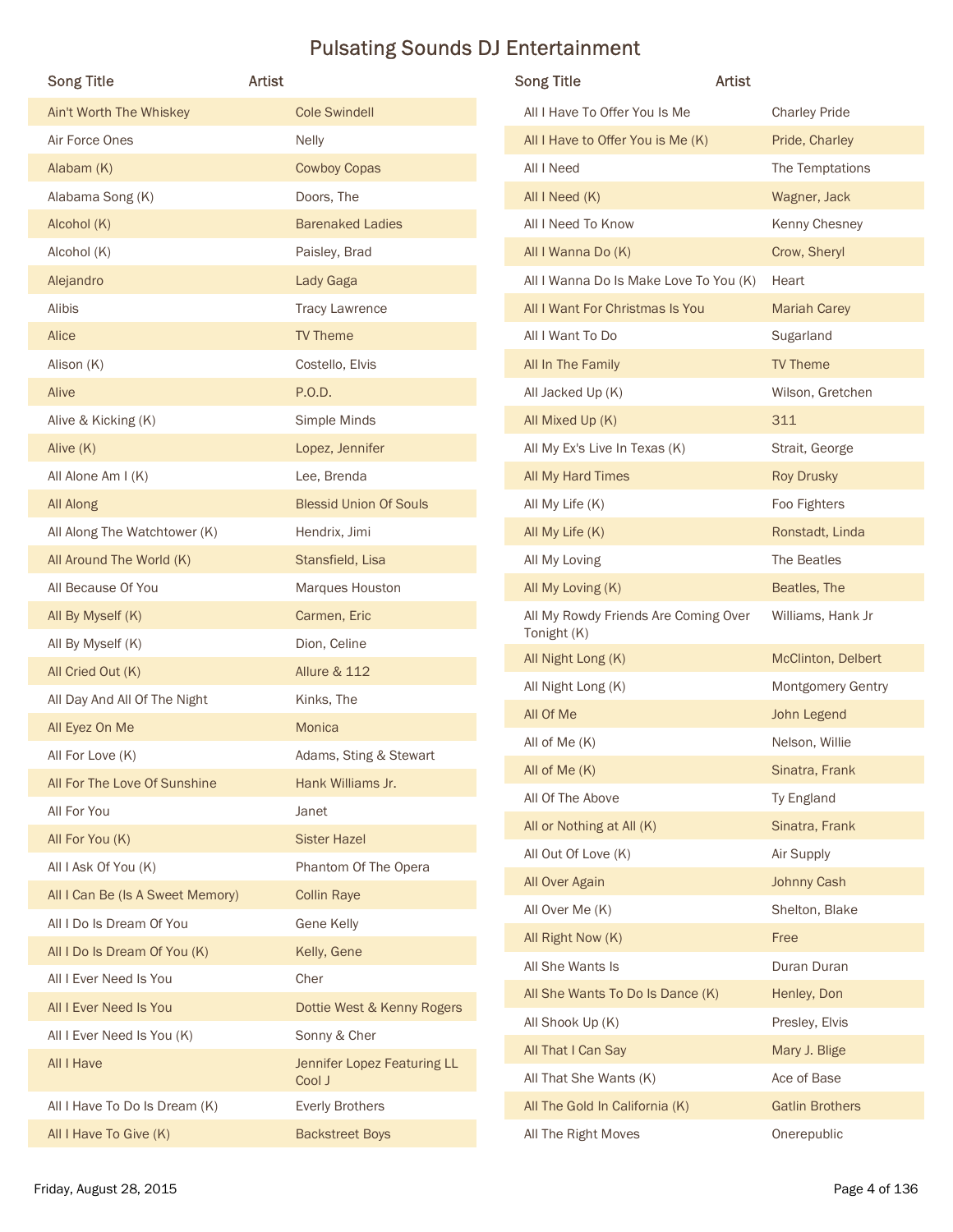# Pulsating Sounds DJ Entertainment

| Song Title | Artist |
| --- | --- |
| Ain't Worth The Whiskey | Cole Swindell |
| Air Force Ones | Nelly |
| Alabam (K) | Cowboy Copas |
| Alabama Song (K) | Doors, The |
| Alcohol (K) | Barenaked Ladies |
| Alcohol (K) | Paisley, Brad |
| Alejandro | Lady Gaga |
| Alibis | Tracy Lawrence |
| Alice | TV Theme |
| Alison (K) | Costello, Elvis |
| Alive | P.O.D. |
| Alive & Kicking (K) | Simple Minds |
| Alive (K) | Lopez, Jennifer |
| All Alone Am I (K) | Lee, Brenda |
| All Along | Blessid Union Of Souls |
| All Along The Watchtower (K) | Hendrix, Jimi |
| All Around The World (K) | Stansfield, Lisa |
| All Because Of You | Marques Houston |
| All By Myself (K) | Carmen, Eric |
| All By Myself (K) | Dion, Celine |
| All Cried Out (K) | Allure & 112 |
| All Day And All Of The Night | Kinks, The |
| All Eyez On Me | Monica |
| All For Love (K) | Adams, Sting & Stewart |
| All For The Love Of Sunshine | Hank Williams Jr. |
| All For You | Janet |
| All For You (K) | Sister Hazel |
| All I Ask Of You (K) | Phantom Of The Opera |
| All I Can Be (Is A Sweet Memory) | Collin Raye |
| All I Do Is Dream Of You | Gene Kelly |
| All I Do Is Dream Of You (K) | Kelly, Gene |
| All I Ever Need Is You | Cher |
| All I Ever Need Is You | Dottie West & Kenny Rogers |
| All I Ever Need Is You (K) | Sonny & Cher |
| All I Have | Jennifer Lopez Featuring LL Cool J |
| All I Have To Do Is Dream (K) | Everly Brothers |
| All I Have To Give (K) | Backstreet Boys |
| All I Have To Offer You Is Me | Charley Pride |
| All I Have to Offer You is Me (K) | Pride, Charley |
| All I Need | The Temptations |
| All I Need (K) | Wagner, Jack |
| All I Need To Know | Kenny Chesney |
| All I Wanna Do (K) | Crow, Sheryl |
| All I Wanna Do Is Make Love To You (K) | Heart |
| All I Want For Christmas Is You | Mariah Carey |
| All I Want To Do | Sugarland |
| All In The Family | TV Theme |
| All Jacked Up (K) | Wilson, Gretchen |
| All Mixed Up (K) | 311 |
| All My Ex's Live In Texas (K) | Strait, George |
| All My Hard Times | Roy Drusky |
| All My Life (K) | Foo Fighters |
| All My Life (K) | Ronstadt, Linda |
| All My Loving | The Beatles |
| All My Loving (K) | Beatles, The |
| All My Rowdy Friends Are Coming Over Tonight (K) | Williams, Hank Jr |
| All Night Long (K) | McClinton, Delbert |
| All Night Long (K) | Montgomery Gentry |
| All Of Me | John Legend |
| All of Me (K) | Nelson, Willie |
| All of Me (K) | Sinatra, Frank |
| All Of The Above | Ty England |
| All or Nothing at All (K) | Sinatra, Frank |
| All Out Of Love (K) | Air Supply |
| All Over Again | Johnny Cash |
| All Over Me (K) | Shelton, Blake |
| All Right Now (K) | Free |
| All She Wants Is | Duran Duran |
| All She Wants To Do Is Dance (K) | Henley, Don |
| All Shook Up (K) | Presley, Elvis |
| All That I Can Say | Mary J. Blige |
| All That She Wants (K) | Ace of Base |
| All The Gold In California (K) | Gatlin Brothers |
| All The Right Moves | Onerepublic |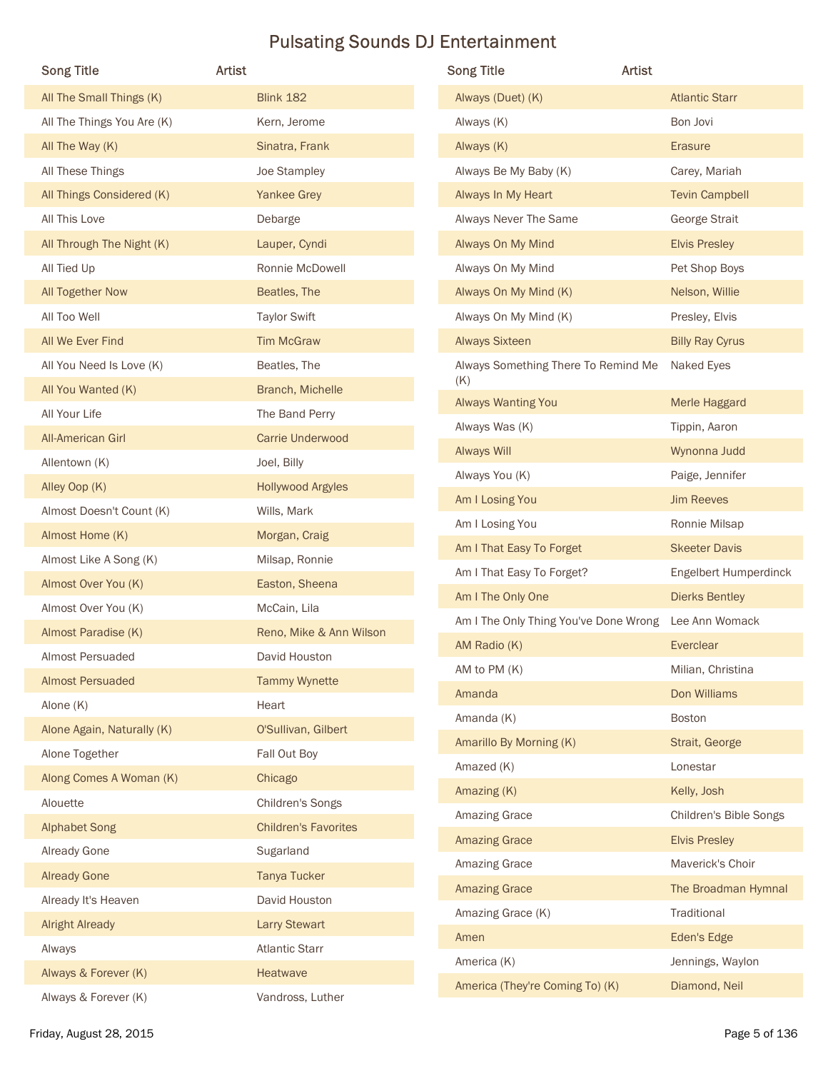# Pulsating Sounds DJ Entertainment

| Song Title | Artist |
|---|---|
| All The Small Things (K) | Blink 182 |
| All The Things You Are (K) | Kern, Jerome |
| All The Way (K) | Sinatra, Frank |
| All These Things | Joe Stampley |
| All Things Considered (K) | Yankee Grey |
| All This Love | Debarge |
| All Through The Night (K) | Lauper, Cyndi |
| All Tied Up | Ronnie McDowell |
| All Together Now | Beatles, The |
| All Too Well | Taylor Swift |
| All We Ever Find | Tim McGraw |
| All You Need Is Love (K) | Beatles, The |
| All You Wanted (K) | Branch, Michelle |
| All Your Life | The Band Perry |
| All-American Girl | Carrie Underwood |
| Allentown (K) | Joel, Billy |
| Alley Oop (K) | Hollywood Argyles |
| Almost Doesn't Count (K) | Wills, Mark |
| Almost Home (K) | Morgan, Craig |
| Almost Like A Song (K) | Milsap, Ronnie |
| Almost Over You (K) | Easton, Sheena |
| Almost Over You (K) | McCain, Lila |
| Almost Paradise (K) | Reno, Mike & Ann Wilson |
| Almost Persuaded | David Houston |
| Almost Persuaded | Tammy Wynette |
| Alone (K) | Heart |
| Alone Again, Naturally (K) | O'Sullivan, Gilbert |
| Alone Together | Fall Out Boy |
| Along Comes A Woman (K) | Chicago |
| Alouette | Children's Songs |
| Alphabet Song | Children's Favorites |
| Already Gone | Sugarland |
| Already Gone | Tanya Tucker |
| Already It's Heaven | David Houston |
| Alright Already | Larry Stewart |
| Always | Atlantic Starr |
| Always & Forever (K) | Heatwave |
| Always & Forever (K) | Vandross, Luther |
| Always (Duet) (K) | Atlantic Starr |
| Always (K) | Bon Jovi |
| Always (K) | Erasure |
| Always Be My Baby (K) | Carey, Mariah |
| Always In My Heart | Tevin Campbell |
| Always Never The Same | George Strait |
| Always On My Mind | Elvis Presley |
| Always On My Mind | Pet Shop Boys |
| Always On My Mind (K) | Nelson, Willie |
| Always On My Mind (K) | Presley, Elvis |
| Always Sixteen | Billy Ray Cyrus |
| Always Something There To Remind Me (K) | Naked Eyes |
| Always Wanting You | Merle Haggard |
| Always Was (K) | Tippin, Aaron |
| Always Will | Wynonna Judd |
| Always You (K) | Paige, Jennifer |
| Am I Losing You | Jim Reeves |
| Am I Losing You | Ronnie Milsap |
| Am I That Easy To Forget | Skeeter Davis |
| Am I That Easy To Forget? | Engelbert Humperdinck |
| Am I The Only One | Dierks Bentley |
| Am I The Only Thing You've Done Wrong | Lee Ann Womack |
| AM Radio (K) | Everclear |
| AM to PM (K) | Milian, Christina |
| Amanda | Don Williams |
| Amanda (K) | Boston |
| Amarillo By Morning (K) | Strait, George |
| Amazed (K) | Lonestar |
| Amazing (K) | Kelly, Josh |
| Amazing Grace | Children's Bible Songs |
| Amazing Grace | Elvis Presley |
| Amazing Grace | Maverick's Choir |
| Amazing Grace | The Broadman Hymnal |
| Amazing Grace (K) | Traditional |
| Amen | Eden's Edge |
| America (K) | Jennings, Waylon |
| America (They're Coming To) (K) | Diamond, Neil |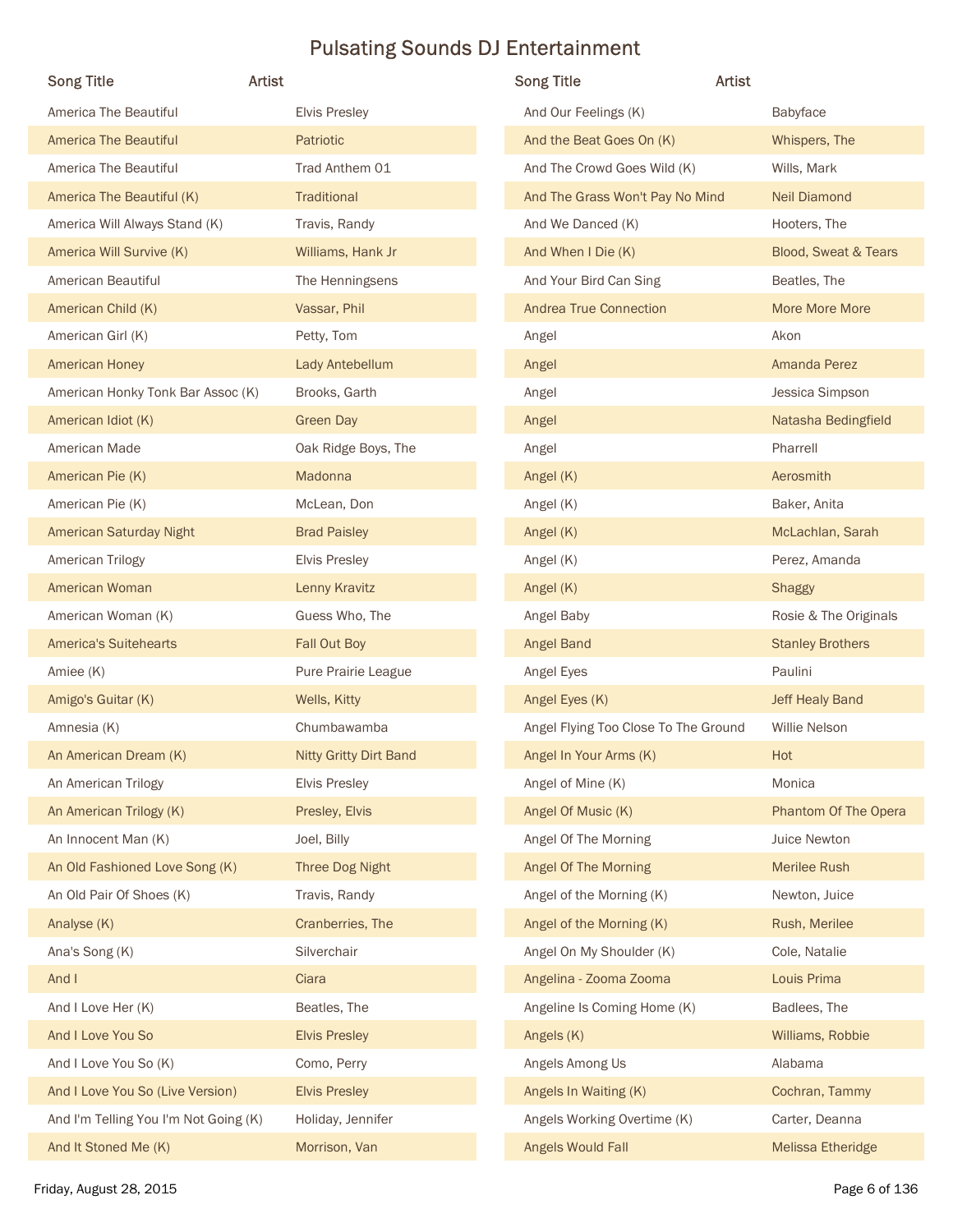# Pulsating Sounds DJ Entertainment

| Song Title | Artist |
| --- | --- |
| America The Beautiful | Elvis Presley |
| America The Beautiful | Patriotic |
| America The Beautiful | Trad Anthem 01 |
| America The Beautiful (K) | Traditional |
| America Will Always Stand (K) | Travis, Randy |
| America Will Survive (K) | Williams, Hank Jr |
| American Beautiful | The Henningsens |
| American Child (K) | Vassar, Phil |
| American Girl (K) | Petty, Tom |
| American Honey | Lady Antebellum |
| American Honky Tonk Bar Assoc (K) | Brooks, Garth |
| American Idiot (K) | Green Day |
| American Made | Oak Ridge Boys, The |
| American Pie (K) | Madonna |
| American Pie (K) | McLean, Don |
| American Saturday Night | Brad Paisley |
| American Trilogy | Elvis Presley |
| American Woman | Lenny Kravitz |
| American Woman (K) | Guess Who, The |
| America's Suitehearts | Fall Out Boy |
| Amiee (K) | Pure Prairie League |
| Amigo's Guitar (K) | Wells, Kitty |
| Amnesia (K) | Chumbawamba |
| An American Dream (K) | Nitty Gritty Dirt Band |
| An American Trilogy | Elvis Presley |
| An American Trilogy (K) | Presley, Elvis |
| An Innocent Man (K) | Joel, Billy |
| An Old Fashioned Love Song (K) | Three Dog Night |
| An Old Pair Of Shoes (K) | Travis, Randy |
| Analyse (K) | Cranberries, The |
| Ana's Song (K) | Silverchair |
| And I | Ciara |
| And I Love Her (K) | Beatles, The |
| And I Love You So | Elvis Presley |
| And I Love You So (K) | Como, Perry |
| And I Love You So (Live Version) | Elvis Presley |
| And I'm Telling You I'm Not Going (K) | Holiday, Jennifer |
| And It Stoned Me (K) | Morrison, Van |
| And Our Feelings (K) | Babyface |
| And the Beat Goes On (K) | Whispers, The |
| And The Crowd Goes Wild (K) | Wills, Mark |
| And The Grass Won't Pay No Mind | Neil Diamond |
| And We Danced (K) | Hooters, The |
| And When I Die (K) | Blood, Sweat & Tears |
| And Your Bird Can Sing | Beatles, The |
| Andrea True Connection | More More More |
| Angel | Akon |
| Angel | Amanda Perez |
| Angel | Jessica Simpson |
| Angel | Natasha Bedingfield |
| Angel | Pharrell |
| Angel (K) | Aerosmith |
| Angel (K) | Baker, Anita |
| Angel (K) | McLachlan, Sarah |
| Angel (K) | Perez, Amanda |
| Angel (K) | Shaggy |
| Angel Baby | Rosie & The Originals |
| Angel Band | Stanley Brothers |
| Angel Eyes | Paulini |
| Angel Eyes (K) | Jeff Healy Band |
| Angel Flying Too Close To The Ground | Willie Nelson |
| Angel In Your Arms (K) | Hot |
| Angel of Mine (K) | Monica |
| Angel Of Music (K) | Phantom Of The Opera |
| Angel Of The Morning | Juice Newton |
| Angel Of The Morning | Merilee Rush |
| Angel of the Morning (K) | Newton, Juice |
| Angel of the Morning (K) | Rush, Merilee |
| Angel On My Shoulder (K) | Cole, Natalie |
| Angelina - Zooma Zooma | Louis Prima |
| Angeline Is Coming Home (K) | Badlees, The |
| Angels (K) | Williams, Robbie |
| Angels Among Us | Alabama |
| Angels In Waiting (K) | Cochran, Tammy |
| Angels Working Overtime (K) | Carter, Deanna |
| Angels Would Fall | Melissa Etheridge |

Friday, August 28, 2015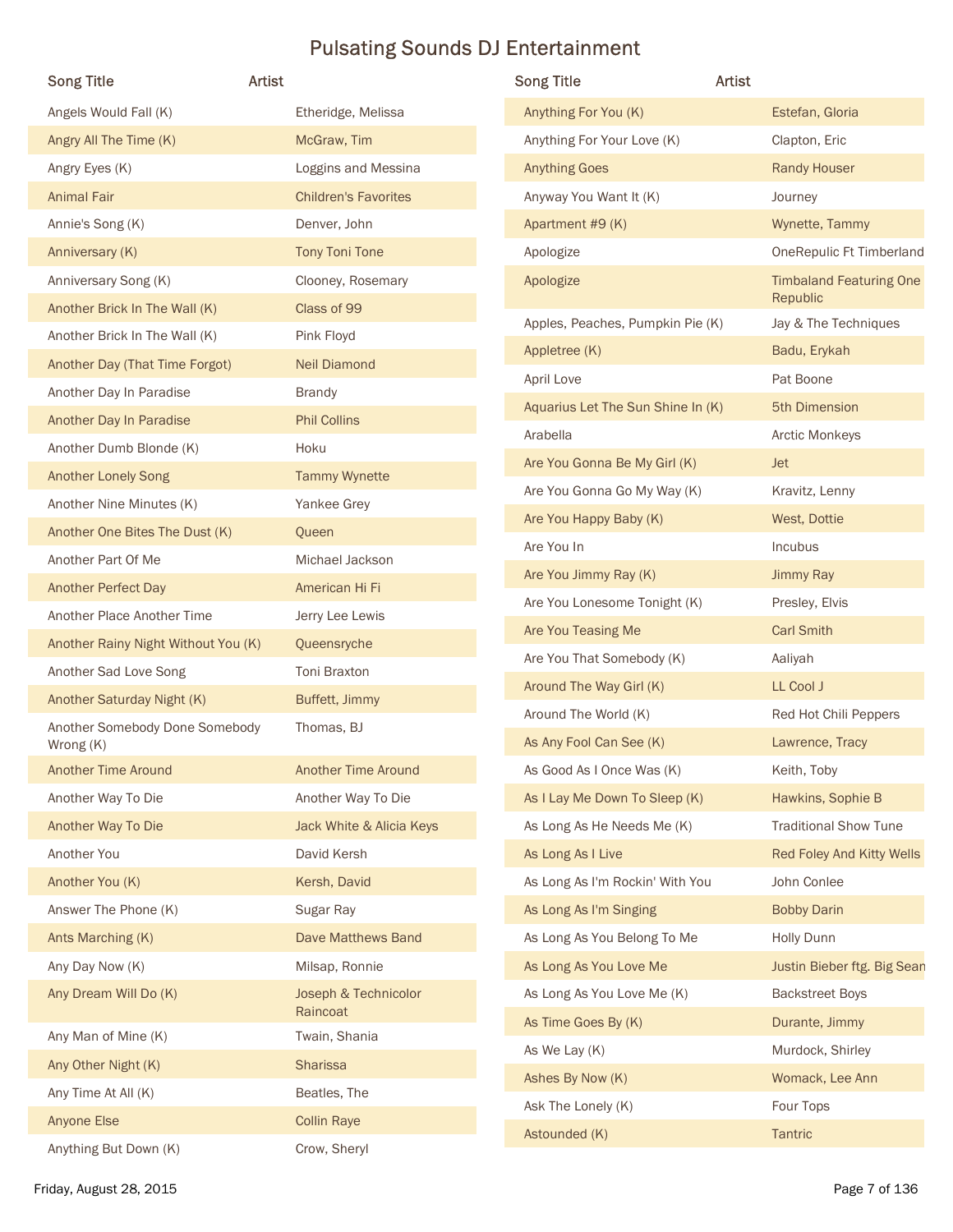# Pulsating Sounds DJ Entertainment

| Song Title | Artist |
| --- | --- |
| Angels Would Fall (K) | Etheridge, Melissa |
| Angry All The Time (K) | McGraw, Tim |
| Angry Eyes (K) | Loggins and Messina |
| Animal Fair | Children's Favorites |
| Annie's Song (K) | Denver, John |
| Anniversary (K) | Tony Toni Tone |
| Anniversary Song (K) | Clooney, Rosemary |
| Another Brick In The Wall (K) | Class of 99 |
| Another Brick In The Wall (K) | Pink Floyd |
| Another Day (That Time Forgot) | Neil Diamond |
| Another Day In Paradise | Brandy |
| Another Day In Paradise | Phil Collins |
| Another Dumb Blonde (K) | Hoku |
| Another Lonely Song | Tammy Wynette |
| Another Nine Minutes (K) | Yankee Grey |
| Another One Bites The Dust (K) | Queen |
| Another Part Of Me | Michael Jackson |
| Another Perfect Day | American Hi Fi |
| Another Place Another Time | Jerry Lee Lewis |
| Another Rainy Night Without You (K) | Queensryche |
| Another Sad Love Song | Toni Braxton |
| Another Saturday Night (K) | Buffett, Jimmy |
| Another Somebody Done Somebody Wrong (K) | Thomas, BJ |
| Another Time Around | Another Time Around |
| Another Way To Die | Another Way To Die |
| Another Way To Die | Jack White & Alicia Keys |
| Another You | David Kersh |
| Another You (K) | Kersh, David |
| Answer The Phone (K) | Sugar Ray |
| Ants Marching (K) | Dave Matthews Band |
| Any Day Now (K) | Milsap, Ronnie |
| Any Dream Will Do (K) | Joseph & Technicolor Raincoat |
| Any Man of Mine (K) | Twain, Shania |
| Any Other Night (K) | Sharissa |
| Any Time At All (K) | Beatles, The |
| Anyone Else | Collin Raye |
| Anything But Down (K) | Crow, Sheryl |
| Anything For You (K) | Estefan, Gloria |
| Anything For Your Love (K) | Clapton, Eric |
| Anything Goes | Randy Houser |
| Anyway You Want It (K) | Journey |
| Apartment #9 (K) | Wynette, Tammy |
| Apologize | OneRepulic Ft Timberland |
| Apologize | Timbaland Featuring One Republic |
| Apples, Peaches, Pumpkin Pie (K) | Jay & The Techniques |
| Appletree (K) | Badu, Erykah |
| April Love | Pat Boone |
| Aquarius Let The Sun Shine In (K) | 5th Dimension |
| Arabella | Arctic Monkeys |
| Are You Gonna Be My Girl (K) | Jet |
| Are You Gonna Go My Way (K) | Kravitz, Lenny |
| Are You Happy Baby (K) | West, Dottie |
| Are You In | Incubus |
| Are You Jimmy Ray (K) | Jimmy Ray |
| Are You Lonesome Tonight (K) | Presley, Elvis |
| Are You Teasing Me | Carl Smith |
| Are You That Somebody (K) | Aaliyah |
| Around The Way Girl (K) | LL Cool J |
| Around The World (K) | Red Hot Chili Peppers |
| As Any Fool Can See (K) | Lawrence, Tracy |
| As Good As I Once Was (K) | Keith, Toby |
| As I Lay Me Down To Sleep (K) | Hawkins, Sophie B |
| As Long As He Needs Me (K) | Traditional Show Tune |
| As Long As I Live | Red Foley And Kitty Wells |
| As Long As I'm Rockin' With You | John Conlee |
| As Long As I'm Singing | Bobby Darin |
| As Long As You Belong To Me | Holly Dunn |
| As Long As You Love Me | Justin Bieber ftg. Big Sean |
| As Long As You Love Me (K) | Backstreet Boys |
| As Time Goes By (K) | Durante, Jimmy |
| As We Lay (K) | Murdock, Shirley |
| Ashes By Now (K) | Womack, Lee Ann |
| Ask The Lonely (K) | Four Tops |
| Astounded (K) | Tantric |

Friday, August 28, 2015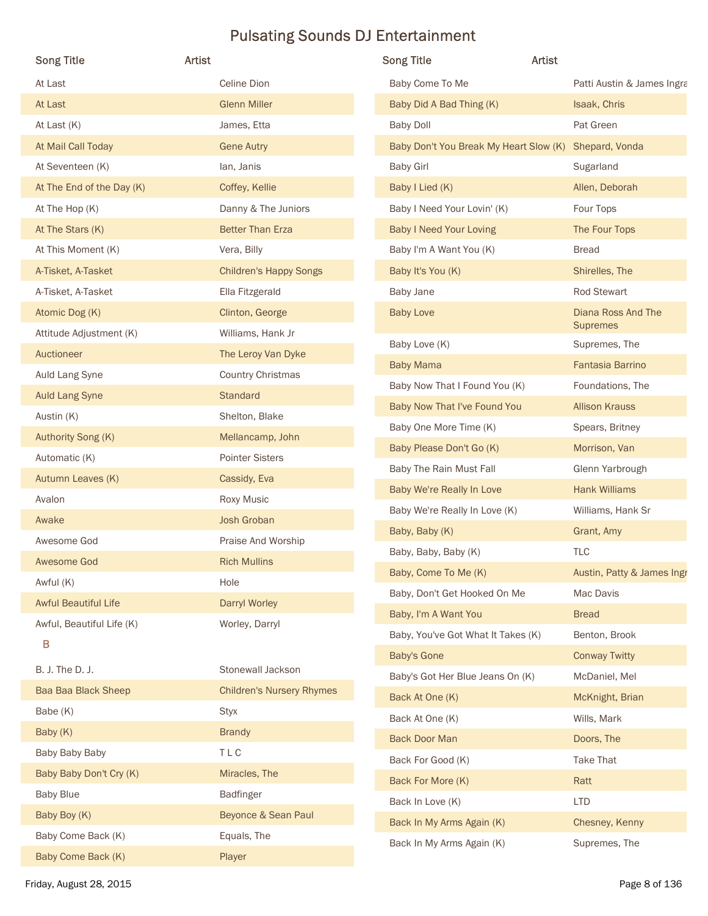# Pulsating Sounds DJ Entertainment

| Song Title | Artist |
| --- | --- |
| At Last | Celine Dion |
| At Last | Glenn Miller |
| At Last (K) | James, Etta |
| At Mail Call Today | Gene Autry |
| At Seventeen (K) | Ian, Janis |
| At The End of the Day (K) | Coffey, Kellie |
| At The Hop (K) | Danny & The Juniors |
| At The Stars (K) | Better Than Erza |
| At This Moment (K) | Vera, Billy |
| A-Tisket, A-Tasket | Children's Happy Songs |
| A-Tisket, A-Tasket | Ella Fitzgerald |
| Atomic Dog (K) | Clinton, George |
| Attitude Adjustment (K) | Williams, Hank Jr |
| Auctioneer | The Leroy Van Dyke |
| Auld Lang Syne | Country Christmas |
| Auld Lang Syne | Standard |
| Austin (K) | Shelton, Blake |
| Authority Song (K) | Mellancamp, John |
| Automatic (K) | Pointer Sisters |
| Autumn Leaves (K) | Cassidy, Eva |
| Avalon | Roxy Music |
| Awake | Josh Groban |
| Awesome God | Praise And Worship |
| Awesome God | Rich Mullins |
| Awful (K) | Hole |
| Awful Beautiful Life | Darryl Worley |
| Awful, Beautiful Life (K) | Worley, Darryl |

**B**

| Song Title | Artist |
| --- | --- |
| B. J. The D. J. | Stonewall Jackson |
| Baa Baa Black Sheep | Children's Nursery Rhymes |
| Babe (K) | Styx |
| Baby (K) | Brandy |
| Baby Baby Baby | T L C |
| Baby Baby Don't Cry (K) | Miracles, The |
| Baby Blue | Badfinger |
| Baby Boy (K) | Beyonce & Sean Paul |
| Baby Come Back (K) | Equals, The |
| Baby Come Back (K) | Player |
| Baby Come To Me | Patti Austin & James Ingra |
| Baby Did A Bad Thing (K) | Isaak, Chris |
| Baby Doll | Pat Green |
| Baby Don't You Break My Heart Slow (K) | Shepard, Vonda |
| Baby Girl | Sugarland |
| Baby I Lied (K) | Allen, Deborah |
| Baby I Need Your Lovin' (K) | Four Tops |
| Baby I Need Your Loving | The Four Tops |
| Baby I'm A Want You (K) | Bread |
| Baby It's You (K) | Shirelles, The |
| Baby Jane | Rod Stewart |
| Baby Love | Diana Ross And The Supremes |
| Baby Love (K) | Supremes, The |
| Baby Mama | Fantasia Barrino |
| Baby Now That I Found You (K) | Foundations, The |
| Baby Now That I've Found You | Allison Krauss |
| Baby One More Time (K) | Spears, Britney |
| Baby Please Don't Go (K) | Morrison, Van |
| Baby The Rain Must Fall | Glenn Yarbrough |
| Baby We're Really In Love | Hank Williams |
| Baby We're Really In Love (K) | Williams, Hank Sr |
| Baby, Baby (K) | Grant, Amy |
| Baby, Baby, Baby (K) | TLC |
| Baby, Come To Me (K) | Austin, Patty & James Ingr |
| Baby, Don't Get Hooked On Me | Mac Davis |
| Baby, I'm A Want You | Bread |
| Baby, You've Got What It Takes (K) | Benton, Brook |
| Baby's Gone | Conway Twitty |
| Baby's Got Her Blue Jeans On (K) | McDaniel, Mel |
| Back At One (K) | McKnight, Brian |
| Back At One (K) | Wills, Mark |
| Back Door Man | Doors, The |
| Back For Good (K) | Take That |
| Back For More (K) | Ratt |
| Back In Love (K) | LTD |
| Back In My Arms Again (K) | Chesney, Kenny |
| Back In My Arms Again (K) | Supremes, The |

Friday, August 28, 2015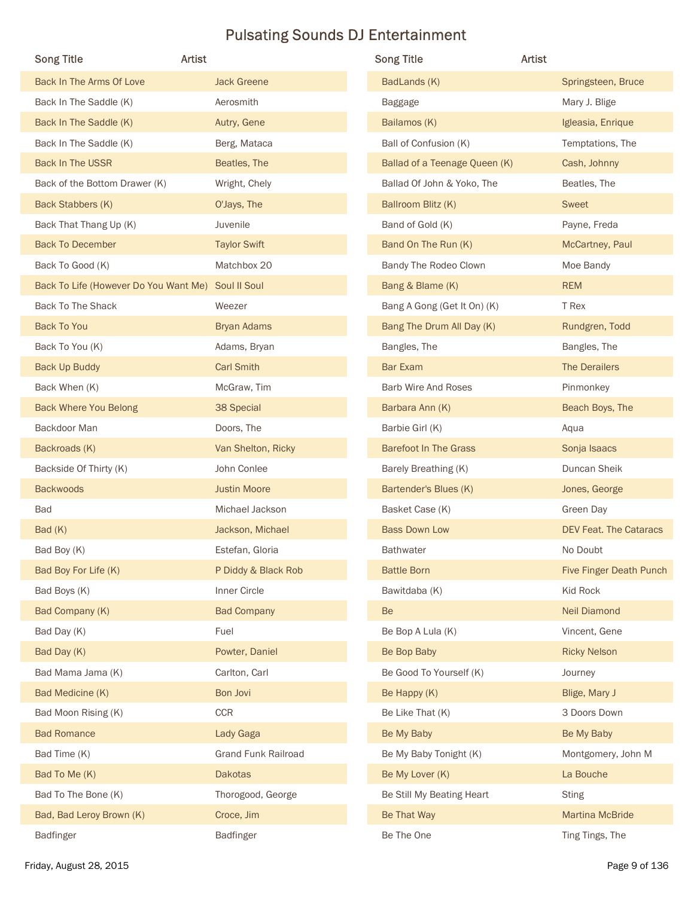# Pulsating Sounds DJ Entertainment

| Song Title | Artist |
| --- | --- |
| Back In The Arms Of Love | Jack Greene |
| Back In The Saddle (K) | Aerosmith |
| Back In The Saddle (K) | Autry, Gene |
| Back In The Saddle (K) | Berg, Mataca |
| Back In The USSR | Beatles, The |
| Back of the Bottom Drawer (K) | Wright, Chely |
| Back Stabbers (K) | O'Jays, The |
| Back That Thang Up (K) | Juvenile |
| Back To December | Taylor Swift |
| Back To Good (K) | Matchbox 20 |
| Back To Life (However Do You Want Me) | Soul II Soul |
| Back To The Shack | Weezer |
| Back To You | Bryan Adams |
| Back To You (K) | Adams, Bryan |
| Back Up Buddy | Carl Smith |
| Back When (K) | McGraw, Tim |
| Back Where You Belong | 38 Special |
| Backdoor Man | Doors, The |
| Backroads (K) | Van Shelton, Ricky |
| Backside Of Thirty (K) | John Conlee |
| Backwoods | Justin Moore |
| Bad | Michael Jackson |
| Bad (K) | Jackson, Michael |
| Bad Boy (K) | Estefan, Gloria |
| Bad Boy For Life (K) | P Diddy & Black Rob |
| Bad Boys (K) | Inner Circle |
| Bad Company (K) | Bad Company |
| Bad Day (K) | Fuel |
| Bad Day (K) | Powter, Daniel |
| Bad Mama Jama (K) | Carlton, Carl |
| Bad Medicine (K) | Bon Jovi |
| Bad Moon Rising (K) | CCR |
| Bad Romance | Lady Gaga |
| Bad Time (K) | Grand Funk Railroad |
| Bad To Me (K) | Dakotas |
| Bad To The Bone (K) | Thorogood, George |
| Bad, Bad Leroy Brown (K) | Croce, Jim |
| Badfinger | Badfinger |
| BadLands (K) | Springsteen, Bruce |
| Baggage | Mary J. Blige |
| Bailamos (K) | Igleasia, Enrique |
| Ball of Confusion (K) | Temptations, The |
| Ballad of a Teenage Queen (K) | Cash, Johnny |
| Ballad Of John & Yoko, The | Beatles, The |
| Ballroom Blitz (K) | Sweet |
| Band of Gold (K) | Payne, Freda |
| Band On The Run (K) | McCartney, Paul |
| Bandy The Rodeo Clown | Moe Bandy |
| Bang & Blame (K) | REM |
| Bang A Gong (Get It On) (K) | T Rex |
| Bang The Drum All Day (K) | Rundgren, Todd |
| Bangles, The | Bangles, The |
| Bar Exam | The Derailers |
| Barb Wire And Roses | Pinmonkey |
| Barbara Ann (K) | Beach Boys, The |
| Barbie Girl (K) | Aqua |
| Barefoot In The Grass | Sonja Isaacs |
| Barely Breathing (K) | Duncan Sheik |
| Bartender's Blues (K) | Jones, George |
| Basket Case (K) | Green Day |
| Bass Down Low | DEV Feat. The Cataracs |
| Bathwater | No Doubt |
| Battle Born | Five Finger Death Punch |
| Bawitdaba (K) | Kid Rock |
| Be | Neil Diamond |
| Be Bop A Lula (K) | Vincent, Gene |
| Be Bop Baby | Ricky Nelson |
| Be Good To Yourself (K) | Journey |
| Be Happy (K) | Blige, Mary J |
| Be Like That (K) | 3 Doors Down |
| Be My Baby | Be My Baby |
| Be My Baby Tonight (K) | Montgomery, John M |
| Be My Lover (K) | La Bouche |
| Be Still My Beating Heart | Sting |
| Be That Way | Martina McBride |
| Be The One | Ting Tings, The |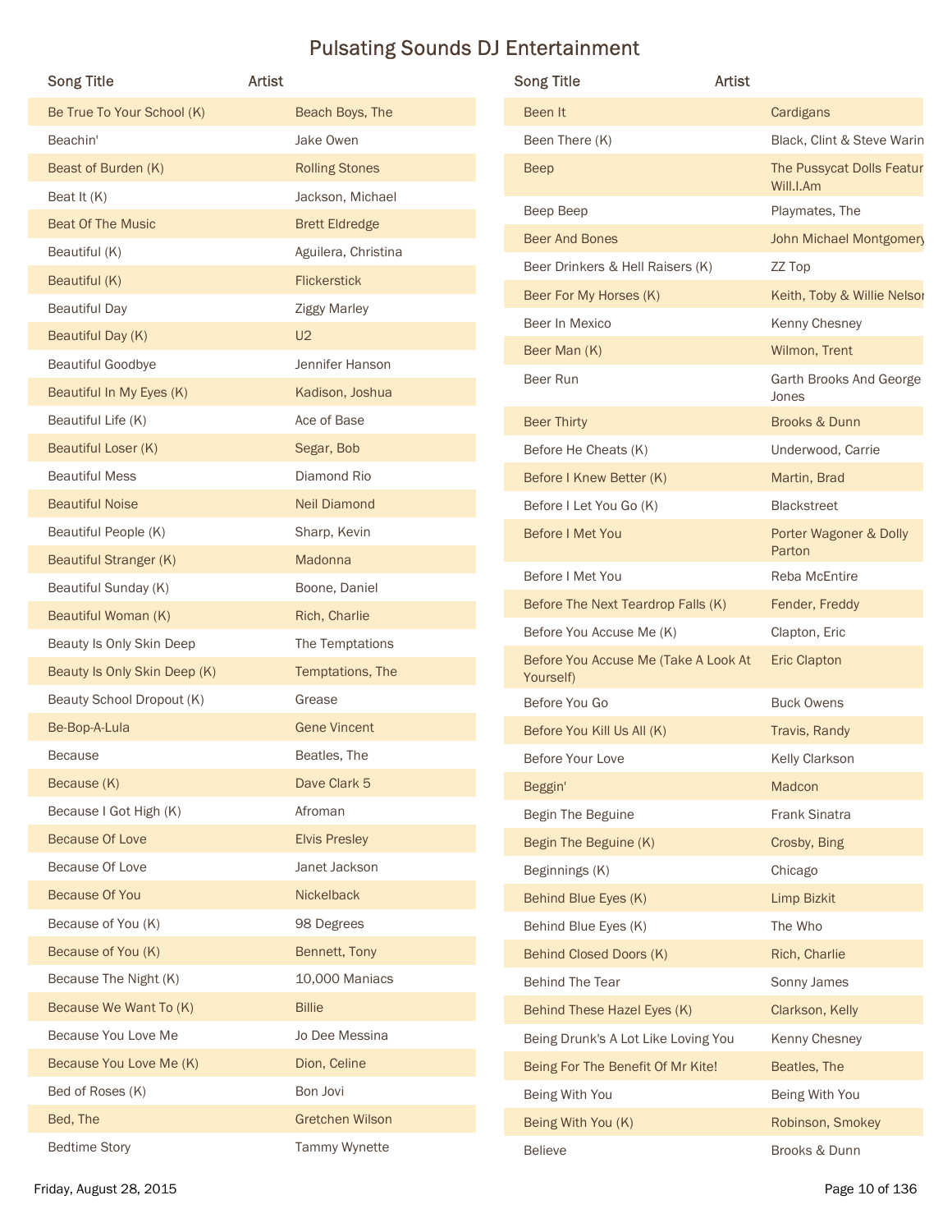# Pulsating Sounds DJ Entertainment

| Song Title | Artist |
|---|---|
| Be True To Your School (K) | Beach Boys, The |
| Beachin' | Jake Owen |
| Beast of Burden (K) | Rolling Stones |
| Beat It (K) | Jackson, Michael |
| Beat Of The Music | Brett Eldredge |
| Beautiful (K) | Aguilera, Christina |
| Beautiful (K) | Flickerstick |
| Beautiful Day | Ziggy Marley |
| Beautiful Day (K) | U2 |
| Beautiful Goodbye | Jennifer Hanson |
| Beautiful In My Eyes (K) | Kadison, Joshua |
| Beautiful Life (K) | Ace of Base |
| Beautiful Loser (K) | Segar, Bob |
| Beautiful Mess | Diamond Rio |
| Beautiful Noise | Neil Diamond |
| Beautiful People (K) | Sharp, Kevin |
| Beautiful Stranger (K) | Madonna |
| Beautiful Sunday (K) | Boone, Daniel |
| Beautiful Woman (K) | Rich, Charlie |
| Beauty Is Only Skin Deep | The Temptations |
| Beauty Is Only Skin Deep (K) | Temptations, The |
| Beauty School Dropout (K) | Grease |
| Be-Bop-A-Lula | Gene Vincent |
| Because | Beatles, The |
| Because (K) | Dave Clark 5 |
| Because I Got High (K) | Afroman |
| Because Of Love | Elvis Presley |
| Because Of Love | Janet Jackson |
| Because Of You | Nickelback |
| Because of You (K) | 98 Degrees |
| Because of You (K) | Bennett, Tony |
| Because The Night (K) | 10,000 Maniacs |
| Because We Want To (K) | Billie |
| Because You Love Me | Jo Dee Messina |
| Because You Love Me (K) | Dion, Celine |
| Bed of Roses (K) | Bon Jovi |
| Bed, The | Gretchen Wilson |
| Bedtime Story | Tammy Wynette |
| Been It | Cardigans |
| Been There (K) | Black, Clint & Steve Warin |
| Beep | The Pussycat Dolls Featur Will.I.Am |
| Beep Beep | Playmates, The |
| Beer And Bones | John Michael Montgomery |
| Beer Drinkers & Hell Raisers (K) | ZZ Top |
| Beer For My Horses (K) | Keith, Toby & Willie Nelson |
| Beer In Mexico | Kenny Chesney |
| Beer Man (K) | Wilmon, Trent |
| Beer Run | Garth Brooks And George Jones |
| Beer Thirty | Brooks & Dunn |
| Before He Cheats (K) | Underwood, Carrie |
| Before I Knew Better (K) | Martin, Brad |
| Before I Let You Go (K) | Blackstreet |
| Before I Met You | Porter Wagoner & Dolly Parton |
| Before I Met You | Reba McEntire |
| Before The Next Teardrop Falls (K) | Fender, Freddy |
| Before You Accuse Me (K) | Clapton, Eric |
| Before You Accuse Me (Take A Look At Yourself) | Eric Clapton |
| Before You Go | Buck Owens |
| Before You Kill Us All (K) | Travis, Randy |
| Before Your Love | Kelly Clarkson |
| Beggin' | Madcon |
| Begin The Beguine | Frank Sinatra |
| Begin The Beguine (K) | Crosby, Bing |
| Beginnings (K) | Chicago |
| Behind Blue Eyes (K) | Limp Bizkit |
| Behind Blue Eyes (K) | The Who |
| Behind Closed Doors (K) | Rich, Charlie |
| Behind The Tear | Sonny James |
| Behind These Hazel Eyes (K) | Clarkson, Kelly |
| Being Drunk's A Lot Like Loving You | Kenny Chesney |
| Being For The Benefit Of Mr Kite! | Beatles, The |
| Being With You | Being With You |
| Being With You (K) | Robinson, Smokey |
| Believe | Brooks & Dunn |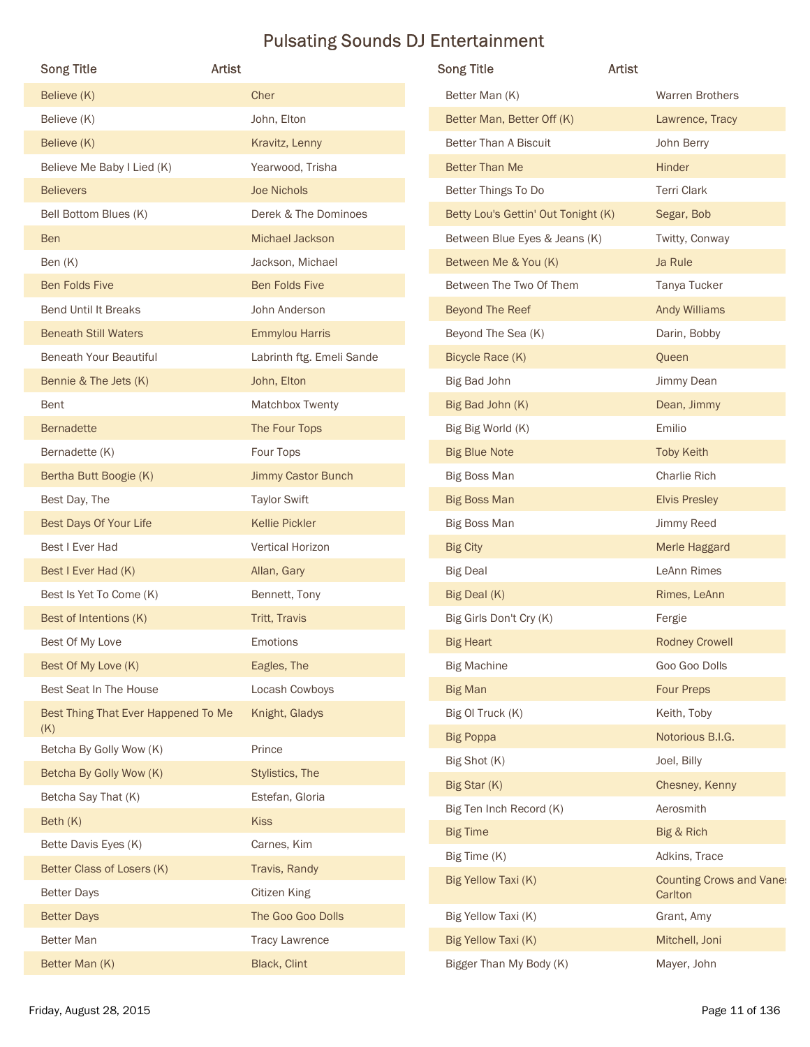# Pulsating Sounds DJ Entertainment

| Song Title | Artist |
|---|---|
| Believe (K) | Cher |
| Believe (K) | John, Elton |
| Believe (K) | Kravitz, Lenny |
| Believe Me Baby I Lied (K) | Yearwood, Trisha |
| Believers | Joe Nichols |
| Bell Bottom Blues (K) | Derek & The Dominoes |
| Ben | Michael Jackson |
| Ben (K) | Jackson, Michael |
| Ben Folds Five | Ben Folds Five |
| Bend Until It Breaks | John Anderson |
| Beneath Still Waters | Emmylou Harris |
| Beneath Your Beautiful | Labrinth ftg. Emeli Sande |
| Bennie & The Jets (K) | John, Elton |
| Bent | Matchbox Twenty |
| Bernadette | The Four Tops |
| Bernadette (K) | Four Tops |
| Bertha Butt Boogie (K) | Jimmy Castor Bunch |
| Best Day, The | Taylor Swift |
| Best Days Of Your Life | Kellie Pickler |
| Best I Ever Had | Vertical Horizon |
| Best I Ever Had (K) | Allan, Gary |
| Best Is Yet To Come (K) | Bennett, Tony |
| Best of Intentions (K) | Tritt, Travis |
| Best Of My Love | Emotions |
| Best Of My Love (K) | Eagles, The |
| Best Seat In The House | Locash Cowboys |
| Best Thing That Ever Happened To Me (K) | Knight, Gladys |
| Betcha By Golly Wow (K) | Prince |
| Betcha By Golly Wow (K) | Stylistics, The |
| Betcha Say That (K) | Estefan, Gloria |
| Beth (K) | Kiss |
| Bette Davis Eyes (K) | Carnes, Kim |
| Better Class of Losers (K) | Travis, Randy |
| Better Days | Citizen King |
| Better Days | The Goo Goo Dolls |
| Better Man | Tracy Lawrence |
| Better Man (K) | Black, Clint |
| Better Man (K) | Warren Brothers |
| Better Man, Better Off (K) | Lawrence, Tracy |
| Better Than A Biscuit | John Berry |
| Better Than Me | Hinder |
| Better Things To Do | Terri Clark |
| Betty Lou's Gettin' Out Tonight (K) | Segar, Bob |
| Between Blue Eyes & Jeans (K) | Twitty, Conway |
| Between Me & You (K) | Ja Rule |
| Between The Two Of Them | Tanya Tucker |
| Beyond The Reef | Andy Williams |
| Beyond The Sea (K) | Darin, Bobby |
| Bicycle Race (K) | Queen |
| Big Bad John | Jimmy Dean |
| Big Bad John (K) | Dean, Jimmy |
| Big Big World (K) | Emilio |
| Big Blue Note | Toby Keith |
| Big Boss Man | Charlie Rich |
| Big Boss Man | Elvis Presley |
| Big Boss Man | Jimmy Reed |
| Big City | Merle Haggard |
| Big Deal | LeAnn Rimes |
| Big Deal (K) | Rimes, LeAnn |
| Big Girls Don't Cry (K) | Fergie |
| Big Heart | Rodney Crowell |
| Big Machine | Goo Goo Dolls |
| Big Man | Four Preps |
| Big Ol Truck (K) | Keith, Toby |
| Big Poppa | Notorious B.I.G. |
| Big Shot (K) | Joel, Billy |
| Big Star (K) | Chesney, Kenny |
| Big Ten Inch Record (K) | Aerosmith |
| Big Time | Big & Rich |
| Big Time (K) | Adkins, Trace |
| Big Yellow Taxi (K) | Counting Crows and Vanessa Carlton |
| Big Yellow Taxi (K) | Grant, Amy |
| Big Yellow Taxi (K) | Mitchell, Joni |
| Bigger Than My Body (K) | Mayer, John |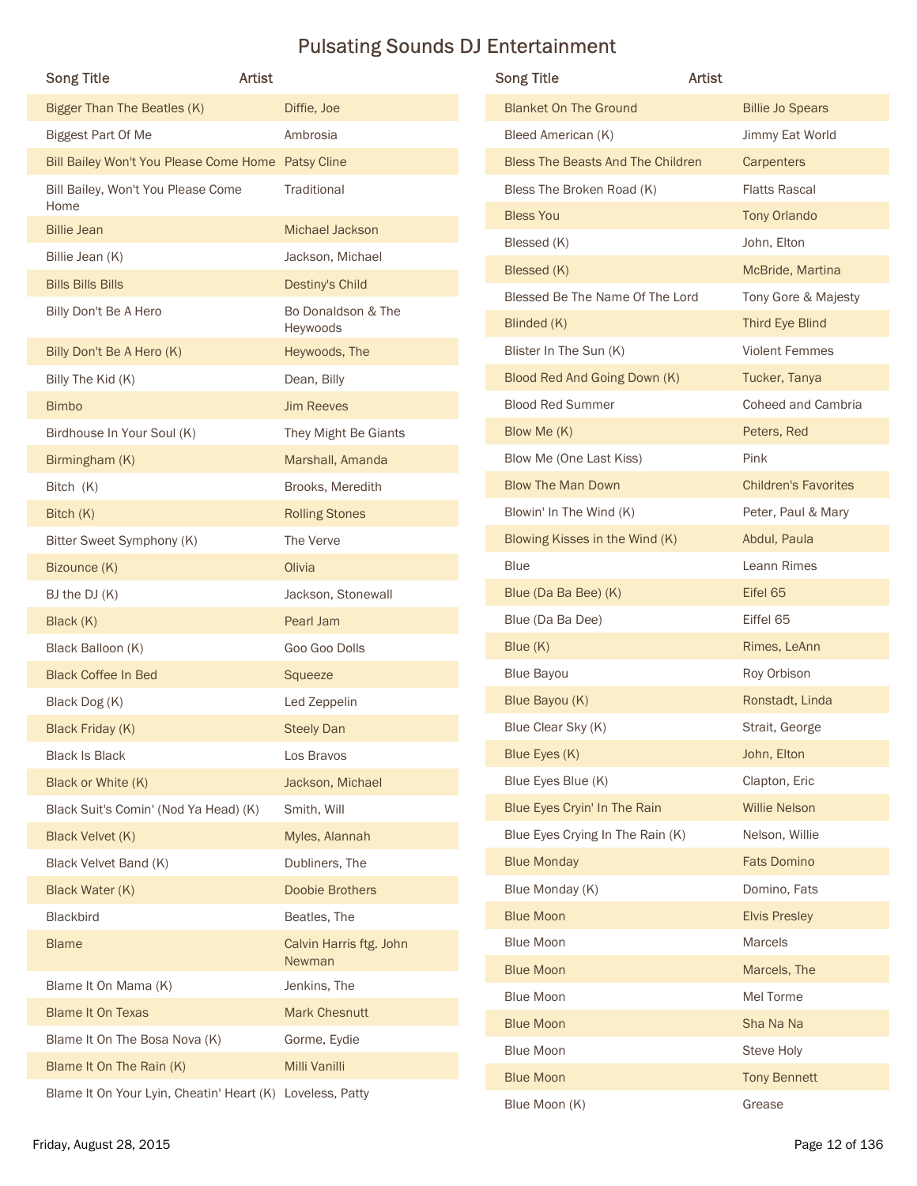# Pulsating Sounds DJ Entertainment

| Song Title | Artist |
|---|---|
| Bigger Than The Beatles (K) | Diffie, Joe |
| Biggest Part Of Me | Ambrosia |
| Bill Bailey Won't You Please Come Home | Patsy Cline |
| Bill Bailey, Won't You Please Come Home | Traditional |
| Billie Jean | Michael Jackson |
| Billie Jean (K) | Jackson, Michael |
| Bills Bills Bills | Destiny's Child |
| Billy Don't Be A Hero | Bo Donaldson & The Heywoods |
| Billy Don't Be A Hero (K) | Heywoods, The |
| Billy The Kid (K) | Dean, Billy |
| Bimbo | Jim Reeves |
| Birdhouse In Your Soul (K) | They Might Be Giants |
| Birmingham (K) | Marshall, Amanda |
| Bitch  (K) | Brooks, Meredith |
| Bitch (K) | Rolling Stones |
| Bitter Sweet Symphony (K) | The Verve |
| Bizounce (K) | Olivia |
| BJ the DJ (K) | Jackson, Stonewall |
| Black (K) | Pearl Jam |
| Black Balloon (K) | Goo Goo Dolls |
| Black Coffee In Bed | Squeeze |
| Black Dog (K) | Led Zeppelin |
| Black Friday (K) | Steely Dan |
| Black Is Black | Los Bravos |
| Black or White (K) | Jackson, Michael |
| Black Suit's Comin' (Nod Ya Head) (K) | Smith, Will |
| Black Velvet (K) | Myles, Alannah |
| Black Velvet Band (K) | Dubliners, The |
| Black Water (K) | Doobie Brothers |
| Blackbird | Beatles, The |
| Blame | Calvin Harris ftg. John Newman |
| Blame It On Mama (K) | Jenkins, The |
| Blame It On Texas | Mark Chesnutt |
| Blame It On The Bosa Nova (K) | Gorme, Eydie |
| Blame It On The Rain (K) | Milli Vanilli |
| Blame It On Your Lyin, Cheatin' Heart (K) | Loveless, Patty |
| Blanket On The Ground | Billie Jo Spears |
| Bleed American (K) | Jimmy Eat World |
| Bless The Beasts And The Children | Carpenters |
| Bless The Broken Road (K) | Flatts Rascal |
| Bless You | Tony Orlando |
| Blessed (K) | John, Elton |
| Blessed (K) | McBride, Martina |
| Blessed Be The Name Of The Lord | Tony Gore & Majesty |
| Blinded (K) | Third Eye Blind |
| Blister In The Sun (K) | Violent Femmes |
| Blood Red And Going Down (K) | Tucker, Tanya |
| Blood Red Summer | Coheed and Cambria |
| Blow Me (K) | Peters, Red |
| Blow Me (One Last Kiss) | Pink |
| Blow The Man Down | Children's Favorites |
| Blowin' In The Wind (K) | Peter, Paul & Mary |
| Blowing Kisses in the Wind (K) | Abdul, Paula |
| Blue | Leann Rimes |
| Blue (Da Ba Bee) (K) | Eifel 65 |
| Blue (Da Ba Dee) | Eiffel 65 |
| Blue (K) | Rimes, LeAnn |
| Blue Bayou | Roy Orbison |
| Blue Bayou (K) | Ronstadt, Linda |
| Blue Clear Sky (K) | Strait, George |
| Blue Eyes (K) | John, Elton |
| Blue Eyes Blue (K) | Clapton, Eric |
| Blue Eyes Cryin' In The Rain | Willie Nelson |
| Blue Eyes Crying In The Rain (K) | Nelson, Willie |
| Blue Monday | Fats Domino |
| Blue Monday (K) | Domino, Fats |
| Blue Moon | Elvis Presley |
| Blue Moon | Marcels |
| Blue Moon | Marcels, The |
| Blue Moon | Mel Torme |
| Blue Moon | Sha Na Na |
| Blue Moon | Steve Holy |
| Blue Moon | Tony Bennett |
| Blue Moon (K) | Grease |

Friday, August 28, 2015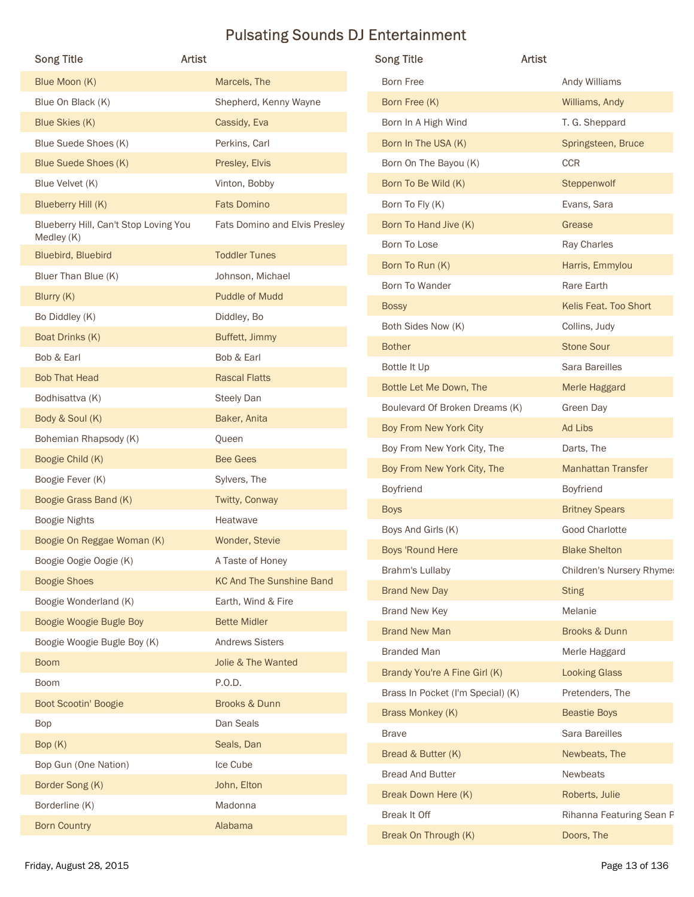# Pulsating Sounds DJ Entertainment

| Song Title | Artist |
|---|---|
| Blue Moon (K) | Marcels, The |
| Blue On Black (K) | Shepherd, Kenny Wayne |
| Blue Skies (K) | Cassidy, Eva |
| Blue Suede Shoes (K) | Perkins, Carl |
| Blue Suede Shoes (K) | Presley, Elvis |
| Blue Velvet (K) | Vinton, Bobby |
| Blueberry Hill (K) | Fats Domino |
| Blueberry Hill, Can't Stop Loving You Medley (K) | Fats Domino and Elvis Presley |
| Bluebird, Bluebird | Toddler Tunes |
| Bluer Than Blue (K) | Johnson, Michael |
| Blurry (K) | Puddle of Mudd |
| Bo Diddley (K) | Diddley, Bo |
| Boat Drinks (K) | Buffett, Jimmy |
| Bob & Earl | Bob & Earl |
| Bob That Head | Rascal Flatts |
| Bodhisattva (K) | Steely Dan |
| Body & Soul (K) | Baker, Anita |
| Bohemian Rhapsody (K) | Queen |
| Boogie Child (K) | Bee Gees |
| Boogie Fever (K) | Sylvers, The |
| Boogie Grass Band (K) | Twitty, Conway |
| Boogie Nights | Heatwave |
| Boogie On Reggae Woman (K) | Wonder, Stevie |
| Boogie Oogie Oogie (K) | A Taste of Honey |
| Boogie Shoes | KC And The Sunshine Band |
| Boogie Wonderland (K) | Earth, Wind & Fire |
| Boogie Woogie Bugle Boy | Bette Midler |
| Boogie Woogie Bugle Boy (K) | Andrews Sisters |
| Boom | Jolie & The Wanted |
| Boom | P.O.D. |
| Boot Scootin' Boogie | Brooks & Dunn |
| Bop | Dan Seals |
| Bop (K) | Seals, Dan |
| Bop Gun (One Nation) | Ice Cube |
| Border Song (K) | John, Elton |
| Borderline (K) | Madonna |
| Born Country | Alabama |
| Born Free | Andy Williams |
| Born Free (K) | Williams, Andy |
| Born In A High Wind | T. G. Sheppard |
| Born In The USA (K) | Springsteen, Bruce |
| Born On The Bayou (K) | CCR |
| Born To Be Wild (K) | Steppenwolf |
| Born To Fly (K) | Evans, Sara |
| Born To Hand Jive (K) | Grease |
| Born To Lose | Ray Charles |
| Born To Run (K) | Harris, Emmylou |
| Born To Wander | Rare Earth |
| Bossy | Kelis Feat. Too Short |
| Both Sides Now (K) | Collins, Judy |
| Bother | Stone Sour |
| Bottle It Up | Sara Bareilles |
| Bottle Let Me Down, The | Merle Haggard |
| Boulevard Of Broken Dreams (K) | Green Day |
| Boy From New York City | Ad Libs |
| Boy From New York City, The | Darts, The |
| Boy From New York City, The | Manhattan Transfer |
| Boyfriend | Boyfriend |
| Boys | Britney Spears |
| Boys And Girls (K) | Good Charlotte |
| Boys 'Round Here | Blake Shelton |
| Brahm's Lullaby | Children's Nursery Rhymes |
| Brand New Day | Sting |
| Brand New Key | Melanie |
| Brand New Man | Brooks & Dunn |
| Branded Man | Merle Haggard |
| Brandy You're A Fine Girl (K) | Looking Glass |
| Brass In Pocket (I'm Special) (K) | Pretenders, The |
| Brass Monkey (K) | Beastie Boys |
| Brave | Sara Bareilles |
| Bread & Butter (K) | Newbeats, The |
| Bread And Butter | Newbeats |
| Break Down Here (K) | Roberts, Julie |
| Break It Off | Rihanna Featuring Sean P |
| Break On Through (K) | Doors, The |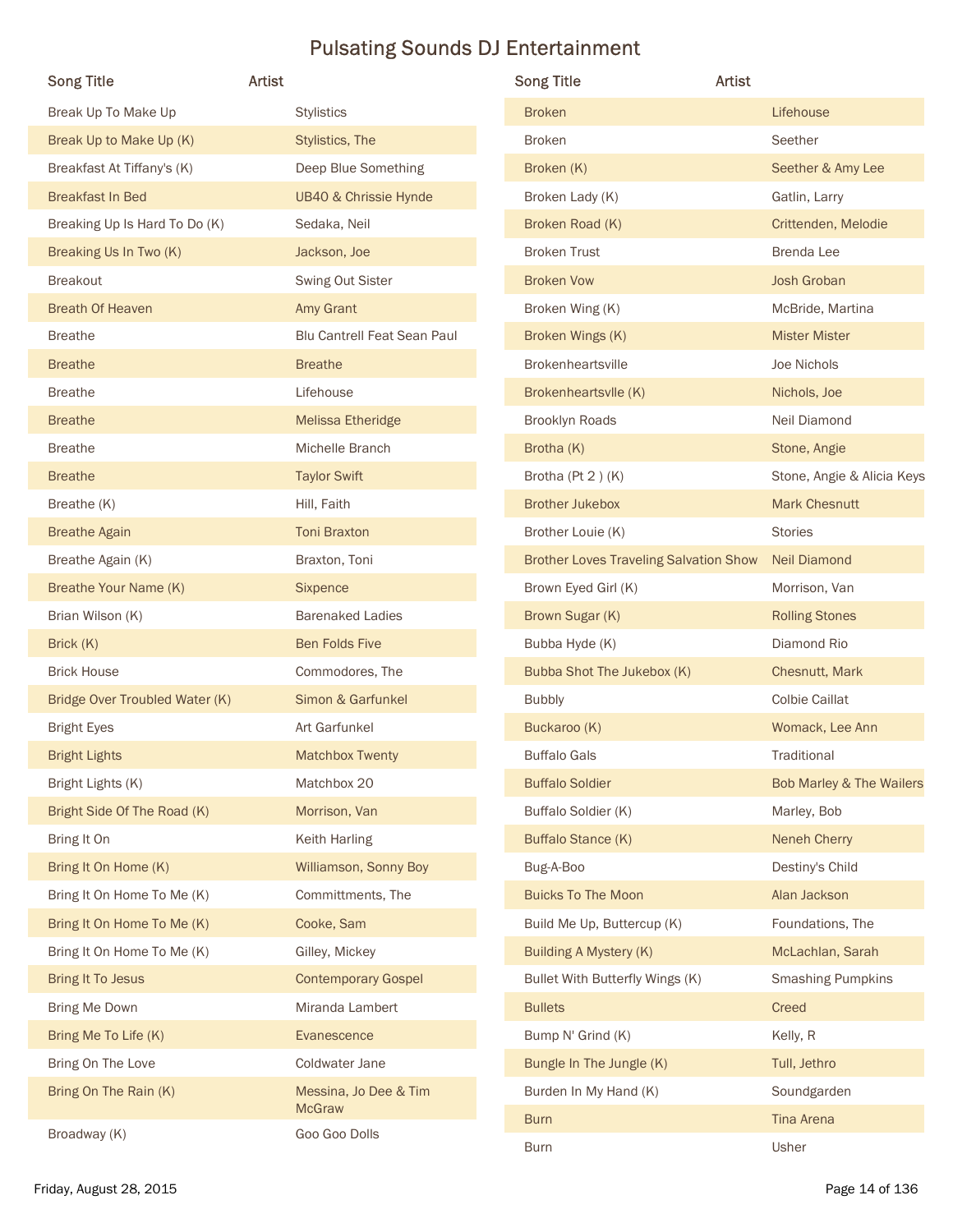# Pulsating Sounds DJ Entertainment

| Song Title | Artist |
| --- | --- |
| Break Up To Make Up | Stylistics |
| Break Up to Make Up (K) | Stylistics, The |
| Breakfast At Tiffany's (K) | Deep Blue Something |
| Breakfast In Bed | UB40 & Chrissie Hynde |
| Breaking Up Is Hard To Do (K) | Sedaka, Neil |
| Breaking Us In Two (K) | Jackson, Joe |
| Breakout | Swing Out Sister |
| Breath Of Heaven | Amy Grant |
| Breathe | Blu Cantrell Feat Sean Paul |
| Breathe | Breathe |
| Breathe | Lifehouse |
| Breathe | Melissa Etheridge |
| Breathe | Michelle Branch |
| Breathe | Taylor Swift |
| Breathe (K) | Hill, Faith |
| Breathe Again | Toni Braxton |
| Breathe Again (K) | Braxton, Toni |
| Breathe Your Name (K) | Sixpence |
| Brian Wilson (K) | Barenaked Ladies |
| Brick (K) | Ben Folds Five |
| Brick House | Commodores, The |
| Bridge Over Troubled Water (K) | Simon & Garfunkel |
| Bright Eyes | Art Garfunkel |
| Bright Lights | Matchbox Twenty |
| Bright Lights (K) | Matchbox 20 |
| Bright Side Of The Road (K) | Morrison, Van |
| Bring It On | Keith Harling |
| Bring It On Home (K) | Williamson, Sonny Boy |
| Bring It On Home To Me (K) | Committments, The |
| Bring It On Home To Me (K) | Cooke, Sam |
| Bring It On Home To Me (K) | Gilley, Mickey |
| Bring It To Jesus | Contemporary Gospel |
| Bring Me Down | Miranda Lambert |
| Bring Me To Life (K) | Evanescence |
| Bring On The Love | Coldwater Jane |
| Bring On The Rain (K) | Messina, Jo Dee & Tim McGraw |
| Broadway (K) | Goo Goo Dolls |
| Broken | Lifehouse |
| Broken | Seether |
| Broken (K) | Seether & Amy Lee |
| Broken Lady (K) | Gatlin, Larry |
| Broken Road (K) | Crittenden, Melodie |
| Broken Trust | Brenda Lee |
| Broken Vow | Josh Groban |
| Broken Wing (K) | McBride, Martina |
| Broken Wings (K) | Mister Mister |
| Brokenheartsville | Joe Nichols |
| Brokenheartsvlle (K) | Nichols, Joe |
| Brooklyn Roads | Neil Diamond |
| Brotha (K) | Stone, Angie |
| Brotha (Pt 2 ) (K) | Stone, Angie & Alicia Keys |
| Brother Jukebox | Mark Chesnutt |
| Brother Louie (K) | Stories |
| Brother Loves Traveling Salvation Show | Neil Diamond |
| Brown Eyed Girl (K) | Morrison, Van |
| Brown Sugar (K) | Rolling Stones |
| Bubba Hyde (K) | Diamond Rio |
| Bubba Shot The Jukebox (K) | Chesnutt, Mark |
| Bubbly | Colbie Caillat |
| Buckaroo (K) | Womack, Lee Ann |
| Buffalo Gals | Traditional |
| Buffalo Soldier | Bob Marley & The Wailers |
| Buffalo Soldier (K) | Marley, Bob |
| Buffalo Stance (K) | Neneh Cherry |
| Bug-A-Boo | Destiny's Child |
| Buicks To The Moon | Alan Jackson |
| Build Me Up, Buttercup (K) | Foundations, The |
| Building A Mystery (K) | McLachlan, Sarah |
| Bullet With Butterfly Wings (K) | Smashing Pumpkins |
| Bullets | Creed |
| Bump N' Grind (K) | Kelly, R |
| Bungle In The Jungle (K) | Tull, Jethro |
| Burden In My Hand (K) | Soundgarden |
| Burn | Tina Arena |
| Burn | Usher |

Friday, August 28, 2015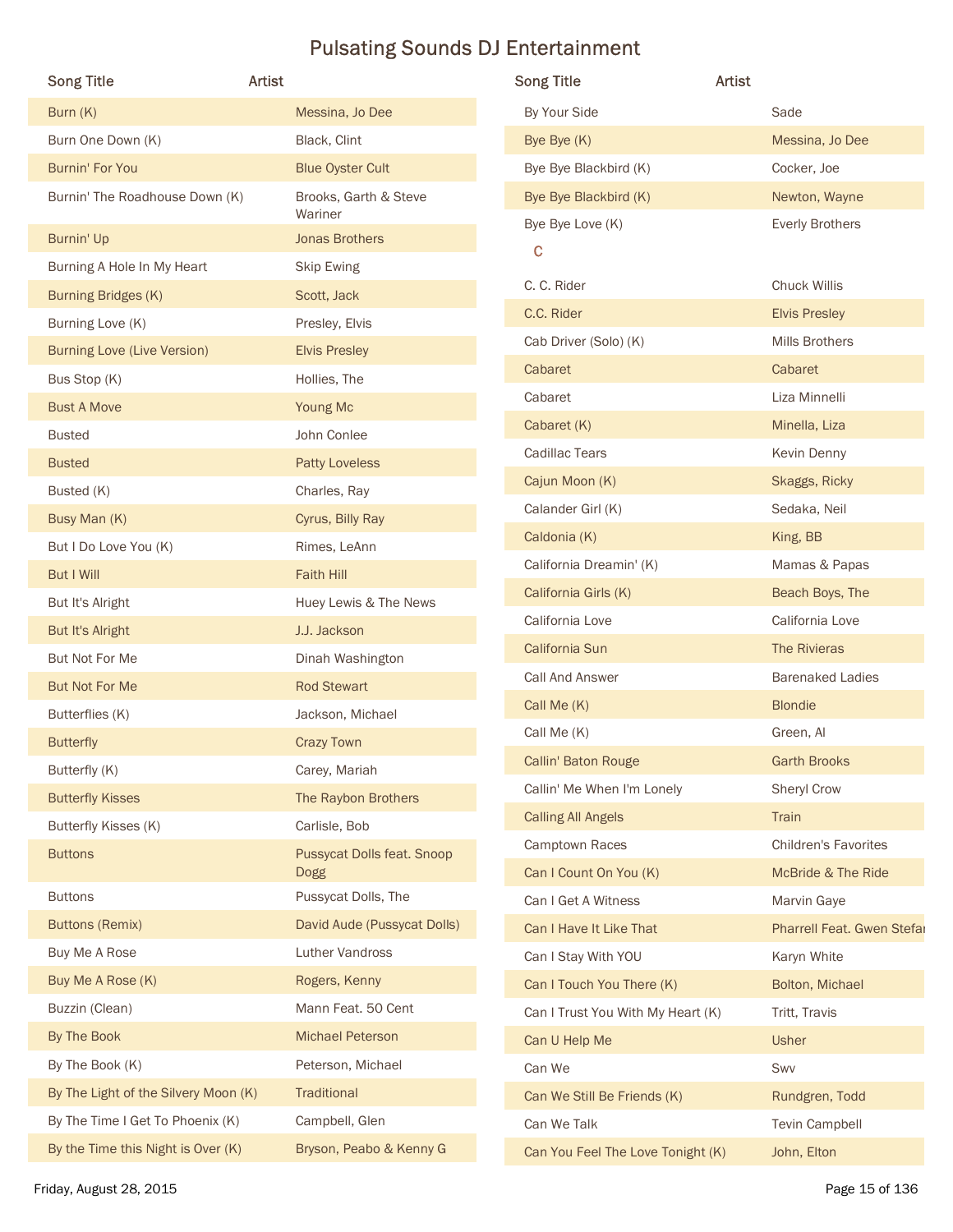# Pulsating Sounds DJ Entertainment

| Song Title | Artist |
| --- | --- |
| Burn (K) | Messina, Jo Dee |
| Burn One Down (K) | Black, Clint |
| Burnin' For You | Blue Oyster Cult |
| Burnin' The Roadhouse Down (K) | Brooks, Garth & Steve Wariner |
| Burnin' Up | Jonas Brothers |
| Burning A Hole In My Heart | Skip Ewing |
| Burning Bridges (K) | Scott, Jack |
| Burning Love (K) | Presley, Elvis |
| Burning Love (Live Version) | Elvis Presley |
| Bus Stop (K) | Hollies, The |
| Bust A Move | Young Mc |
| Busted | John Conlee |
| Busted | Patty Loveless |
| Busted (K) | Charles, Ray |
| Busy Man (K) | Cyrus, Billy Ray |
| But I Do Love You (K) | Rimes, LeAnn |
| But I Will | Faith Hill |
| But It's Alright | Huey Lewis & The News |
| But It's Alright | J.J. Jackson |
| But Not For Me | Dinah Washington |
| But Not For Me | Rod Stewart |
| Butterflies (K) | Jackson, Michael |
| Butterfly | Crazy Town |
| Butterfly (K) | Carey, Mariah |
| Butterfly Kisses | The Raybon Brothers |
| Butterfly Kisses (K) | Carlisle, Bob |
| Buttons | Pussycat Dolls feat. Snoop Dogg |
| Buttons | Pussycat Dolls, The |
| Buttons (Remix) | David Aude (Pussycat Dolls) |
| Buy Me A Rose | Luther Vandross |
| Buy Me A Rose (K) | Rogers, Kenny |
| Buzzin (Clean) | Mann Feat. 50 Cent |
| By The Book | Michael Peterson |
| By The Book (K) | Peterson, Michael |
| By The Light of the Silvery Moon (K) | Traditional |
| By The Time I Get To Phoenix (K) | Campbell, Glen |
| By the Time this Night is Over (K) | Bryson, Peabo & Kenny G |
| By Your Side | Sade |
| Bye Bye (K) | Messina, Jo Dee |
| Bye Bye Blackbird (K) | Cocker, Joe |
| Bye Bye Blackbird (K) | Newton, Wayne |
| Bye Bye Love (K) | Everly Brothers |

## C

| Song Title | Artist |
| --- | --- |
| C. C. Rider | Chuck Willis |
| C.C. Rider | Elvis Presley |
| Cab Driver (Solo) (K) | Mills Brothers |
| Cabaret | Cabaret |
| Cabaret | Liza Minnelli |
| Cabaret (K) | Minella, Liza |
| Cadillac Tears | Kevin Denny |
| Cajun Moon (K) | Skaggs, Ricky |
| Calander Girl (K) | Sedaka, Neil |
| Caldonia (K) | King, BB |
| California Dreamin' (K) | Mamas & Papas |
| California Girls (K) | Beach Boys, The |
| California Love | California Love |
| California Sun | The Rivieras |
| Call And Answer | Barenaked Ladies |
| Call Me (K) | Blondie |
| Call Me (K) | Green, Al |
| Callin' Baton Rouge | Garth Brooks |
| Callin' Me When I'm Lonely | Sheryl Crow |
| Calling All Angels | Train |
| Camptown Races | Children's Favorites |
| Can I Count On You (K) | McBride & The Ride |
| Can I Get A Witness | Marvin Gaye |
| Can I Have It Like That | Pharrell Feat. Gwen Stefa |
| Can I Stay With YOU | Karyn White |
| Can I Touch You There (K) | Bolton, Michael |
| Can I Trust You With My Heart (K) | Tritt, Travis |
| Can U Help Me | Usher |
| Can We | Swv |
| Can We Still Be Friends (K) | Rundgren, Todd |
| Can We Talk | Tevin Campbell |
| Can You Feel The Love Tonight (K) | John, Elton |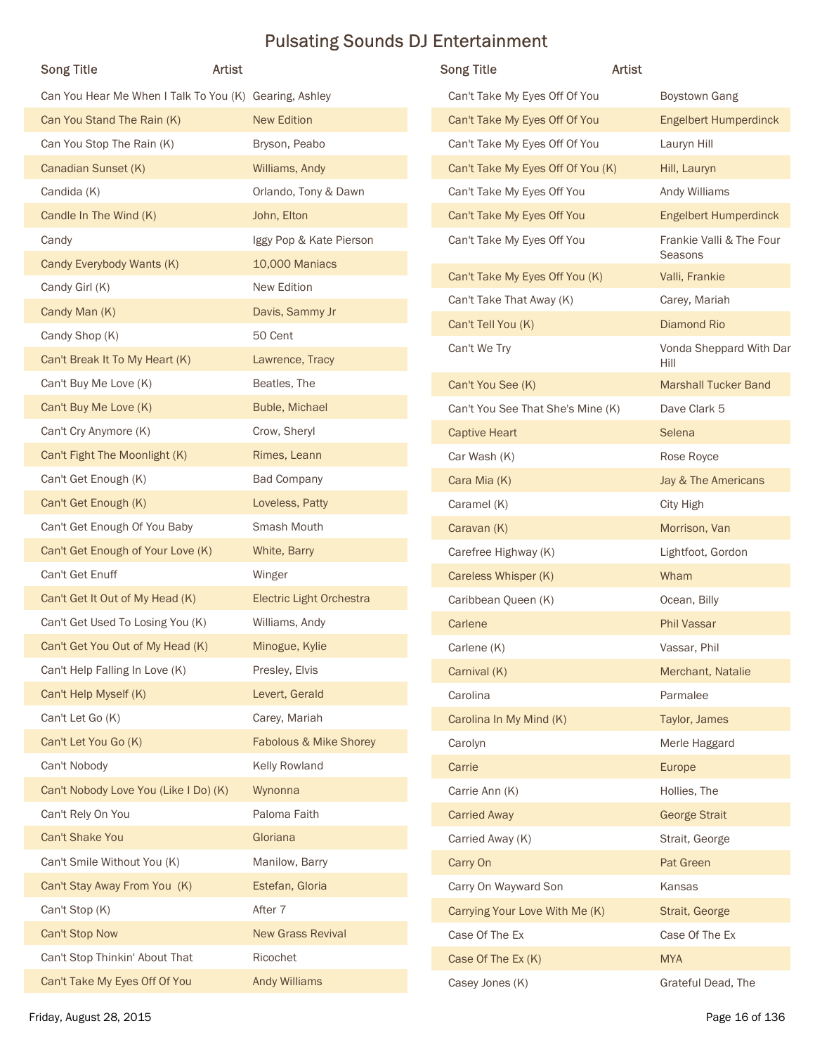# Pulsating Sounds DJ Entertainment

| Song Title | Artist |
|---|---|
| Can You Hear Me When I Talk To You (K) | Gearing, Ashley |
| Can You Stand The Rain (K) | New Edition |
| Can You Stop The Rain (K) | Bryson, Peabo |
| Canadian Sunset (K) | Williams, Andy |
| Candida (K) | Orlando, Tony & Dawn |
| Candle In The Wind (K) | John, Elton |
| Candy | Iggy Pop & Kate Pierson |
| Candy Everybody Wants (K) | 10,000 Maniacs |
| Candy Girl (K) | New Edition |
| Candy Man (K) | Davis, Sammy Jr |
| Candy Shop (K) | 50 Cent |
| Can't Break It To My Heart (K) | Lawrence, Tracy |
| Can't Buy Me Love (K) | Beatles, The |
| Can't Buy Me Love (K) | Buble, Michael |
| Can't Cry Anymore (K) | Crow, Sheryl |
| Can't Fight The Moonlight (K) | Rimes, Leann |
| Can't Get Enough (K) | Bad Company |
| Can't Get Enough (K) | Loveless, Patty |
| Can't Get Enough Of You Baby | Smash Mouth |
| Can't Get Enough of Your Love (K) | White, Barry |
| Can't Get Enuff | Winger |
| Can't Get It Out of My Head (K) | Electric Light Orchestra |
| Can't Get Used To Losing You (K) | Williams, Andy |
| Can't Get You Out of My Head (K) | Minogue, Kylie |
| Can't Help Falling In Love (K) | Presley, Elvis |
| Can't Help Myself (K) | Levert, Gerald |
| Can't Let Go (K) | Carey, Mariah |
| Can't Let You Go (K) | Fabolous & Mike Shorey |
| Can't Nobody | Kelly Rowland |
| Can't Nobody Love You (Like I Do) (K) | Wynonna |
| Can't Rely On You | Paloma Faith |
| Can't Shake You | Gloriana |
| Can't Smile Without You (K) | Manilow, Barry |
| Can't Stay Away From You (K) | Estefan, Gloria |
| Can't Stop (K) | After 7 |
| Can't Stop Now | New Grass Revival |
| Can't Stop Thinkin' About That | Ricochet |
| Can't Take My Eyes Off Of You | Andy Williams |
| Can't Take My Eyes Off Of You | Boystown Gang |
| Can't Take My Eyes Off Of You | Engelbert Humperdinck |
| Can't Take My Eyes Off Of You | Lauryn Hill |
| Can't Take My Eyes Off Of You (K) | Hill, Lauryn |
| Can't Take My Eyes Off You | Andy Williams |
| Can't Take My Eyes Off You | Engelbert Humperdinck |
| Can't Take My Eyes Off You | Frankie Valli & The Four Seasons |
| Can't Take My Eyes Off You (K) | Valli, Frankie |
| Can't Take That Away (K) | Carey, Mariah |
| Can't Tell You (K) | Diamond Rio |
| Can't We Try | Vonda Sheppard With Dar Hill |
| Can't You See (K) | Marshall Tucker Band |
| Can't You See That She's Mine (K) | Dave Clark 5 |
| Captive Heart | Selena |
| Car Wash (K) | Rose Royce |
| Cara Mia (K) | Jay & The Americans |
| Caramel (K) | City High |
| Caravan (K) | Morrison, Van |
| Carefree Highway (K) | Lightfoot, Gordon |
| Careless Whisper (K) | Wham |
| Caribbean Queen (K) | Ocean, Billy |
| Carlene | Phil Vassar |
| Carlene (K) | Vassar, Phil |
| Carnival (K) | Merchant, Natalie |
| Carolina | Parmalee |
| Carolina In My Mind (K) | Taylor, James |
| Carolyn | Merle Haggard |
| Carrie | Europe |
| Carrie Ann (K) | Hollies, The |
| Carried Away | George Strait |
| Carried Away (K) | Strait, George |
| Carry On | Pat Green |
| Carry On Wayward Son | Kansas |
| Carrying Your Love With Me (K) | Strait, George |
| Case Of The Ex | Case Of The Ex |
| Case Of The Ex (K) | MYA |
| Casey Jones (K) | Grateful Dead, The |

Friday, August 28, 2015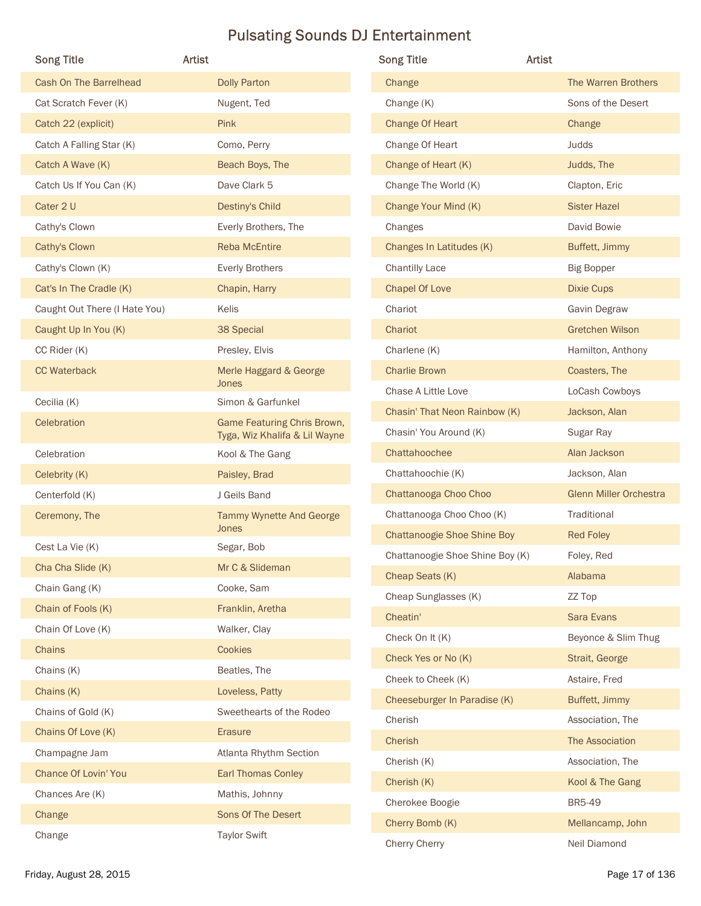# Pulsating Sounds DJ Entertainment

| Song Title | Artist |
|---|---|
| Cash On The Barrelhead | Dolly Parton |
| Cat Scratch Fever (K) | Nugent, Ted |
| Catch 22 (explicit) | Pink |
| Catch A Falling Star (K) | Como, Perry |
| Catch A Wave (K) | Beach Boys, The |
| Catch Us If You Can (K) | Dave Clark 5 |
| Cater 2 U | Destiny's Child |
| Cathy's Clown | Everly Brothers, The |
| Cathy's Clown | Reba McEntire |
| Cathy's Clown (K) | Everly Brothers |
| Cat's In The Cradle (K) | Chapin, Harry |
| Caught Out There (I Hate You) | Kelis |
| Caught Up In You (K) | 38 Special |
| CC Rider (K) | Presley, Elvis |
| CC Waterback | Merle Haggard & George Jones |
| Cecilia (K) | Simon & Garfunkel |
| Celebration | Game Featuring Chris Brown, Tyga, Wiz Khalifa & Lil Wayne |
| Celebration | Kool & The Gang |
| Celebrity (K) | Paisley, Brad |
| Centerfold (K) | J Geils Band |
| Ceremony, The | Tammy Wynette And George Jones |
| Cest La Vie (K) | Segar, Bob |
| Cha Cha Slide (K) | Mr C & Slideman |
| Chain Gang (K) | Cooke, Sam |
| Chain of Fools (K) | Franklin, Aretha |
| Chain Of Love (K) | Walker, Clay |
| Chains | Cookies |
| Chains (K) | Beatles, The |
| Chains (K) | Loveless, Patty |
| Chains of Gold (K) | Sweethearts of the Rodeo |
| Chains Of Love (K) | Erasure |
| Champagne Jam | Atlanta Rhythm Section |
| Chance Of Lovin' You | Earl Thomas Conley |
| Chances Are (K) | Mathis, Johnny |
| Change | Sons Of The Desert |
| Change | Taylor Swift |
| Change | The Warren Brothers |
| Change (K) | Sons of the Desert |
| Change Of Heart | Change |
| Change Of Heart | Judds |
| Change of Heart (K) | Judds, The |
| Change The World (K) | Clapton, Eric |
| Change Your Mind (K) | Sister Hazel |
| Changes | David Bowie |
| Changes In Latitudes (K) | Buffett, Jimmy |
| Chantilly Lace | Big Bopper |
| Chapel Of Love | Dixie Cups |
| Chariot | Gavin Degraw |
| Chariot | Gretchen Wilson |
| Charlene (K) | Hamilton, Anthony |
| Charlie Brown | Coasters, The |
| Chase A Little Love | LoCash Cowboys |
| Chasin' That Neon Rainbow (K) | Jackson, Alan |
| Chasin' You Around (K) | Sugar Ray |
| Chattahoochee | Alan Jackson |
| Chattahoochie (K) | Jackson, Alan |
| Chattanooga Choo Choo | Glenn Miller Orchestra |
| Chattanooga Choo Choo (K) | Traditional |
| Chattanoogie Shoe Shine Boy | Red Foley |
| Chattanoogie Shoe Shine Boy (K) | Foley, Red |
| Cheap Seats (K) | Alabama |
| Cheap Sunglasses (K) | ZZ Top |
| Cheatin' | Sara Evans |
| Check On It (K) | Beyonce & Slim Thug |
| Check Yes or No (K) | Strait, George |
| Cheek to Cheek (K) | Astaire, Fred |
| Cheeseburger In Paradise (K) | Buffett, Jimmy |
| Cherish | Association, The |
| Cherish | The Association |
| Cherish (K) | Association, The |
| Cherish (K) | Kool & The Gang |
| Cherokee Boogie | BR5-49 |
| Cherry Bomb (K) | Mellancamp, John |
| Cherry Cherry | Neil Diamond |

Friday, August 28, 2015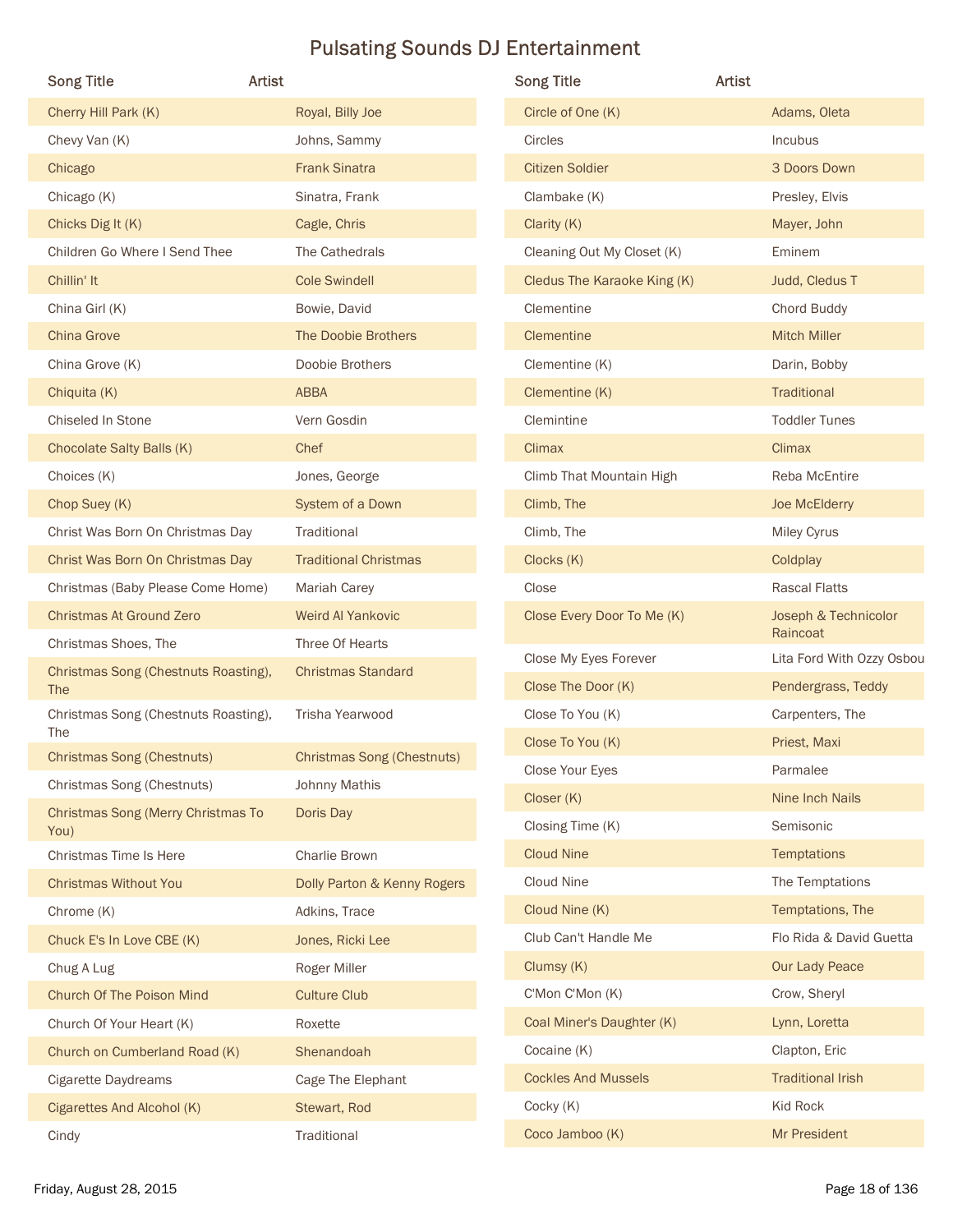# Pulsating Sounds DJ Entertainment

| Song Title | Artist |
|---|---|
| Cherry Hill Park (K) | Royal, Billy Joe |
| Chevy Van (K) | Johns, Sammy |
| Chicago | Frank Sinatra |
| Chicago (K) | Sinatra, Frank |
| Chicks Dig It (K) | Cagle, Chris |
| Children Go Where I Send Thee | The Cathedrals |
| Chillin' It | Cole Swindell |
| China Girl (K) | Bowie, David |
| China Grove | The Doobie Brothers |
| China Grove (K) | Doobie Brothers |
| Chiquita (K) | ABBA |
| Chiseled In Stone | Vern Gosdin |
| Chocolate Salty Balls (K) | Chef |
| Choices (K) | Jones, George |
| Chop Suey (K) | System of a Down |
| Christ Was Born On Christmas Day | Traditional |
| Christ Was Born On Christmas Day | Traditional Christmas |
| Christmas (Baby Please Come Home) | Mariah Carey |
| Christmas At Ground Zero | Weird Al Yankovic |
| Christmas Shoes, The | Three Of Hearts |
| Christmas Song (Chestnuts Roasting), The | Christmas Standard |
| Christmas Song (Chestnuts Roasting), The | Trisha Yearwood |
| Christmas Song (Chestnuts) | Christmas Song (Chestnuts) |
| Christmas Song (Chestnuts) | Johnny Mathis |
| Christmas Song (Merry Christmas To You) | Doris Day |
| Christmas Time Is Here | Charlie Brown |
| Christmas Without You | Dolly Parton & Kenny Rogers |
| Chrome (K) | Adkins, Trace |
| Chuck E's In Love CBE (K) | Jones, Ricki Lee |
| Chug A Lug | Roger Miller |
| Church Of The Poison Mind | Culture Club |
| Church Of Your Heart (K) | Roxette |
| Church on Cumberland Road (K) | Shenandoah |
| Cigarette Daydreams | Cage The Elephant |
| Cigarettes And Alcohol (K) | Stewart, Rod |
| Cindy | Traditional |
| Circle of One (K) | Adams, Oleta |
| Circles | Incubus |
| Citizen Soldier | 3 Doors Down |
| Clambake (K) | Presley, Elvis |
| Clarity (K) | Mayer, John |
| Cleaning Out My Closet (K) | Eminem |
| Cledus The Karaoke King (K) | Judd, Cledus T |
| Clementine | Chord Buddy |
| Clementine | Mitch Miller |
| Clementine (K) | Darin, Bobby |
| Clementine (K) | Traditional |
| Clemintine | Toddler Tunes |
| Climax | Climax |
| Climb That Mountain High | Reba McEntire |
| Climb, The | Joe McElderry |
| Climb, The | Miley Cyrus |
| Clocks (K) | Coldplay |
| Close | Rascal Flatts |
| Close Every Door To Me (K) | Joseph & Technicolor Raincoat |
| Close My Eyes Forever | Lita Ford With Ozzy Osbou |
| Close The Door (K) | Pendergrass, Teddy |
| Close To You (K) | Carpenters, The |
| Close To You (K) | Priest, Maxi |
| Close Your Eyes | Parmalee |
| Closer (K) | Nine Inch Nails |
| Closing Time (K) | Semisonic |
| Cloud Nine | Temptations |
| Cloud Nine | The Temptations |
| Cloud Nine (K) | Temptations, The |
| Club Can't Handle Me | Flo Rida & David Guetta |
| Clumsy (K) | Our Lady Peace |
| C'Mon C'Mon (K) | Crow, Sheryl |
| Coal Miner's Daughter (K) | Lynn, Loretta |
| Cocaine (K) | Clapton, Eric |
| Cockles And Mussels | Traditional Irish |
| Cocky (K) | Kid Rock |
| Coco Jamboo (K) | Mr President |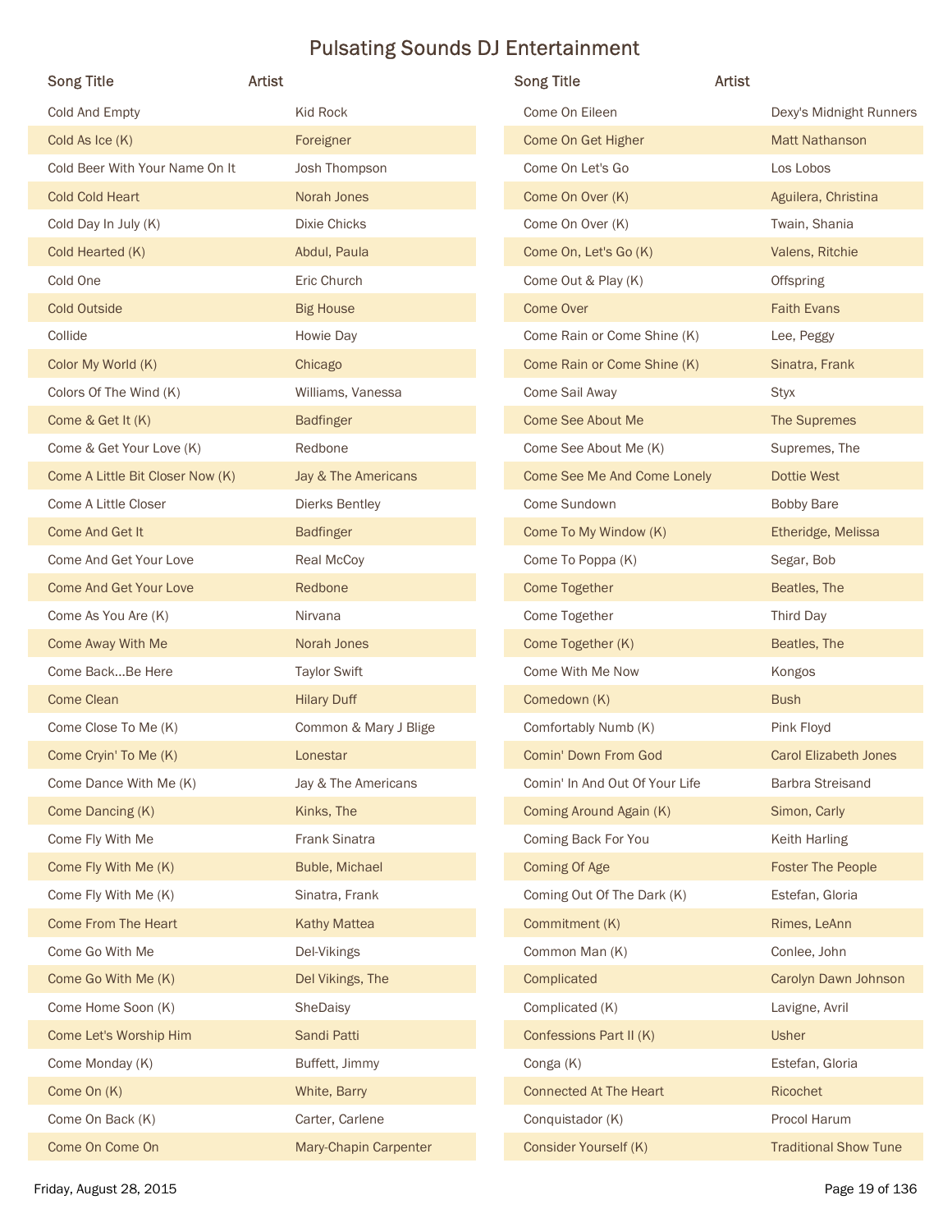# Pulsating Sounds DJ Entertainment

| Song Title | Artist |
|---|---|
| Cold And Empty | Kid Rock |
| Cold As Ice (K) | Foreigner |
| Cold Beer With Your Name On It | Josh Thompson |
| Cold Cold Heart | Norah Jones |
| Cold Day In July (K) | Dixie Chicks |
| Cold Hearted (K) | Abdul, Paula |
| Cold One | Eric Church |
| Cold Outside | Big House |
| Collide | Howie Day |
| Color My World (K) | Chicago |
| Colors Of The Wind (K) | Williams, Vanessa |
| Come & Get It (K) | Badfinger |
| Come & Get Your Love (K) | Redbone |
| Come A Little Bit Closer Now (K) | Jay & The Americans |
| Come A Little Closer | Dierks Bentley |
| Come And Get It | Badfinger |
| Come And Get Your Love | Real McCoy |
| Come And Get Your Love | Redbone |
| Come As You Are (K) | Nirvana |
| Come Away With Me | Norah Jones |
| Come Back...Be Here | Taylor Swift |
| Come Clean | Hilary Duff |
| Come Close To Me (K) | Common & Mary J Blige |
| Come Cryin' To Me (K) | Lonestar |
| Come Dance With Me (K) | Jay & The Americans |
| Come Dancing (K) | Kinks, The |
| Come Fly With Me | Frank Sinatra |
| Come Fly With Me (K) | Buble, Michael |
| Come Fly With Me (K) | Sinatra, Frank |
| Come From The Heart | Kathy Mattea |
| Come Go With Me | Del-Vikings |
| Come Go With Me (K) | Del Vikings, The |
| Come Home Soon (K) | SheDaisy |
| Come Let's Worship Him | Sandi Patti |
| Come Monday (K) | Buffett, Jimmy |
| Come On (K) | White, Barry |
| Come On Back (K) | Carter, Carlene |
| Come On Come On | Mary-Chapin Carpenter |
| Come On Eileen | Dexy's Midnight Runners |
| Come On Get Higher | Matt Nathanson |
| Come On Let's Go | Los Lobos |
| Come On Over (K) | Aguilera, Christina |
| Come On Over (K) | Twain, Shania |
| Come On, Let's Go (K) | Valens, Ritchie |
| Come Out & Play (K) | Offspring |
| Come Over | Faith Evans |
| Come Rain or Come Shine (K) | Lee, Peggy |
| Come Rain or Come Shine (K) | Sinatra, Frank |
| Come Sail Away | Styx |
| Come See About Me | The Supremes |
| Come See About Me (K) | Supremes, The |
| Come See Me And Come Lonely | Dottie West |
| Come Sundown | Bobby Bare |
| Come To My Window (K) | Etheridge, Melissa |
| Come To Poppa (K) | Segar, Bob |
| Come Together | Beatles, The |
| Come Together | Third Day |
| Come Together (K) | Beatles, The |
| Come With Me Now | Kongos |
| Comedown (K) | Bush |
| Comfortably Numb (K) | Pink Floyd |
| Comin' Down From God | Carol Elizabeth Jones |
| Comin' In And Out Of Your Life | Barbra Streisand |
| Coming Around Again (K) | Simon, Carly |
| Coming Back For You | Keith Harling |
| Coming Of Age | Foster The People |
| Coming Out Of The Dark (K) | Estefan, Gloria |
| Commitment (K) | Rimes, LeAnn |
| Common Man (K) | Conlee, John |
| Complicated | Carolyn Dawn Johnson |
| Complicated (K) | Lavigne, Avril |
| Confessions Part II (K) | Usher |
| Conga (K) | Estefan, Gloria |
| Connected At The Heart | Ricochet |
| Conquistador (K) | Procol Harum |
| Consider Yourself (K) | Traditional Show Tune |

Friday, August 28, 2015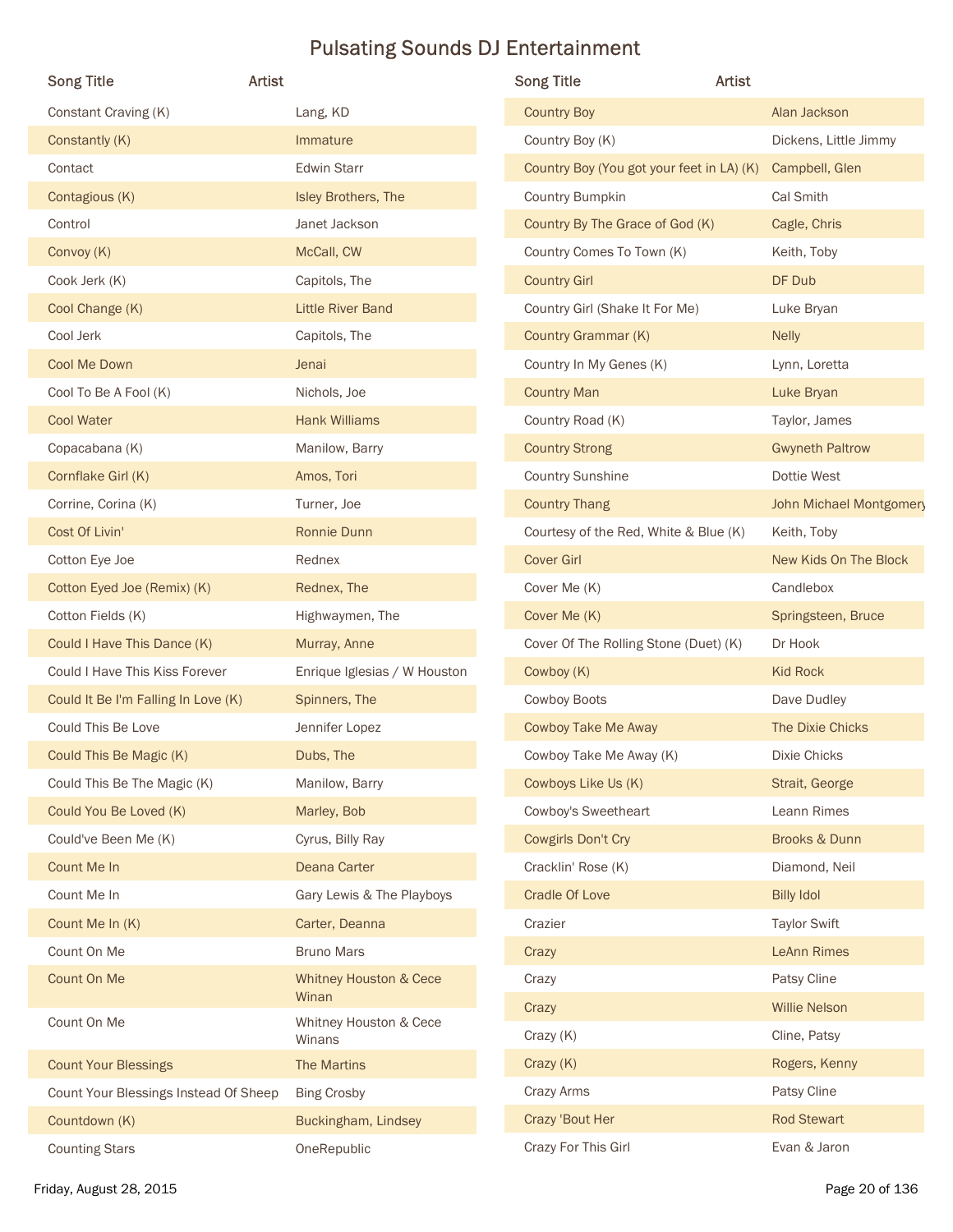# Pulsating Sounds DJ Entertainment

| Song Title | Artist |
|---|---|
| Constant Craving (K) | Lang, KD |
| Constantly (K) | Immature |
| Contact | Edwin Starr |
| Contagious (K) | Isley Brothers, The |
| Control | Janet Jackson |
| Convoy (K) | McCall, CW |
| Cook Jerk (K) | Capitols, The |
| Cool Change (K) | Little River Band |
| Cool Jerk | Capitols, The |
| Cool Me Down | Jenai |
| Cool To Be A Fool (K) | Nichols, Joe |
| Cool Water | Hank Williams |
| Copacabana (K) | Manilow, Barry |
| Cornflake Girl (K) | Amos, Tori |
| Corrine, Corina (K) | Turner, Joe |
| Cost Of Livin' | Ronnie Dunn |
| Cotton Eye Joe | Rednex |
| Cotton Eyed Joe (Remix) (K) | Rednex, The |
| Cotton Fields (K) | Highwaymen, The |
| Could I Have This Dance (K) | Murray, Anne |
| Could I Have This Kiss Forever | Enrique Iglesias / W Houston |
| Could It Be I'm Falling In Love (K) | Spinners, The |
| Could This Be Love | Jennifer Lopez |
| Could This Be Magic (K) | Dubs, The |
| Could This Be The Magic (K) | Manilow, Barry |
| Could You Be Loved (K) | Marley, Bob |
| Could've Been Me (K) | Cyrus, Billy Ray |
| Count Me In | Deana Carter |
| Count Me In | Gary Lewis & The Playboys |
| Count Me In (K) | Carter, Deanna |
| Count On Me | Bruno Mars |
| Count On Me | Whitney Houston & Cece Winan |
| Count On Me | Whitney Houston & Cece Winans |
| Count Your Blessings | The Martins |
| Count Your Blessings Instead Of Sheep | Bing Crosby |
| Countdown (K) | Buckingham, Lindsey |
| Counting Stars | OneRepublic |
| Country Boy | Alan Jackson |
| Country Boy (K) | Dickens, Little Jimmy |
| Country Boy (You got your feet in LA) (K) | Campbell, Glen |
| Country Bumpkin | Cal Smith |
| Country By The Grace of God (K) | Cagle, Chris |
| Country Comes To Town (K) | Keith, Toby |
| Country Girl | DF Dub |
| Country Girl (Shake It For Me) | Luke Bryan |
| Country Grammar (K) | Nelly |
| Country In My Genes (K) | Lynn, Loretta |
| Country Man | Luke Bryan |
| Country Road (K) | Taylor, James |
| Country Strong | Gwyneth Paltrow |
| Country Sunshine | Dottie West |
| Country Thang | John Michael Montgomery |
| Courtesy of the Red, White & Blue (K) | Keith, Toby |
| Cover Girl | New Kids On The Block |
| Cover Me (K) | Candlebox |
| Cover Me (K) | Springsteen, Bruce |
| Cover Of The Rolling Stone (Duet) (K) | Dr Hook |
| Cowboy (K) | Kid Rock |
| Cowboy Boots | Dave Dudley |
| Cowboy Take Me Away | The Dixie Chicks |
| Cowboy Take Me Away (K) | Dixie Chicks |
| Cowboys Like Us (K) | Strait, George |
| Cowboy's Sweetheart | Leann Rimes |
| Cowgirls Don't Cry | Brooks & Dunn |
| Cracklin' Rose (K) | Diamond, Neil |
| Cradle Of Love | Billy Idol |
| Crazier | Taylor Swift |
| Crazy | LeAnn Rimes |
| Crazy | Patsy Cline |
| Crazy | Willie Nelson |
| Crazy (K) | Cline, Patsy |
| Crazy (K) | Rogers, Kenny |
| Crazy Arms | Patsy Cline |
| Crazy 'Bout Her | Rod Stewart |
| Crazy For This Girl | Evan & Jaron |

Friday, August 28, 2015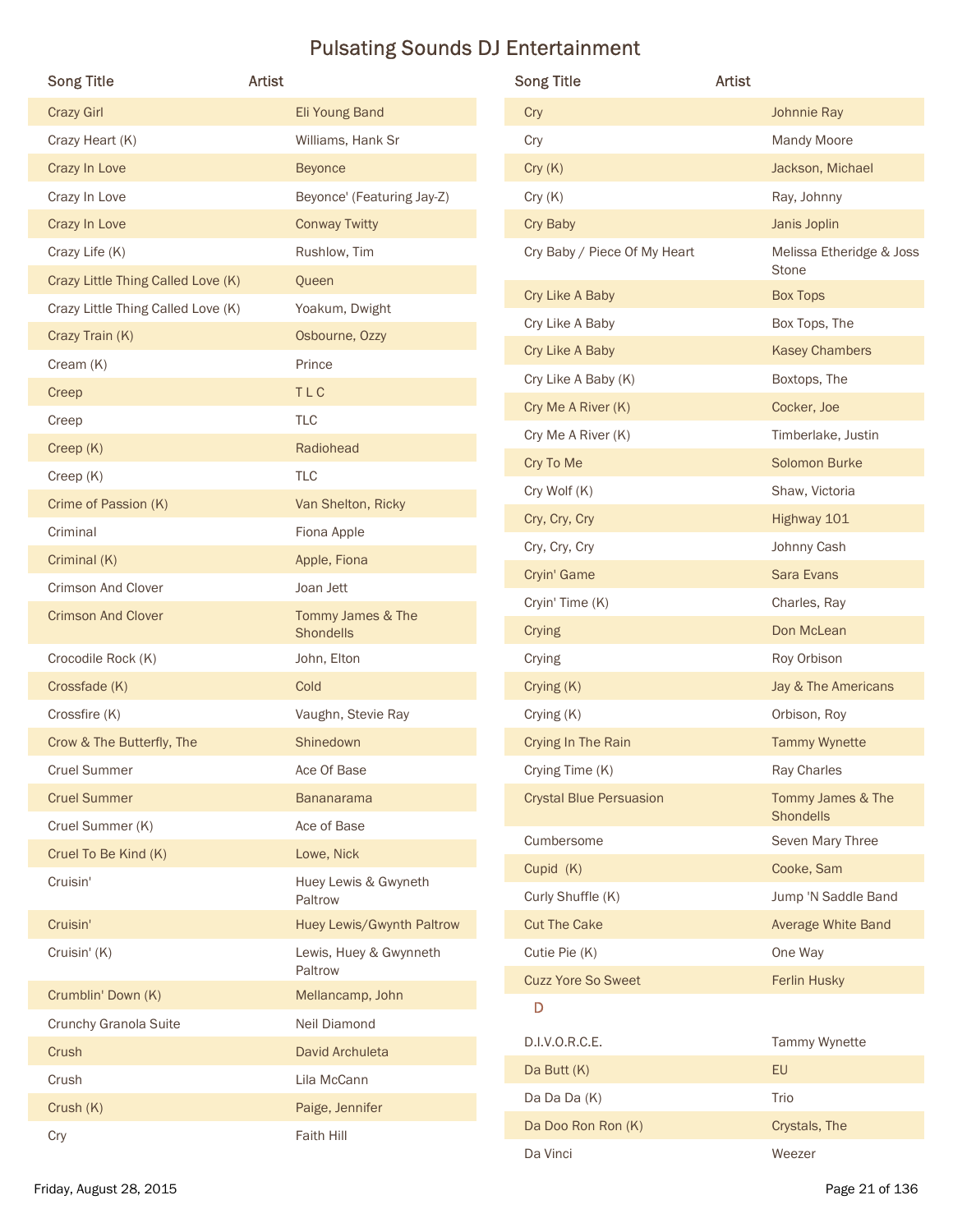# Pulsating Sounds DJ Entertainment

| Song Title | Artist |
|---|---|
| Crazy Girl | Eli Young Band |
| Crazy Heart (K) | Williams, Hank Sr |
| Crazy In Love | Beyonce |
| Crazy In Love | Beyonce' (Featuring Jay-Z) |
| Crazy In Love | Conway Twitty |
| Crazy Life (K) | Rushlow, Tim |
| Crazy Little Thing Called Love (K) | Queen |
| Crazy Little Thing Called Love (K) | Yoakum, Dwight |
| Crazy Train (K) | Osbourne, Ozzy |
| Cream (K) | Prince |
| Creep | T L C |
| Creep | TLC |
| Creep (K) | Radiohead |
| Creep (K) | TLC |
| Crime of Passion (K) | Van Shelton, Ricky |
| Criminal | Fiona Apple |
| Criminal (K) | Apple, Fiona |
| Crimson And Clover | Joan Jett |
| Crimson And Clover | Tommy James & The Shondells |
| Crocodile Rock (K) | John, Elton |
| Crossfade (K) | Cold |
| Crossfire (K) | Vaughn, Stevie Ray |
| Crow & The Butterfly, The | Shinedown |
| Cruel Summer | Ace Of Base |
| Cruel Summer | Bananarama |
| Cruel Summer (K) | Ace of Base |
| Cruel To Be Kind (K) | Lowe, Nick |
| Cruisin' | Huey Lewis & Gwyneth Paltrow |
| Cruisin' | Huey Lewis/Gwynth Paltrow |
| Cruisin' (K) | Lewis, Huey & Gwynneth Paltrow |
| Crumblin' Down (K) | Mellancamp, John |
| Crunchy Granola Suite | Neil Diamond |
| Crush | David Archuleta |
| Crush | Lila McCann |
| Crush (K) | Paige, Jennifer |
| Cry | Faith Hill |
| Cry | Johnnie Ray |
| Cry | Mandy Moore |
| Cry (K) | Jackson, Michael |
| Cry (K) | Ray, Johnny |
| Cry Baby | Janis Joplin |
| Cry Baby / Piece Of My Heart | Melissa Etheridge & Joss Stone |
| Cry Like A Baby | Box Tops |
| Cry Like A Baby | Box Tops, The |
| Cry Like A Baby | Kasey Chambers |
| Cry Like A Baby (K) | Boxtops, The |
| Cry Me A River (K) | Cocker, Joe |
| Cry Me A River (K) | Timberlake, Justin |
| Cry To Me | Solomon Burke |
| Cry Wolf (K) | Shaw, Victoria |
| Cry, Cry, Cry | Highway 101 |
| Cry, Cry, Cry | Johnny Cash |
| Cryin' Game | Sara Evans |
| Cryin' Time (K) | Charles, Ray |
| Crying | Don McLean |
| Crying | Roy Orbison |
| Crying (K) | Jay & The Americans |
| Crying (K) | Orbison, Roy |
| Crying In The Rain | Tammy Wynette |
| Crying Time (K) | Ray Charles |
| Crystal Blue Persuasion | Tommy James & The Shondells |
| Cumbersome | Seven Mary Three |
| Cupid (K) | Cooke, Sam |
| Curly Shuffle (K) | Jump 'N Saddle Band |
| Cut The Cake | Average White Band |
| Cutie Pie (K) | One Way |
| Cuzz Yore So Sweet | Ferlin Husky |

## D

| Song Title | Artist |
|---|---|
| D.I.V.O.R.C.E. | Tammy Wynette |
| Da Butt (K) | EU |
| Da Da Da (K) | Trio |
| Da Doo Ron Ron (K) | Crystals, The |
| Da Vinci | Weezer |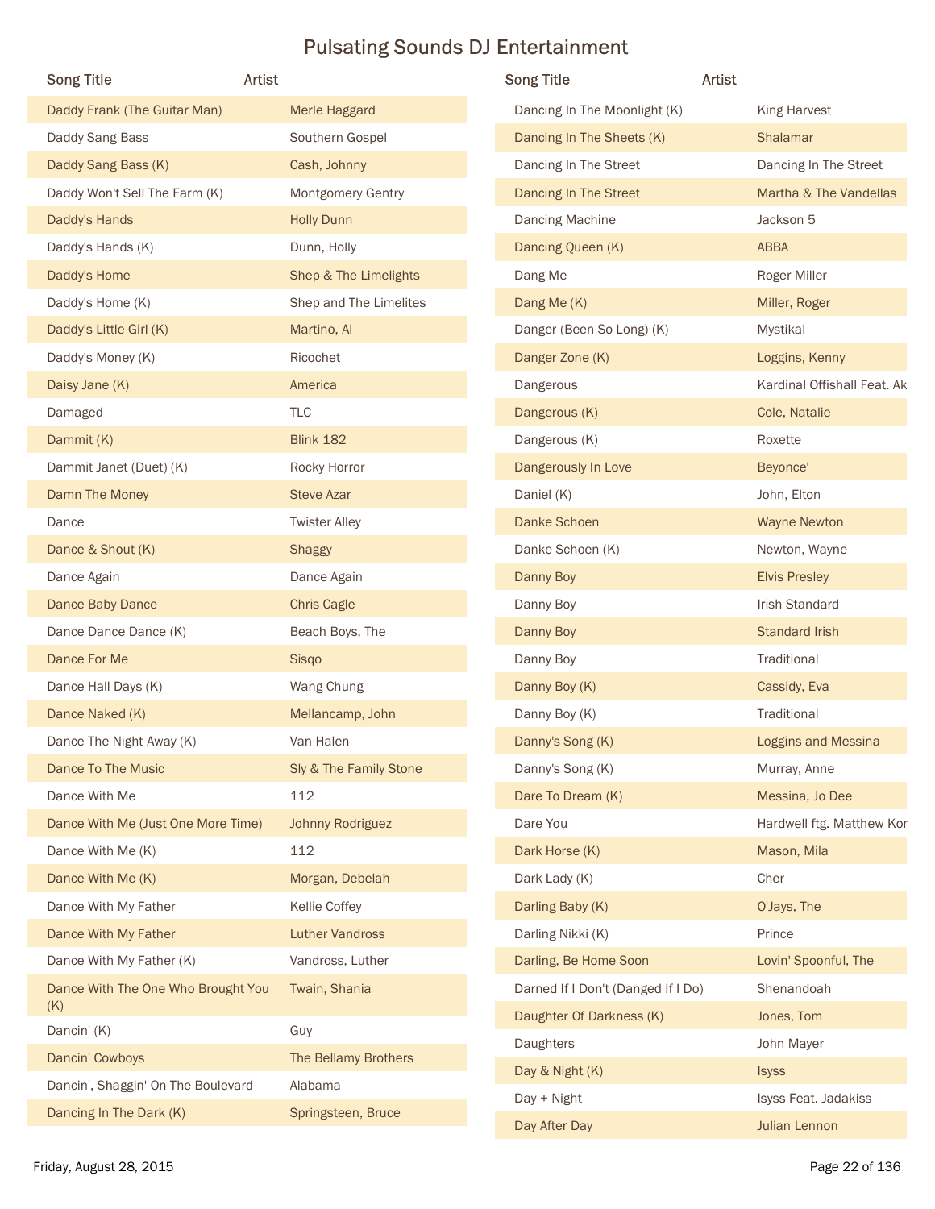# Pulsating Sounds DJ Entertainment

| Song Title | Artist |
|---|---|
| Daddy Frank (The Guitar Man) | Merle Haggard |
| Daddy Sang Bass | Southern Gospel |
| Daddy Sang Bass (K) | Cash, Johnny |
| Daddy Won't Sell The Farm (K) | Montgomery Gentry |
| Daddy's Hands | Holly Dunn |
| Daddy's Hands (K) | Dunn, Holly |
| Daddy's Home | Shep & The Limelights |
| Daddy's Home (K) | Shep and The Limelites |
| Daddy's Little Girl (K) | Martino, Al |
| Daddy's Money (K) | Ricochet |
| Daisy Jane (K) | America |
| Damaged | TLC |
| Dammit (K) | Blink 182 |
| Dammit Janet (Duet) (K) | Rocky Horror |
| Damn The Money | Steve Azar |
| Dance | Twister Alley |
| Dance & Shout (K) | Shaggy |
| Dance Again | Dance Again |
| Dance Baby Dance | Chris Cagle |
| Dance Dance Dance (K) | Beach Boys, The |
| Dance For Me | Sisqo |
| Dance Hall Days (K) | Wang Chung |
| Dance Naked (K) | Mellancamp, John |
| Dance The Night Away (K) | Van Halen |
| Dance To The Music | Sly & The Family Stone |
| Dance With Me | 112 |
| Dance With Me (Just One More Time) | Johnny Rodriguez |
| Dance With Me (K) | 112 |
| Dance With Me (K) | Morgan, Debelah |
| Dance With My Father | Kellie Coffey |
| Dance With My Father | Luther Vandross |
| Dance With My Father (K) | Vandross, Luther |
| Dance With The One Who Brought You (K) | Twain, Shania |
| Dancin' (K) | Guy |
| Dancin' Cowboys | The Bellamy Brothers |
| Dancin', Shaggin' On The Boulevard | Alabama |
| Dancing In The Dark (K) | Springsteen, Bruce |
| Dancing In The Moonlight (K) | King Harvest |
| Dancing In The Sheets (K) | Shalamar |
| Dancing In The Street | Dancing In The Street |
| Dancing In The Street | Martha & The Vandellas |
| Dancing Machine | Jackson 5 |
| Dancing Queen (K) | ABBA |
| Dang Me | Roger Miller |
| Dang Me (K) | Miller, Roger |
| Danger (Been So Long) (K) | Mystikal |
| Danger Zone (K) | Loggins, Kenny |
| Dangerous | Kardinal Offishall Feat. Ak |
| Dangerous (K) | Cole, Natalie |
| Dangerous (K) | Roxette |
| Dangerously In Love | Beyonce' |
| Daniel (K) | John, Elton |
| Danke Schoen | Wayne Newton |
| Danke Schoen (K) | Newton, Wayne |
| Danny Boy | Elvis Presley |
| Danny Boy | Irish Standard |
| Danny Boy | Standard Irish |
| Danny Boy | Traditional |
| Danny Boy (K) | Cassidy, Eva |
| Danny Boy (K) | Traditional |
| Danny's Song (K) | Loggins and Messina |
| Danny's Song (K) | Murray, Anne |
| Dare To Dream (K) | Messina, Jo Dee |
| Dare You | Hardwell ftg. Matthew Kor |
| Dark Horse (K) | Mason, Mila |
| Dark Lady (K) | Cher |
| Darling Baby (K) | O'Jays, The |
| Darling Nikki (K) | Prince |
| Darling, Be Home Soon | Lovin' Spoonful, The |
| Darned If I Don't (Danged If I Do) | Shenandoah |
| Daughter Of Darkness (K) | Jones, Tom |
| Daughters | John Mayer |
| Day & Night (K) | Isyss |
| Day + Night | Isyss Feat. Jadakiss |
| Day After Day | Julian Lennon |

Friday, August 28, 2015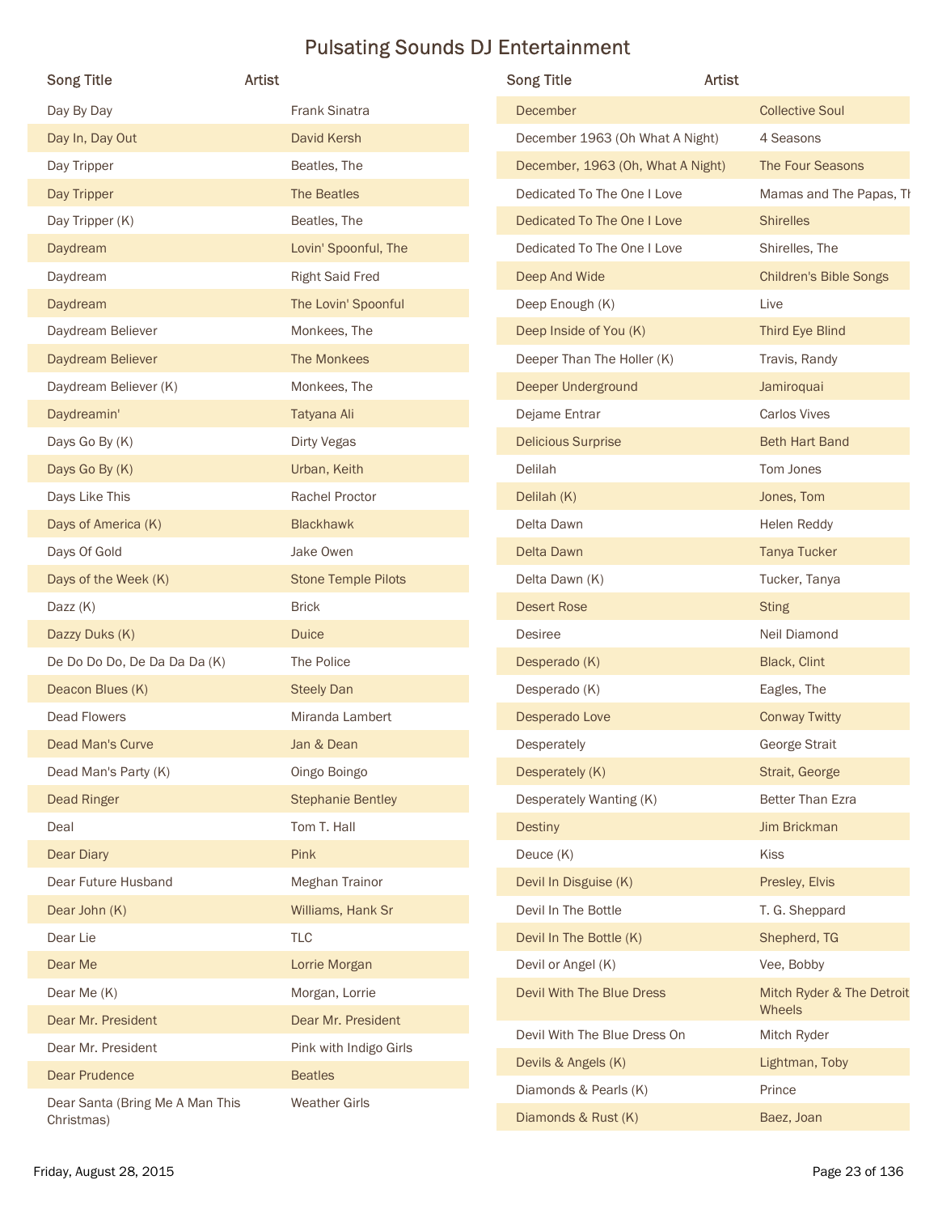# Pulsating Sounds DJ Entertainment

| Song Title | Artist |
|---|---|
| Day By Day | Frank Sinatra |
| Day In, Day Out | David Kersh |
| Day Tripper | Beatles, The |
| Day Tripper | The Beatles |
| Day Tripper (K) | Beatles, The |
| Daydream | Lovin' Spoonful, The |
| Daydream | Right Said Fred |
| Daydream | The Lovin' Spoonful |
| Daydream Believer | Monkees, The |
| Daydream Believer | The Monkees |
| Daydream Believer (K) | Monkees, The |
| Daydreamin' | Tatyana Ali |
| Days Go By (K) | Dirty Vegas |
| Days Go By (K) | Urban, Keith |
| Days Like This | Rachel Proctor |
| Days of America (K) | Blackhawk |
| Days Of Gold | Jake Owen |
| Days of the Week (K) | Stone Temple Pilots |
| Dazz (K) | Brick |
| Dazzy Duks (K) | Duice |
| De Do Do Do, De Da Da Da (K) | The Police |
| Deacon Blues (K) | Steely Dan |
| Dead Flowers | Miranda Lambert |
| Dead Man's Curve | Jan & Dean |
| Dead Man's Party (K) | Oingo Boingo |
| Dead Ringer | Stephanie Bentley |
| Deal | Tom T. Hall |
| Dear Diary | Pink |
| Dear Future Husband | Meghan Trainor |
| Dear John (K) | Williams, Hank Sr |
| Dear Lie | TLC |
| Dear Me | Lorrie Morgan |
| Dear Me (K) | Morgan, Lorrie |
| Dear Mr. President | Dear Mr. President |
| Dear Mr. President | Pink with Indigo Girls |
| Dear Prudence | Beatles |
| Dear Santa (Bring Me A Man This Christmas) | Weather Girls |
| December | Collective Soul |
| December 1963 (Oh What A Night) | 4 Seasons |
| December, 1963 (Oh, What A Night) | The Four Seasons |
| Dedicated To The One I Love | Mamas and The Papas, Th |
| Dedicated To The One I Love | Shirelles |
| Dedicated To The One I Love | Shirelles, The |
| Deep And Wide | Children's Bible Songs |
| Deep Enough (K) | Live |
| Deep Inside of You (K) | Third Eye Blind |
| Deeper Than The Holler (K) | Travis, Randy |
| Deeper Underground | Jamiroquai |
| Dejame Entrar | Carlos Vives |
| Delicious Surprise | Beth Hart Band |
| Delilah | Tom Jones |
| Delilah (K) | Jones, Tom |
| Delta Dawn | Helen Reddy |
| Delta Dawn | Tanya Tucker |
| Delta Dawn (K) | Tucker, Tanya |
| Desert Rose | Sting |
| Desiree | Neil Diamond |
| Desperado (K) | Black, Clint |
| Desperado (K) | Eagles, The |
| Desperado Love | Conway Twitty |
| Desperately | George Strait |
| Desperately (K) | Strait, George |
| Desperately Wanting (K) | Better Than Ezra |
| Destiny | Jim Brickman |
| Deuce (K) | Kiss |
| Devil In Disguise (K) | Presley, Elvis |
| Devil In The Bottle | T. G. Sheppard |
| Devil In The Bottle (K) | Shepherd, TG |
| Devil or Angel (K) | Vee, Bobby |
| Devil With The Blue Dress | Mitch Ryder & The Detroit Wheels |
| Devil With The Blue Dress On | Mitch Ryder |
| Devils & Angels (K) | Lightman, Toby |
| Diamonds & Pearls (K) | Prince |
| Diamonds & Rust (K) | Baez, Joan |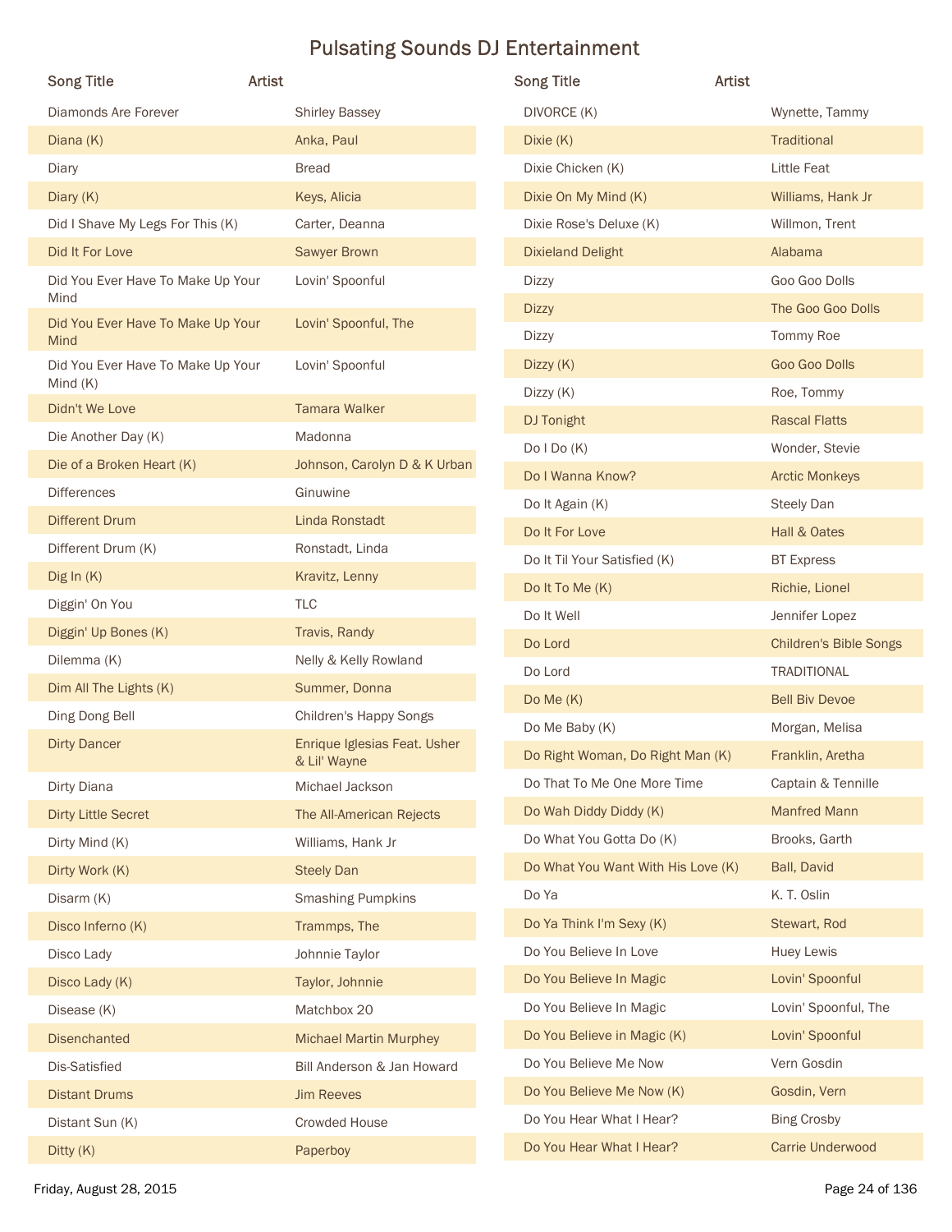# Pulsating Sounds DJ Entertainment

| Song Title | Artist |
| --- | --- |
| Diamonds Are Forever | Shirley Bassey |
| Diana (K) | Anka, Paul |
| Diary | Bread |
| Diary (K) | Keys, Alicia |
| Did I Shave My Legs For This (K) | Carter, Deanna |
| Did It For Love | Sawyer Brown |
| Did You Ever Have To Make Up Your Mind | Lovin' Spoonful |
| Did You Ever Have To Make Up Your Mind | Lovin' Spoonful, The |
| Did You Ever Have To Make Up Your Mind (K) | Lovin' Spoonful |
| Didn't We Love | Tamara Walker |
| Die Another Day (K) | Madonna |
| Die of a Broken Heart (K) | Johnson, Carolyn D & K Urban |
| Differences | Ginuwine |
| Different Drum | Linda Ronstadt |
| Different Drum (K) | Ronstadt, Linda |
| Dig In (K) | Kravitz, Lenny |
| Diggin' On You | TLC |
| Diggin' Up Bones (K) | Travis, Randy |
| Dilemma (K) | Nelly & Kelly Rowland |
| Dim All The Lights (K) | Summer, Donna |
| Ding Dong Bell | Children's Happy Songs |
| Dirty Dancer | Enrique Iglesias Feat. Usher & Lil' Wayne |
| Dirty Diana | Michael Jackson |
| Dirty Little Secret | The All-American Rejects |
| Dirty Mind (K) | Williams, Hank Jr |
| Dirty Work (K) | Steely Dan |
| Disarm (K) | Smashing Pumpkins |
| Disco Inferno (K) | Trammps, The |
| Disco Lady | Johnnie Taylor |
| Disco Lady (K) | Taylor, Johnnie |
| Disease (K) | Matchbox 20 |
| Disenchanted | Michael Martin Murphey |
| Dis-Satisfied | Bill Anderson & Jan Howard |
| Distant Drums | Jim Reeves |
| Distant Sun (K) | Crowded House |
| Ditty (K) | Paperboy |
| DIVORCE (K) | Wynette, Tammy |
| Dixie (K) | Traditional |
| Dixie Chicken (K) | Little Feat |
| Dixie On My Mind (K) | Williams, Hank Jr |
| Dixie Rose's Deluxe (K) | Willmon, Trent |
| Dixieland Delight | Alabama |
| Dizzy | Goo Goo Dolls |
| Dizzy | The Goo Goo Dolls |
| Dizzy | Tommy Roe |
| Dizzy (K) | Goo Goo Dolls |
| Dizzy (K) | Roe, Tommy |
| DJ Tonight | Rascal Flatts |
| Do I Do (K) | Wonder, Stevie |
| Do I Wanna Know? | Arctic Monkeys |
| Do It Again (K) | Steely Dan |
| Do It For Love | Hall & Oates |
| Do It Til Your Satisfied (K) | BT Express |
| Do It To Me (K) | Richie, Lionel |
| Do It Well | Jennifer Lopez |
| Do Lord | Children's Bible Songs |
| Do Lord | TRADITIONAL |
| Do Me (K) | Bell Biv Devoe |
| Do Me Baby (K) | Morgan, Melisa |
| Do Right Woman, Do Right Man (K) | Franklin, Aretha |
| Do That To Me One More Time | Captain & Tennille |
| Do Wah Diddy Diddy (K) | Manfred Mann |
| Do What You Gotta Do (K) | Brooks, Garth |
| Do What You Want With His Love (K) | Ball, David |
| Do Ya | K. T. Oslin |
| Do Ya Think I'm Sexy (K) | Stewart, Rod |
| Do You Believe In Love | Huey Lewis |
| Do You Believe In Magic | Lovin' Spoonful |
| Do You Believe In Magic | Lovin' Spoonful, The |
| Do You Believe in Magic (K) | Lovin' Spoonful |
| Do You Believe Me Now | Vern Gosdin |
| Do You Believe Me Now (K) | Gosdin, Vern |
| Do You Hear What I Hear? | Bing Crosby |
| Do You Hear What I Hear? | Carrie Underwood |

Friday, August 28, 2015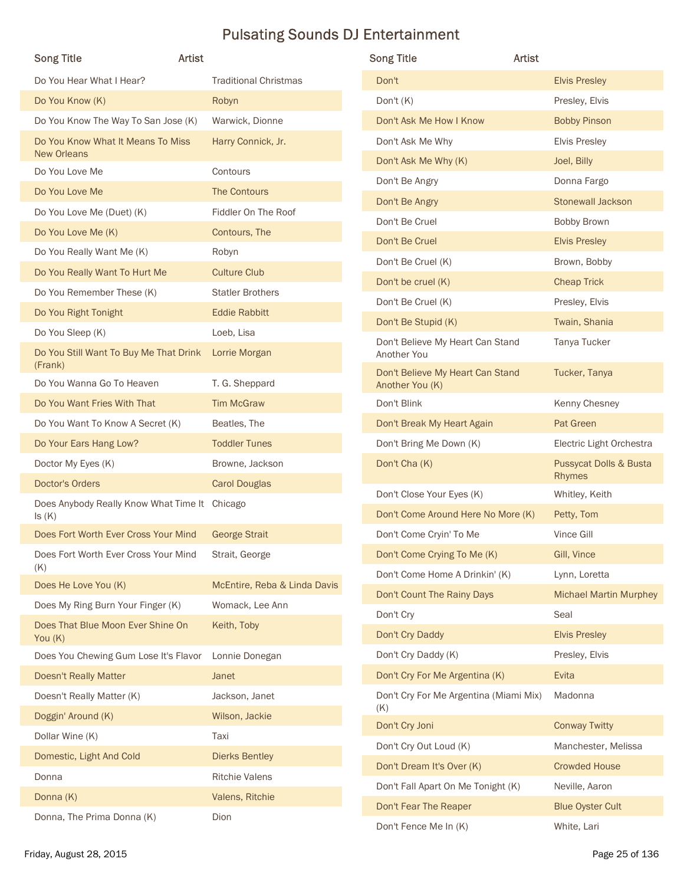# Pulsating Sounds DJ Entertainment

| Song Title | Artist |
| --- | --- |
| Do You Hear What I Hear? | Traditional Christmas |
| Do You Know (K) | Robyn |
| Do You Know The Way To San Jose (K) | Warwick, Dionne |
| Do You Know What It Means To Miss New Orleans | Harry Connick, Jr. |
| Do You Love Me | Contours |
| Do You Love Me | The Contours |
| Do You Love Me (Duet) (K) | Fiddler On The Roof |
| Do You Love Me (K) | Contours, The |
| Do You Really Want Me (K) | Robyn |
| Do You Really Want To Hurt Me | Culture Club |
| Do You Remember These (K) | Statler Brothers |
| Do You Right Tonight | Eddie Rabbitt |
| Do You Sleep (K) | Loeb, Lisa |
| Do You Still Want To Buy Me That Drink (Frank) | Lorrie Morgan |
| Do You Wanna Go To Heaven | T. G. Sheppard |
| Do You Want Fries With That | Tim McGraw |
| Do You Want To Know A Secret (K) | Beatles, The |
| Do Your Ears Hang Low? | Toddler Tunes |
| Doctor My Eyes (K) | Browne, Jackson |
| Doctor's Orders | Carol Douglas |
| Does Anybody Really Know What Time It Is (K) | Chicago |
| Does Fort Worth Ever Cross Your Mind | George Strait |
| Does Fort Worth Ever Cross Your Mind (K) | Strait, George |
| Does He Love You (K) | McEntire, Reba & Linda Davis |
| Does My Ring Burn Your Finger (K) | Womack, Lee Ann |
| Does That Blue Moon Ever Shine On You (K) | Keith, Toby |
| Does You Chewing Gum Lose It's Flavor | Lonnie Donegan |
| Doesn't Really Matter | Janet |
| Doesn't Really Matter (K) | Jackson, Janet |
| Doggin' Around (K) | Wilson, Jackie |
| Dollar Wine (K) | Taxi |
| Domestic, Light And Cold | Dierks Bentley |
| Donna | Ritchie Valens |
| Donna (K) | Valens, Ritchie |
| Donna, The Prima Donna (K) | Dion |
| Don't | Elvis Presley |
| Don't (K) | Presley, Elvis |
| Don't Ask Me How I Know | Bobby Pinson |
| Don't Ask Me Why | Elvis Presley |
| Don't Ask Me Why (K) | Joel, Billy |
| Don't Be Angry | Donna Fargo |
| Don't Be Angry | Stonewall Jackson |
| Don't Be Cruel | Bobby Brown |
| Don't Be Cruel | Elvis Presley |
| Don't Be Cruel (K) | Brown, Bobby |
| Don't be cruel (K) | Cheap Trick |
| Don't Be Cruel (K) | Presley, Elvis |
| Don't Be Stupid (K) | Twain, Shania |
| Don't Believe My Heart Can Stand Another You | Tanya Tucker |
| Don't Believe My Heart Can Stand Another You (K) | Tucker, Tanya |
| Don't Blink | Kenny Chesney |
| Don't Break My Heart Again | Pat Green |
| Don't Bring Me Down (K) | Electric Light Orchestra |
| Don't Cha (K) | Pussycat Dolls & Busta Rhymes |
| Don't Close Your Eyes (K) | Whitley, Keith |
| Don't Come Around Here No More (K) | Petty, Tom |
| Don't Come Cryin' To Me | Vince Gill |
| Don't Come Crying To Me (K) | Gill, Vince |
| Don't Come Home A Drinkin' (K) | Lynn, Loretta |
| Don't Count The Rainy Days | Michael Martin Murphey |
| Don't Cry | Seal |
| Don't Cry Daddy | Elvis Presley |
| Don't Cry Daddy (K) | Presley, Elvis |
| Don't Cry For Me Argentina (K) | Evita |
| Don't Cry For Me Argentina (Miami Mix) (K) | Madonna |
| Don't Cry Joni | Conway Twitty |
| Don't Cry Out Loud (K) | Manchester, Melissa |
| Don't Dream It's Over (K) | Crowded House |
| Don't Fall Apart On Me Tonight (K) | Neville, Aaron |
| Don't Fear The Reaper | Blue Oyster Cult |
| Don't Fence Me In (K) | White, Lari |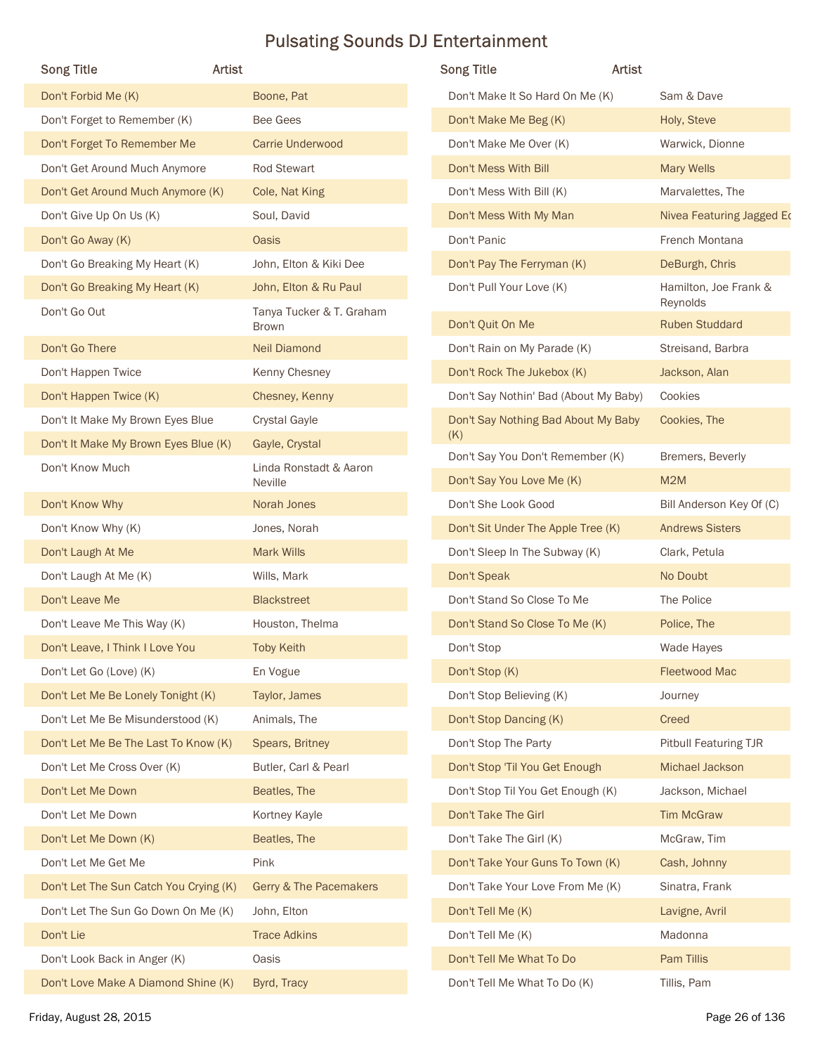# Pulsating Sounds DJ Entertainment

| Song Title | Artist |
|---|---|
| Don't Forbid Me (K) | Boone, Pat |
| Don't Forget to Remember (K) | Bee Gees |
| Don't Forget To Remember Me | Carrie Underwood |
| Don't Get Around Much Anymore | Rod Stewart |
| Don't Get Around Much Anymore (K) | Cole, Nat King |
| Don't Give Up On Us (K) | Soul, David |
| Don't Go Away (K) | Oasis |
| Don't Go Breaking My Heart (K) | John, Elton & Kiki Dee |
| Don't Go Breaking My Heart (K) | John, Elton & Ru Paul |
| Don't Go Out | Tanya Tucker & T. Graham Brown |
| Don't Go There | Neil Diamond |
| Don't Happen Twice | Kenny Chesney |
| Don't Happen Twice (K) | Chesney, Kenny |
| Don't It Make My Brown Eyes Blue | Crystal Gayle |
| Don't It Make My Brown Eyes Blue (K) | Gayle, Crystal |
| Don't Know Much | Linda Ronstadt & Aaron Neville |
| Don't Know Why | Norah Jones |
| Don't Know Why (K) | Jones, Norah |
| Don't Laugh At Me | Mark Wills |
| Don't Laugh At Me (K) | Wills, Mark |
| Don't Leave Me | Blackstreet |
| Don't Leave Me This Way (K) | Houston, Thelma |
| Don't Leave, I Think I Love You | Toby Keith |
| Don't Let Go (Love) (K) | En Vogue |
| Don't Let Me Be Lonely Tonight (K) | Taylor, James |
| Don't Let Me Be Misunderstood (K) | Animals, The |
| Don't Let Me Be The Last To Know (K) | Spears, Britney |
| Don't Let Me Cross Over (K) | Butler, Carl & Pearl |
| Don't Let Me Down | Beatles, The |
| Don't Let Me Down | Kortney Kayle |
| Don't Let Me Down (K) | Beatles, The |
| Don't Let Me Get Me | Pink |
| Don't Let The Sun Catch You Crying (K) | Gerry & The Pacemakers |
| Don't Let The Sun Go Down On Me (K) | John, Elton |
| Don't Lie | Trace Adkins |
| Don't Look Back in Anger (K) | Oasis |
| Don't Love Make A Diamond Shine (K) | Byrd, Tracy |
| Don't Make It So Hard On Me (K) | Sam & Dave |
| Don't Make Me Beg (K) | Holy, Steve |
| Don't Make Me Over (K) | Warwick, Dionne |
| Don't Mess With Bill | Mary Wells |
| Don't Mess With Bill (K) | Marvalettes, The |
| Don't Mess With My Man | Nivea Featuring Jagged Ed |
| Don't Panic | French Montana |
| Don't Pay The Ferryman (K) | DeBurgh, Chris |
| Don't Pull Your Love (K) | Hamilton, Joe Frank & Reynolds |
| Don't Quit On Me | Ruben Studdard |
| Don't Rain on My Parade (K) | Streisand, Barbra |
| Don't Rock The Jukebox (K) | Jackson, Alan |
| Don't Say Nothin' Bad (About My Baby) | Cookies |
| Don't Say Nothing Bad About My Baby (K) | Cookies, The |
| Don't Say You Don't Remember (K) | Bremers, Beverly |
| Don't Say You Love Me (K) | M2M |
| Don't She Look Good | Bill Anderson Key Of (C) |
| Don't Sit Under The Apple Tree (K) | Andrews Sisters |
| Don't Sleep In The Subway (K) | Clark, Petula |
| Don't Speak | No Doubt |
| Don't Stand So Close To Me | The Police |
| Don't Stand So Close To Me (K) | Police, The |
| Don't Stop | Wade Hayes |
| Don't Stop (K) | Fleetwood Mac |
| Don't Stop Believing (K) | Journey |
| Don't Stop Dancing (K) | Creed |
| Don't Stop The Party | Pitbull Featuring TJR |
| Don't Stop 'Til You Get Enough | Michael Jackson |
| Don't Stop Til You Get Enough (K) | Jackson, Michael |
| Don't Take The Girl | Tim McGraw |
| Don't Take The Girl (K) | McGraw, Tim |
| Don't Take Your Guns To Town (K) | Cash, Johnny |
| Don't Take Your Love From Me (K) | Sinatra, Frank |
| Don't Tell Me (K) | Lavigne, Avril |
| Don't Tell Me (K) | Madonna |
| Don't Tell Me What To Do | Pam Tillis |
| Don't Tell Me What To Do (K) | Tillis, Pam |

Friday, August 28, 2015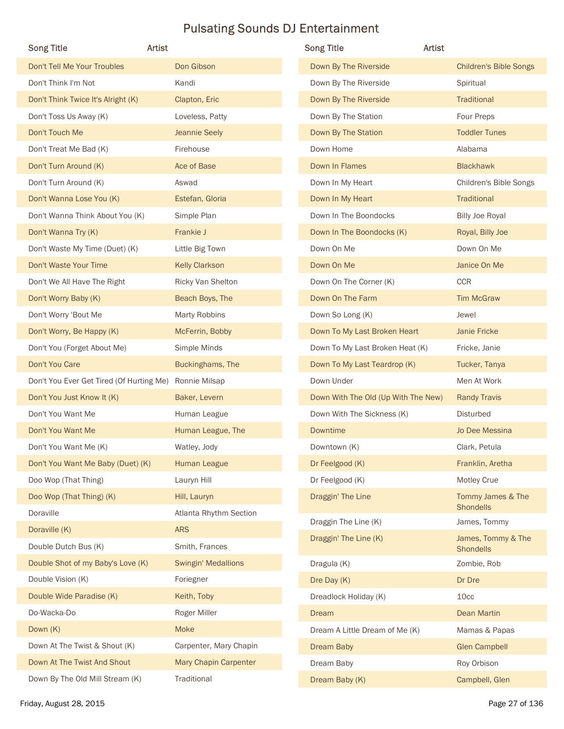# Pulsating Sounds DJ Entertainment

| Song Title | Artist |
|---|---|
| Don't Tell Me Your Troubles | Don Gibson |
| Don't Think I'm Not | Kandi |
| Don't Think Twice It's Alright (K) | Clapton, Eric |
| Don't Toss Us Away (K) | Loveless, Patty |
| Don't Touch Me | Jeannie Seely |
| Don't Treat Me Bad (K) | Firehouse |
| Don't Turn Around (K) | Ace of Base |
| Don't Turn Around (K) | Aswad |
| Don't Wanna Lose You (K) | Estefan, Gloria |
| Don't Wanna Think About You (K) | Simple Plan |
| Don't Wanna Try (K) | Frankie J |
| Don't Waste My Time (Duet) (K) | Little Big Town |
| Don't Waste Your Time | Kelly Clarkson |
| Don't We All Have The Right | Ricky Van Shelton |
| Don't Worry Baby (K) | Beach Boys, The |
| Don't Worry 'Bout Me | Marty Robbins |
| Don't Worry, Be Happy (K) | McFerrin, Bobby |
| Don't You (Forget About Me) | Simple Minds |
| Don't You Care | Buckinghams, The |
| Don't You Ever Get Tired (Of Hurting Me) | Ronnie Milsap |
| Don't You Just Know It (K) | Baker, Levern |
| Don't You Want Me | Human League |
| Don't You Want Me | Human League, The |
| Don't You Want Me (K) | Watley, Jody |
| Don't You Want Me Baby (Duet) (K) | Human League |
| Doo Wop (That Thing) | Lauryn Hill |
| Doo Wop (That Thing) (K) | Hill, Lauryn |
| Doraville | Atlanta Rhythm Section |
| Doraville (K) | ARS |
| Double Dutch Bus (K) | Smith, Frances |
| Double Shot of my Baby's Love (K) | Swingin' Medallions |
| Double Vision (K) | Foriegner |
| Double Wide Paradise (K) | Keith, Toby |
| Do-Wacka-Do | Roger Miller |
| Down (K) | Moke |
| Down At The Twist & Shout (K) | Carpenter, Mary Chapin |
| Down At The Twist And Shout | Mary Chapin Carpenter |
| Down By The Old Mill Stream (K) | Traditional |
| Down By The Riverside | Children's Bible Songs |
| Down By The Riverside | Spiritual |
| Down By The Riverside | Traditional |
| Down By The Station | Four Preps |
| Down By The Station | Toddler Tunes |
| Down Home | Alabama |
| Down In Flames | Blackhawk |
| Down In My Heart | Children's Bible Songs |
| Down In My Heart | Traditional |
| Down In The Boondocks | Billy Joe Royal |
| Down In The Boondocks (K) | Royal, Billy Joe |
| Down On Me | Down On Me |
| Down On Me | Janice On Me |
| Down On The Corner (K) | CCR |
| Down On The Farm | Tim McGraw |
| Down So Long (K) | Jewel |
| Down To My Last Broken Heart | Janie Fricke |
| Down To My Last Broken Heat (K) | Fricke, Janie |
| Down To My Last Teardrop (K) | Tucker, Tanya |
| Down Under | Men At Work |
| Down With The Old (Up With The New) | Randy Travis |
| Down With The Sickness (K) | Disturbed |
| Downtime | Jo Dee Messina |
| Downtown (K) | Clark, Petula |
| Dr Feelgood (K) | Franklin, Aretha |
| Dr Feelgood (K) | Motley Crue |
| Draggin' The Line | Tommy James & The Shondells |
| Draggin The Line (K) | James, Tommy |
| Draggin' The Line (K) | James, Tommy & The Shondells |
| Dragula (K) | Zombie, Rob |
| Dre Day (K) | Dr Dre |
| Dreadlock Holiday (K) | 10cc |
| Dream | Dean Martin |
| Dream A Little Dream of Me (K) | Mamas & Papas |
| Dream Baby | Glen Campbell |
| Dream Baby | Roy Orbison |
| Dream Baby (K) | Campbell, Glen |

Friday, August 28, 2015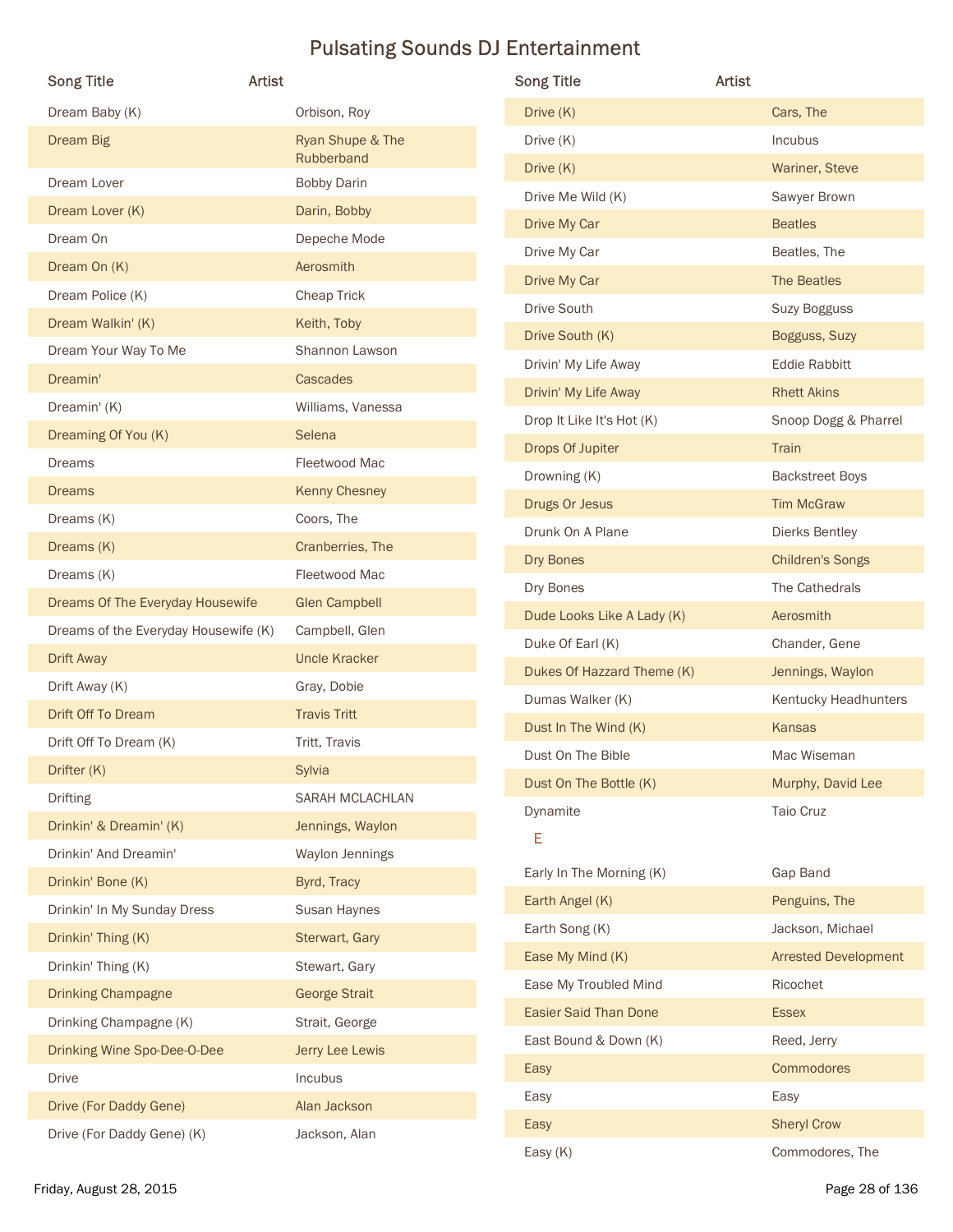# Pulsating Sounds DJ Entertainment

| Song Title | Artist |
|---|---|
| Dream Baby (K) | Orbison, Roy |
| Dream Big | Ryan Shupe & The Rubberband |
| Dream Lover | Bobby Darin |
| Dream Lover (K) | Darin, Bobby |
| Dream On | Depeche Mode |
| Dream On (K) | Aerosmith |
| Dream Police (K) | Cheap Trick |
| Dream Walkin' (K) | Keith, Toby |
| Dream Your Way To Me | Shannon Lawson |
| Dreamin' | Cascades |
| Dreamin' (K) | Williams, Vanessa |
| Dreaming Of You (K) | Selena |
| Dreams | Fleetwood Mac |
| Dreams | Kenny Chesney |
| Dreams (K) | Coors, The |
| Dreams (K) | Cranberries, The |
| Dreams (K) | Fleetwood Mac |
| Dreams Of The Everyday Housewife | Glen Campbell |
| Dreams of the Everyday Housewife (K) | Campbell, Glen |
| Drift Away | Uncle Kracker |
| Drift Away (K) | Gray, Dobie |
| Drift Off To Dream | Travis Tritt |
| Drift Off To Dream (K) | Tritt, Travis |
| Drifter (K) | Sylvia |
| Drifting | SARAH MCLACHLAN |
| Drinkin' & Dreamin' (K) | Jennings, Waylon |
| Drinkin' And Dreamin' | Waylon Jennings |
| Drinkin' Bone (K) | Byrd, Tracy |
| Drinkin' In My Sunday Dress | Susan Haynes |
| Drinkin' Thing (K) | Sterwart, Gary |
| Drinkin' Thing (K) | Stewart, Gary |
| Drinking Champagne | George Strait |
| Drinking Champagne (K) | Strait, George |
| Drinking Wine Spo-Dee-O-Dee | Jerry Lee Lewis |
| Drive | Incubus |
| Drive (For Daddy Gene) | Alan Jackson |
| Drive (For Daddy Gene) (K) | Jackson, Alan |
| Drive (K) | Cars, The |
| Drive (K) | Incubus |
| Drive (K) | Wariner, Steve |
| Drive Me Wild (K) | Sawyer Brown |
| Drive My Car | Beatles |
| Drive My Car | Beatles, The |
| Drive My Car | The Beatles |
| Drive South | Suzy Bogguss |
| Drive South (K) | Bogguss, Suzy |
| Drivin' My Life Away | Eddie Rabbitt |
| Drivin' My Life Away | Rhett Akins |
| Drop It Like It's Hot (K) | Snoop Dogg & Pharrel |
| Drops Of Jupiter | Train |
| Drowning (K) | Backstreet Boys |
| Drugs Or Jesus | Tim McGraw |
| Drunk On A Plane | Dierks Bentley |
| Dry Bones | Children's Songs |
| Dry Bones | The Cathedrals |
| Dude Looks Like A Lady (K) | Aerosmith |
| Duke Of Earl (K) | Chander, Gene |
| Dukes Of Hazzard Theme (K) | Jennings, Waylon |
| Dumas Walker (K) | Kentucky Headhunters |
| Dust In The Wind (K) | Kansas |
| Dust On The Bible | Mac Wiseman |
| Dust On The Bottle (K) | Murphy, David Lee |
| Dynamite | Taio Cruz |

## E

| Song Title | Artist |
|---|---|
| Early In The Morning (K) | Gap Band |
| Earth Angel (K) | Penguins, The |
| Earth Song (K) | Jackson, Michael |
| Ease My Mind (K) | Arrested Development |
| Ease My Troubled Mind | Ricochet |
| Easier Said Than Done | Essex |
| East Bound & Down (K) | Reed, Jerry |
| Easy | Commodores |
| Easy | Easy |
| Easy | Sheryl Crow |
| Easy (K) | Commodores, The |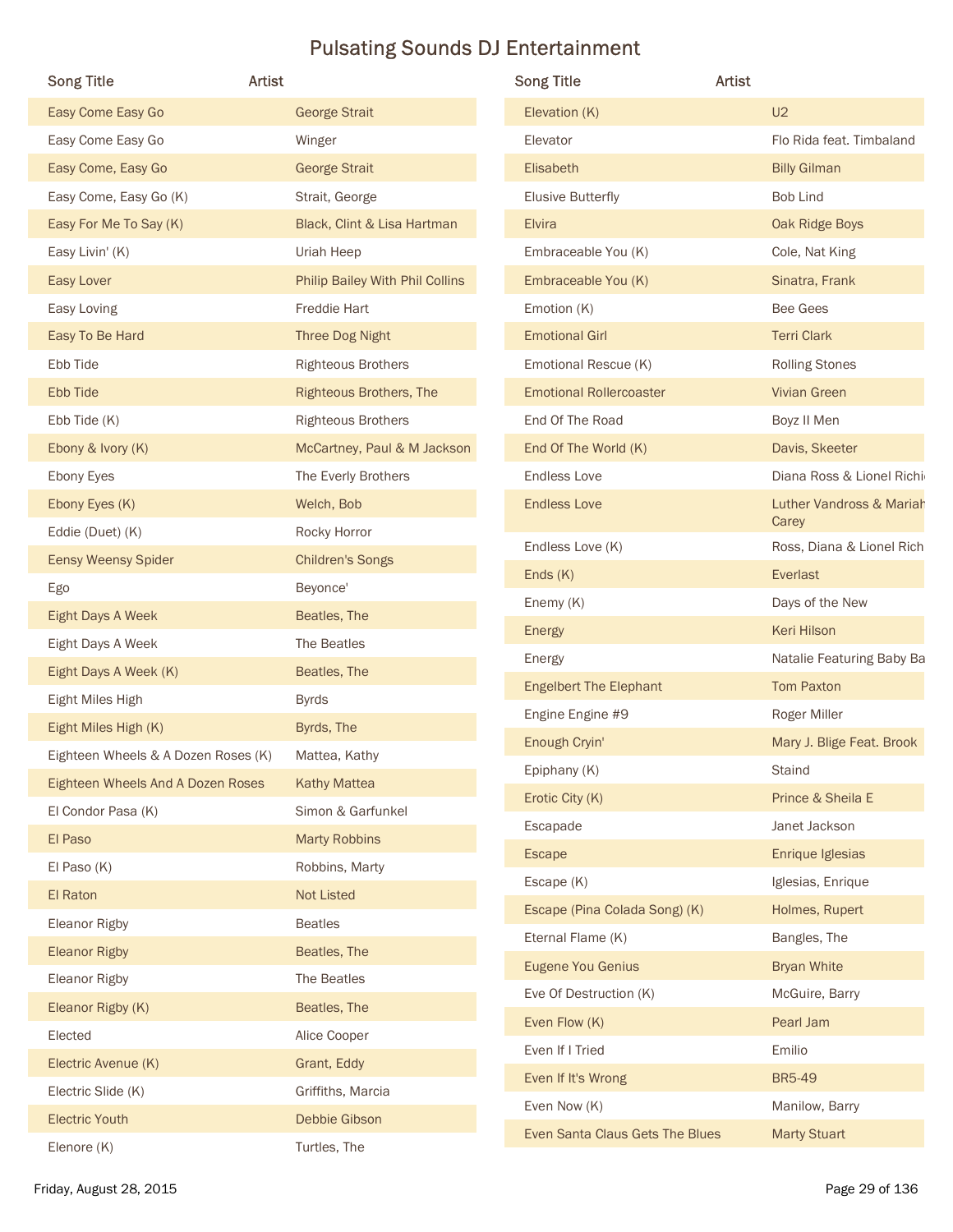# Pulsating Sounds DJ Entertainment

| Song Title | Artist |
|---|---|
| Easy Come Easy Go | George Strait |
| Easy Come Easy Go | Winger |
| Easy Come, Easy Go | George Strait |
| Easy Come, Easy Go (K) | Strait, George |
| Easy For Me To Say (K) | Black, Clint & Lisa Hartman |
| Easy Livin' (K) | Uriah Heep |
| Easy Lover | Philip Bailey With Phil Collins |
| Easy Loving | Freddie Hart |
| Easy To Be Hard | Three Dog Night |
| Ebb Tide | Righteous Brothers |
| Ebb Tide | Righteous Brothers, The |
| Ebb Tide (K) | Righteous Brothers |
| Ebony & Ivory (K) | McCartney, Paul & M Jackson |
| Ebony Eyes | The Everly Brothers |
| Ebony Eyes (K) | Welch, Bob |
| Eddie (Duet) (K) | Rocky Horror |
| Eensy Weensy Spider | Children's Songs |
| Ego | Beyonce' |
| Eight Days A Week | Beatles, The |
| Eight Days A Week | The Beatles |
| Eight Days A Week (K) | Beatles, The |
| Eight Miles High | Byrds |
| Eight Miles High (K) | Byrds, The |
| Eighteen Wheels & A Dozen Roses (K) | Mattea, Kathy |
| Eighteen Wheels And A Dozen Roses | Kathy Mattea |
| El Condor Pasa (K) | Simon & Garfunkel |
| El Paso | Marty Robbins |
| El Paso (K) | Robbins, Marty |
| El Raton | Not Listed |
| Eleanor Rigby | Beatles |
| Eleanor Rigby | Beatles, The |
| Eleanor Rigby | The Beatles |
| Eleanor Rigby (K) | Beatles, The |
| Elected | Alice Cooper |
| Electric Avenue (K) | Grant, Eddy |
| Electric Slide (K) | Griffiths, Marcia |
| Electric Youth | Debbie Gibson |
| Elenore (K) | Turtles, The |
| Elevation (K) | U2 |
| Elevator | Flo Rida feat. Timbaland |
| Elisabeth | Billy Gilman |
| Elusive Butterfly | Bob Lind |
| Elvira | Oak Ridge Boys |
| Embraceable You (K) | Cole, Nat King |
| Embraceable You (K) | Sinatra, Frank |
| Emotion (K) | Bee Gees |
| Emotional Girl | Terri Clark |
| Emotional Rescue (K) | Rolling Stones |
| Emotional Rollercoaster | Vivian Green |
| End Of The Road | Boyz II Men |
| End Of The World (K) | Davis, Skeeter |
| Endless Love | Diana Ross & Lionel Richi |
| Endless Love | Luther Vandross & Mariah Carey |
| Endless Love (K) | Ross, Diana & Lionel Rich |
| Ends (K) | Everlast |
| Enemy (K) | Days of the New |
| Energy | Keri Hilson |
| Energy | Natalie Featuring Baby Ba |
| Engelbert The Elephant | Tom Paxton |
| Engine Engine #9 | Roger Miller |
| Enough Cryin' | Mary J. Blige Feat. Brook |
| Epiphany (K) | Staind |
| Erotic City (K) | Prince & Sheila E |
| Escapade | Janet Jackson |
| Escape | Enrique Iglesias |
| Escape (K) | Iglesias, Enrique |
| Escape (Pina Colada Song) (K) | Holmes, Rupert |
| Eternal Flame (K) | Bangles, The |
| Eugene You Genius | Bryan White |
| Eve Of Destruction (K) | McGuire, Barry |
| Even Flow (K) | Pearl Jam |
| Even If I Tried | Emilio |
| Even If It's Wrong | BR5-49 |
| Even Now (K) | Manilow, Barry |
| Even Santa Claus Gets The Blues | Marty Stuart |

Friday, August 28, 2015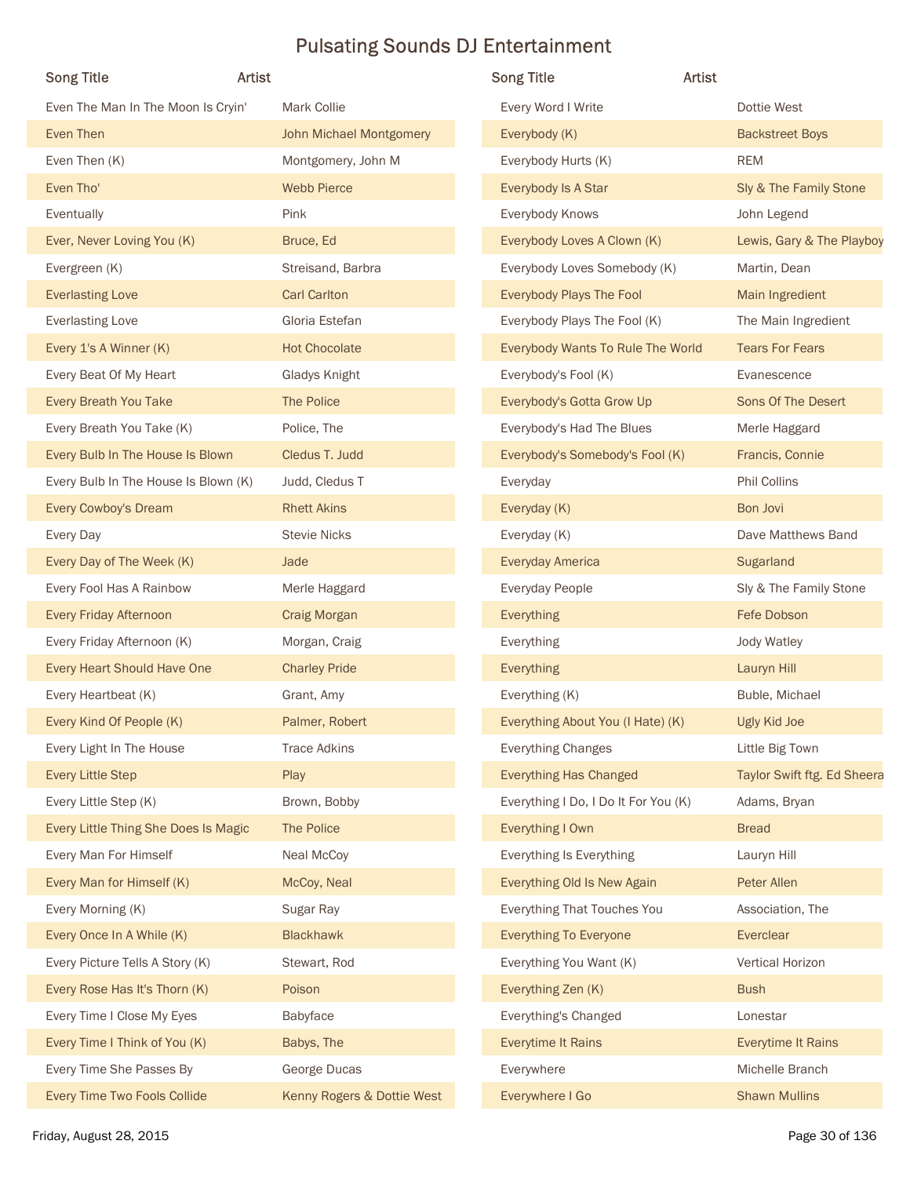# Pulsating Sounds DJ Entertainment

| Song Title | Artist |
|---|---|
| Even The Man In The Moon Is Cryin' | Mark Collie |
| Even Then | John Michael Montgomery |
| Even Then (K) | Montgomery, John M |
| Even Tho' | Webb Pierce |
| Eventually | Pink |
| Ever, Never Loving You (K) | Bruce, Ed |
| Evergreen (K) | Streisand, Barbra |
| Everlasting Love | Carl Carlton |
| Everlasting Love | Gloria Estefan |
| Every 1's A Winner (K) | Hot Chocolate |
| Every Beat Of My Heart | Gladys Knight |
| Every Breath You Take | The Police |
| Every Breath You Take (K) | Police, The |
| Every Bulb In The House Is Blown | Cledus T. Judd |
| Every Bulb In The House Is Blown (K) | Judd, Cledus T |
| Every Cowboy's Dream | Rhett Akins |
| Every Day | Stevie Nicks |
| Every Day of The Week (K) | Jade |
| Every Fool Has A Rainbow | Merle Haggard |
| Every Friday Afternoon | Craig Morgan |
| Every Friday Afternoon (K) | Morgan, Craig |
| Every Heart Should Have One | Charley Pride |
| Every Heartbeat (K) | Grant, Amy |
| Every Kind Of People (K) | Palmer, Robert |
| Every Light In The House | Trace Adkins |
| Every Little Step | Play |
| Every Little Step (K) | Brown, Bobby |
| Every Little Thing She Does Is Magic | The Police |
| Every Man For Himself | Neal McCoy |
| Every Man for Himself (K) | McCoy, Neal |
| Every Morning (K) | Sugar Ray |
| Every Once In A While (K) | Blackhawk |
| Every Picture Tells A Story (K) | Stewart, Rod |
| Every Rose Has It's Thorn (K) | Poison |
| Every Time I Close My Eyes | Babyface |
| Every Time I Think of You (K) | Babys, The |
| Every Time She Passes By | George Ducas |
| Every Time Two Fools Collide | Kenny Rogers & Dottie West |
| Every Word I Write | Dottie West |
| Everybody (K) | Backstreet Boys |
| Everybody Hurts (K) | REM |
| Everybody Is A Star | Sly & The Family Stone |
| Everybody Knows | John Legend |
| Everybody Loves A Clown (K) | Lewis, Gary & The Playboy |
| Everybody Loves Somebody (K) | Martin, Dean |
| Everybody Plays The Fool | Main Ingredient |
| Everybody Plays The Fool (K) | The Main Ingredient |
| Everybody Wants To Rule The World | Tears For Fears |
| Everybody's Fool (K) | Evanescence |
| Everybody's Gotta Grow Up | Sons Of The Desert |
| Everybody's Had The Blues | Merle Haggard |
| Everybody's Somebody's Fool (K) | Francis, Connie |
| Everyday | Phil Collins |
| Everyday (K) | Bon Jovi |
| Everyday (K) | Dave Matthews Band |
| Everyday America | Sugarland |
| Everyday People | Sly & The Family Stone |
| Everything | Fefe Dobson |
| Everything | Jody Watley |
| Everything | Lauryn Hill |
| Everything (K) | Buble, Michael |
| Everything About You (I Hate) (K) | Ugly Kid Joe |
| Everything Changes | Little Big Town |
| Everything Has Changed | Taylor Swift ftg. Ed Sheera |
| Everything I Do, I Do It For You (K) | Adams, Bryan |
| Everything I Own | Bread |
| Everything Is Everything | Lauryn Hill |
| Everything Old Is New Again | Peter Allen |
| Everything That Touches You | Association, The |
| Everything To Everyone | Everclear |
| Everything You Want (K) | Vertical Horizon |
| Everything Zen (K) | Bush |
| Everything's Changed | Lonestar |
| Everytime It Rains | Everytime It Rains |
| Everywhere | Michelle Branch |
| Everywhere I Go | Shawn Mullins |

Friday, August 28, 2015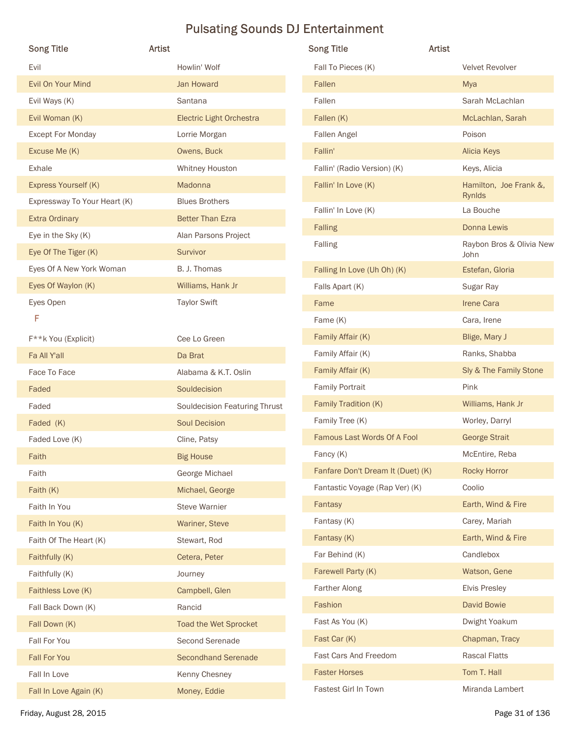# Pulsating Sounds DJ Entertainment

| Song Title | Artist |
|---|---|
| Evil | Howlin' Wolf |
| Evil On Your Mind | Jan Howard |
| Evil Ways (K) | Santana |
| Evil Woman (K) | Electric Light Orchestra |
| Except For Monday | Lorrie Morgan |
| Excuse Me (K) | Owens, Buck |
| Exhale | Whitney Houston |
| Express Yourself (K) | Madonna |
| Expressway To Your Heart (K) | Blues Brothers |
| Extra Ordinary | Better Than Ezra |
| Eye in the Sky (K) | Alan Parsons Project |
| Eye Of The Tiger (K) | Survivor |
| Eyes Of A New York Woman | B. J. Thomas |
| Eyes Of Waylon (K) | Williams, Hank Jr |
| Eyes Open | Taylor Swift |
| **F** | |
| F**k You (Explicit) | Cee Lo Green |
| Fa All Y'all | Da Brat |
| Face To Face | Alabama & K.T. Oslin |
| Faded | Souldecision |
| Faded | Souldecision Featuring Thrust |
| Faded (K) | Soul Decision |
| Faded Love (K) | Cline, Patsy |
| Faith | Big House |
| Faith | George Michael |
| Faith (K) | Michael, George |
| Faith In You | Steve Warnier |
| Faith In You (K) | Wariner, Steve |
| Faith Of The Heart (K) | Stewart, Rod |
| Faithfully (K) | Cetera, Peter |
| Faithfully (K) | Journey |
| Faithless Love (K) | Campbell, Glen |
| Fall Back Down (K) | Rancid |
| Fall Down (K) | Toad the Wet Sprocket |
| Fall For You | Second Serenade |
| Fall For You | Secondhand Serenade |
| Fall In Love | Kenny Chesney |
| Fall In Love Again (K) | Money, Eddie |
| Fall To Pieces (K) | Velvet Revolver |
| Fallen | Mya |
| Fallen | Sarah McLachlan |
| Fallen (K) | McLachlan, Sarah |
| Fallen Angel | Poison |
| Fallin' | Alicia Keys |
| Fallin' (Radio Version) (K) | Keys, Alicia |
| Fallin' In Love (K) | Hamilton, Joe Frank &, Rynlds |
| Fallin' In Love (K) | La Bouche |
| Falling | Donna Lewis |
| Falling | Raybon Bros & Olivia New John |
| Falling In Love (Uh Oh) (K) | Estefan, Gloria |
| Falls Apart (K) | Sugar Ray |
| Fame | Irene Cara |
| Fame (K) | Cara, Irene |
| Family Affair (K) | Blige, Mary J |
| Family Affair (K) | Ranks, Shabba |
| Family Affair (K) | Sly & The Family Stone |
| Family Portrait | Pink |
| Family Tradition (K) | Williams, Hank Jr |
| Family Tree (K) | Worley, Darryl |
| Famous Last Words Of A Fool | George Strait |
| Fancy (K) | McEntire, Reba |
| Fanfare Don't Dream It (Duet) (K) | Rocky Horror |
| Fantastic Voyage (Rap Ver) (K) | Coolio |
| Fantasy | Earth, Wind & Fire |
| Fantasy (K) | Carey, Mariah |
| Fantasy (K) | Earth, Wind & Fire |
| Far Behind (K) | Candlebox |
| Farewell Party (K) | Watson, Gene |
| Farther Along | Elvis Presley |
| Fashion | David Bowie |
| Fast As You (K) | Dwight Yoakum |
| Fast Car (K) | Chapman, Tracy |
| Fast Cars And Freedom | Rascal Flatts |
| Faster Horses | Tom T. Hall |
| Fastest Girl In Town | Miranda Lambert |

Friday, August 28, 2015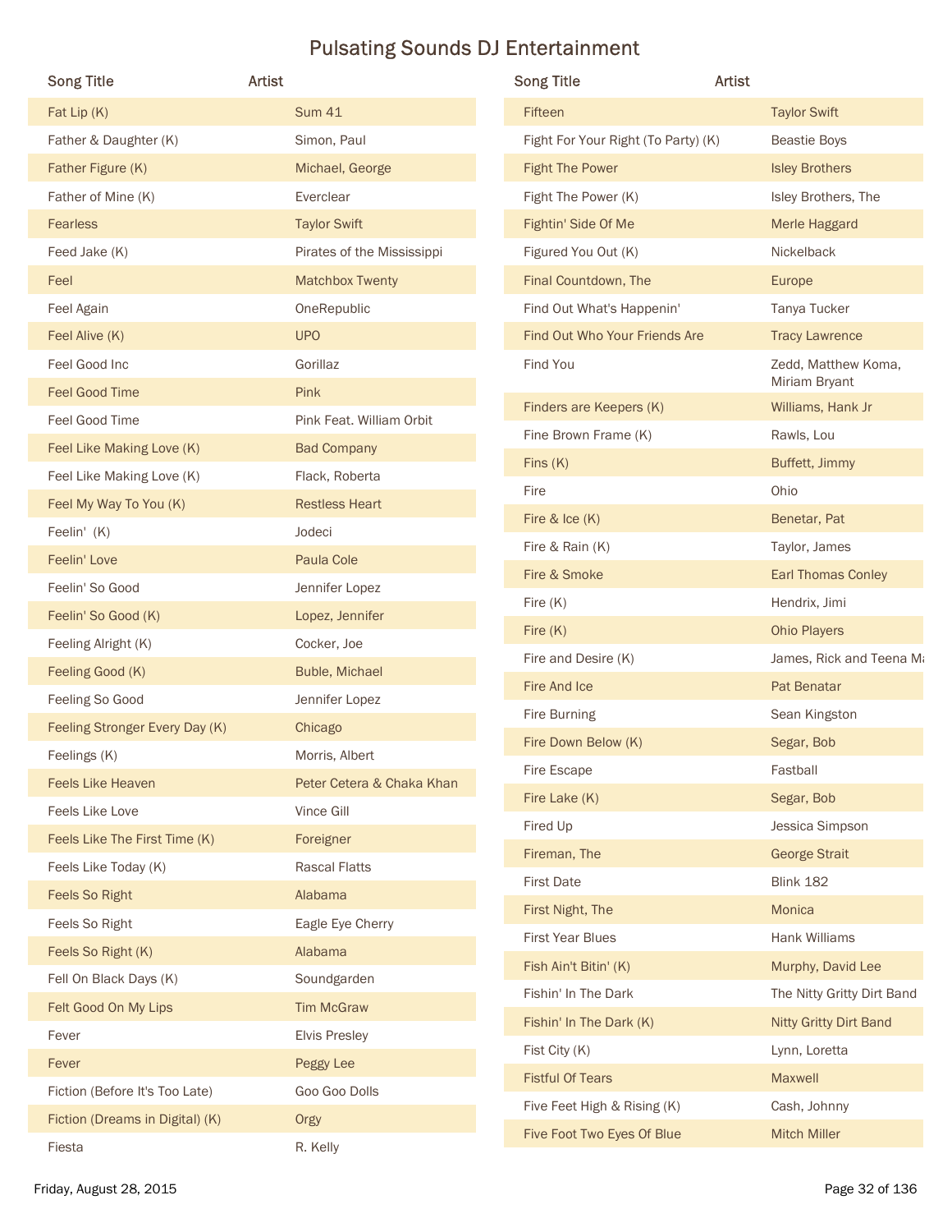# Pulsating Sounds DJ Entertainment

| Song Title | Artist |
|---|---|
| Fat Lip (K) | Sum 41 |
| Father & Daughter (K) | Simon, Paul |
| Father Figure (K) | Michael, George |
| Father of Mine (K) | Everclear |
| Fearless | Taylor Swift |
| Feed Jake (K) | Pirates of the Mississippi |
| Feel | Matchbox Twenty |
| Feel Again | OneRepublic |
| Feel Alive (K) | UPO |
| Feel Good Inc | Gorillaz |
| Feel Good Time | Pink |
| Feel Good Time | Pink Feat. William Orbit |
| Feel Like Making Love (K) | Bad Company |
| Feel Like Making Love (K) | Flack, Roberta |
| Feel My Way To You (K) | Restless Heart |
| Feelin' (K) | Jodeci |
| Feelin' Love | Paula Cole |
| Feelin' So Good | Jennifer Lopez |
| Feelin' So Good (K) | Lopez, Jennifer |
| Feeling Alright (K) | Cocker, Joe |
| Feeling Good (K) | Buble, Michael |
| Feeling So Good | Jennifer Lopez |
| Feeling Stronger Every Day (K) | Chicago |
| Feelings (K) | Morris, Albert |
| Feels Like Heaven | Peter Cetera & Chaka Khan |
| Feels Like Love | Vince Gill |
| Feels Like The First Time (K) | Foreigner |
| Feels Like Today (K) | Rascal Flatts |
| Feels So Right | Alabama |
| Feels So Right | Eagle Eye Cherry |
| Feels So Right (K) | Alabama |
| Fell On Black Days (K) | Soundgarden |
| Felt Good On My Lips | Tim McGraw |
| Fever | Elvis Presley |
| Fever | Peggy Lee |
| Fiction (Before It's Too Late) | Goo Goo Dolls |
| Fiction (Dreams in Digital) (K) | Orgy |
| Fiesta | R. Kelly |
| Fifteen | Taylor Swift |
| Fight For Your Right (To Party) (K) | Beastie Boys |
| Fight The Power | Isley Brothers |
| Fight The Power (K) | Isley Brothers, The |
| Fightin' Side Of Me | Merle Haggard |
| Figured You Out (K) | Nickelback |
| Final Countdown, The | Europe |
| Find Out What's Happenin' | Tanya Tucker |
| Find Out Who Your Friends Are | Tracy Lawrence |
| Find You | Zedd, Matthew Koma, Miriam Bryant |
| Finders are Keepers (K) | Williams, Hank Jr |
| Fine Brown Frame (K) | Rawls, Lou |
| Fins (K) | Buffett, Jimmy |
| Fire | Ohio |
| Fire & Ice (K) | Benetar, Pat |
| Fire & Rain (K) | Taylor, James |
| Fire & Smoke | Earl Thomas Conley |
| Fire (K) | Hendrix, Jimi |
| Fire (K) | Ohio Players |
| Fire and Desire (K) | James, Rick and Teena Ma |
| Fire And Ice | Pat Benatar |
| Fire Burning | Sean Kingston |
| Fire Down Below (K) | Segar, Bob |
| Fire Escape | Fastball |
| Fire Lake (K) | Segar, Bob |
| Fired Up | Jessica Simpson |
| Fireman, The | George Strait |
| First Date | Blink 182 |
| First Night, The | Monica |
| First Year Blues | Hank Williams |
| Fish Ain't Bitin' (K) | Murphy, David Lee |
| Fishin' In The Dark | The Nitty Gritty Dirt Band |
| Fishin' In The Dark (K) | Nitty Gritty Dirt Band |
| Fist City (K) | Lynn, Loretta |
| Fistful Of Tears | Maxwell |
| Five Feet High & Rising (K) | Cash, Johnny |
| Five Foot Two Eyes Of Blue | Mitch Miller |

Friday, August 28, 2015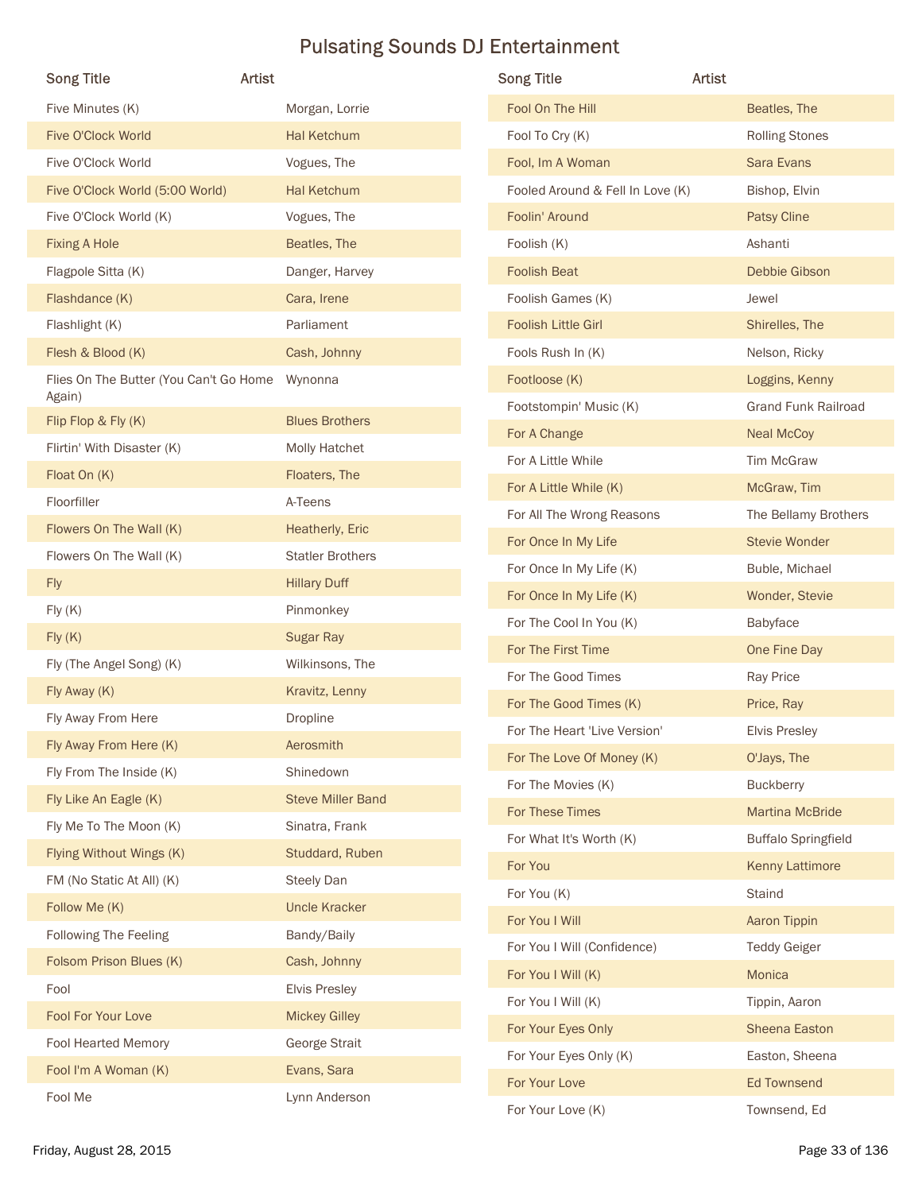# Pulsating Sounds DJ Entertainment

| Song Title | Artist |
|---|---|
| Five Minutes (K) | Morgan, Lorrie |
| Five O'Clock World | Hal Ketchum |
| Five O'Clock World | Vogues, The |
| Five O'Clock World (5:00 World) | Hal Ketchum |
| Five O'Clock World (K) | Vogues, The |
| Fixing A Hole | Beatles, The |
| Flagpole Sitta (K) | Danger, Harvey |
| Flashdance (K) | Cara, Irene |
| Flashlight (K) | Parliament |
| Flesh & Blood (K) | Cash, Johnny |
| Flies On The Butter (You Can't Go Home Again) | Wynonna |
| Flip Flop & Fly (K) | Blues Brothers |
| Flirtin' With Disaster (K) | Molly Hatchet |
| Float On (K) | Floaters, The |
| Floorfiller | A-Teens |
| Flowers On The Wall (K) | Heatherly, Eric |
| Flowers On The Wall (K) | Statler Brothers |
| Fly | Hillary Duff |
| Fly (K) | Pinmonkey |
| Fly (K) | Sugar Ray |
| Fly (The Angel Song) (K) | Wilkinsons, The |
| Fly Away (K) | Kravitz, Lenny |
| Fly Away From Here | Dropline |
| Fly Away From Here (K) | Aerosmith |
| Fly From The Inside (K) | Shinedown |
| Fly Like An Eagle (K) | Steve Miller Band |
| Fly Me To The Moon (K) | Sinatra, Frank |
| Flying Without Wings (K) | Studdard, Ruben |
| FM (No Static At All) (K) | Steely Dan |
| Follow Me (K) | Uncle Kracker |
| Following The Feeling | Bandy/Baily |
| Folsom Prison Blues (K) | Cash, Johnny |
| Fool | Elvis Presley |
| Fool For Your Love | Mickey Gilley |
| Fool Hearted Memory | George Strait |
| Fool I'm A Woman (K) | Evans, Sara |
| Fool Me | Lynn Anderson |
| Fool On The Hill | Beatles, The |
| Fool To Cry (K) | Rolling Stones |
| Fool, Im A Woman | Sara Evans |
| Fooled Around & Fell In Love (K) | Bishop, Elvin |
| Foolin' Around | Patsy Cline |
| Foolish (K) | Ashanti |
| Foolish Beat | Debbie Gibson |
| Foolish Games (K) | Jewel |
| Foolish Little Girl | Shirelles, The |
| Fools Rush In (K) | Nelson, Ricky |
| Footloose (K) | Loggins, Kenny |
| Footstompin' Music (K) | Grand Funk Railroad |
| For A Change | Neal McCoy |
| For A Little While | Tim McGraw |
| For A Little While (K) | McGraw, Tim |
| For All The Wrong Reasons | The Bellamy Brothers |
| For Once In My Life | Stevie Wonder |
| For Once In My Life (K) | Buble, Michael |
| For Once In My Life (K) | Wonder, Stevie |
| For The Cool In You (K) | Babyface |
| For The First Time | One Fine Day |
| For The Good Times | Ray Price |
| For The Good Times (K) | Price, Ray |
| For The Heart 'Live Version' | Elvis Presley |
| For The Love Of Money (K) | O'Jays, The |
| For The Movies (K) | Buckberry |
| For These Times | Martina McBride |
| For What It's Worth (K) | Buffalo Springfield |
| For You | Kenny Lattimore |
| For You (K) | Staind |
| For You I Will | Aaron Tippin |
| For You I Will (Confidence) | Teddy Geiger |
| For You I Will (K) | Monica |
| For You I Will (K) | Tippin, Aaron |
| For Your Eyes Only | Sheena Easton |
| For Your Eyes Only (K) | Easton, Sheena |
| For Your Love | Ed Townsend |
| For Your Love (K) | Townsend, Ed |

Friday, August 28, 2015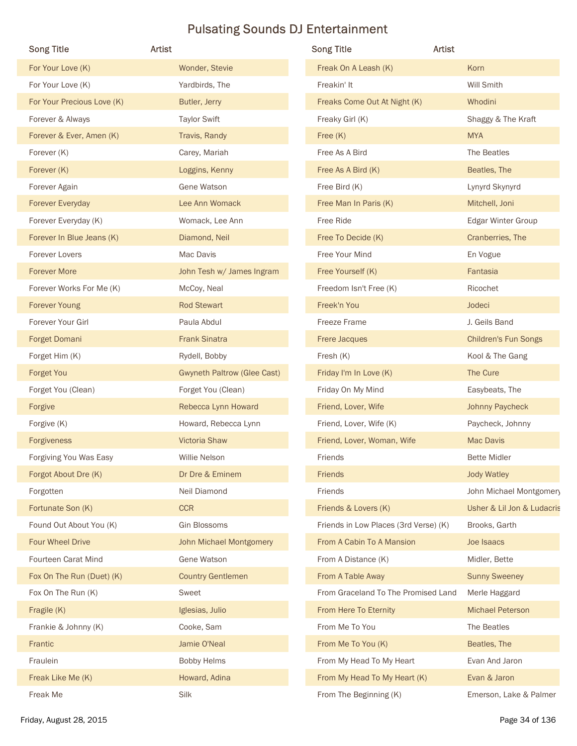# Pulsating Sounds DJ Entertainment

| Song Title | Artist |
| --- | --- |
| For Your Love (K) | Wonder, Stevie |
| For Your Love (K) | Yardbirds, The |
| For Your Precious Love (K) | Butler, Jerry |
| Forever & Always | Taylor Swift |
| Forever & Ever, Amen (K) | Travis, Randy |
| Forever (K) | Carey, Mariah |
| Forever (K) | Loggins, Kenny |
| Forever Again | Gene Watson |
| Forever Everyday | Lee Ann Womack |
| Forever Everyday (K) | Womack, Lee Ann |
| Forever In Blue Jeans (K) | Diamond, Neil |
| Forever Lovers | Mac Davis |
| Forever More | John Tesh w/ James Ingram |
| Forever Works For Me (K) | McCoy, Neal |
| Forever Young | Rod Stewart |
| Forever Your Girl | Paula Abdul |
| Forget Domani | Frank Sinatra |
| Forget Him (K) | Rydell, Bobby |
| Forget You | Gwyneth Paltrow (Glee Cast) |
| Forget You (Clean) | Forget You (Clean) |
| Forgive | Rebecca Lynn Howard |
| Forgive (K) | Howard, Rebecca Lynn |
| Forgiveness | Victoria Shaw |
| Forgiving You Was Easy | Willie Nelson |
| Forgot About Dre (K) | Dr Dre & Eminem |
| Forgotten | Neil Diamond |
| Fortunate Son (K) | CCR |
| Found Out About You (K) | Gin Blossoms |
| Four Wheel Drive | John Michael Montgomery |
| Fourteen Carat Mind | Gene Watson |
| Fox On The Run (Duet) (K) | Country Gentlemen |
| Fox On The Run (K) | Sweet |
| Fragile (K) | Iglesias, Julio |
| Frankie & Johnny (K) | Cooke, Sam |
| Frantic | Jamie O'Neal |
| Fraulein | Bobby Helms |
| Freak Like Me (K) | Howard, Adina |
| Freak Me | Silk |
| Freak On A Leash (K) | Korn |
| Freakin' It | Will Smith |
| Freaks Come Out At Night (K) | Whodini |
| Freaky Girl (K) | Shaggy & The Kraft |
| Free (K) | MYA |
| Free As A Bird | The Beatles |
| Free As A Bird (K) | Beatles, The |
| Free Bird (K) | Lynyrd Skynyrd |
| Free Man In Paris (K) | Mitchell, Joni |
| Free Ride | Edgar Winter Group |
| Free To Decide (K) | Cranberries, The |
| Free Your Mind | En Vogue |
| Free Yourself (K) | Fantasia |
| Freedom Isn't Free (K) | Ricochet |
| Freek'n You | Jodeci |
| Freeze Frame | J. Geils Band |
| Frere Jacques | Children's Fun Songs |
| Fresh (K) | Kool & The Gang |
| Friday I'm In Love (K) | The Cure |
| Friday On My Mind | Easybeats, The |
| Friend, Lover, Wife | Johnny Paycheck |
| Friend, Lover, Wife (K) | Paycheck, Johnny |
| Friend, Lover, Woman, Wife | Mac Davis |
| Friends | Bette Midler |
| Friends | Jody Watley |
| Friends | John Michael Montgomery |
| Friends & Lovers (K) | Usher & Lil Jon & Ludacris |
| Friends in Low Places (3rd Verse) (K) | Brooks, Garth |
| From A Cabin To A Mansion | Joe Isaacs |
| From A Distance (K) | Midler, Bette |
| From A Table Away | Sunny Sweeney |
| From Graceland To The Promised Land | Merle Haggard |
| From Here To Eternity | Michael Peterson |
| From Me To You | The Beatles |
| From Me To You (K) | Beatles, The |
| From My Head To My Heart | Evan And Jaron |
| From My Head To My Heart (K) | Evan & Jaron |
| From The Beginning (K) | Emerson, Lake & Palmer |

Friday, August 28, 2015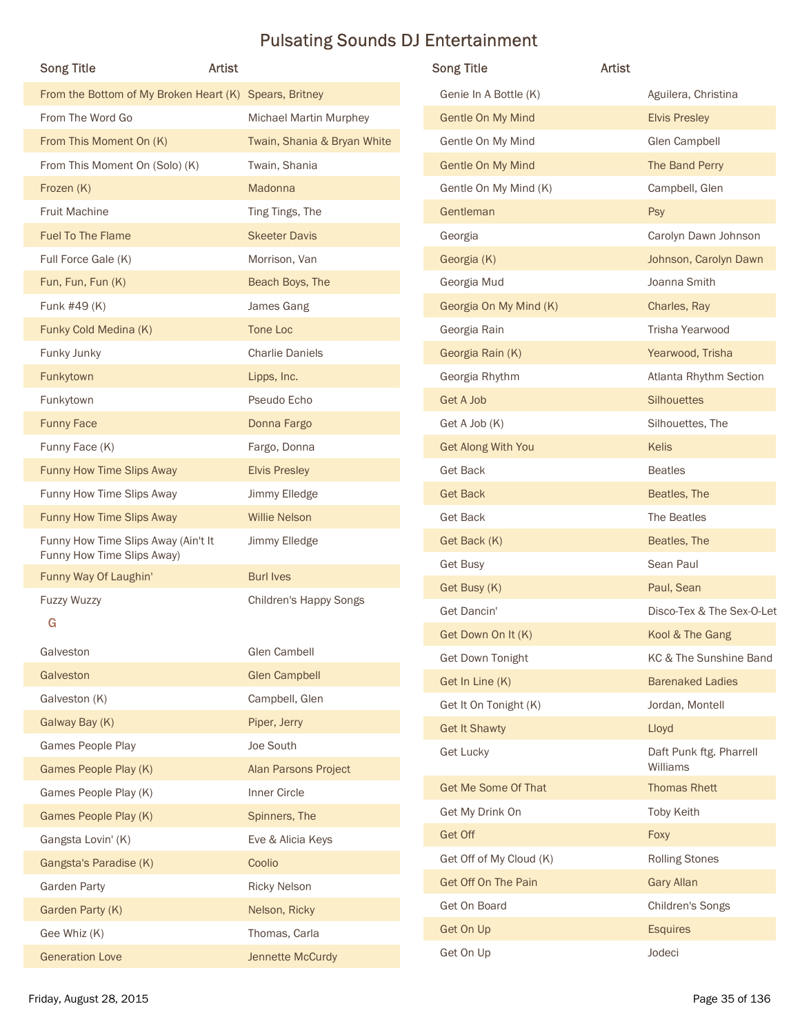# Pulsating Sounds DJ Entertainment

| Song Title | Artist |
| --- | --- |
| From the Bottom of My Broken Heart (K) | Spears, Britney |
| From The Word Go | Michael Martin Murphey |
| From This Moment On (K) | Twain, Shania & Bryan White |
| From This Moment On (Solo) (K) | Twain, Shania |
| Frozen (K) | Madonna |
| Fruit Machine | Ting Tings, The |
| Fuel To The Flame | Skeeter Davis |
| Full Force Gale (K) | Morrison, Van |
| Fun, Fun, Fun (K) | Beach Boys, The |
| Funk #49 (K) | James Gang |
| Funky Cold Medina (K) | Tone Loc |
| Funky Junky | Charlie Daniels |
| Funkytown | Lipps, Inc. |
| Funkytown | Pseudo Echo |
| Funny Face | Donna Fargo |
| Funny Face (K) | Fargo, Donna |
| Funny How Time Slips Away | Elvis Presley |
| Funny How Time Slips Away | Jimmy Elledge |
| Funny How Time Slips Away | Willie Nelson |
| Funny How Time Slips Away (Ain't It Funny How Time Slips Away) | Jimmy Elledge |
| Funny Way Of Laughin' | Burl Ives |
| Fuzzy Wuzzy | Children's Happy Songs |

## G

| Song Title | Artist |
| --- | --- |
| Galveston | Glen Cambell |
| Galveston | Glen Campbell |
| Galveston (K) | Campbell, Glen |
| Galway Bay (K) | Piper, Jerry |
| Games People Play | Joe South |
| Games People Play (K) | Alan Parsons Project |
| Games People Play (K) | Inner Circle |
| Games People Play (K) | Spinners, The |
| Gangsta Lovin' (K) | Eve & Alicia Keys |
| Gangsta's Paradise (K) | Coolio |
| Garden Party | Ricky Nelson |
| Garden Party (K) | Nelson, Ricky |
| Gee Whiz (K) | Thomas, Carla |
| Generation Love | Jennette McCurdy |
| Genie In A Bottle (K) | Aguilera, Christina |
| Gentle On My Mind | Elvis Presley |
| Gentle On My Mind | Glen Campbell |
| Gentle On My Mind | The Band Perry |
| Gentle On My Mind (K) | Campbell, Glen |
| Gentleman | Psy |
| Georgia | Carolyn Dawn Johnson |
| Georgia (K) | Johnson, Carolyn Dawn |
| Georgia Mud | Joanna Smith |
| Georgia On My Mind (K) | Charles, Ray |
| Georgia Rain | Trisha Yearwood |
| Georgia Rain (K) | Yearwood, Trisha |
| Georgia Rhythm | Atlanta Rhythm Section |
| Get A Job | Silhouettes |
| Get A Job (K) | Silhouettes, The |
| Get Along With You | Kelis |
| Get Back | Beatles |
| Get Back | Beatles, The |
| Get Back | The Beatles |
| Get Back (K) | Beatles, The |
| Get Busy | Sean Paul |
| Get Busy (K) | Paul, Sean |
| Get Dancin' | Disco-Tex & The Sex-O-Let |
| Get Down On It (K) | Kool & The Gang |
| Get Down Tonight | KC & The Sunshine Band |
| Get In Line (K) | Barenaked Ladies |
| Get It On Tonight (K) | Jordan, Montell |
| Get It Shawty | Lloyd |
| Get Lucky | Daft Punk ftg. Pharrell Williams |
| Get Me Some Of That | Thomas Rhett |
| Get My Drink On | Toby Keith |
| Get Off | Foxy |
| Get Off of My Cloud (K) | Rolling Stones |
| Get Off On The Pain | Gary Allan |
| Get On Board | Children's Songs |
| Get On Up | Esquires |
| Get On Up | Jodeci |

Friday, August 28, 2015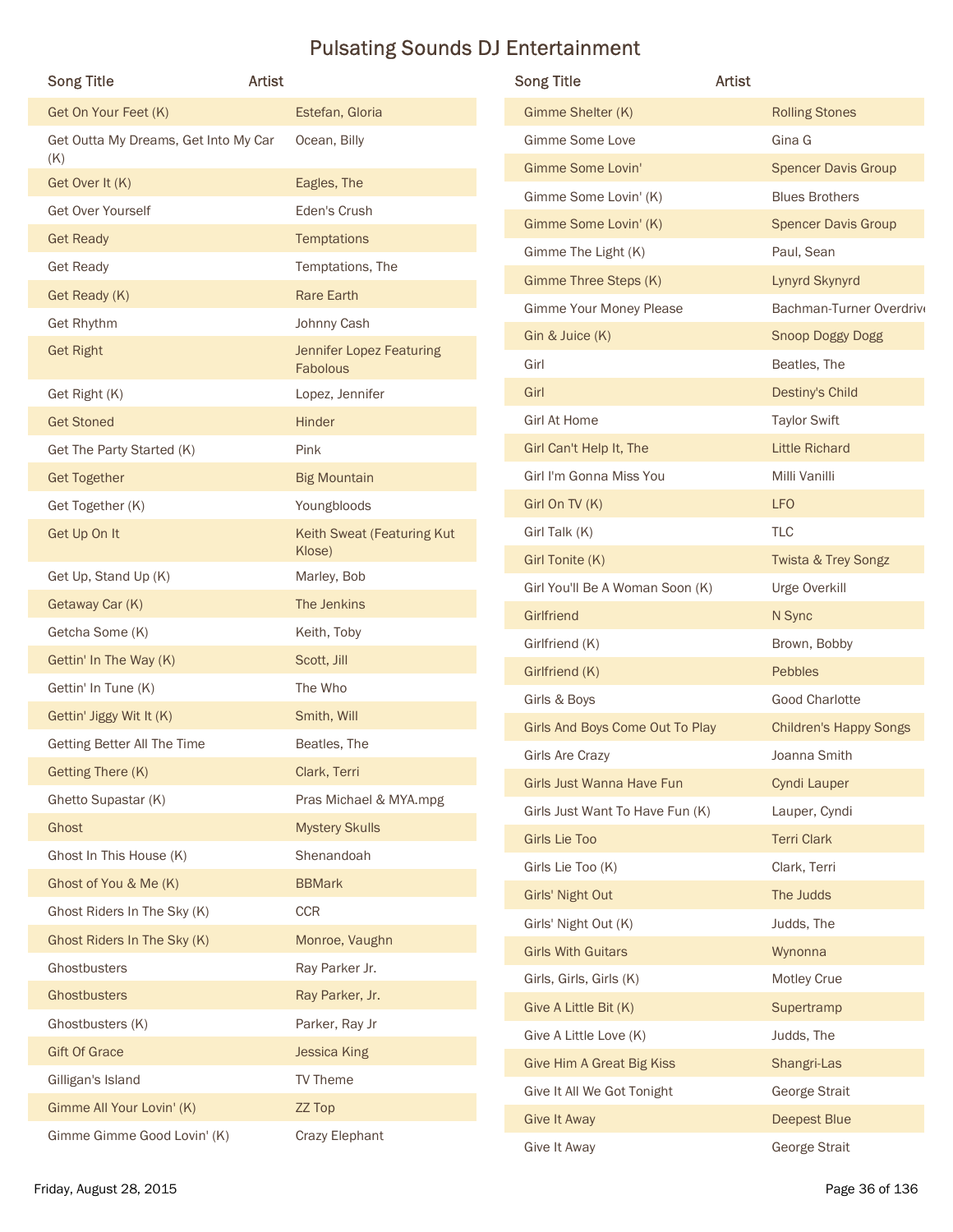# Pulsating Sounds DJ Entertainment

| Song Title | Artist |
|---|---|
| Get On Your Feet (K) | Estefan, Gloria |
| Get Outta My Dreams, Get Into My Car (K) | Ocean, Billy |
| Get Over It (K) | Eagles, The |
| Get Over Yourself | Eden's Crush |
| Get Ready | Temptations |
| Get Ready | Temptations, The |
| Get Ready (K) | Rare Earth |
| Get Rhythm | Johnny Cash |
| Get Right | Jennifer Lopez Featuring Fabolous |
| Get Right (K) | Lopez, Jennifer |
| Get Stoned | Hinder |
| Get The Party Started (K) | Pink |
| Get Together | Big Mountain |
| Get Together (K) | Youngbloods |
| Get Up On It | Keith Sweat (Featuring Kut Klose) |
| Get Up, Stand Up (K) | Marley, Bob |
| Getaway Car (K) | The Jenkins |
| Getcha Some (K) | Keith, Toby |
| Gettin' In The Way (K) | Scott, Jill |
| Gettin' In Tune (K) | The Who |
| Gettin' Jiggy Wit It (K) | Smith, Will |
| Getting Better All The Time | Beatles, The |
| Getting There (K) | Clark, Terri |
| Ghetto Supastar (K) | Pras Michael & MYA.mpg |
| Ghost | Mystery Skulls |
| Ghost In This House (K) | Shenandoah |
| Ghost of You & Me (K) | BBMark |
| Ghost Riders In The Sky (K) | CCR |
| Ghost Riders In The Sky (K) | Monroe, Vaughn |
| Ghostbusters | Ray Parker Jr. |
| Ghostbusters | Ray Parker, Jr. |
| Ghostbusters (K) | Parker, Ray Jr |
| Gift Of Grace | Jessica King |
| Gilligan's Island | TV Theme |
| Gimme All Your Lovin' (K) | ZZ Top |
| Gimme Gimme Good Lovin' (K) | Crazy Elephant |
| Gimme Shelter (K) | Rolling Stones |
| Gimme Some Love | Gina G |
| Gimme Some Lovin' | Spencer Davis Group |
| Gimme Some Lovin' (K) | Blues Brothers |
| Gimme Some Lovin' (K) | Spencer Davis Group |
| Gimme The Light (K) | Paul, Sean |
| Gimme Three Steps (K) | Lynyrd Skynyrd |
| Gimme Your Money Please | Bachman-Turner Overdrive |
| Gin & Juice (K) | Snoop Doggy Dogg |
| Girl | Beatles, The |
| Girl | Destiny's Child |
| Girl At Home | Taylor Swift |
| Girl Can't Help It, The | Little Richard |
| Girl I'm Gonna Miss You | Milli Vanilli |
| Girl On TV (K) | LFO |
| Girl Talk (K) | TLC |
| Girl Tonite (K) | Twista & Trey Songz |
| Girl You'll Be A Woman Soon (K) | Urge Overkill |
| Girlfriend | N Sync |
| Girlfriend (K) | Brown, Bobby |
| Girlfriend (K) | Pebbles |
| Girls & Boys | Good Charlotte |
| Girls And Boys Come Out To Play | Children's Happy Songs |
| Girls Are Crazy | Joanna Smith |
| Girls Just Wanna Have Fun | Cyndi Lauper |
| Girls Just Want To Have Fun (K) | Lauper, Cyndi |
| Girls Lie Too | Terri Clark |
| Girls Lie Too (K) | Clark, Terri |
| Girls' Night Out | The Judds |
| Girls' Night Out (K) | Judds, The |
| Girls With Guitars | Wynonna |
| Girls, Girls, Girls (K) | Motley Crue |
| Give A Little Bit (K) | Supertramp |
| Give A Little Love (K) | Judds, The |
| Give Him A Great Big Kiss | Shangri-Las |
| Give It All We Got Tonight | George Strait |
| Give It Away | Deepest Blue |
| Give It Away | George Strait |

Friday, August 28, 2015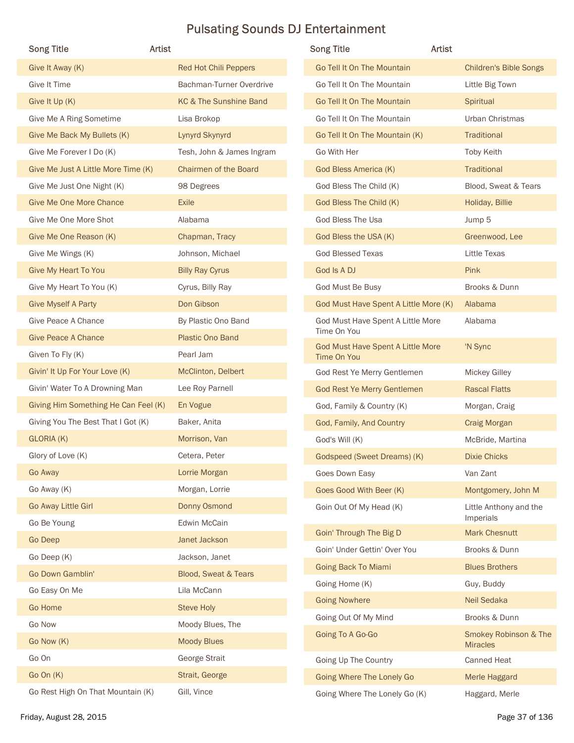# Pulsating Sounds DJ Entertainment

| Song Title | Artist |
|---|---|
| Give It Away (K) | Red Hot Chili Peppers |
| Give It Time | Bachman-Turner Overdrive |
| Give It Up (K) | KC & The Sunshine Band |
| Give Me A Ring Sometime | Lisa Brokop |
| Give Me Back My Bullets (K) | Lynyrd Skynyrd |
| Give Me Forever I Do (K) | Tesh, John & James Ingram |
| Give Me Just A Little More Time (K) | Chairmen of the Board |
| Give Me Just One Night (K) | 98 Degrees |
| Give Me One More Chance | Exile |
| Give Me One More Shot | Alabama |
| Give Me One Reason (K) | Chapman, Tracy |
| Give Me Wings (K) | Johnson, Michael |
| Give My Heart To You | Billy Ray Cyrus |
| Give My Heart To You (K) | Cyrus, Billy Ray |
| Give Myself A Party | Don Gibson |
| Give Peace A Chance | By Plastic Ono Band |
| Give Peace A Chance | Plastic Ono Band |
| Given To Fly (K) | Pearl Jam |
| Givin' It Up For Your Love (K) | McClinton, Delbert |
| Givin' Water To A Drowning Man | Lee Roy Parnell |
| Giving Him Something He Can Feel (K) | En Vogue |
| Giving You The Best That I Got (K) | Baker, Anita |
| GLORIA (K) | Morrison, Van |
| Glory of Love (K) | Cetera, Peter |
| Go Away | Lorrie Morgan |
| Go Away (K) | Morgan, Lorrie |
| Go Away Little Girl | Donny Osmond |
| Go Be Young | Edwin McCain |
| Go Deep | Janet Jackson |
| Go Deep (K) | Jackson, Janet |
| Go Down Gamblin' | Blood, Sweat & Tears |
| Go Easy On Me | Lila McCann |
| Go Home | Steve Holy |
| Go Now | Moody Blues, The |
| Go Now (K) | Moody Blues |
| Go On | George Strait |
| Go On (K) | Strait, George |
| Go Rest High On That Mountain (K) | Gill, Vince |
| Go Tell It On The Mountain | Children's Bible Songs |
| Go Tell It On The Mountain | Little Big Town |
| Go Tell It On The Mountain | Spiritual |
| Go Tell It On The Mountain | Urban Christmas |
| Go Tell It On The Mountain (K) | Traditional |
| Go With Her | Toby Keith |
| God Bless America (K) | Traditional |
| God Bless The Child (K) | Blood, Sweat & Tears |
| God Bless The Child (K) | Holiday, Billie |
| God Bless The Usa | Jump 5 |
| God Bless the USA (K) | Greenwood, Lee |
| God Blessed Texas | Little Texas |
| God Is A DJ | Pink |
| God Must Be Busy | Brooks & Dunn |
| God Must Have Spent A Little More (K) | Alabama |
| God Must Have Spent A Little More Time On You | Alabama |
| God Must Have Spent A Little More Time On You | 'N Sync |
| God Rest Ye Merry Gentlemen | Mickey Gilley |
| God Rest Ye Merry Gentlemen | Rascal Flatts |
| God, Family & Country (K) | Morgan, Craig |
| God, Family, And Country | Craig Morgan |
| God's Will (K) | McBride, Martina |
| Godspeed (Sweet Dreams) (K) | Dixie Chicks |
| Goes Down Easy | Van Zant |
| Goes Good With Beer (K) | Montgomery, John M |
| Goin Out Of My Head (K) | Little Anthony and the Imperials |
| Goin' Through The Big D | Mark Chesnutt |
| Goin' Under Gettin' Over You | Brooks & Dunn |
| Going Back To Miami | Blues Brothers |
| Going Home (K) | Guy, Buddy |
| Going Nowhere | Neil Sedaka |
| Going Out Of My Mind | Brooks & Dunn |
| Going To A Go-Go | Smokey Robinson & The Miracles |
| Going Up The Country | Canned Heat |
| Going Where The Lonely Go | Merle Haggard |
| Going Where The Lonely Go (K) | Haggard, Merle |

Friday, August 28, 2015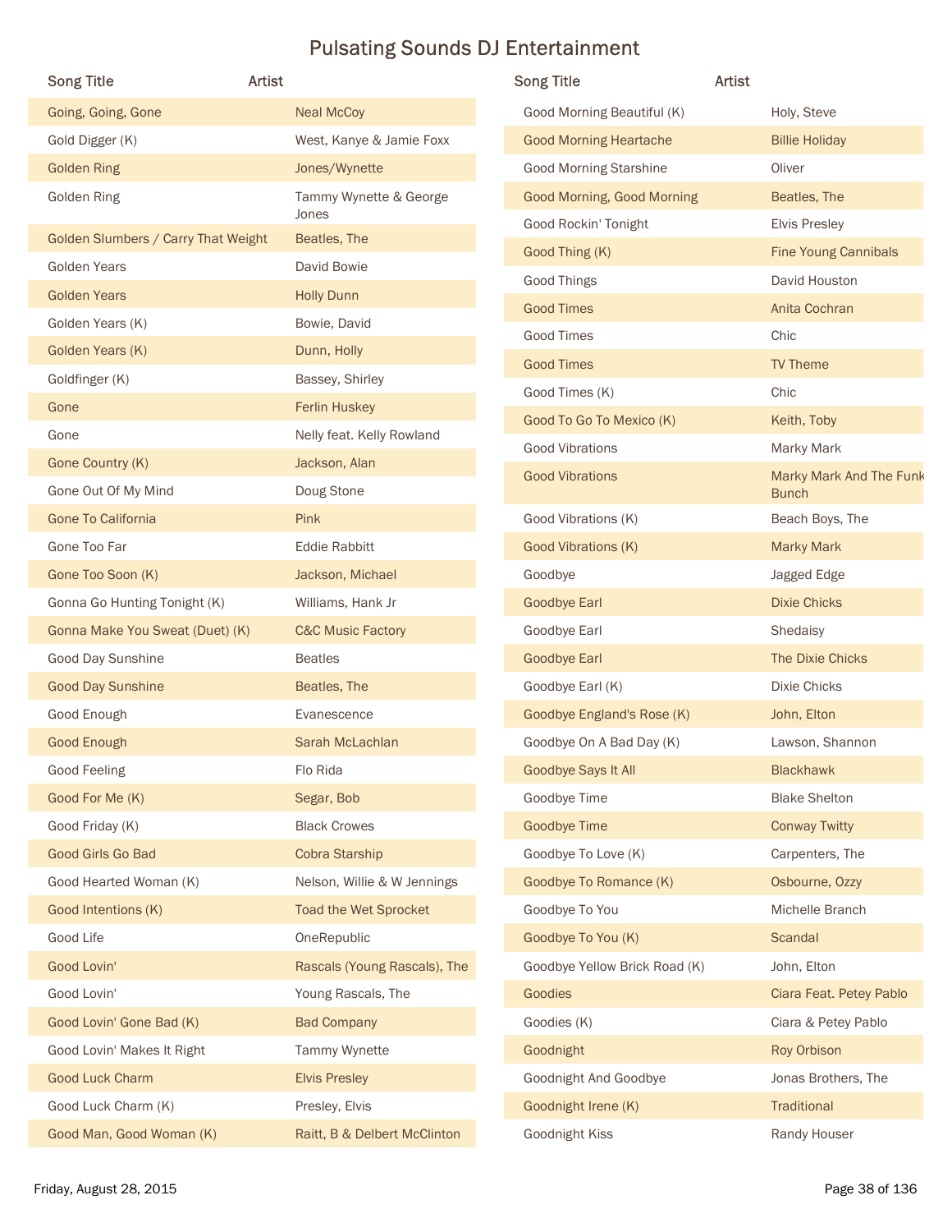# Pulsating Sounds DJ Entertainment

| Song Title | Artist |
|---|---|
| Going, Going, Gone | Neal McCoy |
| Gold Digger (K) | West, Kanye & Jamie Foxx |
| Golden Ring | Jones/Wynette |
| Golden Ring | Tammy Wynette & George Jones |
| Golden Slumbers / Carry That Weight | Beatles, The |
| Golden Years | David Bowie |
| Golden Years | Holly Dunn |
| Golden Years (K) | Bowie, David |
| Golden Years (K) | Dunn, Holly |
| Goldfinger (K) | Bassey, Shirley |
| Gone | Ferlin Huskey |
| Gone | Nelly feat. Kelly Rowland |
| Gone Country (K) | Jackson, Alan |
| Gone Out Of My Mind | Doug Stone |
| Gone To California | Pink |
| Gone Too Far | Eddie Rabbitt |
| Gone Too Soon (K) | Jackson, Michael |
| Gonna Go Hunting Tonight (K) | Williams, Hank Jr |
| Gonna Make You Sweat (Duet) (K) | C&C Music Factory |
| Good Day Sunshine | Beatles |
| Good Day Sunshine | Beatles, The |
| Good Enough | Evanescence |
| Good Enough | Sarah McLachlan |
| Good Feeling | Flo Rida |
| Good For Me (K) | Segar, Bob |
| Good Friday (K) | Black Crowes |
| Good Girls Go Bad | Cobra Starship |
| Good Hearted Woman (K) | Nelson, Willie & W Jennings |
| Good Intentions (K) | Toad the Wet Sprocket |
| Good Life | OneRepublic |
| Good Lovin' | Rascals (Young Rascals), The |
| Good Lovin' | Young Rascals, The |
| Good Lovin' Gone Bad (K) | Bad Company |
| Good Lovin' Makes It Right | Tammy Wynette |
| Good Luck Charm | Elvis Presley |
| Good Luck Charm (K) | Presley, Elvis |
| Good Man, Good Woman (K) | Raitt, B & Delbert McClinton |
| Good Morning Beautiful (K) | Holy, Steve |
| Good Morning Heartache | Billie Holiday |
| Good Morning Starshine | Oliver |
| Good Morning, Good Morning | Beatles, The |
| Good Rockin' Tonight | Elvis Presley |
| Good Thing (K) | Fine Young Cannibals |
| Good Things | David Houston |
| Good Times | Anita Cochran |
| Good Times | Chic |
| Good Times | TV Theme |
| Good Times (K) | Chic |
| Good To Go To Mexico (K) | Keith, Toby |
| Good Vibrations | Marky Mark |
| Good Vibrations | Marky Mark And The Funk Bunch |
| Good Vibrations (K) | Beach Boys, The |
| Good Vibrations (K) | Marky Mark |
| Goodbye | Jagged Edge |
| Goodbye Earl | Dixie Chicks |
| Goodbye Earl | Shedaisy |
| Goodbye Earl | The Dixie Chicks |
| Goodbye Earl (K) | Dixie Chicks |
| Goodbye England's Rose (K) | John, Elton |
| Goodbye On A Bad Day (K) | Lawson, Shannon |
| Goodbye Says It All | Blackhawk |
| Goodbye Time | Blake Shelton |
| Goodbye Time | Conway Twitty |
| Goodbye To Love (K) | Carpenters, The |
| Goodbye To Romance (K) | Osbourne, Ozzy |
| Goodbye To You | Michelle Branch |
| Goodbye To You (K) | Scandal |
| Goodbye Yellow Brick Road (K) | John, Elton |
| Goodies | Ciara Feat. Petey Pablo |
| Goodies (K) | Ciara & Petey Pablo |
| Goodnight | Roy Orbison |
| Goodnight And Goodbye | Jonas Brothers, The |
| Goodnight Irene (K) | Traditional |
| Goodnight Kiss | Randy Houser |

Friday, August 28, 2015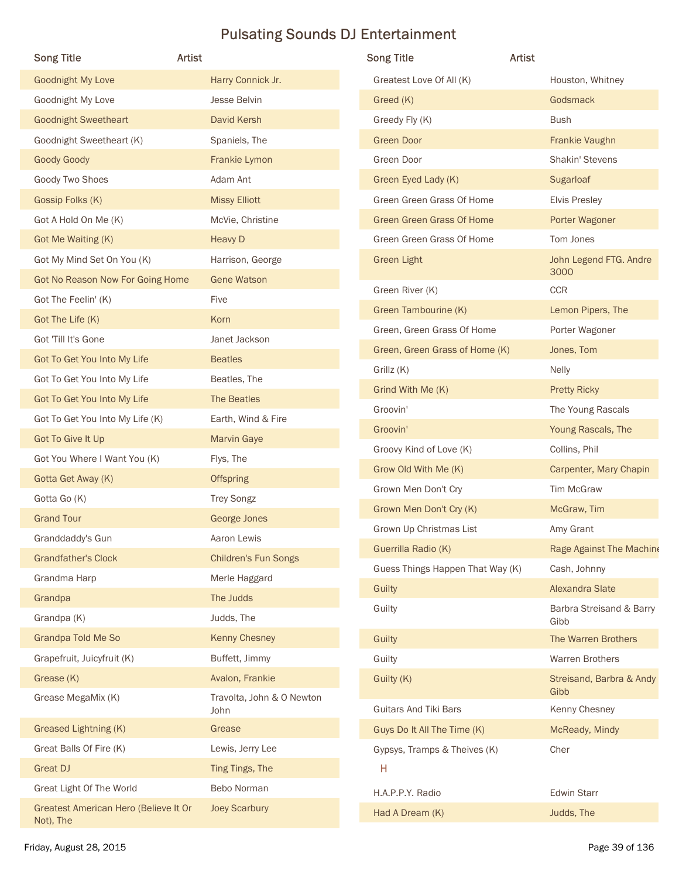# Pulsating Sounds DJ Entertainment

| Song Title | Artist |
|---|---|
| Goodnight My Love | Harry Connick Jr. |
| Goodnight My Love | Jesse Belvin |
| Goodnight Sweetheart | David Kersh |
| Goodnight Sweetheart (K) | Spaniels, The |
| Goody Goody | Frankie Lymon |
| Goody Two Shoes | Adam Ant |
| Gossip Folks (K) | Missy Elliott |
| Got A Hold On Me (K) | McVie, Christine |
| Got Me Waiting (K) | Heavy D |
| Got My Mind Set On You (K) | Harrison, George |
| Got No Reason Now For Going Home | Gene Watson |
| Got The Feelin' (K) | Five |
| Got The Life (K) | Korn |
| Got 'Till It's Gone | Janet Jackson |
| Got To Get You Into My Life | Beatles |
| Got To Get You Into My Life | Beatles, The |
| Got To Get You Into My Life | The Beatles |
| Got To Get You Into My Life (K) | Earth, Wind & Fire |
| Got To Give It Up | Marvin Gaye |
| Got You Where I Want You (K) | Flys, The |
| Gotta Get Away (K) | Offspring |
| Gotta Go (K) | Trey Songz |
| Grand Tour | George Jones |
| Granddaddy's Gun | Aaron Lewis |
| Grandfather's Clock | Children's Fun Songs |
| Grandma Harp | Merle Haggard |
| Grandpa | The Judds |
| Grandpa (K) | Judds, The |
| Grandpa Told Me So | Kenny Chesney |
| Grapefruit, Juicyfruit (K) | Buffett, Jimmy |
| Grease (K) | Avalon, Frankie |
| Grease MegaMix (K) | Travolta, John & O Newton John |
| Greased Lightning (K) | Grease |
| Great Balls Of Fire (K) | Lewis, Jerry Lee |
| Great DJ | Ting Tings, The |
| Great Light Of The World | Bebo Norman |
| Greatest American Hero (Believe It Or Not), The | Joey Scarbury |
| Greatest Love Of All (K) | Houston, Whitney |
| Greed (K) | Godsmack |
| Greedy Fly (K) | Bush |
| Green Door | Frankie Vaughn |
| Green Door | Shakin' Stevens |
| Green Eyed Lady (K) | Sugarloaf |
| Green Green Grass Of Home | Elvis Presley |
| Green Green Grass Of Home | Porter Wagoner |
| Green Green Grass Of Home | Tom Jones |
| Green Light | John Legend FTG. Andre 3000 |
| Green River (K) | CCR |
| Green Tambourine (K) | Lemon Pipers, The |
| Green, Green Grass Of Home | Porter Wagoner |
| Green, Green Grass of Home (K) | Jones, Tom |
| Grillz (K) | Nelly |
| Grind With Me (K) | Pretty Ricky |
| Groovin' | The Young Rascals |
| Groovin' | Young Rascals, The |
| Groovy Kind of Love (K) | Collins, Phil |
| Grow Old With Me (K) | Carpenter, Mary Chapin |
| Grown Men Don't Cry | Tim McGraw |
| Grown Men Don't Cry (K) | McGraw, Tim |
| Grown Up Christmas List | Amy Grant |
| Guerrilla Radio (K) | Rage Against The Machine |
| Guess Things Happen That Way (K) | Cash, Johnny |
| Guilty | Alexandra Slate |
| Guilty | Barbra Streisand & Barry Gibb |
| Guilty | The Warren Brothers |
| Guilty | Warren Brothers |
| Guilty (K) | Streisand, Barbra & Andy Gibb |
| Guitars And Tiki Bars | Kenny Chesney |
| Guys Do It All The Time (K) | McReady, Mindy |
| Gypsys, Tramps & Theives (K) | Cher |

## H

| Song Title | Artist |
|---|---|
| H.A.P.P.Y. Radio | Edwin Starr |
| Had A Dream (K) | Judds, The |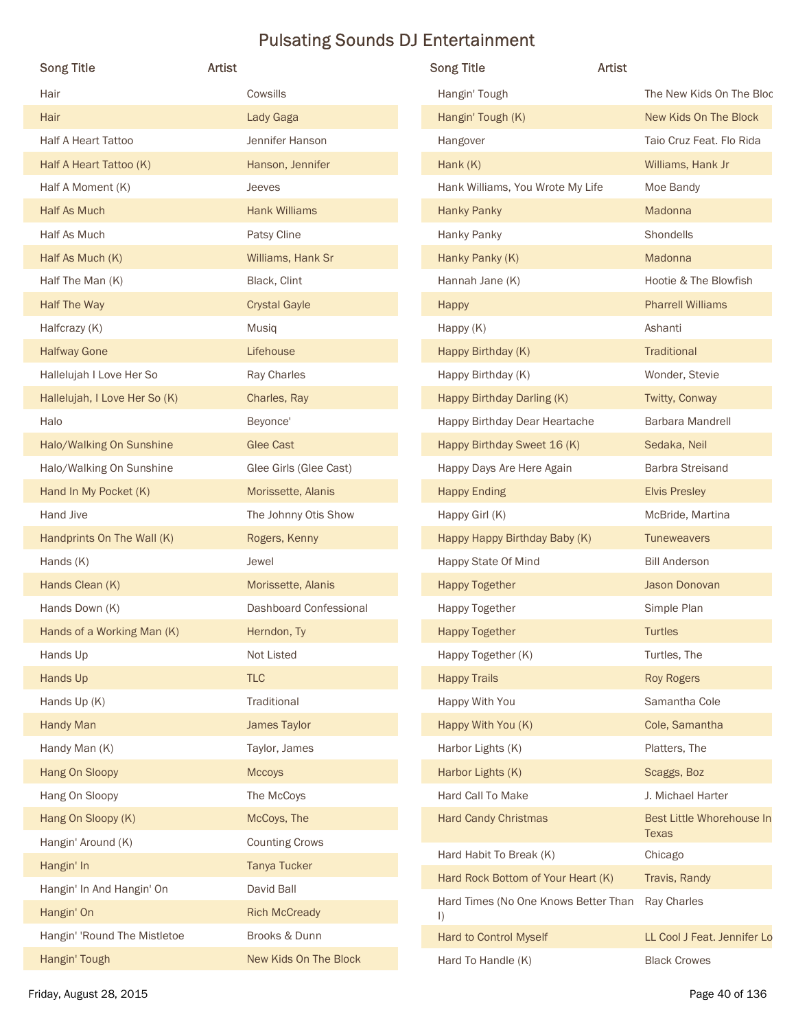# Pulsating Sounds DJ Entertainment

| Song Title | Artist |
|---|---|
| Hair | Cowsills |
| Hair | Lady Gaga |
| Half A Heart Tattoo | Jennifer Hanson |
| Half A Heart Tattoo (K) | Hanson, Jennifer |
| Half A Moment (K) | Jeeves |
| Half As Much | Hank Williams |
| Half As Much | Patsy Cline |
| Half As Much (K) | Williams, Hank Sr |
| Half The Man (K) | Black, Clint |
| Half The Way | Crystal Gayle |
| Halfcrazy (K) | Musiq |
| Halfway Gone | Lifehouse |
| Hallelujah I Love Her So | Ray Charles |
| Hallelujah, I Love Her So (K) | Charles, Ray |
| Halo | Beyonce' |
| Halo/Walking On Sunshine | Glee Cast |
| Halo/Walking On Sunshine | Glee Girls (Glee Cast) |
| Hand In My Pocket (K) | Morissette, Alanis |
| Hand Jive | The Johnny Otis Show |
| Handprints On The Wall (K) | Rogers, Kenny |
| Hands (K) | Jewel |
| Hands Clean (K) | Morissette, Alanis |
| Hands Down (K) | Dashboard Confessional |
| Hands of a Working Man (K) | Herndon, Ty |
| Hands Up | Not Listed |
| Hands Up | TLC |
| Hands Up (K) | Traditional |
| Handy Man | James Taylor |
| Handy Man (K) | Taylor, James |
| Hang On Sloopy | Mccoys |
| Hang On Sloopy | The McCoys |
| Hang On Sloopy (K) | McCoys, The |
| Hangin' Around (K) | Counting Crows |
| Hangin' In | Tanya Tucker |
| Hangin' In And Hangin' On | David Ball |
| Hangin' On | Rich McCready |
| Hangin' 'Round The Mistletoe | Brooks & Dunn |
| Hangin' Tough | New Kids On The Block |
| Hangin' Tough | The New Kids On The Bloc |
| Hangin' Tough (K) | New Kids On The Block |
| Hangover | Taio Cruz Feat. Flo Rida |
| Hank (K) | Williams, Hank Jr |
| Hank Williams, You Wrote My Life | Moe Bandy |
| Hanky Panky | Madonna |
| Hanky Panky | Shondells |
| Hanky Panky (K) | Madonna |
| Hannah Jane (K) | Hootie & The Blowfish |
| Happy | Pharrell Williams |
| Happy (K) | Ashanti |
| Happy Birthday (K) | Traditional |
| Happy Birthday (K) | Wonder, Stevie |
| Happy Birthday Darling (K) | Twitty, Conway |
| Happy Birthday Dear Heartache | Barbara Mandrell |
| Happy Birthday Sweet 16 (K) | Sedaka, Neil |
| Happy Days Are Here Again | Barbra Streisand |
| Happy Ending | Elvis Presley |
| Happy Girl (K) | McBride, Martina |
| Happy Happy Birthday Baby (K) | Tuneweavers |
| Happy State Of Mind | Bill Anderson |
| Happy Together | Jason Donovan |
| Happy Together | Simple Plan |
| Happy Together | Turtles |
| Happy Together (K) | Turtles, The |
| Happy Trails | Roy Rogers |
| Happy With You | Samantha Cole |
| Happy With You (K) | Cole, Samantha |
| Harbor Lights (K) | Platters, The |
| Harbor Lights (K) | Scaggs, Boz |
| Hard Call To Make | J. Michael Harter |
| Hard Candy Christmas | Best Little Whorehouse In Texas |
| Hard Habit To Break (K) | Chicago |
| Hard Rock Bottom of Your Heart (K) | Travis, Randy |
| Hard Times (No One Knows Better Than I) | Ray Charles |
| Hard to Control Myself | LL Cool J Feat. Jennifer Lo |
| Hard To Handle (K) | Black Crowes |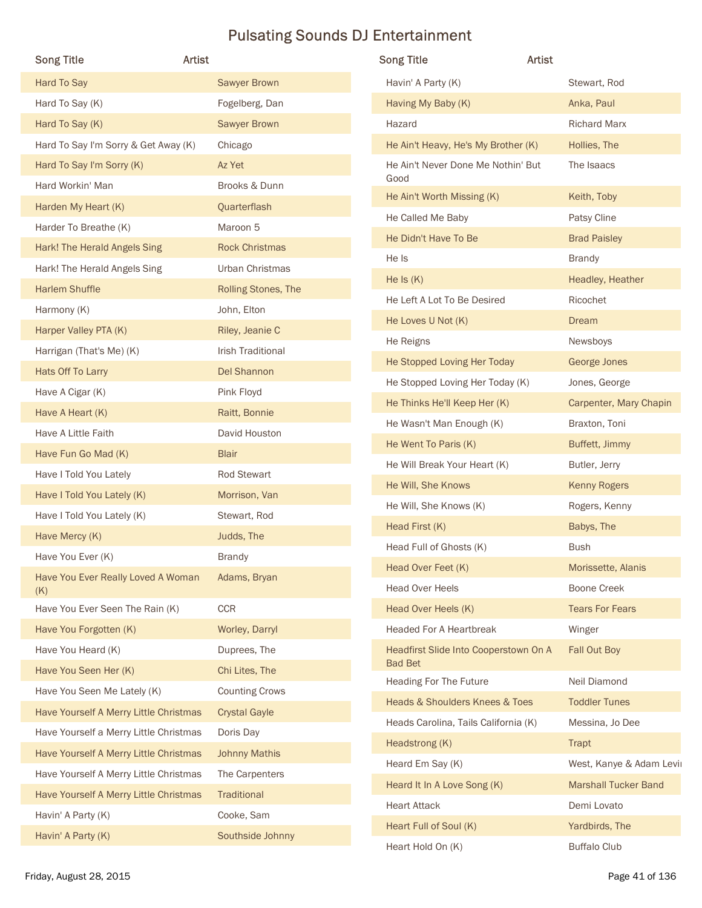# Pulsating Sounds DJ Entertainment

| Song Title | Artist |
|---|---|
| Hard To Say | Sawyer Brown |
| Hard To Say (K) | Fogelberg, Dan |
| Hard To Say (K) | Sawyer Brown |
| Hard To Say I'm Sorry & Get Away (K) | Chicago |
| Hard To Say I'm Sorry (K) | Az Yet |
| Hard Workin' Man | Brooks & Dunn |
| Harden My Heart (K) | Quarterflash |
| Harder To Breathe (K) | Maroon 5 |
| Hark! The Herald Angels Sing | Rock Christmas |
| Hark! The Herald Angels Sing | Urban Christmas |
| Harlem Shuffle | Rolling Stones, The |
| Harmony (K) | John, Elton |
| Harper Valley PTA (K) | Riley, Jeanie C |
| Harrigan (That's Me) (K) | Irish Traditional |
| Hats Off To Larry | Del Shannon |
| Have A Cigar (K) | Pink Floyd |
| Have A Heart (K) | Raitt, Bonnie |
| Have A Little Faith | David Houston |
| Have Fun Go Mad (K) | Blair |
| Have I Told You Lately | Rod Stewart |
| Have I Told You Lately (K) | Morrison, Van |
| Have I Told You Lately (K) | Stewart, Rod |
| Have Mercy (K) | Judds, The |
| Have You Ever (K) | Brandy |
| Have You Ever Really Loved A Woman (K) | Adams, Bryan |
| Have You Ever Seen The Rain (K) | CCR |
| Have You Forgotten (K) | Worley, Darryl |
| Have You Heard (K) | Duprees, The |
| Have You Seen Her (K) | Chi Lites, The |
| Have You Seen Me Lately (K) | Counting Crows |
| Have Yourself A Merry Little Christmas | Crystal Gayle |
| Have Yourself a Merry Little Christmas | Doris Day |
| Have Yourself A Merry Little Christmas | Johnny Mathis |
| Have Yourself A Merry Little Christmas | The Carpenters |
| Have Yourself A Merry Little Christmas | Traditional |
| Havin' A Party (K) | Cooke, Sam |
| Havin' A Party (K) | Southside Johnny |
| Havin' A Party (K) | Stewart, Rod |
| Having My Baby (K) | Anka, Paul |
| Hazard | Richard Marx |
| He Ain't Heavy, He's My Brother (K) | Hollies, The |
| He Ain't Never Done Me Nothin' But Good | The Isaacs |
| He Ain't Worth Missing (K) | Keith, Toby |
| He Called Me Baby | Patsy Cline |
| He Didn't Have To Be | Brad Paisley |
| He Is | Brandy |
| He Is (K) | Headley, Heather |
| He Left A Lot To Be Desired | Ricochet |
| He Loves U Not (K) | Dream |
| He Reigns | Newsboys |
| He Stopped Loving Her Today | George Jones |
| He Stopped Loving Her Today (K) | Jones, George |
| He Thinks He'll Keep Her (K) | Carpenter, Mary Chapin |
| He Wasn't Man Enough (K) | Braxton, Toni |
| He Went To Paris (K) | Buffett, Jimmy |
| He Will Break Your Heart (K) | Butler, Jerry |
| He Will, She Knows | Kenny Rogers |
| He Will, She Knows (K) | Rogers, Kenny |
| Head First (K) | Babys, The |
| Head Full of Ghosts (K) | Bush |
| Head Over Feet (K) | Morissette, Alanis |
| Head Over Heels | Boone Creek |
| Head Over Heels (K) | Tears For Fears |
| Headed For A Heartbreak | Winger |
| Headfirst Slide Into Cooperstown On A Bad Bet | Fall Out Boy |
| Heading For The Future | Neil Diamond |
| Heads & Shoulders Knees & Toes | Toddler Tunes |
| Heads Carolina, Tails California (K) | Messina, Jo Dee |
| Headstrong (K) | Trapt |
| Heard Em Say (K) | West, Kanye & Adam Levi |
| Heard It In A Love Song (K) | Marshall Tucker Band |
| Heart Attack | Demi Lovato |
| Heart Full of Soul (K) | Yardbirds, The |
| Heart Hold On (K) | Buffalo Club |

Friday, August 28, 2015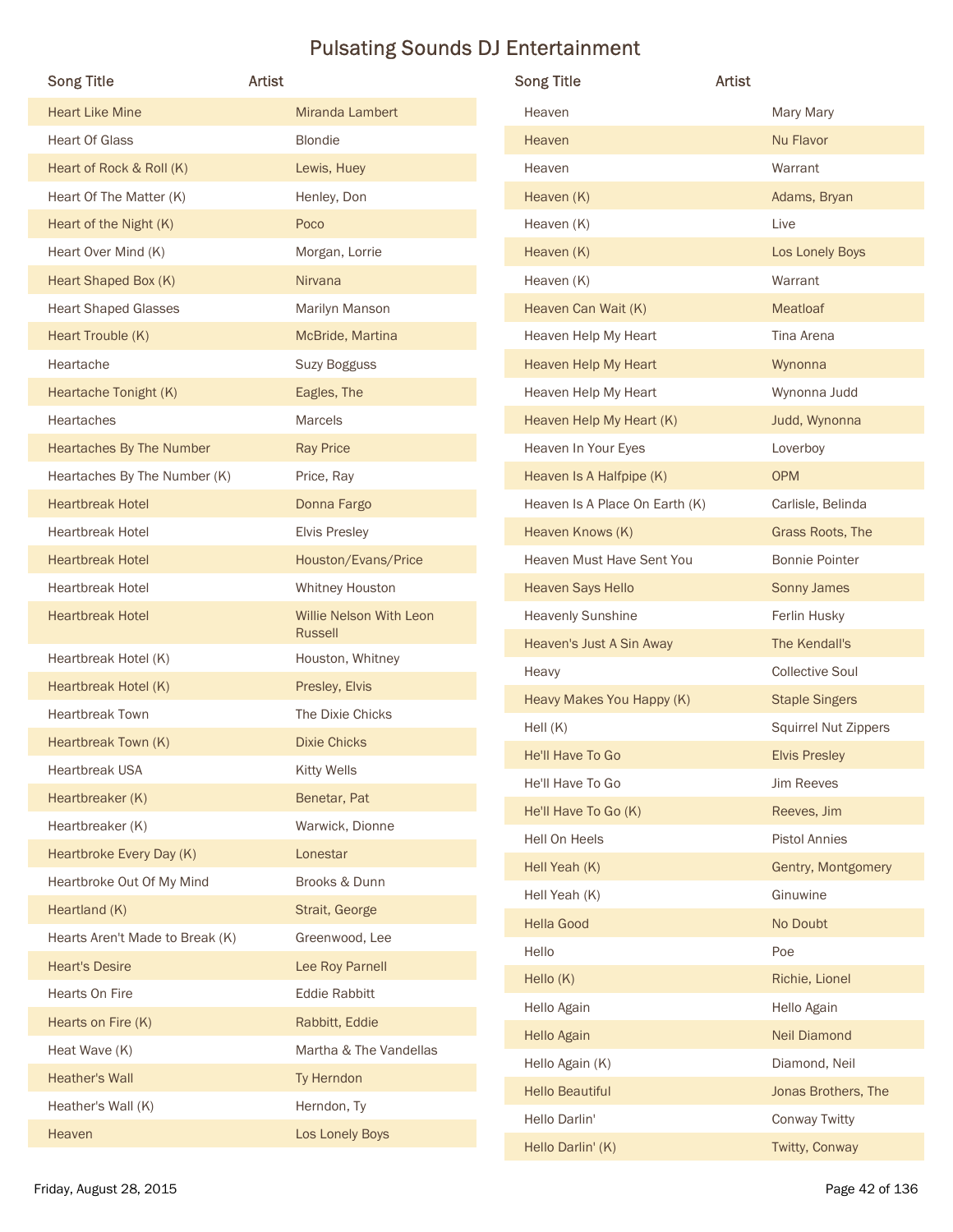# Pulsating Sounds DJ Entertainment

| Song Title | Artist |
|---|---|
| Heart Like Mine | Miranda Lambert |
| Heart Of Glass | Blondie |
| Heart of Rock & Roll (K) | Lewis, Huey |
| Heart Of The Matter (K) | Henley, Don |
| Heart of the Night (K) | Poco |
| Heart Over Mind (K) | Morgan, Lorrie |
| Heart Shaped Box (K) | Nirvana |
| Heart Shaped Glasses | Marilyn Manson |
| Heart Trouble (K) | McBride, Martina |
| Heartache | Suzy Bogguss |
| Heartache Tonight (K) | Eagles, The |
| Heartaches | Marcels |
| Heartaches By The Number | Ray Price |
| Heartaches By The Number (K) | Price, Ray |
| Heartbreak Hotel | Donna Fargo |
| Heartbreak Hotel | Elvis Presley |
| Heartbreak Hotel | Houston/Evans/Price |
| Heartbreak Hotel | Whitney Houston |
| Heartbreak Hotel | Willie Nelson With Leon Russell |
| Heartbreak Hotel (K) | Houston, Whitney |
| Heartbreak Hotel (K) | Presley, Elvis |
| Heartbreak Town | The Dixie Chicks |
| Heartbreak Town (K) | Dixie Chicks |
| Heartbreak USA | Kitty Wells |
| Heartbreaker (K) | Benetar, Pat |
| Heartbreaker (K) | Warwick, Dionne |
| Heartbroke Every Day (K) | Lonestar |
| Heartbroke Out Of My Mind | Brooks & Dunn |
| Heartland (K) | Strait, George |
| Hearts Aren't Made to Break (K) | Greenwood, Lee |
| Heart's Desire | Lee Roy Parnell |
| Hearts On Fire | Eddie Rabbitt |
| Hearts on Fire (K) | Rabbitt, Eddie |
| Heat Wave (K) | Martha & The Vandellas |
| Heather's Wall | Ty Herndon |
| Heather's Wall (K) | Herndon, Ty |
| Heaven | Los Lonely Boys |
| Heaven | Mary Mary |
| Heaven | Nu Flavor |
| Heaven | Warrant |
| Heaven (K) | Adams, Bryan |
| Heaven (K) | Live |
| Heaven (K) | Los Lonely Boys |
| Heaven (K) | Warrant |
| Heaven Can Wait (K) | Meatloaf |
| Heaven Help My Heart | Tina Arena |
| Heaven Help My Heart | Wynonna |
| Heaven Help My Heart | Wynonna Judd |
| Heaven Help My Heart (K) | Judd, Wynonna |
| Heaven In Your Eyes | Loverboy |
| Heaven Is A Halfpipe (K) | OPM |
| Heaven Is A Place On Earth (K) | Carlisle, Belinda |
| Heaven Knows (K) | Grass Roots, The |
| Heaven Must Have Sent You | Bonnie Pointer |
| Heaven Says Hello | Sonny James |
| Heavenly Sunshine | Ferlin Husky |
| Heaven's Just A Sin Away | The Kendall's |
| Heavy | Collective Soul |
| Heavy Makes You Happy (K) | Staple Singers |
| Hell (K) | Squirrel Nut Zippers |
| He'll Have To Go | Elvis Presley |
| He'll Have To Go | Jim Reeves |
| He'll Have To Go (K) | Reeves, Jim |
| Hell On Heels | Pistol Annies |
| Hell Yeah (K) | Gentry, Montgomery |
| Hell Yeah (K) | Ginuwine |
| Hella Good | No Doubt |
| Hello | Poe |
| Hello (K) | Richie, Lionel |
| Hello Again | Hello Again |
| Hello Again | Neil Diamond |
| Hello Again (K) | Diamond, Neil |
| Hello Beautiful | Jonas Brothers, The |
| Hello Darlin' | Conway Twitty |
| Hello Darlin' (K) | Twitty, Conway |

Friday, August 28, 2015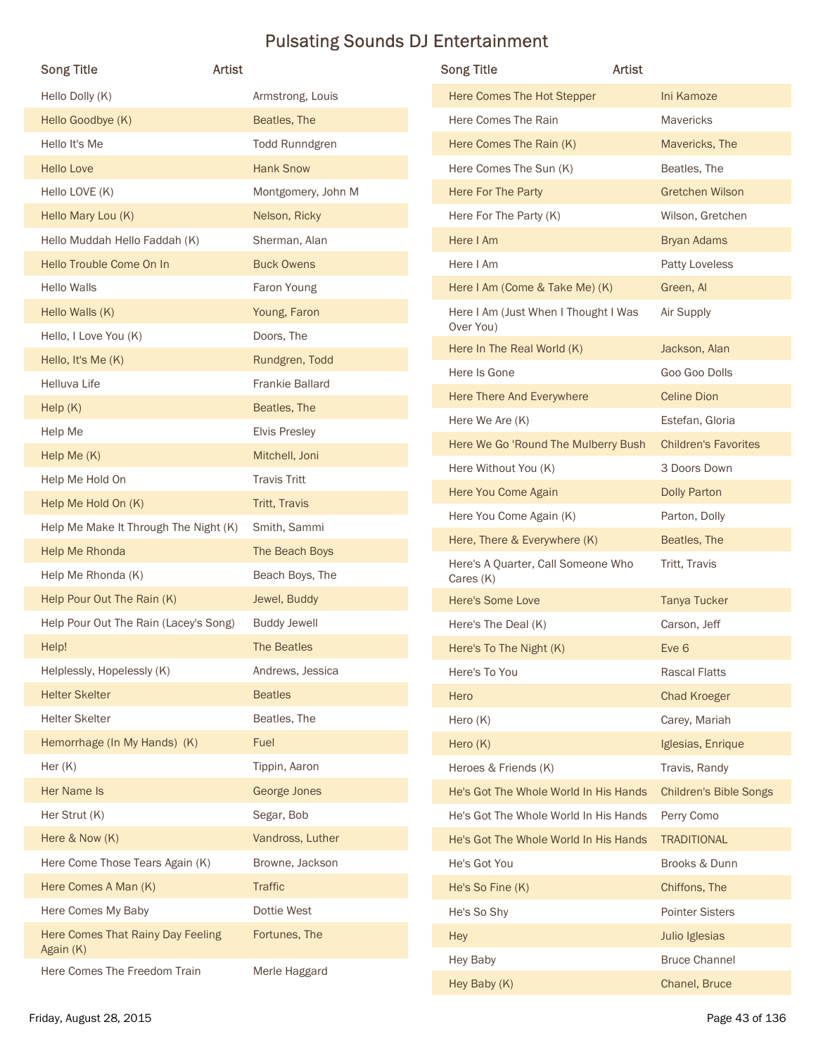# Pulsating Sounds DJ Entertainment

| Song Title | Artist |
|---|---|
| Hello Dolly (K) | Armstrong, Louis |
| Hello Goodbye (K) | Beatles, The |
| Hello It's Me | Todd Runndgren |
| Hello Love | Hank Snow |
| Hello LOVE (K) | Montgomery, John M |
| Hello Mary Lou (K) | Nelson, Ricky |
| Hello Muddah Hello Faddah (K) | Sherman, Alan |
| Hello Trouble Come On In | Buck Owens |
| Hello Walls | Faron Young |
| Hello Walls (K) | Young, Faron |
| Hello, I Love You (K) | Doors, The |
| Hello, It's Me (K) | Rundgren, Todd |
| Helluva Life | Frankie Ballard |
| Help (K) | Beatles, The |
| Help Me | Elvis Presley |
| Help Me (K) | Mitchell, Joni |
| Help Me Hold On | Travis Tritt |
| Help Me Hold On (K) | Tritt, Travis |
| Help Me Make It Through The Night (K) | Smith, Sammi |
| Help Me Rhonda | The Beach Boys |
| Help Me Rhonda (K) | Beach Boys, The |
| Help Pour Out The Rain (K) | Jewel, Buddy |
| Help Pour Out The Rain (Lacey's Song) | Buddy Jewell |
| Help! | The Beatles |
| Helplessly, Hopelessly (K) | Andrews, Jessica |
| Helter Skelter | Beatles |
| Helter Skelter | Beatles, The |
| Hemorrhage (In My Hands) (K) | Fuel |
| Her (K) | Tippin, Aaron |
| Her Name Is | George Jones |
| Her Strut (K) | Segar, Bob |
| Here & Now (K) | Vandross, Luther |
| Here Come Those Tears Again (K) | Browne, Jackson |
| Here Comes A Man (K) | Traffic |
| Here Comes My Baby | Dottie West |
| Here Comes That Rainy Day Feeling Again (K) | Fortunes, The |
| Here Comes The Freedom Train | Merle Haggard |
| Here Comes The Hot Stepper | Ini Kamoze |
| Here Comes The Rain | Mavericks |
| Here Comes The Rain (K) | Mavericks, The |
| Here Comes The Sun (K) | Beatles, The |
| Here For The Party | Gretchen Wilson |
| Here For The Party (K) | Wilson, Gretchen |
| Here I Am | Bryan Adams |
| Here I Am | Patty Loveless |
| Here I Am (Come & Take Me) (K) | Green, Al |
| Here I Am (Just When I Thought I Was Over You) | Air Supply |
| Here In The Real World (K) | Jackson, Alan |
| Here Is Gone | Goo Goo Dolls |
| Here There And Everywhere | Celine Dion |
| Here We Are (K) | Estefan, Gloria |
| Here We Go 'Round The Mulberry Bush | Children's Favorites |
| Here Without You (K) | 3 Doors Down |
| Here You Come Again | Dolly Parton |
| Here You Come Again (K) | Parton, Dolly |
| Here, There & Everywhere (K) | Beatles, The |
| Here's A Quarter, Call Someone Who Cares (K) | Tritt, Travis |
| Here's Some Love | Tanya Tucker |
| Here's The Deal (K) | Carson, Jeff |
| Here's To The Night (K) | Eve 6 |
| Here's To You | Rascal Flatts |
| Hero | Chad Kroeger |
| Hero (K) | Carey, Mariah |
| Hero (K) | Iglesias, Enrique |
| Heroes & Friends (K) | Travis, Randy |
| He's Got The Whole World In His Hands | Children's Bible Songs |
| He's Got The Whole World In His Hands | Perry Como |
| He's Got The Whole World In His Hands | TRADITIONAL |
| He's Got You | Brooks & Dunn |
| He's So Fine (K) | Chiffons, The |
| He's So Shy | Pointer Sisters |
| Hey | Julio Iglesias |
| Hey Baby | Bruce Channel |
| Hey Baby (K) | Chanel, Bruce |

Friday, August 28, 2015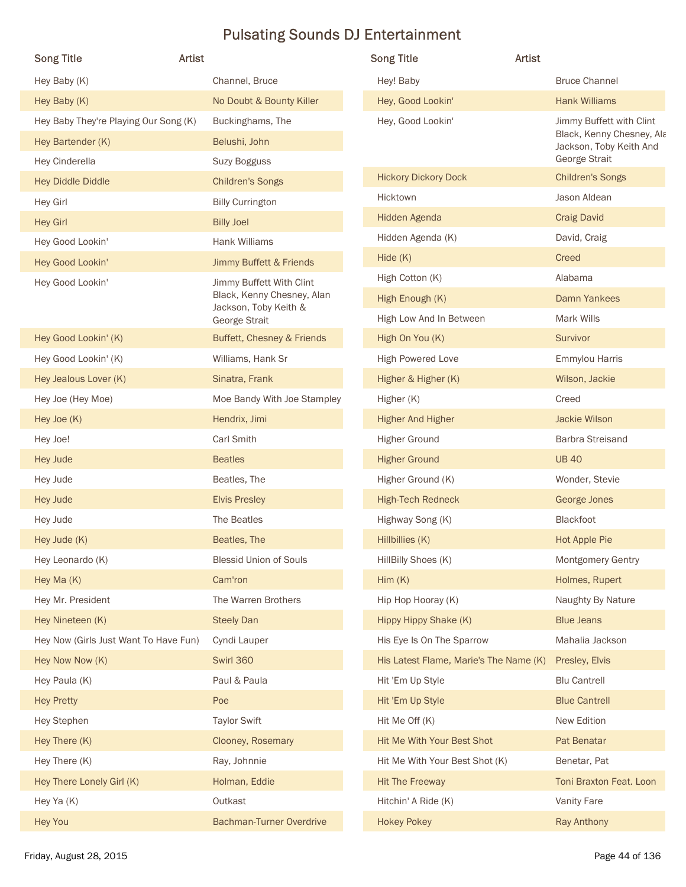# Pulsating Sounds DJ Entertainment

| Song Title | Artist |
| --- | --- |
| Hey Baby (K) | Channel, Bruce |
| Hey Baby (K) | No Doubt & Bounty Killer |
| Hey Baby They're Playing Our Song (K) | Buckinghams, The |
| Hey Bartender (K) | Belushi, John |
| Hey Cinderella | Suzy Bogguss |
| Hey Diddle Diddle | Children's Songs |
| Hey Girl | Billy Currington |
| Hey Girl | Billy Joel |
| Hey Good Lookin' | Hank Williams |
| Hey Good Lookin' | Jimmy Buffett & Friends |
| Hey Good Lookin' | Jimmy Buffett With Clint Black, Kenny Chesney, Alan Jackson, Toby Keith & George Strait |
| Hey Good Lookin' (K) | Buffett, Chesney & Friends |
| Hey Good Lookin' (K) | Williams, Hank Sr |
| Hey Jealous Lover (K) | Sinatra, Frank |
| Hey Joe (Hey Moe) | Moe Bandy With Joe Stampley |
| Hey Joe (K) | Hendrix, Jimi |
| Hey Joe! | Carl Smith |
| Hey Jude | Beatles |
| Hey Jude | Beatles, The |
| Hey Jude | Elvis Presley |
| Hey Jude | The Beatles |
| Hey Jude (K) | Beatles, The |
| Hey Leonardo (K) | Blessid Union of Souls |
| Hey Ma (K) | Cam'ron |
| Hey Mr. President | The Warren Brothers |
| Hey Nineteen (K) | Steely Dan |
| Hey Now (Girls Just Want To Have Fun) | Cyndi Lauper |
| Hey Now Now (K) | Swirl 360 |
| Hey Paula (K) | Paul & Paula |
| Hey Pretty | Poe |
| Hey Stephen | Taylor Swift |
| Hey There (K) | Clooney, Rosemary |
| Hey There (K) | Ray, Johnnie |
| Hey There Lonely Girl (K) | Holman, Eddie |
| Hey Ya (K) | Outkast |
| Hey You | Bachman-Turner Overdrive |
| Hey! Baby | Bruce Channel |
| Hey, Good Lookin' | Hank Williams |
| Hey, Good Lookin' | Jimmy Buffett with Clint Black, Kenny Chesney, Ala Jackson, Toby Keith And George Strait |
| Hickory Dickory Dock | Children's Songs |
| Hicktown | Jason Aldean |
| Hidden Agenda | Craig David |
| Hidden Agenda (K) | David, Craig |
| Hide (K) | Creed |
| High Cotton (K) | Alabama |
| High Enough (K) | Damn Yankees |
| High Low And In Between | Mark Wills |
| High On You (K) | Survivor |
| High Powered Love | Emmylou Harris |
| Higher & Higher (K) | Wilson, Jackie |
| Higher (K) | Creed |
| Higher And Higher | Jackie Wilson |
| Higher Ground | Barbra Streisand |
| Higher Ground | UB 40 |
| Higher Ground (K) | Wonder, Stevie |
| High-Tech Redneck | George Jones |
| Highway Song (K) | Blackfoot |
| Hillbillies (K) | Hot Apple Pie |
| HillBilly Shoes (K) | Montgomery Gentry |
| Him (K) | Holmes, Rupert |
| Hip Hop Hooray (K) | Naughty By Nature |
| Hippy Hippy Shake (K) | Blue Jeans |
| His Eye Is On The Sparrow | Mahalia Jackson |
| His Latest Flame, Marie's The Name (K) | Presley, Elvis |
| Hit 'Em Up Style | Blu Cantrell |
| Hit 'Em Up Style | Blue Cantrell |
| Hit Me Off (K) | New Edition |
| Hit Me With Your Best Shot | Pat Benatar |
| Hit Me With Your Best Shot (K) | Benetar, Pat |
| Hit The Freeway | Toni Braxton Feat. Loon |
| Hitchin' A Ride (K) | Vanity Fare |
| Hokey Pokey | Ray Anthony |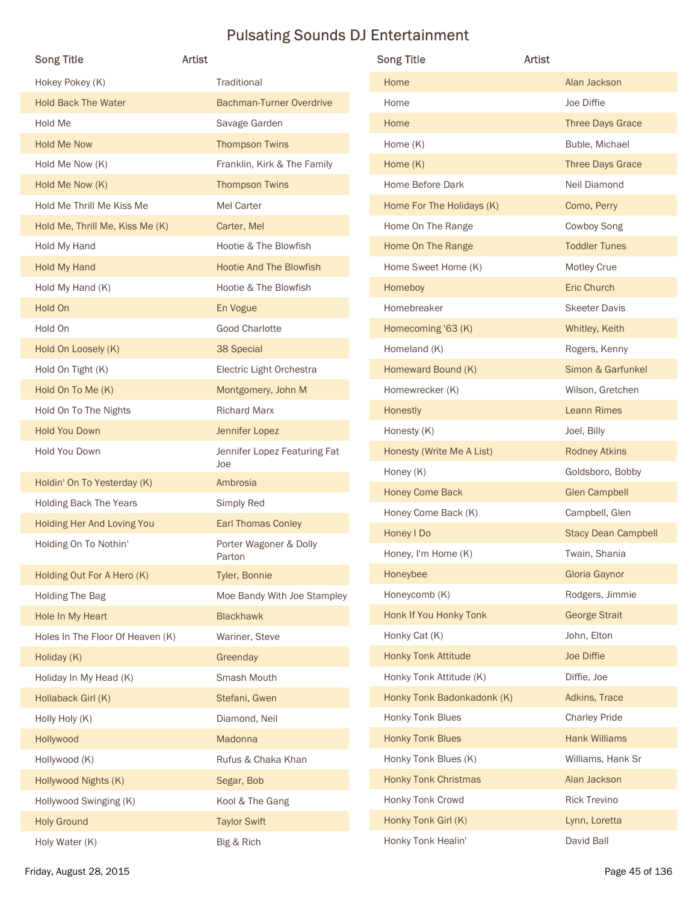# Pulsating Sounds DJ Entertainment

| Song Title | Artist |
|---|---|
| Hokey Pokey (K) | Traditional |
| Hold Back The Water | Bachman-Turner Overdrive |
| Hold Me | Savage Garden |
| Hold Me Now | Thompson Twins |
| Hold Me Now (K) | Franklin, Kirk & The Family |
| Hold Me Now (K) | Thompson Twins |
| Hold Me Thrill Me Kiss Me | Mel Carter |
| Hold Me, Thrill Me, Kiss Me (K) | Carter, Mel |
| Hold My Hand | Hootie & The Blowfish |
| Hold My Hand | Hootie And The Blowfish |
| Hold My Hand (K) | Hootie & The Blowfish |
| Hold On | En Vogue |
| Hold On | Good Charlotte |
| Hold On Loosely (K) | 38 Special |
| Hold On Tight (K) | Electric Light Orchestra |
| Hold On To Me (K) | Montgomery, John M |
| Hold On To The Nights | Richard Marx |
| Hold You Down | Jennifer Lopez |
| Hold You Down | Jennifer Lopez Featuring Fat Joe |
| Holdin' On To Yesterday (K) | Ambrosia |
| Holding Back The Years | Simply Red |
| Holding Her And Loving You | Earl Thomas Conley |
| Holding On To Nothin' | Porter Wagoner & Dolly Parton |
| Holding Out For A Hero (K) | Tyler, Bonnie |
| Holding The Bag | Moe Bandy With Joe Stampley |
| Hole In My Heart | Blackhawk |
| Holes In The Floor Of Heaven (K) | Wariner, Steve |
| Holiday (K) | Greenday |
| Holiday In My Head (K) | Smash Mouth |
| Hollaback Girl (K) | Stefani, Gwen |
| Holly Holy (K) | Diamond, Neil |
| Hollywood | Madonna |
| Hollywood (K) | Rufus & Chaka Khan |
| Hollywood Nights (K) | Segar, Bob |
| Hollywood Swinging (K) | Kool & The Gang |
| Holy Ground | Taylor Swift |
| Holy Water (K) | Big & Rich |
| Home | Alan Jackson |
| Home | Joe Diffie |
| Home | Three Days Grace |
| Home (K) | Buble, Michael |
| Home (K) | Three Days Grace |
| Home Before Dark | Neil Diamond |
| Home For The Holidays (K) | Como, Perry |
| Home On The Range | Cowboy Song |
| Home On The Range | Toddler Tunes |
| Home Sweet Home (K) | Motley Crue |
| Homeboy | Eric Church |
| Homebreaker | Skeeter Davis |
| Homecoming '63 (K) | Whitley, Keith |
| Homeland (K) | Rogers, Kenny |
| Homeward Bound (K) | Simon & Garfunkel |
| Homewrecker (K) | Wilson, Gretchen |
| Honestly | Leann Rimes |
| Honesty (K) | Joel, Billy |
| Honesty (Write Me A List) | Rodney Atkins |
| Honey (K) | Goldsboro, Bobby |
| Honey Come Back | Glen Campbell |
| Honey Come Back (K) | Campbell, Glen |
| Honey I Do | Stacy Dean Campbell |
| Honey, I'm Home (K) | Twain, Shania |
| Honeybee | Gloria Gaynor |
| Honeycomb (K) | Rodgers, Jimmie |
| Honk If You Honky Tonk | George Strait |
| Honky Cat (K) | John, Elton |
| Honky Tonk Attitude | Joe Diffie |
| Honky Tonk Attitude (K) | Diffie, Joe |
| Honky Tonk Badonkadonk (K) | Adkins, Trace |
| Honky Tonk Blues | Charley Pride |
| Honky Tonk Blues | Hank Williams |
| Honky Tonk Blues (K) | Williams, Hank Sr |
| Honky Tonk Christmas | Alan Jackson |
| Honky Tonk Crowd | Rick Trevino |
| Honky Tonk Girl (K) | Lynn, Loretta |
| Honky Tonk Healin' | David Ball |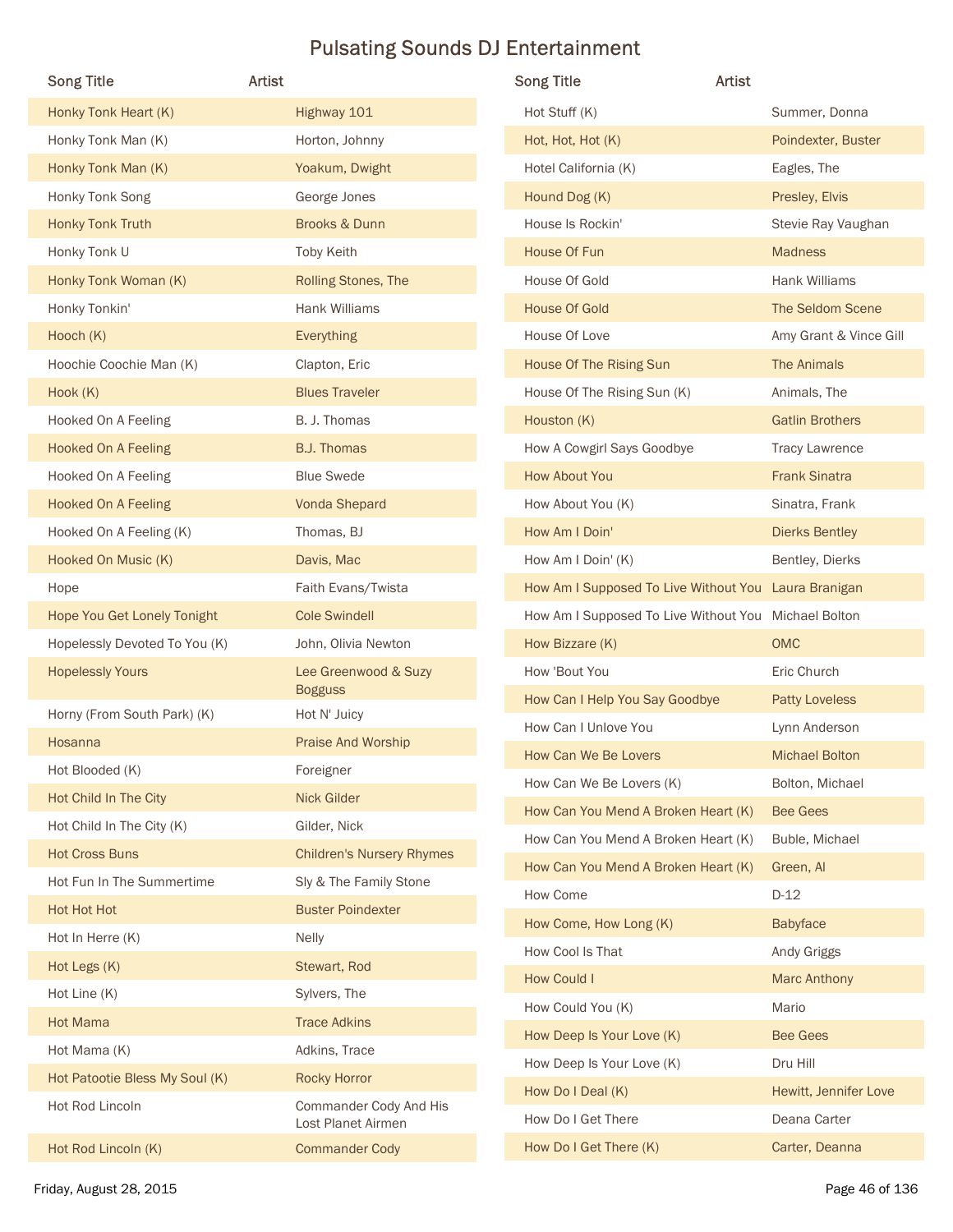# Pulsating Sounds DJ Entertainment

| Song Title | Artist |
|---|---|
| Honky Tonk Heart (K) | Highway 101 |
| Honky Tonk Man (K) | Horton, Johnny |
| Honky Tonk Man (K) | Yoakum, Dwight |
| Honky Tonk Song | George Jones |
| Honky Tonk Truth | Brooks & Dunn |
| Honky Tonk U | Toby Keith |
| Honky Tonk Woman (K) | Rolling Stones, The |
| Honky Tonkin' | Hank Williams |
| Hooch (K) | Everything |
| Hoochie Coochie Man (K) | Clapton, Eric |
| Hook (K) | Blues Traveler |
| Hooked On A Feeling | B. J. Thomas |
| Hooked On A Feeling | B.J. Thomas |
| Hooked On A Feeling | Blue Swede |
| Hooked On A Feeling | Vonda Shepard |
| Hooked On A Feeling (K) | Thomas, BJ |
| Hooked On Music (K) | Davis, Mac |
| Hope | Faith Evans/Twista |
| Hope You Get Lonely Tonight | Cole Swindell |
| Hopelessly Devoted To You (K) | John, Olivia Newton |
| Hopelessly Yours | Lee Greenwood & Suzy Bogguss |
| Horny (From South Park) (K) | Hot N' Juicy |
| Hosanna | Praise And Worship |
| Hot Blooded (K) | Foreigner |
| Hot Child In The City | Nick Gilder |
| Hot Child In The City (K) | Gilder, Nick |
| Hot Cross Buns | Children's Nursery Rhymes |
| Hot Fun In The Summertime | Sly & The Family Stone |
| Hot Hot Hot | Buster Poindexter |
| Hot In Herre (K) | Nelly |
| Hot Legs (K) | Stewart, Rod |
| Hot Line (K) | Sylvers, The |
| Hot Mama | Trace Adkins |
| Hot Mama (K) | Adkins, Trace |
| Hot Patootie Bless My Soul (K) | Rocky Horror |
| Hot Rod Lincoln | Commander Cody And His Lost Planet Airmen |
| Hot Rod Lincoln (K) | Commander Cody |
| Hot Stuff (K) | Summer, Donna |
| Hot, Hot, Hot (K) | Poindexter, Buster |
| Hotel California (K) | Eagles, The |
| Hound Dog (K) | Presley, Elvis |
| House Is Rockin' | Stevie Ray Vaughan |
| House Of Fun | Madness |
| House Of Gold | Hank Williams |
| House Of Gold | The Seldom Scene |
| House Of Love | Amy Grant & Vince Gill |
| House Of The Rising Sun | The Animals |
| House Of The Rising Sun (K) | Animals, The |
| Houston (K) | Gatlin Brothers |
| How A Cowgirl Says Goodbye | Tracy Lawrence |
| How About You | Frank Sinatra |
| How About You (K) | Sinatra, Frank |
| How Am I Doin' | Dierks Bentley |
| How Am I Doin' (K) | Bentley, Dierks |
| How Am I Supposed To Live Without You | Laura Branigan |
| How Am I Supposed To Live Without You | Michael Bolton |
| How Bizzare (K) | OMC |
| How 'Bout You | Eric Church |
| How Can I Help You Say Goodbye | Patty Loveless |
| How Can I Unlove You | Lynn Anderson |
| How Can We Be Lovers | Michael Bolton |
| How Can We Be Lovers (K) | Bolton, Michael |
| How Can You Mend A Broken Heart (K) | Bee Gees |
| How Can You Mend A Broken Heart (K) | Buble, Michael |
| How Can You Mend A Broken Heart (K) | Green, Al |
| How Come | D-12 |
| How Come, How Long (K) | Babyface |
| How Cool Is That | Andy Griggs |
| How Could I | Marc Anthony |
| How Could You (K) | Mario |
| How Deep Is Your Love (K) | Bee Gees |
| How Deep Is Your Love (K) | Dru Hill |
| How Do I Deal (K) | Hewitt, Jennifer Love |
| How Do I Get There | Deana Carter |
| How Do I Get There (K) | Carter, Deanna |

Friday, August 28, 2015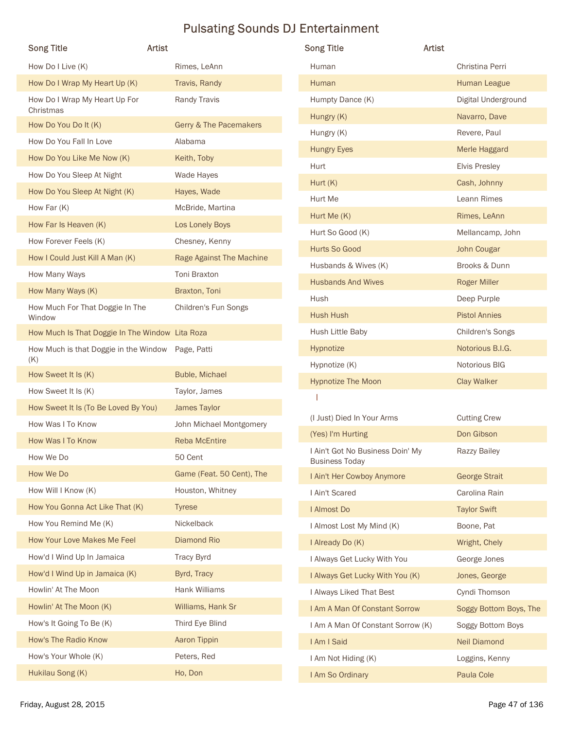# Pulsating Sounds DJ Entertainment

| Song Title | Artist |
| --- | --- |
| How Do I Live (K) | Rimes, LeAnn |
| How Do I Wrap My Heart Up (K) | Travis, Randy |
| How Do I Wrap My Heart Up For Christmas | Randy Travis |
| How Do You Do It (K) | Gerry & The Pacemakers |
| How Do You Fall In Love | Alabama |
| How Do You Like Me Now (K) | Keith, Toby |
| How Do You Sleep At Night | Wade Hayes |
| How Do You Sleep At Night (K) | Hayes, Wade |
| How Far (K) | McBride, Martina |
| How Far Is Heaven (K) | Los Lonely Boys |
| How Forever Feels (K) | Chesney, Kenny |
| How I Could Just Kill A Man (K) | Rage Against The Machine |
| How Many Ways | Toni Braxton |
| How Many Ways (K) | Braxton, Toni |
| How Much For That Doggie In The Window | Children's Fun Songs |
| How Much Is That Doggie In The Window | Lita Roza |
| How Much is that Doggie in the Window (K) | Page, Patti |
| How Sweet It Is (K) | Buble, Michael |
| How Sweet It Is (K) | Taylor, James |
| How Sweet It Is (To Be Loved By You) | James Taylor |
| How Was I To Know | John Michael Montgomery |
| How Was I To Know | Reba McEntire |
| How We Do | 50 Cent |
| How We Do | Game (Feat. 50 Cent), The |
| How Will I Know (K) | Houston, Whitney |
| How You Gonna Act Like That (K) | Tyrese |
| How You Remind Me (K) | Nickelback |
| How Your Love Makes Me Feel | Diamond Rio |
| How'd I Wind Up In Jamaica | Tracy Byrd |
| How'd I Wind Up in Jamaica (K) | Byrd, Tracy |
| Howlin' At The Moon | Hank Williams |
| Howlin' At The Moon (K) | Williams, Hank Sr |
| How's It Going To Be (K) | Third Eye Blind |
| How's The Radio Know | Aaron Tippin |
| How's Your Whole (K) | Peters, Red |
| Hukilau Song (K) | Ho, Don |
| Human | Christina Perri |
| Human | Human League |
| Humpty Dance (K) | Digital Underground |
| Hungry (K) | Navarro, Dave |
| Hungry (K) | Revere, Paul |
| Hungry Eyes | Merle Haggard |
| Hurt | Elvis Presley |
| Hurt (K) | Cash, Johnny |
| Hurt Me | Leann Rimes |
| Hurt Me (K) | Rimes, LeAnn |
| Hurt So Good (K) | Mellancamp, John |
| Hurts So Good | John Cougar |
| Husbands & Wives (K) | Brooks & Dunn |
| Husbands And Wives | Roger Miller |
| Hush | Deep Purple |
| Hush Hush | Pistol Annies |
| Hush Little Baby | Children's Songs |
| Hypnotize | Notorious B.I.G. |
| Hypnotize (K) | Notorious BIG |
| Hypnotize The Moon | Clay Walker |

## I

| Song Title | Artist |
| --- | --- |
| (I Just) Died In Your Arms | Cutting Crew |
| (Yes) I'm Hurting | Don Gibson |
| I Ain't Got No Business Doin' My Business Today | Razzy Bailey |
| I Ain't Her Cowboy Anymore | George Strait |
| I Ain't Scared | Carolina Rain |
| I Almost Do | Taylor Swift |
| I Almost Lost My Mind (K) | Boone, Pat |
| I Already Do (K) | Wright, Chely |
| I Always Get Lucky With You | George Jones |
| I Always Get Lucky With You (K) | Jones, George |
| I Always Liked That Best | Cyndi Thomson |
| I Am A Man Of Constant Sorrow | Soggy Bottom Boys, The |
| I Am A Man Of Constant Sorrow (K) | Soggy Bottom Boys |
| I Am I Said | Neil Diamond |
| I Am Not Hiding (K) | Loggins, Kenny |
| I Am So Ordinary | Paula Cole |

Friday, August 28, 2015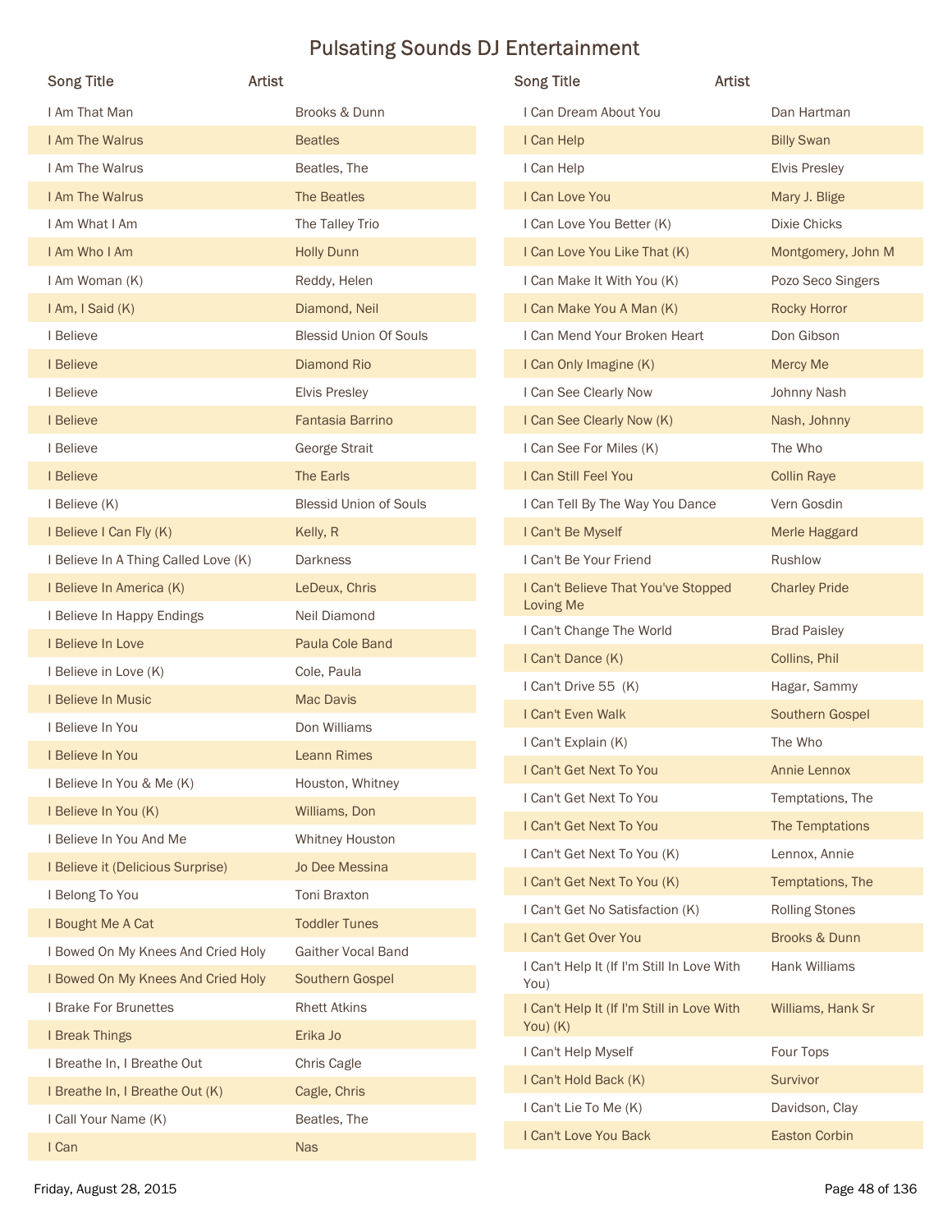# Pulsating Sounds DJ Entertainment

| Song Title | Artist |
|---|---|
| I Am That Man | Brooks & Dunn |
| I Am The Walrus | Beatles |
| I Am The Walrus | Beatles, The |
| I Am The Walrus | The Beatles |
| I Am What I Am | The Talley Trio |
| I Am Who I Am | Holly Dunn |
| I Am Woman (K) | Reddy, Helen |
| I Am, I Said (K) | Diamond, Neil |
| I Believe | Blessid Union Of Souls |
| I Believe | Diamond Rio |
| I Believe | Elvis Presley |
| I Believe | Fantasia Barrino |
| I Believe | George Strait |
| I Believe | The Earls |
| I Believe (K) | Blessid Union of Souls |
| I Believe I Can Fly (K) | Kelly, R |
| I Believe In A Thing Called Love (K) | Darkness |
| I Believe In America (K) | LeDeux, Chris |
| I Believe In Happy Endings | Neil Diamond |
| I Believe In Love | Paula Cole Band |
| I Believe in Love (K) | Cole, Paula |
| I Believe In Music | Mac Davis |
| I Believe In You | Don Williams |
| I Believe In You | Leann Rimes |
| I Believe In You & Me (K) | Houston, Whitney |
| I Believe In You (K) | Williams, Don |
| I Believe In You And Me | Whitney Houston |
| I Believe it (Delicious Surprise) | Jo Dee Messina |
| I Belong To You | Toni Braxton |
| I Bought Me A Cat | Toddler Tunes |
| I Bowed On My Knees And Cried Holy | Gaither Vocal Band |
| I Bowed On My Knees And Cried Holy | Southern Gospel |
| I Brake For Brunettes | Rhett Atkins |
| I Break Things | Erika Jo |
| I Breathe In, I Breathe Out | Chris Cagle |
| I Breathe In, I Breathe Out (K) | Cagle, Chris |
| I Call Your Name (K) | Beatles, The |
| I Can | Nas |
| I Can Dream About You | Dan Hartman |
| I Can Help | Billy Swan |
| I Can Help | Elvis Presley |
| I Can Love You | Mary J. Blige |
| I Can Love You Better (K) | Dixie Chicks |
| I Can Love You Like That (K) | Montgomery, John M |
| I Can Make It With You (K) | Pozo Seco Singers |
| I Can Make You A Man (K) | Rocky Horror |
| I Can Mend Your Broken Heart | Don Gibson |
| I Can Only Imagine (K) | Mercy Me |
| I Can See Clearly Now | Johnny Nash |
| I Can See Clearly Now (K) | Nash, Johnny |
| I Can See For Miles (K) | The Who |
| I Can Still Feel You | Collin Raye |
| I Can Tell By The Way You Dance | Vern Gosdin |
| I Can't Be Myself | Merle Haggard |
| I Can't Be Your Friend | Rushlow |
| I Can't Believe That You've Stopped Loving Me | Charley Pride |
| I Can't Change The World | Brad Paisley |
| I Can't Dance (K) | Collins, Phil |
| I Can't Drive 55 (K) | Hagar, Sammy |
| I Can't Even Walk | Southern Gospel |
| I Can't Explain (K) | The Who |
| I Can't Get Next To You | Annie Lennox |
| I Can't Get Next To You | Temptations, The |
| I Can't Get Next To You | The Temptations |
| I Can't Get Next To You (K) | Lennox, Annie |
| I Can't Get Next To You (K) | Temptations, The |
| I Can't Get No Satisfaction (K) | Rolling Stones |
| I Can't Get Over You | Brooks & Dunn |
| I Can't Help It (If I'm Still In Love With You) | Hank Williams |
| I Can't Help It (If I'm Still in Love With You) (K) | Williams, Hank Sr |
| I Can't Help Myself | Four Tops |
| I Can't Hold Back (K) | Survivor |
| I Can't Lie To Me (K) | Davidson, Clay |
| I Can't Love You Back | Easton Corbin |

Friday, August 28, 2015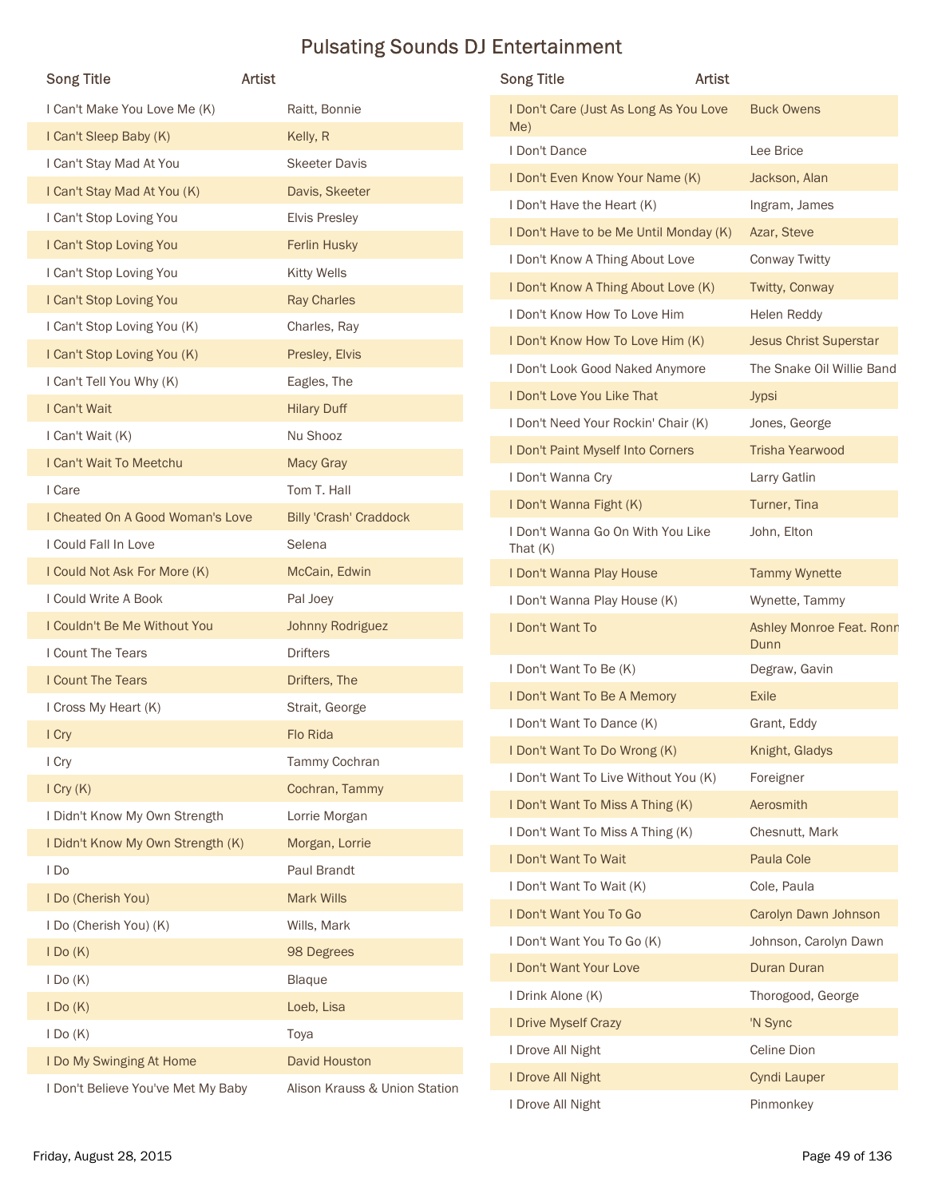# Pulsating Sounds DJ Entertainment

| Song Title | Artist |
|---|---|
| I Can't Make You Love Me (K) | Raitt, Bonnie |
| I Can't Sleep Baby (K) | Kelly, R |
| I Can't Stay Mad At You | Skeeter Davis |
| I Can't Stay Mad At You (K) | Davis, Skeeter |
| I Can't Stop Loving You | Elvis Presley |
| I Can't Stop Loving You | Ferlin Husky |
| I Can't Stop Loving You | Kitty Wells |
| I Can't Stop Loving You | Ray Charles |
| I Can't Stop Loving You (K) | Charles, Ray |
| I Can't Stop Loving You (K) | Presley, Elvis |
| I Can't Tell You Why (K) | Eagles, The |
| I Can't Wait | Hilary Duff |
| I Can't Wait (K) | Nu Shooz |
| I Can't Wait To Meetchu | Macy Gray |
| I Care | Tom T. Hall |
| I Cheated On A Good Woman's Love | Billy 'Crash' Craddock |
| I Could Fall In Love | Selena |
| I Could Not Ask For More (K) | McCain, Edwin |
| I Could Write A Book | Pal Joey |
| I Couldn't Be Me Without You | Johnny Rodriguez |
| I Count The Tears | Drifters |
| I Count The Tears | Drifters, The |
| I Cross My Heart (K) | Strait, George |
| I Cry | Flo Rida |
| I Cry | Tammy Cochran |
| I Cry (K) | Cochran, Tammy |
| I Didn't Know My Own Strength | Lorrie Morgan |
| I Didn't Know My Own Strength (K) | Morgan, Lorrie |
| I Do | Paul Brandt |
| I Do (Cherish You) | Mark Wills |
| I Do (Cherish You) (K) | Wills, Mark |
| I Do (K) | 98 Degrees |
| I Do (K) | Blaque |
| I Do (K) | Loeb, Lisa |
| I Do (K) | Toya |
| I Do My Swinging At Home | David Houston |
| I Don't Believe You've Met My Baby | Alison Krauss & Union Station |
| I Don't Care (Just As Long As You Love Me) | Buck Owens |
| I Don't Dance | Lee Brice |
| I Don't Even Know Your Name (K) | Jackson, Alan |
| I Don't Have the Heart (K) | Ingram, James |
| I Don't Have to be Me Until Monday (K) | Azar, Steve |
| I Don't Know A Thing About Love | Conway Twitty |
| I Don't Know A Thing About Love (K) | Twitty, Conway |
| I Don't Know How To Love Him | Helen Reddy |
| I Don't Know How To Love Him (K) | Jesus Christ Superstar |
| I Don't Look Good Naked Anymore | The Snake Oil Willie Band |
| I Don't Love You Like That | Jypsi |
| I Don't Need Your Rockin' Chair (K) | Jones, George |
| I Don't Paint Myself Into Corners | Trisha Yearwood |
| I Don't Wanna Cry | Larry Gatlin |
| I Don't Wanna Fight (K) | Turner, Tina |
| I Don't Wanna Go On With You Like That (K) | John, Elton |
| I Don't Wanna Play House | Tammy Wynette |
| I Don't Wanna Play House (K) | Wynette, Tammy |
| I Don't Want To | Ashley Monroe Feat. Ronn Dunn |
| I Don't Want To Be (K) | Degraw, Gavin |
| I Don't Want To Be A Memory | Exile |
| I Don't Want To Dance (K) | Grant, Eddy |
| I Don't Want To Do Wrong (K) | Knight, Gladys |
| I Don't Want To Live Without You (K) | Foreigner |
| I Don't Want To Miss A Thing (K) | Aerosmith |
| I Don't Want To Miss A Thing (K) | Chesnutt, Mark |
| I Don't Want To Wait | Paula Cole |
| I Don't Want To Wait (K) | Cole, Paula |
| I Don't Want You To Go | Carolyn Dawn Johnson |
| I Don't Want You To Go (K) | Johnson, Carolyn Dawn |
| I Don't Want Your Love | Duran Duran |
| I Drink Alone (K) | Thorogood, George |
| I Drive Myself Crazy | 'N Sync |
| I Drove All Night | Celine Dion |
| I Drove All Night | Cyndi Lauper |
| I Drove All Night | Pinmonkey |

Friday, August 28, 2015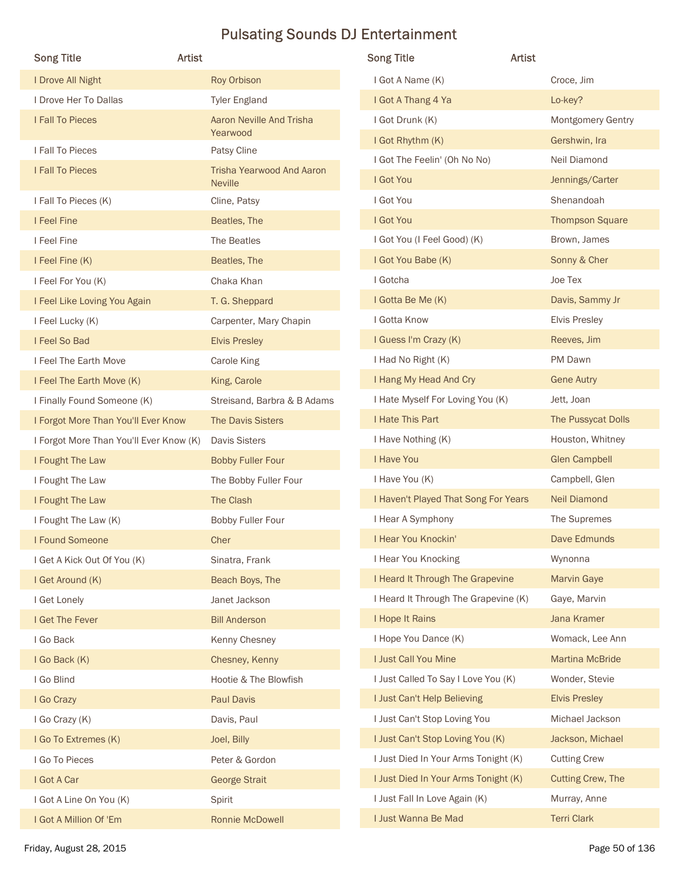# Pulsating Sounds DJ Entertainment

| Song Title | Artist |
|---|---|
| I Drove All Night | Roy Orbison |
| I Drove Her To Dallas | Tyler England |
| I Fall To Pieces | Aaron Neville And Trisha Yearwood |
| I Fall To Pieces | Patsy Cline |
| I Fall To Pieces | Trisha Yearwood And Aaron Neville |
| I Fall To Pieces (K) | Cline, Patsy |
| I Feel Fine | Beatles, The |
| I Feel Fine | The Beatles |
| I Feel Fine (K) | Beatles, The |
| I Feel For You (K) | Chaka Khan |
| I Feel Like Loving You Again | T. G. Sheppard |
| I Feel Lucky (K) | Carpenter, Mary Chapin |
| I Feel So Bad | Elvis Presley |
| I Feel The Earth Move | Carole King |
| I Feel The Earth Move (K) | King, Carole |
| I Finally Found Someone (K) | Streisand, Barbra & B Adams |
| I Forgot More Than You'll Ever Know | The Davis Sisters |
| I Forgot More Than You'll Ever Know (K) | Davis Sisters |
| I Fought The Law | Bobby Fuller Four |
| I Fought The Law | The Bobby Fuller Four |
| I Fought The Law | The Clash |
| I Fought The Law (K) | Bobby Fuller Four |
| I Found Someone | Cher |
| I Get A Kick Out Of You (K) | Sinatra, Frank |
| I Get Around (K) | Beach Boys, The |
| I Get Lonely | Janet Jackson |
| I Get The Fever | Bill Anderson |
| I Go Back | Kenny Chesney |
| I Go Back (K) | Chesney, Kenny |
| I Go Blind | Hootie & The Blowfish |
| I Go Crazy | Paul Davis |
| I Go Crazy (K) | Davis, Paul |
| I Go To Extremes (K) | Joel, Billy |
| I Go To Pieces | Peter & Gordon |
| I Got A Car | George Strait |
| I Got A Line On You (K) | Spirit |
| I Got A Million Of 'Em | Ronnie McDowell |
| I Got A Name (K) | Croce, Jim |
| I Got A Thang 4 Ya | Lo-key? |
| I Got Drunk (K) | Montgomery Gentry |
| I Got Rhythm (K) | Gershwin, Ira |
| I Got The Feelin' (Oh No No) | Neil Diamond |
| I Got You | Jennings/Carter |
| I Got You | Shenandoah |
| I Got You | Thompson Square |
| I Got You (I Feel Good) (K) | Brown, James |
| I Got You Babe (K) | Sonny & Cher |
| I Gotcha | Joe Tex |
| I Gotta Be Me (K) | Davis, Sammy Jr |
| I Gotta Know | Elvis Presley |
| I Guess I'm Crazy (K) | Reeves, Jim |
| I Had No Right (K) | PM Dawn |
| I Hang My Head And Cry | Gene Autry |
| I Hate Myself For Loving You (K) | Jett, Joan |
| I Hate This Part | The Pussycat Dolls |
| I Have Nothing (K) | Houston, Whitney |
| I Have You | Glen Campbell |
| I Have You (K) | Campbell, Glen |
| I Haven't Played That Song For Years | Neil Diamond |
| I Hear A Symphony | The Supremes |
| I Hear You Knockin' | Dave Edmunds |
| I Hear You Knocking | Wynonna |
| I Heard It Through The Grapevine | Marvin Gaye |
| I Heard It Through The Grapevine (K) | Gaye, Marvin |
| I Hope It Rains | Jana Kramer |
| I Hope You Dance (K) | Womack, Lee Ann |
| I Just Call You Mine | Martina McBride |
| I Just Called To Say I Love You (K) | Wonder, Stevie |
| I Just Can't Help Believing | Elvis Presley |
| I Just Can't Stop Loving You | Michael Jackson |
| I Just Can't Stop Loving You (K) | Jackson, Michael |
| I Just Died In Your Arms Tonight (K) | Cutting Crew |
| I Just Died In Your Arms Tonight (K) | Cutting Crew, The |
| I Just Fall In Love Again (K) | Murray, Anne |
| I Just Wanna Be Mad | Terri Clark |

Friday, August 28, 2015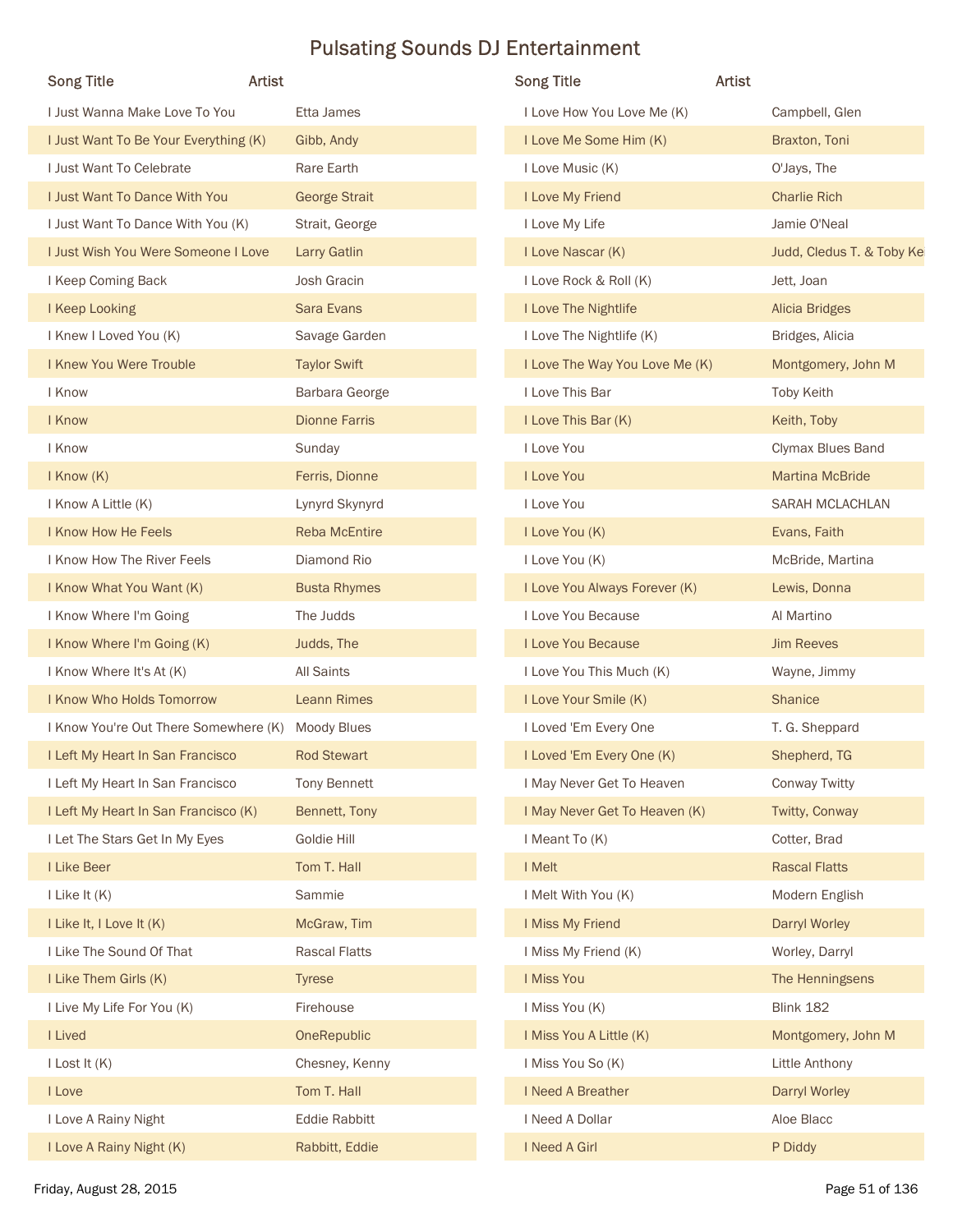# Pulsating Sounds DJ Entertainment

| Song Title | Artist |
| --- | --- |
| I Just Wanna Make Love To You | Etta James |
| I Just Want To Be Your Everything (K) | Gibb, Andy |
| I Just Want To Celebrate | Rare Earth |
| I Just Want To Dance With You | George Strait |
| I Just Want To Dance With You (K) | Strait, George |
| I Just Wish You Were Someone I Love | Larry Gatlin |
| I Keep Coming Back | Josh Gracin |
| I Keep Looking | Sara Evans |
| I Knew I Loved You (K) | Savage Garden |
| I Knew You Were Trouble | Taylor Swift |
| I Know | Barbara George |
| I Know | Dionne Farris |
| I Know | Sunday |
| I Know (K) | Ferris, Dionne |
| I Know A Little (K) | Lynyrd Skynyrd |
| I Know How He Feels | Reba McEntire |
| I Know How The River Feels | Diamond Rio |
| I Know What You Want (K) | Busta Rhymes |
| I Know Where I'm Going | The Judds |
| I Know Where I'm Going (K) | Judds, The |
| I Know Where It's At (K) | All Saints |
| I Know Who Holds Tomorrow | Leann Rimes |
| I Know You're Out There Somewhere (K) | Moody Blues |
| I Left My Heart In San Francisco | Rod Stewart |
| I Left My Heart In San Francisco | Tony Bennett |
| I Left My Heart In San Francisco (K) | Bennett, Tony |
| I Let The Stars Get In My Eyes | Goldie Hill |
| I Like Beer | Tom T. Hall |
| I Like It (K) | Sammie |
| I Like It, I Love It (K) | McGraw, Tim |
| I Like The Sound Of That | Rascal Flatts |
| I Like Them Girls (K) | Tyrese |
| I Live My Life For You (K) | Firehouse |
| I Lived | OneRepublic |
| I Lost It (K) | Chesney, Kenny |
| I Love | Tom T. Hall |
| I Love A Rainy Night | Eddie Rabbitt |
| I Love A Rainy Night (K) | Rabbitt, Eddie |
| I Love How You Love Me (K) | Campbell, Glen |
| I Love Me Some Him (K) | Braxton, Toni |
| I Love Music (K) | O'Jays, The |
| I Love My Friend | Charlie Rich |
| I Love My Life | Jamie O'Neal |
| I Love Nascar (K) | Judd, Cledus T. & Toby Ke |
| I Love Rock & Roll (K) | Jett, Joan |
| I Love The Nightlife | Alicia Bridges |
| I Love The Nightlife (K) | Bridges, Alicia |
| I Love The Way You Love Me (K) | Montgomery, John M |
| I Love This Bar | Toby Keith |
| I Love This Bar (K) | Keith, Toby |
| I Love You | Clymax Blues Band |
| I Love You | Martina McBride |
| I Love You | SARAH MCLACHLAN |
| I Love You (K) | Evans, Faith |
| I Love You (K) | McBride, Martina |
| I Love You Always Forever (K) | Lewis, Donna |
| I Love You Because | Al Martino |
| I Love You Because | Jim Reeves |
| I Love You This Much (K) | Wayne, Jimmy |
| I Love Your Smile (K) | Shanice |
| I Loved 'Em Every One | T. G. Sheppard |
| I Loved 'Em Every One (K) | Shepherd, TG |
| I May Never Get To Heaven | Conway Twitty |
| I May Never Get To Heaven (K) | Twitty, Conway |
| I Meant To (K) | Cotter, Brad |
| I Melt | Rascal Flatts |
| I Melt With You (K) | Modern English |
| I Miss My Friend | Darryl Worley |
| I Miss My Friend (K) | Worley, Darryl |
| I Miss You | The Henningsens |
| I Miss You (K) | Blink 182 |
| I Miss You A Little (K) | Montgomery, John M |
| I Miss You So (K) | Little Anthony |
| I Need A Breather | Darryl Worley |
| I Need A Dollar | Aloe Blacc |
| I Need A Girl | P Diddy |

Friday, August 28, 2015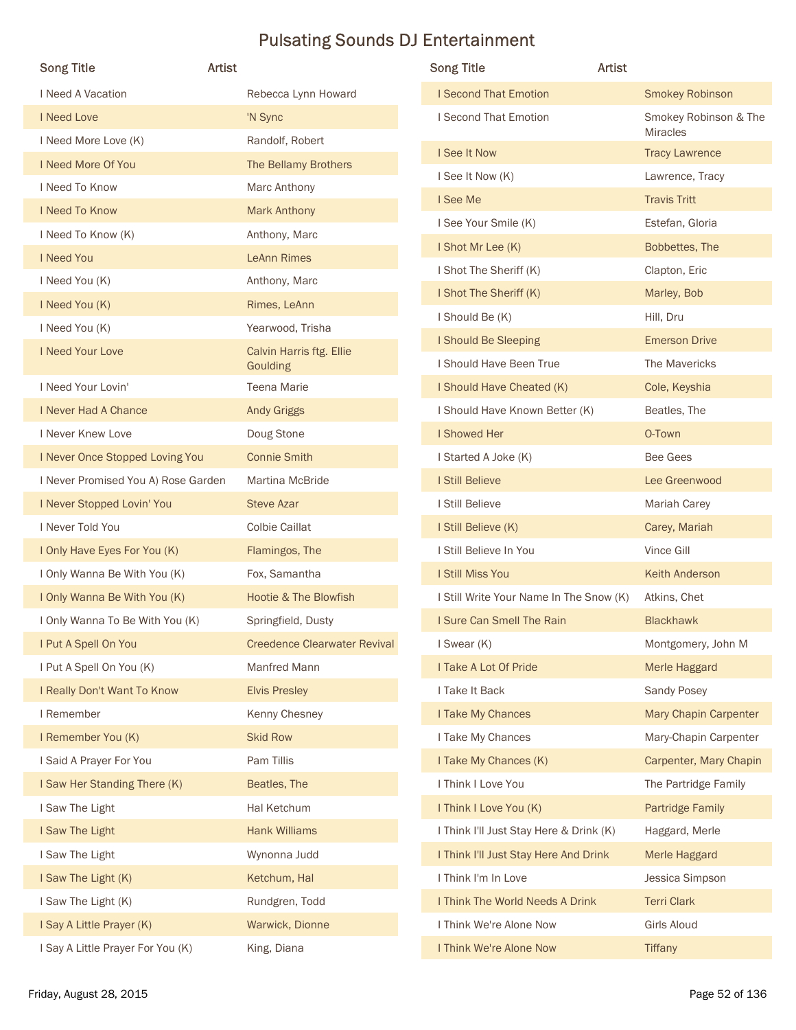# Pulsating Sounds DJ Entertainment

| Song Title | Artist |
|---|---|
| I Need A Vacation | Rebecca Lynn Howard |
| I Need Love | 'N Sync |
| I Need More Love (K) | Randolf, Robert |
| I Need More Of You | The Bellamy Brothers |
| I Need To Know | Marc Anthony |
| I Need To Know | Mark Anthony |
| I Need To Know (K) | Anthony, Marc |
| I Need You | LeAnn Rimes |
| I Need You (K) | Anthony, Marc |
| I Need You (K) | Rimes, LeAnn |
| I Need You (K) | Yearwood, Trisha |
| I Need Your Love | Calvin Harris ftg. Ellie Goulding |
| I Need Your Lovin' | Teena Marie |
| I Never Had A Chance | Andy Griggs |
| I Never Knew Love | Doug Stone |
| I Never Once Stopped Loving You | Connie Smith |
| I Never Promised You A) Rose Garden | Martina McBride |
| I Never Stopped Lovin' You | Steve Azar |
| I Never Told You | Colbie Caillat |
| I Only Have Eyes For You (K) | Flamingos, The |
| I Only Wanna Be With You (K) | Fox, Samantha |
| I Only Wanna Be With You (K) | Hootie & The Blowfish |
| I Only Wanna To Be With You (K) | Springfield, Dusty |
| I Put A Spell On You | Creedence Clearwater Revival |
| I Put A Spell On You (K) | Manfred Mann |
| I Really Don't Want To Know | Elvis Presley |
| I Remember | Kenny Chesney |
| I Remember You (K) | Skid Row |
| I Said A Prayer For You | Pam Tillis |
| I Saw Her Standing There (K) | Beatles, The |
| I Saw The Light | Hal Ketchum |
| I Saw The Light | Hank Williams |
| I Saw The Light | Wynonna Judd |
| I Saw The Light (K) | Ketchum, Hal |
| I Saw The Light (K) | Rundgren, Todd |
| I Say A Little Prayer (K) | Warwick, Dionne |
| I Say A Little Prayer For You (K) | King, Diana |
| I Second That Emotion | Smokey Robinson |
| I Second That Emotion | Smokey Robinson & The Miracles |
| I See It Now | Tracy Lawrence |
| I See It Now (K) | Lawrence, Tracy |
| I See Me | Travis Tritt |
| I See Your Smile (K) | Estefan, Gloria |
| I Shot Mr Lee (K) | Bobbettes, The |
| I Shot The Sheriff (K) | Clapton, Eric |
| I Shot The Sheriff (K) | Marley, Bob |
| I Should Be (K) | Hill, Dru |
| I Should Be Sleeping | Emerson Drive |
| I Should Have Been True | The Mavericks |
| I Should Have Cheated (K) | Cole, Keyshia |
| I Should Have Known Better (K) | Beatles, The |
| I Showed Her | O-Town |
| I Started A Joke (K) | Bee Gees |
| I Still Believe | Lee Greenwood |
| I Still Believe | Mariah Carey |
| I Still Believe (K) | Carey, Mariah |
| I Still Believe In You | Vince Gill |
| I Still Miss You | Keith Anderson |
| I Still Write Your Name In The Snow (K) | Atkins, Chet |
| I Sure Can Smell The Rain | Blackhawk |
| I Swear (K) | Montgomery, John M |
| I Take A Lot Of Pride | Merle Haggard |
| I Take It Back | Sandy Posey |
| I Take My Chances | Mary Chapin Carpenter |
| I Take My Chances | Mary-Chapin Carpenter |
| I Take My Chances (K) | Carpenter, Mary Chapin |
| I Think I Love You | The Partridge Family |
| I Think I Love You (K) | Partridge Family |
| I Think I'll Just Stay Here & Drink (K) | Haggard, Merle |
| I Think I'll Just Stay Here And Drink | Merle Haggard |
| I Think I'm In Love | Jessica Simpson |
| I Think The World Needs A Drink | Terri Clark |
| I Think We're Alone Now | Girls Aloud |
| I Think We're Alone Now | Tiffany |

Friday, August 28, 2015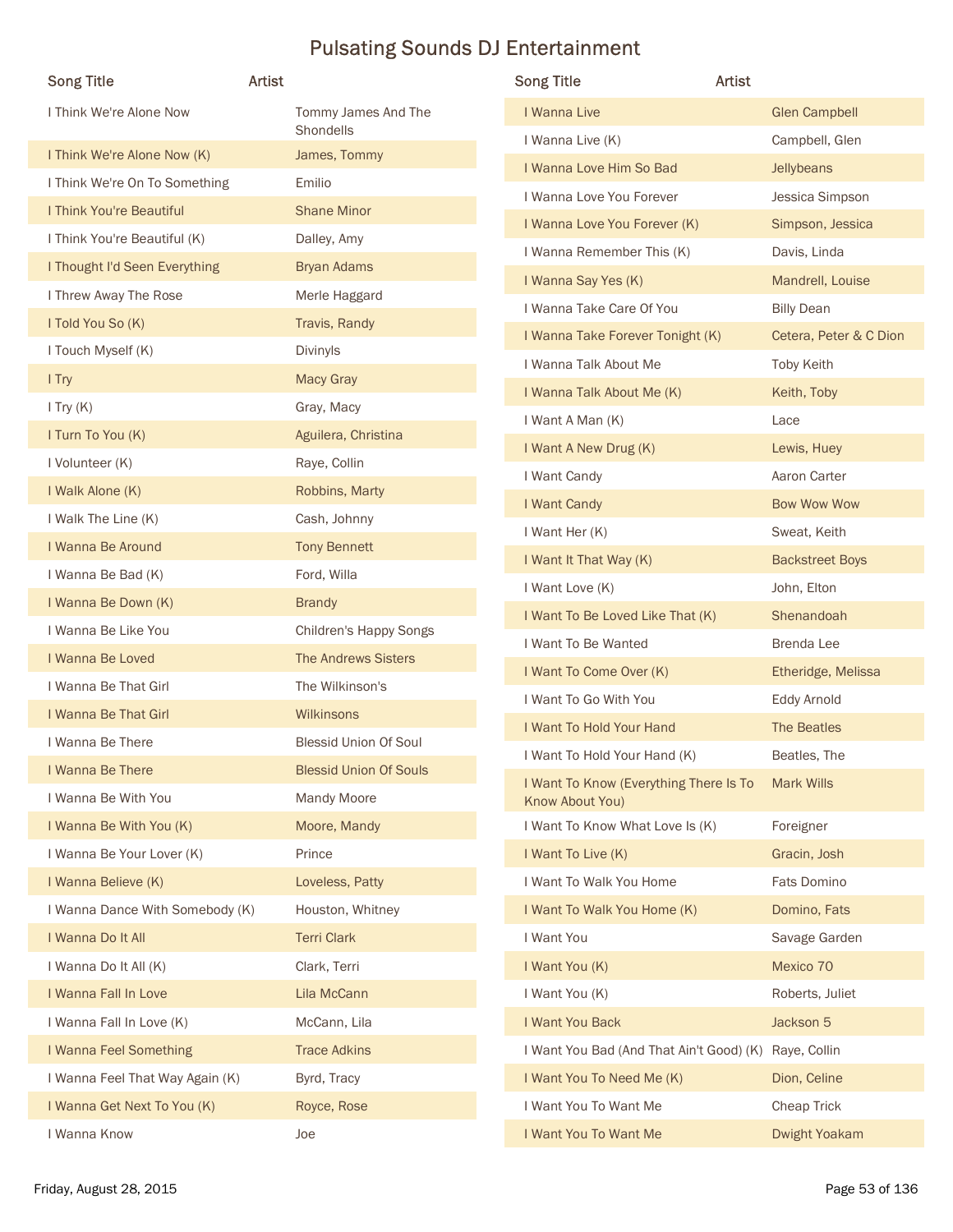# Pulsating Sounds DJ Entertainment

| Song Title | Artist |
|---|---|
| I Think We're Alone Now | Tommy James And The Shondells |
| I Think We're Alone Now (K) | James, Tommy |
| I Think We're On To Something | Emilio |
| I Think You're Beautiful | Shane Minor |
| I Think You're Beautiful (K) | Dalley, Amy |
| I Thought I'd Seen Everything | Bryan Adams |
| I Threw Away The Rose | Merle Haggard |
| I Told You So (K) | Travis, Randy |
| I Touch Myself (K) | Divinyls |
| I Try | Macy Gray |
| I Try (K) | Gray, Macy |
| I Turn To You (K) | Aguilera, Christina |
| I Volunteer (K) | Raye, Collin |
| I Walk Alone (K) | Robbins, Marty |
| I Walk The Line (K) | Cash, Johnny |
| I Wanna Be Around | Tony Bennett |
| I Wanna Be Bad (K) | Ford, Willa |
| I Wanna Be Down (K) | Brandy |
| I Wanna Be Like You | Children's Happy Songs |
| I Wanna Be Loved | The Andrews Sisters |
| I Wanna Be That Girl | The Wilkinson's |
| I Wanna Be That Girl | Wilkinsons |
| I Wanna Be There | Blessid Union Of Soul |
| I Wanna Be There | Blessid Union Of Souls |
| I Wanna Be With You | Mandy Moore |
| I Wanna Be With You (K) | Moore, Mandy |
| I Wanna Be Your Lover (K) | Prince |
| I Wanna Believe (K) | Loveless, Patty |
| I Wanna Dance With Somebody (K) | Houston, Whitney |
| I Wanna Do It All | Terri Clark |
| I Wanna Do It All (K) | Clark, Terri |
| I Wanna Fall In Love | Lila McCann |
| I Wanna Fall In Love (K) | McCann, Lila |
| I Wanna Feel Something | Trace Adkins |
| I Wanna Feel That Way Again (K) | Byrd, Tracy |
| I Wanna Get Next To You (K) | Royce, Rose |
| I Wanna Know | Joe |
| I Wanna Live | Glen Campbell |
| I Wanna Live (K) | Campbell, Glen |
| I Wanna Love Him So Bad | Jellybeans |
| I Wanna Love You Forever | Jessica Simpson |
| I Wanna Love You Forever (K) | Simpson, Jessica |
| I Wanna Remember This (K) | Davis, Linda |
| I Wanna Say Yes (K) | Mandrell, Louise |
| I Wanna Take Care Of You | Billy Dean |
| I Wanna Take Forever Tonight (K) | Cetera, Peter & C Dion |
| I Wanna Talk About Me | Toby Keith |
| I Wanna Talk About Me (K) | Keith, Toby |
| I Want A Man (K) | Lace |
| I Want A New Drug (K) | Lewis, Huey |
| I Want Candy | Aaron Carter |
| I Want Candy | Bow Wow Wow |
| I Want Her (K) | Sweat, Keith |
| I Want It That Way (K) | Backstreet Boys |
| I Want Love (K) | John, Elton |
| I Want To Be Loved Like That (K) | Shenandoah |
| I Want To Be Wanted | Brenda Lee |
| I Want To Come Over (K) | Etheridge, Melissa |
| I Want To Go With You | Eddy Arnold |
| I Want To Hold Your Hand | The Beatles |
| I Want To Hold Your Hand (K) | Beatles, The |
| I Want To Know (Everything There Is To Know About You) | Mark Wills |
| I Want To Know What Love Is (K) | Foreigner |
| I Want To Live (K) | Gracin, Josh |
| I Want To Walk You Home | Fats Domino |
| I Want To Walk You Home (K) | Domino, Fats |
| I Want You | Savage Garden |
| I Want You (K) | Mexico 70 |
| I Want You (K) | Roberts, Juliet |
| I Want You Back | Jackson 5 |
| I Want You Bad (And That Ain't Good) (K) | Raye, Collin |
| I Want You To Need Me (K) | Dion, Celine |
| I Want You To Want Me | Cheap Trick |
| I Want You To Want Me | Dwight Yoakam |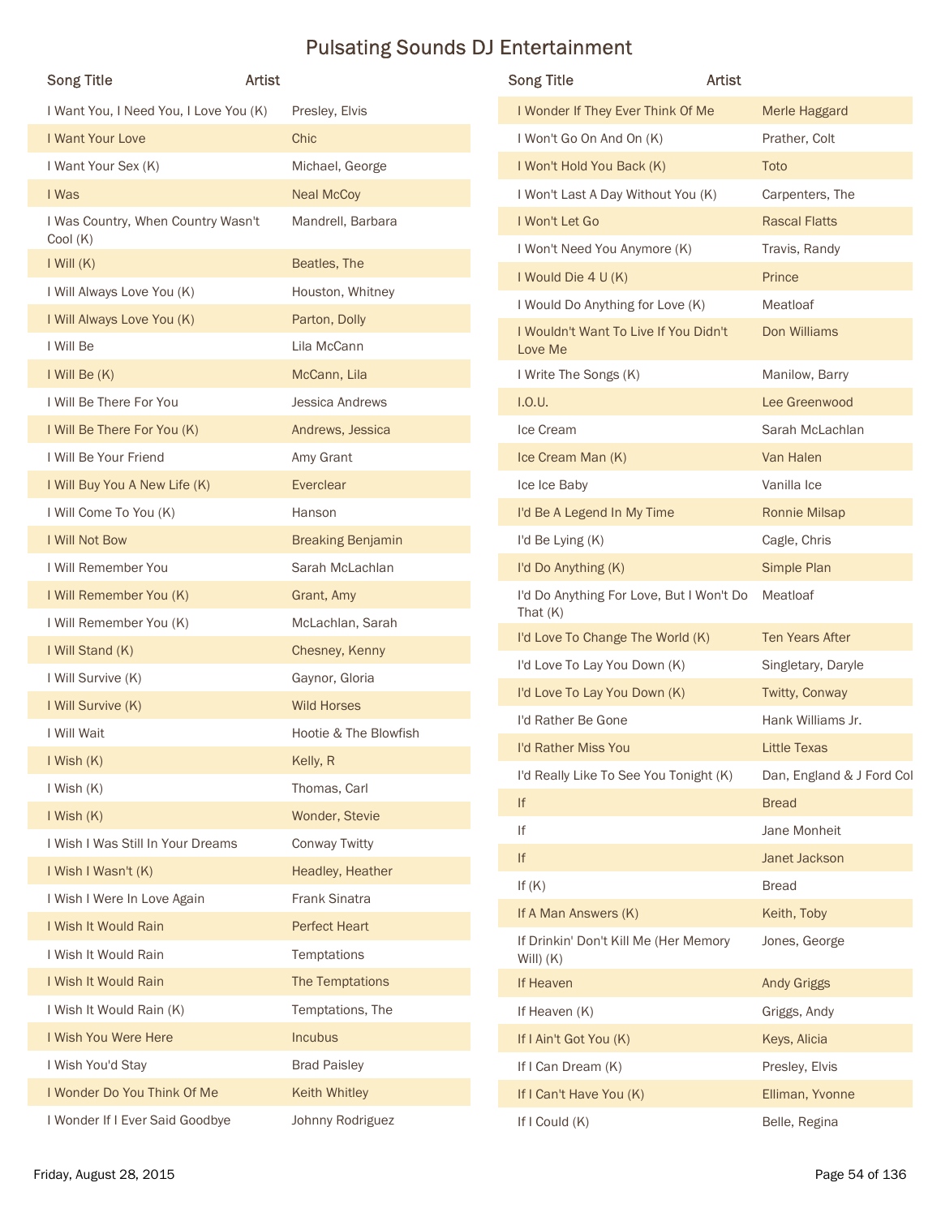# Pulsating Sounds DJ Entertainment

| Song Title | Artist |
|---|---|
| I Want You, I Need You, I Love You (K) | Presley, Elvis |
| I Want Your Love | Chic |
| I Want Your Sex (K) | Michael, George |
| I Was | Neal McCoy |
| I Was Country, When Country Wasn't Cool (K) | Mandrell, Barbara |
| I Will (K) | Beatles, The |
| I Will Always Love You (K) | Houston, Whitney |
| I Will Always Love You (K) | Parton, Dolly |
| I Will Be | Lila McCann |
| I Will Be (K) | McCann, Lila |
| I Will Be There For You | Jessica Andrews |
| I Will Be There For You (K) | Andrews, Jessica |
| I Will Be Your Friend | Amy Grant |
| I Will Buy You A New Life (K) | Everclear |
| I Will Come To You (K) | Hanson |
| I Will Not Bow | Breaking Benjamin |
| I Will Remember You | Sarah McLachlan |
| I Will Remember You (K) | Grant, Amy |
| I Will Remember You (K) | McLachlan, Sarah |
| I Will Stand (K) | Chesney, Kenny |
| I Will Survive (K) | Gaynor, Gloria |
| I Will Survive (K) | Wild Horses |
| I Will Wait | Hootie & The Blowfish |
| I Wish (K) | Kelly, R |
| I Wish (K) | Thomas, Carl |
| I Wish (K) | Wonder, Stevie |
| I Wish I Was Still In Your Dreams | Conway Twitty |
| I Wish I Wasn't (K) | Headley, Heather |
| I Wish I Were In Love Again | Frank Sinatra |
| I Wish It Would Rain | Perfect Heart |
| I Wish It Would Rain | Temptations |
| I Wish It Would Rain | The Temptations |
| I Wish It Would Rain (K) | Temptations, The |
| I Wish You Were Here | Incubus |
| I Wish You'd Stay | Brad Paisley |
| I Wonder Do You Think Of Me | Keith Whitley |
| I Wonder If I Ever Said Goodbye | Johnny Rodriguez |
| I Wonder If They Ever Think Of Me | Merle Haggard |
| I Won't Go On And On (K) | Prather, Colt |
| I Won't Hold You Back (K) | Toto |
| I Won't Last A Day Without You (K) | Carpenters, The |
| I Won't Let Go | Rascal Flatts |
| I Won't Need You Anymore (K) | Travis, Randy |
| I Would Die 4 U (K) | Prince |
| I Would Do Anything for Love (K) | Meatloaf |
| I Wouldn't Want To Live If You Didn't Love Me | Don Williams |
| I Write The Songs (K) | Manilow, Barry |
| I.O.U. | Lee Greenwood |
| Ice Cream | Sarah McLachlan |
| Ice Cream Man (K) | Van Halen |
| Ice Ice Baby | Vanilla Ice |
| I'd Be A Legend In My Time | Ronnie Milsap |
| I'd Be Lying (K) | Cagle, Chris |
| I'd Do Anything (K) | Simple Plan |
| I'd Do Anything For Love, But I Won't Do That (K) | Meatloaf |
| I'd Love To Change The World (K) | Ten Years After |
| I'd Love To Lay You Down (K) | Singletary, Daryle |
| I'd Love To Lay You Down (K) | Twitty, Conway |
| I'd Rather Be Gone | Hank Williams Jr. |
| I'd Rather Miss You | Little Texas |
| I'd Really Like To See You Tonight (K) | Dan, England & J Ford Col |
| If | Bread |
| If | Jane Monheit |
| If | Janet Jackson |
| If (K) | Bread |
| If A Man Answers (K) | Keith, Toby |
| If Drinkin' Don't Kill Me (Her Memory Will) (K) | Jones, George |
| If Heaven | Andy Griggs |
| If Heaven (K) | Griggs, Andy |
| If I Ain't Got You (K) | Keys, Alicia |
| If I Can Dream (K) | Presley, Elvis |
| If I Can't Have You (K) | Elliman, Yvonne |
| If I Could (K) | Belle, Regina |

Friday, August 28, 2015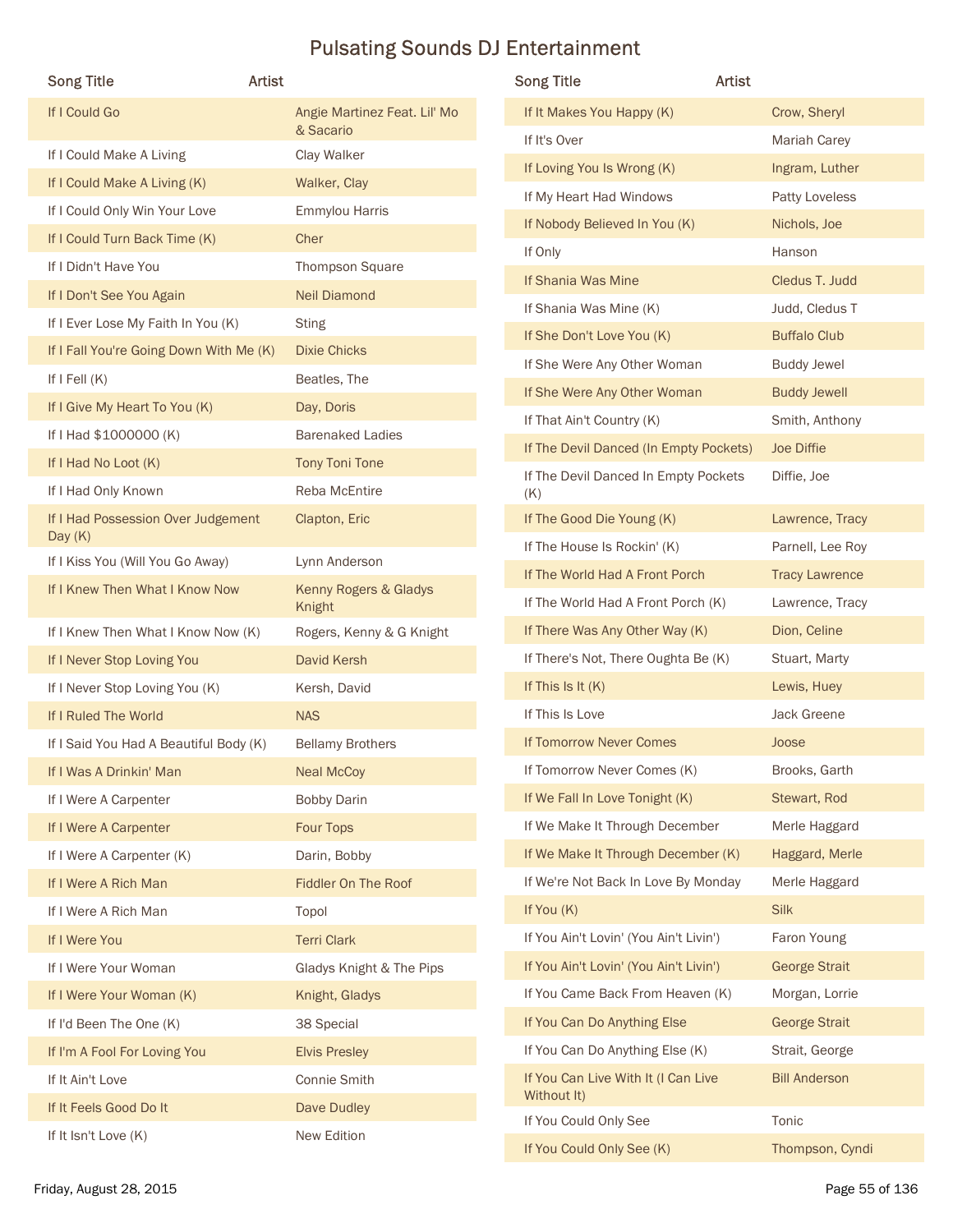# Pulsating Sounds DJ Entertainment

| Song Title | Artist |
|---|---|
| If I Could Go | Angie Martinez Feat. Lil' Mo & Sacario |
| If I Could Make A Living | Clay Walker |
| If I Could Make A Living (K) | Walker, Clay |
| If I Could Only Win Your Love | Emmylou Harris |
| If I Could Turn Back Time (K) | Cher |
| If I Didn't Have You | Thompson Square |
| If I Don't See You Again | Neil Diamond |
| If I Ever Lose My Faith In You (K) | Sting |
| If I Fall You're Going Down With Me (K) | Dixie Chicks |
| If I Fell (K) | Beatles, The |
| If I Give My Heart To You (K) | Day, Doris |
| If I Had $1000000 (K) | Barenaked Ladies |
| If I Had No Loot (K) | Tony Toni Tone |
| If I Had Only Known | Reba McEntire |
| If I Had Possession Over Judgement Day (K) | Clapton, Eric |
| If I Kiss You (Will You Go Away) | Lynn Anderson |
| If I Knew Then What I Know Now | Kenny Rogers & Gladys Knight |
| If I Knew Then What I Know Now (K) | Rogers, Kenny & G Knight |
| If I Never Stop Loving You | David Kersh |
| If I Never Stop Loving You (K) | Kersh, David |
| If I Ruled The World | NAS |
| If I Said You Had A Beautiful Body (K) | Bellamy Brothers |
| If I Was A Drinkin' Man | Neal McCoy |
| If I Were A Carpenter | Bobby Darin |
| If I Were A Carpenter | Four Tops |
| If I Were A Carpenter (K) | Darin, Bobby |
| If I Were A Rich Man | Fiddler On The Roof |
| If I Were A Rich Man | Topol |
| If I Were You | Terri Clark |
| If I Were Your Woman | Gladys Knight & The Pips |
| If I Were Your Woman (K) | Knight, Gladys |
| If I'd Been The One (K) | 38 Special |
| If I'm A Fool For Loving You | Elvis Presley |
| If It Ain't Love | Connie Smith |
| If It Feels Good Do It | Dave Dudley |
| If It Isn't Love (K) | New Edition |
| If It Makes You Happy (K) | Crow, Sheryl |
| If It's Over | Mariah Carey |
| If Loving You Is Wrong (K) | Ingram, Luther |
| If My Heart Had Windows | Patty Loveless |
| If Nobody Believed In You (K) | Nichols, Joe |
| If Only | Hanson |
| If Shania Was Mine | Cledus T. Judd |
| If Shania Was Mine (K) | Judd, Cledus T |
| If She Don't Love You (K) | Buffalo Club |
| If She Were Any Other Woman | Buddy Jewel |
| If She Were Any Other Woman | Buddy Jewell |
| If That Ain't Country (K) | Smith, Anthony |
| If The Devil Danced (In Empty Pockets) | Joe Diffie |
| If The Devil Danced In Empty Pockets (K) | Diffie, Joe |
| If The Good Die Young (K) | Lawrence, Tracy |
| If The House Is Rockin' (K) | Parnell, Lee Roy |
| If The World Had A Front Porch | Tracy Lawrence |
| If The World Had A Front Porch (K) | Lawrence, Tracy |
| If There Was Any Other Way (K) | Dion, Celine |
| If There's Not, There Oughta Be (K) | Stuart, Marty |
| If This Is It (K) | Lewis, Huey |
| If This Is Love | Jack Greene |
| If Tomorrow Never Comes | Joose |
| If Tomorrow Never Comes (K) | Brooks, Garth |
| If We Fall In Love Tonight (K) | Stewart, Rod |
| If We Make It Through December | Merle Haggard |
| If We Make It Through December (K) | Haggard, Merle |
| If We're Not Back In Love By Monday | Merle Haggard |
| If You (K) | Silk |
| If You Ain't Lovin' (You Ain't Livin') | Faron Young |
| If You Ain't Lovin' (You Ain't Livin') | George Strait |
| If You Came Back From Heaven (K) | Morgan, Lorrie |
| If You Can Do Anything Else | George Strait |
| If You Can Do Anything Else (K) | Strait, George |
| If You Can Live With It (I Can Live Without It) | Bill Anderson |
| If You Could Only See | Tonic |
| If You Could Only See (K) | Thompson, Cyndi |

Friday, August 28, 2015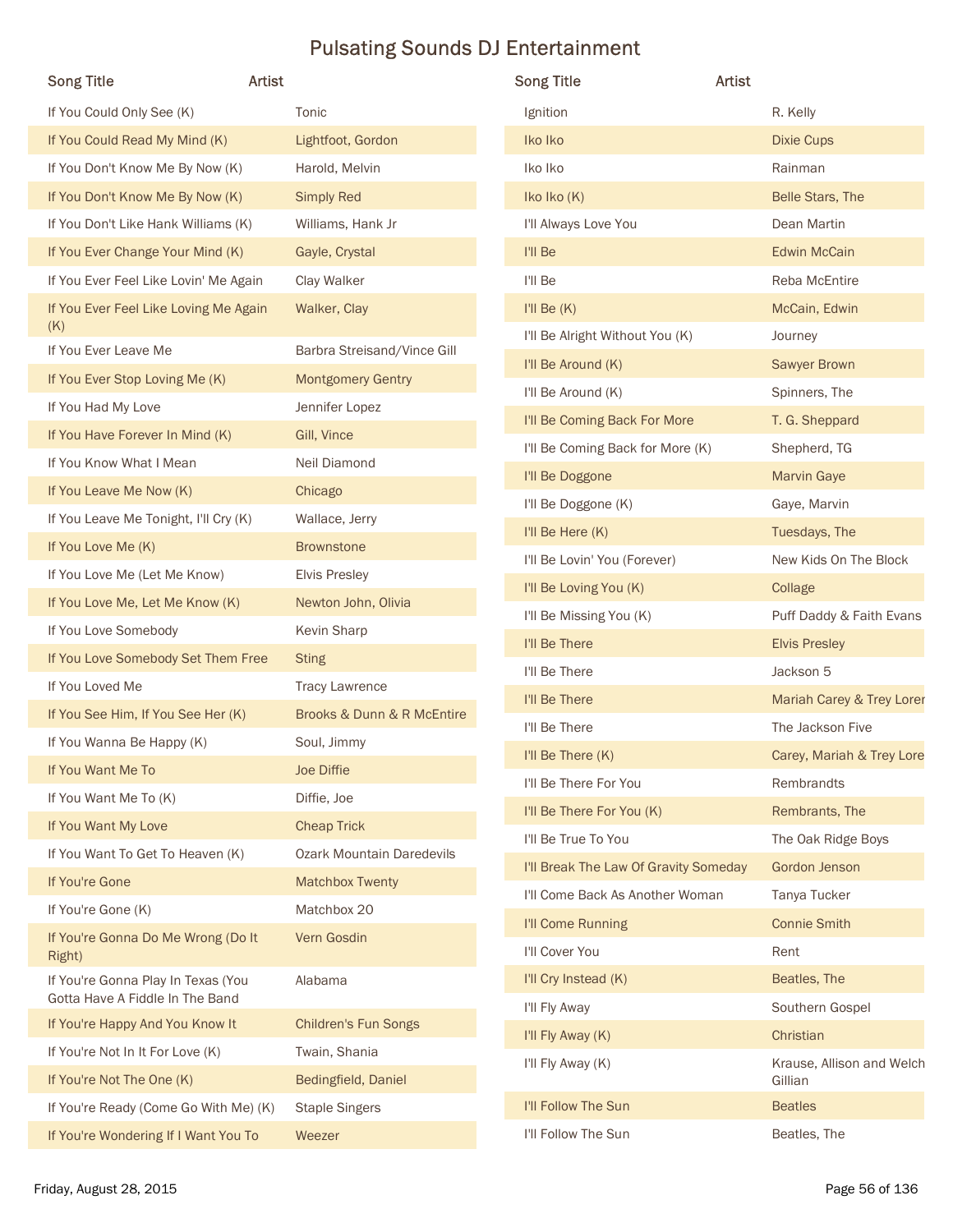# Pulsating Sounds DJ Entertainment

| Song Title | Artist |
| --- | --- |
| If You Could Only See (K) | Tonic |
| If You Could Read My Mind (K) | Lightfoot, Gordon |
| If You Don't Know Me By Now (K) | Harold, Melvin |
| If You Don't Know Me By Now (K) | Simply Red |
| If You Don't Like Hank Williams (K) | Williams, Hank Jr |
| If You Ever Change Your Mind (K) | Gayle, Crystal |
| If You Ever Feel Like Lovin' Me Again | Clay Walker |
| If You Ever Feel Like Loving Me Again (K) | Walker, Clay |
| If You Ever Leave Me | Barbra Streisand/Vince Gill |
| If You Ever Stop Loving Me (K) | Montgomery Gentry |
| If You Had My Love | Jennifer Lopez |
| If You Have Forever In Mind (K) | Gill, Vince |
| If You Know What I Mean | Neil Diamond |
| If You Leave Me Now (K) | Chicago |
| If You Leave Me Tonight, I'll Cry (K) | Wallace, Jerry |
| If You Love Me (K) | Brownstone |
| If You Love Me (Let Me Know) | Elvis Presley |
| If You Love Me, Let Me Know (K) | Newton John, Olivia |
| If You Love Somebody | Kevin Sharp |
| If You Love Somebody Set Them Free | Sting |
| If You Loved Me | Tracy Lawrence |
| If You See Him, If You See Her (K) | Brooks & Dunn & R McEntire |
| If You Wanna Be Happy (K) | Soul, Jimmy |
| If You Want Me To | Joe Diffie |
| If You Want Me To (K) | Diffie, Joe |
| If You Want My Love | Cheap Trick |
| If You Want To Get To Heaven (K) | Ozark Mountain Daredevils |
| If You're Gone | Matchbox Twenty |
| If You're Gone (K) | Matchbox 20 |
| If You're Gonna Do Me Wrong (Do It Right) | Vern Gosdin |
| If You're Gonna Play In Texas (You Gotta Have A Fiddle In The Band | Alabama |
| If You're Happy And You Know It | Children's Fun Songs |
| If You're Not In It For Love (K) | Twain, Shania |
| If You're Not The One (K) | Bedingfield, Daniel |
| If You're Ready (Come Go With Me) (K) | Staple Singers |
| If You're Wondering If I Want You To | Weezer |
| Ignition | R. Kelly |
| Iko Iko | Dixie Cups |
| Iko Iko | Rainman |
| Iko Iko (K) | Belle Stars, The |
| I'll Always Love You | Dean Martin |
| I'll Be | Edwin McCain |
| I'll Be | Reba McEntire |
| I'll Be (K) | McCain, Edwin |
| I'll Be Alright Without You (K) | Journey |
| I'll Be Around (K) | Sawyer Brown |
| I'll Be Around (K) | Spinners, The |
| I'll Be Coming Back For More | T. G. Sheppard |
| I'll Be Coming Back for More (K) | Shepherd, TG |
| I'll Be Doggone | Marvin Gaye |
| I'll Be Doggone (K) | Gaye, Marvin |
| I'll Be Here (K) | Tuesdays, The |
| I'll Be Lovin' You (Forever) | New Kids On The Block |
| I'll Be Loving You (K) | Collage |
| I'll Be Missing You (K) | Puff Daddy & Faith Evans |
| I'll Be There | Elvis Presley |
| I'll Be There | Jackson 5 |
| I'll Be There | Mariah Carey & Trey Lorer |
| I'll Be There | The Jackson Five |
| I'll Be There (K) | Carey, Mariah & Trey Lore |
| I'll Be There For You | Rembrandts |
| I'll Be There For You (K) | Rembrants, The |
| I'll Be True To You | The Oak Ridge Boys |
| I'll Break The Law Of Gravity Someday | Gordon Jenson |
| I'll Come Back As Another Woman | Tanya Tucker |
| I'll Come Running | Connie Smith |
| I'll Cover You | Rent |
| I'll Cry Instead (K) | Beatles, The |
| I'll Fly Away | Southern Gospel |
| I'll Fly Away (K) | Christian |
| I'll Fly Away (K) | Krause, Allison and Welch Gillian |
| I'll Follow The Sun | Beatles |
| I'll Follow The Sun | Beatles, The |

Friday, August 28, 2015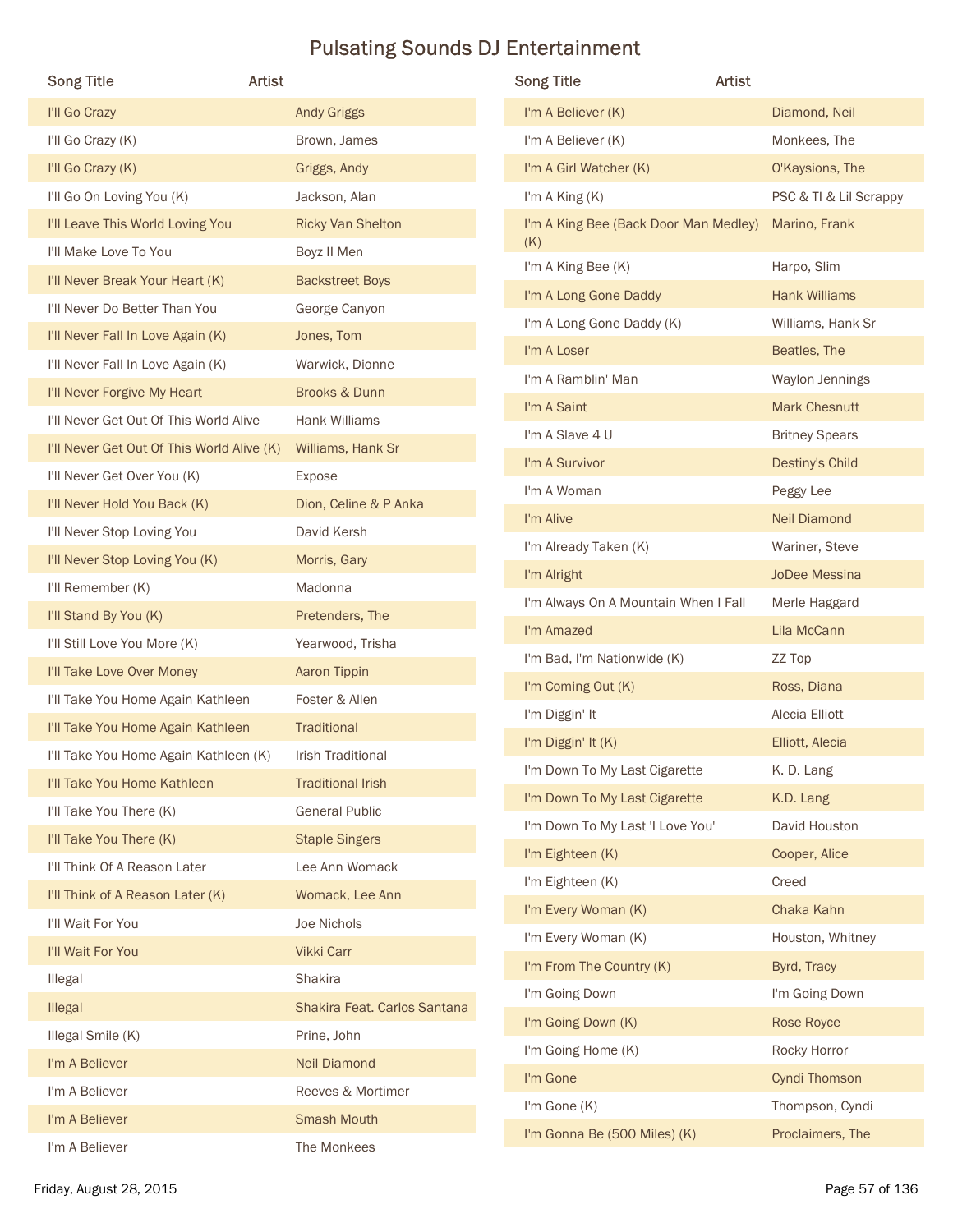# Pulsating Sounds DJ Entertainment

| Song Title | Artist |
| --- | --- |
| I'll Go Crazy | Andy Griggs |
| I'll Go Crazy (K) | Brown, James |
| I'll Go Crazy (K) | Griggs, Andy |
| I'll Go On Loving You (K) | Jackson, Alan |
| I'll Leave This World Loving You | Ricky Van Shelton |
| I'll Make Love To You | Boyz II Men |
| I'll Never Break Your Heart (K) | Backstreet Boys |
| I'll Never Do Better Than You | George Canyon |
| I'll Never Fall In Love Again (K) | Jones, Tom |
| I'll Never Fall In Love Again (K) | Warwick, Dionne |
| I'll Never Forgive My Heart | Brooks & Dunn |
| I'll Never Get Out Of This World Alive | Hank Williams |
| I'll Never Get Out Of This World Alive (K) | Williams, Hank Sr |
| I'll Never Get Over You (K) | Expose |
| I'll Never Hold You Back (K) | Dion, Celine & P Anka |
| I'll Never Stop Loving You | David Kersh |
| I'll Never Stop Loving You (K) | Morris, Gary |
| I'll Remember (K) | Madonna |
| I'll Stand By You (K) | Pretenders, The |
| I'll Still Love You More (K) | Yearwood, Trisha |
| I'll Take Love Over Money | Aaron Tippin |
| I'll Take You Home Again Kathleen | Foster & Allen |
| I'll Take You Home Again Kathleen | Traditional |
| I'll Take You Home Again Kathleen (K) | Irish Traditional |
| I'll Take You Home Kathleen | Traditional Irish |
| I'll Take You There (K) | General Public |
| I'll Take You There (K) | Staple Singers |
| I'll Think Of A Reason Later | Lee Ann Womack |
| I'll Think of A Reason Later (K) | Womack, Lee Ann |
| I'll Wait For You | Joe Nichols |
| I'll Wait For You | Vikki Carr |
| Illegal | Shakira |
| Illegal | Shakira Feat. Carlos Santana |
| Illegal Smile (K) | Prine, John |
| I'm A Believer | Neil Diamond |
| I'm A Believer | Reeves & Mortimer |
| I'm A Believer | Smash Mouth |
| I'm A Believer | The Monkees |
| I'm A Believer (K) | Diamond, Neil |
| I'm A Believer (K) | Monkees, The |
| I'm A Girl Watcher (K) | O'Kaysions, The |
| I'm A King (K) | PSC & TI & Lil Scrappy |
| I'm A King Bee (Back Door Man Medley) (K) | Marino, Frank |
| I'm A King Bee (K) | Harpo, Slim |
| I'm A Long Gone Daddy | Hank Williams |
| I'm A Long Gone Daddy (K) | Williams, Hank Sr |
| I'm A Loser | Beatles, The |
| I'm A Ramblin' Man | Waylon Jennings |
| I'm A Saint | Mark Chesnutt |
| I'm A Slave 4 U | Britney Spears |
| I'm A Survivor | Destiny's Child |
| I'm A Woman | Peggy Lee |
| I'm Alive | Neil Diamond |
| I'm Already Taken (K) | Wariner, Steve |
| I'm Alright | JoDee Messina |
| I'm Always On A Mountain When I Fall | Merle Haggard |
| I'm Amazed | Lila McCann |
| I'm Bad, I'm Nationwide (K) | ZZ Top |
| I'm Coming Out (K) | Ross, Diana |
| I'm Diggin' It | Alecia Elliott |
| I'm Diggin' It (K) | Elliott, Alecia |
| I'm Down To My Last Cigarette | K. D. Lang |
| I'm Down To My Last Cigarette | K.D. Lang |
| I'm Down To My Last 'I Love You' | David Houston |
| I'm Eighteen (K) | Cooper, Alice |
| I'm Eighteen (K) | Creed |
| I'm Every Woman (K) | Chaka Kahn |
| I'm Every Woman (K) | Houston, Whitney |
| I'm From The Country (K) | Byrd, Tracy |
| I'm Going Down | I'm Going Down |
| I'm Going Down (K) | Rose Royce |
| I'm Going Home (K) | Rocky Horror |
| I'm Gone | Cyndi Thomson |
| I'm Gone (K) | Thompson, Cyndi |
| I'm Gonna Be (500 Miles) (K) | Proclaimers, The |

Friday, August 28, 2015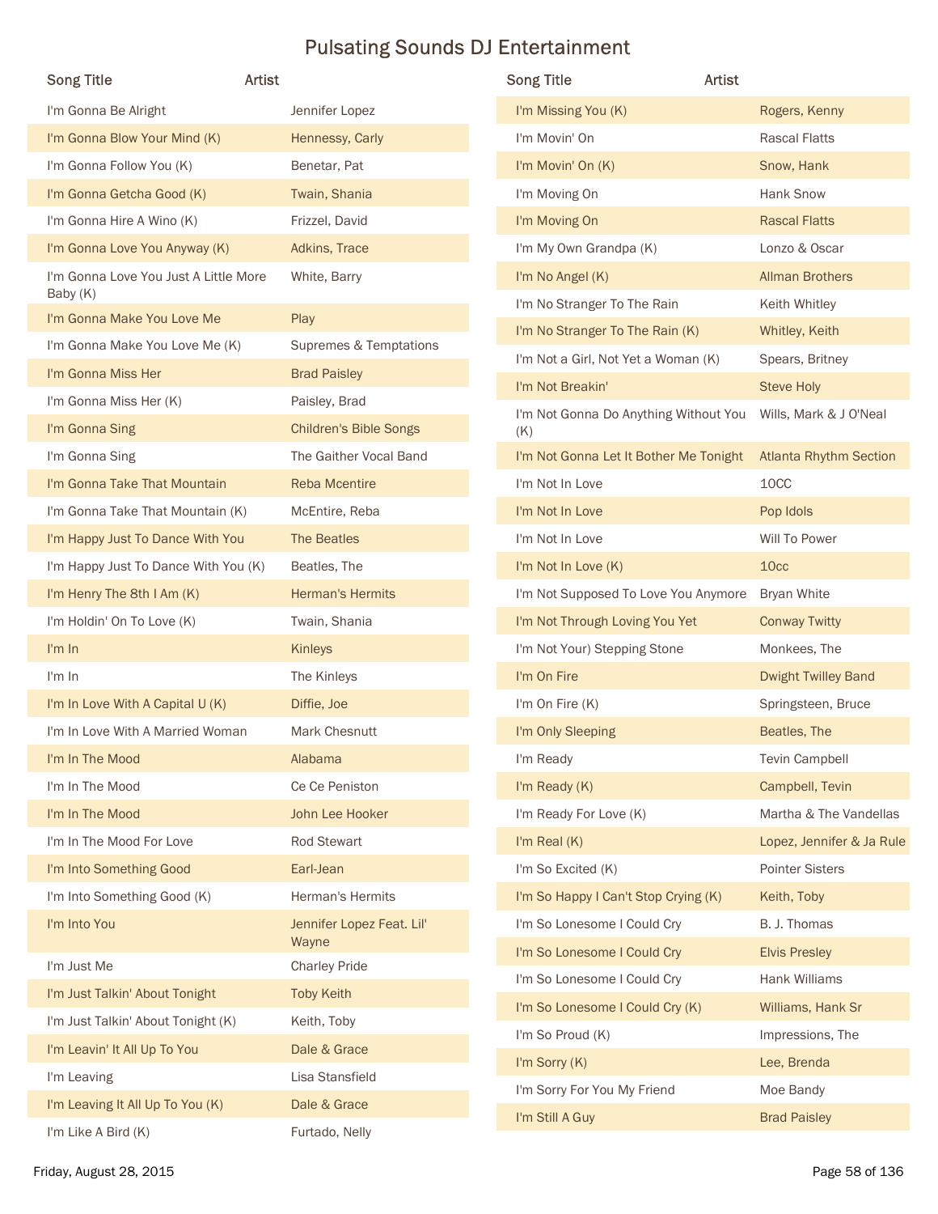# Pulsating Sounds DJ Entertainment

| Song Title | Artist |
| --- | --- |
| I'm Gonna Be Alright | Jennifer Lopez |
| I'm Gonna Blow Your Mind (K) | Hennessy, Carly |
| I'm Gonna Follow You (K) | Benetar, Pat |
| I'm Gonna Getcha Good (K) | Twain, Shania |
| I'm Gonna Hire A Wino (K) | Frizzel, David |
| I'm Gonna Love You Anyway (K) | Adkins, Trace |
| I'm Gonna Love You Just A Little More Baby (K) | White, Barry |
| I'm Gonna Make You Love Me | Play |
| I'm Gonna Make You Love Me (K) | Supremes & Temptations |
| I'm Gonna Miss Her | Brad Paisley |
| I'm Gonna Miss Her (K) | Paisley, Brad |
| I'm Gonna Sing | Children's Bible Songs |
| I'm Gonna Sing | The Gaither Vocal Band |
| I'm Gonna Take That Mountain | Reba Mcentire |
| I'm Gonna Take That Mountain (K) | McEntire, Reba |
| I'm Happy Just To Dance With You | The Beatles |
| I'm Happy Just To Dance With You (K) | Beatles, The |
| I'm Henry The 8th I Am (K) | Herman's Hermits |
| I'm Holdin' On To Love (K) | Twain, Shania |
| I'm In | Kinleys |
| I'm In | The Kinleys |
| I'm In Love With A Capital U (K) | Diffie, Joe |
| I'm In Love With A Married Woman | Mark Chesnutt |
| I'm In The Mood | Alabama |
| I'm In The Mood | Ce Ce Peniston |
| I'm In The Mood | John Lee Hooker |
| I'm In The Mood For Love | Rod Stewart |
| I'm Into Something Good | Earl-Jean |
| I'm Into Something Good (K) | Herman's Hermits |
| I'm Into You | Jennifer Lopez Feat. Lil' Wayne |
| I'm Just Me | Charley Pride |
| I'm Just Talkin' About Tonight | Toby Keith |
| I'm Just Talkin' About Tonight (K) | Keith, Toby |
| I'm Leavin' It All Up To You | Dale & Grace |
| I'm Leaving | Lisa Stansfield |
| I'm Leaving It All Up To You (K) | Dale & Grace |
| I'm Like A Bird (K) | Furtado, Nelly |
| I'm Missing You (K) | Rogers, Kenny |
| I'm Movin' On | Rascal Flatts |
| I'm Movin' On (K) | Snow, Hank |
| I'm Moving On | Hank Snow |
| I'm Moving On | Rascal Flatts |
| I'm My Own Grandpa (K) | Lonzo & Oscar |
| I'm No Angel (K) | Allman Brothers |
| I'm No Stranger To The Rain | Keith Whitley |
| I'm No Stranger To The Rain (K) | Whitley, Keith |
| I'm Not a Girl, Not Yet a Woman (K) | Spears, Britney |
| I'm Not Breakin' | Steve Holy |
| I'm Not Gonna Do Anything Without You (K) | Wills, Mark & J O'Neal |
| I'm Not Gonna Let It Bother Me Tonight | Atlanta Rhythm Section |
| I'm Not In Love | 10CC |
| I'm Not In Love | Pop Idols |
| I'm Not In Love | Will To Power |
| I'm Not In Love (K) | 10cc |
| I'm Not Supposed To Love You Anymore | Bryan White |
| I'm Not Through Loving You Yet | Conway Twitty |
| I'm Not Your) Stepping Stone | Monkees, The |
| I'm On Fire | Dwight Twilley Band |
| I'm On Fire (K) | Springsteen, Bruce |
| I'm Only Sleeping | Beatles, The |
| I'm Ready | Tevin Campbell |
| I'm Ready (K) | Campbell, Tevin |
| I'm Ready For Love (K) | Martha & The Vandellas |
| I'm Real (K) | Lopez, Jennifer & Ja Rule |
| I'm So Excited (K) | Pointer Sisters |
| I'm So Happy I Can't Stop Crying (K) | Keith, Toby |
| I'm So Lonesome I Could Cry | B. J. Thomas |
| I'm So Lonesome I Could Cry | Elvis Presley |
| I'm So Lonesome I Could Cry | Hank Williams |
| I'm So Lonesome I Could Cry (K) | Williams, Hank Sr |
| I'm So Proud (K) | Impressions, The |
| I'm Sorry (K) | Lee, Brenda |
| I'm Sorry For You My Friend | Moe Bandy |
| I'm Still A Guy | Brad Paisley |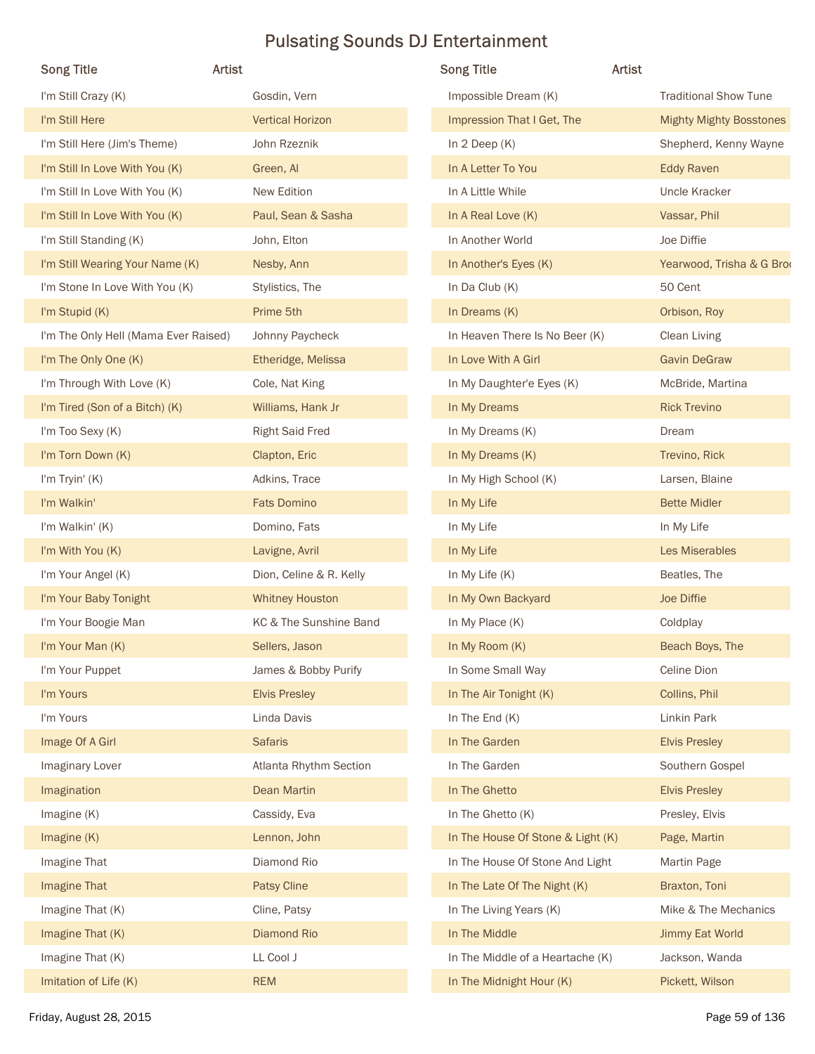# Pulsating Sounds DJ Entertainment

| Song Title | Artist |
| --- | --- |
| I'm Still Crazy (K) | Gosdin, Vern |
| I'm Still Here | Vertical Horizon |
| I'm Still Here (Jim's Theme) | John Rzeznik |
| I'm Still In Love With You (K) | Green, Al |
| I'm Still In Love With You (K) | New Edition |
| I'm Still In Love With You (K) | Paul, Sean & Sasha |
| I'm Still Standing (K) | John, Elton |
| I'm Still Wearing Your Name (K) | Nesby, Ann |
| I'm Stone In Love With You (K) | Stylistics, The |
| I'm Stupid (K) | Prime 5th |
| I'm The Only Hell (Mama Ever Raised) | Johnny Paycheck |
| I'm The Only One (K) | Etheridge, Melissa |
| I'm Through With Love (K) | Cole, Nat King |
| I'm Tired (Son of a Bitch) (K) | Williams, Hank Jr |
| I'm Too Sexy (K) | Right Said Fred |
| I'm Torn Down (K) | Clapton, Eric |
| I'm Tryin' (K) | Adkins, Trace |
| I'm Walkin' | Fats Domino |
| I'm Walkin' (K) | Domino, Fats |
| I'm With You (K) | Lavigne, Avril |
| I'm Your Angel (K) | Dion, Celine & R. Kelly |
| I'm Your Baby Tonight | Whitney Houston |
| I'm Your Boogie Man | KC & The Sunshine Band |
| I'm Your Man (K) | Sellers, Jason |
| I'm Your Puppet | James & Bobby Purify |
| I'm Yours | Elvis Presley |
| I'm Yours | Linda Davis |
| Image Of A Girl | Safaris |
| Imaginary Lover | Atlanta Rhythm Section |
| Imagination | Dean Martin |
| Imagine (K) | Cassidy, Eva |
| Imagine (K) | Lennon, John |
| Imagine That | Diamond Rio |
| Imagine That | Patsy Cline |
| Imagine That (K) | Cline, Patsy |
| Imagine That (K) | Diamond Rio |
| Imagine That (K) | LL Cool J |
| Imitation of Life (K) | REM |
| Impossible Dream (K) | Traditional Show Tune |
| Impression That I Get, The | Mighty Mighty Bosstones |
| In 2 Deep (K) | Shepherd, Kenny Wayne |
| In A Letter To You | Eddy Raven |
| In A Little While | Uncle Kracker |
| In A Real Love (K) | Vassar, Phil |
| In Another World | Joe Diffie |
| In Another's Eyes (K) | Yearwood, Trisha & G Broo |
| In Da Club (K) | 50 Cent |
| In Dreams (K) | Orbison, Roy |
| In Heaven There Is No Beer (K) | Clean Living |
| In Love With A Girl | Gavin DeGraw |
| In My Daughter'e Eyes (K) | McBride, Martina |
| In My Dreams | Rick Trevino |
| In My Dreams (K) | Dream |
| In My Dreams (K) | Trevino, Rick |
| In My High School (K) | Larsen, Blaine |
| In My Life | Bette Midler |
| In My Life | In My Life |
| In My Life | Les Miserables |
| In My Life (K) | Beatles, The |
| In My Own Backyard | Joe Diffie |
| In My Place (K) | Coldplay |
| In My Room (K) | Beach Boys, The |
| In Some Small Way | Celine Dion |
| In The Air Tonight (K) | Collins, Phil |
| In The End (K) | Linkin Park |
| In The Garden | Elvis Presley |
| In The Garden | Southern Gospel |
| In The Ghetto | Elvis Presley |
| In The Ghetto (K) | Presley, Elvis |
| In The House Of Stone & Light (K) | Page, Martin |
| In The House Of Stone And Light | Martin Page |
| In The Late Of The Night (K) | Braxton, Toni |
| In The Living Years (K) | Mike & The Mechanics |
| In The Middle | Jimmy Eat World |
| In The Middle of a Heartache (K) | Jackson, Wanda |
| In The Midnight Hour (K) | Pickett, Wilson |

Friday, August 28, 2015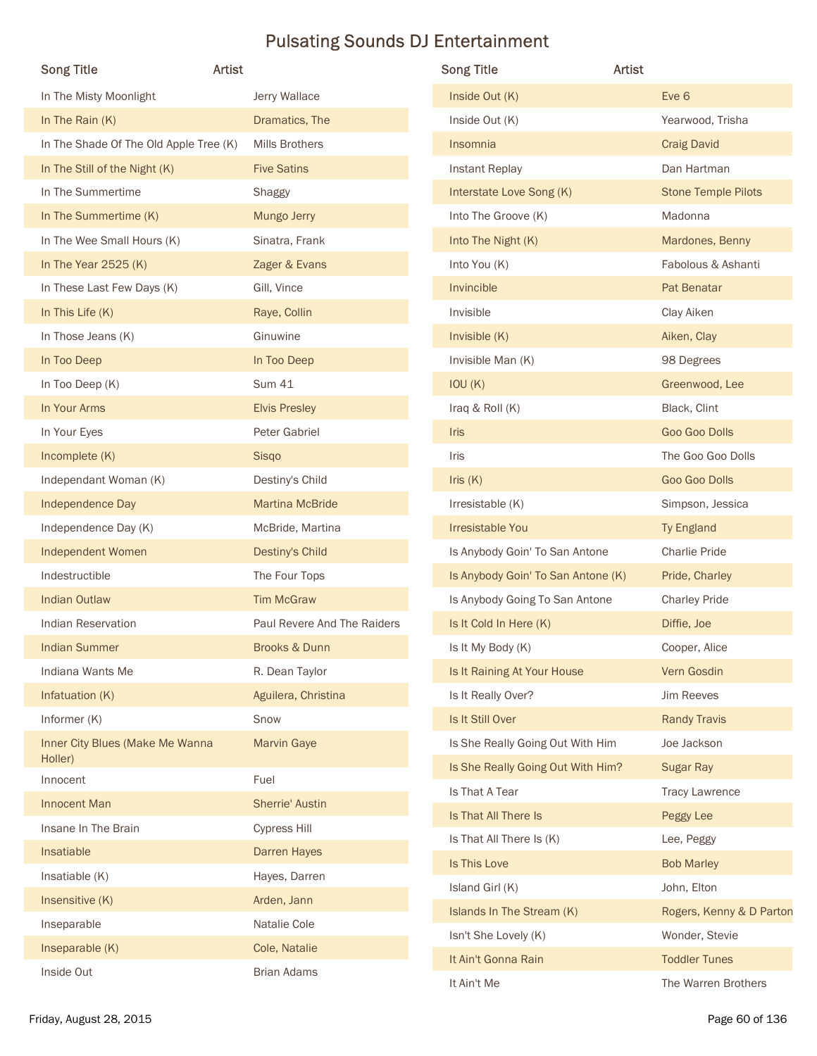# Pulsating Sounds DJ Entertainment

| Song Title | Artist |
|---|---|
| In The Misty Moonlight | Jerry Wallace |
| In The Rain (K) | Dramatics, The |
| In The Shade Of The Old Apple Tree (K) | Mills Brothers |
| In The Still of the Night (K) | Five Satins |
| In The Summertime | Shaggy |
| In The Summertime (K) | Mungo Jerry |
| In The Wee Small Hours (K) | Sinatra, Frank |
| In The Year 2525 (K) | Zager & Evans |
| In These Last Few Days (K) | Gill, Vince |
| In This Life (K) | Raye, Collin |
| In Those Jeans (K) | Ginuwine |
| In Too Deep | In Too Deep |
| In Too Deep (K) | Sum 41 |
| In Your Arms | Elvis Presley |
| In Your Eyes | Peter Gabriel |
| Incomplete (K) | Sisqo |
| Independant Woman (K) | Destiny's Child |
| Independence Day | Martina McBride |
| Independence Day (K) | McBride, Martina |
| Independent Women | Destiny's Child |
| Indestructible | The Four Tops |
| Indian Outlaw | Tim McGraw |
| Indian Reservation | Paul Revere And The Raiders |
| Indian Summer | Brooks & Dunn |
| Indiana Wants Me | R. Dean Taylor |
| Infatuation (K) | Aguilera, Christina |
| Informer (K) | Snow |
| Inner City Blues (Make Me Wanna Holler) | Marvin Gaye |
| Innocent | Fuel |
| Innocent Man | Sherrie' Austin |
| Insane In The Brain | Cypress Hill |
| Insatiable | Darren Hayes |
| Insatiable (K) | Hayes, Darren |
| Insensitive (K) | Arden, Jann |
| Inseparable | Natalie Cole |
| Inseparable (K) | Cole, Natalie |
| Inside Out | Brian Adams |
| Inside Out (K) | Eve 6 |
| Inside Out (K) | Yearwood, Trisha |
| Insomnia | Craig David |
| Instant Replay | Dan Hartman |
| Interstate Love Song (K) | Stone Temple Pilots |
| Into The Groove (K) | Madonna |
| Into The Night (K) | Mardones, Benny |
| Into You (K) | Fabolous & Ashanti |
| Invincible | Pat Benatar |
| Invisible | Clay Aiken |
| Invisible (K) | Aiken, Clay |
| Invisible Man (K) | 98 Degrees |
| IOU (K) | Greenwood, Lee |
| Iraq & Roll (K) | Black, Clint |
| Iris | Goo Goo Dolls |
| Iris | The Goo Goo Dolls |
| Iris (K) | Goo Goo Dolls |
| Irresistable (K) | Simpson, Jessica |
| Irresistable You | Ty England |
| Is Anybody Goin' To San Antone | Charlie Pride |
| Is Anybody Goin' To San Antone (K) | Pride, Charley |
| Is Anybody Going To San Antone | Charley Pride |
| Is It Cold In Here (K) | Diffie, Joe |
| Is It My Body (K) | Cooper, Alice |
| Is It Raining At Your House | Vern Gosdin |
| Is It Really Over? | Jim Reeves |
| Is It Still Over | Randy Travis |
| Is She Really Going Out With Him | Joe Jackson |
| Is She Really Going Out With Him? | Sugar Ray |
| Is That A Tear | Tracy Lawrence |
| Is That All There Is | Peggy Lee |
| Is That All There Is (K) | Lee, Peggy |
| Is This Love | Bob Marley |
| Island Girl (K) | John, Elton |
| Islands In The Stream (K) | Rogers, Kenny & D Parton |
| Isn't She Lovely (K) | Wonder, Stevie |
| It Ain't Gonna Rain | Toddler Tunes |
| It Ain't Me | The Warren Brothers |

Friday, August 28, 2015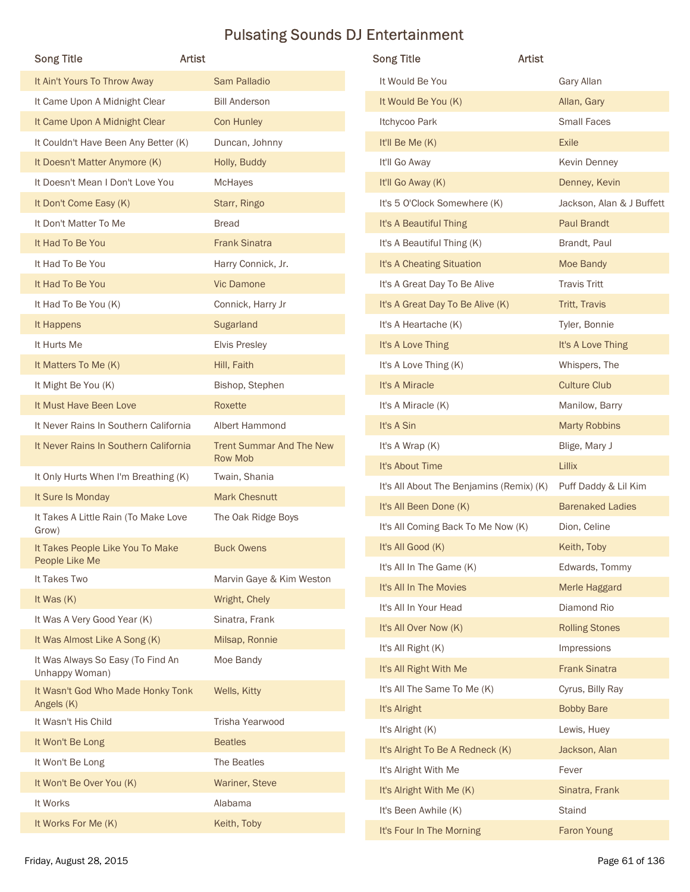# Pulsating Sounds DJ Entertainment

| Song Title | Artist |
|---|---|
| It Ain't Yours To Throw Away | Sam Palladio |
| It Came Upon A Midnight Clear | Bill Anderson |
| It Came Upon A Midnight Clear | Con Hunley |
| It Couldn't Have Been Any Better (K) | Duncan, Johnny |
| It Doesn't Matter Anymore (K) | Holly, Buddy |
| It Doesn't Mean I Don't Love You | McHayes |
| It Don't Come Easy (K) | Starr, Ringo |
| It Don't Matter To Me | Bread |
| It Had To Be You | Frank Sinatra |
| It Had To Be You | Harry Connick, Jr. |
| It Had To Be You | Vic Damone |
| It Had To Be You (K) | Connick, Harry Jr |
| It Happens | Sugarland |
| It Hurts Me | Elvis Presley |
| It Matters To Me (K) | Hill, Faith |
| It Might Be You (K) | Bishop, Stephen |
| It Must Have Been Love | Roxette |
| It Never Rains In Southern California | Albert Hammond |
| It Never Rains In Southern California | Trent Summar And The New Row Mob |
| It Only Hurts When I'm Breathing (K) | Twain, Shania |
| It Sure Is Monday | Mark Chesnutt |
| It Takes A Little Rain (To Make Love Grow) | The Oak Ridge Boys |
| It Takes People Like You To Make People Like Me | Buck Owens |
| It Takes Two | Marvin Gaye & Kim Weston |
| It Was (K) | Wright, Chely |
| It Was A Very Good Year (K) | Sinatra, Frank |
| It Was Almost Like A Song (K) | Milsap, Ronnie |
| It Was Always So Easy (To Find An Unhappy Woman) | Moe Bandy |
| It Wasn't God Who Made Honky Tonk Angels (K) | Wells, Kitty |
| It Wasn't His Child | Trisha Yearwood |
| It Won't Be Long | Beatles |
| It Won't Be Long | The Beatles |
| It Won't Be Over You (K) | Wariner, Steve |
| It Works | Alabama |
| It Works For Me (K) | Keith, Toby |
| It Would Be You | Gary Allan |
| It Would Be You (K) | Allan, Gary |
| Itchycoo Park | Small Faces |
| It'll Be Me (K) | Exile |
| It'll Go Away | Kevin Denney |
| It'll Go Away (K) | Denney, Kevin |
| It's 5 O'Clock Somewhere (K) | Jackson, Alan & J Buffett |
| It's A Beautiful Thing | Paul Brandt |
| It's A Beautiful Thing (K) | Brandt, Paul |
| It's A Cheating Situation | Moe Bandy |
| It's A Great Day To Be Alive | Travis Tritt |
| It's A Great Day To Be Alive (K) | Tritt, Travis |
| It's A Heartache (K) | Tyler, Bonnie |
| It's A Love Thing | It's A Love Thing |
| It's A Love Thing (K) | Whispers, The |
| It's A Miracle | Culture Club |
| It's A Miracle (K) | Manilow, Barry |
| It's A Sin | Marty Robbins |
| It's A Wrap (K) | Blige, Mary J |
| It's About Time | Lillix |
| It's All About The Benjamins (Remix) (K) | Puff Daddy & Lil Kim |
| It's All Been Done (K) | Barenaked Ladies |
| It's All Coming Back To Me Now (K) | Dion, Celine |
| It's All Good (K) | Keith, Toby |
| It's All In The Game (K) | Edwards, Tommy |
| It's All In The Movies | Merle Haggard |
| It's All In Your Head | Diamond Rio |
| It's All Over Now (K) | Rolling Stones |
| It's All Right (K) | Impressions |
| It's All Right With Me | Frank Sinatra |
| It's All The Same To Me (K) | Cyrus, Billy Ray |
| It's Alright | Bobby Bare |
| It's Alright (K) | Lewis, Huey |
| It's Alright To Be A Redneck (K) | Jackson, Alan |
| It's Alright With Me | Fever |
| It's Alright With Me (K) | Sinatra, Frank |
| It's Been Awhile (K) | Staind |
| It's Four In The Morning | Faron Young |

Friday, August 28, 2015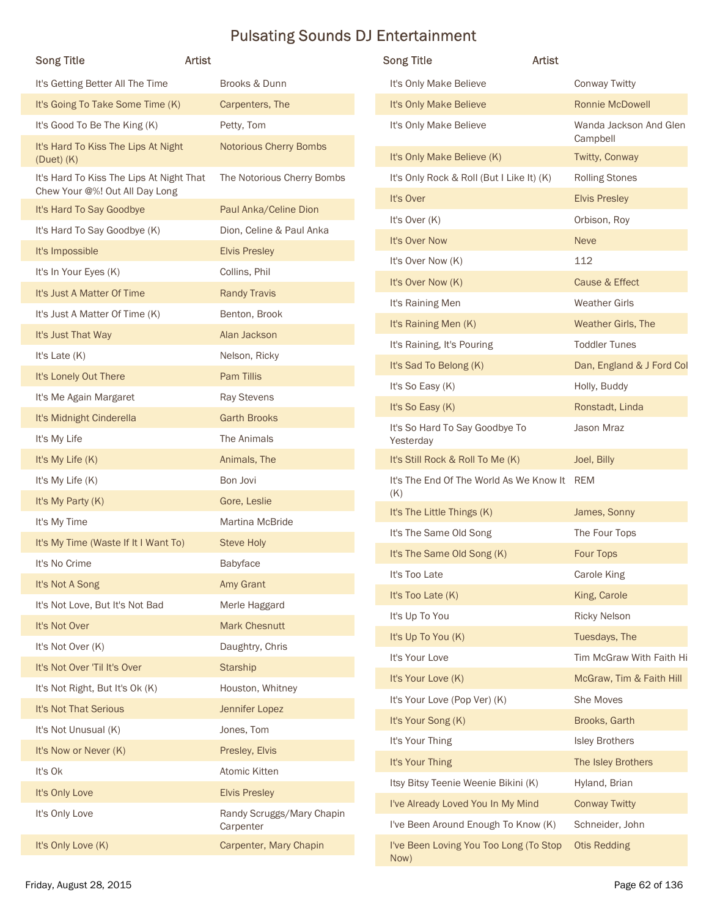# Pulsating Sounds DJ Entertainment

| Song Title | Artist |
|---|---|
| It's Getting Better All The Time | Brooks & Dunn |
| It's Going To Take Some Time (K) | Carpenters, The |
| It's Good To Be The King (K) | Petty, Tom |
| It's Hard To Kiss The Lips At Night (Duet) (K) | Notorious Cherry Bombs |
| It's Hard To Kiss The Lips At Night That Chew Your @%! Out All Day Long | The Notorious Cherry Bombs |
| It's Hard To Say Goodbye | Paul Anka/Celine Dion |
| It's Hard To Say Goodbye (K) | Dion, Celine & Paul Anka |
| It's Impossible | Elvis Presley |
| It's In Your Eyes (K) | Collins, Phil |
| It's Just A Matter Of Time | Randy Travis |
| It's Just A Matter Of Time (K) | Benton, Brook |
| It's Just That Way | Alan Jackson |
| It's Late (K) | Nelson, Ricky |
| It's Lonely Out There | Pam Tillis |
| It's Me Again Margaret | Ray Stevens |
| It's Midnight Cinderella | Garth Brooks |
| It's My Life | The Animals |
| It's My Life (K) | Animals, The |
| It's My Life (K) | Bon Jovi |
| It's My Party (K) | Gore, Leslie |
| It's My Time | Martina McBride |
| It's My Time (Waste If It I Want To) | Steve Holy |
| It's No Crime | Babyface |
| It's Not A Song | Amy Grant |
| It's Not Love, But It's Not Bad | Merle Haggard |
| It's Not Over | Mark Chesnutt |
| It's Not Over (K) | Daughtry, Chris |
| It's Not Over 'Til It's Over | Starship |
| It's Not Right, But It's Ok (K) | Houston, Whitney |
| It's Not That Serious | Jennifer Lopez |
| It's Not Unusual (K) | Jones, Tom |
| It's Now or Never (K) | Presley, Elvis |
| It's Ok | Atomic Kitten |
| It's Only Love | Elvis Presley |
| It's Only Love | Randy Scruggs/Mary Chapin Carpenter |
| It's Only Love (K) | Carpenter, Mary Chapin |
| It's Only Make Believe | Conway Twitty |
| It's Only Make Believe | Ronnie McDowell |
| It's Only Make Believe | Wanda Jackson And Glen Campbell |
| It's Only Make Believe (K) | Twitty, Conway |
| It's Only Rock & Roll (But I Like It) (K) | Rolling Stones |
| It's Over | Elvis Presley |
| It's Over (K) | Orbison, Roy |
| It's Over Now | Neve |
| It's Over Now (K) | 112 |
| It's Over Now (K) | Cause & Effect |
| It's Raining Men | Weather Girls |
| It's Raining Men (K) | Weather Girls, The |
| It's Raining, It's Pouring | Toddler Tunes |
| It's Sad To Belong (K) | Dan, England & J Ford Col |
| It's So Easy (K) | Holly, Buddy |
| It's So Easy (K) | Ronstadt, Linda |
| It's So Hard To Say Goodbye To Yesterday | Jason Mraz |
| It's Still Rock & Roll To Me (K) | Joel, Billy |
| It's The End Of The World As We Know It (K) | REM |
| It's The Little Things (K) | James, Sonny |
| It's The Same Old Song | The Four Tops |
| It's The Same Old Song (K) | Four Tops |
| It's Too Late | Carole King |
| It's Too Late (K) | King, Carole |
| It's Up To You | Ricky Nelson |
| It's Up To You (K) | Tuesdays, The |
| It's Your Love | Tim McGraw With Faith Hi |
| It's Your Love (K) | McGraw, Tim & Faith Hill |
| It's Your Love (Pop Ver) (K) | She Moves |
| It's Your Song (K) | Brooks, Garth |
| It's Your Thing | Isley Brothers |
| It's Your Thing | The Isley Brothers |
| Itsy Bitsy Teenie Weenie Bikini (K) | Hyland, Brian |
| I've Already Loved You In My Mind | Conway Twitty |
| I've Been Around Enough To Know (K) | Schneider, John |
| I've Been Loving You Too Long (To Stop Now) | Otis Redding |

Friday, August 28, 2015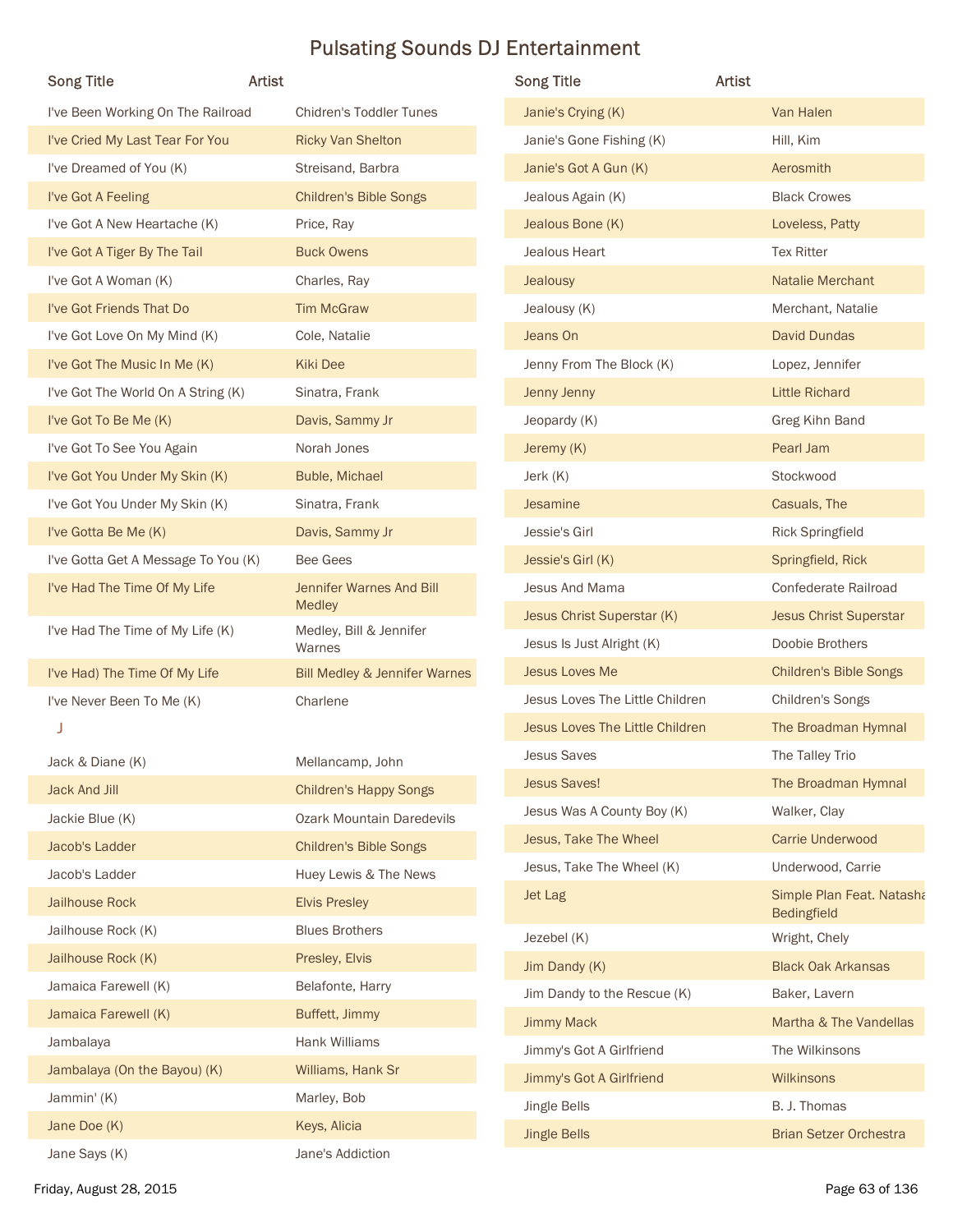# Pulsating Sounds DJ Entertainment

| Song Title | Artist |
|---|---|
| I've Been Working On The Railroad | Chidren's Toddler Tunes |
| I've Cried My Last Tear For You | Ricky Van Shelton |
| I've Dreamed of You (K) | Streisand, Barbra |
| I've Got A Feeling | Children's Bible Songs |
| I've Got A New Heartache (K) | Price, Ray |
| I've Got A Tiger By The Tail | Buck Owens |
| I've Got A Woman (K) | Charles, Ray |
| I've Got Friends That Do | Tim McGraw |
| I've Got Love On My Mind (K) | Cole, Natalie |
| I've Got The Music In Me (K) | Kiki Dee |
| I've Got The World On A String (K) | Sinatra, Frank |
| I've Got To Be Me (K) | Davis, Sammy Jr |
| I've Got To See You Again | Norah Jones |
| I've Got You Under My Skin (K) | Buble, Michael |
| I've Got You Under My Skin (K) | Sinatra, Frank |
| I've Gotta Be Me (K) | Davis, Sammy Jr |
| I've Gotta Get A Message To You (K) | Bee Gees |
| I've Had The Time Of My Life | Jennifer Warnes And Bill Medley |
| I've Had The Time of My Life (K) | Medley, Bill & Jennifer Warnes |
| I've Had) The Time Of My Life | Bill Medley & Jennifer Warnes |
| I've Never Been To Me (K) | Charlene |

J

| Song Title | Artist |
|---|---|
| Jack & Diane (K) | Mellancamp, John |
| Jack And Jill | Children's Happy Songs |
| Jackie Blue (K) | Ozark Mountain Daredevils |
| Jacob's Ladder | Children's Bible Songs |
| Jacob's Ladder | Huey Lewis & The News |
| Jailhouse Rock | Elvis Presley |
| Jailhouse Rock (K) | Blues Brothers |
| Jailhouse Rock (K) | Presley, Elvis |
| Jamaica Farewell (K) | Belafonte, Harry |
| Jamaica Farewell (K) | Buffett, Jimmy |
| Jambalaya | Hank Williams |
| Jambalaya (On the Bayou) (K) | Williams, Hank Sr |
| Jammin' (K) | Marley, Bob |
| Jane Doe (K) | Keys, Alicia |
| Jane Says (K) | Jane's Addiction |
| Janie's Crying (K) | Van Halen |
| Janie's Gone Fishing (K) | Hill, Kim |
| Janie's Got A Gun (K) | Aerosmith |
| Jealous Again (K) | Black Crowes |
| Jealous Bone (K) | Loveless, Patty |
| Jealous Heart | Tex Ritter |
| Jealousy | Natalie Merchant |
| Jealousy (K) | Merchant, Natalie |
| Jeans On | David Dundas |
| Jenny From The Block (K) | Lopez, Jennifer |
| Jenny Jenny | Little Richard |
| Jeopardy (K) | Greg Kihn Band |
| Jeremy (K) | Pearl Jam |
| Jerk (K) | Stockwood |
| Jesamine | Casuals, The |
| Jessie's Girl | Rick Springfield |
| Jessie's Girl (K) | Springfield, Rick |
| Jesus And Mama | Confederate Railroad |
| Jesus Christ Superstar (K) | Jesus Christ Superstar |
| Jesus Is Just Alright (K) | Doobie Brothers |
| Jesus Loves Me | Children's Bible Songs |
| Jesus Loves The Little Children | Children's Songs |
| Jesus Loves The Little Children | The Broadman Hymnal |
| Jesus Saves | The Talley Trio |
| Jesus Saves! | The Broadman Hymnal |
| Jesus Was A County Boy (K) | Walker, Clay |
| Jesus, Take The Wheel | Carrie Underwood |
| Jesus, Take The Wheel (K) | Underwood, Carrie |
| Jet Lag | Simple Plan Feat. Natasha Bedingfield |
| Jezebel (K) | Wright, Chely |
| Jim Dandy (K) | Black Oak Arkansas |
| Jim Dandy to the Rescue (K) | Baker, Lavern |
| Jimmy Mack | Martha & The Vandellas |
| Jimmy's Got A Girlfriend | The Wilkinsons |
| Jimmy's Got A Girlfriend | Wilkinsons |
| Jingle Bells | B. J. Thomas |
| Jingle Bells | Brian Setzer Orchestra |

Friday, August 28, 2015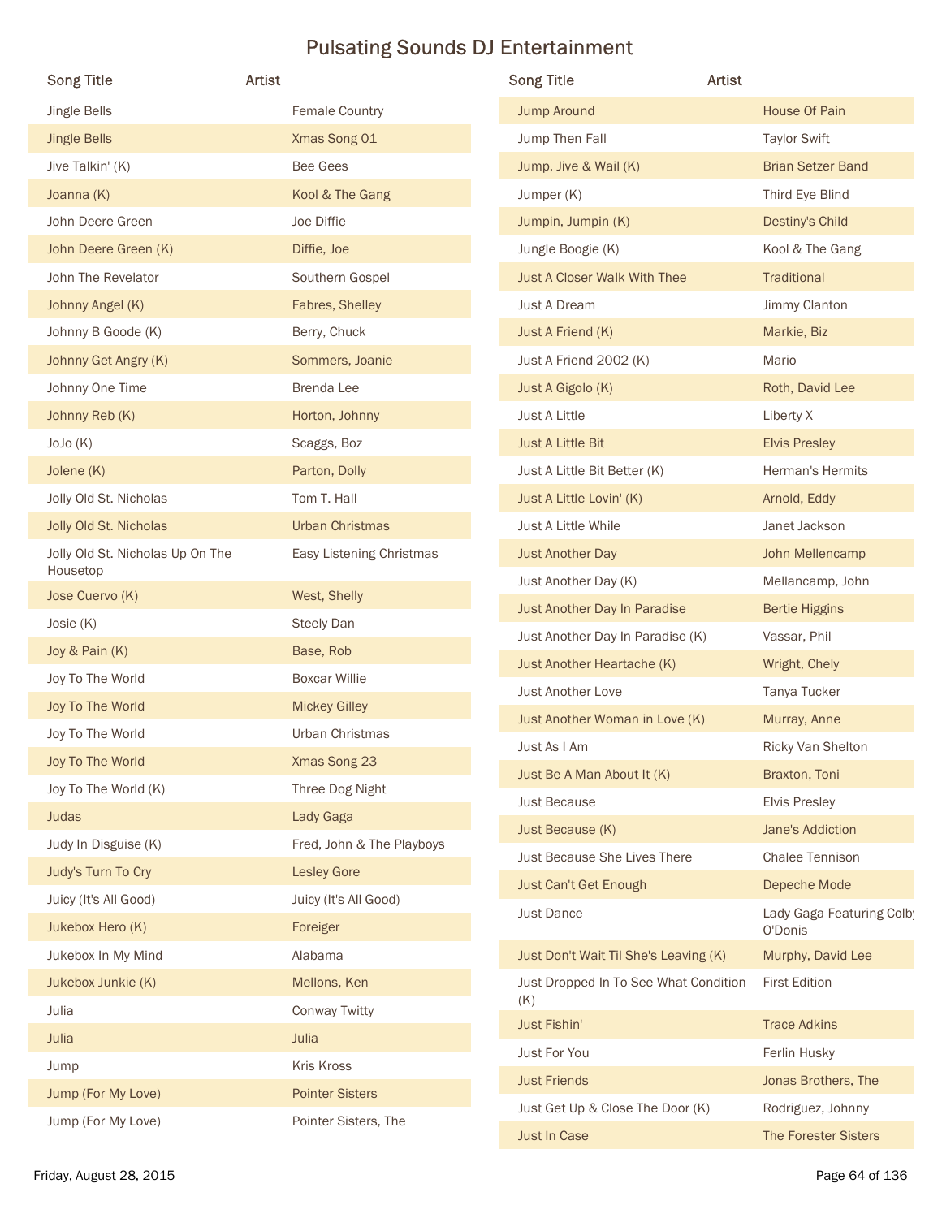# Pulsating Sounds DJ Entertainment

| Song Title | Artist |
| --- | --- |
| Jingle Bells | Female Country |
| Jingle Bells | Xmas Song 01 |
| Jive Talkin' (K) | Bee Gees |
| Joanna (K) | Kool & The Gang |
| John Deere Green | Joe Diffie |
| John Deere Green (K) | Diffie, Joe |
| John The Revelator | Southern Gospel |
| Johnny Angel (K) | Fabres, Shelley |
| Johnny B Goode (K) | Berry, Chuck |
| Johnny Get Angry (K) | Sommers, Joanie |
| Johnny One Time | Brenda Lee |
| Johnny Reb (K) | Horton, Johnny |
| JoJo (K) | Scaggs, Boz |
| Jolene (K) | Parton, Dolly |
| Jolly Old St. Nicholas | Tom T. Hall |
| Jolly Old St. Nicholas | Urban Christmas |
| Jolly Old St. Nicholas Up On The Housetop | Easy Listening Christmas |
| Jose Cuervo (K) | West, Shelly |
| Josie (K) | Steely Dan |
| Joy & Pain (K) | Base, Rob |
| Joy To The World | Boxcar Willie |
| Joy To The World | Mickey Gilley |
| Joy To The World | Urban Christmas |
| Joy To The World | Xmas Song 23 |
| Joy To The World (K) | Three Dog Night |
| Judas | Lady Gaga |
| Judy In Disguise (K) | Fred, John & The Playboys |
| Judy's Turn To Cry | Lesley Gore |
| Juicy (It's All Good) | Juicy (It's All Good) |
| Jukebox Hero (K) | Foreiger |
| Jukebox In My Mind | Alabama |
| Jukebox Junkie (K) | Mellons, Ken |
| Julia | Conway Twitty |
| Julia | Julia |
| Jump | Kris Kross |
| Jump (For My Love) | Pointer Sisters |
| Jump (For My Love) | Pointer Sisters, The |
| Jump Around | House Of Pain |
| Jump Then Fall | Taylor Swift |
| Jump, Jive & Wail (K) | Brian Setzer Band |
| Jumper (K) | Third Eye Blind |
| Jumpin, Jumpin (K) | Destiny's Child |
| Jungle Boogie (K) | Kool & The Gang |
| Just A Closer Walk With Thee | Traditional |
| Just A Dream | Jimmy Clanton |
| Just A Friend (K) | Markie, Biz |
| Just A Friend 2002 (K) | Mario |
| Just A Gigolo (K) | Roth, David Lee |
| Just A Little | Liberty X |
| Just A Little Bit | Elvis Presley |
| Just A Little Bit Better (K) | Herman's Hermits |
| Just A Little Lovin' (K) | Arnold, Eddy |
| Just A Little While | Janet Jackson |
| Just Another Day | John Mellencamp |
| Just Another Day (K) | Mellancamp, John |
| Just Another Day In Paradise | Bertie Higgins |
| Just Another Day In Paradise (K) | Vassar, Phil |
| Just Another Heartache (K) | Wright, Chely |
| Just Another Love | Tanya Tucker |
| Just Another Woman in Love (K) | Murray, Anne |
| Just As I Am | Ricky Van Shelton |
| Just Be A Man About It (K) | Braxton, Toni |
| Just Because | Elvis Presley |
| Just Because (K) | Jane's Addiction |
| Just Because She Lives There | Chalee Tennison |
| Just Can't Get Enough | Depeche Mode |
| Just Dance | Lady Gaga Featuring Colby O'Donis |
| Just Don't Wait Til She's Leaving (K) | Murphy, David Lee |
| Just Dropped In To See What Condition (K) | First Edition |
| Just Fishin' | Trace Adkins |
| Just For You | Ferlin Husky |
| Just Friends | Jonas Brothers, The |
| Just Get Up & Close The Door (K) | Rodriguez, Johnny |
| Just In Case | The Forester Sisters |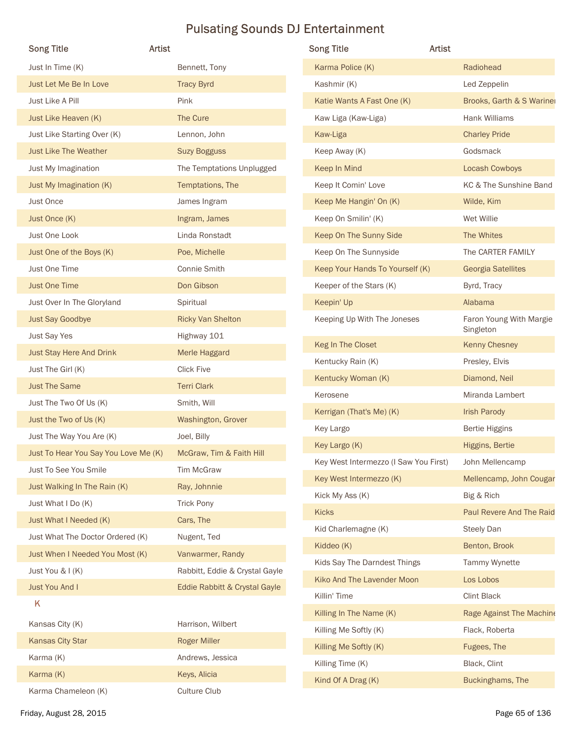# Pulsating Sounds DJ Entertainment

| Song Title | Artist |
|---|---|
| Just In Time (K) | Bennett, Tony |
| Just Let Me Be In Love | Tracy Byrd |
| Just Like A Pill | Pink |
| Just Like Heaven (K) | The Cure |
| Just Like Starting Over (K) | Lennon, John |
| Just Like The Weather | Suzy Bogguss |
| Just My Imagination | The Temptations Unplugged |
| Just My Imagination (K) | Temptations, The |
| Just Once | James Ingram |
| Just Once (K) | Ingram, James |
| Just One Look | Linda Ronstadt |
| Just One of the Boys (K) | Poe, Michelle |
| Just One Time | Connie Smith |
| Just One Time | Don Gibson |
| Just Over In The Gloryland | Spiritual |
| Just Say Goodbye | Ricky Van Shelton |
| Just Say Yes | Highway 101 |
| Just Stay Here And Drink | Merle Haggard |
| Just The Girl (K) | Click Five |
| Just The Same | Terri Clark |
| Just The Two Of Us (K) | Smith, Will |
| Just the Two of Us (K) | Washington, Grover |
| Just The Way You Are (K) | Joel, Billy |
| Just To Hear You Say You Love Me (K) | McGraw, Tim & Faith Hill |
| Just To See You Smile | Tim McGraw |
| Just Walking In The Rain (K) | Ray, Johnnie |
| Just What I Do (K) | Trick Pony |
| Just What I Needed (K) | Cars, The |
| Just What The Doctor Ordered (K) | Nugent, Ted |
| Just When I Needed You Most (K) | Vanwarmer, Randy |
| Just You & I (K) | Rabbitt, Eddie & Crystal Gayle |
| Just You And I | Eddie Rabbitt & Crystal Gayle |

## K

| Song Title | Artist |
|---|---|
| Kansas City (K) | Harrison, Wilbert |
| Kansas City Star | Roger Miller |
| Karma (K) | Andrews, Jessica |
| Karma (K) | Keys, Alicia |
| Karma Chameleon (K) | Culture Club |
| Karma Police (K) | Radiohead |
| Kashmir (K) | Led Zeppelin |
| Katie Wants A Fast One (K) | Brooks, Garth & S Wariner |
| Kaw Liga (Kaw-Liga) | Hank Williams |
| Kaw-Liga | Charley Pride |
| Keep Away (K) | Godsmack |
| Keep In Mind | Locash Cowboys |
| Keep It Comin' Love | KC & The Sunshine Band |
| Keep Me Hangin' On (K) | Wilde, Kim |
| Keep On Smilin' (K) | Wet Willie |
| Keep On The Sunny Side | The Whites |
| Keep On The Sunnyside | The CARTER FAMILY |
| Keep Your Hands To Yourself (K) | Georgia Satellites |
| Keeper of the Stars (K) | Byrd, Tracy |
| Keepin' Up | Alabama |
| Keeping Up With The Joneses | Faron Young With Margie Singleton |
| Keg In The Closet | Kenny Chesney |
| Kentucky Rain (K) | Presley, Elvis |
| Kentucky Woman (K) | Diamond, Neil |
| Kerosene | Miranda Lambert |
| Kerrigan (That's Me) (K) | Irish Parody |
| Key Largo | Bertie Higgins |
| Key Largo (K) | Higgins, Bertie |
| Key West Intermezzo (I Saw You First) | John Mellencamp |
| Key West Intermezzo (K) | Mellencamp, John Cougar |
| Kick My Ass (K) | Big & Rich |
| Kicks | Paul Revere And The Raid |
| Kid Charlemagne (K) | Steely Dan |
| Kiddeo (K) | Benton, Brook |
| Kids Say The Darndest Things | Tammy Wynette |
| Kiko And The Lavender Moon | Los Lobos |
| Killin' Time | Clint Black |
| Killing In The Name (K) | Rage Against The Machine |
| Killing Me Softly (K) | Flack, Roberta |
| Killing Me Softly (K) | Fugees, The |
| Killing Time (K) | Black, Clint |
| Kind Of A Drag (K) | Buckinghams, The |

Friday, August 28, 2015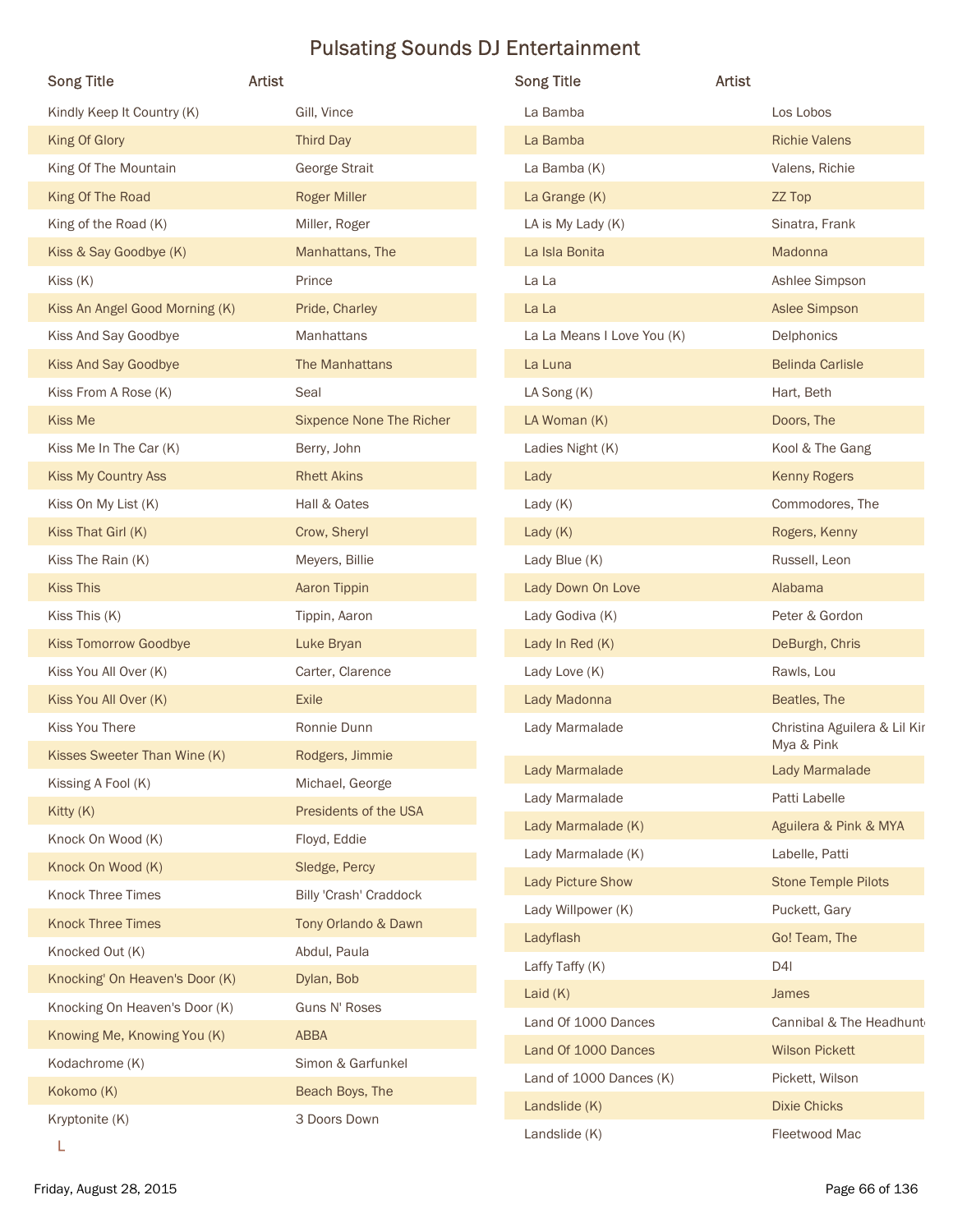# Pulsating Sounds DJ Entertainment

| Song Title | Artist |
|---|---|
| Kindly Keep It Country (K) | Gill, Vince |
| King Of Glory | Third Day |
| King Of The Mountain | George Strait |
| King Of The Road | Roger Miller |
| King of the Road (K) | Miller, Roger |
| Kiss & Say Goodbye (K) | Manhattans, The |
| Kiss (K) | Prince |
| Kiss An Angel Good Morning (K) | Pride, Charley |
| Kiss And Say Goodbye | Manhattans |
| Kiss And Say Goodbye | The Manhattans |
| Kiss From A Rose (K) | Seal |
| Kiss Me | Sixpence None The Richer |
| Kiss Me In The Car (K) | Berry, John |
| Kiss My Country Ass | Rhett Akins |
| Kiss On My List (K) | Hall & Oates |
| Kiss That Girl (K) | Crow, Sheryl |
| Kiss The Rain (K) | Meyers, Billie |
| Kiss This | Aaron Tippin |
| Kiss This (K) | Tippin, Aaron |
| Kiss Tomorrow Goodbye | Luke Bryan |
| Kiss You All Over (K) | Carter, Clarence |
| Kiss You All Over (K) | Exile |
| Kiss You There | Ronnie Dunn |
| Kisses Sweeter Than Wine (K) | Rodgers, Jimmie |
| Kissing A Fool (K) | Michael, George |
| Kitty (K) | Presidents of the USA |
| Knock On Wood (K) | Floyd, Eddie |
| Knock On Wood (K) | Sledge, Percy |
| Knock Three Times | Billy 'Crash' Craddock |
| Knock Three Times | Tony Orlando & Dawn |
| Knocked Out (K) | Abdul, Paula |
| Knocking' On Heaven's Door (K) | Dylan, Bob |
| Knocking On Heaven's Door (K) | Guns N' Roses |
| Knowing Me, Knowing You (K) | ABBA |
| Kodachrome (K) | Simon & Garfunkel |
| Kokomo (K) | Beach Boys, The |
| Kryptonite (K) | 3 Doors Down |

L

| Song Title | Artist |
|---|---|
| La Bamba | Los Lobos |
| La Bamba | Richie Valens |
| La Bamba (K) | Valens, Richie |
| La Grange (K) | ZZ Top |
| LA is My Lady (K) | Sinatra, Frank |
| La Isla Bonita | Madonna |
| La La | Ashlee Simpson |
| La La | Aslee Simpson |
| La La Means I Love You (K) | Delphonics |
| La Luna | Belinda Carlisle |
| LA Song (K) | Hart, Beth |
| LA Woman (K) | Doors, The |
| Ladies Night (K) | Kool & The Gang |
| Lady | Kenny Rogers |
| Lady (K) | Commodores, The |
| Lady (K) | Rogers, Kenny |
| Lady Blue (K) | Russell, Leon |
| Lady Down On Love | Alabama |
| Lady Godiva (K) | Peter & Gordon |
| Lady In Red (K) | DeBurgh, Chris |
| Lady Love (K) | Rawls, Lou |
| Lady Madonna | Beatles, The |
| Lady Marmalade | Christina Aguilera & Lil Kir Mya & Pink |
| Lady Marmalade | Lady Marmalade |
| Lady Marmalade | Patti Labelle |
| Lady Marmalade (K) | Aguilera & Pink & MYA |
| Lady Marmalade (K) | Labelle, Patti |
| Lady Picture Show | Stone Temple Pilots |
| Lady Willpower (K) | Puckett, Gary |
| Ladyflash | Go! Team, The |
| Laffy Taffy (K) | D4l |
| Laid (K) | James |
| Land Of 1000 Dances | Cannibal & The Headhunt |
| Land Of 1000 Dances | Wilson Pickett |
| Land of 1000 Dances (K) | Pickett, Wilson |
| Landslide (K) | Dixie Chicks |
| Landslide (K) | Fleetwood Mac |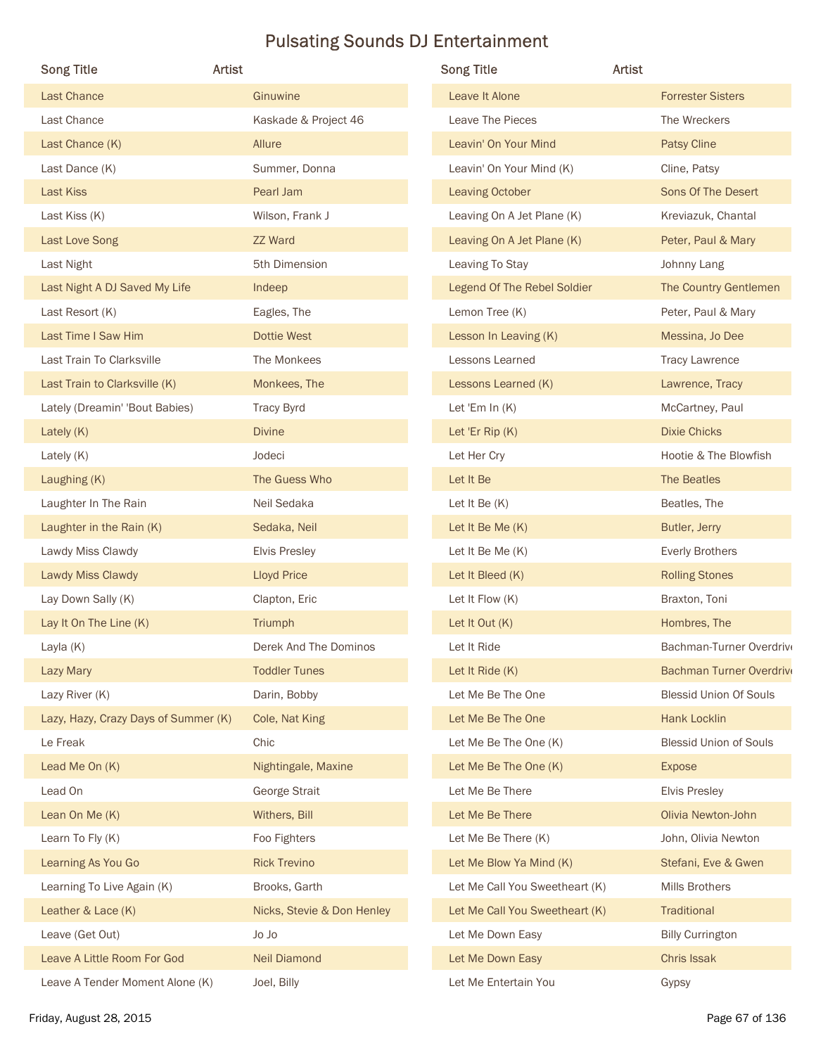# Pulsating Sounds DJ Entertainment

| Song Title | Artist |
|---|---|
| Last Chance | Ginuwine |
| Last Chance | Kaskade & Project 46 |
| Last Chance (K) | Allure |
| Last Dance (K) | Summer, Donna |
| Last Kiss | Pearl Jam |
| Last Kiss (K) | Wilson, Frank J |
| Last Love Song | ZZ Ward |
| Last Night | 5th Dimension |
| Last Night A DJ Saved My Life | Indeep |
| Last Resort (K) | Eagles, The |
| Last Time I Saw Him | Dottie West |
| Last Train To Clarksville | The Monkees |
| Last Train to Clarksville (K) | Monkees, The |
| Lately (Dreamin' 'Bout Babies) | Tracy Byrd |
| Lately (K) | Divine |
| Lately (K) | Jodeci |
| Laughing (K) | The Guess Who |
| Laughter In The Rain | Neil Sedaka |
| Laughter in the Rain (K) | Sedaka, Neil |
| Lawdy Miss Clawdy | Elvis Presley |
| Lawdy Miss Clawdy | Lloyd Price |
| Lay Down Sally (K) | Clapton, Eric |
| Lay It On The Line (K) | Triumph |
| Layla (K) | Derek And The Dominos |
| Lazy Mary | Toddler Tunes |
| Lazy River (K) | Darin, Bobby |
| Lazy, Hazy, Crazy Days of Summer (K) | Cole, Nat King |
| Le Freak | Chic |
| Lead Me On (K) | Nightingale, Maxine |
| Lead On | George Strait |
| Lean On Me (K) | Withers, Bill |
| Learn To Fly (K) | Foo Fighters |
| Learning As You Go | Rick Trevino |
| Learning To Live Again (K) | Brooks, Garth |
| Leather & Lace (K) | Nicks, Stevie & Don Henley |
| Leave (Get Out) | Jo Jo |
| Leave A Little Room For God | Neil Diamond |
| Leave A Tender Moment Alone (K) | Joel, Billy |
| Leave It Alone | Forrester Sisters |
| Leave The Pieces | The Wreckers |
| Leavin' On Your Mind | Patsy Cline |
| Leavin' On Your Mind (K) | Cline, Patsy |
| Leaving October | Sons Of The Desert |
| Leaving On A Jet Plane (K) | Kreviazuk, Chantal |
| Leaving On A Jet Plane (K) | Peter, Paul & Mary |
| Leaving To Stay | Johnny Lang |
| Legend Of The Rebel Soldier | The Country Gentlemen |
| Lemon Tree (K) | Peter, Paul & Mary |
| Lesson In Leaving (K) | Messina, Jo Dee |
| Lessons Learned | Tracy Lawrence |
| Lessons Learned (K) | Lawrence, Tracy |
| Let 'Em In (K) | McCartney, Paul |
| Let 'Er Rip (K) | Dixie Chicks |
| Let Her Cry | Hootie & The Blowfish |
| Let It Be | The Beatles |
| Let It Be (K) | Beatles, The |
| Let It Be Me (K) | Butler, Jerry |
| Let It Be Me (K) | Everly Brothers |
| Let It Bleed (K) | Rolling Stones |
| Let It Flow (K) | Braxton, Toni |
| Let It Out (K) | Hombres, The |
| Let It Ride | Bachman-Turner Overdrive |
| Let It Ride (K) | Bachman Turner Overdrive |
| Let Me Be The One | Blessid Union Of Souls |
| Let Me Be The One | Hank Locklin |
| Let Me Be The One (K) | Blessid Union of Souls |
| Let Me Be The One (K) | Expose |
| Let Me Be There | Elvis Presley |
| Let Me Be There | Olivia Newton-John |
| Let Me Be There (K) | John, Olivia Newton |
| Let Me Blow Ya Mind (K) | Stefani, Eve & Gwen |
| Let Me Call You Sweetheart (K) | Mills Brothers |
| Let Me Call You Sweetheart (K) | Traditional |
| Let Me Down Easy | Billy Currington |
| Let Me Down Easy | Chris Issak |
| Let Me Entertain You | Gypsy |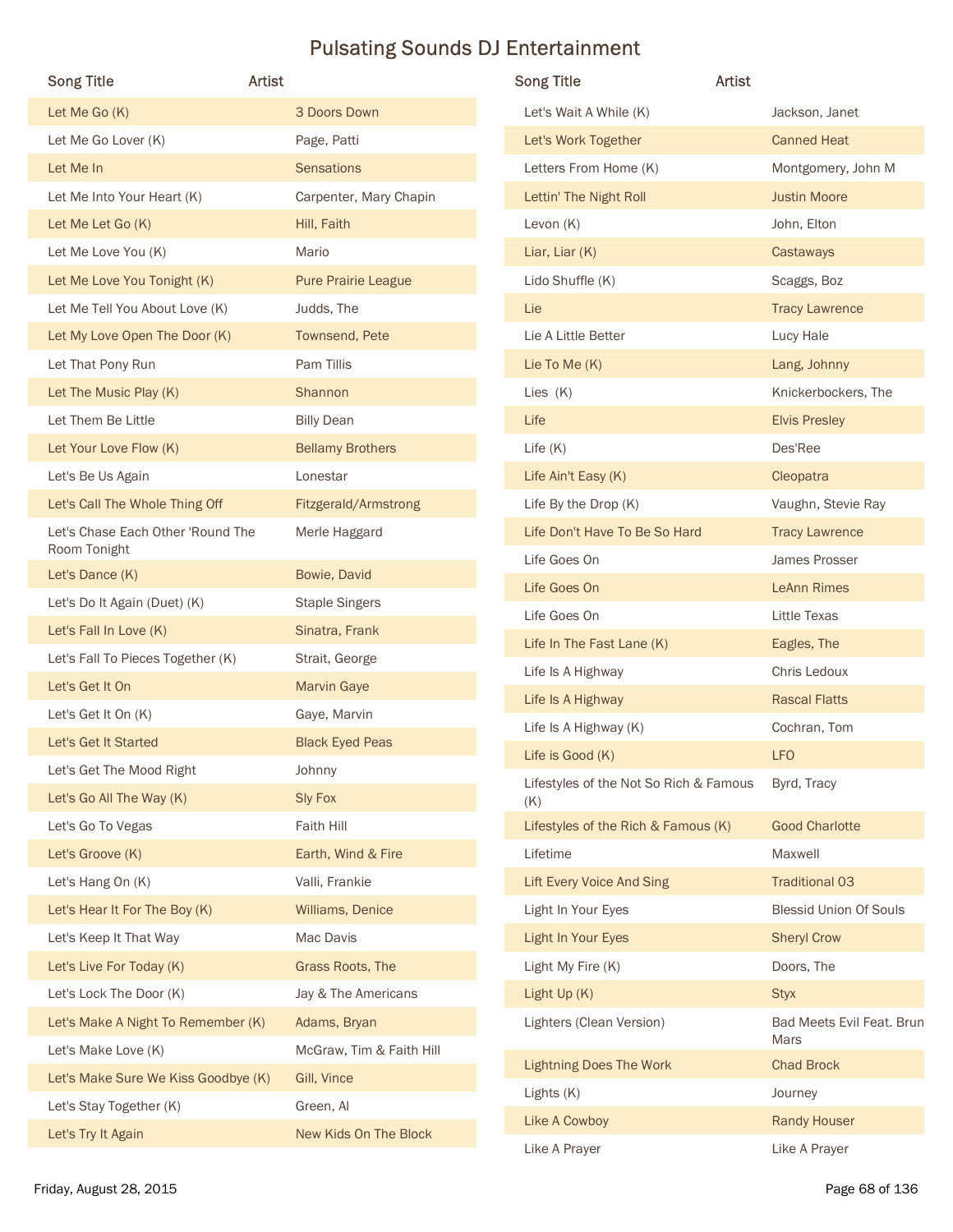# Pulsating Sounds DJ Entertainment

| Song Title | Artist |
|---|---|
| Let Me Go (K) | 3 Doors Down |
| Let Me Go Lover (K) | Page, Patti |
| Let Me In | Sensations |
| Let Me Into Your Heart (K) | Carpenter, Mary Chapin |
| Let Me Let Go (K) | Hill, Faith |
| Let Me Love You (K) | Mario |
| Let Me Love You Tonight (K) | Pure Prairie League |
| Let Me Tell You About Love (K) | Judds, The |
| Let My Love Open The Door (K) | Townsend, Pete |
| Let That Pony Run | Pam Tillis |
| Let The Music Play (K) | Shannon |
| Let Them Be Little | Billy Dean |
| Let Your Love Flow (K) | Bellamy Brothers |
| Let's Be Us Again | Lonestar |
| Let's Call The Whole Thing Off | Fitzgerald/Armstrong |
| Let's Chase Each Other 'Round The Room Tonight | Merle Haggard |
| Let's Dance (K) | Bowie, David |
| Let's Do It Again (Duet) (K) | Staple Singers |
| Let's Fall In Love (K) | Sinatra, Frank |
| Let's Fall To Pieces Together (K) | Strait, George |
| Let's Get It On | Marvin Gaye |
| Let's Get It On (K) | Gaye, Marvin |
| Let's Get It Started | Black Eyed Peas |
| Let's Get The Mood Right | Johnny |
| Let's Go All The Way (K) | Sly Fox |
| Let's Go To Vegas | Faith Hill |
| Let's Groove (K) | Earth, Wind & Fire |
| Let's Hang On (K) | Valli, Frankie |
| Let's Hear It For The Boy (K) | Williams, Denice |
| Let's Keep It That Way | Mac Davis |
| Let's Live For Today (K) | Grass Roots, The |
| Let's Lock The Door (K) | Jay & The Americans |
| Let's Make A Night To Remember (K) | Adams, Bryan |
| Let's Make Love (K) | McGraw, Tim & Faith Hill |
| Let's Make Sure We Kiss Goodbye (K) | Gill, Vince |
| Let's Stay Together (K) | Green, Al |
| Let's Try It Again | New Kids On The Block |
| Let's Wait A While (K) | Jackson, Janet |
| Let's Work Together | Canned Heat |
| Letters From Home (K) | Montgomery, John M |
| Lettin' The Night Roll | Justin Moore |
| Levon (K) | John, Elton |
| Liar, Liar (K) | Castaways |
| Lido Shuffle (K) | Scaggs, Boz |
| Lie | Tracy Lawrence |
| Lie A Little Better | Lucy Hale |
| Lie To Me (K) | Lang, Johnny |
| Lies (K) | Knickerbockers, The |
| Life | Elvis Presley |
| Life (K) | Des'Ree |
| Life Ain't Easy (K) | Cleopatra |
| Life By the Drop (K) | Vaughn, Stevie Ray |
| Life Don't Have To Be So Hard | Tracy Lawrence |
| Life Goes On | James Prosser |
| Life Goes On | LeAnn Rimes |
| Life Goes On | Little Texas |
| Life In The Fast Lane (K) | Eagles, The |
| Life Is A Highway | Chris Ledoux |
| Life Is A Highway | Rascal Flatts |
| Life Is A Highway (K) | Cochran, Tom |
| Life is Good (K) | LFO |
| Lifestyles of the Not So Rich & Famous (K) | Byrd, Tracy |
| Lifestyles of the Rich & Famous (K) | Good Charlotte |
| Lifetime | Maxwell |
| Lift Every Voice And Sing | Traditional 03 |
| Light In Your Eyes | Blessid Union Of Souls |
| Light In Your Eyes | Sheryl Crow |
| Light My Fire (K) | Doors, The |
| Light Up (K) | Styx |
| Lighters (Clean Version) | Bad Meets Evil Feat. Brun Mars |
| Lightning Does The Work | Chad Brock |
| Lights (K) | Journey |
| Like A Cowboy | Randy Houser |
| Like A Prayer | Like A Prayer |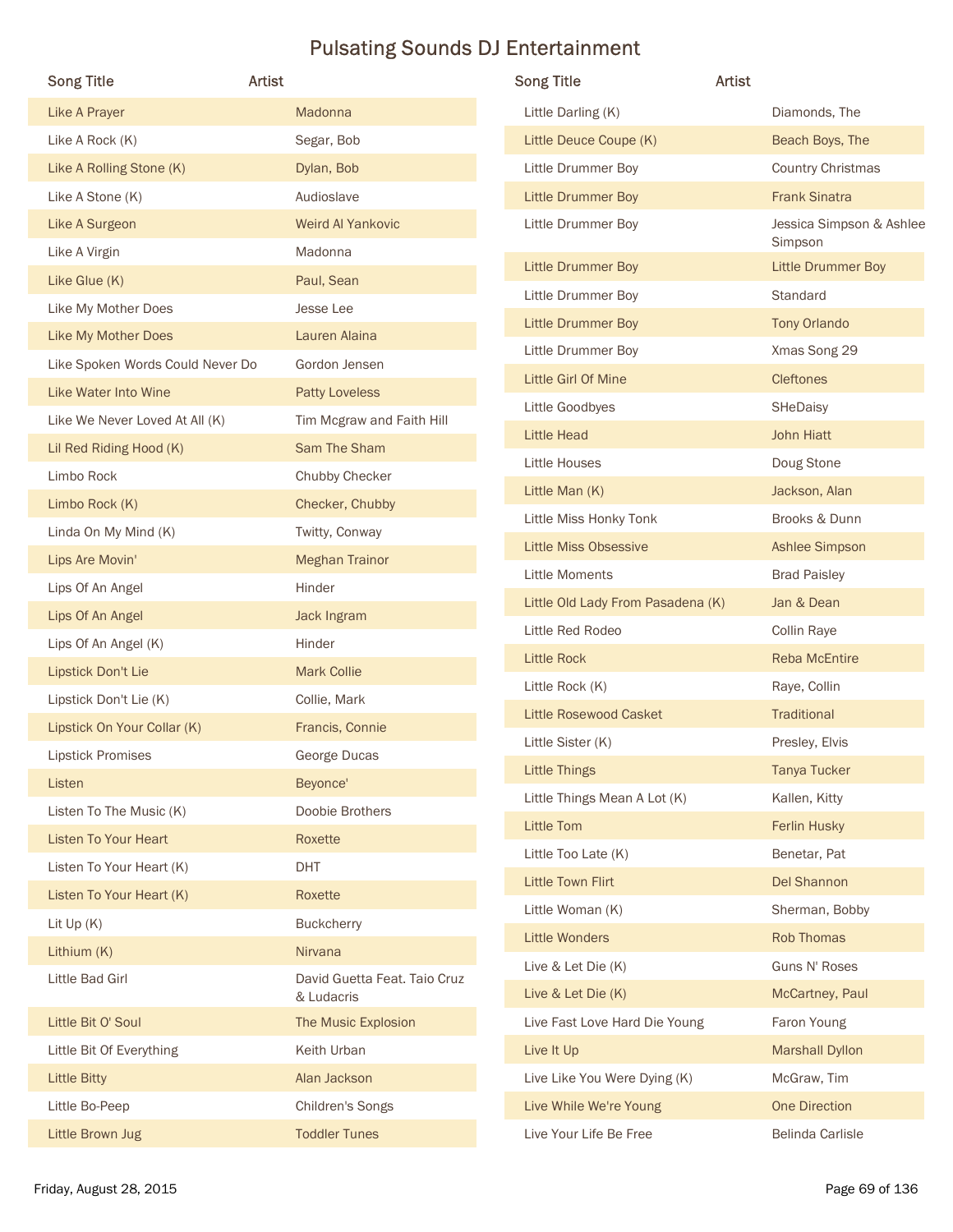# Pulsating Sounds DJ Entertainment

| Song Title | Artist |
|---|---|
| Like A Prayer | Madonna |
| Like A Rock (K) | Segar, Bob |
| Like A Rolling Stone (K) | Dylan, Bob |
| Like A Stone (K) | Audioslave |
| Like A Surgeon | Weird Al Yankovic |
| Like A Virgin | Madonna |
| Like Glue (K) | Paul, Sean |
| Like My Mother Does | Jesse Lee |
| Like My Mother Does | Lauren Alaina |
| Like Spoken Words Could Never Do | Gordon Jensen |
| Like Water Into Wine | Patty Loveless |
| Like We Never Loved At All (K) | Tim Mcgraw and Faith Hill |
| Lil Red Riding Hood (K) | Sam The Sham |
| Limbo Rock | Chubby Checker |
| Limbo Rock (K) | Checker, Chubby |
| Linda On My Mind (K) | Twitty, Conway |
| Lips Are Movin' | Meghan Trainor |
| Lips Of An Angel | Hinder |
| Lips Of An Angel | Jack Ingram |
| Lips Of An Angel (K) | Hinder |
| Lipstick Don't Lie | Mark Collie |
| Lipstick Don't Lie (K) | Collie, Mark |
| Lipstick On Your Collar (K) | Francis, Connie |
| Lipstick Promises | George Ducas |
| Listen | Beyonce' |
| Listen To The Music (K) | Doobie Brothers |
| Listen To Your Heart | Roxette |
| Listen To Your Heart (K) | DHT |
| Listen To Your Heart (K) | Roxette |
| Lit Up (K) | Buckcherry |
| Lithium (K) | Nirvana |
| Little Bad Girl | David Guetta Feat. Taio Cruz & Ludacris |
| Little Bit O' Soul | The Music Explosion |
| Little Bit Of Everything | Keith Urban |
| Little Bitty | Alan Jackson |
| Little Bo-Peep | Children's Songs |
| Little Brown Jug | Toddler Tunes |
| Little Darling (K) | Diamonds, The |
| Little Deuce Coupe (K) | Beach Boys, The |
| Little Drummer Boy | Country Christmas |
| Little Drummer Boy | Frank Sinatra |
| Little Drummer Boy | Jessica Simpson & Ashlee Simpson |
| Little Drummer Boy | Little Drummer Boy |
| Little Drummer Boy | Standard |
| Little Drummer Boy | Tony Orlando |
| Little Drummer Boy | Xmas Song 29 |
| Little Girl Of Mine | Cleftones |
| Little Goodbyes | SHeDaisy |
| Little Head | John Hiatt |
| Little Houses | Doug Stone |
| Little Man (K) | Jackson, Alan |
| Little Miss Honky Tonk | Brooks & Dunn |
| Little Miss Obsessive | Ashlee Simpson |
| Little Moments | Brad Paisley |
| Little Old Lady From Pasadena (K) | Jan & Dean |
| Little Red Rodeo | Collin Raye |
| Little Rock | Reba McEntire |
| Little Rock (K) | Raye, Collin |
| Little Rosewood Casket | Traditional |
| Little Sister (K) | Presley, Elvis |
| Little Things | Tanya Tucker |
| Little Things Mean A Lot (K) | Kallen, Kitty |
| Little Tom | Ferlin Husky |
| Little Too Late (K) | Benetar, Pat |
| Little Town Flirt | Del Shannon |
| Little Woman (K) | Sherman, Bobby |
| Little Wonders | Rob Thomas |
| Live & Let Die (K) | Guns N' Roses |
| Live & Let Die (K) | McCartney, Paul |
| Live Fast Love Hard Die Young | Faron Young |
| Live It Up | Marshall Dyllon |
| Live Like You Were Dying (K) | McGraw, Tim |
| Live While We're Young | One Direction |
| Live Your Life Be Free | Belinda Carlisle |

Friday, August 28, 2015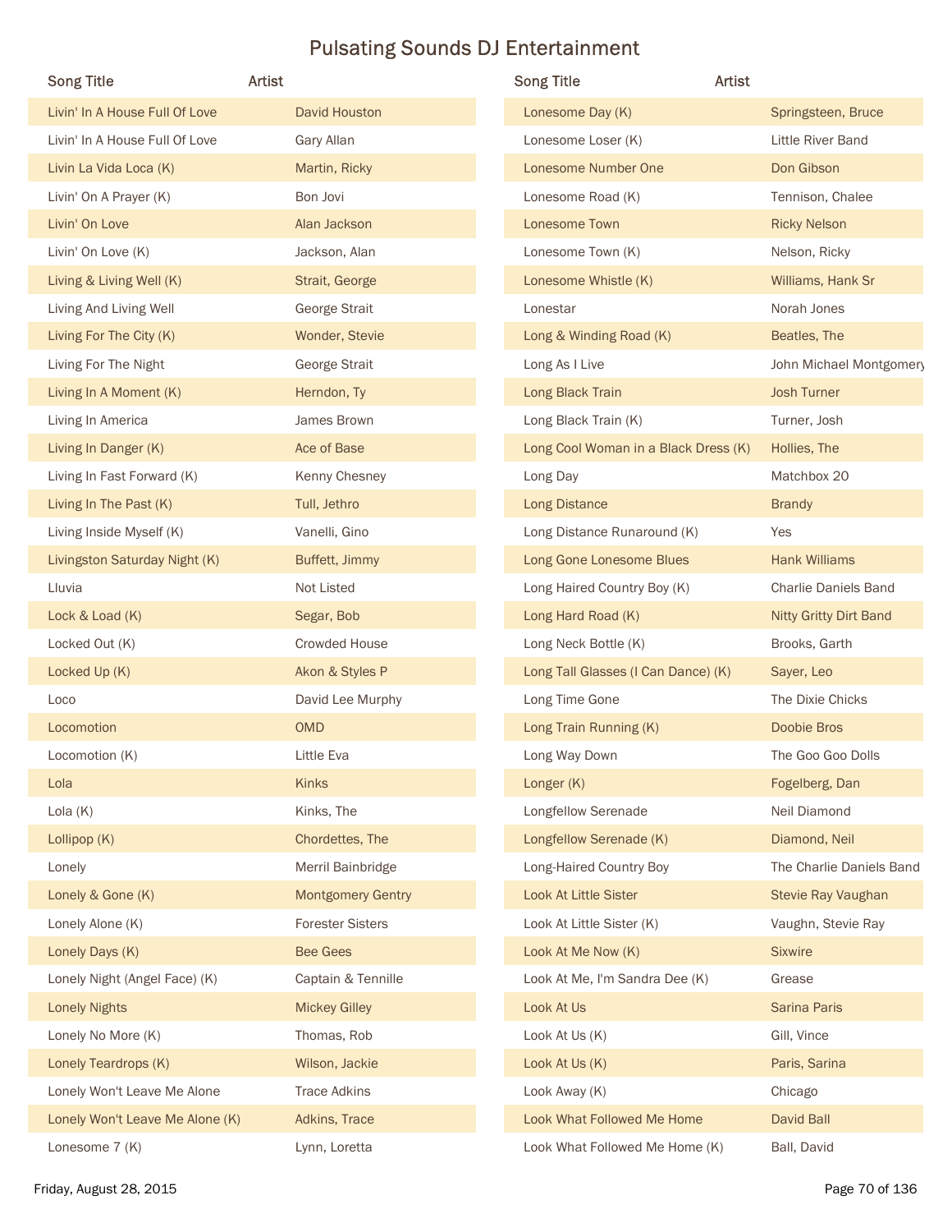| Song Title | Artist |
|---|---|
| Livin' In A House Full Of Love | David Houston |
| Livin' In A House Full Of Love | Gary Allan |
| Livin La Vida Loca (K) | Martin, Ricky |
| Livin' On A Prayer (K) | Bon Jovi |
| Livin' On Love | Alan Jackson |
| Livin' On Love (K) | Jackson, Alan |
| Living & Living Well (K) | Strait, George |
| Living And Living Well | George Strait |
| Living For The City (K) | Wonder, Stevie |
| Living For The Night | George Strait |
| Living In A Moment (K) | Herndon, Ty |
| Living In America | James Brown |
| Living In Danger (K) | Ace of Base |
| Living In Fast Forward (K) | Kenny Chesney |
| Living In The Past (K) | Tull, Jethro |
| Living Inside Myself (K) | Vanelli, Gino |
| Livingston Saturday Night (K) | Buffett, Jimmy |
| Lluvia | Not Listed |
| Lock & Load (K) | Segar, Bob |
| Locked Out (K) | Crowded House |
| Locked Up (K) | Akon & Styles P |
| Loco | David Lee Murphy |
| Locomotion | OMD |
| Locomotion (K) | Little Eva |
| Lola | Kinks |
| Lola (K) | Kinks, The |
| Lollipop (K) | Chordettes, The |
| Lonely | Merril Bainbridge |
| Lonely & Gone (K) | Montgomery Gentry |
| Lonely Alone (K) | Forester Sisters |
| Lonely Days (K) | Bee Gees |
| Lonely Night (Angel Face) (K) | Captain & Tennille |
| Lonely Nights | Mickey Gilley |
| Lonely No More (K) | Thomas, Rob |
| Lonely Teardrops (K) | Wilson, Jackie |
| Lonely Won't Leave Me Alone | Trace Adkins |
| Lonely Won't Leave Me Alone (K) | Adkins, Trace |
| Lonesome 7 (K) | Lynn, Loretta |
| Lonesome Day (K) | Springsteen, Bruce |
| Lonesome Loser (K) | Little River Band |
| Lonesome Number One | Don Gibson |
| Lonesome Road (K) | Tennison, Chalee |
| Lonesome Town | Ricky Nelson |
| Lonesome Town (K) | Nelson, Ricky |
| Lonesome Whistle (K) | Williams, Hank Sr |
| Lonestar | Norah Jones |
| Long & Winding Road (K) | Beatles, The |
| Long As I Live | John Michael Montgomery |
| Long Black Train | Josh Turner |
| Long Black Train (K) | Turner, Josh |
| Long Cool Woman in a Black Dress (K) | Hollies, The |
| Long Day | Matchbox 20 |
| Long Distance | Brandy |
| Long Distance Runaround (K) | Yes |
| Long Gone Lonesome Blues | Hank Williams |
| Long Haired Country Boy (K) | Charlie Daniels Band |
| Long Hard Road (K) | Nitty Gritty Dirt Band |
| Long Neck Bottle (K) | Brooks, Garth |
| Long Tall Glasses (I Can Dance) (K) | Sayer, Leo |
| Long Time Gone | The Dixie Chicks |
| Long Train Running (K) | Doobie Bros |
| Long Way Down | The Goo Goo Dolls |
| Longer (K) | Fogelberg, Dan |
| Longfellow Serenade | Neil Diamond |
| Longfellow Serenade (K) | Diamond, Neil |
| Long-Haired Country Boy | The Charlie Daniels Band |
| Look At Little Sister | Stevie Ray Vaughan |
| Look At Little Sister (K) | Vaughn, Stevie Ray |
| Look At Me Now (K) | Sixwire |
| Look At Me, I'm Sandra Dee (K) | Grease |
| Look At Us | Sarina Paris |
| Look At Us (K) | Gill, Vince |
| Look At Us (K) | Paris, Sarina |
| Look Away (K) | Chicago |
| Look What Followed Me Home | David Ball |
| Look What Followed Me Home (K) | Ball, David |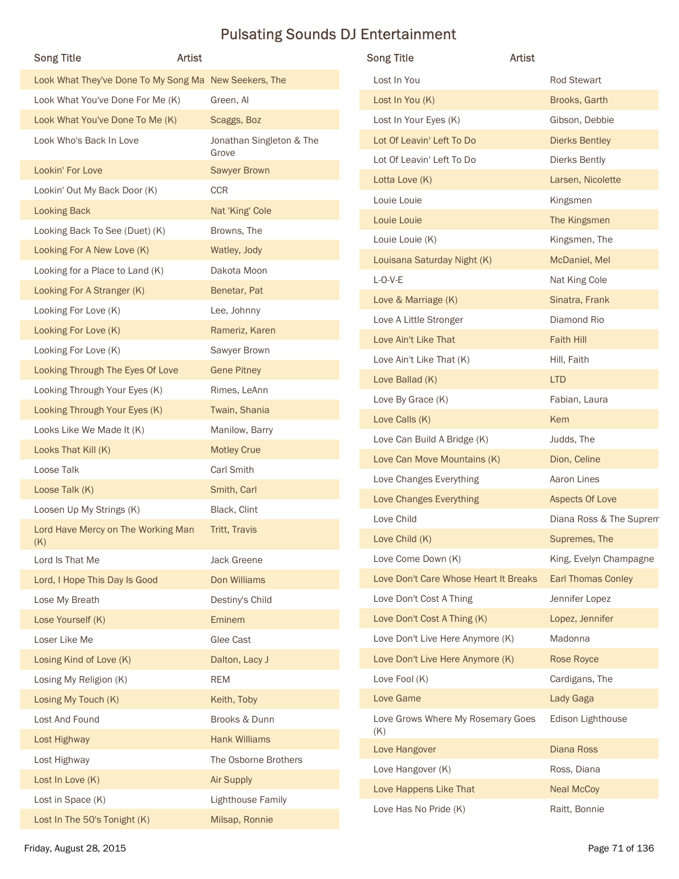# Pulsating Sounds DJ Entertainment

| Song Title | Artist |
| --- | --- |
| Look What They've Done To My Song Ma | New Seekers, The |
| Look What You've Done For Me (K) | Green, Al |
| Look What You've Done To Me (K) | Scaggs, Boz |
| Look Who's Back In Love | Jonathan Singleton & The Grove |
| Lookin' For Love | Sawyer Brown |
| Lookin' Out My Back Door (K) | CCR |
| Looking Back | Nat 'King' Cole |
| Looking Back To See (Duet) (K) | Browns, The |
| Looking For A New Love (K) | Watley, Jody |
| Looking for a Place to Land (K) | Dakota Moon |
| Looking For A Stranger (K) | Benetar, Pat |
| Looking For Love (K) | Lee, Johnny |
| Looking For Love (K) | Rameriz, Karen |
| Looking For Love (K) | Sawyer Brown |
| Looking Through The Eyes Of Love | Gene Pitney |
| Looking Through Your Eyes (K) | Rimes, LeAnn |
| Looking Through Your Eyes (K) | Twain, Shania |
| Looks Like We Made It (K) | Manilow, Barry |
| Looks That Kill (K) | Motley Crue |
| Loose Talk | Carl Smith |
| Loose Talk (K) | Smith, Carl |
| Loosen Up My Strings (K) | Black, Clint |
| Lord Have Mercy on The Working Man (K) | Tritt, Travis |
| Lord Is That Me | Jack Greene |
| Lord, I Hope This Day Is Good | Don Williams |
| Lose My Breath | Destiny's Child |
| Lose Yourself (K) | Eminem |
| Loser Like Me | Glee Cast |
| Losing Kind of Love (K) | Dalton, Lacy J |
| Losing My Religion (K) | REM |
| Losing My Touch (K) | Keith, Toby |
| Lost And Found | Brooks & Dunn |
| Lost Highway | Hank Williams |
| Lost Highway | The Osborne Brothers |
| Lost In Love (K) | Air Supply |
| Lost in Space (K) | Lighthouse Family |
| Lost In The 50's Tonight (K) | Milsap, Ronnie |
| Lost In You | Rod Stewart |
| Lost In You (K) | Brooks, Garth |
| Lost In Your Eyes (K) | Gibson, Debbie |
| Lot Of Leavin' Left To Do | Dierks Bentley |
| Lot Of Leavin' Left To Do | Dierks Bently |
| Lotta Love (K) | Larsen, Nicolette |
| Louie Louie | Kingsmen |
| Louie Louie | The Kingsmen |
| Louie Louie (K) | Kingsmen, The |
| Louisana Saturday Night (K) | McDaniel, Mel |
| L-O-V-E | Nat King Cole |
| Love & Marriage (K) | Sinatra, Frank |
| Love A Little Stronger | Diamond Rio |
| Love Ain't Like That | Faith Hill |
| Love Ain't Like That (K) | Hill, Faith |
| Love Ballad (K) | LTD |
| Love By Grace (K) | Fabian, Laura |
| Love Calls (K) | Kem |
| Love Can Build A Bridge (K) | Judds, The |
| Love Can Move Mountains (K) | Dion, Celine |
| Love Changes Everything | Aaron Lines |
| Love Changes Everything | Aspects Of Love |
| Love Child | Diana Ross & The Suprem |
| Love Child (K) | Supremes, The |
| Love Come Down (K) | King, Evelyn Champagne |
| Love Don't Care Whose Heart It Breaks | Earl Thomas Conley |
| Love Don't Cost A Thing | Jennifer Lopez |
| Love Don't Cost A Thing (K) | Lopez, Jennifer |
| Love Don't Live Here Anymore (K) | Madonna |
| Love Don't Live Here Anymore (K) | Rose Royce |
| Love Fool (K) | Cardigans, The |
| Love Game | Lady Gaga |
| Love Grows Where My Rosemary Goes (K) | Edison Lighthouse |
| Love Hangover | Diana Ross |
| Love Hangover (K) | Ross, Diana |
| Love Happens Like That | Neal McCoy |
| Love Has No Pride (K) | Raitt, Bonnie |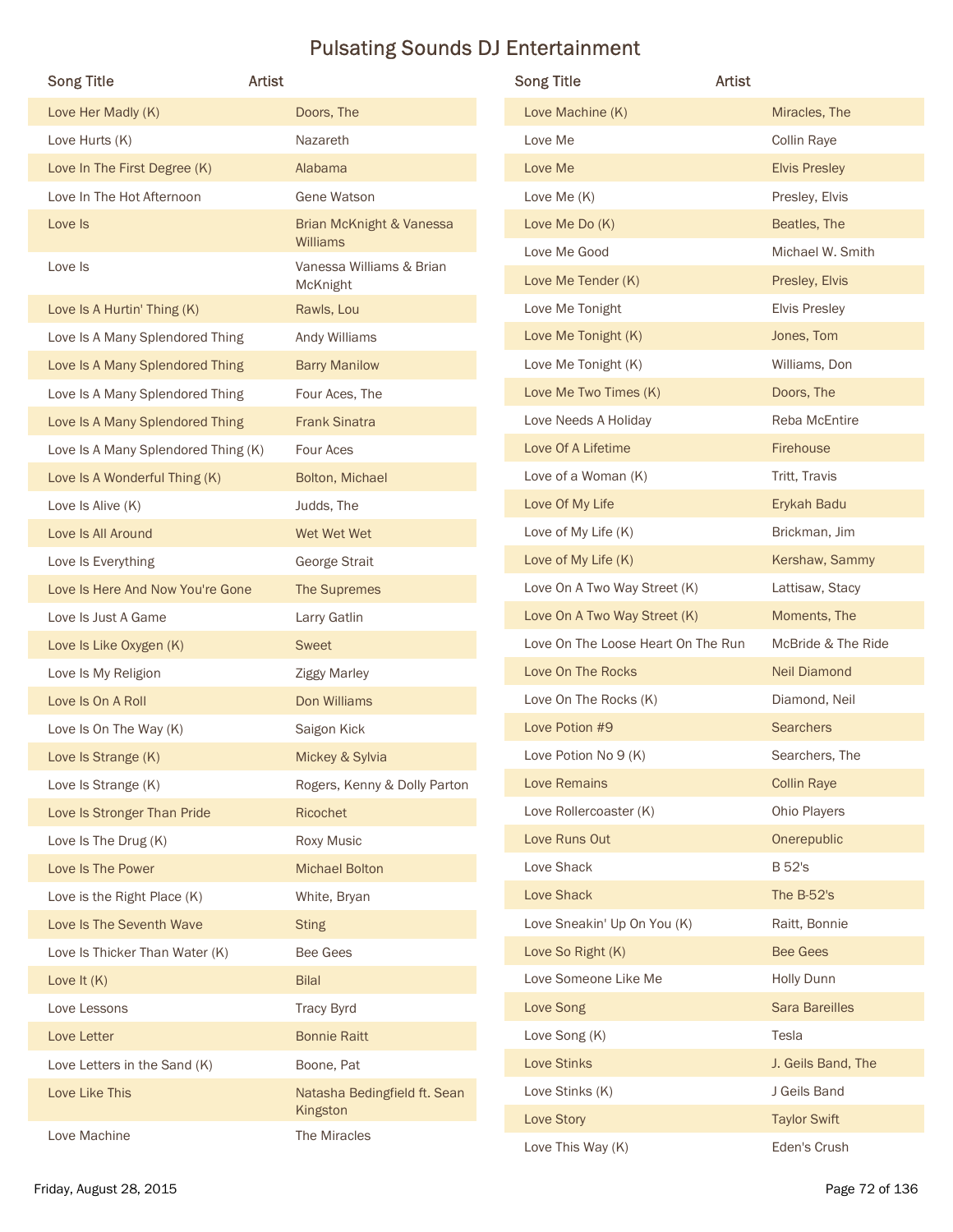# Pulsating Sounds DJ Entertainment

| Song Title | Artist |
|---|---|
| Love Her Madly (K) | Doors, The |
| Love Hurts (K) | Nazareth |
| Love In The First Degree (K) | Alabama |
| Love In The Hot Afternoon | Gene Watson |
| Love Is | Brian McKnight & Vanessa Williams |
| Love Is | Vanessa Williams & Brian McKnight |
| Love Is A Hurtin' Thing (K) | Rawls, Lou |
| Love Is A Many Splendored Thing | Andy Williams |
| Love Is A Many Splendored Thing | Barry Manilow |
| Love Is A Many Splendored Thing | Four Aces, The |
| Love Is A Many Splendored Thing | Frank Sinatra |
| Love Is A Many Splendored Thing (K) | Four Aces |
| Love Is A Wonderful Thing (K) | Bolton, Michael |
| Love Is Alive (K) | Judds, The |
| Love Is All Around | Wet Wet Wet |
| Love Is Everything | George Strait |
| Love Is Here And Now You're Gone | The Supremes |
| Love Is Just A Game | Larry Gatlin |
| Love Is Like Oxygen (K) | Sweet |
| Love Is My Religion | Ziggy Marley |
| Love Is On A Roll | Don Williams |
| Love Is On The Way (K) | Saigon Kick |
| Love Is Strange (K) | Mickey & Sylvia |
| Love Is Strange (K) | Rogers, Kenny & Dolly Parton |
| Love Is Stronger Than Pride | Ricochet |
| Love Is The Drug (K) | Roxy Music |
| Love Is The Power | Michael Bolton |
| Love is the Right Place (K) | White, Bryan |
| Love Is The Seventh Wave | Sting |
| Love Is Thicker Than Water (K) | Bee Gees |
| Love It (K) | Bilal |
| Love Lessons | Tracy Byrd |
| Love Letter | Bonnie Raitt |
| Love Letters in the Sand (K) | Boone, Pat |
| Love Like This | Natasha Bedingfield ft. Sean Kingston |
| Love Machine | The Miracles |
| Love Machine (K) | Miracles, The |
| Love Me | Collin Raye |
| Love Me | Elvis Presley |
| Love Me (K) | Presley, Elvis |
| Love Me Do (K) | Beatles, The |
| Love Me Good | Michael W. Smith |
| Love Me Tender (K) | Presley, Elvis |
| Love Me Tonight | Elvis Presley |
| Love Me Tonight (K) | Jones, Tom |
| Love Me Tonight (K) | Williams, Don |
| Love Me Two Times (K) | Doors, The |
| Love Needs A Holiday | Reba McEntire |
| Love Of A Lifetime | Firehouse |
| Love of a Woman (K) | Tritt, Travis |
| Love Of My Life | Erykah Badu |
| Love of My Life (K) | Brickman, Jim |
| Love of My Life (K) | Kershaw, Sammy |
| Love On A Two Way Street (K) | Lattisaw, Stacy |
| Love On A Two Way Street (K) | Moments, The |
| Love On The Loose Heart On The Run | McBride & The Ride |
| Love On The Rocks | Neil Diamond |
| Love On The Rocks (K) | Diamond, Neil |
| Love Potion #9 | Searchers |
| Love Potion No 9 (K) | Searchers, The |
| Love Remains | Collin Raye |
| Love Rollercoaster (K) | Ohio Players |
| Love Runs Out | Onerepublic |
| Love Shack | B 52's |
| Love Shack | The B-52's |
| Love Sneakin' Up On You (K) | Raitt, Bonnie |
| Love So Right (K) | Bee Gees |
| Love Someone Like Me | Holly Dunn |
| Love Song | Sara Bareilles |
| Love Song (K) | Tesla |
| Love Stinks | J. Geils Band, The |
| Love Stinks (K) | J Geils Band |
| Love Story | Taylor Swift |
| Love This Way (K) | Eden's Crush |

Friday, August 28, 2015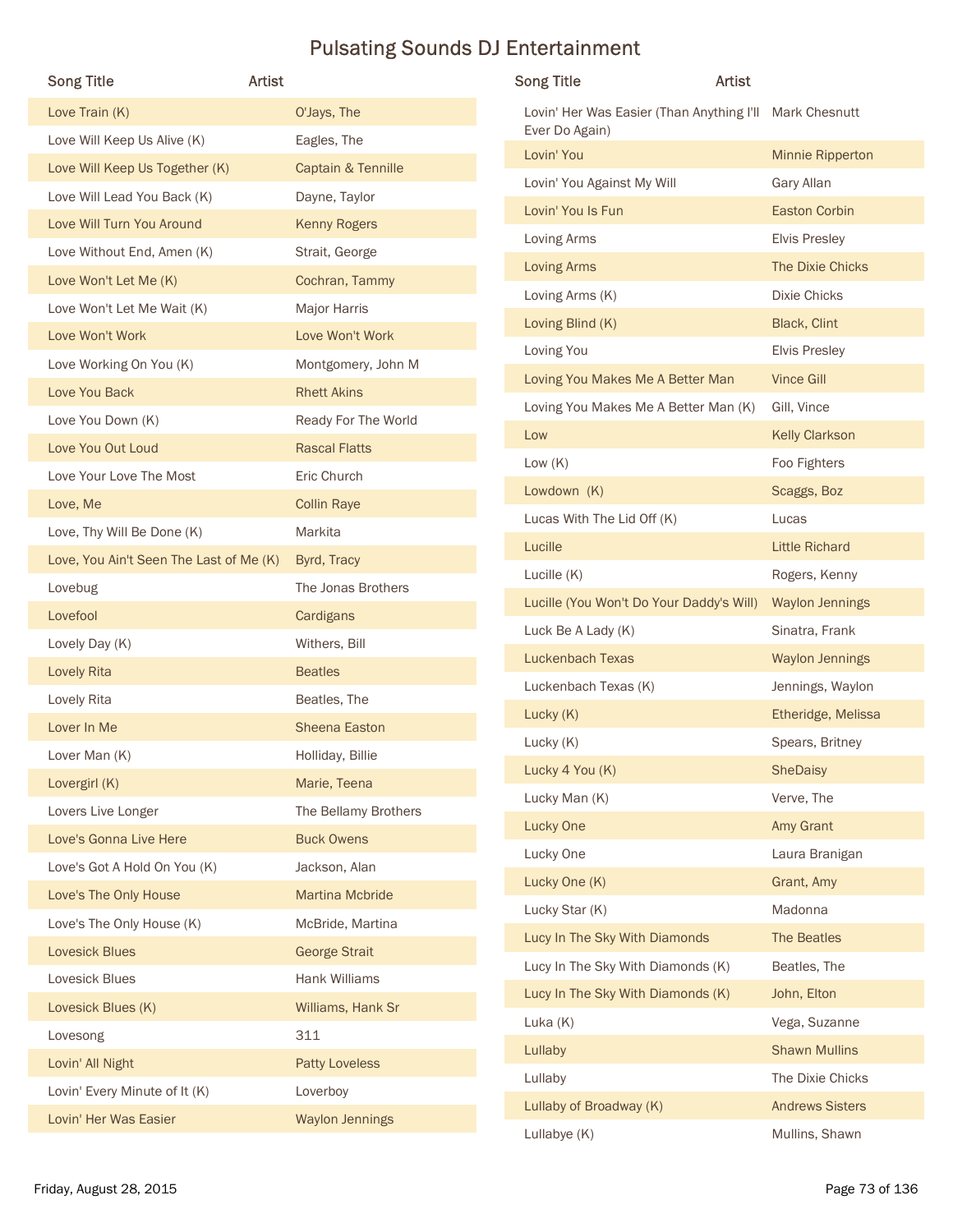# Pulsating Sounds DJ Entertainment

| Song Title | Artist |
|---|---|
| Love Train (K) | O'Jays, The |
| Love Will Keep Us Alive (K) | Eagles, The |
| Love Will Keep Us Together (K) | Captain & Tennille |
| Love Will Lead You Back (K) | Dayne, Taylor |
| Love Will Turn You Around | Kenny Rogers |
| Love Without End, Amen (K) | Strait, George |
| Love Won't Let Me (K) | Cochran, Tammy |
| Love Won't Let Me Wait (K) | Major Harris |
| Love Won't Work | Love Won't Work |
| Love Working On You (K) | Montgomery, John M |
| Love You Back | Rhett Akins |
| Love You Down (K) | Ready For The World |
| Love You Out Loud | Rascal Flatts |
| Love Your Love The Most | Eric Church |
| Love, Me | Collin Raye |
| Love, Thy Will Be Done (K) | Markita |
| Love, You Ain't Seen The Last of Me (K) | Byrd, Tracy |
| Lovebug | The Jonas Brothers |
| Lovefool | Cardigans |
| Lovely Day (K) | Withers, Bill |
| Lovely Rita | Beatles |
| Lovely Rita | Beatles, The |
| Lover In Me | Sheena Easton |
| Lover Man (K) | Holliday, Billie |
| Lovergirl (K) | Marie, Teena |
| Lovers Live Longer | The Bellamy Brothers |
| Love's Gonna Live Here | Buck Owens |
| Love's Got A Hold On You (K) | Jackson, Alan |
| Love's The Only House | Martina Mcbride |
| Love's The Only House (K) | McBride, Martina |
| Lovesick Blues | George Strait |
| Lovesick Blues | Hank Williams |
| Lovesick Blues (K) | Williams, Hank Sr |
| Lovesong | 311 |
| Lovin' All Night | Patty Loveless |
| Lovin' Every Minute of It (K) | Loverboy |
| Lovin' Her Was Easier | Waylon Jennings |
| Lovin' Her Was Easier (Than Anything I'll Ever Do Again) | Mark Chesnutt |
| Lovin' You | Minnie Ripperton |
| Lovin' You Against My Will | Gary Allan |
| Lovin' You Is Fun | Easton Corbin |
| Loving Arms | Elvis Presley |
| Loving Arms | The Dixie Chicks |
| Loving Arms (K) | Dixie Chicks |
| Loving Blind (K) | Black, Clint |
| Loving You | Elvis Presley |
| Loving You Makes Me A Better Man | Vince Gill |
| Loving You Makes Me A Better Man (K) | Gill, Vince |
| Low | Kelly Clarkson |
| Low (K) | Foo Fighters |
| Lowdown (K) | Scaggs, Boz |
| Lucas With The Lid Off (K) | Lucas |
| Lucille | Little Richard |
| Lucille (K) | Rogers, Kenny |
| Lucille (You Won't Do Your Daddy's Will) | Waylon Jennings |
| Luck Be A Lady (K) | Sinatra, Frank |
| Luckenbach Texas | Waylon Jennings |
| Luckenbach Texas (K) | Jennings, Waylon |
| Lucky (K) | Etheridge, Melissa |
| Lucky (K) | Spears, Britney |
| Lucky 4 You (K) | SheDaisy |
| Lucky Man (K) | Verve, The |
| Lucky One | Amy Grant |
| Lucky One | Laura Branigan |
| Lucky One (K) | Grant, Amy |
| Lucky Star (K) | Madonna |
| Lucy In The Sky With Diamonds | The Beatles |
| Lucy In The Sky With Diamonds (K) | Beatles, The |
| Lucy In The Sky With Diamonds (K) | John, Elton |
| Luka (K) | Vega, Suzanne |
| Lullaby | Shawn Mullins |
| Lullaby | The Dixie Chicks |
| Lullaby of Broadway (K) | Andrews Sisters |
| Lullabye (K) | Mullins, Shawn |

Friday, August 28, 2015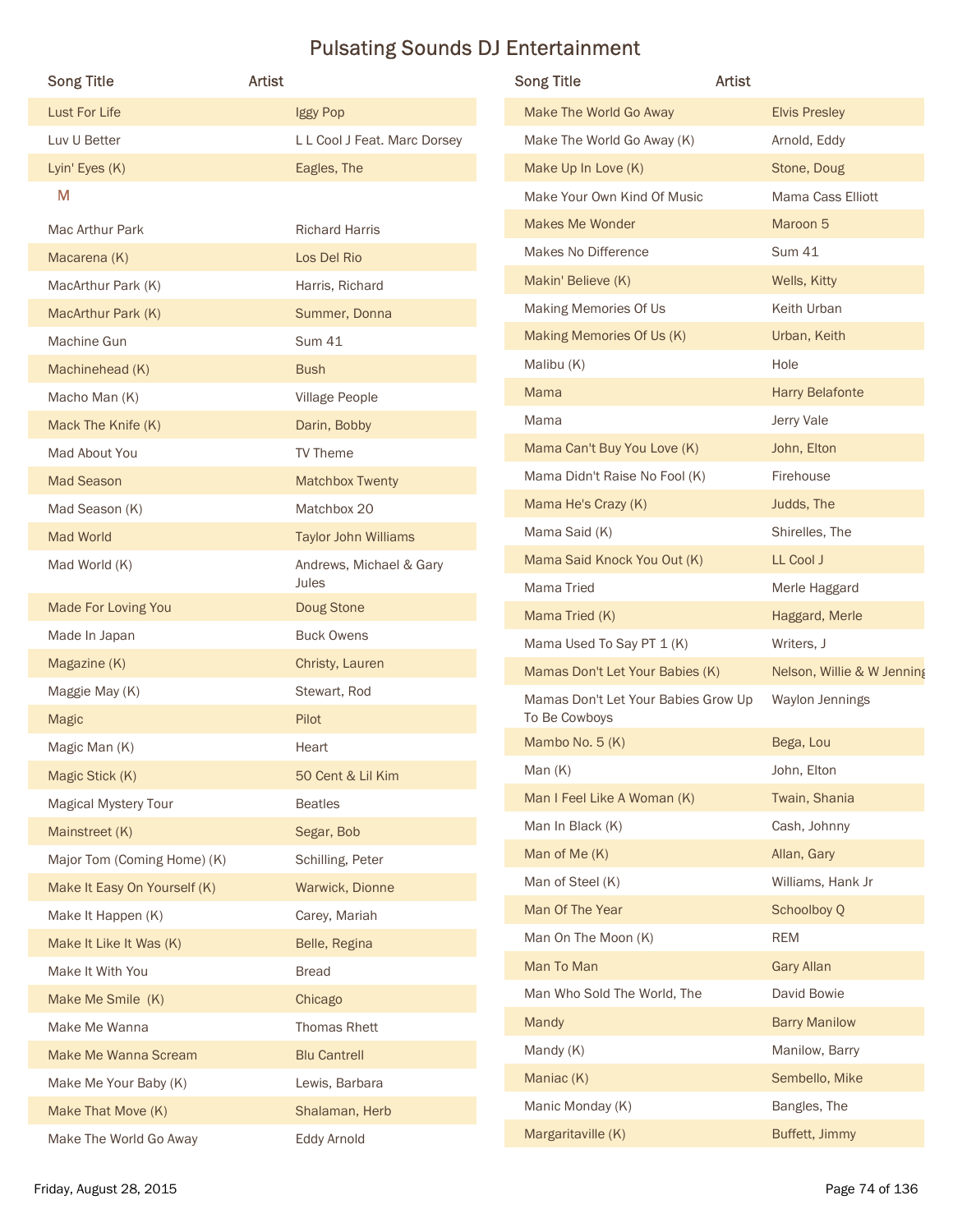# Pulsating Sounds DJ Entertainment

| Song Title | Artist |
|---|---|
| Lust For Life | Iggy Pop |
| Luv U Better | L L Cool J Feat. Marc Dorsey |
| Lyin' Eyes (K) | Eagles, The |
| **M** | |
| Mac Arthur Park | Richard Harris |
| Macarena (K) | Los Del Rio |
| MacArthur Park (K) | Harris, Richard |
| MacArthur Park (K) | Summer, Donna |
| Machine Gun | Sum 41 |
| Machinehead (K) | Bush |
| Macho Man (K) | Village People |
| Mack The Knife (K) | Darin, Bobby |
| Mad About You | TV Theme |
| Mad Season | Matchbox Twenty |
| Mad Season (K) | Matchbox 20 |
| Mad World | Taylor John Williams |
| Mad World (K) | Andrews, Michael & Gary Jules |
| Made For Loving You | Doug Stone |
| Made In Japan | Buck Owens |
| Magazine (K) | Christy, Lauren |
| Maggie May (K) | Stewart, Rod |
| Magic | Pilot |
| Magic Man (K) | Heart |
| Magic Stick (K) | 50 Cent & Lil Kim |
| Magical Mystery Tour | Beatles |
| Mainstreet (K) | Segar, Bob |
| Major Tom (Coming Home) (K) | Schilling, Peter |
| Make It Easy On Yourself (K) | Warwick, Dionne |
| Make It Happen (K) | Carey, Mariah |
| Make It Like It Was (K) | Belle, Regina |
| Make It With You | Bread |
| Make Me Smile (K) | Chicago |
| Make Me Wanna | Thomas Rhett |
| Make Me Wanna Scream | Blu Cantrell |
| Make Me Your Baby (K) | Lewis, Barbara |
| Make That Move (K) | Shalaman, Herb |
| Make The World Go Away | Eddy Arnold |
| Make The World Go Away | Elvis Presley |
| Make The World Go Away (K) | Arnold, Eddy |
| Make Up In Love (K) | Stone, Doug |
| Make Your Own Kind Of Music | Mama Cass Elliott |
| Makes Me Wonder | Maroon 5 |
| Makes No Difference | Sum 41 |
| Makin' Believe (K) | Wells, Kitty |
| Making Memories Of Us | Keith Urban |
| Making Memories Of Us (K) | Urban, Keith |
| Malibu (K) | Hole |
| Mama | Harry Belafonte |
| Mama | Jerry Vale |
| Mama Can't Buy You Love (K) | John, Elton |
| Mama Didn't Raise No Fool (K) | Firehouse |
| Mama He's Crazy (K) | Judds, The |
| Mama Said (K) | Shirelles, The |
| Mama Said Knock You Out (K) | LL Cool J |
| Mama Tried | Merle Haggard |
| Mama Tried (K) | Haggard, Merle |
| Mama Used To Say PT 1 (K) | Writers, J |
| Mamas Don't Let Your Babies (K) | Nelson, Willie & W Jenning |
| Mamas Don't Let Your Babies Grow Up To Be Cowboys | Waylon Jennings |
| Mambo No. 5 (K) | Bega, Lou |
| Man (K) | John, Elton |
| Man I Feel Like A Woman (K) | Twain, Shania |
| Man In Black (K) | Cash, Johnny |
| Man of Me (K) | Allan, Gary |
| Man of Steel (K) | Williams, Hank Jr |
| Man Of The Year | Schoolboy Q |
| Man On The Moon (K) | REM |
| Man To Man | Gary Allan |
| Man Who Sold The World, The | David Bowie |
| Mandy | Barry Manilow |
| Mandy (K) | Manilow, Barry |
| Maniac (K) | Sembello, Mike |
| Manic Monday (K) | Bangles, The |
| Margaritaville (K) | Buffett, Jimmy |

Friday, August 28, 2015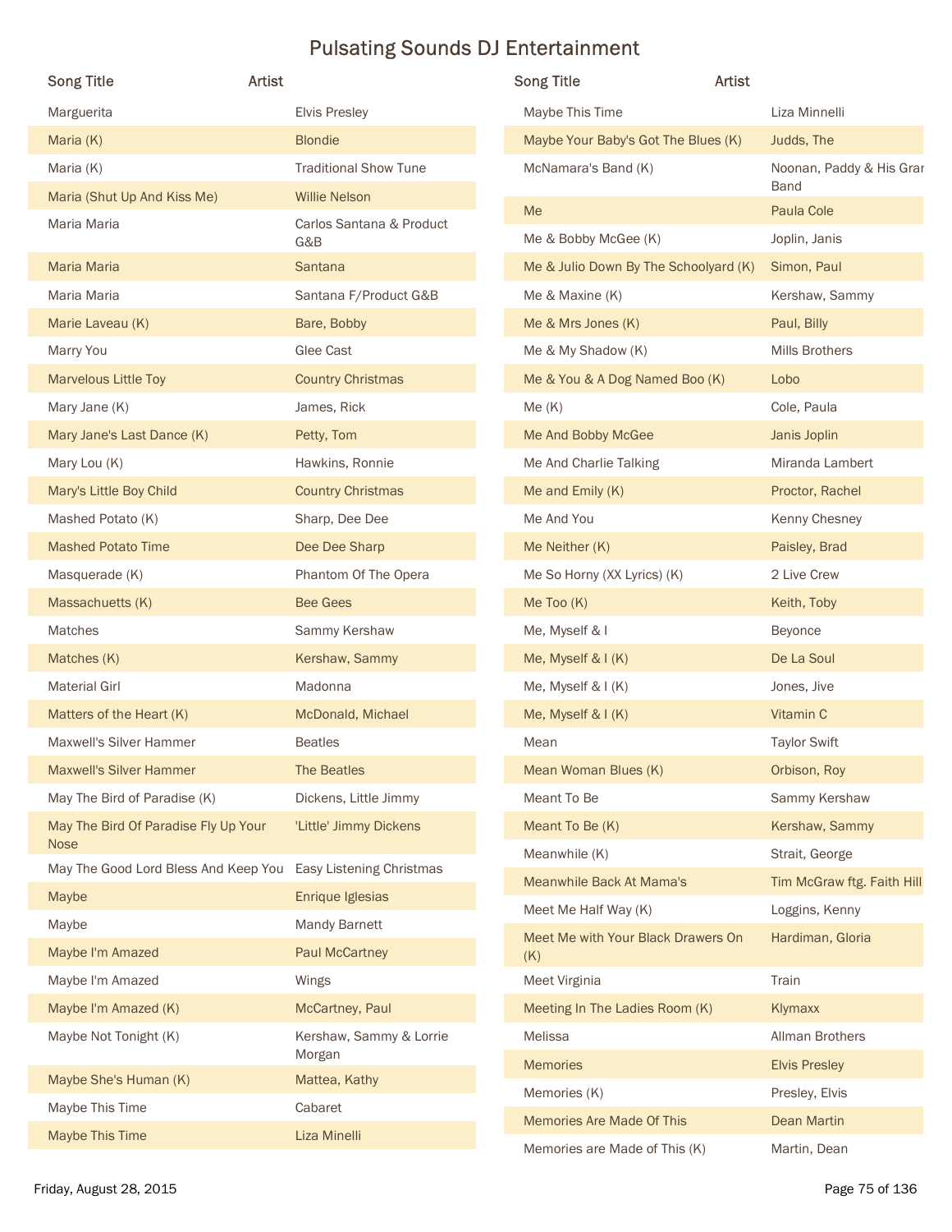# Pulsating Sounds DJ Entertainment

| Song Title | Artist |
|---|---|
| Marguerita | Elvis Presley |
| Maria (K) | Blondie |
| Maria (K) | Traditional Show Tune |
| Maria (Shut Up And Kiss Me) | Willie Nelson |
| Maria Maria | Carlos Santana & Product G&B |
| Maria Maria | Santana |
| Maria Maria | Santana F/Product G&B |
| Marie Laveau (K) | Bare, Bobby |
| Marry You | Glee Cast |
| Marvelous Little Toy | Country Christmas |
| Mary Jane (K) | James, Rick |
| Mary Jane's Last Dance (K) | Petty, Tom |
| Mary Lou (K) | Hawkins, Ronnie |
| Mary's Little Boy Child | Country Christmas |
| Mashed Potato (K) | Sharp, Dee Dee |
| Mashed Potato Time | Dee Dee Sharp |
| Masquerade (K) | Phantom Of The Opera |
| Massachuetts (K) | Bee Gees |
| Matches | Sammy Kershaw |
| Matches (K) | Kershaw, Sammy |
| Material Girl | Madonna |
| Matters of the Heart (K) | McDonald, Michael |
| Maxwell's Silver Hammer | Beatles |
| Maxwell's Silver Hammer | The Beatles |
| May The Bird of Paradise (K) | Dickens, Little Jimmy |
| May The Bird Of Paradise Fly Up Your Nose | 'Little' Jimmy Dickens |
| May The Good Lord Bless And Keep You | Easy Listening Christmas |
| Maybe | Enrique Iglesias |
| Maybe | Mandy Barnett |
| Maybe I'm Amazed | Paul McCartney |
| Maybe I'm Amazed | Wings |
| Maybe I'm Amazed (K) | McCartney, Paul |
| Maybe Not Tonight (K) | Kershaw, Sammy & Lorrie Morgan |
| Maybe She's Human (K) | Mattea, Kathy |
| Maybe This Time | Cabaret |
| Maybe This Time | Liza Minelli |
| Maybe This Time | Liza Minnelli |
| Maybe Your Baby's Got The Blues (K) | Judds, The |
| McNamara's Band (K) | Noonan, Paddy & His Gran Band |
| Me | Paula Cole |
| Me & Bobby McGee (K) | Joplin, Janis |
| Me & Julio Down By The Schoolyard (K) | Simon, Paul |
| Me & Maxine (K) | Kershaw, Sammy |
| Me & Mrs Jones (K) | Paul, Billy |
| Me & My Shadow (K) | Mills Brothers |
| Me & You & A Dog Named Boo (K) | Lobo |
| Me (K) | Cole, Paula |
| Me And Bobby McGee | Janis Joplin |
| Me And Charlie Talking | Miranda Lambert |
| Me and Emily (K) | Proctor, Rachel |
| Me And You | Kenny Chesney |
| Me Neither (K) | Paisley, Brad |
| Me So Horny (XX Lyrics) (K) | 2 Live Crew |
| Me Too (K) | Keith, Toby |
| Me, Myself & I | Beyonce |
| Me, Myself & I (K) | De La Soul |
| Me, Myself & I (K) | Jones, Jive |
| Me, Myself & I (K) | Vitamin C |
| Mean | Taylor Swift |
| Mean Woman Blues (K) | Orbison, Roy |
| Meant To Be | Sammy Kershaw |
| Meant To Be (K) | Kershaw, Sammy |
| Meanwhile (K) | Strait, George |
| Meanwhile Back At Mama's | Tim McGraw ftg. Faith Hill |
| Meet Me Half Way (K) | Loggins, Kenny |
| Meet Me with Your Black Drawers On (K) | Hardiman, Gloria |
| Meet Virginia | Train |
| Meeting In The Ladies Room (K) | Klymaxx |
| Melissa | Allman Brothers |
| Memories | Elvis Presley |
| Memories (K) | Presley, Elvis |
| Memories Are Made Of This | Dean Martin |
| Memories are Made of This (K) | Martin, Dean |

Friday, August 28, 2015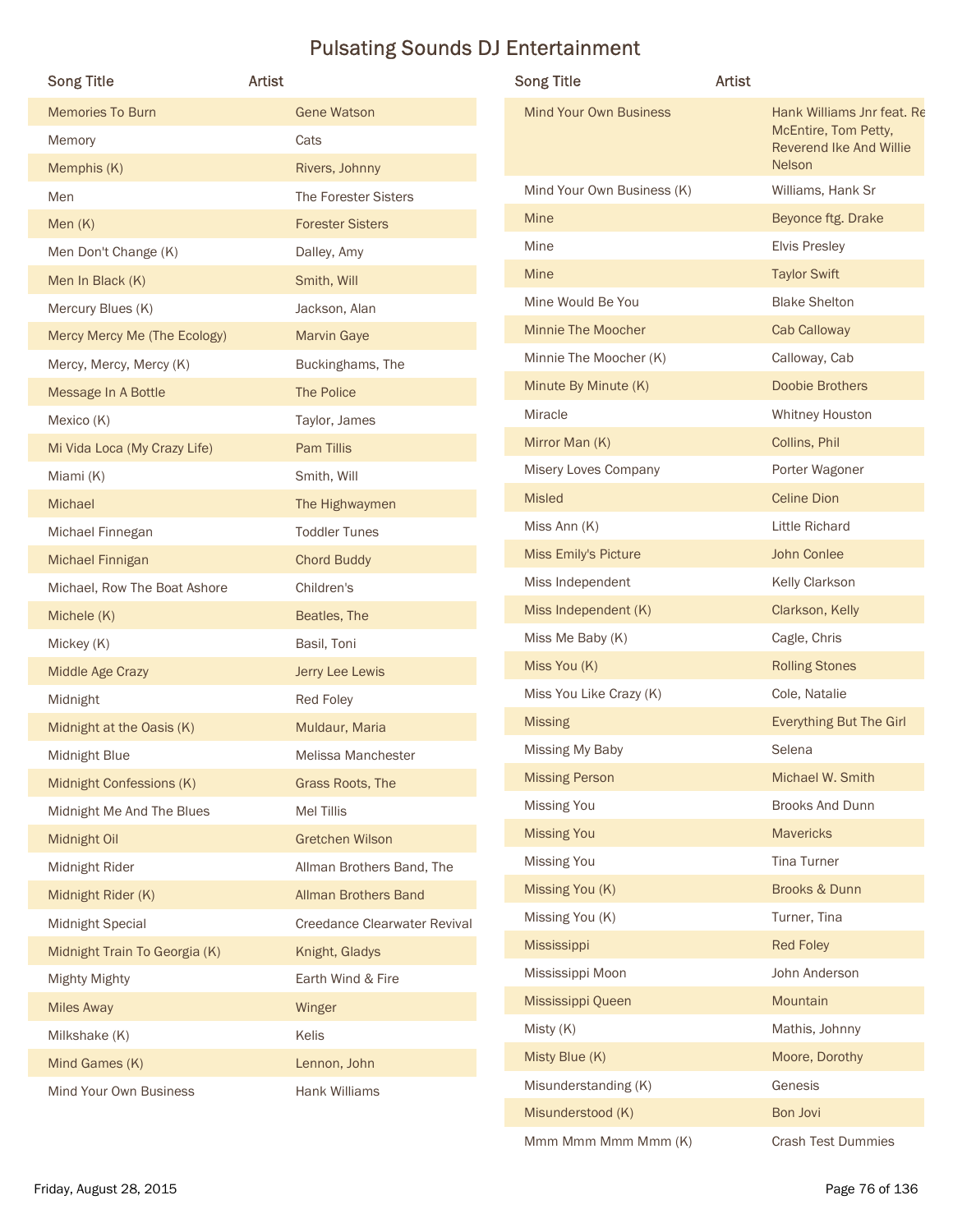# Pulsating Sounds DJ Entertainment

| Song Title | Artist |
|---|---|
| Memories To Burn | Gene Watson |
| Memory | Cats |
| Memphis (K) | Rivers, Johnny |
| Men | The Forester Sisters |
| Men (K) | Forester Sisters |
| Men Don't Change (K) | Dalley, Amy |
| Men In Black (K) | Smith, Will |
| Mercury Blues (K) | Jackson, Alan |
| Mercy Mercy Me (The Ecology) | Marvin Gaye |
| Mercy, Mercy, Mercy (K) | Buckinghams, The |
| Message In A Bottle | The Police |
| Mexico (K) | Taylor, James |
| Mi Vida Loca (My Crazy Life) | Pam Tillis |
| Miami (K) | Smith, Will |
| Michael | The Highwaymen |
| Michael Finnegan | Toddler Tunes |
| Michael Finnigan | Chord Buddy |
| Michael, Row The Boat Ashore | Children's |
| Michele (K) | Beatles, The |
| Mickey (K) | Basil, Toni |
| Middle Age Crazy | Jerry Lee Lewis |
| Midnight | Red Foley |
| Midnight at the Oasis (K) | Muldaur, Maria |
| Midnight Blue | Melissa Manchester |
| Midnight Confessions (K) | Grass Roots, The |
| Midnight Me And The Blues | Mel Tillis |
| Midnight Oil | Gretchen Wilson |
| Midnight Rider | Allman Brothers Band, The |
| Midnight Rider (K) | Allman Brothers Band |
| Midnight Special | Creedance Clearwater Revival |
| Midnight Train To Georgia (K) | Knight, Gladys |
| Mighty Mighty | Earth Wind & Fire |
| Miles Away | Winger |
| Milkshake (K) | Kelis |
| Mind Games (K) | Lennon, John |
| Mind Your Own Business | Hank Williams |
| Mind Your Own Business | Hank Williams Jnr feat. Re McEntire, Tom Petty, Reverend Ike And Willie Nelson |
| Mind Your Own Business (K) | Williams, Hank Sr |
| Mine | Beyonce ftg. Drake |
| Mine | Elvis Presley |
| Mine | Taylor Swift |
| Mine Would Be You | Blake Shelton |
| Minnie The Moocher | Cab Calloway |
| Minnie The Moocher (K) | Calloway, Cab |
| Minute By Minute (K) | Doobie Brothers |
| Miracle | Whitney Houston |
| Mirror Man (K) | Collins, Phil |
| Misery Loves Company | Porter Wagoner |
| Misled | Celine Dion |
| Miss Ann (K) | Little Richard |
| Miss Emily's Picture | John Conlee |
| Miss Independent | Kelly Clarkson |
| Miss Independent (K) | Clarkson, Kelly |
| Miss Me Baby (K) | Cagle, Chris |
| Miss You (K) | Rolling Stones |
| Miss You Like Crazy (K) | Cole, Natalie |
| Missing | Everything But The Girl |
| Missing My Baby | Selena |
| Missing Person | Michael W. Smith |
| Missing You | Brooks And Dunn |
| Missing You | Mavericks |
| Missing You | Tina Turner |
| Missing You (K) | Brooks & Dunn |
| Missing You (K) | Turner, Tina |
| Mississippi | Red Foley |
| Mississippi Moon | John Anderson |
| Mississippi Queen | Mountain |
| Misty (K) | Mathis, Johnny |
| Misty Blue (K) | Moore, Dorothy |
| Misunderstanding (K) | Genesis |
| Misunderstood (K) | Bon Jovi |
| Mmm Mmm Mmm Mmm (K) | Crash Test Dummies |

Friday, August 28, 2015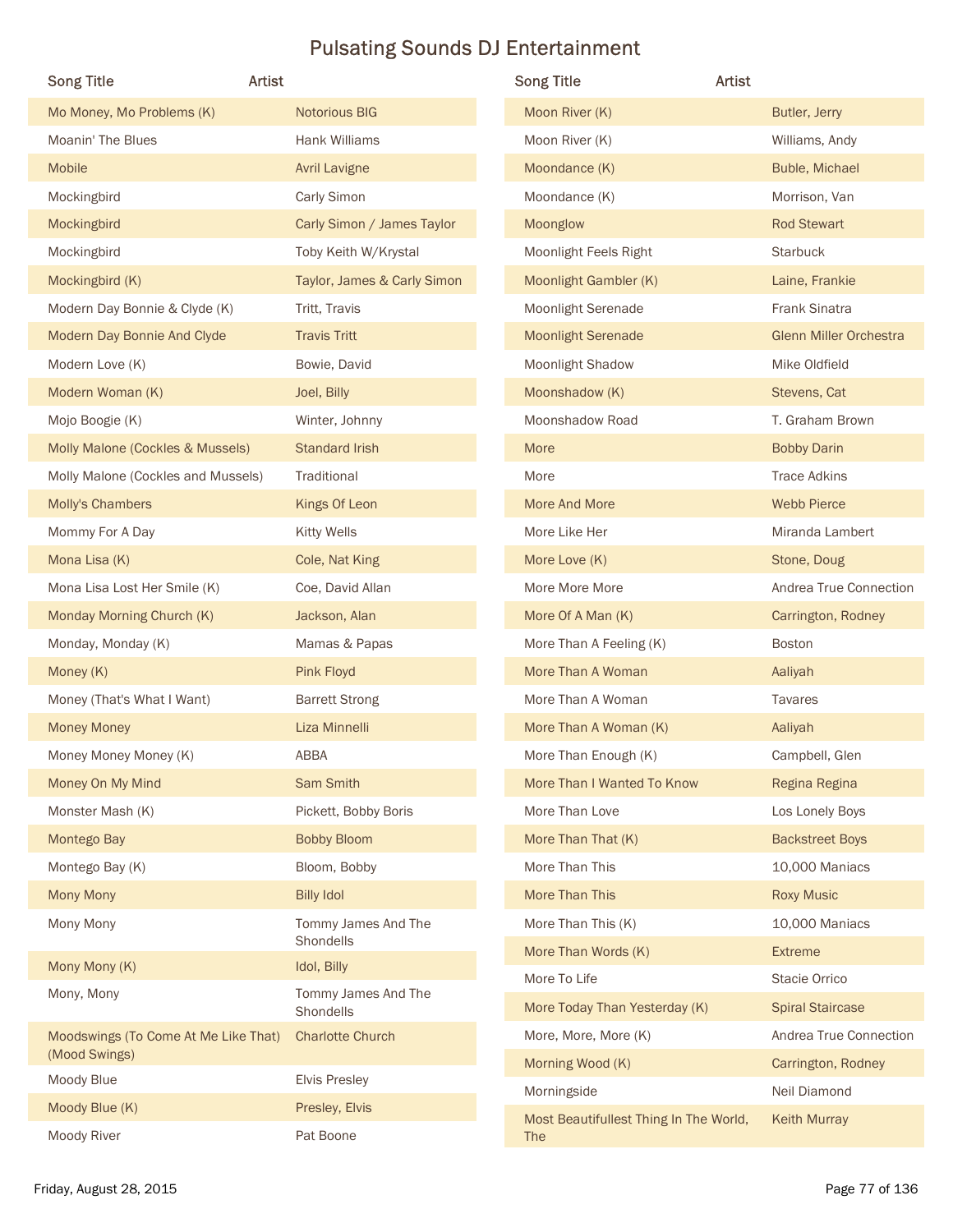# Pulsating Sounds DJ Entertainment

| Song Title | Artist |
|---|---|
| Mo Money, Mo Problems (K) | Notorious BIG |
| Moanin' The Blues | Hank Williams |
| Mobile | Avril Lavigne |
| Mockingbird | Carly Simon |
| Mockingbird | Carly Simon / James Taylor |
| Mockingbird | Toby Keith W/Krystal |
| Mockingbird (K) | Taylor, James & Carly Simon |
| Modern Day Bonnie & Clyde (K) | Tritt, Travis |
| Modern Day Bonnie And Clyde | Travis Tritt |
| Modern Love (K) | Bowie, David |
| Modern Woman (K) | Joel, Billy |
| Mojo Boogie (K) | Winter, Johnny |
| Molly Malone (Cockles & Mussels) | Standard Irish |
| Molly Malone (Cockles and Mussels) | Traditional |
| Molly's Chambers | Kings Of Leon |
| Mommy For A Day | Kitty Wells |
| Mona Lisa (K) | Cole, Nat King |
| Mona Lisa Lost Her Smile (K) | Coe, David Allan |
| Monday Morning Church (K) | Jackson, Alan |
| Monday, Monday (K) | Mamas & Papas |
| Money (K) | Pink Floyd |
| Money (That's What I Want) | Barrett Strong |
| Money Money | Liza Minnelli |
| Money Money Money (K) | ABBA |
| Money On My Mind | Sam Smith |
| Monster Mash (K) | Pickett, Bobby Boris |
| Montego Bay | Bobby Bloom |
| Montego Bay (K) | Bloom, Bobby |
| Mony Mony | Billy Idol |
| Mony Mony | Tommy James And The Shondells |
| Mony Mony (K) | Idol, Billy |
| Mony, Mony | Tommy James And The Shondells |
| Moodswings (To Come At Me Like That) (Mood Swings) | Charlotte Church |
| Moody Blue | Elvis Presley |
| Moody Blue (K) | Presley, Elvis |
| Moody River | Pat Boone |
| Moon River (K) | Butler, Jerry |
| Moon River (K) | Williams, Andy |
| Moondance (K) | Buble, Michael |
| Moondance (K) | Morrison, Van |
| Moonglow | Rod Stewart |
| Moonlight Feels Right | Starbuck |
| Moonlight Gambler (K) | Laine, Frankie |
| Moonlight Serenade | Frank Sinatra |
| Moonlight Serenade | Glenn Miller Orchestra |
| Moonlight Shadow | Mike Oldfield |
| Moonshadow (K) | Stevens, Cat |
| Moonshadow Road | T. Graham Brown |
| More | Bobby Darin |
| More | Trace Adkins |
| More And More | Webb Pierce |
| More Like Her | Miranda Lambert |
| More Love (K) | Stone, Doug |
| More More More | Andrea True Connection |
| More Of A Man (K) | Carrington, Rodney |
| More Than A Feeling (K) | Boston |
| More Than A Woman | Aaliyah |
| More Than A Woman | Tavares |
| More Than A Woman (K) | Aaliyah |
| More Than Enough (K) | Campbell, Glen |
| More Than I Wanted To Know | Regina Regina |
| More Than Love | Los Lonely Boys |
| More Than That (K) | Backstreet Boys |
| More Than This | 10,000 Maniacs |
| More Than This | Roxy Music |
| More Than This (K) | 10,000 Maniacs |
| More Than Words (K) | Extreme |
| More To Life | Stacie Orrico |
| More Today Than Yesterday (K) | Spiral Staircase |
| More, More, More (K) | Andrea True Connection |
| Morning Wood (K) | Carrington, Rodney |
| Morningside | Neil Diamond |
| Most Beautifullest Thing In The World, The | Keith Murray |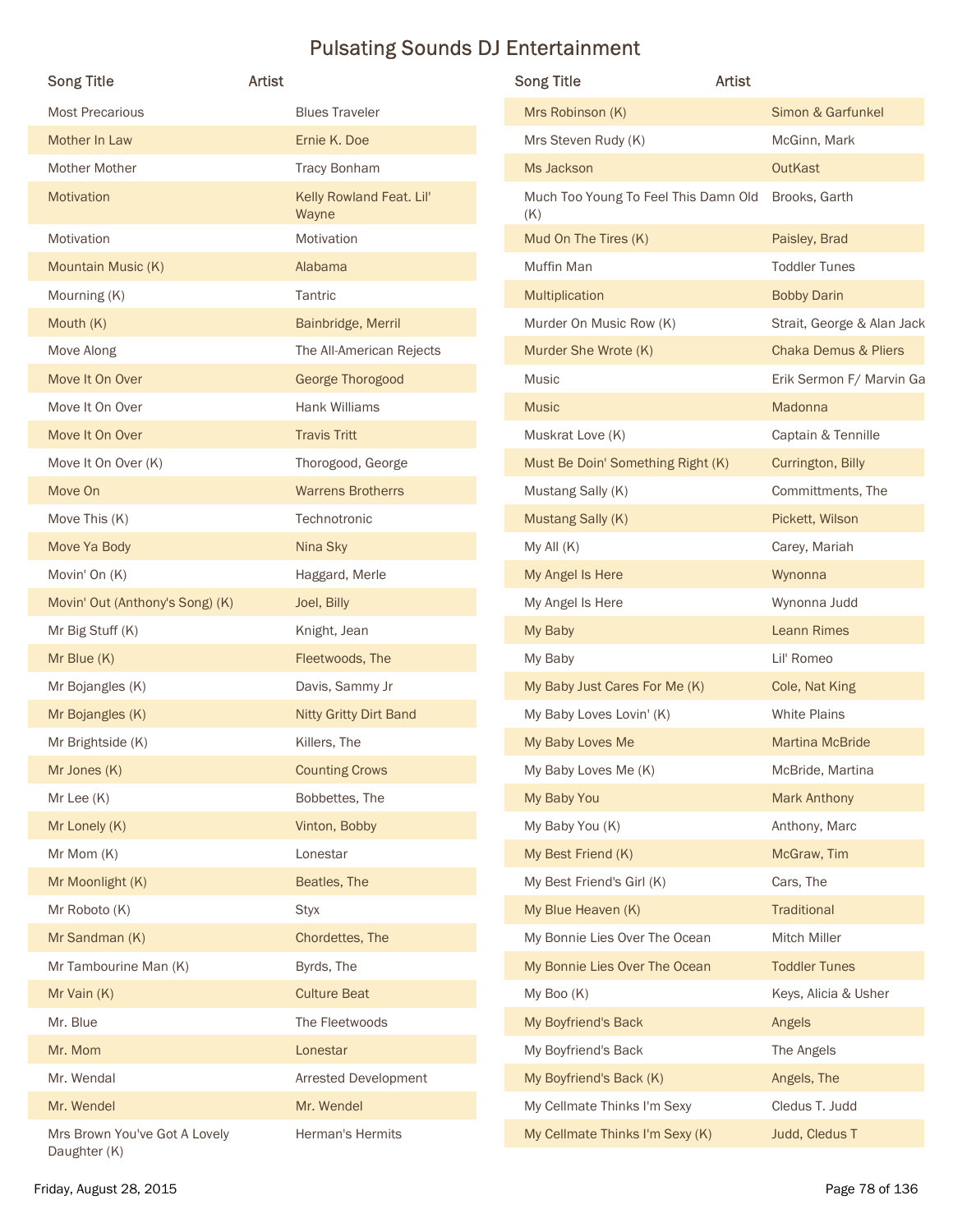# Pulsating Sounds DJ Entertainment

| Song Title | Artist |
|---|---|
| Most Precarious | Blues Traveler |
| Mother In Law | Ernie K. Doe |
| Mother Mother | Tracy Bonham |
| Motivation | Kelly Rowland Feat. Lil' Wayne |
| Motivation | Motivation |
| Mountain Music (K) | Alabama |
| Mourning (K) | Tantric |
| Mouth (K) | Bainbridge, Merril |
| Move Along | The All-American Rejects |
| Move It On Over | George Thorogood |
| Move It On Over | Hank Williams |
| Move It On Over | Travis Tritt |
| Move It On Over (K) | Thorogood, George |
| Move On | Warrens Brotherrs |
| Move This (K) | Technotronic |
| Move Ya Body | Nina Sky |
| Movin' On (K) | Haggard, Merle |
| Movin' Out (Anthony's Song) (K) | Joel, Billy |
| Mr Big Stuff (K) | Knight, Jean |
| Mr Blue (K) | Fleetwoods, The |
| Mr Bojangles (K) | Davis, Sammy Jr |
| Mr Bojangles (K) | Nitty Gritty Dirt Band |
| Mr Brightside (K) | Killers, The |
| Mr Jones (K) | Counting Crows |
| Mr Lee (K) | Bobbettes, The |
| Mr Lonely (K) | Vinton, Bobby |
| Mr Mom (K) | Lonestar |
| Mr Moonlight (K) | Beatles, The |
| Mr Roboto (K) | Styx |
| Mr Sandman (K) | Chordettes, The |
| Mr Tambourine Man (K) | Byrds, The |
| Mr Vain (K) | Culture Beat |
| Mr. Blue | The Fleetwoods |
| Mr. Mom | Lonestar |
| Mr. Wendal | Arrested Development |
| Mr. Wendel | Mr. Wendel |
| Mrs Brown You've Got A Lovely Daughter (K) | Herman's Hermits |
| Mrs Robinson (K) | Simon & Garfunkel |
| Mrs Steven Rudy (K) | McGinn, Mark |
| Ms Jackson | OutKast |
| Much Too Young To Feel This Damn Old (K) | Brooks, Garth |
| Mud On The Tires (K) | Paisley, Brad |
| Muffin Man | Toddler Tunes |
| Multiplication | Bobby Darin |
| Murder On Music Row (K) | Strait, George & Alan Jack |
| Murder She Wrote (K) | Chaka Demus & Pliers |
| Music | Erik Sermon F/ Marvin Ga |
| Music | Madonna |
| Muskrat Love (K) | Captain & Tennille |
| Must Be Doin' Something Right (K) | Currington, Billy |
| Mustang Sally (K) | Committments, The |
| Mustang Sally (K) | Pickett, Wilson |
| My All (K) | Carey, Mariah |
| My Angel Is Here | Wynonna |
| My Angel Is Here | Wynonna Judd |
| My Baby | Leann Rimes |
| My Baby | Lil' Romeo |
| My Baby Just Cares For Me (K) | Cole, Nat King |
| My Baby Loves Lovin' (K) | White Plains |
| My Baby Loves Me | Martina McBride |
| My Baby Loves Me (K) | McBride, Martina |
| My Baby You | Mark Anthony |
| My Baby You (K) | Anthony, Marc |
| My Best Friend (K) | McGraw, Tim |
| My Best Friend's Girl (K) | Cars, The |
| My Blue Heaven (K) | Traditional |
| My Bonnie Lies Over The Ocean | Mitch Miller |
| My Bonnie Lies Over The Ocean | Toddler Tunes |
| My Boo (K) | Keys, Alicia & Usher |
| My Boyfriend's Back | Angels |
| My Boyfriend's Back | The Angels |
| My Boyfriend's Back (K) | Angels, The |
| My Cellmate Thinks I'm Sexy | Cledus T. Judd |
| My Cellmate Thinks I'm Sexy (K) | Judd, Cledus T |

Friday, August 28, 2015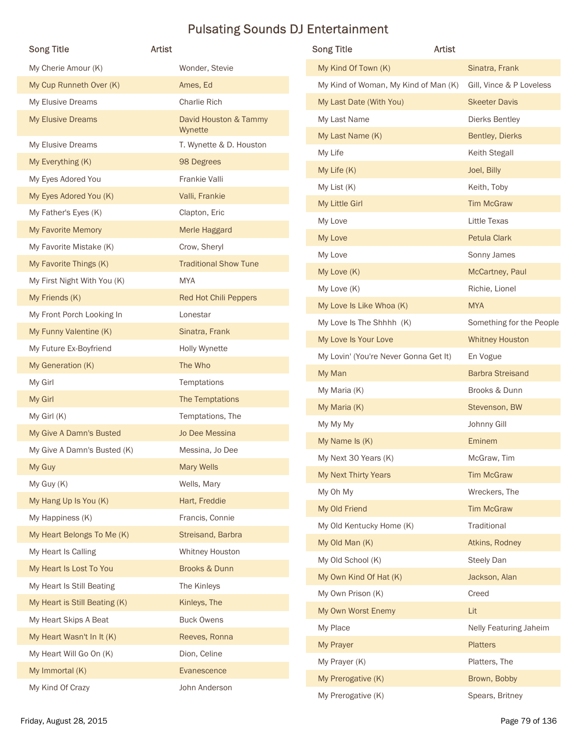# Pulsating Sounds DJ Entertainment

| Song Title | Artist |
| --- | --- |
| My Cherie Amour (K) | Wonder, Stevie |
| My Cup Runneth Over (K) | Ames, Ed |
| My Elusive Dreams | Charlie Rich |
| My Elusive Dreams | David Houston & Tammy Wynette |
| My Elusive Dreams | T. Wynette & D. Houston |
| My Everything (K) | 98 Degrees |
| My Eyes Adored You | Frankie Valli |
| My Eyes Adored You (K) | Valli, Frankie |
| My Father's Eyes (K) | Clapton, Eric |
| My Favorite Memory | Merle Haggard |
| My Favorite Mistake (K) | Crow, Sheryl |
| My Favorite Things (K) | Traditional Show Tune |
| My First Night With You (K) | MYA |
| My Friends (K) | Red Hot Chili Peppers |
| My Front Porch Looking In | Lonestar |
| My Funny Valentine (K) | Sinatra, Frank |
| My Future Ex-Boyfriend | Holly Wynette |
| My Generation (K) | The Who |
| My Girl | Temptations |
| My Girl | The Temptations |
| My Girl (K) | Temptations, The |
| My Give A Damn's Busted | Jo Dee Messina |
| My Give A Damn's Busted (K) | Messina, Jo Dee |
| My Guy | Mary Wells |
| My Guy (K) | Wells, Mary |
| My Hang Up Is You (K) | Hart, Freddie |
| My Happiness (K) | Francis, Connie |
| My Heart Belongs To Me (K) | Streisand, Barbra |
| My Heart Is Calling | Whitney Houston |
| My Heart Is Lost To You | Brooks & Dunn |
| My Heart Is Still Beating | The Kinleys |
| My Heart is Still Beating (K) | Kinleys, The |
| My Heart Skips A Beat | Buck Owens |
| My Heart Wasn't In It (K) | Reeves, Ronna |
| My Heart Will Go On (K) | Dion, Celine |
| My Immortal (K) | Evanescence |
| My Kind Of Crazy | John Anderson |
| My Kind Of Town (K) | Sinatra, Frank |
| My Kind of Woman, My Kind of Man (K) | Gill, Vince & P Loveless |
| My Last Date (With You) | Skeeter Davis |
| My Last Name | Dierks Bentley |
| My Last Name (K) | Bentley, Dierks |
| My Life | Keith Stegall |
| My Life (K) | Joel, Billy |
| My List (K) | Keith, Toby |
| My Little Girl | Tim McGraw |
| My Love | Little Texas |
| My Love | Petula Clark |
| My Love | Sonny James |
| My Love (K) | McCartney, Paul |
| My Love (K) | Richie, Lionel |
| My Love Is Like Whoa (K) | MYA |
| My Love Is The Shhhh (K) | Something for the People |
| My Love Is Your Love | Whitney Houston |
| My Lovin' (You're Never Gonna Get It) | En Vogue |
| My Man | Barbra Streisand |
| My Maria (K) | Brooks & Dunn |
| My Maria (K) | Stevenson, BW |
| My My My | Johnny Gill |
| My Name Is (K) | Eminem |
| My Next 30 Years (K) | McGraw, Tim |
| My Next Thirty Years | Tim McGraw |
| My Oh My | Wreckers, The |
| My Old Friend | Tim McGraw |
| My Old Kentucky Home (K) | Traditional |
| My Old Man (K) | Atkins, Rodney |
| My Old School (K) | Steely Dan |
| My Own Kind Of Hat (K) | Jackson, Alan |
| My Own Prison (K) | Creed |
| My Own Worst Enemy | Lit |
| My Place | Nelly Featuring Jaheim |
| My Prayer | Platters |
| My Prayer (K) | Platters, The |
| My Prerogative (K) | Brown, Bobby |
| My Prerogative (K) | Spears, Britney |

Friday, August 28, 2015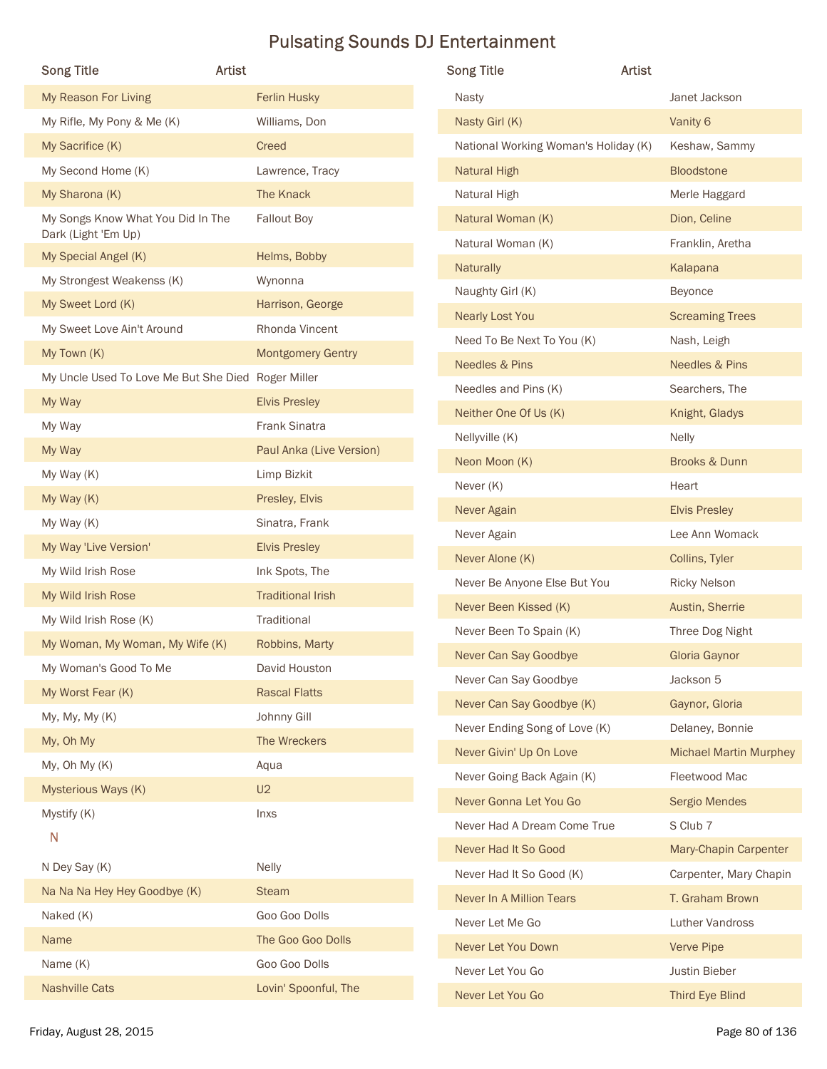# Pulsating Sounds DJ Entertainment

| Song Title | Artist |
|---|---|
| My Reason For Living | Ferlin Husky |
| My Rifle, My Pony & Me (K) | Williams, Don |
| My Sacrifice (K) | Creed |
| My Second Home (K) | Lawrence, Tracy |
| My Sharona (K) | The Knack |
| My Songs Know What You Did In The Dark (Light 'Em Up) | Fallout Boy |
| My Special Angel (K) | Helms, Bobby |
| My Strongest Weakenss (K) | Wynonna |
| My Sweet Lord (K) | Harrison, George |
| My Sweet Love Ain't Around | Rhonda Vincent |
| My Town (K) | Montgomery Gentry |
| My Uncle Used To Love Me But She Died | Roger Miller |
| My Way | Elvis Presley |
| My Way | Frank Sinatra |
| My Way | Paul Anka (Live Version) |
| My Way (K) | Limp Bizkit |
| My Way (K) | Presley, Elvis |
| My Way (K) | Sinatra, Frank |
| My Way 'Live Version' | Elvis Presley |
| My Wild Irish Rose | Ink Spots, The |
| My Wild Irish Rose | Traditional Irish |
| My Wild Irish Rose (K) | Traditional |
| My Woman, My Woman, My Wife (K) | Robbins, Marty |
| My Woman's Good To Me | David Houston |
| My Worst Fear (K) | Rascal Flatts |
| My, My, My (K) | Johnny Gill |
| My, Oh My | The Wreckers |
| My, Oh My (K) | Aqua |
| Mysterious Ways (K) | U2 |
| Mystify (K) | Inxs |
| **N** | |
| N Dey Say (K) | Nelly |
| Na Na Na Hey Hey Goodbye (K) | Steam |
| Naked (K) | Goo Goo Dolls |
| Name | The Goo Goo Dolls |
| Name (K) | Goo Goo Dolls |
| Nashville Cats | Lovin' Spoonful, The |
| Nasty | Janet Jackson |
| Nasty Girl (K) | Vanity 6 |
| National Working Woman's Holiday (K) | Keshaw, Sammy |
| Natural High | Bloodstone |
| Natural High | Merle Haggard |
| Natural Woman (K) | Dion, Celine |
| Natural Woman (K) | Franklin, Aretha |
| Naturally | Kalapana |
| Naughty Girl (K) | Beyonce |
| Nearly Lost You | Screaming Trees |
| Need To Be Next To You (K) | Nash, Leigh |
| Needles & Pins | Needles & Pins |
| Needles and Pins (K) | Searchers, The |
| Neither One Of Us (K) | Knight, Gladys |
| Nellyville (K) | Nelly |
| Neon Moon (K) | Brooks & Dunn |
| Never (K) | Heart |
| Never Again | Elvis Presley |
| Never Again | Lee Ann Womack |
| Never Alone (K) | Collins, Tyler |
| Never Be Anyone Else But You | Ricky Nelson |
| Never Been Kissed (K) | Austin, Sherrie |
| Never Been To Spain (K) | Three Dog Night |
| Never Can Say Goodbye | Gloria Gaynor |
| Never Can Say Goodbye | Jackson 5 |
| Never Can Say Goodbye (K) | Gaynor, Gloria |
| Never Ending Song of Love (K) | Delaney, Bonnie |
| Never Givin' Up On Love | Michael Martin Murphey |
| Never Going Back Again (K) | Fleetwood Mac |
| Never Gonna Let You Go | Sergio Mendes |
| Never Had A Dream Come True | S Club 7 |
| Never Had It So Good | Mary-Chapin Carpenter |
| Never Had It So Good (K) | Carpenter, Mary Chapin |
| Never In A Million Tears | T. Graham Brown |
| Never Let Me Go | Luther Vandross |
| Never Let You Down | Verve Pipe |
| Never Let You Go | Justin Bieber |
| Never Let You Go | Third Eye Blind |

Friday, August 28, 2015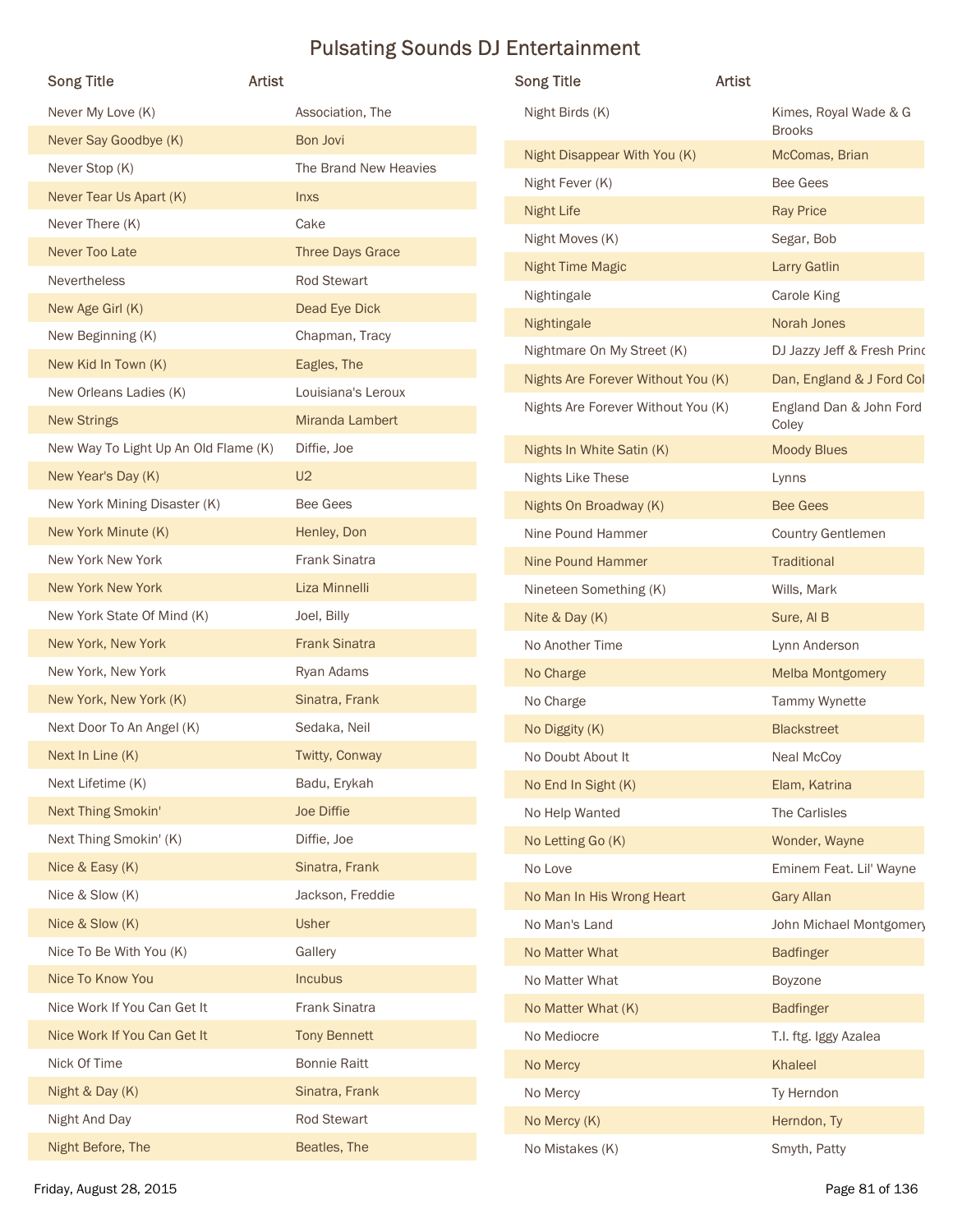# Pulsating Sounds DJ Entertainment

| Song Title | Artist |
|---|---|
| Never My Love (K) | Association, The |
| Never Say Goodbye (K) | Bon Jovi |
| Never Stop (K) | The Brand New Heavies |
| Never Tear Us Apart (K) | Inxs |
| Never There (K) | Cake |
| Never Too Late | Three Days Grace |
| Nevertheless | Rod Stewart |
| New Age Girl (K) | Dead Eye Dick |
| New Beginning (K) | Chapman, Tracy |
| New Kid In Town (K) | Eagles, The |
| New Orleans Ladies (K) | Louisiana's Leroux |
| New Strings | Miranda Lambert |
| New Way To Light Up An Old Flame (K) | Diffie, Joe |
| New Year's Day (K) | U2 |
| New York Mining Disaster (K) | Bee Gees |
| New York Minute (K) | Henley, Don |
| New York New York | Frank Sinatra |
| New York New York | Liza Minnelli |
| New York State Of Mind (K) | Joel, Billy |
| New York, New York | Frank Sinatra |
| New York, New York | Ryan Adams |
| New York, New York (K) | Sinatra, Frank |
| Next Door To An Angel (K) | Sedaka, Neil |
| Next In Line (K) | Twitty, Conway |
| Next Lifetime (K) | Badu, Erykah |
| Next Thing Smokin' | Joe Diffie |
| Next Thing Smokin' (K) | Diffie, Joe |
| Nice & Easy (K) | Sinatra, Frank |
| Nice & Slow (K) | Jackson, Freddie |
| Nice & Slow (K) | Usher |
| Nice To Be With You (K) | Gallery |
| Nice To Know You | Incubus |
| Nice Work If You Can Get It | Frank Sinatra |
| Nice Work If You Can Get It | Tony Bennett |
| Nick Of Time | Bonnie Raitt |
| Night & Day (K) | Sinatra, Frank |
| Night And Day | Rod Stewart |
| Night Before, The | Beatles, The |
| Night Birds (K) | Kimes, Royal Wade & G Brooks |
| Night Disappear With You (K) | McComas, Brian |
| Night Fever (K) | Bee Gees |
| Night Life | Ray Price |
| Night Moves (K) | Segar, Bob |
| Night Time Magic | Larry Gatlin |
| Nightingale | Carole King |
| Nightingale | Norah Jones |
| Nightmare On My Street (K) | DJ Jazzy Jeff & Fresh Princ |
| Nights Are Forever Without You (K) | Dan, England & J Ford Col |
| Nights Are Forever Without You (K) | England Dan & John Ford Coley |
| Nights In White Satin (K) | Moody Blues |
| Nights Like These | Lynns |
| Nights On Broadway (K) | Bee Gees |
| Nine Pound Hammer | Country Gentlemen |
| Nine Pound Hammer | Traditional |
| Nineteen Something (K) | Wills, Mark |
| Nite & Day (K) | Sure, Al B |
| No Another Time | Lynn Anderson |
| No Charge | Melba Montgomery |
| No Charge | Tammy Wynette |
| No Diggity (K) | Blackstreet |
| No Doubt About It | Neal McCoy |
| No End In Sight (K) | Elam, Katrina |
| No Help Wanted | The Carlisles |
| No Letting Go (K) | Wonder, Wayne |
| No Love | Eminem Feat. Lil' Wayne |
| No Man In His Wrong Heart | Gary Allan |
| No Man's Land | John Michael Montgomery |
| No Matter What | Badfinger |
| No Matter What | Boyzone |
| No Matter What (K) | Badfinger |
| No Mediocre | T.I. ftg. Iggy Azalea |
| No Mercy | Khaleel |
| No Mercy | Ty Herndon |
| No Mercy (K) | Herndon, Ty |
| No Mistakes (K) | Smyth, Patty |

Friday, August 28, 2015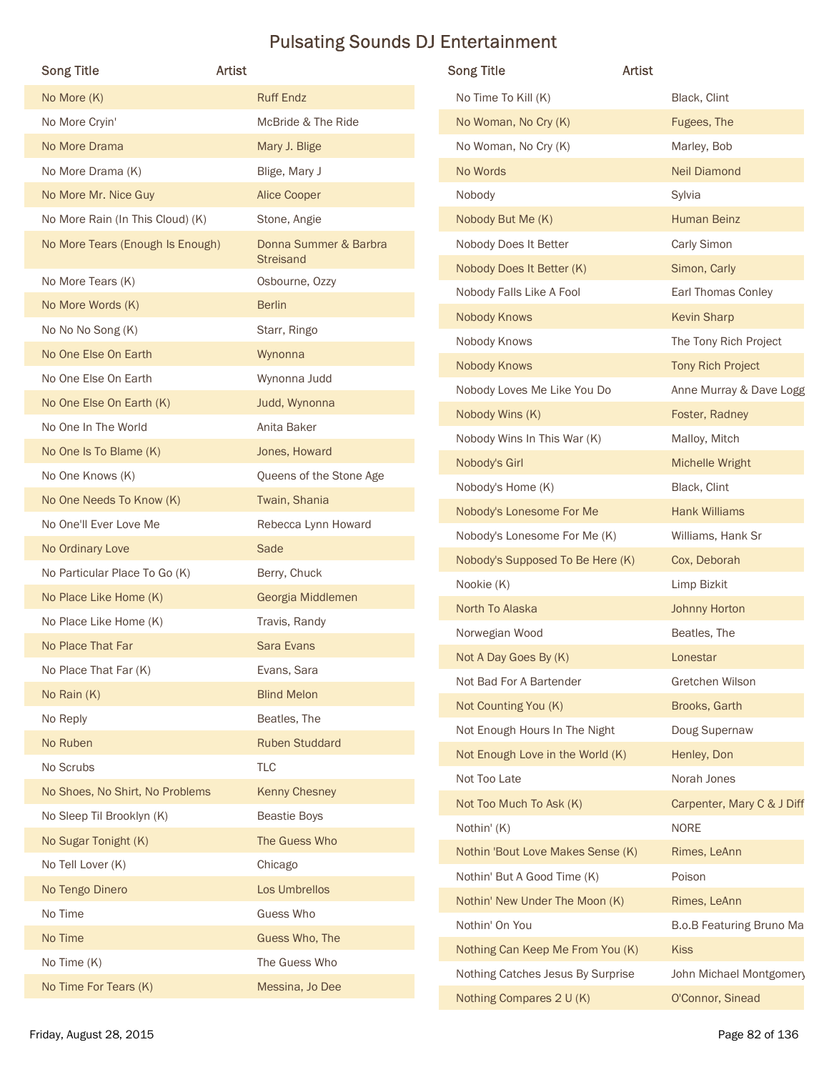# Pulsating Sounds DJ Entertainment

| Song Title | Artist |
| --- | --- |
| No More (K) | Ruff Endz |
| No More Cryin' | McBride & The Ride |
| No More Drama | Mary J. Blige |
| No More Drama (K) | Blige, Mary J |
| No More Mr. Nice Guy | Alice Cooper |
| No More Rain (In This Cloud) (K) | Stone, Angie |
| No More Tears (Enough Is Enough) | Donna Summer & Barbra Streisand |
| No More Tears (K) | Osbourne, Ozzy |
| No More Words (K) | Berlin |
| No No No Song (K) | Starr, Ringo |
| No One Else On Earth | Wynonna |
| No One Else On Earth | Wynonna Judd |
| No One Else On Earth (K) | Judd, Wynonna |
| No One In The World | Anita Baker |
| No One Is To Blame (K) | Jones, Howard |
| No One Knows (K) | Queens of the Stone Age |
| No One Needs To Know (K) | Twain, Shania |
| No One'll Ever Love Me | Rebecca Lynn Howard |
| No Ordinary Love | Sade |
| No Particular Place To Go (K) | Berry, Chuck |
| No Place Like Home (K) | Georgia Middlemen |
| No Place Like Home (K) | Travis, Randy |
| No Place That Far | Sara Evans |
| No Place That Far (K) | Evans, Sara |
| No Rain (K) | Blind Melon |
| No Reply | Beatles, The |
| No Ruben | Ruben Studdard |
| No Scrubs | TLC |
| No Shoes, No Shirt, No Problems | Kenny Chesney |
| No Sleep Til Brooklyn (K) | Beastie Boys |
| No Sugar Tonight (K) | The Guess Who |
| No Tell Lover (K) | Chicago |
| No Tengo Dinero | Los Umbrellos |
| No Time | Guess Who |
| No Time | Guess Who, The |
| No Time (K) | The Guess Who |
| No Time For Tears (K) | Messina, Jo Dee |
| No Time To Kill (K) | Black, Clint |
| No Woman, No Cry (K) | Fugees, The |
| No Woman, No Cry (K) | Marley, Bob |
| No Words | Neil Diamond |
| Nobody | Sylvia |
| Nobody But Me (K) | Human Beinz |
| Nobody Does It Better | Carly Simon |
| Nobody Does It Better (K) | Simon, Carly |
| Nobody Falls Like A Fool | Earl Thomas Conley |
| Nobody Knows | Kevin Sharp |
| Nobody Knows | The Tony Rich Project |
| Nobody Knows | Tony Rich Project |
| Nobody Loves Me Like You Do | Anne Murray & Dave Logg |
| Nobody Wins (K) | Foster, Radney |
| Nobody Wins In This War (K) | Malloy, Mitch |
| Nobody's Girl | Michelle Wright |
| Nobody's Home (K) | Black, Clint |
| Nobody's Lonesome For Me | Hank Williams |
| Nobody's Lonesome For Me (K) | Williams, Hank Sr |
| Nobody's Supposed To Be Here (K) | Cox, Deborah |
| Nookie (K) | Limp Bizkit |
| North To Alaska | Johnny Horton |
| Norwegian Wood | Beatles, The |
| Not A Day Goes By (K) | Lonestar |
| Not Bad For A Bartender | Gretchen Wilson |
| Not Counting You (K) | Brooks, Garth |
| Not Enough Hours In The Night | Doug Supernaw |
| Not Enough Love in the World (K) | Henley, Don |
| Not Too Late | Norah Jones |
| Not Too Much To Ask (K) | Carpenter, Mary C & J Diff |
| Nothin' (K) | NORE |
| Nothin 'Bout Love Makes Sense (K) | Rimes, LeAnn |
| Nothin' But A Good Time (K) | Poison |
| Nothin' New Under The Moon (K) | Rimes, LeAnn |
| Nothin' On You | B.o.B Featuring Bruno Ma |
| Nothing Can Keep Me From You (K) | Kiss |
| Nothing Catches Jesus By Surprise | John Michael Montgomery |
| Nothing Compares 2 U (K) | O'Connor, Sinead |

Friday, August 28, 2015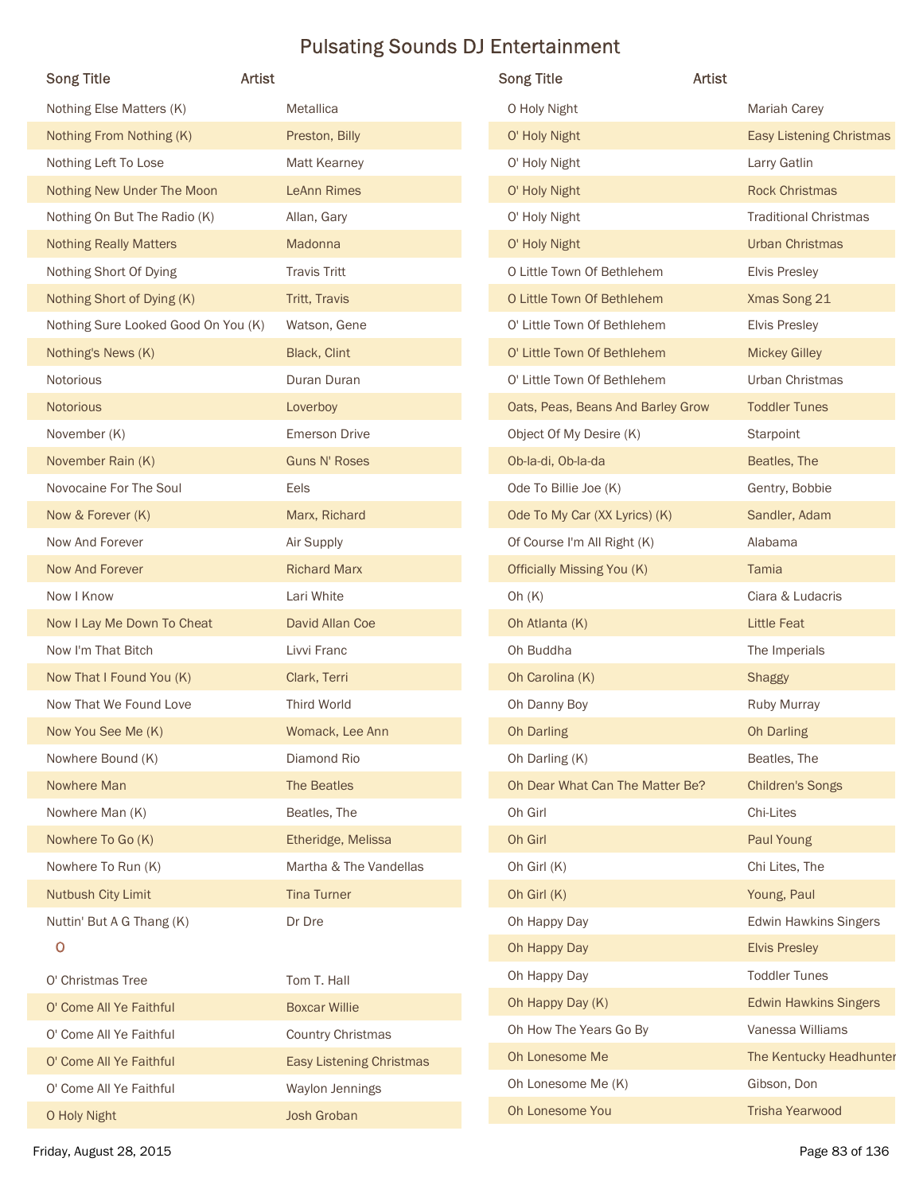# Pulsating Sounds DJ Entertainment

| Song Title | Artist |
|---|---|
| Nothing Else Matters (K) | Metallica |
| Nothing From Nothing (K) | Preston, Billy |
| Nothing Left To Lose | Matt Kearney |
| Nothing New Under The Moon | LeAnn Rimes |
| Nothing On But The Radio (K) | Allan, Gary |
| Nothing Really Matters | Madonna |
| Nothing Short Of Dying | Travis Tritt |
| Nothing Short of Dying (K) | Tritt, Travis |
| Nothing Sure Looked Good On You (K) | Watson, Gene |
| Nothing's News (K) | Black, Clint |
| Notorious | Duran Duran |
| Notorious | Loverboy |
| November (K) | Emerson Drive |
| November Rain (K) | Guns N' Roses |
| Novocaine For The Soul | Eels |
| Now & Forever (K) | Marx, Richard |
| Now And Forever | Air Supply |
| Now And Forever | Richard Marx |
| Now I Know | Lari White |
| Now I Lay Me Down To Cheat | David Allan Coe |
| Now I'm That Bitch | Livvi Franc |
| Now That I Found You (K) | Clark, Terri |
| Now That We Found Love | Third World |
| Now You See Me (K) | Womack, Lee Ann |
| Nowhere Bound (K) | Diamond Rio |
| Nowhere Man | The Beatles |
| Nowhere Man (K) | Beatles, The |
| Nowhere To Go (K) | Etheridge, Melissa |
| Nowhere To Run (K) | Martha & The Vandellas |
| Nutbush City Limit | Tina Turner |
| Nuttin' But A G Thang (K) | Dr Dre |

## O

| Song Title | Artist |
|---|---|
| O' Christmas Tree | Tom T. Hall |
| O' Come All Ye Faithful | Boxcar Willie |
| O' Come All Ye Faithful | Country Christmas |
| O' Come All Ye Faithful | Easy Listening Christmas |
| O' Come All Ye Faithful | Waylon Jennings |
| O Holy Night | Josh Groban |
| O Holy Night | Mariah Carey |
| O' Holy Night | Easy Listening Christmas |
| O' Holy Night | Larry Gatlin |
| O' Holy Night | Rock Christmas |
| O' Holy Night | Traditional Christmas |
| O' Holy Night | Urban Christmas |
| O Little Town Of Bethlehem | Elvis Presley |
| O Little Town Of Bethlehem | Xmas Song 21 |
| O' Little Town Of Bethlehem | Elvis Presley |
| O' Little Town Of Bethlehem | Mickey Gilley |
| O' Little Town Of Bethlehem | Urban Christmas |
| Oats, Peas, Beans And Barley Grow | Toddler Tunes |
| Object Of My Desire (K) | Starpoint |
| Ob-la-di, Ob-la-da | Beatles, The |
| Ode To Billie Joe (K) | Gentry, Bobbie |
| Ode To My Car (XX Lyrics) (K) | Sandler, Adam |
| Of Course I'm All Right (K) | Alabama |
| Officially Missing You (K) | Tamia |
| Oh (K) | Ciara & Ludacris |
| Oh Atlanta (K) | Little Feat |
| Oh Buddha | The Imperials |
| Oh Carolina (K) | Shaggy |
| Oh Danny Boy | Ruby Murray |
| Oh Darling | Oh Darling |
| Oh Darling (K) | Beatles, The |
| Oh Dear What Can The Matter Be? | Children's Songs |
| Oh Girl | Chi-Lites |
| Oh Girl | Paul Young |
| Oh Girl (K) | Chi Lites, The |
| Oh Girl (K) | Young, Paul |
| Oh Happy Day | Edwin Hawkins Singers |
| Oh Happy Day | Elvis Presley |
| Oh Happy Day | Toddler Tunes |
| Oh Happy Day (K) | Edwin Hawkins Singers |
| Oh How The Years Go By | Vanessa Williams |
| Oh Lonesome Me | The Kentucky Headhunter |
| Oh Lonesome Me (K) | Gibson, Don |
| Oh Lonesome You | Trisha Yearwood |

Friday, August 28, 2015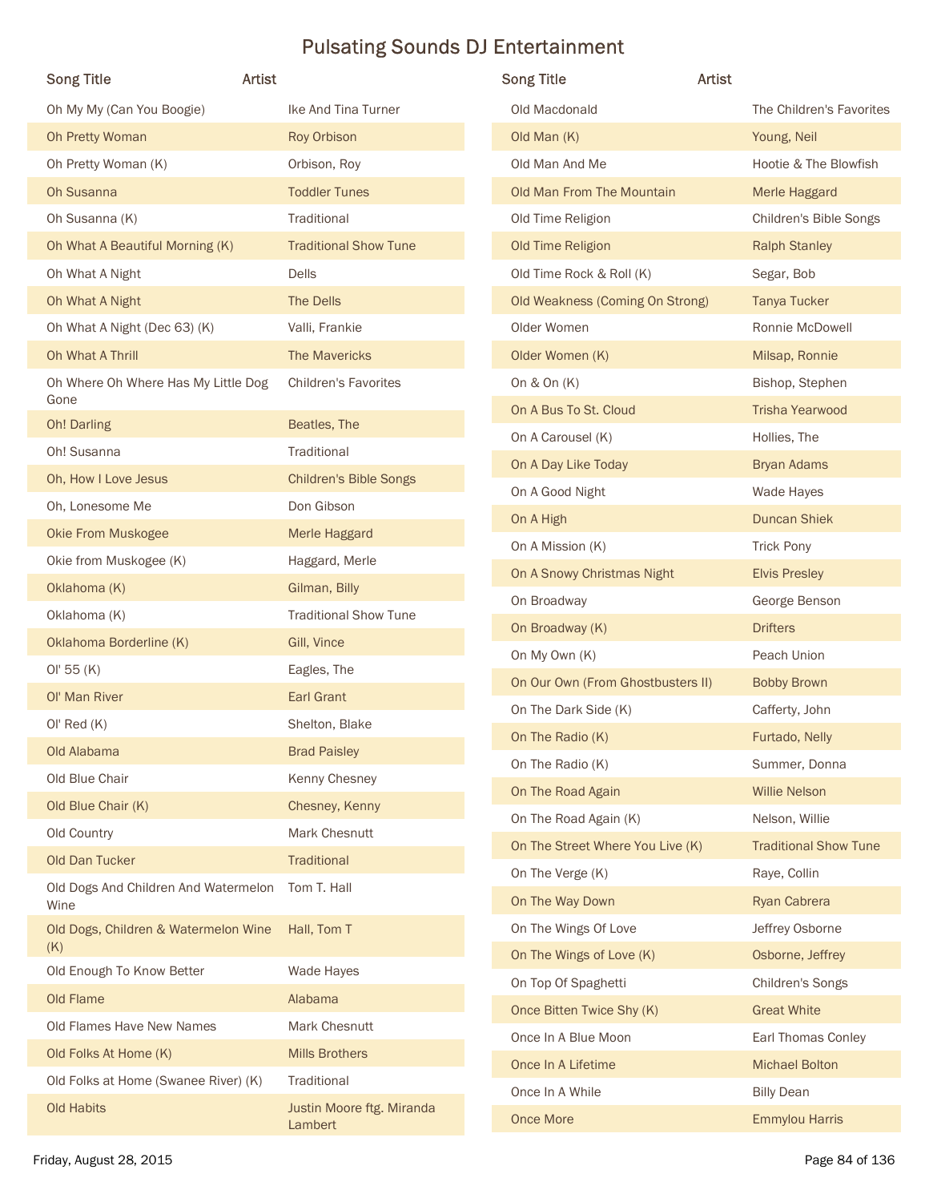# Pulsating Sounds DJ Entertainment

| Song Title | Artist |
|---|---|
| Oh My My (Can You Boogie) | Ike And Tina Turner |
| Oh Pretty Woman | Roy Orbison |
| Oh Pretty Woman (K) | Orbison, Roy |
| Oh Susanna | Toddler Tunes |
| Oh Susanna (K) | Traditional |
| Oh What A Beautiful Morning (K) | Traditional Show Tune |
| Oh What A Night | Dells |
| Oh What A Night | The Dells |
| Oh What A Night (Dec 63) (K) | Valli, Frankie |
| Oh What A Thrill | The Mavericks |
| Oh Where Oh Where Has My Little Dog Gone | Children's Favorites |
| Oh! Darling | Beatles, The |
| Oh! Susanna | Traditional |
| Oh, How I Love Jesus | Children's Bible Songs |
| Oh, Lonesome Me | Don Gibson |
| Okie From Muskogee | Merle Haggard |
| Okie from Muskogee (K) | Haggard, Merle |
| Oklahoma (K) | Gilman, Billy |
| Oklahoma (K) | Traditional Show Tune |
| Oklahoma Borderline (K) | Gill, Vince |
| Ol' 55 (K) | Eagles, The |
| Ol' Man River | Earl Grant |
| Ol' Red (K) | Shelton, Blake |
| Old Alabama | Brad Paisley |
| Old Blue Chair | Kenny Chesney |
| Old Blue Chair (K) | Chesney, Kenny |
| Old Country | Mark Chesnutt |
| Old Dan Tucker | Traditional |
| Old Dogs And Children And Watermelon Wine | Tom T. Hall |
| Old Dogs, Children & Watermelon Wine (K) | Hall, Tom T |
| Old Enough To Know Better | Wade Hayes |
| Old Flame | Alabama |
| Old Flames Have New Names | Mark Chesnutt |
| Old Folks At Home (K) | Mills Brothers |
| Old Folks at Home (Swanee River) (K) | Traditional |
| Old Habits | Justin Moore ftg. Miranda Lambert |
| Old Macdonald | The Children's Favorites |
| Old Man (K) | Young, Neil |
| Old Man And Me | Hootie & The Blowfish |
| Old Man From The Mountain | Merle Haggard |
| Old Time Religion | Children's Bible Songs |
| Old Time Religion | Ralph Stanley |
| Old Time Rock & Roll (K) | Segar, Bob |
| Old Weakness (Coming On Strong) | Tanya Tucker |
| Older Women | Ronnie McDowell |
| Older Women (K) | Milsap, Ronnie |
| On & On (K) | Bishop, Stephen |
| On A Bus To St. Cloud | Trisha Yearwood |
| On A Carousel (K) | Hollies, The |
| On A Day Like Today | Bryan Adams |
| On A Good Night | Wade Hayes |
| On A High | Duncan Shiek |
| On A Mission (K) | Trick Pony |
| On A Snowy Christmas Night | Elvis Presley |
| On Broadway | George Benson |
| On Broadway (K) | Drifters |
| On My Own (K) | Peach Union |
| On Our Own (From Ghostbusters II) | Bobby Brown |
| On The Dark Side (K) | Cafferty, John |
| On The Radio (K) | Furtado, Nelly |
| On The Radio (K) | Summer, Donna |
| On The Road Again | Willie Nelson |
| On The Road Again (K) | Nelson, Willie |
| On The Street Where You Live (K) | Traditional Show Tune |
| On The Verge (K) | Raye, Collin |
| On The Way Down | Ryan Cabrera |
| On The Wings Of Love | Jeffrey Osborne |
| On The Wings of Love (K) | Osborne, Jeffrey |
| On Top Of Spaghetti | Children's Songs |
| Once Bitten Twice Shy (K) | Great White |
| Once In A Blue Moon | Earl Thomas Conley |
| Once In A Lifetime | Michael Bolton |
| Once In A While | Billy Dean |
| Once More | Emmylou Harris |

Friday, August 28, 2015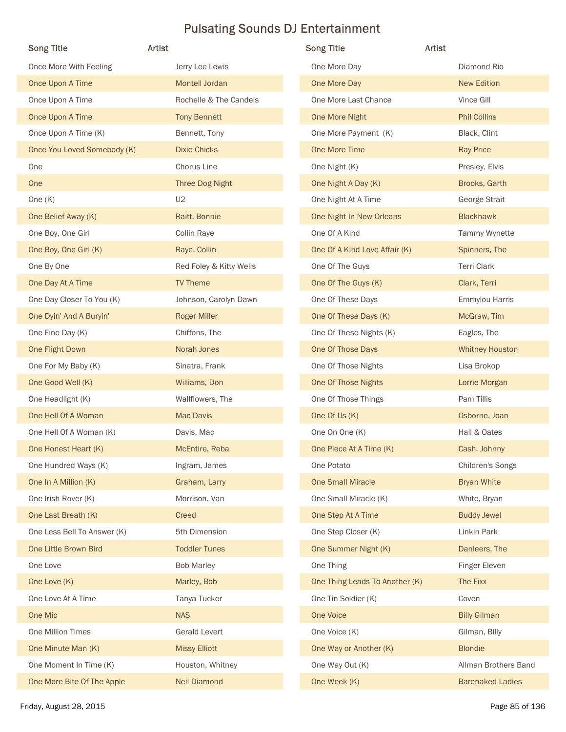# Pulsating Sounds DJ Entertainment

| Song Title | Artist |
| --- | --- |
| Once More With Feeling | Jerry Lee Lewis |
| Once Upon A Time | Montell Jordan |
| Once Upon A Time | Rochelle & The Candels |
| Once Upon A Time | Tony Bennett |
| Once Upon A Time (K) | Bennett, Tony |
| Once You Loved Somebody (K) | Dixie Chicks |
| One | Chorus Line |
| One | Three Dog Night |
| One (K) | U2 |
| One Belief Away (K) | Raitt, Bonnie |
| One Boy, One Girl | Collin Raye |
| One Boy, One Girl (K) | Raye, Collin |
| One By One | Red Foley & Kitty Wells |
| One Day At A Time | TV Theme |
| One Day Closer To You (K) | Johnson, Carolyn Dawn |
| One Dyin' And A Buryin' | Roger Miller |
| One Fine Day (K) | Chiffons, The |
| One Flight Down | Norah Jones |
| One For My Baby (K) | Sinatra, Frank |
| One Good Well (K) | Williams, Don |
| One Headlight (K) | Wallflowers, The |
| One Hell Of A Woman | Mac Davis |
| One Hell Of A Woman (K) | Davis, Mac |
| One Honest Heart (K) | McEntire, Reba |
| One Hundred Ways (K) | Ingram, James |
| One In A Million (K) | Graham, Larry |
| One Irish Rover (K) | Morrison, Van |
| One Last Breath (K) | Creed |
| One Less Bell To Answer (K) | 5th Dimension |
| One Little Brown Bird | Toddler Tunes |
| One Love | Bob Marley |
| One Love (K) | Marley, Bob |
| One Love At A Time | Tanya Tucker |
| One Mic | NAS |
| One Million Times | Gerald Levert |
| One Minute Man (K) | Missy Elliott |
| One Moment In Time (K) | Houston, Whitney |
| One More Bite Of The Apple | Neil Diamond |
| One More Day | Diamond Rio |
| One More Day | New Edition |
| One More Last Chance | Vince Gill |
| One More Night | Phil Collins |
| One More Payment (K) | Black, Clint |
| One More Time | Ray Price |
| One Night (K) | Presley, Elvis |
| One Night A Day (K) | Brooks, Garth |
| One Night At A Time | George Strait |
| One Night In New Orleans | Blackhawk |
| One Of A Kind | Tammy Wynette |
| One Of A Kind Love Affair (K) | Spinners, The |
| One Of The Guys | Terri Clark |
| One Of The Guys (K) | Clark, Terri |
| One Of These Days | Emmylou Harris |
| One Of These Days (K) | McGraw, Tim |
| One Of These Nights (K) | Eagles, The |
| One Of Those Days | Whitney Houston |
| One Of Those Nights | Lisa Brokop |
| One Of Those Nights | Lorrie Morgan |
| One Of Those Things | Pam Tillis |
| One Of Us (K) | Osborne, Joan |
| One On One (K) | Hall & Oates |
| One Piece At A Time (K) | Cash, Johnny |
| One Potato | Children's Songs |
| One Small Miracle | Bryan White |
| One Small Miracle (K) | White, Bryan |
| One Step At A Time | Buddy Jewel |
| One Step Closer (K) | Linkin Park |
| One Summer Night (K) | Danleers, The |
| One Thing | Finger Eleven |
| One Thing Leads To Another (K) | The Fixx |
| One Tin Soldier (K) | Coven |
| One Voice | Billy Gilman |
| One Voice (K) | Gilman, Billy |
| One Way or Another (K) | Blondie |
| One Way Out (K) | Allman Brothers Band |
| One Week (K) | Barenaked Ladies |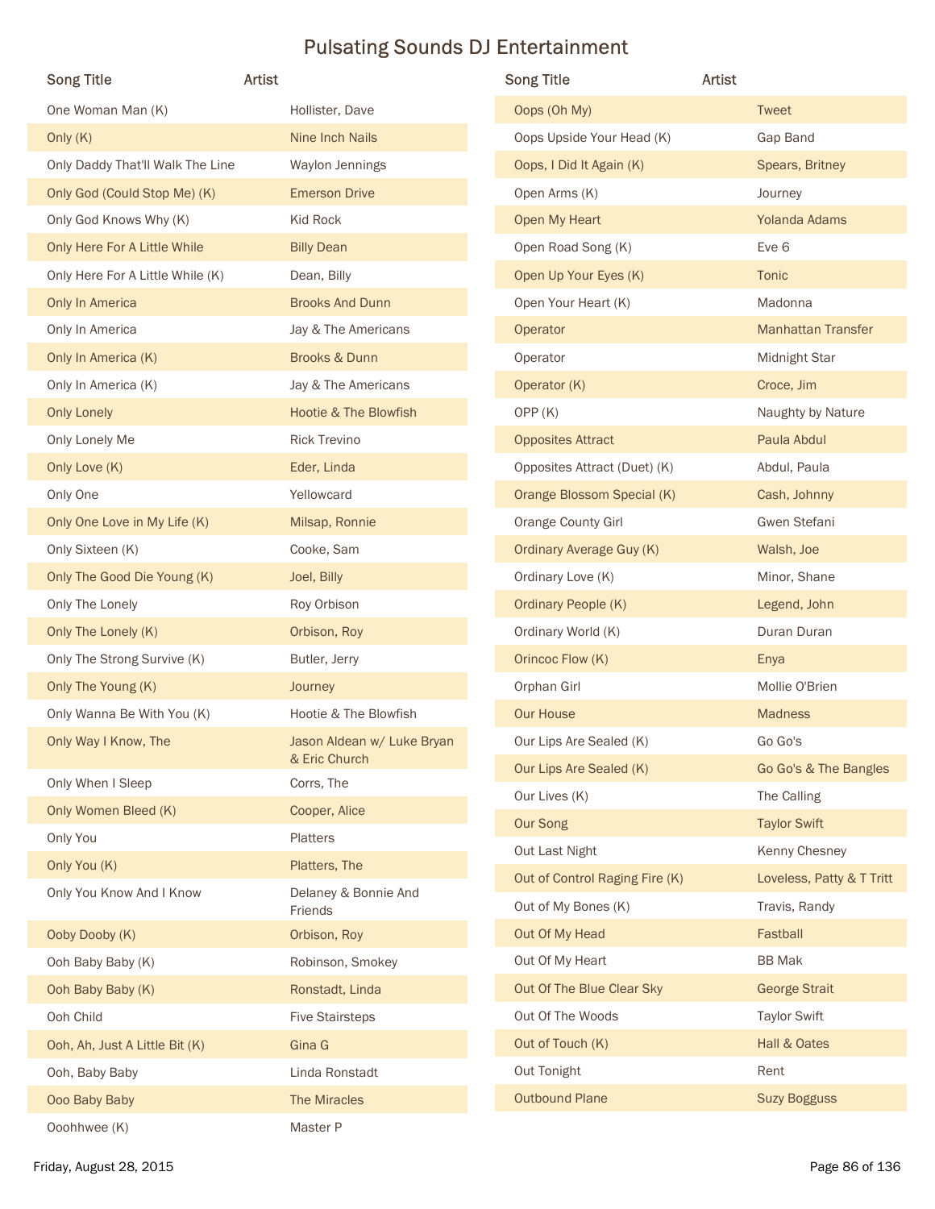# Pulsating Sounds DJ Entertainment

| Song Title | Artist |
| --- | --- |
| One Woman Man (K) | Hollister, Dave |
| Only (K) | Nine Inch Nails |
| Only Daddy That'll Walk The Line | Waylon Jennings |
| Only God (Could Stop Me) (K) | Emerson Drive |
| Only God Knows Why (K) | Kid Rock |
| Only Here For A Little While | Billy Dean |
| Only Here For A Little While (K) | Dean, Billy |
| Only In America | Brooks And Dunn |
| Only In America | Jay & The Americans |
| Only In America (K) | Brooks & Dunn |
| Only In America (K) | Jay & The Americans |
| Only Lonely | Hootie & The Blowfish |
| Only Lonely Me | Rick Trevino |
| Only Love (K) | Eder, Linda |
| Only One | Yellowcard |
| Only One Love in My Life (K) | Milsap, Ronnie |
| Only Sixteen (K) | Cooke, Sam |
| Only The Good Die Young (K) | Joel, Billy |
| Only The Lonely | Roy Orbison |
| Only The Lonely (K) | Orbison, Roy |
| Only The Strong Survive (K) | Butler, Jerry |
| Only The Young (K) | Journey |
| Only Wanna Be With You (K) | Hootie & The Blowfish |
| Only Way I Know, The | Jason Aldean w/ Luke Bryan & Eric Church |
| Only When I Sleep | Corrs, The |
| Only Women Bleed (K) | Cooper, Alice |
| Only You | Platters |
| Only You (K) | Platters, The |
| Only You Know And I Know | Delaney & Bonnie And Friends |
| Ooby Dooby (K) | Orbison, Roy |
| Ooh Baby Baby (K) | Robinson, Smokey |
| Ooh Baby Baby (K) | Ronstadt, Linda |
| Ooh Child | Five Stairsteps |
| Ooh, Ah, Just A Little Bit (K) | Gina G |
| Ooh, Baby Baby | Linda Ronstadt |
| Ooo Baby Baby | The Miracles |
| Ooohhwee (K) | Master P |
| Oops (Oh My) | Tweet |
| Oops Upside Your Head (K) | Gap Band |
| Oops, I Did It Again (K) | Spears, Britney |
| Open Arms (K) | Journey |
| Open My Heart | Yolanda Adams |
| Open Road Song (K) | Eve 6 |
| Open Up Your Eyes (K) | Tonic |
| Open Your Heart (K) | Madonna |
| Operator | Manhattan Transfer |
| Operator | Midnight Star |
| Operator (K) | Croce, Jim |
| OPP (K) | Naughty by Nature |
| Opposites Attract | Paula Abdul |
| Opposites Attract (Duet) (K) | Abdul, Paula |
| Orange Blossom Special (K) | Cash, Johnny |
| Orange County Girl | Gwen Stefani |
| Ordinary Average Guy (K) | Walsh, Joe |
| Ordinary Love (K) | Minor, Shane |
| Ordinary People (K) | Legend, John |
| Ordinary World (K) | Duran Duran |
| Orincoc Flow (K) | Enya |
| Orphan Girl | Mollie O'Brien |
| Our House | Madness |
| Our Lips Are Sealed (K) | Go Go's |
| Our Lips Are Sealed (K) | Go Go's & The Bangles |
| Our Lives (K) | The Calling |
| Our Song | Taylor Swift |
| Out Last Night | Kenny Chesney |
| Out of Control Raging Fire (K) | Loveless, Patty & T Tritt |
| Out of My Bones (K) | Travis, Randy |
| Out Of My Head | Fastball |
| Out Of My Heart | BB Mak |
| Out Of The Blue Clear Sky | George Strait |
| Out Of The Woods | Taylor Swift |
| Out of Touch (K) | Hall & Oates |
| Out Tonight | Rent |
| Outbound Plane | Suzy Bogguss |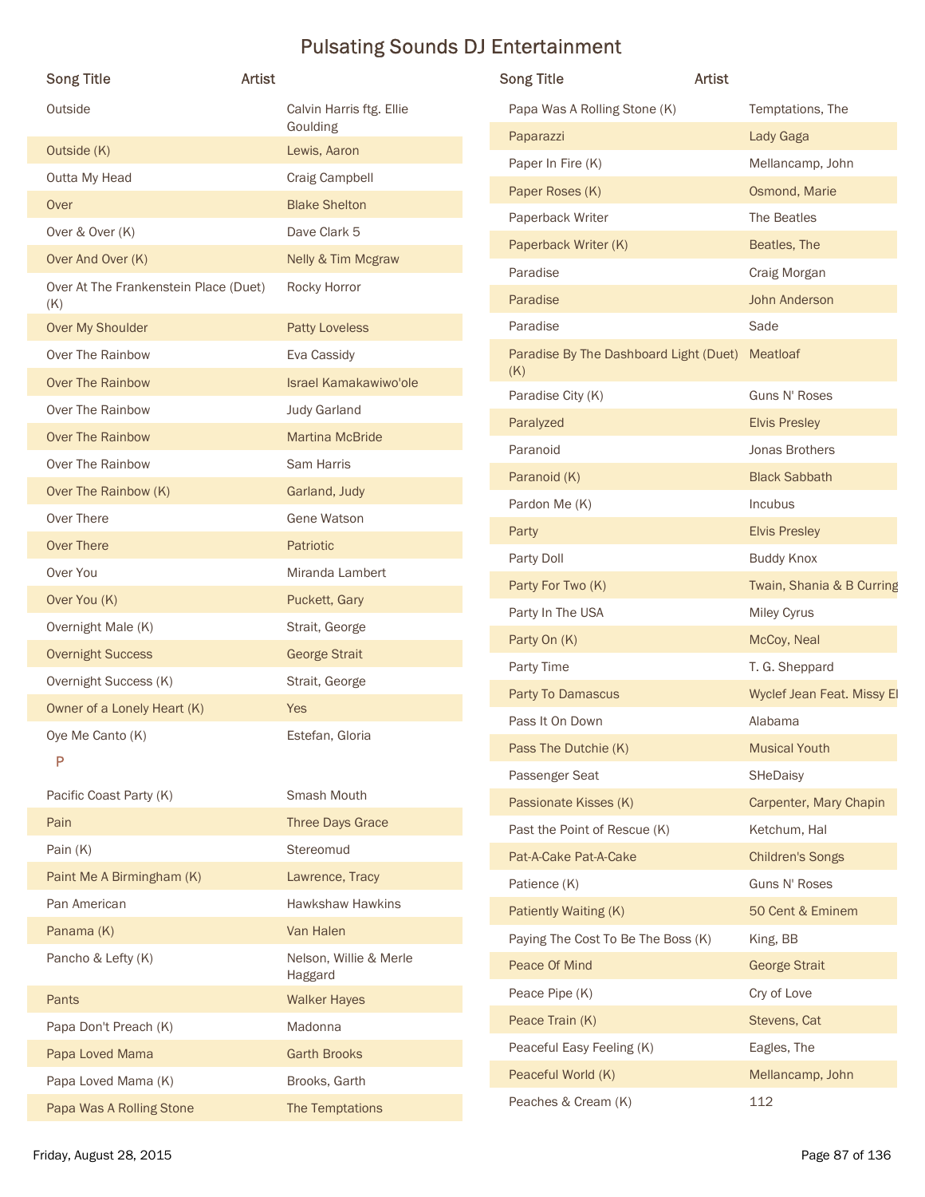# Pulsating Sounds DJ Entertainment

| Song Title | Artist |
|---|---|
| Outside | Calvin Harris ftg. Ellie Goulding |
| Outside (K) | Lewis, Aaron |
| Outta My Head | Craig Campbell |
| Over | Blake Shelton |
| Over & Over (K) | Dave Clark 5 |
| Over And Over (K) | Nelly & Tim Mcgraw |
| Over At The Frankenstein Place (Duet) (K) | Rocky Horror |
| Over My Shoulder | Patty Loveless |
| Over The Rainbow | Eva Cassidy |
| Over The Rainbow | Israel Kamakawiwo'ole |
| Over The Rainbow | Judy Garland |
| Over The Rainbow | Martina McBride |
| Over The Rainbow | Sam Harris |
| Over The Rainbow (K) | Garland, Judy |
| Over There | Gene Watson |
| Over There | Patriotic |
| Over You | Miranda Lambert |
| Over You (K) | Puckett, Gary |
| Overnight Male (K) | Strait, George |
| Overnight Success | George Strait |
| Overnight Success (K) | Strait, George |
| Owner of a Lonely Heart (K) | Yes |
| Oye Me Canto (K) | Estefan, Gloria |
| **P** | |
| Pacific Coast Party (K) | Smash Mouth |
| Pain | Three Days Grace |
| Pain (K) | Stereomud |
| Paint Me A Birmingham (K) | Lawrence, Tracy |
| Pan American | Hawkshaw Hawkins |
| Panama (K) | Van Halen |
| Pancho & Lefty (K) | Nelson, Willie & Merle Haggard |
| Pants | Walker Hayes |
| Papa Don't Preach (K) | Madonna |
| Papa Loved Mama | Garth Brooks |
| Papa Loved Mama (K) | Brooks, Garth |
| Papa Was A Rolling Stone | The Temptations |
| Papa Was A Rolling Stone (K) | Temptations, The |
| Paparazzi | Lady Gaga |
| Paper In Fire (K) | Mellancamp, John |
| Paper Roses (K) | Osmond, Marie |
| Paperback Writer | The Beatles |
| Paperback Writer (K) | Beatles, The |
| Paradise | Craig Morgan |
| Paradise | John Anderson |
| Paradise | Sade |
| Paradise By The Dashboard Light (Duet) (K) | Meatloaf |
| Paradise City (K) | Guns N' Roses |
| Paralyzed | Elvis Presley |
| Paranoid | Jonas Brothers |
| Paranoid (K) | Black Sabbath |
| Pardon Me (K) | Incubus |
| Party | Elvis Presley |
| Party Doll | Buddy Knox |
| Party For Two (K) | Twain, Shania & B Curring |
| Party In The USA | Miley Cyrus |
| Party On (K) | McCoy, Neal |
| Party Time | T. G. Sheppard |
| Party To Damascus | Wyclef Jean Feat. Missy El |
| Pass It On Down | Alabama |
| Pass The Dutchie (K) | Musical Youth |
| Passenger Seat | SHeDaisy |
| Passionate Kisses (K) | Carpenter, Mary Chapin |
| Past the Point of Rescue (K) | Ketchum, Hal |
| Pat-A-Cake Pat-A-Cake | Children's Songs |
| Patience (K) | Guns N' Roses |
| Patiently Waiting (K) | 50 Cent & Eminem |
| Paying The Cost To Be The Boss (K) | King, BB |
| Peace Of Mind | George Strait |
| Peace Pipe (K) | Cry of Love |
| Peace Train (K) | Stevens, Cat |
| Peaceful Easy Feeling (K) | Eagles, The |
| Peaceful World (K) | Mellancamp, John |
| Peaches & Cream (K) | 112 |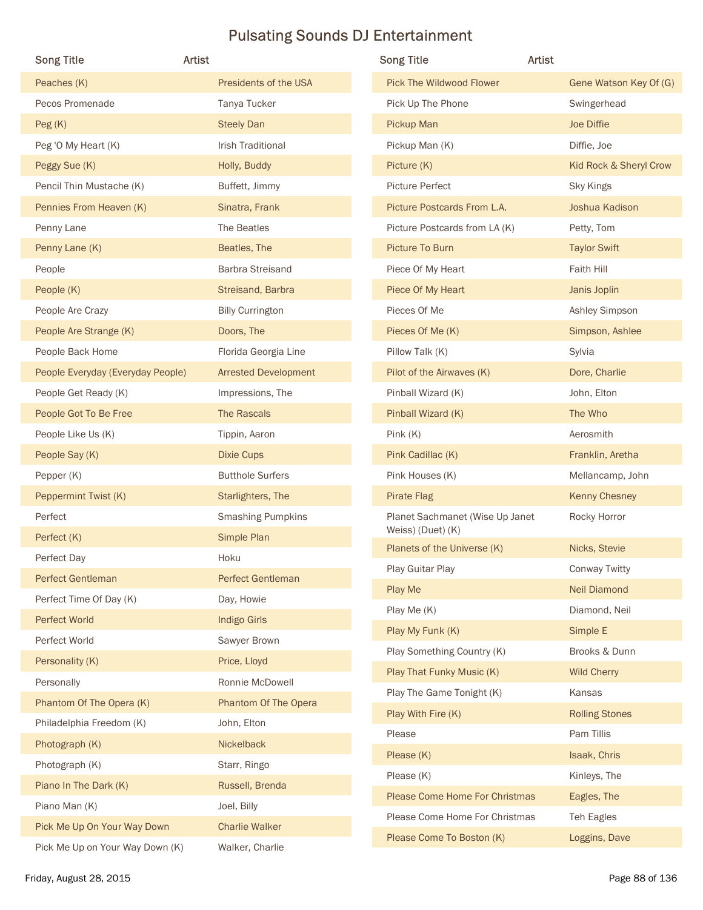# Pulsating Sounds DJ Entertainment

| Song Title | Artist |
|---|---|
| Peaches (K) | Presidents of the USA |
| Pecos Promenade | Tanya Tucker |
| Peg (K) | Steely Dan |
| Peg 'O My Heart (K) | Irish Traditional |
| Peggy Sue (K) | Holly, Buddy |
| Pencil Thin Mustache (K) | Buffett, Jimmy |
| Pennies From Heaven (K) | Sinatra, Frank |
| Penny Lane | The Beatles |
| Penny Lane (K) | Beatles, The |
| People | Barbra Streisand |
| People (K) | Streisand, Barbra |
| People Are Crazy | Billy Currington |
| People Are Strange (K) | Doors, The |
| People Back Home | Florida Georgia Line |
| People Everyday (Everyday People) | Arrested Development |
| People Get Ready (K) | Impressions, The |
| People Got To Be Free | The Rascals |
| People Like Us (K) | Tippin, Aaron |
| People Say (K) | Dixie Cups |
| Pepper (K) | Butthole Surfers |
| Peppermint Twist (K) | Starlighters, The |
| Perfect | Smashing Pumpkins |
| Perfect (K) | Simple Plan |
| Perfect Day | Hoku |
| Perfect Gentleman | Perfect Gentleman |
| Perfect Time Of Day (K) | Day, Howie |
| Perfect World | Indigo Girls |
| Perfect World | Sawyer Brown |
| Personality (K) | Price, Lloyd |
| Personally | Ronnie McDowell |
| Phantom Of The Opera (K) | Phantom Of The Opera |
| Philadelphia Freedom (K) | John, Elton |
| Photograph (K) | Nickelback |
| Photograph (K) | Starr, Ringo |
| Piano In The Dark (K) | Russell, Brenda |
| Piano Man (K) | Joel, Billy |
| Pick Me Up On Your Way Down | Charlie Walker |
| Pick Me Up on Your Way Down (K) | Walker, Charlie |
| Pick The Wildwood Flower | Gene Watson Key Of (G) |
| Pick Up The Phone | Swingerhead |
| Pickup Man | Joe Diffie |
| Pickup Man (K) | Diffie, Joe |
| Picture (K) | Kid Rock & Sheryl Crow |
| Picture Perfect | Sky Kings |
| Picture Postcards From L.A. | Joshua Kadison |
| Picture Postcards from LA (K) | Petty, Tom |
| Picture To Burn | Taylor Swift |
| Piece Of My Heart | Faith Hill |
| Piece Of My Heart | Janis Joplin |
| Pieces Of Me | Ashley Simpson |
| Pieces Of Me (K) | Simpson, Ashlee |
| Pillow Talk (K) | Sylvia |
| Pilot of the Airwaves (K) | Dore, Charlie |
| Pinball Wizard (K) | John, Elton |
| Pinball Wizard (K) | The Who |
| Pink (K) | Aerosmith |
| Pink Cadillac (K) | Franklin, Aretha |
| Pink Houses (K) | Mellancamp, John |
| Pirate Flag | Kenny Chesney |
| Planet Sachmanet (Wise Up Janet Weiss) (Duet) (K) | Rocky Horror |
| Planets of the Universe (K) | Nicks, Stevie |
| Play Guitar Play | Conway Twitty |
| Play Me | Neil Diamond |
| Play Me (K) | Diamond, Neil |
| Play My Funk (K) | Simple E |
| Play Something Country (K) | Brooks & Dunn |
| Play That Funky Music (K) | Wild Cherry |
| Play The Game Tonight (K) | Kansas |
| Play With Fire (K) | Rolling Stones |
| Please | Pam Tillis |
| Please (K) | Isaak, Chris |
| Please (K) | Kinleys, The |
| Please Come Home For Christmas | Eagles, The |
| Please Come Home For Christmas | Teh Eagles |
| Please Come To Boston (K) | Loggins, Dave |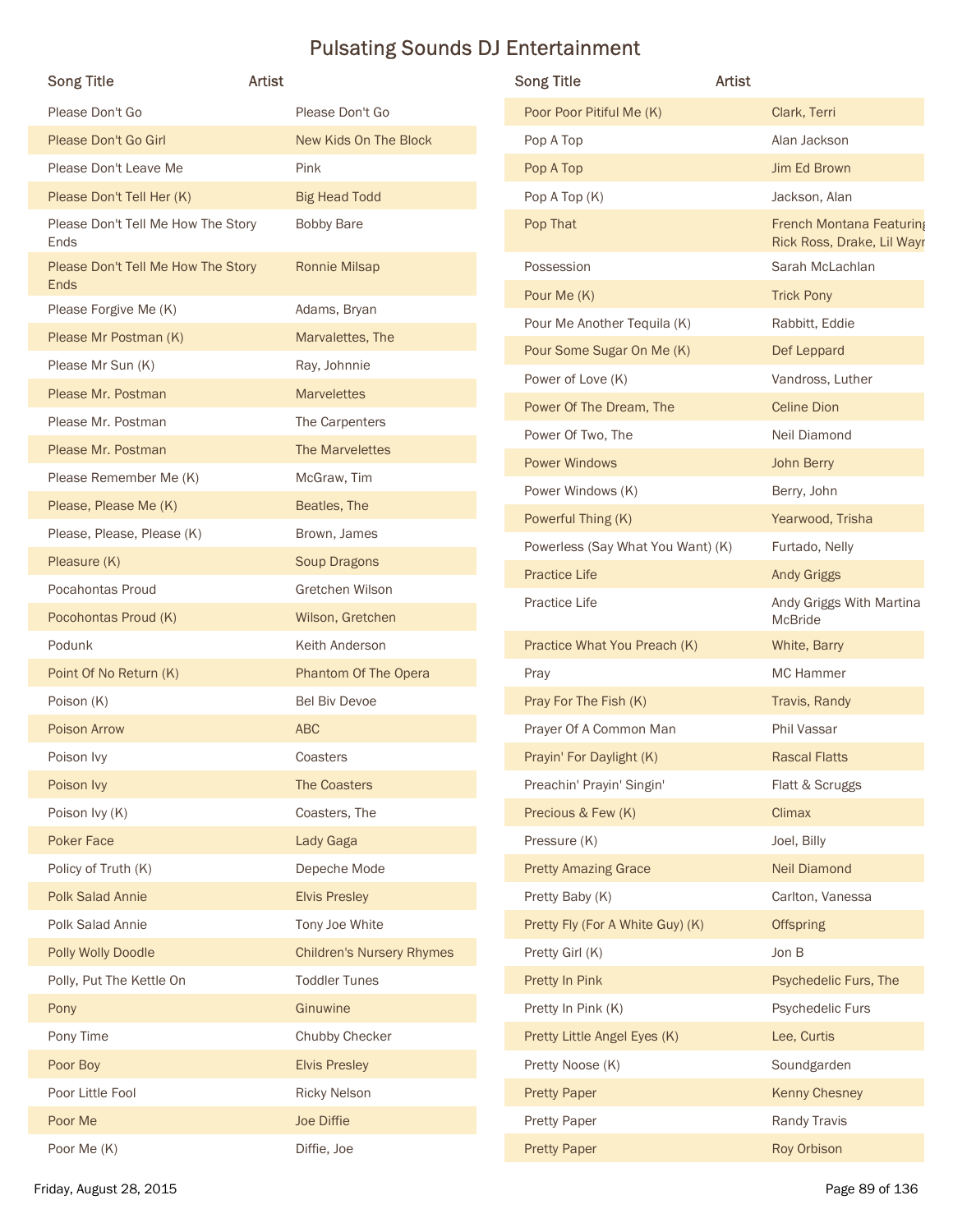# Pulsating Sounds DJ Entertainment

| Song Title | Artist |
| --- | --- |
| Please Don't Go | Please Don't Go |
| Please Don't Go Girl | New Kids On The Block |
| Please Don't Leave Me | Pink |
| Please Don't Tell Her (K) | Big Head Todd |
| Please Don't Tell Me How The Story Ends | Bobby Bare |
| Please Don't Tell Me How The Story Ends | Ronnie Milsap |
| Please Forgive Me (K) | Adams, Bryan |
| Please Mr Postman (K) | Marvalettes, The |
| Please Mr Sun (K) | Ray, Johnnie |
| Please Mr. Postman | Marvelettes |
| Please Mr. Postman | The Carpenters |
| Please Mr. Postman | The Marvelettes |
| Please Remember Me (K) | McGraw, Tim |
| Please, Please Me (K) | Beatles, The |
| Please, Please, Please (K) | Brown, James |
| Pleasure (K) | Soup Dragons |
| Pocahontas Proud | Gretchen Wilson |
| Pocohontas Proud (K) | Wilson, Gretchen |
| Podunk | Keith Anderson |
| Point Of No Return (K) | Phantom Of The Opera |
| Poison (K) | Bel Biv Devoe |
| Poison Arrow | ABC |
| Poison Ivy | Coasters |
| Poison Ivy | The Coasters |
| Poison Ivy (K) | Coasters, The |
| Poker Face | Lady Gaga |
| Policy of Truth (K) | Depeche Mode |
| Polk Salad Annie | Elvis Presley |
| Polk Salad Annie | Tony Joe White |
| Polly Wolly Doodle | Children's Nursery Rhymes |
| Polly, Put The Kettle On | Toddler Tunes |
| Pony | Ginuwine |
| Pony Time | Chubby Checker |
| Poor Boy | Elvis Presley |
| Poor Little Fool | Ricky Nelson |
| Poor Me | Joe Diffie |
| Poor Me (K) | Diffie, Joe |
| Poor Poor Pitiful Me (K) | Clark, Terri |
| Pop A Top | Alan Jackson |
| Pop A Top | Jim Ed Brown |
| Pop A Top (K) | Jackson, Alan |
| Pop That | French Montana Featuring Rick Ross, Drake, Lil Wayne |
| Possession | Sarah McLachlan |
| Pour Me (K) | Trick Pony |
| Pour Me Another Tequila (K) | Rabbitt, Eddie |
| Pour Some Sugar On Me (K) | Def Leppard |
| Power of Love (K) | Vandross, Luther |
| Power Of The Dream, The | Celine Dion |
| Power Of Two, The | Neil Diamond |
| Power Windows | John Berry |
| Power Windows (K) | Berry, John |
| Powerful Thing (K) | Yearwood, Trisha |
| Powerless (Say What You Want) (K) | Furtado, Nelly |
| Practice Life | Andy Griggs |
| Practice Life | Andy Griggs With Martina McBride |
| Practice What You Preach (K) | White, Barry |
| Pray | MC Hammer |
| Pray For The Fish (K) | Travis, Randy |
| Prayer Of A Common Man | Phil Vassar |
| Prayin' For Daylight (K) | Rascal Flatts |
| Preachin' Prayin' Singin' | Flatt & Scruggs |
| Precious & Few (K) | Climax |
| Pressure (K) | Joel, Billy |
| Pretty Amazing Grace | Neil Diamond |
| Pretty Baby (K) | Carlton, Vanessa |
| Pretty Fly (For A White Guy) (K) | Offspring |
| Pretty Girl (K) | Jon B |
| Pretty In Pink | Psychedelic Furs, The |
| Pretty In Pink (K) | Psychedelic Furs |
| Pretty Little Angel Eyes (K) | Lee, Curtis |
| Pretty Noose (K) | Soundgarden |
| Pretty Paper | Kenny Chesney |
| Pretty Paper | Randy Travis |
| Pretty Paper | Roy Orbison |

Friday, August 28, 2015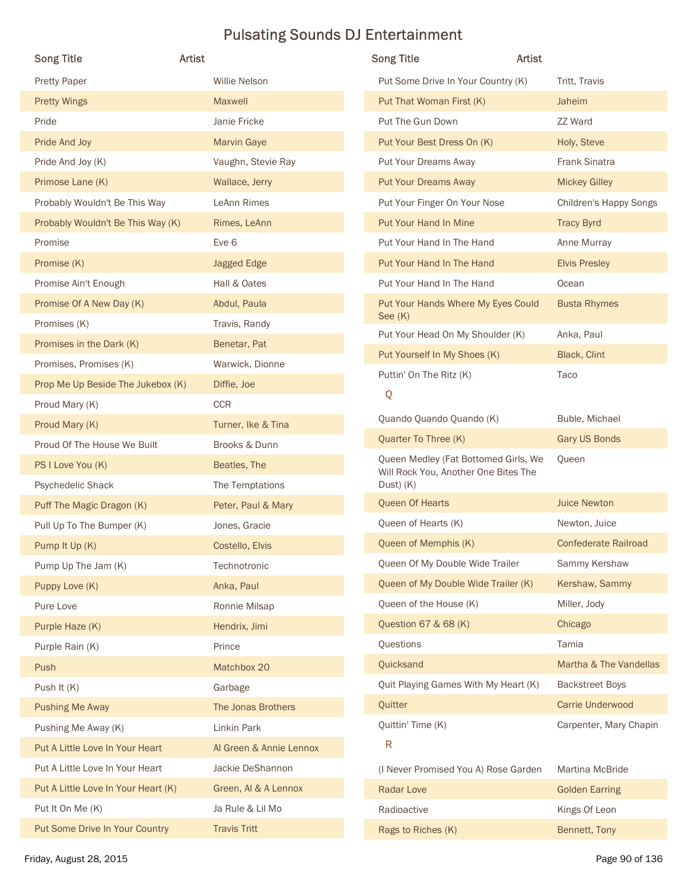# Pulsating Sounds DJ Entertainment

| Song Title | Artist |
| --- | --- |
| Pretty Paper | Willie Nelson |
| Pretty Wings | Maxwell |
| Pride | Janie Fricke |
| Pride And Joy | Marvin Gaye |
| Pride And Joy (K) | Vaughn, Stevie Ray |
| Primose Lane (K) | Wallace, Jerry |
| Probably Wouldn't Be This Way | LeAnn Rimes |
| Probably Wouldn't Be This Way (K) | Rimes, LeAnn |
| Promise | Eve 6 |
| Promise (K) | Jagged Edge |
| Promise Ain't Enough | Hall & Oates |
| Promise Of A New Day (K) | Abdul, Paula |
| Promises (K) | Travis, Randy |
| Promises in the Dark (K) | Benetar, Pat |
| Promises, Promises (K) | Warwick, Dionne |
| Prop Me Up Beside The Jukebox (K) | Diffie, Joe |
| Proud Mary (K) | CCR |
| Proud Mary (K) | Turner, Ike & Tina |
| Proud Of The House We Built | Brooks & Dunn |
| PS I Love You (K) | Beatles, The |
| Psychedelic Shack | The Temptations |
| Puff The Magic Dragon (K) | Peter, Paul & Mary |
| Pull Up To The Bumper (K) | Jones, Gracie |
| Pump It Up (K) | Costello, Elvis |
| Pump Up The Jam (K) | Technotronic |
| Puppy Love (K) | Anka, Paul |
| Pure Love | Ronnie Milsap |
| Purple Haze (K) | Hendrix, Jimi |
| Purple Rain (K) | Prince |
| Push | Matchbox 20 |
| Push It (K) | Garbage |
| Pushing Me Away | The Jonas Brothers |
| Pushing Me Away (K) | Linkin Park |
| Put A Little Love In Your Heart | Al Green & Annie Lennox |
| Put A Little Love In Your Heart | Jackie DeShannon |
| Put A Little Love In Your Heart (K) | Green, Al & A Lennox |
| Put It On Me (K) | Ja Rule & Lil Mo |
| Put Some Drive In Your Country | Travis Tritt |
| Put Some Drive In Your Country (K) | Tritt, Travis |
| Put That Woman First (K) | Jaheim |
| Put The Gun Down | ZZ Ward |
| Put Your Best Dress On (K) | Holy, Steve |
| Put Your Dreams Away | Frank Sinatra |
| Put Your Dreams Away | Mickey Gilley |
| Put Your Finger On Your Nose | Children's Happy Songs |
| Put Your Hand In Mine | Tracy Byrd |
| Put Your Hand In The Hand | Anne Murray |
| Put Your Hand In The Hand | Elvis Presley |
| Put Your Hand In The Hand | Ocean |
| Put Your Hands Where My Eyes Could See (K) | Busta Rhymes |
| Put Your Head On My Shoulder (K) | Anka, Paul |
| Put Yourself In My Shoes (K) | Black, Clint |
| Puttin' On The Ritz (K) | Taco |

Q

| Song Title | Artist |
| --- | --- |
| Quando Quando Quando (K) | Buble, Michael |
| Quarter To Three (K) | Gary US Bonds |
| Queen Medley (Fat Bottomed Girls, We Will Rock You, Another One Bites The Dust) (K) | Queen |
| Queen Of Hearts | Juice Newton |
| Queen of Hearts (K) | Newton, Juice |
| Queen of Memphis (K) | Confederate Railroad |
| Queen Of My Double Wide Trailer | Sammy Kershaw |
| Queen of My Double Wide Trailer (K) | Kershaw, Sammy |
| Queen of the House (K) | Miller, Jody |
| Question 67 & 68 (K) | Chicago |
| Questions | Tamia |
| Quicksand | Martha & The Vandellas |
| Quit Playing Games With My Heart (K) | Backstreet Boys |
| Quitter | Carrie Underwood |
| Quittin' Time (K) | Carpenter, Mary Chapin |

R

| Song Title | Artist |
| --- | --- |
| (I Never Promised You A) Rose Garden | Martina McBride |
| Radar Love | Golden Earring |
| Radioactive | Kings Of Leon |
| Rags to Riches (K) | Bennett, Tony |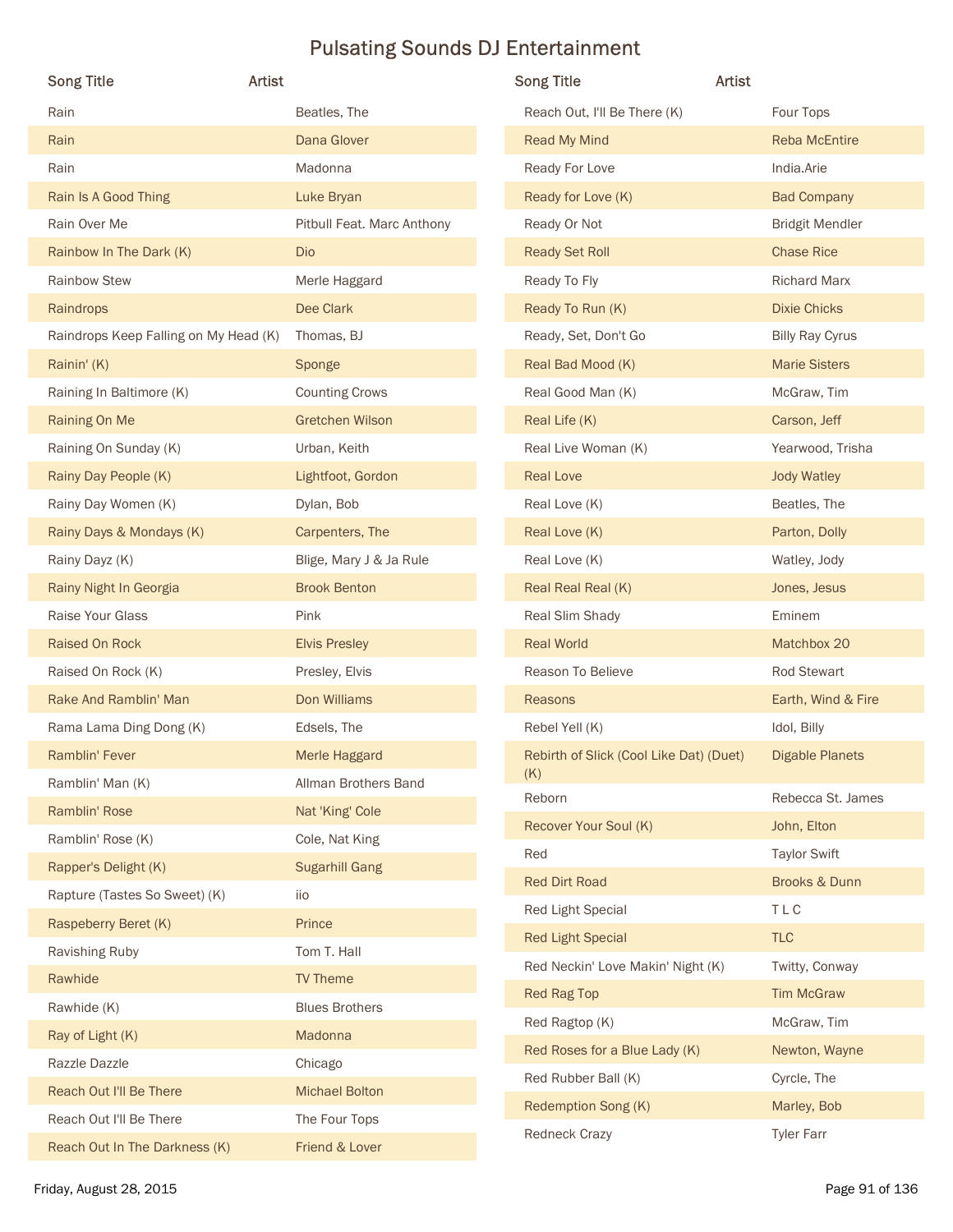# Pulsating Sounds DJ Entertainment

| Song Title | Artist |
| --- | --- |
| Rain | Beatles, The |
| Rain | Dana Glover |
| Rain | Madonna |
| Rain Is A Good Thing | Luke Bryan |
| Rain Over Me | Pitbull Feat. Marc Anthony |
| Rainbow In The Dark (K) | Dio |
| Rainbow Stew | Merle Haggard |
| Raindrops | Dee Clark |
| Raindrops Keep Falling on My Head (K) | Thomas, BJ |
| Rainin' (K) | Sponge |
| Raining In Baltimore (K) | Counting Crows |
| Raining On Me | Gretchen Wilson |
| Raining On Sunday (K) | Urban, Keith |
| Rainy Day People (K) | Lightfoot, Gordon |
| Rainy Day Women (K) | Dylan, Bob |
| Rainy Days & Mondays (K) | Carpenters, The |
| Rainy Dayz (K) | Blige, Mary J & Ja Rule |
| Rainy Night In Georgia | Brook Benton |
| Raise Your Glass | Pink |
| Raised On Rock | Elvis Presley |
| Raised On Rock (K) | Presley, Elvis |
| Rake And Ramblin' Man | Don Williams |
| Rama Lama Ding Dong (K) | Edsels, The |
| Ramblin' Fever | Merle Haggard |
| Ramblin' Man (K) | Allman Brothers Band |
| Ramblin' Rose | Nat 'King' Cole |
| Ramblin' Rose (K) | Cole, Nat King |
| Rapper's Delight (K) | Sugarhill Gang |
| Rapture (Tastes So Sweet) (K) | iio |
| Raspeberry Beret (K) | Prince |
| Ravishing Ruby | Tom T. Hall |
| Rawhide | TV Theme |
| Rawhide (K) | Blues Brothers |
| Ray of Light (K) | Madonna |
| Razzle Dazzle | Chicago |
| Reach Out I'll Be There | Michael Bolton |
| Reach Out I'll Be There | The Four Tops |
| Reach Out In The Darkness (K) | Friend & Lover |
| Reach Out, I'll Be There (K) | Four Tops |
| Read My Mind | Reba McEntire |
| Ready For Love | India.Arie |
| Ready for Love (K) | Bad Company |
| Ready Or Not | Bridgit Mendler |
| Ready Set Roll | Chase Rice |
| Ready To Fly | Richard Marx |
| Ready To Run (K) | Dixie Chicks |
| Ready, Set, Don't Go | Billy Ray Cyrus |
| Real Bad Mood (K) | Marie Sisters |
| Real Good Man (K) | McGraw, Tim |
| Real Life (K) | Carson, Jeff |
| Real Live Woman (K) | Yearwood, Trisha |
| Real Love | Jody Watley |
| Real Love (K) | Beatles, The |
| Real Love (K) | Parton, Dolly |
| Real Love (K) | Watley, Jody |
| Real Real Real (K) | Jones, Jesus |
| Real Slim Shady | Eminem |
| Real World | Matchbox 20 |
| Reason To Believe | Rod Stewart |
| Reasons | Earth, Wind & Fire |
| Rebel Yell (K) | Idol, Billy |
| Rebirth of Slick (Cool Like Dat) (Duet) (K) | Digable Planets |
| Reborn | Rebecca St. James |
| Recover Your Soul (K) | John, Elton |
| Red | Taylor Swift |
| Red Dirt Road | Brooks & Dunn |
| Red Light Special | T L C |
| Red Light Special | TLC |
| Red Neckin' Love Makin' Night (K) | Twitty, Conway |
| Red Rag Top | Tim McGraw |
| Red Ragtop (K) | McGraw, Tim |
| Red Roses for a Blue Lady (K) | Newton, Wayne |
| Red Rubber Ball (K) | Cyrcle, The |
| Redemption Song (K) | Marley, Bob |
| Redneck Crazy | Tyler Farr |

Friday, August 28, 2015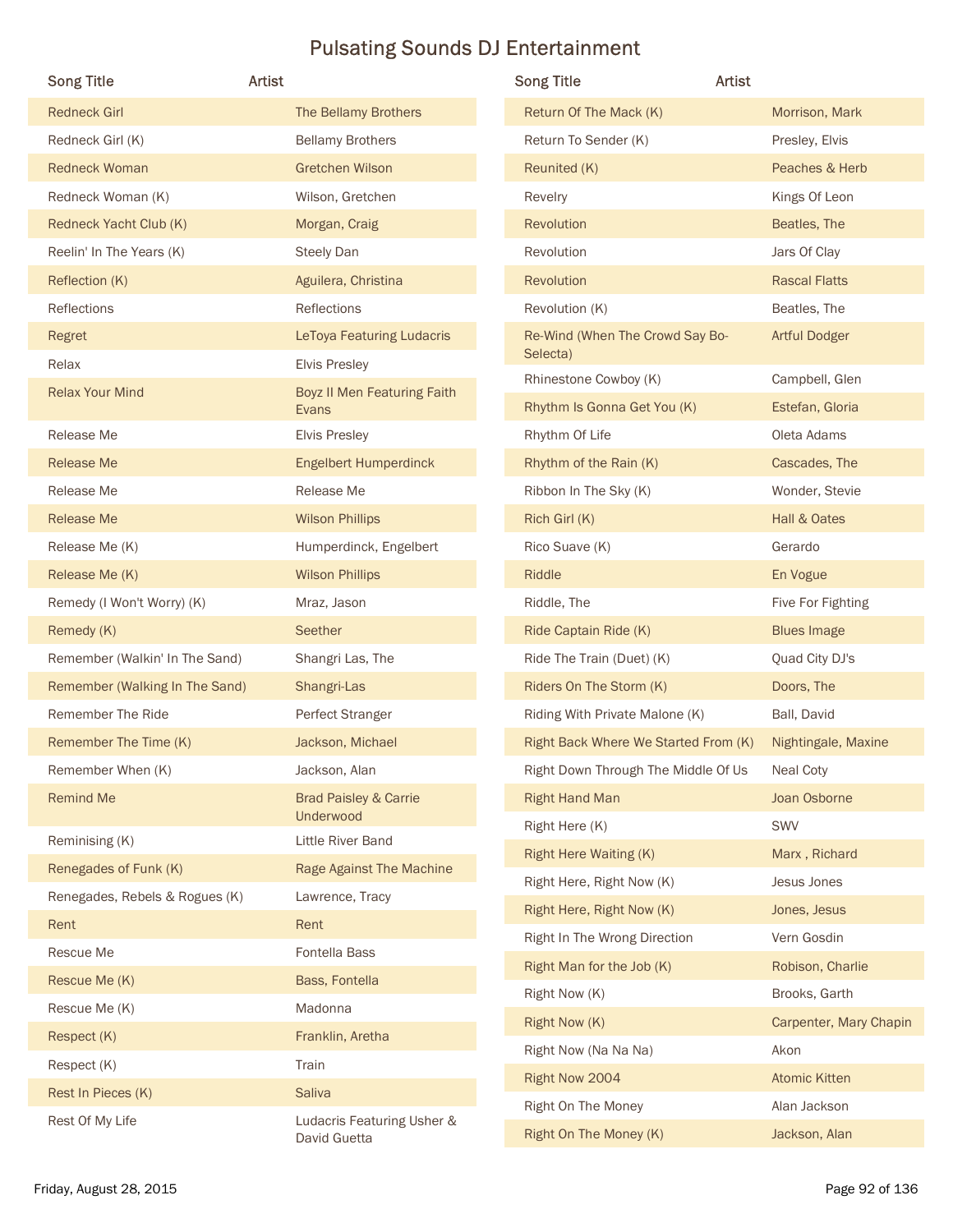# Pulsating Sounds DJ Entertainment

| Song Title | Artist |
|---|---|
| Redneck Girl | The Bellamy Brothers |
| Redneck Girl (K) | Bellamy Brothers |
| Redneck Woman | Gretchen Wilson |
| Redneck Woman (K) | Wilson, Gretchen |
| Redneck Yacht Club (K) | Morgan, Craig |
| Reelin' In The Years (K) | Steely Dan |
| Reflection (K) | Aguilera, Christina |
| Reflections | Reflections |
| Regret | LeToya Featuring Ludacris |
| Relax | Elvis Presley |
| Relax Your Mind | Boyz II Men Featuring Faith Evans |
| Release Me | Elvis Presley |
| Release Me | Engelbert Humperdinck |
| Release Me | Release Me |
| Release Me | Wilson Phillips |
| Release Me (K) | Humperdinck, Engelbert |
| Release Me (K) | Wilson Phillips |
| Remedy (I Won't Worry) (K) | Mraz, Jason |
| Remedy (K) | Seether |
| Remember (Walkin' In The Sand) | Shangri Las, The |
| Remember (Walking In The Sand) | Shangri-Las |
| Remember The Ride | Perfect Stranger |
| Remember The Time (K) | Jackson, Michael |
| Remember When (K) | Jackson, Alan |
| Remind Me | Brad Paisley & Carrie Underwood |
| Reminising (K) | Little River Band |
| Renegades of Funk (K) | Rage Against The Machine |
| Renegades, Rebels & Rogues (K) | Lawrence, Tracy |
| Rent | Rent |
| Rescue Me | Fontella Bass |
| Rescue Me (K) | Bass, Fontella |
| Rescue Me (K) | Madonna |
| Respect (K) | Franklin, Aretha |
| Respect (K) | Train |
| Rest In Pieces (K) | Saliva |
| Rest Of My Life | Ludacris Featuring Usher & David Guetta |
| Return Of The Mack (K) | Morrison, Mark |
| Return To Sender (K) | Presley, Elvis |
| Reunited (K) | Peaches & Herb |
| Revelry | Kings Of Leon |
| Revolution | Beatles, The |
| Revolution | Jars Of Clay |
| Revolution | Rascal Flatts |
| Revolution (K) | Beatles, The |
| Re-Wind (When The Crowd Say Bo-Selecta) | Artful Dodger |
| Rhinestone Cowboy (K) | Campbell, Glen |
| Rhythm Is Gonna Get You (K) | Estefan, Gloria |
| Rhythm Of Life | Oleta Adams |
| Rhythm of the Rain (K) | Cascades, The |
| Ribbon In The Sky (K) | Wonder, Stevie |
| Rich Girl (K) | Hall & Oates |
| Rico Suave (K) | Gerardo |
| Riddle | En Vogue |
| Riddle, The | Five For Fighting |
| Ride Captain Ride (K) | Blues Image |
| Ride The Train (Duet) (K) | Quad City DJ's |
| Riders On The Storm (K) | Doors, The |
| Riding With Private Malone (K) | Ball, David |
| Right Back Where We Started From (K) | Nightingale, Maxine |
| Right Down Through The Middle Of Us | Neal Coty |
| Right Hand Man | Joan Osborne |
| Right Here (K) | SWV |
| Right Here Waiting (K) | Marx , Richard |
| Right Here, Right Now (K) | Jesus Jones |
| Right Here, Right Now (K) | Jones, Jesus |
| Right In The Wrong Direction | Vern Gosdin |
| Right Man for the Job (K) | Robison, Charlie |
| Right Now (K) | Brooks, Garth |
| Right Now (K) | Carpenter, Mary Chapin |
| Right Now (Na Na Na) | Akon |
| Right Now 2004 | Atomic Kitten |
| Right On The Money | Alan Jackson |
| Right On The Money (K) | Jackson, Alan |

Friday, August 28, 2015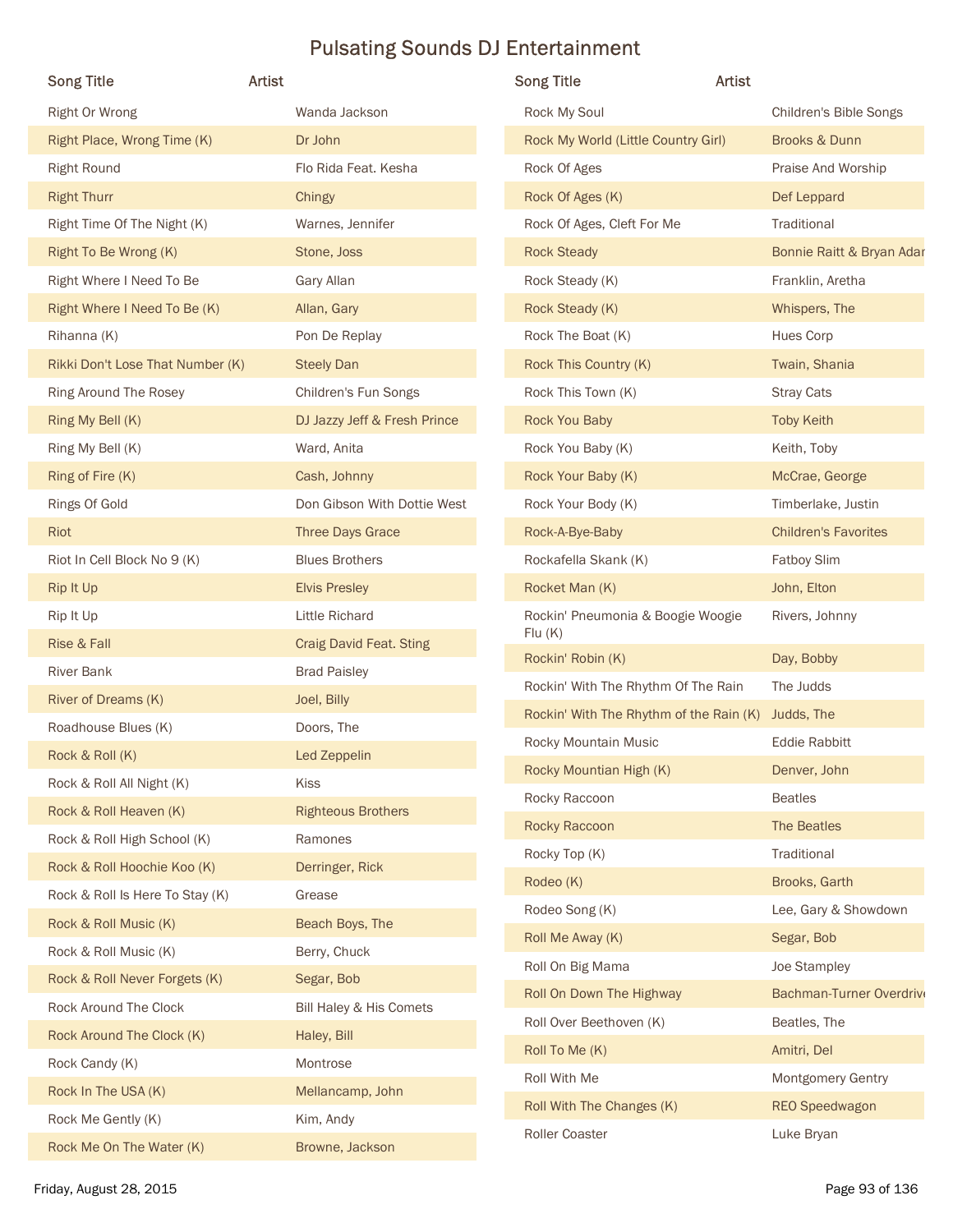# Pulsating Sounds DJ Entertainment

| Song Title | Artist |
|---|---|
| Right Or Wrong | Wanda Jackson |
| Right Place, Wrong Time (K) | Dr John |
| Right Round | Flo Rida Feat. Kesha |
| Right Thurr | Chingy |
| Right Time Of The Night (K) | Warnes, Jennifer |
| Right To Be Wrong (K) | Stone, Joss |
| Right Where I Need To Be | Gary Allan |
| Right Where I Need To Be (K) | Allan, Gary |
| Rihanna (K) | Pon De Replay |
| Rikki Don't Lose That Number (K) | Steely Dan |
| Ring Around The Rosey | Children's Fun Songs |
| Ring My Bell (K) | DJ Jazzy Jeff & Fresh Prince |
| Ring My Bell (K) | Ward, Anita |
| Ring of Fire (K) | Cash, Johnny |
| Rings Of Gold | Don Gibson With Dottie West |
| Riot | Three Days Grace |
| Riot In Cell Block No 9 (K) | Blues Brothers |
| Rip It Up | Elvis Presley |
| Rip It Up | Little Richard |
| Rise & Fall | Craig David Feat. Sting |
| River Bank | Brad Paisley |
| River of Dreams (K) | Joel, Billy |
| Roadhouse Blues (K) | Doors, The |
| Rock & Roll (K) | Led Zeppelin |
| Rock & Roll All Night (K) | Kiss |
| Rock & Roll Heaven (K) | Righteous Brothers |
| Rock & Roll High School (K) | Ramones |
| Rock & Roll Hoochie Koo (K) | Derringer, Rick |
| Rock & Roll Is Here To Stay (K) | Grease |
| Rock & Roll Music (K) | Beach Boys, The |
| Rock & Roll Music (K) | Berry, Chuck |
| Rock & Roll Never Forgets (K) | Segar, Bob |
| Rock Around The Clock | Bill Haley & His Comets |
| Rock Around The Clock (K) | Haley, Bill |
| Rock Candy (K) | Montrose |
| Rock In The USA (K) | Mellancamp, John |
| Rock Me Gently (K) | Kim, Andy |
| Rock Me On The Water (K) | Browne, Jackson |
| Rock My Soul | Children's Bible Songs |
| Rock My World (Little Country Girl) | Brooks & Dunn |
| Rock Of Ages | Praise And Worship |
| Rock Of Ages (K) | Def Leppard |
| Rock Of Ages, Cleft For Me | Traditional |
| Rock Steady | Bonnie Raitt & Bryan Adar |
| Rock Steady (K) | Franklin, Aretha |
| Rock Steady (K) | Whispers, The |
| Rock The Boat (K) | Hues Corp |
| Rock This Country (K) | Twain, Shania |
| Rock This Town (K) | Stray Cats |
| Rock You Baby | Toby Keith |
| Rock You Baby (K) | Keith, Toby |
| Rock Your Baby (K) | McCrae, George |
| Rock Your Body (K) | Timberlake, Justin |
| Rock-A-Bye-Baby | Children's Favorites |
| Rockafella Skank (K) | Fatboy Slim |
| Rocket Man (K) | John, Elton |
| Rockin' Pneumonia & Boogie Woogie Flu (K) | Rivers, Johnny |
| Rockin' Robin (K) | Day, Bobby |
| Rockin' With The Rhythm Of The Rain | The Judds |
| Rockin' With The Rhythm of the Rain (K) | Judds, The |
| Rocky Mountain Music | Eddie Rabbitt |
| Rocky Mountian High (K) | Denver, John |
| Rocky Raccoon | Beatles |
| Rocky Raccoon | The Beatles |
| Rocky Top (K) | Traditional |
| Rodeo (K) | Brooks, Garth |
| Rodeo Song (K) | Lee, Gary & Showdown |
| Roll Me Away (K) | Segar, Bob |
| Roll On Big Mama | Joe Stampley |
| Roll On Down The Highway | Bachman-Turner Overdrive |
| Roll Over Beethoven (K) | Beatles, The |
| Roll To Me (K) | Amitri, Del |
| Roll With Me | Montgomery Gentry |
| Roll With The Changes (K) | REO Speedwagon |
| Roller Coaster | Luke Bryan |

Friday, August 28, 2015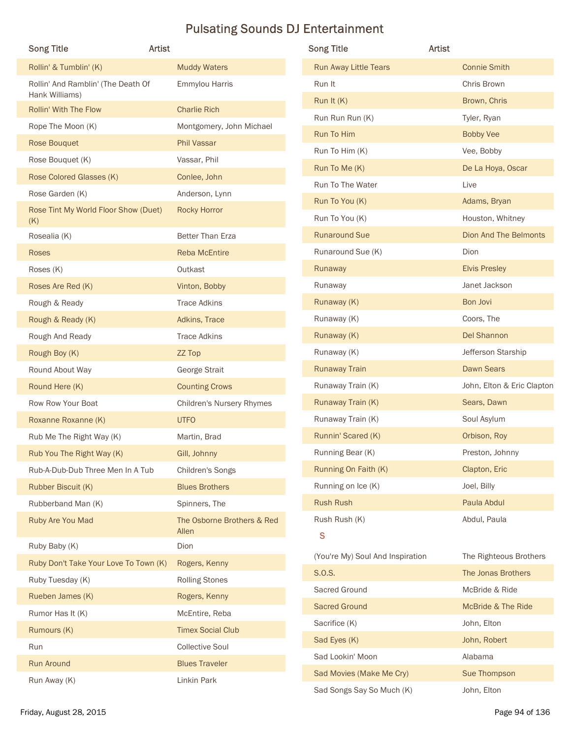# Pulsating Sounds DJ Entertainment

| Song Title | Artist |
|---|---|
| Rollin' & Tumblin' (K) | Muddy Waters |
| Rollin' And Ramblin' (The Death Of Hank Williams) | Emmylou Harris |
| Rollin' With The Flow | Charlie Rich |
| Rope The Moon (K) | Montgomery, John Michael |
| Rose Bouquet | Phil Vassar |
| Rose Bouquet (K) | Vassar, Phil |
| Rose Colored Glasses (K) | Conlee, John |
| Rose Garden (K) | Anderson, Lynn |
| Rose Tint My World Floor Show (Duet) (K) | Rocky Horror |
| Rosealia (K) | Better Than Erza |
| Roses | Reba McEntire |
| Roses (K) | Outkast |
| Roses Are Red (K) | Vinton, Bobby |
| Rough & Ready | Trace Adkins |
| Rough & Ready (K) | Adkins, Trace |
| Rough And Ready | Trace Adkins |
| Rough Boy (K) | ZZ Top |
| Round About Way | George Strait |
| Round Here (K) | Counting Crows |
| Row Row Your Boat | Children's Nursery Rhymes |
| Roxanne Roxanne (K) | UTFO |
| Rub Me The Right Way (K) | Martin, Brad |
| Rub You The Right Way (K) | Gill, Johnny |
| Rub-A-Dub-Dub Three Men In A Tub | Children's Songs |
| Rubber Biscuit (K) | Blues Brothers |
| Rubberband Man (K) | Spinners, The |
| Ruby Are You Mad | The Osborne Brothers & Red Allen |
| Ruby Baby (K) | Dion |
| Ruby Don't Take Your Love To Town (K) | Rogers, Kenny |
| Ruby Tuesday (K) | Rolling Stones |
| Rueben James (K) | Rogers, Kenny |
| Rumor Has It (K) | McEntire, Reba |
| Rumours (K) | Timex Social Club |
| Run | Collective Soul |
| Run Around | Blues Traveler |
| Run Away (K) | Linkin Park |
| Run Away Little Tears | Connie Smith |
| Run It | Chris Brown |
| Run It (K) | Brown, Chris |
| Run Run Run (K) | Tyler, Ryan |
| Run To Him | Bobby Vee |
| Run To Him (K) | Vee, Bobby |
| Run To Me (K) | De La Hoya, Oscar |
| Run To The Water | Live |
| Run To You (K) | Adams, Bryan |
| Run To You (K) | Houston, Whitney |
| Runaround Sue | Dion And The Belmonts |
| Runaround Sue (K) | Dion |
| Runaway | Elvis Presley |
| Runaway | Janet Jackson |
| Runaway (K) | Bon Jovi |
| Runaway (K) | Coors, The |
| Runaway (K) | Del Shannon |
| Runaway (K) | Jefferson Starship |
| Runaway Train | Dawn Sears |
| Runaway Train (K) | John, Elton & Eric Clapton |
| Runaway Train (K) | Sears, Dawn |
| Runaway Train (K) | Soul Asylum |
| Runnin' Scared (K) | Orbison, Roy |
| Running Bear (K) | Preston, Johnny |
| Running On Faith (K) | Clapton, Eric |
| Running on Ice (K) | Joel, Billy |
| Rush Rush | Paula Abdul |
| Rush Rush (K) | Abdul, Paula |

S

| Song Title | Artist |
|---|---|
| (You're My) Soul And Inspiration | The Righteous Brothers |
| S.O.S. | The Jonas Brothers |
| Sacred Ground | McBride & Ride |
| Sacred Ground | McBride & The Ride |
| Sacrifice (K) | John, Elton |
| Sad Eyes (K) | John, Robert |
| Sad Lookin' Moon | Alabama |
| Sad Movies (Make Me Cry) | Sue Thompson |
| Sad Songs Say So Much (K) | John, Elton |

Friday, August 28, 2015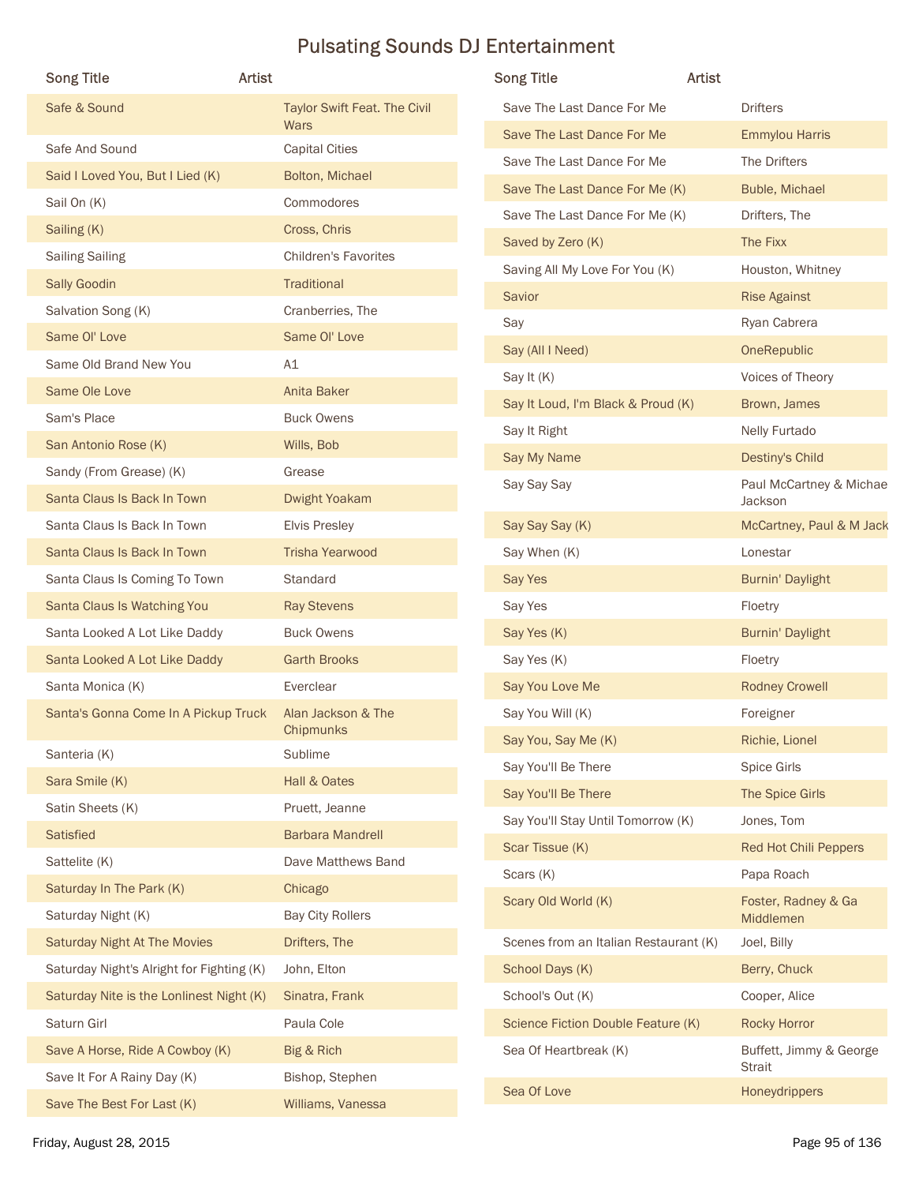# Pulsating Sounds DJ Entertainment

| Song Title | Artist |
|---|---|
| Safe & Sound | Taylor Swift Feat. The Civil Wars |
| Safe And Sound | Capital Cities |
| Said I Loved You, But I Lied (K) | Bolton, Michael |
| Sail On (K) | Commodores |
| Sailing (K) | Cross, Chris |
| Sailing Sailing | Children's Favorites |
| Sally Goodin | Traditional |
| Salvation Song (K) | Cranberries, The |
| Same Ol' Love | Same Ol' Love |
| Same Old Brand New You | A1 |
| Same Ole Love | Anita Baker |
| Sam's Place | Buck Owens |
| San Antonio Rose (K) | Wills, Bob |
| Sandy (From Grease) (K) | Grease |
| Santa Claus Is Back In Town | Dwight Yoakam |
| Santa Claus Is Back In Town | Elvis Presley |
| Santa Claus Is Back In Town | Trisha Yearwood |
| Santa Claus Is Coming To Town | Standard |
| Santa Claus Is Watching You | Ray Stevens |
| Santa Looked A Lot Like Daddy | Buck Owens |
| Santa Looked A Lot Like Daddy | Garth Brooks |
| Santa Monica (K) | Everclear |
| Santa's Gonna Come In A Pickup Truck | Alan Jackson & The Chipmunks |
| Santeria (K) | Sublime |
| Sara Smile (K) | Hall & Oates |
| Satin Sheets (K) | Pruett, Jeanne |
| Satisfied | Barbara Mandrell |
| Sattelite (K) | Dave Matthews Band |
| Saturday In The Park (K) | Chicago |
| Saturday Night (K) | Bay City Rollers |
| Saturday Night At The Movies | Drifters, The |
| Saturday Night's Alright for Fighting (K) | John, Elton |
| Saturday Nite is the Lonliest Night (K) | Sinatra, Frank |
| Saturn Girl | Paula Cole |
| Save A Horse, Ride A Cowboy (K) | Big & Rich |
| Save It For A Rainy Day (K) | Bishop, Stephen |
| Save The Best For Last (K) | Williams, Vanessa |
| Save The Last Dance For Me | Drifters |
| Save The Last Dance For Me | Emmylou Harris |
| Save The Last Dance For Me | The Drifters |
| Save The Last Dance For Me (K) | Buble, Michael |
| Save The Last Dance For Me (K) | Drifters, The |
| Saved by Zero (K) | The Fixx |
| Saving All My Love For You (K) | Houston, Whitney |
| Savior | Rise Against |
| Say | Ryan Cabrera |
| Say (All I Need) | OneRepublic |
| Say It (K) | Voices of Theory |
| Say It Loud, I'm Black & Proud (K) | Brown, James |
| Say It Right | Nelly Furtado |
| Say My Name | Destiny's Child |
| Say Say Say | Paul McCartney & Michae Jackson |
| Say Say Say (K) | McCartney, Paul & M Jack |
| Say When (K) | Lonestar |
| Say Yes | Burnin' Daylight |
| Say Yes | Floetry |
| Say Yes (K) | Burnin' Daylight |
| Say Yes (K) | Floetry |
| Say You Love Me | Rodney Crowell |
| Say You Will (K) | Foreigner |
| Say You, Say Me (K) | Richie, Lionel |
| Say You'll Be There | Spice Girls |
| Say You'll Be There | The Spice Girls |
| Say You'll Stay Until Tomorrow (K) | Jones, Tom |
| Scar Tissue (K) | Red Hot Chili Peppers |
| Scars (K) | Papa Roach |
| Scary Old World (K) | Foster, Radney & Ga Middlemen |
| Scenes from an Italian Restaurant (K) | Joel, Billy |
| School Days (K) | Berry, Chuck |
| School's Out (K) | Cooper, Alice |
| Science Fiction Double Feature (K) | Rocky Horror |
| Sea Of Heartbreak (K) | Buffett, Jimmy & George Strait |
| Sea Of Love | Honeydrippers |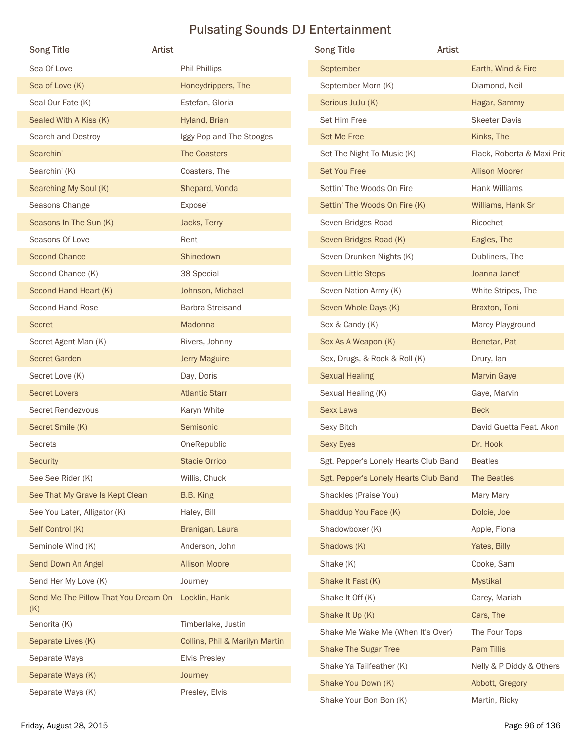# Pulsating Sounds DJ Entertainment

| Song Title | Artist |
|---|---|
| Sea Of Love | Phil Phillips |
| Sea of Love (K) | Honeydrippers, The |
| Seal Our Fate (K) | Estefan, Gloria |
| Sealed With A Kiss (K) | Hyland, Brian |
| Search and Destroy | Iggy Pop and The Stooges |
| Searchin' | The Coasters |
| Searchin' (K) | Coasters, The |
| Searching My Soul (K) | Shepard, Vonda |
| Seasons Change | Expose' |
| Seasons In The Sun (K) | Jacks, Terry |
| Seasons Of Love | Rent |
| Second Chance | Shinedown |
| Second Chance (K) | 38 Special |
| Second Hand Heart (K) | Johnson, Michael |
| Second Hand Rose | Barbra Streisand |
| Secret | Madonna |
| Secret Agent Man (K) | Rivers, Johnny |
| Secret Garden | Jerry Maguire |
| Secret Love (K) | Day, Doris |
| Secret Lovers | Atlantic Starr |
| Secret Rendezvous | Karyn White |
| Secret Smile (K) | Semisonic |
| Secrets | OneRepublic |
| Security | Stacie Orrico |
| See See Rider (K) | Willis, Chuck |
| See That My Grave Is Kept Clean | B.B. King |
| See You Later, Alligator (K) | Haley, Bill |
| Self Control (K) | Branigan, Laura |
| Seminole Wind (K) | Anderson, John |
| Send Down An Angel | Allison Moore |
| Send Her My Love (K) | Journey |
| Send Me The Pillow That You Dream On (K) | Locklin, Hank |
| Senorita (K) | Timberlake, Justin |
| Separate Lives (K) | Collins, Phil & Marilyn Martin |
| Separate Ways | Elvis Presley |
| Separate Ways (K) | Journey |
| Separate Ways (K) | Presley, Elvis |
| September | Earth, Wind & Fire |
| September Morn (K) | Diamond, Neil |
| Serious JuJu (K) | Hagar, Sammy |
| Set Him Free | Skeeter Davis |
| Set Me Free | Kinks, The |
| Set The Night To Music (K) | Flack, Roberta & Maxi Prie |
| Set You Free | Allison Moorer |
| Settin' The Woods On Fire | Hank Williams |
| Settin' The Woods On Fire (K) | Williams, Hank Sr |
| Seven Bridges Road | Ricochet |
| Seven Bridges Road (K) | Eagles, The |
| Seven Drunken Nights (K) | Dubliners, The |
| Seven Little Steps | Joanna Janet' |
| Seven Nation Army (K) | White Stripes, The |
| Seven Whole Days (K) | Braxton, Toni |
| Sex & Candy (K) | Marcy Playground |
| Sex As A Weapon (K) | Benetar, Pat |
| Sex, Drugs, & Rock & Roll (K) | Drury, Ian |
| Sexual Healing | Marvin Gaye |
| Sexual Healing (K) | Gaye, Marvin |
| Sexx Laws | Beck |
| Sexy Bitch | David Guetta Feat. Akon |
| Sexy Eyes | Dr. Hook |
| Sgt. Pepper's Lonely Hearts Club Band | Beatles |
| Sgt. Pepper's Lonely Hearts Club Band | The Beatles |
| Shackles (Praise You) | Mary Mary |
| Shaddup You Face (K) | Dolcie, Joe |
| Shadowboxer (K) | Apple, Fiona |
| Shadows (K) | Yates, Billy |
| Shake (K) | Cooke, Sam |
| Shake It Fast (K) | Mystikal |
| Shake It Off (K) | Carey, Mariah |
| Shake It Up (K) | Cars, The |
| Shake Me Wake Me (When It's Over) | The Four Tops |
| Shake The Sugar Tree | Pam Tillis |
| Shake Ya Tailfeather (K) | Nelly & P Diddy & Others |
| Shake You Down (K) | Abbott, Gregory |
| Shake Your Bon Bon (K) | Martin, Ricky |

Friday, August 28, 2015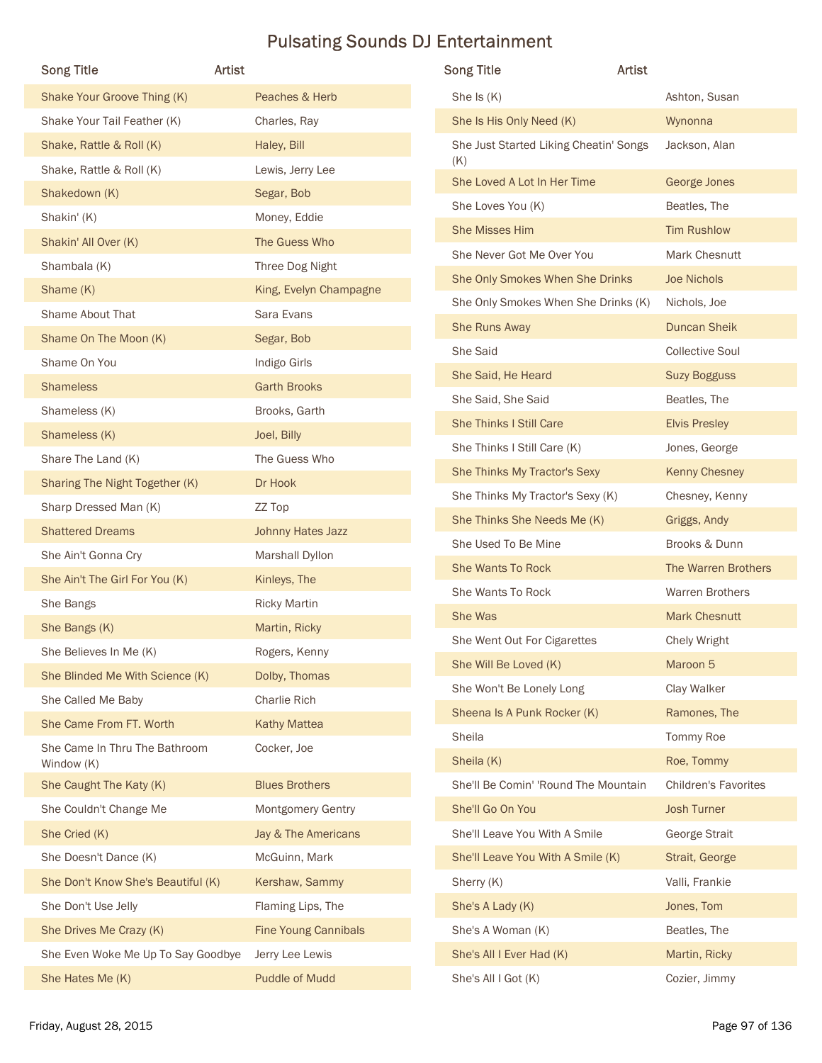# Pulsating Sounds DJ Entertainment

| Song Title | Artist |
|---|---|
| Shake Your Groove Thing (K) | Peaches & Herb |
| Shake Your Tail Feather (K) | Charles, Ray |
| Shake, Rattle & Roll (K) | Haley, Bill |
| Shake, Rattle & Roll (K) | Lewis, Jerry Lee |
| Shakedown (K) | Segar, Bob |
| Shakin' (K) | Money, Eddie |
| Shakin' All Over (K) | The Guess Who |
| Shambala (K) | Three Dog Night |
| Shame (K) | King, Evelyn Champagne |
| Shame About That | Sara Evans |
| Shame On The Moon (K) | Segar, Bob |
| Shame On You | Indigo Girls |
| Shameless | Garth Brooks |
| Shameless (K) | Brooks, Garth |
| Shameless (K) | Joel, Billy |
| Share The Land (K) | The Guess Who |
| Sharing The Night Together (K) | Dr Hook |
| Sharp Dressed Man (K) | ZZ Top |
| Shattered Dreams | Johnny Hates Jazz |
| She Ain't Gonna Cry | Marshall Dyllon |
| She Ain't The Girl For You (K) | Kinleys, The |
| She Bangs | Ricky Martin |
| She Bangs (K) | Martin, Ricky |
| She Believes In Me (K) | Rogers, Kenny |
| She Blinded Me With Science (K) | Dolby, Thomas |
| She Called Me Baby | Charlie Rich |
| She Came From FT. Worth | Kathy Mattea |
| She Came In Thru The Bathroom Window (K) | Cocker, Joe |
| She Caught The Katy (K) | Blues Brothers |
| She Couldn't Change Me | Montgomery Gentry |
| She Cried (K) | Jay & The Americans |
| She Doesn't Dance (K) | McGuinn, Mark |
| She Don't Know She's Beautiful (K) | Kershaw, Sammy |
| She Don't Use Jelly | Flaming Lips, The |
| She Drives Me Crazy (K) | Fine Young Cannibals |
| She Even Woke Me Up To Say Goodbye | Jerry Lee Lewis |
| She Hates Me (K) | Puddle of Mudd |
| She Is (K) | Ashton, Susan |
| She Is His Only Need (K) | Wynonna |
| She Just Started Liking Cheatin' Songs (K) | Jackson, Alan |
| She Loved A Lot In Her Time | George Jones |
| She Loves You (K) | Beatles, The |
| She Misses Him | Tim Rushlow |
| She Never Got Me Over You | Mark Chesnutt |
| She Only Smokes When She Drinks | Joe Nichols |
| She Only Smokes When She Drinks (K) | Nichols, Joe |
| She Runs Away | Duncan Sheik |
| She Said | Collective Soul |
| She Said, He Heard | Suzy Bogguss |
| She Said, She Said | Beatles, The |
| She Thinks I Still Care | Elvis Presley |
| She Thinks I Still Care (K) | Jones, George |
| She Thinks My Tractor's Sexy | Kenny Chesney |
| She Thinks My Tractor's Sexy (K) | Chesney, Kenny |
| She Thinks She Needs Me (K) | Griggs, Andy |
| She Used To Be Mine | Brooks & Dunn |
| She Wants To Rock | The Warren Brothers |
| She Wants To Rock | Warren Brothers |
| She Was | Mark Chesnutt |
| She Went Out For Cigarettes | Chely Wright |
| She Will Be Loved (K) | Maroon 5 |
| She Won't Be Lonely Long | Clay Walker |
| Sheena Is A Punk Rocker (K) | Ramones, The |
| Sheila | Tommy Roe |
| Sheila (K) | Roe, Tommy |
| She'll Be Comin' 'Round The Mountain | Children's Favorites |
| She'll Go On You | Josh Turner |
| She'll Leave You With A Smile | George Strait |
| She'll Leave You With A Smile (K) | Strait, George |
| Sherry (K) | Valli, Frankie |
| She's A Lady (K) | Jones, Tom |
| She's A Woman (K) | Beatles, The |
| She's All I Ever Had (K) | Martin, Ricky |
| She's All I Got (K) | Cozier, Jimmy |

Friday, August 28, 2015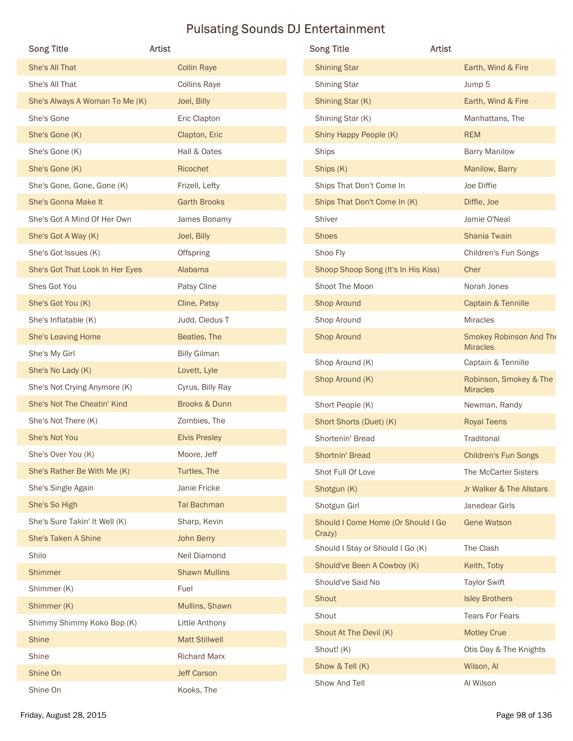# Pulsating Sounds DJ Entertainment

| Song Title | Artist |
|---|---|
| She's All That | Collin Raye |
| She's All That | Collins Raye |
| She's Always A Woman To Me (K) | Joel, Billy |
| She's Gone | Eric Clapton |
| She's Gone (K) | Clapton, Eric |
| She's Gone (K) | Hall & Oates |
| She's Gone (K) | Ricochet |
| She's Gone, Gone, Gone (K) | Frizell, Lefty |
| She's Gonna Make It | Garth Brooks |
| She's Got A Mind Of Her Own | James Bonamy |
| She's Got A Way (K) | Joel, Billy |
| She's Got Issues (K) | Offspring |
| She's Got That Look In Her Eyes | Alabama |
| Shes Got You | Patsy Cline |
| She's Got You (K) | Cline, Patsy |
| She's Inflatable (K) | Judd, Cledus T |
| She's Leaving Home | Beatles, The |
| She's My Girl | Billy Gilman |
| She's No Lady (K) | Lovett, Lyle |
| She's Not Crying Anymore (K) | Cyrus, Billy Ray |
| She's Not The Cheatin' Kind | Brooks & Dunn |
| She's Not There (K) | Zombies, The |
| She's Not You | Elvis Presley |
| She's Over You (K) | Moore, Jeff |
| She's Rather Be With Me (K) | Turtles, The |
| She's Single Again | Janie Fricke |
| She's So High | Tal Bachman |
| She's Sure Takin' It Well (K) | Sharp, Kevin |
| She's Taken A Shine | John Berry |
| Shilo | Neil Diamond |
| Shimmer | Shawn Mullins |
| Shimmer (K) | Fuel |
| Shimmer (K) | Mullins, Shawn |
| Shimmy Shimmy Koko Bop (K) | Little Anthony |
| Shine | Matt Stillwell |
| Shine | Richard Marx |
| Shine On | Jeff Carson |
| Shine On | Kooks, The |
| Shining Star | Earth, Wind & Fire |
| Shining Star | Jump 5 |
| Shining Star (K) | Earth, Wind & Fire |
| Shining Star (K) | Manhattans, The |
| Shiny Happy People (K) | REM |
| Ships | Barry Manilow |
| Ships (K) | Manilow, Barry |
| Ships That Don't Come In | Joe Diffie |
| Ships That Don't Come In (K) | Diffie, Joe |
| Shiver | Jamie O'Neal |
| Shoes | Shania Twain |
| Shoo Fly | Children's Fun Songs |
| Shoop Shoop Song (It's In His Kiss) | Cher |
| Shoot The Moon | Norah Jones |
| Shop Around | Captain & Tennille |
| Shop Around | Miracles |
| Shop Around | Smokey Robinson And The Miracles |
| Shop Around (K) | Captain & Tennille |
| Shop Around (K) | Robinson, Smokey & The Miracles |
| Short People (K) | Newman, Randy |
| Short Shorts (Duet) (K) | Royal Teens |
| Shortenin' Bread | Traditonal |
| Shortnin' Bread | Children's Fun Songs |
| Shot Full Of Love | The McCarter Sisters |
| Shotgun (K) | Jr Walker & The Allstars |
| Shotgun Girl | Janedear Girls |
| Should I Come Home (Or Should I Go Crazy) | Gene Watson |
| Should I Stay or Should I Go (K) | The Clash |
| Should've Been A Cowboy (K) | Keith, Toby |
| Should've Said No | Taylor Swift |
| Shout | Isley Brothers |
| Shout | Tears For Fears |
| Shout At The Devil (K) | Motley Crue |
| Shout! (K) | Otis Day & The Knights |
| Show & Tell (K) | Wilson, Al |
| Show And Tell | Al Wilson |

Friday, August 28, 2015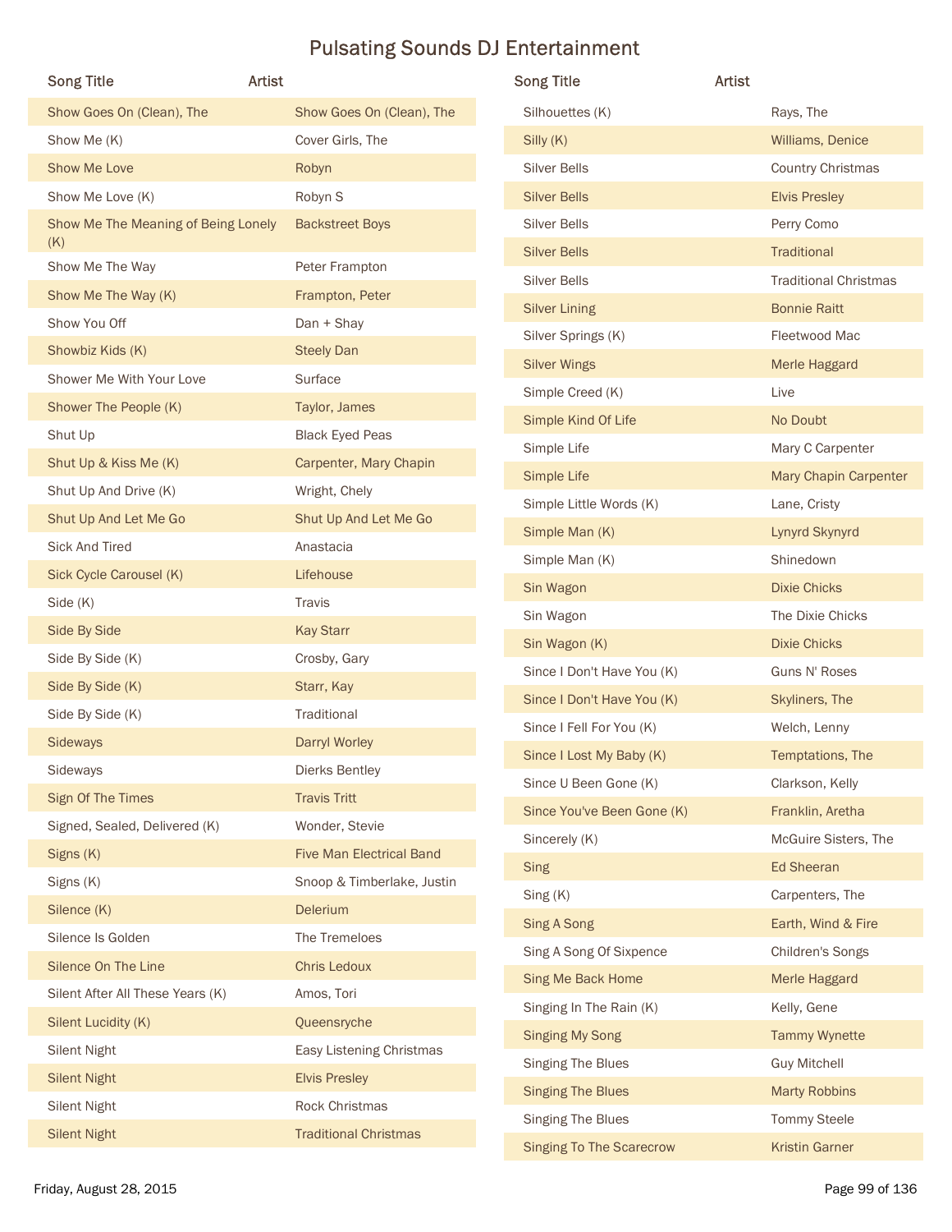# Pulsating Sounds DJ Entertainment

| Song Title | Artist |
|---|---|
| Show Goes On (Clean), The | Show Goes On (Clean), The |
| Show Me (K) | Cover Girls, The |
| Show Me Love | Robyn |
| Show Me Love (K) | Robyn S |
| Show Me The Meaning of Being Lonely (K) | Backstreet Boys |
| Show Me The Way | Peter Frampton |
| Show Me The Way (K) | Frampton, Peter |
| Show You Off | Dan + Shay |
| Showbiz Kids (K) | Steely Dan |
| Shower Me With Your Love | Surface |
| Shower The People (K) | Taylor, James |
| Shut Up | Black Eyed Peas |
| Shut Up & Kiss Me (K) | Carpenter, Mary Chapin |
| Shut Up And Drive (K) | Wright, Chely |
| Shut Up And Let Me Go | Shut Up And Let Me Go |
| Sick And Tired | Anastacia |
| Sick Cycle Carousel (K) | Lifehouse |
| Side (K) | Travis |
| Side By Side | Kay Starr |
| Side By Side (K) | Crosby, Gary |
| Side By Side (K) | Starr, Kay |
| Side By Side (K) | Traditional |
| Sideways | Darryl Worley |
| Sideways | Dierks Bentley |
| Sign Of The Times | Travis Tritt |
| Signed, Sealed, Delivered (K) | Wonder, Stevie |
| Signs (K) | Five Man Electrical Band |
| Signs (K) | Snoop & Timberlake, Justin |
| Silence (K) | Delerium |
| Silence Is Golden | The Tremeloes |
| Silence On The Line | Chris Ledoux |
| Silent After All These Years (K) | Amos, Tori |
| Silent Lucidity (K) | Queensryche |
| Silent Night | Easy Listening Christmas |
| Silent Night | Elvis Presley |
| Silent Night | Rock Christmas |
| Silent Night | Traditional Christmas |
| Silhouettes (K) | Rays, The |
| Silly (K) | Williams, Denice |
| Silver Bells | Country Christmas |
| Silver Bells | Elvis Presley |
| Silver Bells | Perry Como |
| Silver Bells | Traditional |
| Silver Bells | Traditional Christmas |
| Silver Lining | Bonnie Raitt |
| Silver Springs (K) | Fleetwood Mac |
| Silver Wings | Merle Haggard |
| Simple Creed (K) | Live |
| Simple Kind Of Life | No Doubt |
| Simple Life | Mary C Carpenter |
| Simple Life | Mary Chapin Carpenter |
| Simple Little Words (K) | Lane, Cristy |
| Simple Man (K) | Lynyrd Skynyrd |
| Simple Man (K) | Shinedown |
| Sin Wagon | Dixie Chicks |
| Sin Wagon | The Dixie Chicks |
| Sin Wagon (K) | Dixie Chicks |
| Since I Don't Have You (K) | Guns N' Roses |
| Since I Don't Have You (K) | Skyliners, The |
| Since I Fell For You (K) | Welch, Lenny |
| Since I Lost My Baby (K) | Temptations, The |
| Since U Been Gone (K) | Clarkson, Kelly |
| Since You've Been Gone (K) | Franklin, Aretha |
| Sincerely (K) | McGuire Sisters, The |
| Sing | Ed Sheeran |
| Sing (K) | Carpenters, The |
| Sing A Song | Earth, Wind & Fire |
| Sing A Song Of Sixpence | Children's Songs |
| Sing Me Back Home | Merle Haggard |
| Singing In The Rain (K) | Kelly, Gene |
| Singing My Song | Tammy Wynette |
| Singing The Blues | Guy Mitchell |
| Singing The Blues | Marty Robbins |
| Singing The Blues | Tommy Steele |
| Singing To The Scarecrow | Kristin Garner |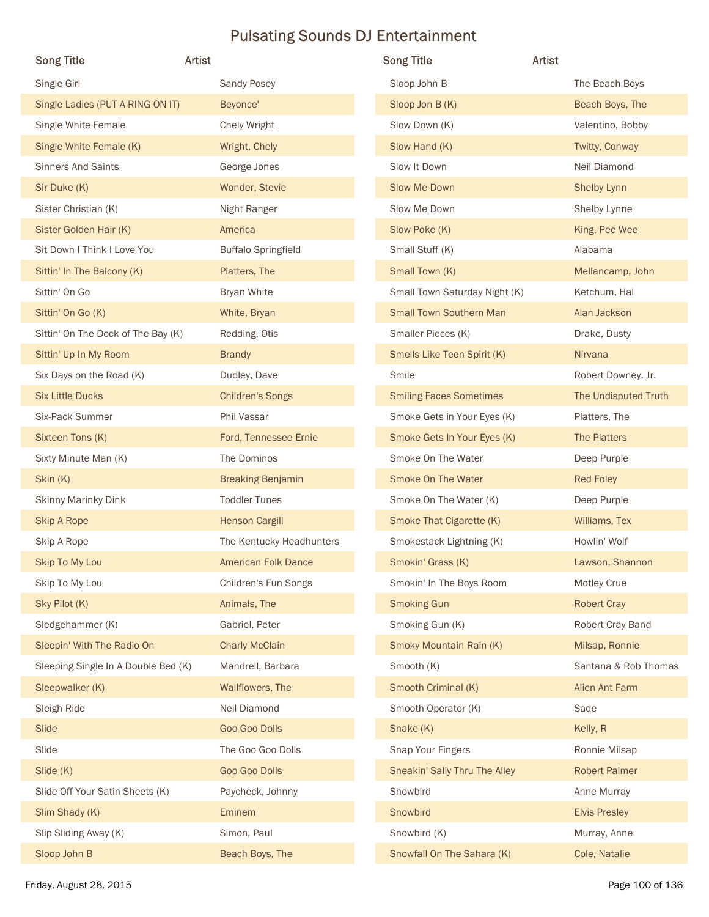# Pulsating Sounds DJ Entertainment

| Song Title | Artist |
|---|---|
| Single Girl | Sandy Posey |
| Single Ladies (PUT A RING ON IT) | Beyonce' |
| Single White Female | Chely Wright |
| Single White Female (K) | Wright, Chely |
| Sinners And Saints | George Jones |
| Sir Duke (K) | Wonder, Stevie |
| Sister Christian (K) | Night Ranger |
| Sister Golden Hair (K) | America |
| Sit Down I Think I Love You | Buffalo Springfield |
| Sittin' In The Balcony (K) | Platters, The |
| Sittin' On Go | Bryan White |
| Sittin' On Go (K) | White, Bryan |
| Sittin' On The Dock of The Bay (K) | Redding, Otis |
| Sittin' Up In My Room | Brandy |
| Six Days on the Road (K) | Dudley, Dave |
| Six Little Ducks | Children's Songs |
| Six-Pack Summer | Phil Vassar |
| Sixteen Tons (K) | Ford, Tennessee Ernie |
| Sixty Minute Man (K) | The Dominos |
| Skin (K) | Breaking Benjamin |
| Skinny Marinky Dink | Toddler Tunes |
| Skip A Rope | Henson Cargill |
| Skip A Rope | The Kentucky Headhunters |
| Skip To My Lou | American Folk Dance |
| Skip To My Lou | Children's Fun Songs |
| Sky Pilot (K) | Animals, The |
| Sledgehammer (K) | Gabriel, Peter |
| Sleepin' With The Radio On | Charly McClain |
| Sleeping Single In A Double Bed (K) | Mandrell, Barbara |
| Sleepwalker (K) | Wallflowers, The |
| Sleigh Ride | Neil Diamond |
| Slide | Goo Goo Dolls |
| Slide | The Goo Goo Dolls |
| Slide (K) | Goo Goo Dolls |
| Slide Off Your Satin Sheets (K) | Paycheck, Johnny |
| Slim Shady (K) | Eminem |
| Slip Sliding Away (K) | Simon, Paul |
| Sloop John B | Beach Boys, The |
| Sloop John B | The Beach Boys |
| Sloop Jon B (K) | Beach Boys, The |
| Slow Down (K) | Valentino, Bobby |
| Slow Hand (K) | Twitty, Conway |
| Slow It Down | Neil Diamond |
| Slow Me Down | Shelby Lynn |
| Slow Me Down | Shelby Lynne |
| Slow Poke (K) | King, Pee Wee |
| Small Stuff (K) | Alabama |
| Small Town (K) | Mellancamp, John |
| Small Town Saturday Night (K) | Ketchum, Hal |
| Small Town Southern Man | Alan Jackson |
| Smaller Pieces (K) | Drake, Dusty |
| Smells Like Teen Spirit (K) | Nirvana |
| Smile | Robert Downey, Jr. |
| Smiling Faces Sometimes | The Undisputed Truth |
| Smoke Gets in Your Eyes (K) | Platters, The |
| Smoke Gets In Your Eyes (K) | The Platters |
| Smoke On The Water | Deep Purple |
| Smoke On The Water | Red Foley |
| Smoke On The Water (K) | Deep Purple |
| Smoke That Cigarette (K) | Williams, Tex |
| Smokestack Lightning (K) | Howlin' Wolf |
| Smokin' Grass (K) | Lawson, Shannon |
| Smokin' In The Boys Room | Motley Crue |
| Smoking Gun | Robert Cray |
| Smoking Gun (K) | Robert Cray Band |
| Smoky Mountain Rain (K) | Milsap, Ronnie |
| Smooth (K) | Santana & Rob Thomas |
| Smooth Criminal (K) | Alien Ant Farm |
| Smooth Operator (K) | Sade |
| Snake (K) | Kelly, R |
| Snap Your Fingers | Ronnie Milsap |
| Sneakin' Sally Thru The Alley | Robert Palmer |
| Snowbird | Anne Murray |
| Snowbird | Elvis Presley |
| Snowbird (K) | Murray, Anne |
| Snowfall On The Sahara (K) | Cole, Natalie |

Friday, August 28, 2015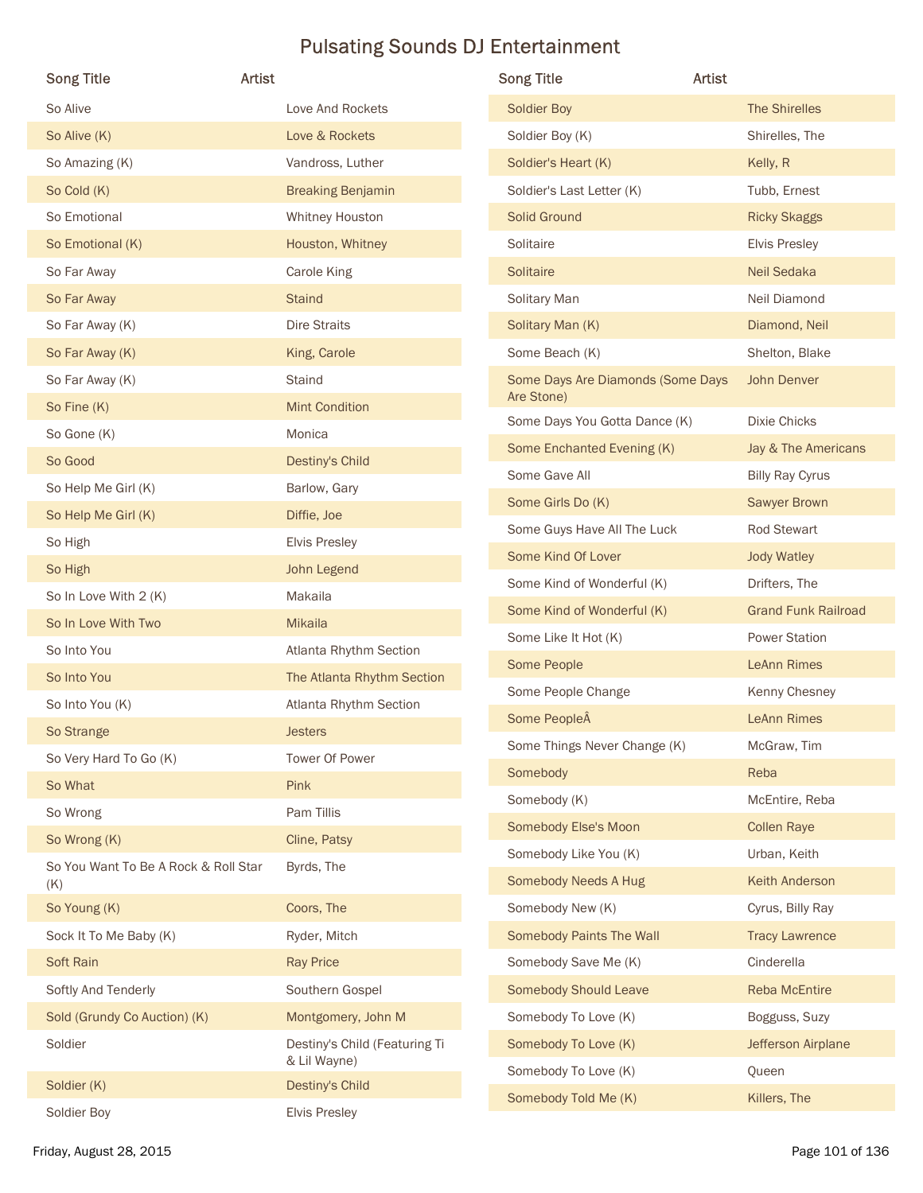# Pulsating Sounds DJ Entertainment

| Song Title | Artist |
|---|---|
| So Alive | Love And Rockets |
| So Alive (K) | Love & Rockets |
| So Amazing (K) | Vandross, Luther |
| So Cold (K) | Breaking Benjamin |
| So Emotional | Whitney Houston |
| So Emotional (K) | Houston, Whitney |
| So Far Away | Carole King |
| So Far Away | Staind |
| So Far Away (K) | Dire Straits |
| So Far Away (K) | King, Carole |
| So Far Away (K) | Staind |
| So Fine (K) | Mint Condition |
| So Gone (K) | Monica |
| So Good | Destiny's Child |
| So Help Me Girl (K) | Barlow, Gary |
| So Help Me Girl (K) | Diffie, Joe |
| So High | Elvis Presley |
| So High | John Legend |
| So In Love With 2 (K) | Makaila |
| So In Love With Two | Mikaila |
| So Into You | Atlanta Rhythm Section |
| So Into You | The Atlanta Rhythm Section |
| So Into You (K) | Atlanta Rhythm Section |
| So Strange | Jesters |
| So Very Hard To Go (K) | Tower Of Power |
| So What | Pink |
| So Wrong | Pam Tillis |
| So Wrong (K) | Cline, Patsy |
| So You Want To Be A Rock & Roll Star (K) | Byrds, The |
| So Young (K) | Coors, The |
| Sock It To Me Baby (K) | Ryder, Mitch |
| Soft Rain | Ray Price |
| Softly And Tenderly | Southern Gospel |
| Sold (Grundy Co Auction) (K) | Montgomery, John M |
| Soldier | Destiny's Child (Featuring Ti & Lil Wayne) |
| Soldier (K) | Destiny's Child |
| Soldier Boy | Elvis Presley |
| Soldier Boy | The Shirelles |
| Soldier Boy (K) | Shirelles, The |
| Soldier's Heart (K) | Kelly, R |
| Soldier's Last Letter (K) | Tubb, Ernest |
| Solid Ground | Ricky Skaggs |
| Solitaire | Elvis Presley |
| Solitaire | Neil Sedaka |
| Solitary Man | Neil Diamond |
| Solitary Man (K) | Diamond, Neil |
| Some Beach (K) | Shelton, Blake |
| Some Days Are Diamonds (Some Days Are Stone) | John Denver |
| Some Days You Gotta Dance (K) | Dixie Chicks |
| Some Enchanted Evening (K) | Jay & The Americans |
| Some Gave All | Billy Ray Cyrus |
| Some Girls Do (K) | Sawyer Brown |
| Some Guys Have All The Luck | Rod Stewart |
| Some Kind Of Lover | Jody Watley |
| Some Kind of Wonderful (K) | Drifters, The |
| Some Kind of Wonderful (K) | Grand Funk Railroad |
| Some Like It Hot (K) | Power Station |
| Some People | LeAnn Rimes |
| Some People Change | Kenny Chesney |
| Some PeopleÂ | LeAnn Rimes |
| Some Things Never Change (K) | McGraw, Tim |
| Somebody | Reba |
| Somebody (K) | McEntire, Reba |
| Somebody Else's Moon | Collen Raye |
| Somebody Like You (K) | Urban, Keith |
| Somebody Needs A Hug | Keith Anderson |
| Somebody New (K) | Cyrus, Billy Ray |
| Somebody Paints The Wall | Tracy Lawrence |
| Somebody Save Me (K) | Cinderella |
| Somebody Should Leave | Reba McEntire |
| Somebody To Love (K) | Bogguss, Suzy |
| Somebody To Love (K) | Jefferson Airplane |
| Somebody To Love (K) | Queen |
| Somebody Told Me (K) | Killers, The |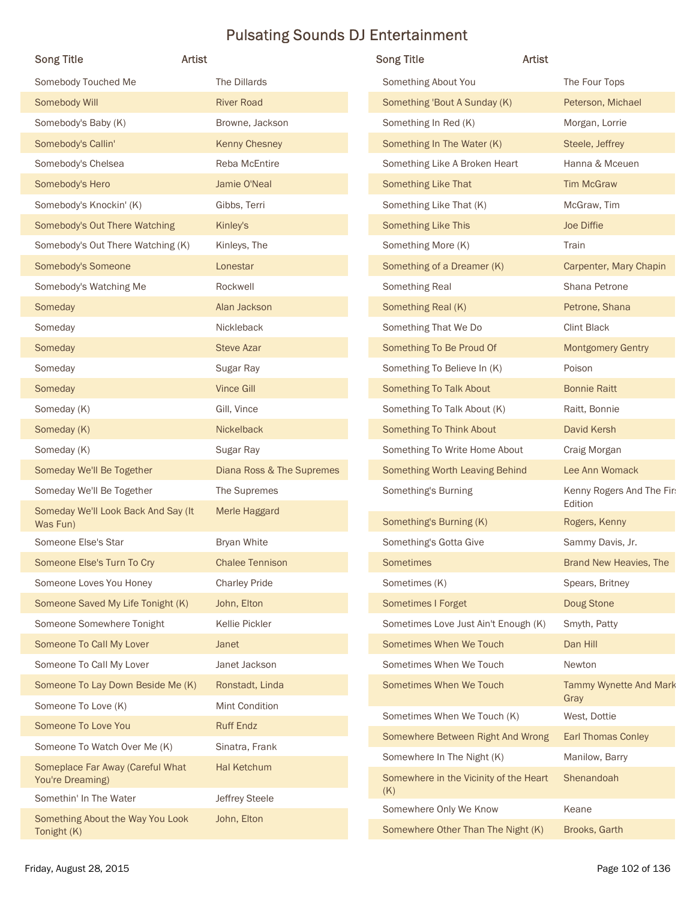# Pulsating Sounds DJ Entertainment

| Song Title | Artist |
|---|---|
| Somebody Touched Me | The Dillards |
| Somebody Will | River Road |
| Somebody's Baby (K) | Browne, Jackson |
| Somebody's Callin' | Kenny Chesney |
| Somebody's Chelsea | Reba McEntire |
| Somebody's Hero | Jamie O'Neal |
| Somebody's Knockin' (K) | Gibbs, Terri |
| Somebody's Out There Watching | Kinley's |
| Somebody's Out There Watching (K) | Kinleys, The |
| Somebody's Someone | Lonestar |
| Somebody's Watching Me | Rockwell |
| Someday | Alan Jackson |
| Someday | Nickleback |
| Someday | Steve Azar |
| Someday | Sugar Ray |
| Someday | Vince Gill |
| Someday (K) | Gill, Vince |
| Someday (K) | Nickelback |
| Someday (K) | Sugar Ray |
| Someday We'll Be Together | Diana Ross & The Supremes |
| Someday We'll Be Together | The Supremes |
| Someday We'll Look Back And Say (It Was Fun) | Merle Haggard |
| Someone Else's Star | Bryan White |
| Someone Else's Turn To Cry | Chalee Tennison |
| Someone Loves You Honey | Charley Pride |
| Someone Saved My Life Tonight (K) | John, Elton |
| Someone Somewhere Tonight | Kellie Pickler |
| Someone To Call My Lover | Janet |
| Someone To Call My Lover | Janet Jackson |
| Someone To Lay Down Beside Me (K) | Ronstadt, Linda |
| Someone To Love (K) | Mint Condition |
| Someone To Love You | Ruff Endz |
| Someone To Watch Over Me (K) | Sinatra, Frank |
| Someplace Far Away (Careful What You're Dreaming) | Hal Ketchum |
| Somethin' In The Water | Jeffrey Steele |
| Something About the Way You Look Tonight (K) | John, Elton |
| Something About You | The Four Tops |
| Something 'Bout A Sunday (K) | Peterson, Michael |
| Something In Red (K) | Morgan, Lorrie |
| Something In The Water (K) | Steele, Jeffrey |
| Something Like A Broken Heart | Hanna & Mceuen |
| Something Like That | Tim McGraw |
| Something Like That (K) | McGraw, Tim |
| Something Like This | Joe Diffie |
| Something More (K) | Train |
| Something of a Dreamer (K) | Carpenter, Mary Chapin |
| Something Real | Shana Petrone |
| Something Real (K) | Petrone, Shana |
| Something That We Do | Clint Black |
| Something To Be Proud Of | Montgomery Gentry |
| Something To Believe In (K) | Poison |
| Something To Talk About | Bonnie Raitt |
| Something To Talk About (K) | Raitt, Bonnie |
| Something To Think About | David Kersh |
| Something To Write Home About | Craig Morgan |
| Something Worth Leaving Behind | Lee Ann Womack |
| Something's Burning | Kenny Rogers And The First Edition |
| Something's Burning (K) | Rogers, Kenny |
| Something's Gotta Give | Sammy Davis, Jr. |
| Sometimes | Brand New Heavies, The |
| Sometimes (K) | Spears, Britney |
| Sometimes I Forget | Doug Stone |
| Sometimes Love Just Ain't Enough (K) | Smyth, Patty |
| Sometimes When We Touch | Dan Hill |
| Sometimes When We Touch | Newton |
| Sometimes When We Touch | Tammy Wynette And Mark Gray |
| Sometimes When We Touch (K) | West, Dottie |
| Somewhere Between Right And Wrong | Earl Thomas Conley |
| Somewhere In The Night (K) | Manilow, Barry |
| Somewhere in the Vicinity of the Heart (K) | Shenandoah |
| Somewhere Only We Know | Keane |
| Somewhere Other Than The Night (K) | Brooks, Garth |

Friday, August 28, 2015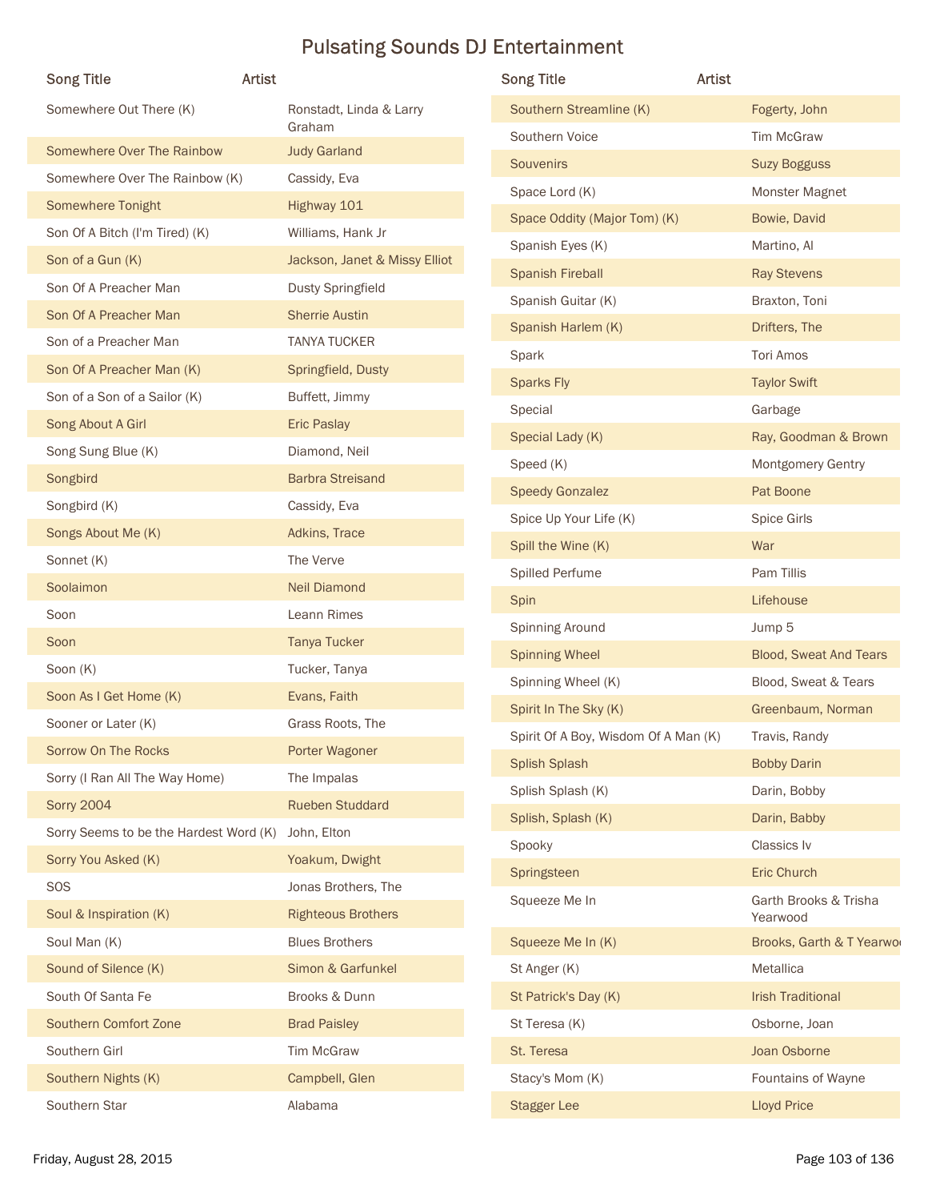# Pulsating Sounds DJ Entertainment

| Song Title | Artist |
|---|---|
| Somewhere Out There (K) | Ronstadt, Linda & Larry Graham |
| Somewhere Over The Rainbow | Judy Garland |
| Somewhere Over The Rainbow (K) | Cassidy, Eva |
| Somewhere Tonight | Highway 101 |
| Son Of A Bitch (I'm Tired) (K) | Williams, Hank Jr |
| Son of a Gun (K) | Jackson, Janet & Missy Elliot |
| Son Of A Preacher Man | Dusty Springfield |
| Son Of A Preacher Man | Sherrie Austin |
| Son of a Preacher Man | TANYA TUCKER |
| Son Of A Preacher Man (K) | Springfield, Dusty |
| Son of a Son of a Sailor (K) | Buffett, Jimmy |
| Song About A Girl | Eric Paslay |
| Song Sung Blue (K) | Diamond, Neil |
| Songbird | Barbra Streisand |
| Songbird (K) | Cassidy, Eva |
| Songs About Me (K) | Adkins, Trace |
| Sonnet (K) | The Verve |
| Soolaimon | Neil Diamond |
| Soon | Leann Rimes |
| Soon | Tanya Tucker |
| Soon (K) | Tucker, Tanya |
| Soon As I Get Home (K) | Evans, Faith |
| Sooner or Later (K) | Grass Roots, The |
| Sorrow On The Rocks | Porter Wagoner |
| Sorry (I Ran All The Way Home) | The Impalas |
| Sorry 2004 | Rueben Studdard |
| Sorry Seems to be the Hardest Word (K) | John, Elton |
| Sorry You Asked (K) | Yoakum, Dwight |
| SOS | Jonas Brothers, The |
| Soul & Inspiration (K) | Righteous Brothers |
| Soul Man (K) | Blues Brothers |
| Sound of Silence (K) | Simon & Garfunkel |
| South Of Santa Fe | Brooks & Dunn |
| Southern Comfort Zone | Brad Paisley |
| Southern Girl | Tim McGraw |
| Southern Nights (K) | Campbell, Glen |
| Southern Star | Alabama |
| Southern Streamline (K) | Fogerty, John |
| Southern Voice | Tim McGraw |
| Souvenirs | Suzy Bogguss |
| Space Lord (K) | Monster Magnet |
| Space Oddity (Major Tom) (K) | Bowie, David |
| Spanish Eyes (K) | Martino, Al |
| Spanish Fireball | Ray Stevens |
| Spanish Guitar (K) | Braxton, Toni |
| Spanish Harlem (K) | Drifters, The |
| Spark | Tori Amos |
| Sparks Fly | Taylor Swift |
| Special | Garbage |
| Special Lady (K) | Ray, Goodman & Brown |
| Speed (K) | Montgomery Gentry |
| Speedy Gonzalez | Pat Boone |
| Spice Up Your Life (K) | Spice Girls |
| Spill the Wine (K) | War |
| Spilled Perfume | Pam Tillis |
| Spin | Lifehouse |
| Spinning Around | Jump 5 |
| Spinning Wheel | Blood, Sweat And Tears |
| Spinning Wheel (K) | Blood, Sweat & Tears |
| Spirit In The Sky (K) | Greenbaum, Norman |
| Spirit Of A Boy, Wisdom Of A Man (K) | Travis, Randy |
| Splish Splash | Bobby Darin |
| Splish Splash (K) | Darin, Bobby |
| Splish, Splash (K) | Darin, Babby |
| Spooky | Classics Iv |
| Springsteen | Eric Church |
| Squeeze Me In | Garth Brooks & Trisha Yearwood |
| Squeeze Me In (K) | Brooks, Garth & T Yearwo |
| St Anger (K) | Metallica |
| St Patrick's Day (K) | Irish Traditional |
| St Teresa (K) | Osborne, Joan |
| St. Teresa | Joan Osborne |
| Stacy's Mom (K) | Fountains of Wayne |
| Stagger Lee | Lloyd Price |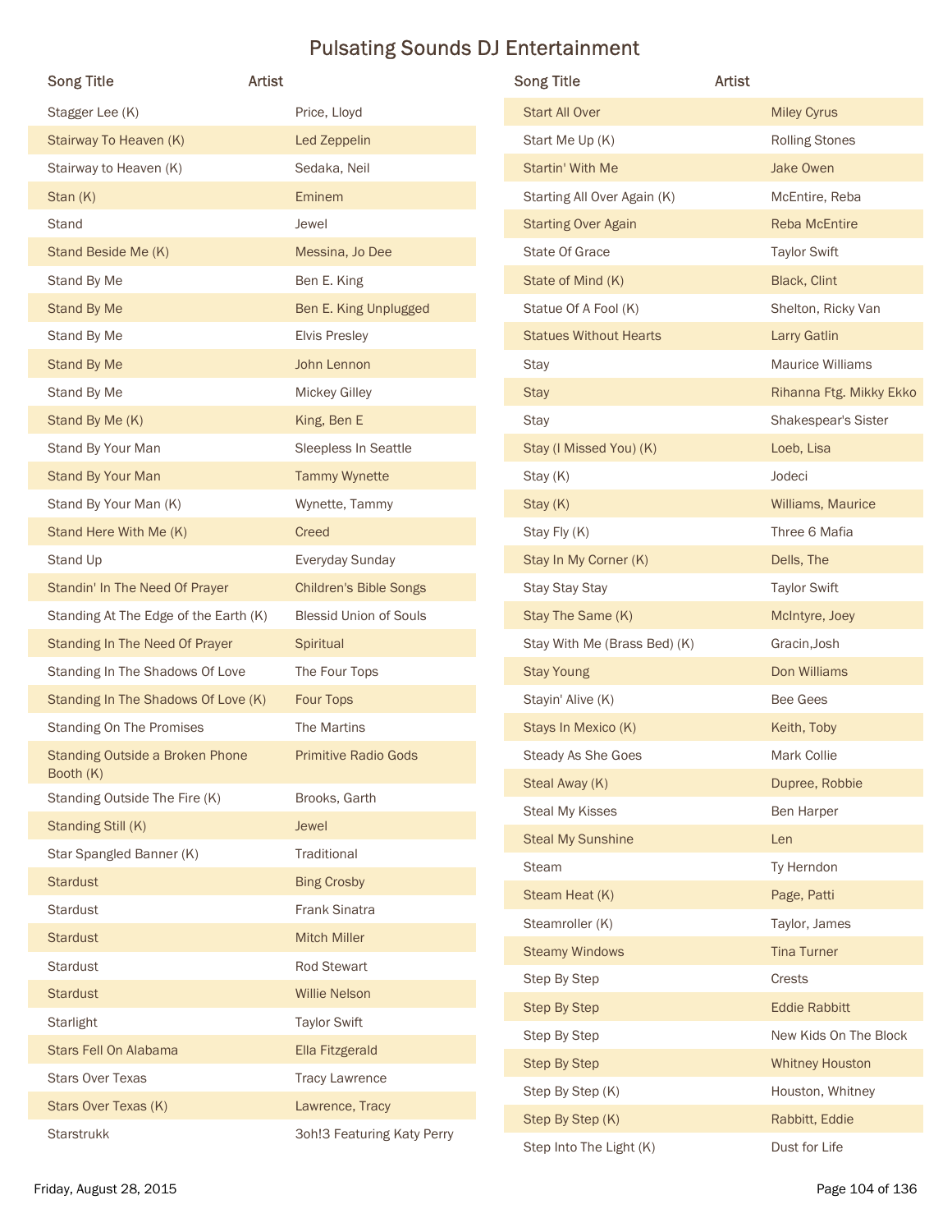# Pulsating Sounds DJ Entertainment

| Song Title | Artist |
|---|---|
| Stagger Lee (K) | Price, Lloyd |
| Stairway To Heaven (K) | Led Zeppelin |
| Stairway to Heaven (K) | Sedaka, Neil |
| Stan (K) | Eminem |
| Stand | Jewel |
| Stand Beside Me (K) | Messina, Jo Dee |
| Stand By Me | Ben E. King |
| Stand By Me | Ben E. King Unplugged |
| Stand By Me | Elvis Presley |
| Stand By Me | John Lennon |
| Stand By Me | Mickey Gilley |
| Stand By Me (K) | King, Ben E |
| Stand By Your Man | Sleepless In Seattle |
| Stand By Your Man | Tammy Wynette |
| Stand By Your Man (K) | Wynette, Tammy |
| Stand Here With Me (K) | Creed |
| Stand Up | Everyday Sunday |
| Standin' In The Need Of Prayer | Children's Bible Songs |
| Standing At The Edge of the Earth (K) | Blessid Union of Souls |
| Standing In The Need Of Prayer | Spiritual |
| Standing In The Shadows Of Love | The Four Tops |
| Standing In The Shadows Of Love (K) | Four Tops |
| Standing On The Promises | The Martins |
| Standing Outside a Broken Phone Booth (K) | Primitive Radio Gods |
| Standing Outside The Fire (K) | Brooks, Garth |
| Standing Still (K) | Jewel |
| Star Spangled Banner (K) | Traditional |
| Stardust | Bing Crosby |
| Stardust | Frank Sinatra |
| Stardust | Mitch Miller |
| Stardust | Rod Stewart |
| Stardust | Willie Nelson |
| Starlight | Taylor Swift |
| Stars Fell On Alabama | Ella Fitzgerald |
| Stars Over Texas | Tracy Lawrence |
| Stars Over Texas (K) | Lawrence, Tracy |
| Starstrukk | 3oh!3 Featuring Katy Perry |
| Start All Over | Miley Cyrus |
| Start Me Up (K) | Rolling Stones |
| Startin' With Me | Jake Owen |
| Starting All Over Again (K) | McEntire, Reba |
| Starting Over Again | Reba McEntire |
| State Of Grace | Taylor Swift |
| State of Mind (K) | Black, Clint |
| Statue Of A Fool (K) | Shelton, Ricky Van |
| Statues Without Hearts | Larry Gatlin |
| Stay | Maurice Williams |
| Stay | Rihanna Ftg. Mikky Ekko |
| Stay | Shakespear's Sister |
| Stay (I Missed You) (K) | Loeb, Lisa |
| Stay (K) | Jodeci |
| Stay (K) | Williams, Maurice |
| Stay Fly (K) | Three 6 Mafia |
| Stay In My Corner (K) | Dells, The |
| Stay Stay Stay | Taylor Swift |
| Stay The Same (K) | McIntyre, Joey |
| Stay With Me (Brass Bed) (K) | Gracin,Josh |
| Stay Young | Don Williams |
| Stayin' Alive (K) | Bee Gees |
| Stays In Mexico (K) | Keith, Toby |
| Steady As She Goes | Mark Collie |
| Steal Away (K) | Dupree, Robbie |
| Steal My Kisses | Ben Harper |
| Steal My Sunshine | Len |
| Steam | Ty Herndon |
| Steam Heat (K) | Page, Patti |
| Steamroller (K) | Taylor, James |
| Steamy Windows | Tina Turner |
| Step By Step | Crests |
| Step By Step | Eddie Rabbitt |
| Step By Step | New Kids On The Block |
| Step By Step | Whitney Houston |
| Step By Step (K) | Houston, Whitney |
| Step By Step (K) | Rabbitt, Eddie |
| Step Into The Light (K) | Dust for Life |

Friday, August 28, 2015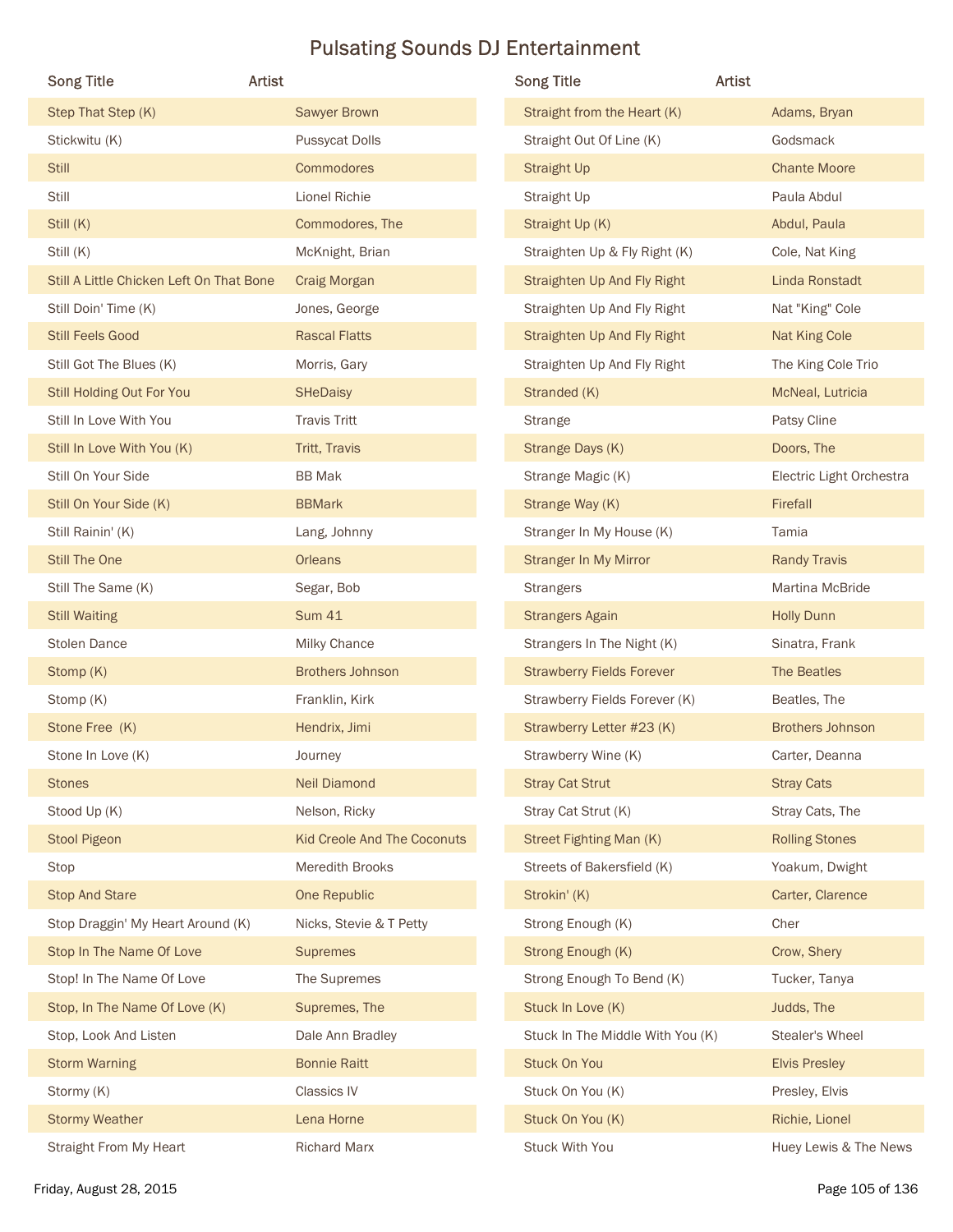# Pulsating Sounds DJ Entertainment

| Song Title | Artist |
|---|---|
| Step That Step (K) | Sawyer Brown |
| Stickwitu (K) | Pussycat Dolls |
| Still | Commodores |
| Still | Lionel Richie |
| Still (K) | Commodores, The |
| Still (K) | McKnight, Brian |
| Still A Little Chicken Left On That Bone | Craig Morgan |
| Still Doin' Time (K) | Jones, George |
| Still Feels Good | Rascal Flatts |
| Still Got The Blues (K) | Morris, Gary |
| Still Holding Out For You | SHeDaisy |
| Still In Love With You | Travis Tritt |
| Still In Love With You (K) | Tritt, Travis |
| Still On Your Side | BB Mak |
| Still On Your Side (K) | BBMark |
| Still Rainin' (K) | Lang, Johnny |
| Still The One | Orleans |
| Still The Same (K) | Segar, Bob |
| Still Waiting | Sum 41 |
| Stolen Dance | Milky Chance |
| Stomp (K) | Brothers Johnson |
| Stomp (K) | Franklin, Kirk |
| Stone Free (K) | Hendrix, Jimi |
| Stone In Love (K) | Journey |
| Stones | Neil Diamond |
| Stood Up (K) | Nelson, Ricky |
| Stool Pigeon | Kid Creole And The Coconuts |
| Stop | Meredith Brooks |
| Stop And Stare | One Republic |
| Stop Draggin' My Heart Around (K) | Nicks, Stevie & T Petty |
| Stop In The Name Of Love | Supremes |
| Stop! In The Name Of Love | The Supremes |
| Stop, In The Name Of Love (K) | Supremes, The |
| Stop, Look And Listen | Dale Ann Bradley |
| Storm Warning | Bonnie Raitt |
| Stormy (K) | Classics IV |
| Stormy Weather | Lena Horne |
| Straight From My Heart | Richard Marx |
| Straight from the Heart (K) | Adams, Bryan |
| Straight Out Of Line (K) | Godsmack |
| Straight Up | Chante Moore |
| Straight Up | Paula Abdul |
| Straight Up (K) | Abdul, Paula |
| Straighten Up & Fly Right (K) | Cole, Nat King |
| Straighten Up And Fly Right | Linda Ronstadt |
| Straighten Up And Fly Right | Nat "King" Cole |
| Straighten Up And Fly Right | Nat King Cole |
| Straighten Up And Fly Right | The King Cole Trio |
| Stranded (K) | McNeal, Lutricia |
| Strange | Patsy Cline |
| Strange Days (K) | Doors, The |
| Strange Magic (K) | Electric Light Orchestra |
| Strange Way (K) | Firefall |
| Stranger In My House (K) | Tamia |
| Stranger In My Mirror | Randy Travis |
| Strangers | Martina McBride |
| Strangers Again | Holly Dunn |
| Strangers In The Night (K) | Sinatra, Frank |
| Strawberry Fields Forever | The Beatles |
| Strawberry Fields Forever (K) | Beatles, The |
| Strawberry Letter #23 (K) | Brothers Johnson |
| Strawberry Wine (K) | Carter, Deanna |
| Stray Cat Strut | Stray Cats |
| Stray Cat Strut (K) | Stray Cats, The |
| Street Fighting Man (K) | Rolling Stones |
| Streets of Bakersfield (K) | Yoakum, Dwight |
| Strokin' (K) | Carter, Clarence |
| Strong Enough (K) | Cher |
| Strong Enough (K) | Crow, Shery |
| Strong Enough To Bend (K) | Tucker, Tanya |
| Stuck In Love (K) | Judds, The |
| Stuck In The Middle With You (K) | Stealer's Wheel |
| Stuck On You | Elvis Presley |
| Stuck On You (K) | Presley, Elvis |
| Stuck On You (K) | Richie, Lionel |
| Stuck With You | Huey Lewis & The News |

Friday, August 28, 2015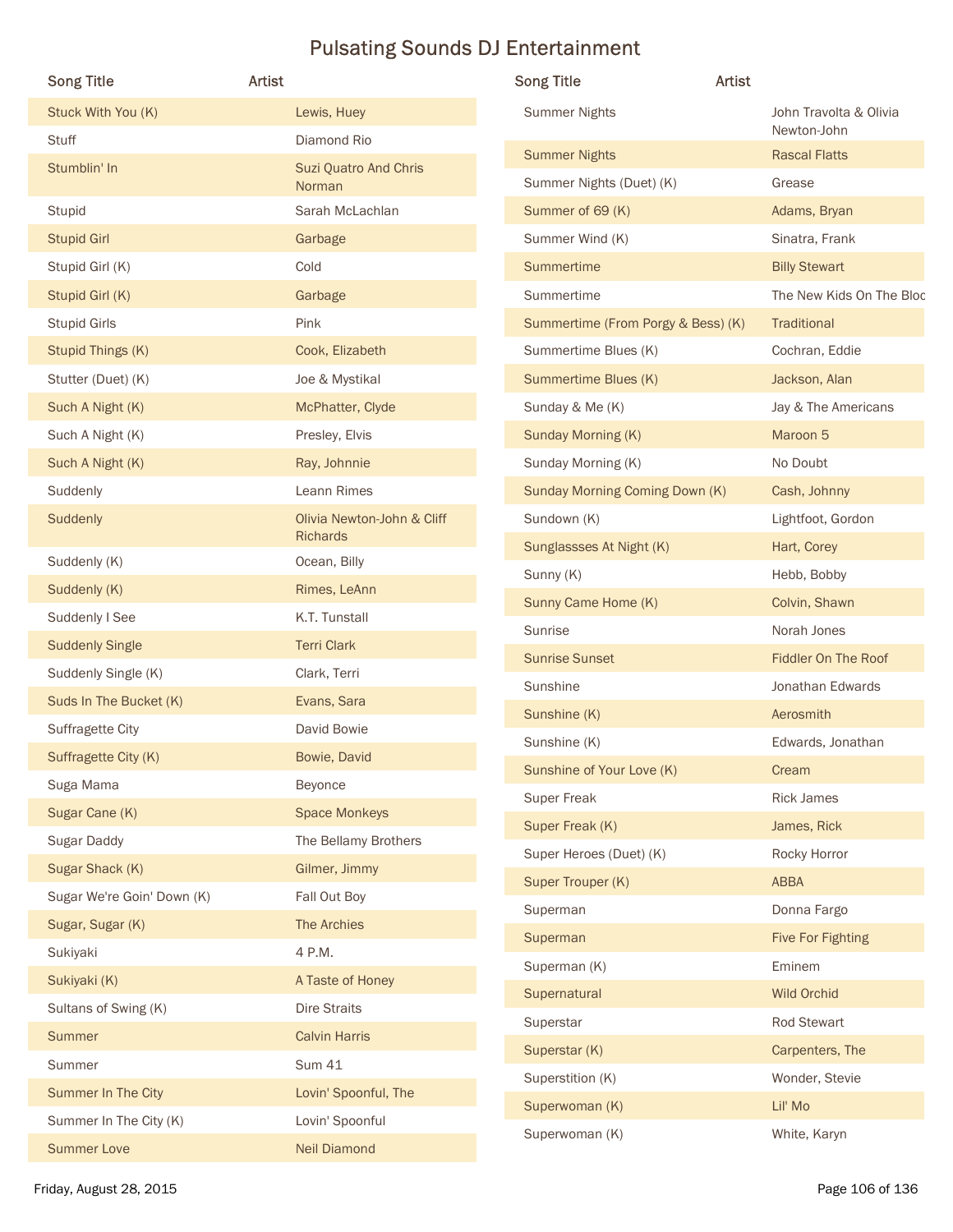# Pulsating Sounds DJ Entertainment

| Song Title | Artist |
| --- | --- |
| Stuck With You (K) | Lewis, Huey |
| Stuff | Diamond Rio |
| Stumblin' In | Suzi Quatro And Chris Norman |
| Stupid | Sarah McLachlan |
| Stupid Girl | Garbage |
| Stupid Girl (K) | Cold |
| Stupid Girl (K) | Garbage |
| Stupid Girls | Pink |
| Stupid Things (K) | Cook, Elizabeth |
| Stutter (Duet) (K) | Joe & Mystikal |
| Such A Night (K) | McPhatter, Clyde |
| Such A Night (K) | Presley, Elvis |
| Such A Night (K) | Ray, Johnnie |
| Suddenly | Leann Rimes |
| Suddenly | Olivia Newton-John & Cliff Richards |
| Suddenly (K) | Ocean, Billy |
| Suddenly (K) | Rimes, LeAnn |
| Suddenly I See | K.T. Tunstall |
| Suddenly Single | Terri Clark |
| Suddenly Single (K) | Clark, Terri |
| Suds In The Bucket (K) | Evans, Sara |
| Suffragette City | David Bowie |
| Suffragette City (K) | Bowie, David |
| Suga Mama | Beyonce |
| Sugar Cane (K) | Space Monkeys |
| Sugar Daddy | The Bellamy Brothers |
| Sugar Shack (K) | Gilmer, Jimmy |
| Sugar We're Goin' Down (K) | Fall Out Boy |
| Sugar, Sugar (K) | The Archies |
| Sukiyaki | 4 P.M. |
| Sukiyaki (K) | A Taste of Honey |
| Sultans of Swing (K) | Dire Straits |
| Summer | Calvin Harris |
| Summer | Sum 41 |
| Summer In The City | Lovin' Spoonful, The |
| Summer In The City (K) | Lovin' Spoonful |
| Summer Love | Neil Diamond |
| Summer Nights | John Travolta & Olivia Newton-John |
| Summer Nights | Rascal Flatts |
| Summer Nights (Duet) (K) | Grease |
| Summer of 69 (K) | Adams, Bryan |
| Summer Wind (K) | Sinatra, Frank |
| Summertime | Billy Stewart |
| Summertime | The New Kids On The Bloc |
| Summertime (From Porgy & Bess) (K) | Traditional |
| Summertime Blues (K) | Cochran, Eddie |
| Summertime Blues (K) | Jackson, Alan |
| Sunday & Me (K) | Jay & The Americans |
| Sunday Morning (K) | Maroon 5 |
| Sunday Morning (K) | No Doubt |
| Sunday Morning Coming Down (K) | Cash, Johnny |
| Sundown (K) | Lightfoot, Gordon |
| Sunglassses At Night (K) | Hart, Corey |
| Sunny (K) | Hebb, Bobby |
| Sunny Came Home (K) | Colvin, Shawn |
| Sunrise | Norah Jones |
| Sunrise Sunset | Fiddler On The Roof |
| Sunshine | Jonathan Edwards |
| Sunshine (K) | Aerosmith |
| Sunshine (K) | Edwards, Jonathan |
| Sunshine of Your Love (K) | Cream |
| Super Freak | Rick James |
| Super Freak (K) | James, Rick |
| Super Heroes (Duet) (K) | Rocky Horror |
| Super Trouper (K) | ABBA |
| Superman | Donna Fargo |
| Superman | Five For Fighting |
| Superman (K) | Eminem |
| Supernatural | Wild Orchid |
| Superstar | Rod Stewart |
| Superstar (K) | Carpenters, The |
| Superstition (K) | Wonder, Stevie |
| Superwoman (K) | Lil' Mo |
| Superwoman (K) | White, Karyn |

Friday, August 28, 2015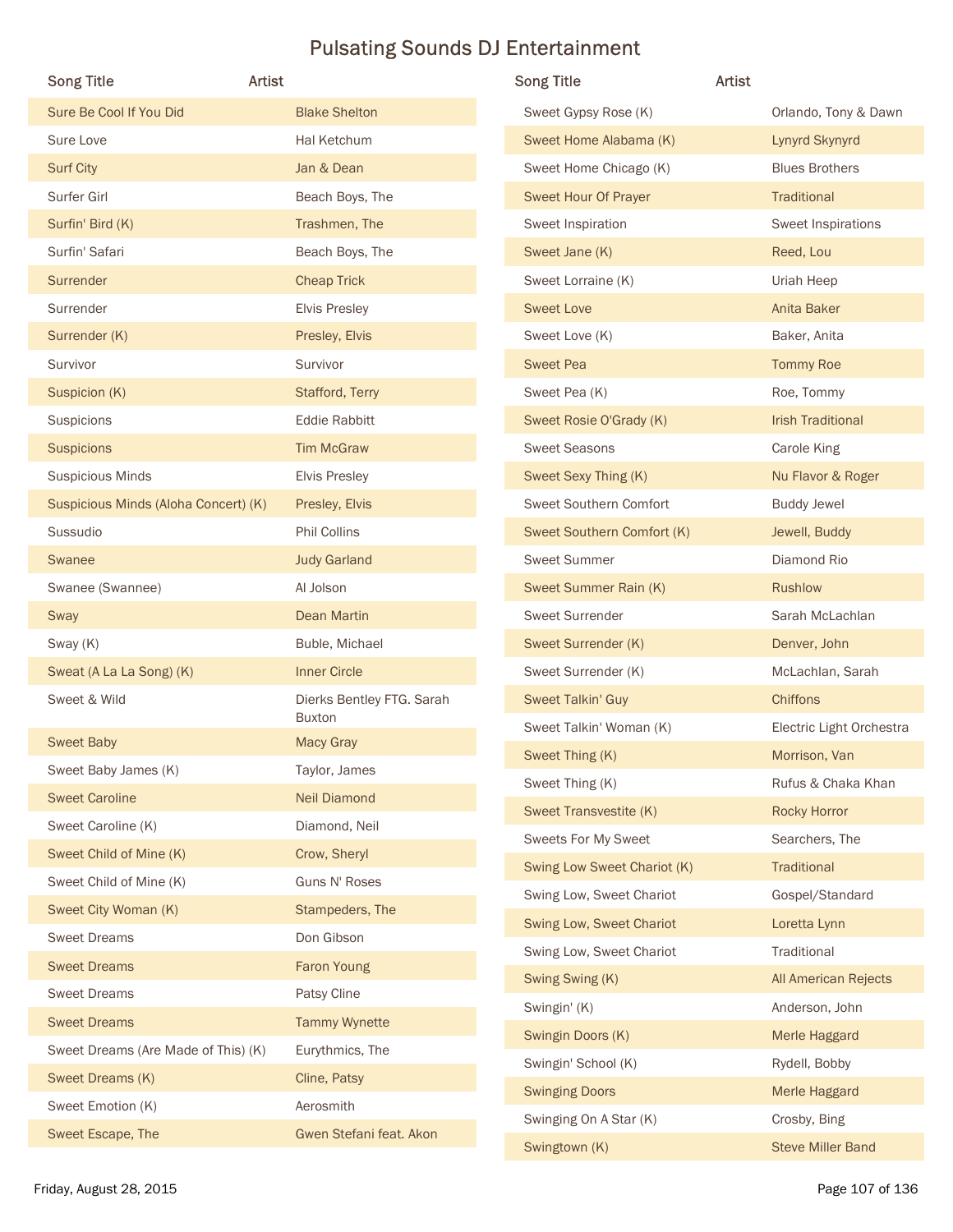# Pulsating Sounds DJ Entertainment

| Song Title | Artist |
| --- | --- |
| Sure Be Cool If You Did | Blake Shelton |
| Sure Love | Hal Ketchum |
| Surf City | Jan & Dean |
| Surfer Girl | Beach Boys, The |
| Surfin' Bird (K) | Trashmen, The |
| Surfin' Safari | Beach Boys, The |
| Surrender | Cheap Trick |
| Surrender | Elvis Presley |
| Surrender (K) | Presley, Elvis |
| Survivor | Survivor |
| Suspicion (K) | Stafford, Terry |
| Suspicions | Eddie Rabbitt |
| Suspicions | Tim McGraw |
| Suspicious Minds | Elvis Presley |
| Suspicious Minds (Aloha Concert) (K) | Presley, Elvis |
| Sussudio | Phil Collins |
| Swanee | Judy Garland |
| Swanee (Swannee) | Al Jolson |
| Sway | Dean Martin |
| Sway (K) | Buble, Michael |
| Sweat (A La La Song) (K) | Inner Circle |
| Sweet & Wild | Dierks Bentley FTG. Sarah Buxton |
| Sweet Baby | Macy Gray |
| Sweet Baby James (K) | Taylor, James |
| Sweet Caroline | Neil Diamond |
| Sweet Caroline (K) | Diamond, Neil |
| Sweet Child of Mine (K) | Crow, Sheryl |
| Sweet Child of Mine (K) | Guns N' Roses |
| Sweet City Woman (K) | Stampeders, The |
| Sweet Dreams | Don Gibson |
| Sweet Dreams | Faron Young |
| Sweet Dreams | Patsy Cline |
| Sweet Dreams | Tammy Wynette |
| Sweet Dreams (Are Made of This) (K) | Eurythmics, The |
| Sweet Dreams (K) | Cline, Patsy |
| Sweet Emotion (K) | Aerosmith |
| Sweet Escape, The | Gwen Stefani feat. Akon |
| Sweet Gypsy Rose (K) | Orlando, Tony & Dawn |
| Sweet Home Alabama (K) | Lynyrd Skynyrd |
| Sweet Home Chicago (K) | Blues Brothers |
| Sweet Hour Of Prayer | Traditional |
| Sweet Inspiration | Sweet Inspirations |
| Sweet Jane (K) | Reed, Lou |
| Sweet Lorraine (K) | Uriah Heep |
| Sweet Love | Anita Baker |
| Sweet Love (K) | Baker, Anita |
| Sweet Pea | Tommy Roe |
| Sweet Pea (K) | Roe, Tommy |
| Sweet Rosie O'Grady (K) | Irish Traditional |
| Sweet Seasons | Carole King |
| Sweet Sexy Thing (K) | Nu Flavor & Roger |
| Sweet Southern Comfort | Buddy Jewel |
| Sweet Southern Comfort (K) | Jewell, Buddy |
| Sweet Summer | Diamond Rio |
| Sweet Summer Rain (K) | Rushlow |
| Sweet Surrender | Sarah McLachlan |
| Sweet Surrender (K) | Denver, John |
| Sweet Surrender (K) | McLachlan, Sarah |
| Sweet Talkin' Guy | Chiffons |
| Sweet Talkin' Woman (K) | Electric Light Orchestra |
| Sweet Thing (K) | Morrison, Van |
| Sweet Thing (K) | Rufus & Chaka Khan |
| Sweet Transvestite (K) | Rocky Horror |
| Sweets For My Sweet | Searchers, The |
| Swing Low Sweet Chariot (K) | Traditional |
| Swing Low, Sweet Chariot | Gospel/Standard |
| Swing Low, Sweet Chariot | Loretta Lynn |
| Swing Low, Sweet Chariot | Traditional |
| Swing Swing (K) | All American Rejects |
| Swingin' (K) | Anderson, John |
| Swingin Doors (K) | Merle Haggard |
| Swingin' School (K) | Rydell, Bobby |
| Swinging Doors | Merle Haggard |
| Swinging On A Star (K) | Crosby, Bing |
| Swingtown (K) | Steve Miller Band |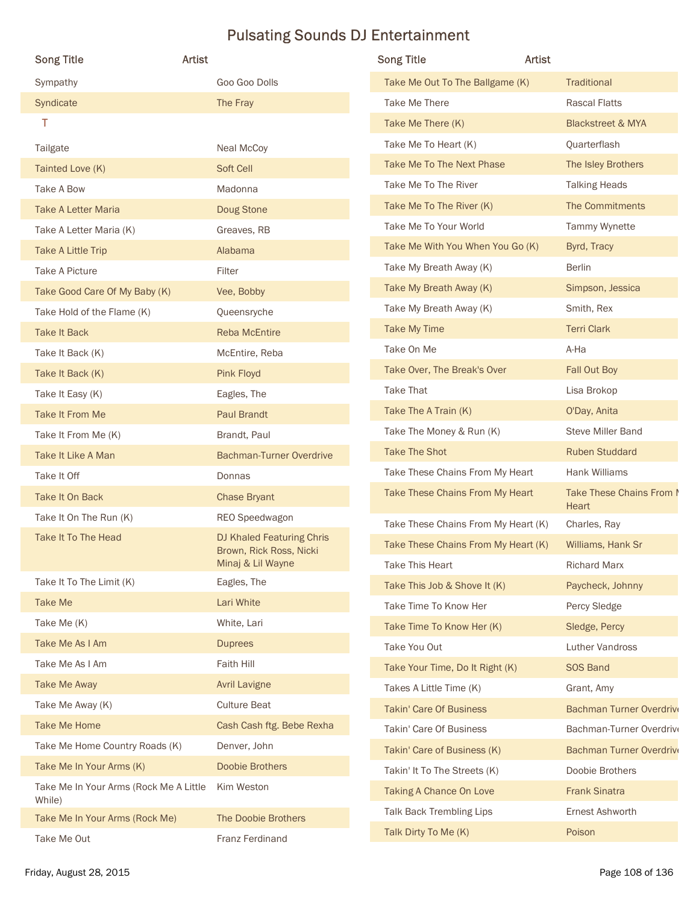# Pulsating Sounds DJ Entertainment

| Song Title | Artist |
|---|---|
| Sympathy | Goo Goo Dolls |
| Syndicate | The Fray |
| **T** | |
| Tailgate | Neal McCoy |
| Tainted Love (K) | Soft Cell |
| Take A Bow | Madonna |
| Take A Letter Maria | Doug Stone |
| Take A Letter Maria (K) | Greaves, RB |
| Take A Little Trip | Alabama |
| Take A Picture | Filter |
| Take Good Care Of My Baby (K) | Vee, Bobby |
| Take Hold of the Flame (K) | Queensryche |
| Take It Back | Reba McEntire |
| Take It Back (K) | McEntire, Reba |
| Take It Back (K) | Pink Floyd |
| Take It Easy (K) | Eagles, The |
| Take It From Me | Paul Brandt |
| Take It From Me (K) | Brandt, Paul |
| Take It Like A Man | Bachman-Turner Overdrive |
| Take It Off | Donnas |
| Take It On Back | Chase Bryant |
| Take It On The Run (K) | REO Speedwagon |
| Take It To The Head | DJ Khaled Featuring Chris Brown, Rick Ross, Nicki Minaj & Lil Wayne |
| Take It To The Limit (K) | Eagles, The |
| Take Me | Lari White |
| Take Me (K) | White, Lari |
| Take Me As I Am | Duprees |
| Take Me As I Am | Faith Hill |
| Take Me Away | Avril Lavigne |
| Take Me Away (K) | Culture Beat |
| Take Me Home | Cash Cash ftg. Bebe Rexha |
| Take Me Home Country Roads (K) | Denver, John |
| Take Me In Your Arms (K) | Doobie Brothers |
| Take Me In Your Arms (Rock Me A Little While) | Kim Weston |
| Take Me In Your Arms (Rock Me) | The Doobie Brothers |
| Take Me Out | Franz Ferdinand |
| Take Me Out To The Ballgame (K) | Traditional |
| Take Me There | Rascal Flatts |
| Take Me There (K) | Blackstreet & MYA |
| Take Me To Heart (K) | Quarterflash |
| Take Me To The Next Phase | The Isley Brothers |
| Take Me To The River | Talking Heads |
| Take Me To The River (K) | The Commitments |
| Take Me To Your World | Tammy Wynette |
| Take Me With You When You Go (K) | Byrd, Tracy |
| Take My Breath Away (K) | Berlin |
| Take My Breath Away (K) | Simpson, Jessica |
| Take My Breath Away (K) | Smith, Rex |
| Take My Time | Terri Clark |
| Take On Me | A-Ha |
| Take Over, The Break's Over | Fall Out Boy |
| Take That | Lisa Brokop |
| Take The A Train (K) | O'Day, Anita |
| Take The Money & Run (K) | Steve Miller Band |
| Take The Shot | Ruben Studdard |
| Take These Chains From My Heart | Hank Williams |
| Take These Chains From My Heart | Take These Chains From My Heart |
| Take These Chains From My Heart (K) | Charles, Ray |
| Take These Chains From My Heart (K) | Williams, Hank Sr |
| Take This Heart | Richard Marx |
| Take This Job & Shove It (K) | Paycheck, Johnny |
| Take Time To Know Her | Percy Sledge |
| Take Time To Know Her (K) | Sledge, Percy |
| Take You Out | Luther Vandross |
| Take Your Time, Do It Right (K) | SOS Band |
| Takes A Little Time (K) | Grant, Amy |
| Takin' Care Of Business | Bachman Turner Overdrive |
| Takin' Care Of Business | Bachman-Turner Overdrive |
| Takin' Care of Business (K) | Bachman Turner Overdrive |
| Takin' It To The Streets (K) | Doobie Brothers |
| Taking A Chance On Love | Frank Sinatra |
| Talk Back Trembling Lips | Ernest Ashworth |
| Talk Dirty To Me (K) | Poison |

Friday, August 28, 2015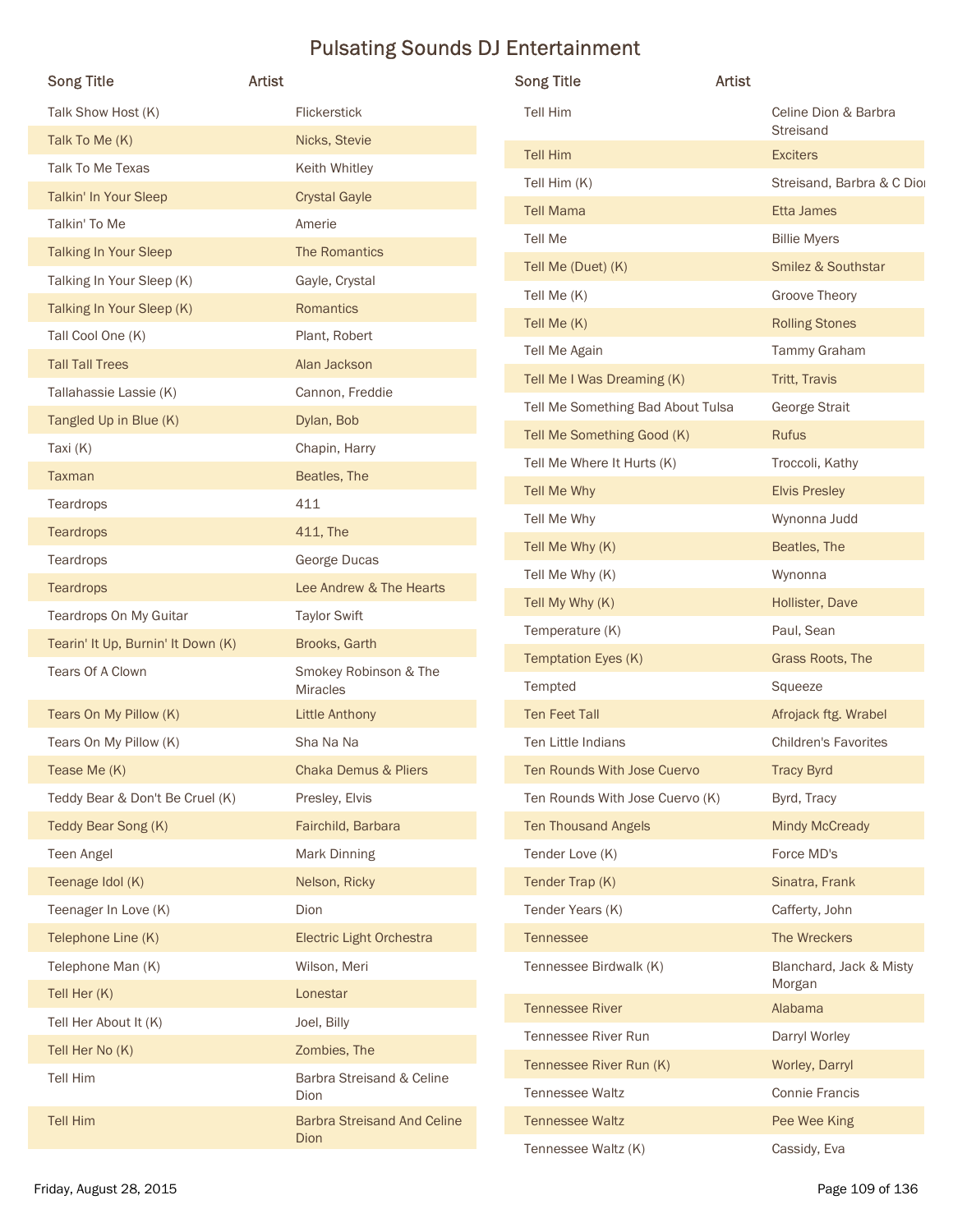# Pulsating Sounds DJ Entertainment

| Song Title | Artist |
|---|---|
| Talk Show Host (K) | Flickerstick |
| Talk To Me (K) | Nicks, Stevie |
| Talk To Me Texas | Keith Whitley |
| Talkin' In Your Sleep | Crystal Gayle |
| Talkin' To Me | Amerie |
| Talking In Your Sleep | The Romantics |
| Talking In Your Sleep (K) | Gayle, Crystal |
| Talking In Your Sleep (K) | Romantics |
| Tall Cool One (K) | Plant, Robert |
| Tall Tall Trees | Alan Jackson |
| Tallahassie Lassie (K) | Cannon, Freddie |
| Tangled Up in Blue (K) | Dylan, Bob |
| Taxi (K) | Chapin, Harry |
| Taxman | Beatles, The |
| Teardrops | 411 |
| Teardrops | 411, The |
| Teardrops | George Ducas |
| Teardrops | Lee Andrew & The Hearts |
| Teardrops On My Guitar | Taylor Swift |
| Tearin' It Up, Burnin' It Down (K) | Brooks, Garth |
| Tears Of A Clown | Smokey Robinson & The Miracles |
| Tears On My Pillow (K) | Little Anthony |
| Tears On My Pillow (K) | Sha Na Na |
| Tease Me (K) | Chaka Demus & Pliers |
| Teddy Bear & Don't Be Cruel (K) | Presley, Elvis |
| Teddy Bear Song (K) | Fairchild, Barbara |
| Teen Angel | Mark Dinning |
| Teenage Idol (K) | Nelson, Ricky |
| Teenager In Love (K) | Dion |
| Telephone Line (K) | Electric Light Orchestra |
| Telephone Man (K) | Wilson, Meri |
| Tell Her (K) | Lonestar |
| Tell Her About It (K) | Joel, Billy |
| Tell Her No (K) | Zombies, The |
| Tell Him | Barbra Streisand & Celine Dion |
| Tell Him | Barbra Streisand And Celine Dion |
| Tell Him | Celine Dion & Barbra Streisand |
| Tell Him | Exciters |
| Tell Him (K) | Streisand, Barbra & C Dion |
| Tell Mama | Etta James |
| Tell Me | Billie Myers |
| Tell Me (Duet) (K) | Smilez & Southstar |
| Tell Me (K) | Groove Theory |
| Tell Me (K) | Rolling Stones |
| Tell Me Again | Tammy Graham |
| Tell Me I Was Dreaming (K) | Tritt, Travis |
| Tell Me Something Bad About Tulsa | George Strait |
| Tell Me Something Good (K) | Rufus |
| Tell Me Where It Hurts (K) | Troccoli, Kathy |
| Tell Me Why | Elvis Presley |
| Tell Me Why | Wynonna Judd |
| Tell Me Why (K) | Beatles, The |
| Tell Me Why (K) | Wynonna |
| Tell My Why (K) | Hollister, Dave |
| Temperature (K) | Paul, Sean |
| Temptation Eyes (K) | Grass Roots, The |
| Tempted | Squeeze |
| Ten Feet Tall | Afrojack ftg. Wrabel |
| Ten Little Indians | Children's Favorites |
| Ten Rounds With Jose Cuervo | Tracy Byrd |
| Ten Rounds With Jose Cuervo (K) | Byrd, Tracy |
| Ten Thousand Angels | Mindy McCready |
| Tender Love (K) | Force MD's |
| Tender Trap (K) | Sinatra, Frank |
| Tender Years (K) | Cafferty, John |
| Tennessee | The Wreckers |
| Tennessee Birdwalk (K) | Blanchard, Jack & Misty Morgan |
| Tennessee River | Alabama |
| Tennessee River Run | Darryl Worley |
| Tennessee River Run (K) | Worley, Darryl |
| Tennessee Waltz | Connie Francis |
| Tennessee Waltz | Pee Wee King |
| Tennessee Waltz (K) | Cassidy, Eva |

Friday, August 28, 2015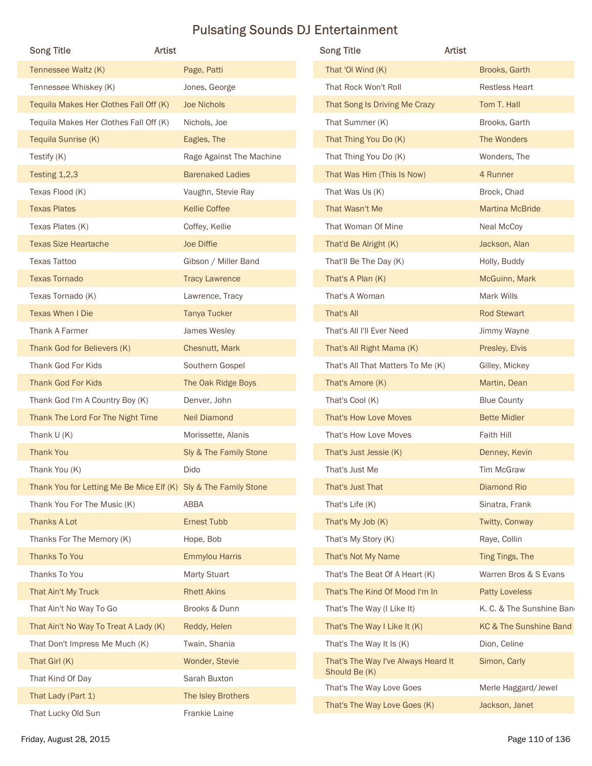# Pulsating Sounds DJ Entertainment

| Song Title | Artist |
|---|---|
| Tennessee Waltz (K) | Page, Patti |
| Tennessee Whiskey (K) | Jones, George |
| Tequila Makes Her Clothes Fall Off (K) | Joe Nichols |
| Tequila Makes Her Clothes Fall Off (K) | Nichols, Joe |
| Tequila Sunrise (K) | Eagles, The |
| Testify (K) | Rage Against The Machine |
| Testing 1,2,3 | Barenaked Ladies |
| Texas Flood (K) | Vaughn, Stevie Ray |
| Texas Plates | Kellie Coffee |
| Texas Plates (K) | Coffey, Kellie |
| Texas Size Heartache | Joe Diffie |
| Texas Tattoo | Gibson / Miller Band |
| Texas Tornado | Tracy Lawrence |
| Texas Tornado (K) | Lawrence, Tracy |
| Texas When I Die | Tanya Tucker |
| Thank A Farmer | James Wesley |
| Thank God for Believers (K) | Chesnutt, Mark |
| Thank God For Kids | Southern Gospel |
| Thank God For Kids | The Oak Ridge Boys |
| Thank God I'm A Country Boy (K) | Denver, John |
| Thank The Lord For The Night Time | Neil Diamond |
| Thank U (K) | Morissette, Alanis |
| Thank You | Sly & The Family Stone |
| Thank You (K) | Dido |
| Thank You for Letting Me Be Mice Elf (K) | Sly & The Family Stone |
| Thank You For The Music (K) | ABBA |
| Thanks A Lot | Ernest Tubb |
| Thanks For The Memory (K) | Hope, Bob |
| Thanks To You | Emmylou Harris |
| Thanks To You | Marty Stuart |
| That Ain't My Truck | Rhett Akins |
| That Ain't No Way To Go | Brooks & Dunn |
| That Ain't No Way To Treat A Lady (K) | Reddy, Helen |
| That Don't Impress Me Much (K) | Twain, Shania |
| That Girl (K) | Wonder, Stevie |
| That Kind Of Day | Sarah Buxton |
| That Lady (Part 1) | The Isley Brothers |
| That Lucky Old Sun | Frankie Laine |
| That 'Ol Wind (K) | Brooks, Garth |
| That Rock Won't Roll | Restless Heart |
| That Song Is Driving Me Crazy | Tom T. Hall |
| That Summer (K) | Brooks, Garth |
| That Thing You Do (K) | The Wonders |
| That Thing You Do (K) | Wonders, The |
| That Was Him (This Is Now) | 4 Runner |
| That Was Us (K) | Brock, Chad |
| That Wasn't Me | Martina McBride |
| That Woman Of Mine | Neal McCoy |
| That'd Be Alright (K) | Jackson, Alan |
| That'll Be The Day (K) | Holly, Buddy |
| That's A Plan (K) | McGuinn, Mark |
| That's A Woman | Mark Wills |
| That's All | Rod Stewart |
| That's All I'll Ever Need | Jimmy Wayne |
| That's All Right Mama (K) | Presley, Elvis |
| That's All That Matters To Me (K) | Gilley, Mickey |
| That's Amore (K) | Martin, Dean |
| That's Cool (K) | Blue County |
| That's How Love Moves | Bette Midler |
| That's How Love Moves | Faith Hill |
| That's Just Jessie (K) | Denney, Kevin |
| That's Just Me | Tim McGraw |
| That's Just That | Diamond Rio |
| That's Life (K) | Sinatra, Frank |
| That's My Job (K) | Twitty, Conway |
| That's My Story (K) | Raye, Collin |
| That's Not My Name | Ting Tings, The |
| That's The Beat Of A Heart (K) | Warren Bros & S Evans |
| That's The Kind Of Mood I'm In | Patty Loveless |
| That's The Way (I Like It) | K. C. & The Sunshine Band |
| That's The Way I Like It (K) | KC & The Sunshine Band |
| That's The Way It Is (K) | Dion, Celine |
| That's The Way I've Always Heard It Should Be (K) | Simon, Carly |
| That's The Way Love Goes | Merle Haggard/Jewel |
| That's The Way Love Goes (K) | Jackson, Janet |

Friday, August 28, 2015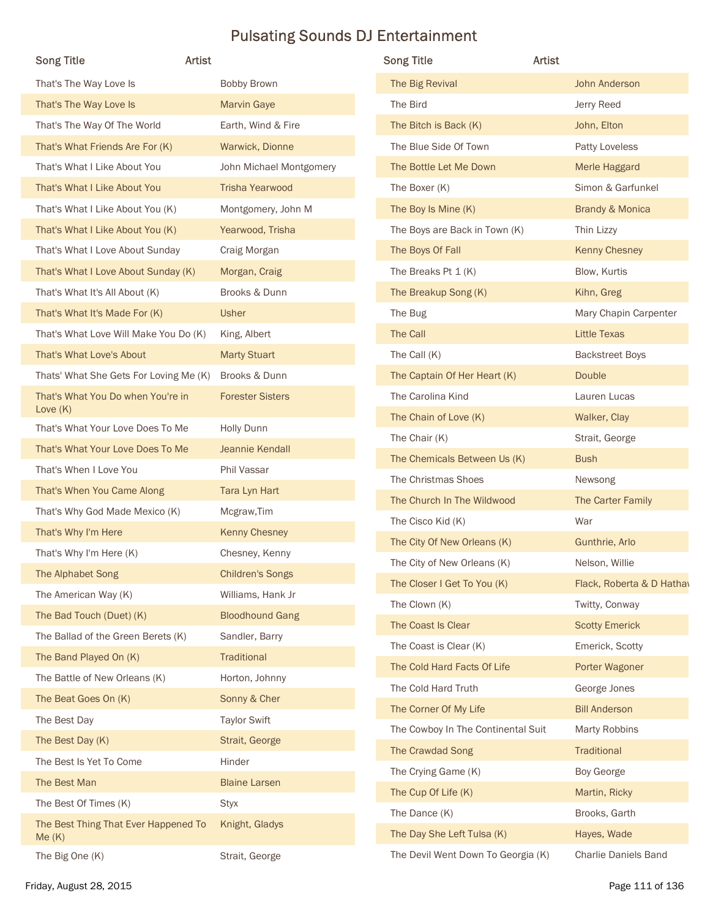# Pulsating Sounds DJ Entertainment

| Song Title | Artist |
|---|---|
| That's The Way Love Is | Bobby Brown |
| That's The Way Love Is | Marvin Gaye |
| That's The Way Of The World | Earth, Wind & Fire |
| That's What Friends Are For (K) | Warwick, Dionne |
| That's What I Like About You | John Michael Montgomery |
| That's What I Like About You | Trisha Yearwood |
| That's What I Like About You (K) | Montgomery, John M |
| That's What I Like About You (K) | Yearwood, Trisha |
| That's What I Love About Sunday | Craig Morgan |
| That's What I Love About Sunday (K) | Morgan, Craig |
| That's What It's All About (K) | Brooks & Dunn |
| That's What It's Made For (K) | Usher |
| That's What Love Will Make You Do (K) | King, Albert |
| That's What Love's About | Marty Stuart |
| Thats' What She Gets For Loving Me (K) | Brooks & Dunn |
| That's What You Do when You're in Love (K) | Forester Sisters |
| That's What Your Love Does To Me | Holly Dunn |
| That's What Your Love Does To Me | Jeannie Kendall |
| That's When I Love You | Phil Vassar |
| That's When You Came Along | Tara Lyn Hart |
| That's Why God Made Mexico (K) | Mcgraw,Tim |
| That's Why I'm Here | Kenny Chesney |
| That's Why I'm Here (K) | Chesney, Kenny |
| The Alphabet Song | Children's Songs |
| The American Way (K) | Williams, Hank Jr |
| The Bad Touch (Duet) (K) | Bloodhound Gang |
| The Ballad of the Green Berets (K) | Sandler, Barry |
| The Band Played On (K) | Traditional |
| The Battle of New Orleans (K) | Horton, Johnny |
| The Beat Goes On (K) | Sonny & Cher |
| The Best Day | Taylor Swift |
| The Best Day (K) | Strait, George |
| The Best Is Yet To Come | Hinder |
| The Best Man | Blaine Larsen |
| The Best Of Times (K) | Styx |
| The Best Thing That Ever Happened To Me (K) | Knight, Gladys |
| The Big One (K) | Strait, George |
| The Big Revival | John Anderson |
| The Bird | Jerry Reed |
| The Bitch is Back (K) | John, Elton |
| The Blue Side Of Town | Patty Loveless |
| The Bottle Let Me Down | Merle Haggard |
| The Boxer (K) | Simon & Garfunkel |
| The Boy Is Mine (K) | Brandy & Monica |
| The Boys are Back in Town (K) | Thin Lizzy |
| The Boys Of Fall | Kenny Chesney |
| The Breaks Pt 1 (K) | Blow, Kurtis |
| The Breakup Song (K) | Kihn, Greg |
| The Bug | Mary Chapin Carpenter |
| The Call | Little Texas |
| The Call (K) | Backstreet Boys |
| The Captain Of Her Heart (K) | Double |
| The Carolina Kind | Lauren Lucas |
| The Chain of Love (K) | Walker, Clay |
| The Chair (K) | Strait, George |
| The Chemicals Between Us (K) | Bush |
| The Christmas Shoes | Newsong |
| The Church In The Wildwood | The Carter Family |
| The Cisco Kid (K) | War |
| The City Of New Orleans (K) | Gunthrie, Arlo |
| The City of New Orleans (K) | Nelson, Willie |
| The Closer I Get To You (K) | Flack, Roberta & D Hathaw |
| The Clown (K) | Twitty, Conway |
| The Coast Is Clear | Scotty Emerick |
| The Coast is Clear (K) | Emerick, Scotty |
| The Cold Hard Facts Of Life | Porter Wagoner |
| The Cold Hard Truth | George Jones |
| The Corner Of My Life | Bill Anderson |
| The Cowboy In The Continental Suit | Marty Robbins |
| The Crawdad Song | Traditional |
| The Crying Game (K) | Boy George |
| The Cup Of Life (K) | Martin, Ricky |
| The Dance (K) | Brooks, Garth |
| The Day She Left Tulsa (K) | Hayes, Wade |
| The Devil Went Down To Georgia (K) | Charlie Daniels Band |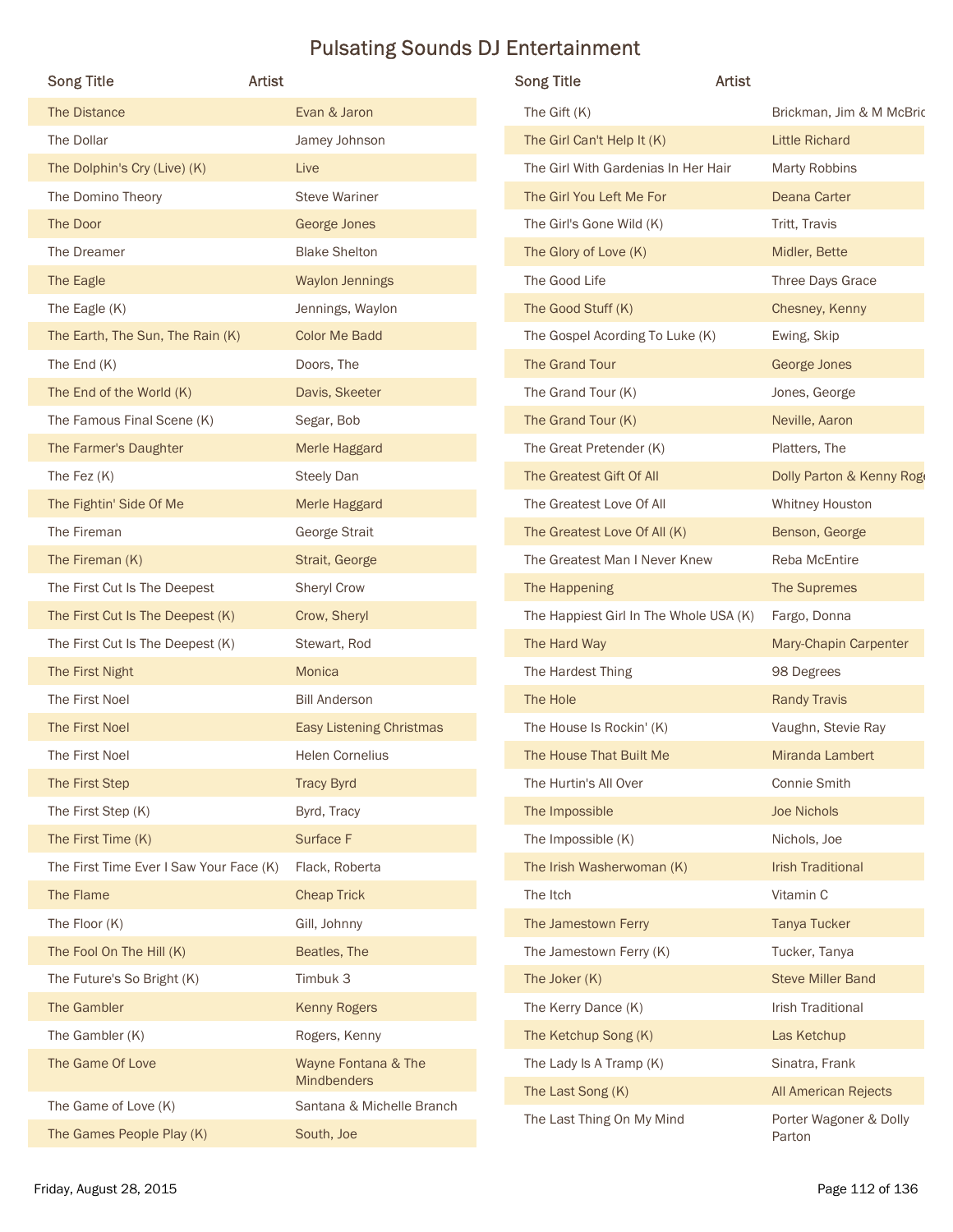# Pulsating Sounds DJ Entertainment

| Song Title | Artist |
|---|---|
| The Distance | Evan & Jaron |
| The Dollar | Jamey Johnson |
| The Dolphin's Cry (Live) (K) | Live |
| The Domino Theory | Steve Wariner |
| The Door | George Jones |
| The Dreamer | Blake Shelton |
| The Eagle | Waylon Jennings |
| The Eagle (K) | Jennings, Waylon |
| The Earth, The Sun, The Rain (K) | Color Me Badd |
| The End (K) | Doors, The |
| The End of the World (K) | Davis, Skeeter |
| The Famous Final Scene (K) | Segar, Bob |
| The Farmer's Daughter | Merle Haggard |
| The Fez (K) | Steely Dan |
| The Fightin' Side Of Me | Merle Haggard |
| The Fireman | George Strait |
| The Fireman (K) | Strait, George |
| The First Cut Is The Deepest | Sheryl Crow |
| The First Cut Is The Deepest (K) | Crow, Sheryl |
| The First Cut Is The Deepest (K) | Stewart, Rod |
| The First Night | Monica |
| The First Noel | Bill Anderson |
| The First Noel | Easy Listening Christmas |
| The First Noel | Helen Cornelius |
| The First Step | Tracy Byrd |
| The First Step (K) | Byrd, Tracy |
| The First Time (K) | Surface F |
| The First Time Ever I Saw Your Face (K) | Flack, Roberta |
| The Flame | Cheap Trick |
| The Floor (K) | Gill, Johnny |
| The Fool On The Hill (K) | Beatles, The |
| The Future's So Bright (K) | Timbuk 3 |
| The Gambler | Kenny Rogers |
| The Gambler (K) | Rogers, Kenny |
| The Game Of Love | Wayne Fontana & The Mindbenders |
| The Game of Love (K) | Santana & Michelle Branch |
| The Games People Play (K) | South, Joe |
| The Gift (K) | Brickman, Jim & M McBric |
| The Girl Can't Help It (K) | Little Richard |
| The Girl With Gardenias In Her Hair | Marty Robbins |
| The Girl You Left Me For | Deana Carter |
| The Girl's Gone Wild (K) | Tritt, Travis |
| The Glory of Love (K) | Midler, Bette |
| The Good Life | Three Days Grace |
| The Good Stuff (K) | Chesney, Kenny |
| The Gospel Acording To Luke (K) | Ewing, Skip |
| The Grand Tour | George Jones |
| The Grand Tour (K) | Jones, George |
| The Grand Tour (K) | Neville, Aaron |
| The Great Pretender (K) | Platters, The |
| The Greatest Gift Of All | Dolly Parton & Kenny Roge |
| The Greatest Love Of All | Whitney Houston |
| The Greatest Love Of All (K) | Benson, George |
| The Greatest Man I Never Knew | Reba McEntire |
| The Happening | The Supremes |
| The Happiest Girl In The Whole USA (K) | Fargo, Donna |
| The Hard Way | Mary-Chapin Carpenter |
| The Hardest Thing | 98 Degrees |
| The Hole | Randy Travis |
| The House Is Rockin' (K) | Vaughn, Stevie Ray |
| The House That Built Me | Miranda Lambert |
| The Hurtin's All Over | Connie Smith |
| The Impossible | Joe Nichols |
| The Impossible (K) | Nichols, Joe |
| The Irish Washerwoman (K) | Irish Traditional |
| The Itch | Vitamin C |
| The Jamestown Ferry | Tanya Tucker |
| The Jamestown Ferry (K) | Tucker, Tanya |
| The Joker (K) | Steve Miller Band |
| The Kerry Dance (K) | Irish Traditional |
| The Ketchup Song (K) | Las Ketchup |
| The Lady Is A Tramp (K) | Sinatra, Frank |
| The Last Song (K) | All American Rejects |
| The Last Thing On My Mind | Porter Wagoner & Dolly Parton |

Friday, August 28, 2015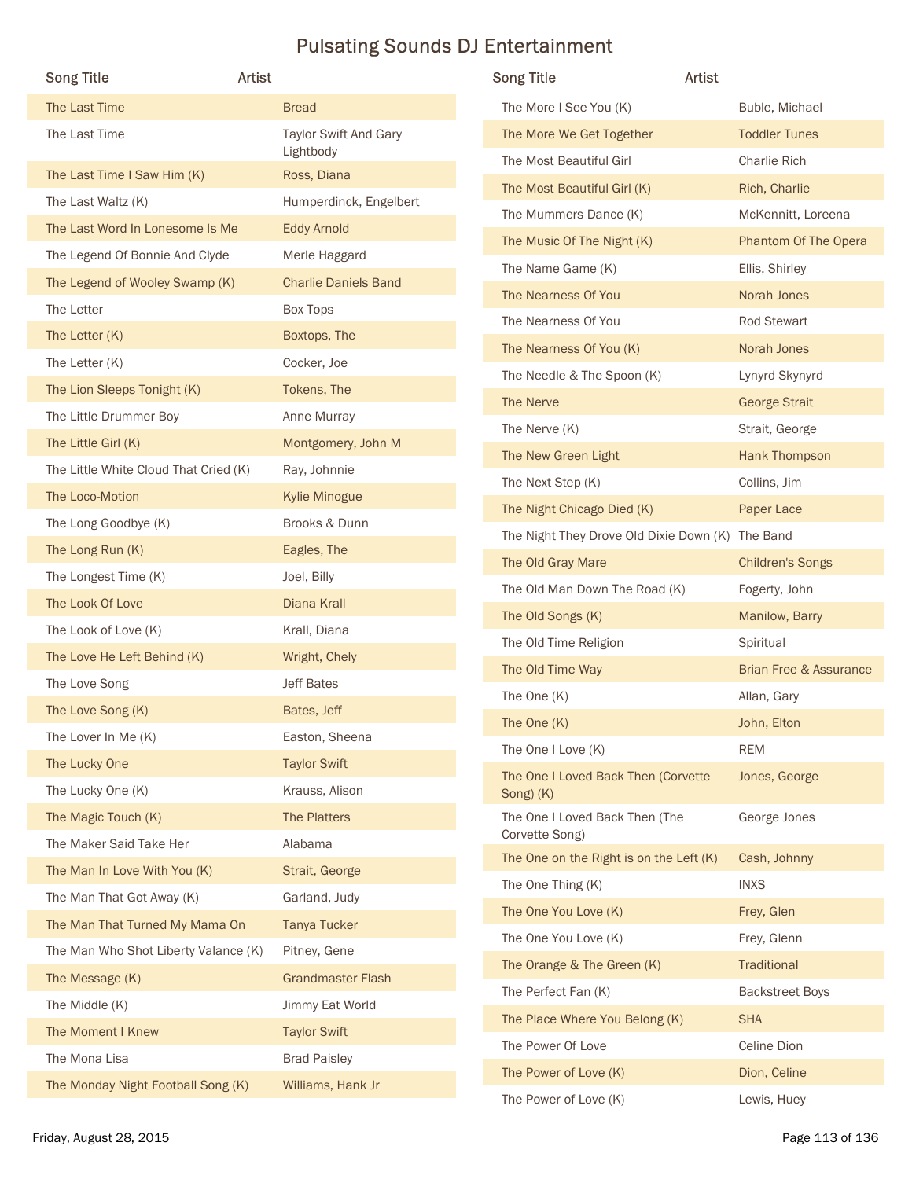# Pulsating Sounds DJ Entertainment

| Song Title | Artist |
| --- | --- |
| The Last Time | Bread |
| The Last Time | Taylor Swift And Gary Lightbody |
| The Last Time I Saw Him (K) | Ross, Diana |
| The Last Waltz (K) | Humperdinck, Engelbert |
| The Last Word In Lonesome Is Me | Eddy Arnold |
| The Legend Of Bonnie And Clyde | Merle Haggard |
| The Legend of Wooley Swamp (K) | Charlie Daniels Band |
| The Letter | Box Tops |
| The Letter (K) | Boxtops, The |
| The Letter (K) | Cocker, Joe |
| The Lion Sleeps Tonight (K) | Tokens, The |
| The Little Drummer Boy | Anne Murray |
| The Little Girl (K) | Montgomery, John M |
| The Little White Cloud That Cried (K) | Ray, Johnnie |
| The Loco-Motion | Kylie Minogue |
| The Long Goodbye (K) | Brooks & Dunn |
| The Long Run (K) | Eagles, The |
| The Longest Time (K) | Joel, Billy |
| The Look Of Love | Diana Krall |
| The Look of Love (K) | Krall, Diana |
| The Love He Left Behind (K) | Wright, Chely |
| The Love Song | Jeff Bates |
| The Love Song (K) | Bates, Jeff |
| The Lover In Me (K) | Easton, Sheena |
| The Lucky One | Taylor Swift |
| The Lucky One (K) | Krauss, Alison |
| The Magic Touch (K) | The Platters |
| The Maker Said Take Her | Alabama |
| The Man In Love With You (K) | Strait, George |
| The Man That Got Away (K) | Garland, Judy |
| The Man That Turned My Mama On | Tanya Tucker |
| The Man Who Shot Liberty Valance (K) | Pitney, Gene |
| The Message (K) | Grandmaster Flash |
| The Middle (K) | Jimmy Eat World |
| The Moment I Knew | Taylor Swift |
| The Mona Lisa | Brad Paisley |
| The Monday Night Football Song (K) | Williams, Hank Jr |
| The More I See You (K) | Buble, Michael |
| The More We Get Together | Toddler Tunes |
| The Most Beautiful Girl | Charlie Rich |
| The Most Beautiful Girl (K) | Rich, Charlie |
| The Mummers Dance (K) | McKennitt, Loreena |
| The Music Of The Night (K) | Phantom Of The Opera |
| The Name Game (K) | Ellis, Shirley |
| The Nearness Of You | Norah Jones |
| The Nearness Of You | Rod Stewart |
| The Nearness Of You (K) | Norah Jones |
| The Needle & The Spoon (K) | Lynyrd Skynyrd |
| The Nerve | George Strait |
| The Nerve (K) | Strait, George |
| The New Green Light | Hank Thompson |
| The Next Step (K) | Collins, Jim |
| The Night Chicago Died (K) | Paper Lace |
| The Night They Drove Old Dixie Down (K) | The Band |
| The Old Gray Mare | Children's Songs |
| The Old Man Down The Road (K) | Fogerty, John |
| The Old Songs (K) | Manilow, Barry |
| The Old Time Religion | Spiritual |
| The Old Time Way | Brian Free & Assurance |
| The One (K) | Allan, Gary |
| The One (K) | John, Elton |
| The One I Love (K) | REM |
| The One I Loved Back Then (Corvette Song) (K) | Jones, George |
| The One I Loved Back Then (The Corvette Song) | George Jones |
| The One on the Right is on the Left (K) | Cash, Johnny |
| The One Thing (K) | INXS |
| The One You Love (K) | Frey, Glen |
| The One You Love (K) | Frey, Glenn |
| The Orange & The Green (K) | Traditional |
| The Perfect Fan (K) | Backstreet Boys |
| The Place Where You Belong (K) | SHA |
| The Power Of Love | Celine Dion |
| The Power of Love (K) | Dion, Celine |
| The Power of Love (K) | Lewis, Huey |

Friday, August 28, 2015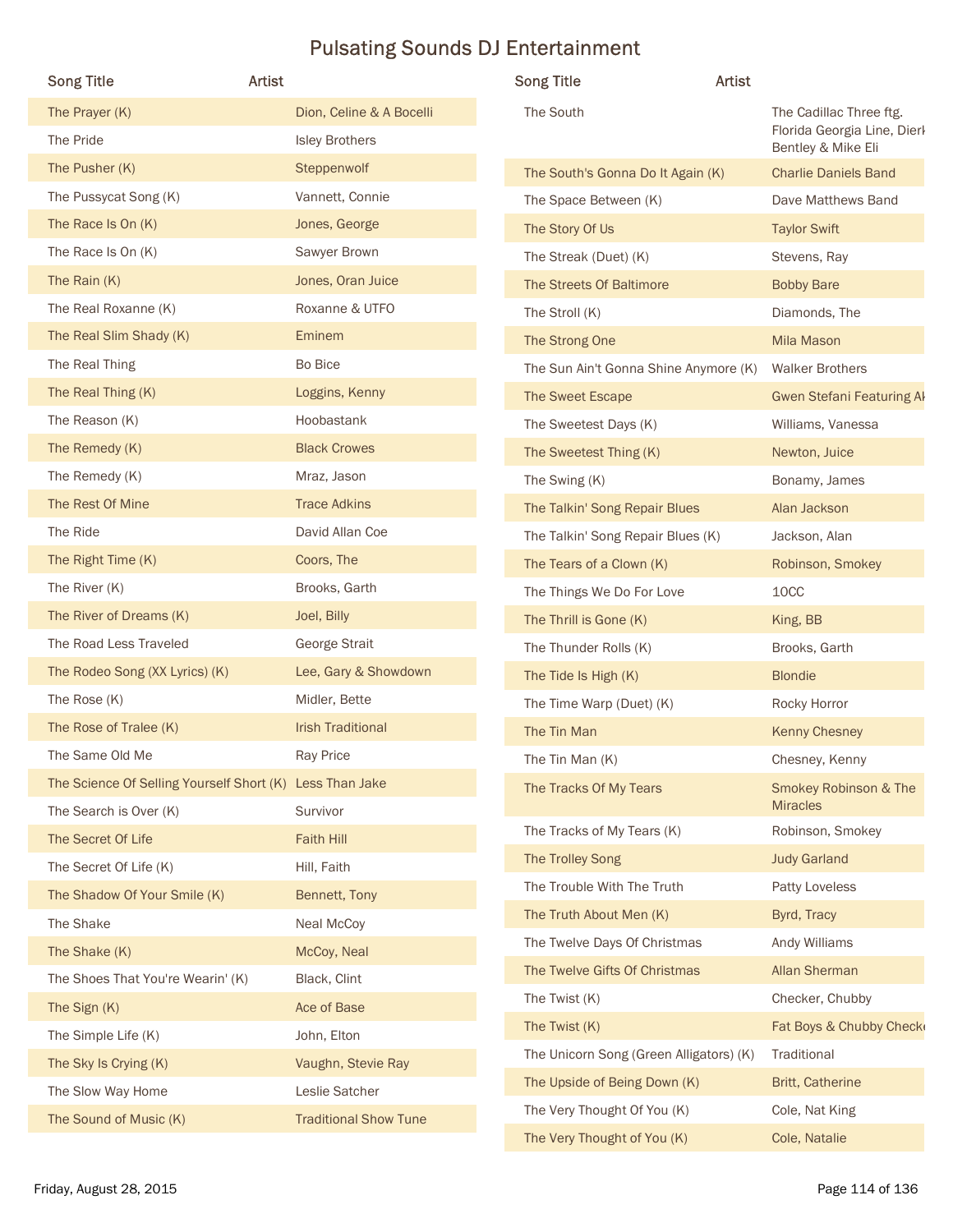# Pulsating Sounds DJ Entertainment

| Song Title | Artist |
|---|---|
| The Prayer (K) | Dion, Celine & A Bocelli |
| The Pride | Isley Brothers |
| The Pusher (K) | Steppenwolf |
| The Pussycat Song (K) | Vannett, Connie |
| The Race Is On (K) | Jones, George |
| The Race Is On (K) | Sawyer Brown |
| The Rain (K) | Jones, Oran Juice |
| The Real Roxanne (K) | Roxanne & UTFO |
| The Real Slim Shady (K) | Eminem |
| The Real Thing | Bo Bice |
| The Real Thing (K) | Loggins, Kenny |
| The Reason (K) | Hoobastank |
| The Remedy (K) | Black Crowes |
| The Remedy (K) | Mraz, Jason |
| The Rest Of Mine | Trace Adkins |
| The Ride | David Allan Coe |
| The Right Time (K) | Coors, The |
| The River (K) | Brooks, Garth |
| The River of Dreams (K) | Joel, Billy |
| The Road Less Traveled | George Strait |
| The Rodeo Song (XX Lyrics) (K) | Lee, Gary & Showdown |
| The Rose (K) | Midler, Bette |
| The Rose of Tralee (K) | Irish Traditional |
| The Same Old Me | Ray Price |
| The Science Of Selling Yourself Short (K) | Less Than Jake |
| The Search is Over (K) | Survivor |
| The Secret Of Life | Faith Hill |
| The Secret Of Life (K) | Hill, Faith |
| The Shadow Of Your Smile (K) | Bennett, Tony |
| The Shake | Neal McCoy |
| The Shake (K) | McCoy, Neal |
| The Shoes That You're Wearin' (K) | Black, Clint |
| The Sign (K) | Ace of Base |
| The Simple Life (K) | John, Elton |
| The Sky Is Crying (K) | Vaughn, Stevie Ray |
| The Slow Way Home | Leslie Satcher |
| The Sound of Music (K) | Traditional Show Tune |
| The South | The Cadillac Three ftg. Florida Georgia Line, Dierk Bentley & Mike Eli |
| The South's Gonna Do It Again (K) | Charlie Daniels Band |
| The Space Between (K) | Dave Matthews Band |
| The Story Of Us | Taylor Swift |
| The Streak (Duet) (K) | Stevens, Ray |
| The Streets Of Baltimore | Bobby Bare |
| The Stroll (K) | Diamonds, The |
| The Strong One | Mila Mason |
| The Sun Ain't Gonna Shine Anymore (K) | Walker Brothers |
| The Sweet Escape | Gwen Stefani Featuring Ak |
| The Sweetest Days (K) | Williams, Vanessa |
| The Sweetest Thing (K) | Newton, Juice |
| The Swing (K) | Bonamy, James |
| The Talkin' Song Repair Blues | Alan Jackson |
| The Talkin' Song Repair Blues (K) | Jackson, Alan |
| The Tears of a Clown (K) | Robinson, Smokey |
| The Things We Do For Love | 10CC |
| The Thrill is Gone (K) | King, BB |
| The Thunder Rolls (K) | Brooks, Garth |
| The Tide Is High (K) | Blondie |
| The Time Warp (Duet) (K) | Rocky Horror |
| The Tin Man | Kenny Chesney |
| The Tin Man (K) | Chesney, Kenny |
| The Tracks Of My Tears | Smokey Robinson & The Miracles |
| The Tracks of My Tears (K) | Robinson, Smokey |
| The Trolley Song | Judy Garland |
| The Trouble With The Truth | Patty Loveless |
| The Truth About Men (K) | Byrd, Tracy |
| The Twelve Days Of Christmas | Andy Williams |
| The Twelve Gifts Of Christmas | Allan Sherman |
| The Twist (K) | Checker, Chubby |
| The Twist (K) | Fat Boys & Chubby Checke |
| The Unicorn Song (Green Alligators) (K) | Traditional |
| The Upside of Being Down (K) | Britt, Catherine |
| The Very Thought Of You (K) | Cole, Nat King |
| The Very Thought of You (K) | Cole, Natalie |

Friday, August 28, 2015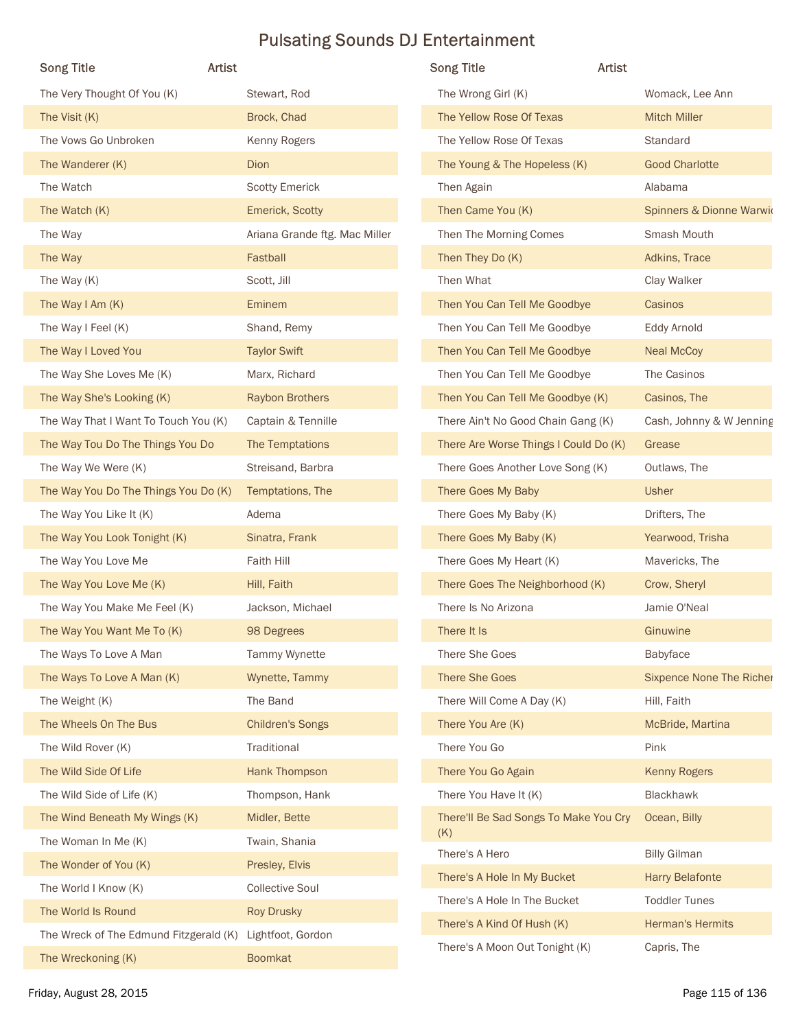# Pulsating Sounds DJ Entertainment

| Song Title | Artist |
|---|---|
| The Very Thought Of You (K) | Stewart, Rod |
| The Visit (K) | Brock, Chad |
| The Vows Go Unbroken | Kenny Rogers |
| The Wanderer (K) | Dion |
| The Watch | Scotty Emerick |
| The Watch (K) | Emerick, Scotty |
| The Way | Ariana Grande ftg. Mac Miller |
| The Way | Fastball |
| The Way (K) | Scott, Jill |
| The Way I Am (K) | Eminem |
| The Way I Feel (K) | Shand, Remy |
| The Way I Loved You | Taylor Swift |
| The Way She Loves Me (K) | Marx, Richard |
| The Way She's Looking (K) | Raybon Brothers |
| The Way That I Want To Touch You (K) | Captain & Tennille |
| The Way Tou Do The Things You Do | The Temptations |
| The Way We Were (K) | Streisand, Barbra |
| The Way You Do The Things You Do (K) | Temptations, The |
| The Way You Like It (K) | Adema |
| The Way You Look Tonight (K) | Sinatra, Frank |
| The Way You Love Me | Faith Hill |
| The Way You Love Me (K) | Hill, Faith |
| The Way You Make Me Feel (K) | Jackson, Michael |
| The Way You Want Me To (K) | 98 Degrees |
| The Ways To Love A Man | Tammy Wynette |
| The Ways To Love A Man (K) | Wynette, Tammy |
| The Weight (K) | The Band |
| The Wheels On The Bus | Children's Songs |
| The Wild Rover (K) | Traditional |
| The Wild Side Of Life | Hank Thompson |
| The Wild Side of Life (K) | Thompson, Hank |
| The Wind Beneath My Wings (K) | Midler, Bette |
| The Woman In Me (K) | Twain, Shania |
| The Wonder of You (K) | Presley, Elvis |
| The World I Know (K) | Collective Soul |
| The World Is Round | Roy Drusky |
| The Wreck of The Edmund Fitzgerald (K) | Lightfoot, Gordon |
| The Wreckoning (K) | Boomkat |
| The Wrong Girl (K) | Womack, Lee Ann |
| The Yellow Rose Of Texas | Mitch Miller |
| The Yellow Rose Of Texas | Standard |
| The Young & The Hopeless (K) | Good Charlotte |
| Then Again | Alabama |
| Then Came You (K) | Spinners & Dionne Warwi |
| Then The Morning Comes | Smash Mouth |
| Then They Do (K) | Adkins, Trace |
| Then What | Clay Walker |
| Then You Can Tell Me Goodbye | Casinos |
| Then You Can Tell Me Goodbye | Eddy Arnold |
| Then You Can Tell Me Goodbye | Neal McCoy |
| Then You Can Tell Me Goodbye | The Casinos |
| Then You Can Tell Me Goodbye (K) | Casinos, The |
| There Ain't No Good Chain Gang (K) | Cash, Johnny & W Jenning |
| There Are Worse Things I Could Do (K) | Grease |
| There Goes Another Love Song (K) | Outlaws, The |
| There Goes My Baby | Usher |
| There Goes My Baby (K) | Drifters, The |
| There Goes My Baby (K) | Yearwood, Trisha |
| There Goes My Heart (K) | Mavericks, The |
| There Goes The Neighborhood (K) | Crow, Sheryl |
| There Is No Arizona | Jamie O'Neal |
| There It Is | Ginuwine |
| There She Goes | Babyface |
| There She Goes | Sixpence None The Riche |
| There Will Come A Day (K) | Hill, Faith |
| There You Are (K) | McBride, Martina |
| There You Go | Pink |
| There You Go Again | Kenny Rogers |
| There You Have It (K) | Blackhawk |
| There'll Be Sad Songs To Make You Cry (K) | Ocean, Billy |
| There's A Hero | Billy Gilman |
| There's A Hole In My Bucket | Harry Belafonte |
| There's A Hole In The Bucket | Toddler Tunes |
| There's A Kind Of Hush (K) | Herman's Hermits |
| There's A Moon Out Tonight (K) | Capris, The |

Friday, August 28, 2015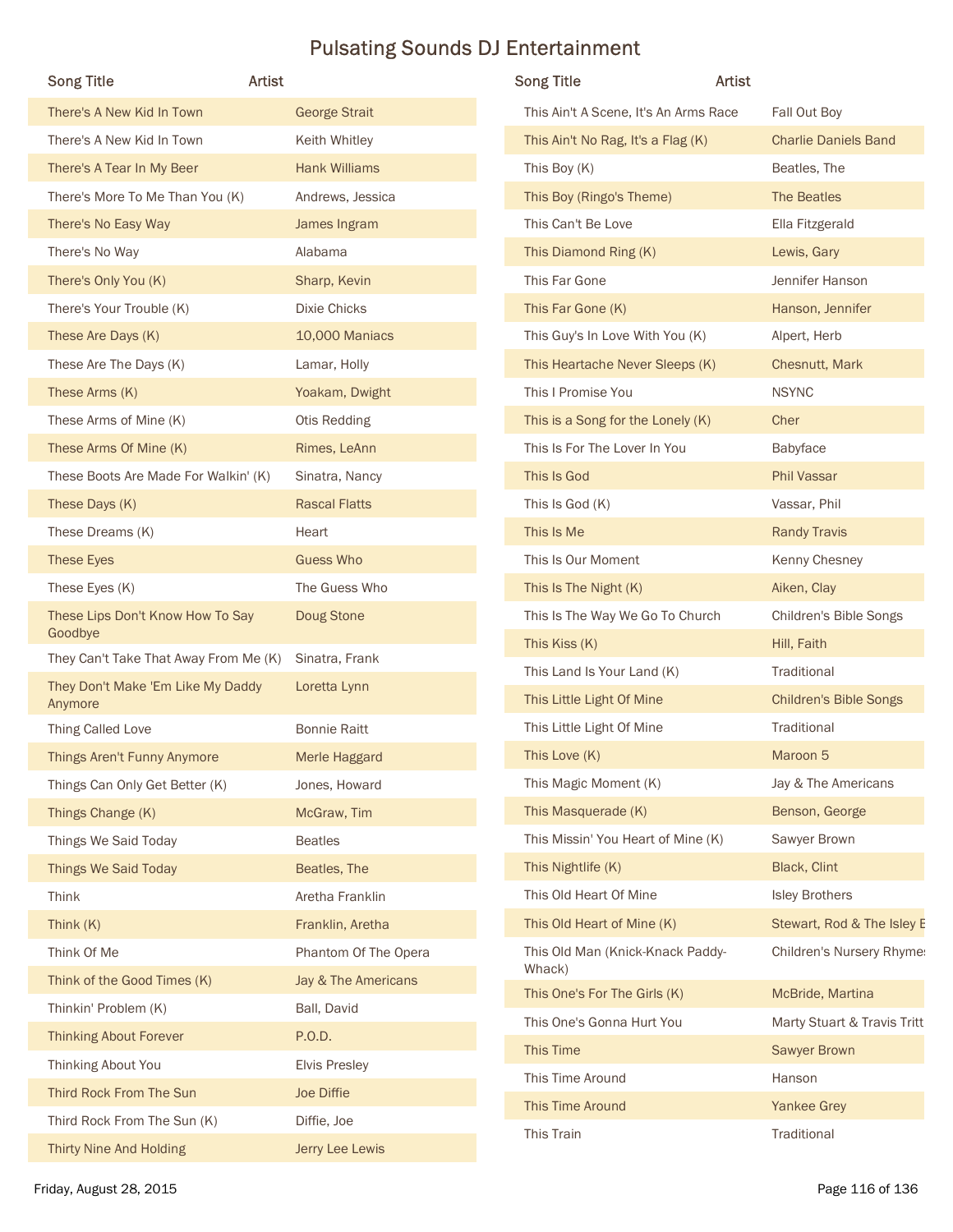# Pulsating Sounds DJ Entertainment

| Song Title | Artist |
|---|---|
| There's A New Kid In Town | George Strait |
| There's A New Kid In Town | Keith Whitley |
| There's A Tear In My Beer | Hank Williams |
| There's More To Me Than You (K) | Andrews, Jessica |
| There's No Easy Way | James Ingram |
| There's No Way | Alabama |
| There's Only You (K) | Sharp, Kevin |
| There's Your Trouble (K) | Dixie Chicks |
| These Are Days (K) | 10,000 Maniacs |
| These Are The Days (K) | Lamar, Holly |
| These Arms (K) | Yoakam, Dwight |
| These Arms of Mine (K) | Otis Redding |
| These Arms Of Mine (K) | Rimes, LeAnn |
| These Boots Are Made For Walkin' (K) | Sinatra, Nancy |
| These Days (K) | Rascal Flatts |
| These Dreams (K) | Heart |
| These Eyes | Guess Who |
| These Eyes (K) | The Guess Who |
| These Lips Don't Know How To Say Goodbye | Doug Stone |
| They Can't Take That Away From Me (K) | Sinatra, Frank |
| They Don't Make 'Em Like My Daddy Anymore | Loretta Lynn |
| Thing Called Love | Bonnie Raitt |
| Things Aren't Funny Anymore | Merle Haggard |
| Things Can Only Get Better (K) | Jones, Howard |
| Things Change (K) | McGraw, Tim |
| Things We Said Today | Beatles |
| Things We Said Today | Beatles, The |
| Think | Aretha Franklin |
| Think (K) | Franklin, Aretha |
| Think Of Me | Phantom Of The Opera |
| Think of the Good Times (K) | Jay & The Americans |
| Thinkin' Problem (K) | Ball, David |
| Thinking About Forever | P.O.D. |
| Thinking About You | Elvis Presley |
| Third Rock From The Sun | Joe Diffie |
| Third Rock From The Sun (K) | Diffie, Joe |
| Thirty Nine And Holding | Jerry Lee Lewis |
| This Ain't A Scene, It's An Arms Race | Fall Out Boy |
| This Ain't No Rag, It's a Flag (K) | Charlie Daniels Band |
| This Boy (K) | Beatles, The |
| This Boy (Ringo's Theme) | The Beatles |
| This Can't Be Love | Ella Fitzgerald |
| This Diamond Ring (K) | Lewis, Gary |
| This Far Gone | Jennifer Hanson |
| This Far Gone (K) | Hanson, Jennifer |
| This Guy's In Love With You (K) | Alpert, Herb |
| This Heartache Never Sleeps (K) | Chesnutt, Mark |
| This I Promise You | NSYNC |
| This is a Song for the Lonely (K) | Cher |
| This Is For The Lover In You | Babyface |
| This Is God | Phil Vassar |
| This Is God (K) | Vassar, Phil |
| This Is Me | Randy Travis |
| This Is Our Moment | Kenny Chesney |
| This Is The Night (K) | Aiken, Clay |
| This Is The Way We Go To Church | Children's Bible Songs |
| This Kiss (K) | Hill, Faith |
| This Land Is Your Land (K) | Traditional |
| This Little Light Of Mine | Children's Bible Songs |
| This Little Light Of Mine | Traditional |
| This Love (K) | Maroon 5 |
| This Magic Moment (K) | Jay & The Americans |
| This Masquerade (K) | Benson, George |
| This Missin' You Heart of Mine (K) | Sawyer Brown |
| This Nightlife (K) | Black, Clint |
| This Old Heart Of Mine | Isley Brothers |
| This Old Heart of Mine (K) | Stewart, Rod & The Isley B |
| This Old Man (Knick-Knack Paddy-Whack) | Children's Nursery Rhymes |
| This One's For The Girls (K) | McBride, Martina |
| This One's Gonna Hurt You | Marty Stuart & Travis Tritt |
| This Time | Sawyer Brown |
| This Time Around | Hanson |
| This Time Around | Yankee Grey |
| This Train | Traditional |

Friday, August 28, 2015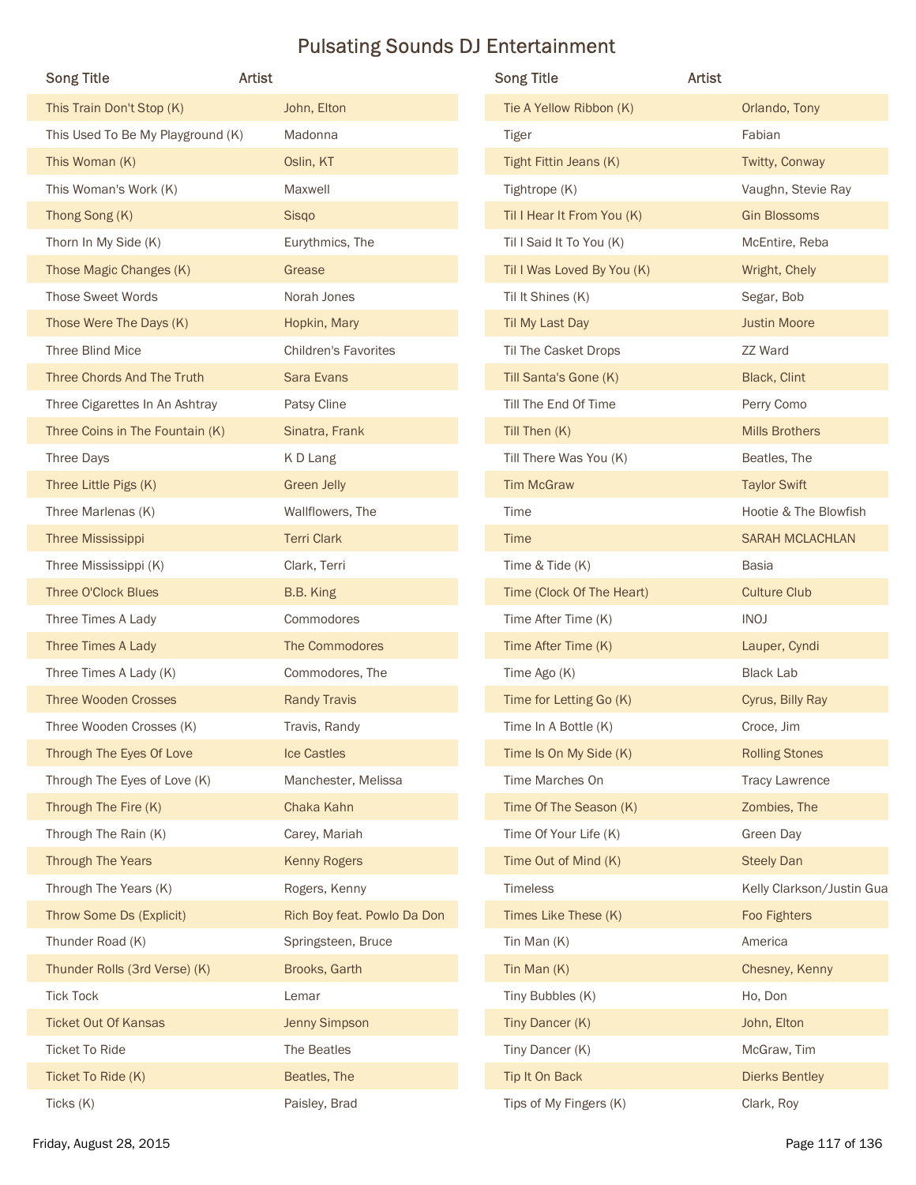# Pulsating Sounds DJ Entertainment

| Song Title | Artist |
| --- | --- |
| This Train Don't Stop (K) | John, Elton |
| This Used To Be My Playground (K) | Madonna |
| This Woman (K) | Oslin, KT |
| This Woman's Work (K) | Maxwell |
| Thong Song (K) | Sisqo |
| Thorn In My Side (K) | Eurythmics, The |
| Those Magic Changes (K) | Grease |
| Those Sweet Words | Norah Jones |
| Those Were The Days (K) | Hopkin, Mary |
| Three Blind Mice | Children's Favorites |
| Three Chords And The Truth | Sara Evans |
| Three Cigarettes In An Ashtray | Patsy Cline |
| Three Coins in The Fountain (K) | Sinatra, Frank |
| Three Days | K D Lang |
| Three Little Pigs (K) | Green Jelly |
| Three Marlenas (K) | Wallflowers, The |
| Three Mississippi | Terri Clark |
| Three Mississippi (K) | Clark, Terri |
| Three O'Clock Blues | B.B. King |
| Three Times A Lady | Commodores |
| Three Times A Lady | The Commodores |
| Three Times A Lady (K) | Commodores, The |
| Three Wooden Crosses | Randy Travis |
| Three Wooden Crosses (K) | Travis, Randy |
| Through The Eyes Of Love | Ice Castles |
| Through The Eyes of Love (K) | Manchester, Melissa |
| Through The Fire (K) | Chaka Kahn |
| Through The Rain (K) | Carey, Mariah |
| Through The Years | Kenny Rogers |
| Through The Years (K) | Rogers, Kenny |
| Throw Some Ds (Explicit) | Rich Boy feat. Powlo Da Don |
| Thunder Road (K) | Springsteen, Bruce |
| Thunder Rolls (3rd Verse) (K) | Brooks, Garth |
| Tick Tock | Lemar |
| Ticket Out Of Kansas | Jenny Simpson |
| Ticket To Ride | The Beatles |
| Ticket To Ride (K) | Beatles, The |
| Ticks (K) | Paisley, Brad |
| Tie A Yellow Ribbon (K) | Orlando, Tony |
| Tiger | Fabian |
| Tight Fittin Jeans (K) | Twitty, Conway |
| Tightrope (K) | Vaughn, Stevie Ray |
| Til I Hear It From You (K) | Gin Blossoms |
| Til I Said It To You (K) | McEntire, Reba |
| Til I Was Loved By You (K) | Wright, Chely |
| Til It Shines (K) | Segar, Bob |
| Til My Last Day | Justin Moore |
| Til The Casket Drops | ZZ Ward |
| Till Santa's Gone (K) | Black, Clint |
| Till The End Of Time | Perry Como |
| Till Then (K) | Mills Brothers |
| Till There Was You (K) | Beatles, The |
| Tim McGraw | Taylor Swift |
| Time | Hootie & The Blowfish |
| Time | SARAH MCLACHLAN |
| Time & Tide (K) | Basia |
| Time (Clock Of The Heart) | Culture Club |
| Time After Time (K) | INOJ |
| Time After Time (K) | Lauper, Cyndi |
| Time Ago (K) | Black Lab |
| Time for Letting Go (K) | Cyrus, Billy Ray |
| Time In A Bottle (K) | Croce, Jim |
| Time Is On My Side (K) | Rolling Stones |
| Time Marches On | Tracy Lawrence |
| Time Of The Season (K) | Zombies, The |
| Time Of Your Life (K) | Green Day |
| Time Out of Mind (K) | Steely Dan |
| Timeless | Kelly Clarkson/Justin Gua |
| Times Like These (K) | Foo Fighters |
| Tin Man (K) | America |
| Tin Man (K) | Chesney, Kenny |
| Tiny Bubbles (K) | Ho, Don |
| Tiny Dancer (K) | John, Elton |
| Tiny Dancer (K) | McGraw, Tim |
| Tip It On Back | Dierks Bentley |
| Tips of My Fingers (K) | Clark, Roy |

Friday, August 28, 2015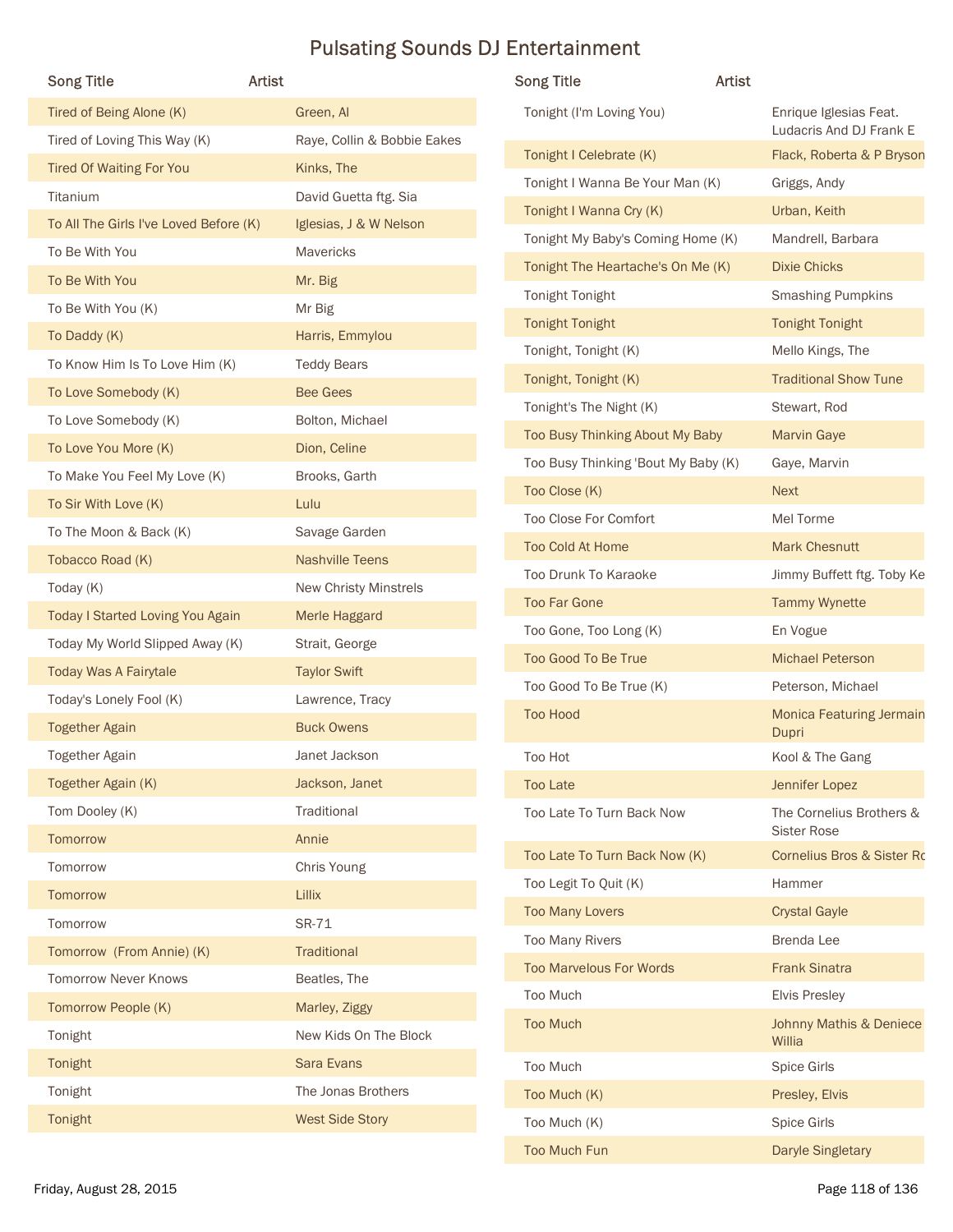# Pulsating Sounds DJ Entertainment

| Song Title | Artist |
|---|---|
| Tired of Being Alone (K) | Green, Al |
| Tired of Loving This Way (K) | Raye, Collin & Bobbie Eakes |
| Tired Of Waiting For You | Kinks, The |
| Titanium | David Guetta ftg. Sia |
| To All The Girls I've Loved Before (K) | Iglesias, J & W Nelson |
| To Be With You | Mavericks |
| To Be With You | Mr. Big |
| To Be With You (K) | Mr Big |
| To Daddy (K) | Harris, Emmylou |
| To Know Him Is To Love Him (K) | Teddy Bears |
| To Love Somebody (K) | Bee Gees |
| To Love Somebody (K) | Bolton, Michael |
| To Love You More (K) | Dion, Celine |
| To Make You Feel My Love (K) | Brooks, Garth |
| To Sir With Love (K) | Lulu |
| To The Moon & Back (K) | Savage Garden |
| Tobacco Road (K) | Nashville Teens |
| Today (K) | New Christy Minstrels |
| Today I Started Loving You Again | Merle Haggard |
| Today My World Slipped Away (K) | Strait, George |
| Today Was A Fairytale | Taylor Swift |
| Today's Lonely Fool (K) | Lawrence, Tracy |
| Together Again | Buck Owens |
| Together Again | Janet Jackson |
| Together Again (K) | Jackson, Janet |
| Tom Dooley (K) | Traditional |
| Tomorrow | Annie |
| Tomorrow | Chris Young |
| Tomorrow | Lillix |
| Tomorrow | SR-71 |
| Tomorrow (From Annie) (K) | Traditional |
| Tomorrow Never Knows | Beatles, The |
| Tomorrow People (K) | Marley, Ziggy |
| Tonight | New Kids On The Block |
| Tonight | Sara Evans |
| Tonight | The Jonas Brothers |
| Tonight | West Side Story |
| Tonight (I'm Loving You) | Enrique Iglesias Feat. Ludacris And DJ Frank E |
| Tonight I Celebrate (K) | Flack, Roberta & P Bryson |
| Tonight I Wanna Be Your Man (K) | Griggs, Andy |
| Tonight I Wanna Cry (K) | Urban, Keith |
| Tonight My Baby's Coming Home (K) | Mandrell, Barbara |
| Tonight The Heartache's On Me (K) | Dixie Chicks |
| Tonight Tonight | Smashing Pumpkins |
| Tonight Tonight | Tonight Tonight |
| Tonight, Tonight (K) | Mello Kings, The |
| Tonight, Tonight (K) | Traditional Show Tune |
| Tonight's The Night (K) | Stewart, Rod |
| Too Busy Thinking About My Baby | Marvin Gaye |
| Too Busy Thinking 'Bout My Baby (K) | Gaye, Marvin |
| Too Close (K) | Next |
| Too Close For Comfort | Mel Torme |
| Too Cold At Home | Mark Chesnutt |
| Too Drunk To Karaoke | Jimmy Buffett ftg. Toby Ke |
| Too Far Gone | Tammy Wynette |
| Too Gone, Too Long (K) | En Vogue |
| Too Good To Be True | Michael Peterson |
| Too Good To Be True (K) | Peterson, Michael |
| Too Hood | Monica Featuring Jermain Dupri |
| Too Hot | Kool & The Gang |
| Too Late | Jennifer Lopez |
| Too Late To Turn Back Now | The Cornelius Brothers & Sister Rose |
| Too Late To Turn Back Now (K) | Cornelius Bros & Sister Ro |
| Too Legit To Quit (K) | Hammer |
| Too Many Lovers | Crystal Gayle |
| Too Many Rivers | Brenda Lee |
| Too Marvelous For Words | Frank Sinatra |
| Too Much | Elvis Presley |
| Too Much | Johnny Mathis & Deniece Willia |
| Too Much | Spice Girls |
| Too Much (K) | Presley, Elvis |
| Too Much (K) | Spice Girls |
| Too Much Fun | Daryle Singletary |

Friday, August 28, 2015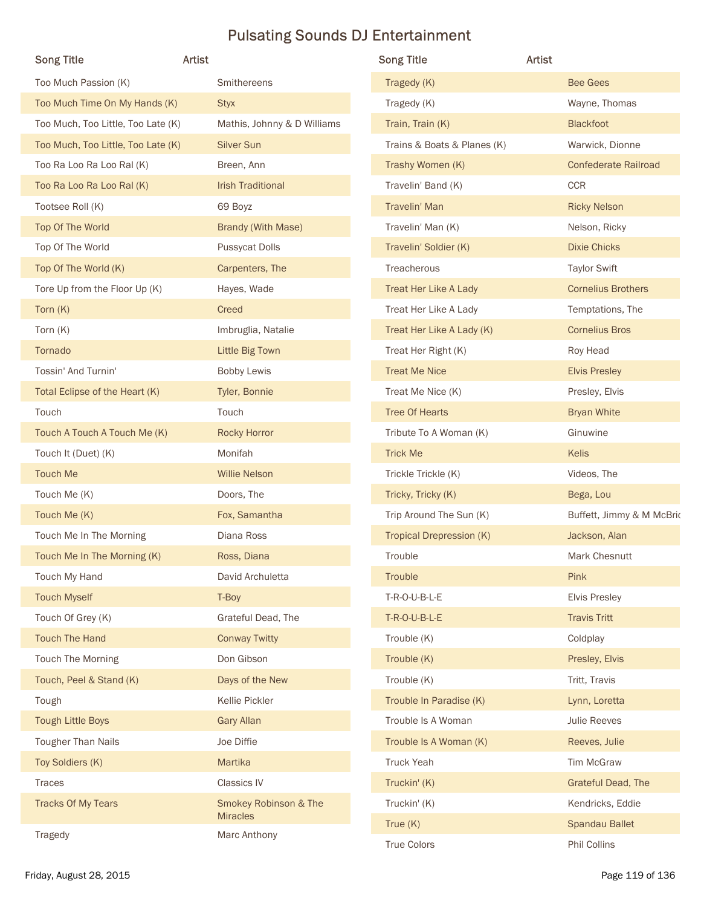# Pulsating Sounds DJ Entertainment

| Song Title | Artist |
|---|---|
| Too Much Passion (K) | Smithereens |
| Too Much Time On My Hands (K) | Styx |
| Too Much, Too Little, Too Late (K) | Mathis, Johnny & D Williams |
| Too Much, Too Little, Too Late (K) | Silver Sun |
| Too Ra Loo Ra Loo Ral (K) | Breen, Ann |
| Too Ra Loo Ra Loo Ral (K) | Irish Traditional |
| Tootsee Roll (K) | 69 Boyz |
| Top Of The World | Brandy (With Mase) |
| Top Of The World | Pussycat Dolls |
| Top Of The World (K) | Carpenters, The |
| Tore Up from the Floor Up (K) | Hayes, Wade |
| Torn (K) | Creed |
| Torn (K) | Imbruglia, Natalie |
| Tornado | Little Big Town |
| Tossin' And Turnin' | Bobby Lewis |
| Total Eclipse of the Heart (K) | Tyler, Bonnie |
| Touch | Touch |
| Touch A Touch A Touch Me (K) | Rocky Horror |
| Touch It (Duet) (K) | Monifah |
| Touch Me | Willie Nelson |
| Touch Me (K) | Doors, The |
| Touch Me (K) | Fox, Samantha |
| Touch Me In The Morning | Diana Ross |
| Touch Me In The Morning (K) | Ross, Diana |
| Touch My Hand | David Archuletta |
| Touch Myself | T-Boy |
| Touch Of Grey (K) | Grateful Dead, The |
| Touch The Hand | Conway Twitty |
| Touch The Morning | Don Gibson |
| Touch, Peel & Stand (K) | Days of the New |
| Tough | Kellie Pickler |
| Tough Little Boys | Gary Allan |
| Tougher Than Nails | Joe Diffie |
| Toy Soldiers (K) | Martika |
| Traces | Classics IV |
| Tracks Of My Tears | Smokey Robinson & The Miracles |
| Tragedy | Marc Anthony |
| Tragedy (K) | Bee Gees |
| Tragedy (K) | Wayne, Thomas |
| Train, Train (K) | Blackfoot |
| Trains & Boats & Planes (K) | Warwick, Dionne |
| Trashy Women (K) | Confederate Railroad |
| Travelin' Band (K) | CCR |
| Travelin' Man | Ricky Nelson |
| Travelin' Man (K) | Nelson, Ricky |
| Travelin' Soldier (K) | Dixie Chicks |
| Treacherous | Taylor Swift |
| Treat Her Like A Lady | Cornelius Brothers |
| Treat Her Like A Lady | Temptations, The |
| Treat Her Like A Lady (K) | Cornelius Bros |
| Treat Her Right (K) | Roy Head |
| Treat Me Nice | Elvis Presley |
| Treat Me Nice (K) | Presley, Elvis |
| Tree Of Hearts | Bryan White |
| Tribute To A Woman (K) | Ginuwine |
| Trick Me | Kelis |
| Trickle Trickle (K) | Videos, The |
| Tricky, Tricky (K) | Bega, Lou |
| Trip Around The Sun (K) | Buffett, Jimmy & M McBric |
| Tropical Drepression (K) | Jackson, Alan |
| Trouble | Mark Chesnutt |
| Trouble | Pink |
| T-R-O-U-B-L-E | Elvis Presley |
| T-R-O-U-B-L-E | Travis Tritt |
| Trouble (K) | Coldplay |
| Trouble (K) | Presley, Elvis |
| Trouble (K) | Tritt, Travis |
| Trouble In Paradise (K) | Lynn, Loretta |
| Trouble Is A Woman | Julie Reeves |
| Trouble Is A Woman (K) | Reeves, Julie |
| Truck Yeah | Tim McGraw |
| Truckin' (K) | Grateful Dead, The |
| Truckin' (K) | Kendricks, Eddie |
| True (K) | Spandau Ballet |
| True Colors | Phil Collins |

Friday, August 28, 2015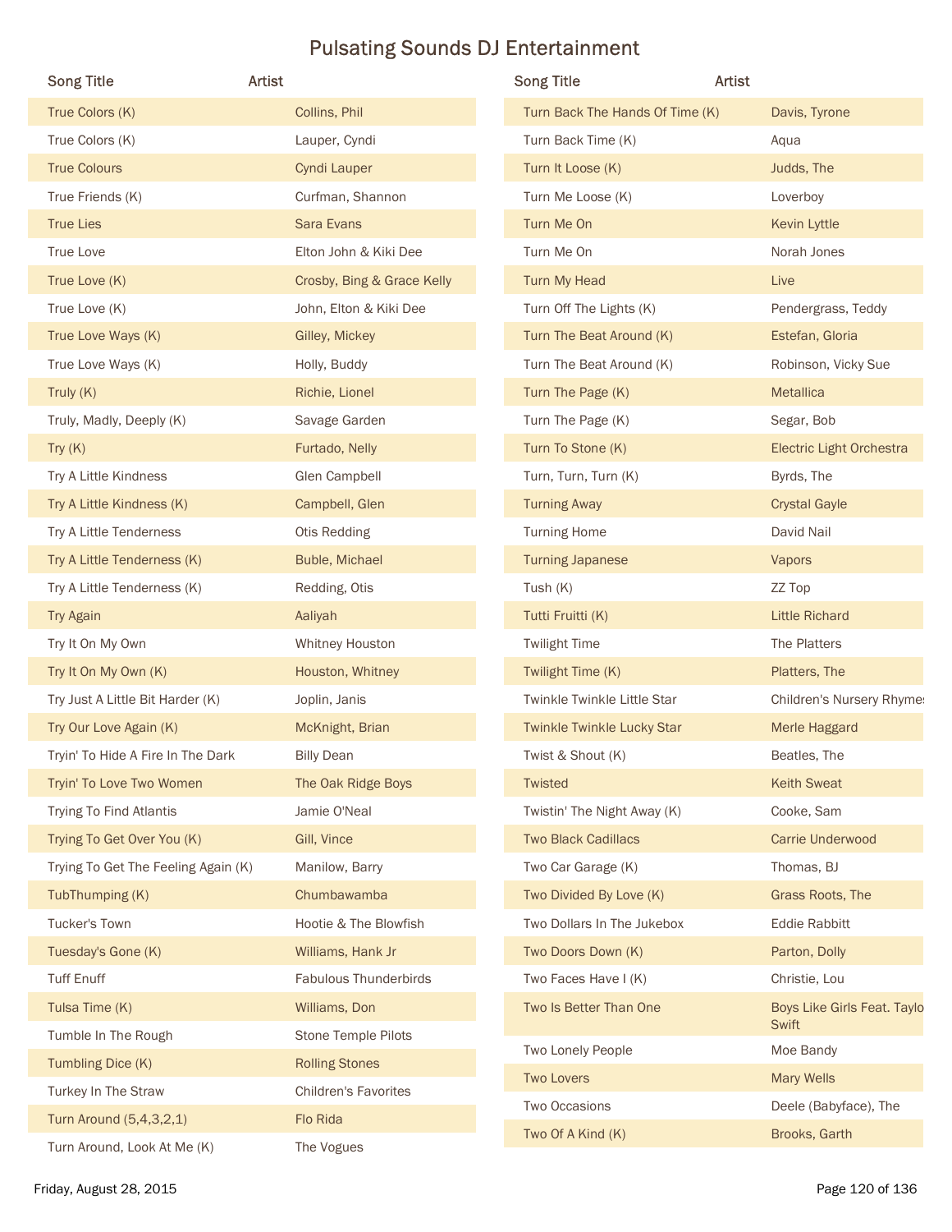# Pulsating Sounds DJ Entertainment

| Song Title | Artist |
|---|---|
| True Colors (K) | Collins, Phil |
| True Colors (K) | Lauper, Cyndi |
| True Colours | Cyndi Lauper |
| True Friends (K) | Curfman, Shannon |
| True Lies | Sara Evans |
| True Love | Elton John & Kiki Dee |
| True Love (K) | Crosby, Bing & Grace Kelly |
| True Love (K) | John, Elton & Kiki Dee |
| True Love Ways (K) | Gilley, Mickey |
| True Love Ways (K) | Holly, Buddy |
| Truly (K) | Richie, Lionel |
| Truly, Madly, Deeply (K) | Savage Garden |
| Try (K) | Furtado, Nelly |
| Try A Little Kindness | Glen Campbell |
| Try A Little Kindness (K) | Campbell, Glen |
| Try A Little Tenderness | Otis Redding |
| Try A Little Tenderness (K) | Buble, Michael |
| Try A Little Tenderness (K) | Redding, Otis |
| Try Again | Aaliyah |
| Try It On My Own | Whitney Houston |
| Try It On My Own (K) | Houston, Whitney |
| Try Just A Little Bit Harder (K) | Joplin, Janis |
| Try Our Love Again (K) | McKnight, Brian |
| Tryin' To Hide A Fire In The Dark | Billy Dean |
| Tryin' To Love Two Women | The Oak Ridge Boys |
| Trying To Find Atlantis | Jamie O'Neal |
| Trying To Get Over You (K) | Gill, Vince |
| Trying To Get The Feeling Again (K) | Manilow, Barry |
| TubThumping (K) | Chumbawamba |
| Tucker's Town | Hootie & The Blowfish |
| Tuesday's Gone (K) | Williams, Hank Jr |
| Tuff Enuff | Fabulous Thunderbirds |
| Tulsa Time (K) | Williams, Don |
| Tumble In The Rough | Stone Temple Pilots |
| Tumbling Dice (K) | Rolling Stones |
| Turkey In The Straw | Children's Favorites |
| Turn Around (5,4,3,2,1) | Flo Rida |
| Turn Around, Look At Me (K) | The Vogues |
| Turn Back The Hands Of Time (K) | Davis, Tyrone |
| Turn Back Time (K) | Aqua |
| Turn It Loose (K) | Judds, The |
| Turn Me Loose (K) | Loverboy |
| Turn Me On | Kevin Lyttle |
| Turn Me On | Norah Jones |
| Turn My Head | Live |
| Turn Off The Lights (K) | Pendergrass, Teddy |
| Turn The Beat Around (K) | Estefan, Gloria |
| Turn The Beat Around (K) | Robinson, Vicky Sue |
| Turn The Page (K) | Metallica |
| Turn The Page (K) | Segar, Bob |
| Turn To Stone (K) | Electric Light Orchestra |
| Turn, Turn, Turn (K) | Byrds, The |
| Turning Away | Crystal Gayle |
| Turning Home | David Nail |
| Turning Japanese | Vapors |
| Tush (K) | ZZ Top |
| Tutti Fruitti (K) | Little Richard |
| Twilight Time | The Platters |
| Twilight Time (K) | Platters, The |
| Twinkle Twinkle Little Star | Children's Nursery Rhymes |
| Twinkle Twinkle Lucky Star | Merle Haggard |
| Twist & Shout (K) | Beatles, The |
| Twisted | Keith Sweat |
| Twistin' The Night Away (K) | Cooke, Sam |
| Two Black Cadillacs | Carrie Underwood |
| Two Car Garage (K) | Thomas, BJ |
| Two Divided By Love (K) | Grass Roots, The |
| Two Dollars In The Jukebox | Eddie Rabbitt |
| Two Doors Down (K) | Parton, Dolly |
| Two Faces Have I (K) | Christie, Lou |
| Two Is Better Than One | Boys Like Girls Feat. Taylor Swift |
| Two Lonely People | Moe Bandy |
| Two Lovers | Mary Wells |
| Two Occasions | Deele (Babyface), The |
| Two Of A Kind (K) | Brooks, Garth |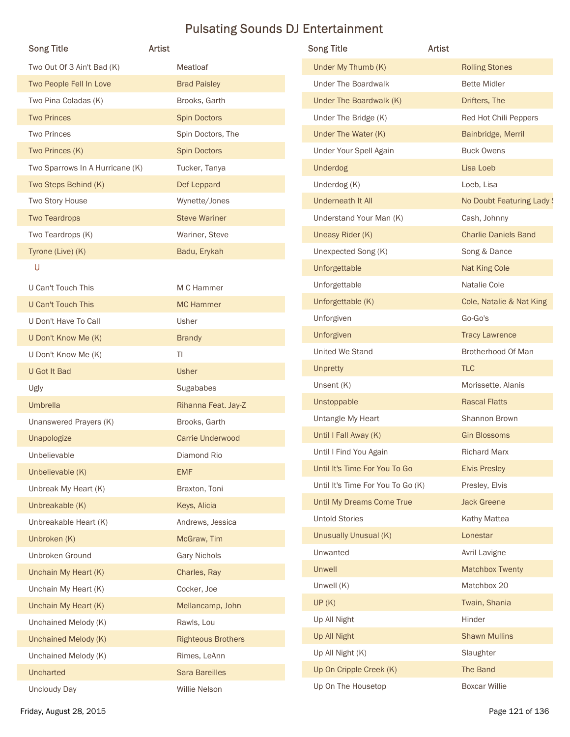# Pulsating Sounds DJ Entertainment

| Song Title | Artist |
|---|---|
| Two Out Of 3 Ain't Bad (K) | Meatloaf |
| Two People Fell In Love | Brad Paisley |
| Two Pina Coladas (K) | Brooks, Garth |
| Two Princes | Spin Doctors |
| Two Princes | Spin Doctors, The |
| Two Princes (K) | Spin Doctors |
| Two Sparrows In A Hurricane (K) | Tucker, Tanya |
| Two Steps Behind (K) | Def Leppard |
| Two Story House | Wynette/Jones |
| Two Teardrops | Steve Wariner |
| Two Teardrops (K) | Wariner, Steve |
| Tyrone (Live) (K) | Badu, Erykah |
| **U** | |
| U Can't Touch This | M C Hammer |
| U Can't Touch This | MC Hammer |
| U Don't Have To Call | Usher |
| U Don't Know Me (K) | Brandy |
| U Don't Know Me (K) | TI |
| U Got It Bad | Usher |
| Ugly | Sugababes |
| Umbrella | Rihanna Feat. Jay-Z |
| Unanswered Prayers (K) | Brooks, Garth |
| Unapologize | Carrie Underwood |
| Unbelievable | Diamond Rio |
| Unbelievable (K) | EMF |
| Unbreak My Heart (K) | Braxton, Toni |
| Unbreakable (K) | Keys, Alicia |
| Unbreakable Heart (K) | Andrews, Jessica |
| Unbroken (K) | McGraw, Tim |
| Unbroken Ground | Gary Nichols |
| Unchain My Heart (K) | Charles, Ray |
| Unchain My Heart (K) | Cocker, Joe |
| Unchain My Heart (K) | Mellancamp, John |
| Unchained Melody (K) | Rawls, Lou |
| Unchained Melody (K) | Righteous Brothers |
| Unchained Melody (K) | Rimes, LeAnn |
| Uncharted | Sara Bareilles |
| Uncloudy Day | Willie Nelson |
| Under My Thumb (K) | Rolling Stones |
| Under The Boardwalk | Bette Midler |
| Under The Boardwalk (K) | Drifters, The |
| Under The Bridge (K) | Red Hot Chili Peppers |
| Under The Water (K) | Bainbridge, Merril |
| Under Your Spell Again | Buck Owens |
| Underdog | Lisa Loeb |
| Underdog (K) | Loeb, Lisa |
| Underneath It All | No Doubt Featuring Lady S |
| Understand Your Man (K) | Cash, Johnny |
| Uneasy Rider (K) | Charlie Daniels Band |
| Unexpected Song (K) | Song & Dance |
| Unforgettable | Nat King Cole |
| Unforgettable | Natalie Cole |
| Unforgettable (K) | Cole, Natalie & Nat King |
| Unforgiven | Go-Go's |
| Unforgiven | Tracy Lawrence |
| United We Stand | Brotherhood Of Man |
| Unpretty | TLC |
| Unsent (K) | Morissette, Alanis |
| Unstoppable | Rascal Flatts |
| Untangle My Heart | Shannon Brown |
| Until I Fall Away (K) | Gin Blossoms |
| Until I Find You Again | Richard Marx |
| Until It's Time For You To Go | Elvis Presley |
| Until It's Time For You To Go (K) | Presley, Elvis |
| Until My Dreams Come True | Jack Greene |
| Untold Stories | Kathy Mattea |
| Unusually Unusual (K) | Lonestar |
| Unwanted | Avril Lavigne |
| Unwell | Matchbox Twenty |
| Unwell (K) | Matchbox 20 |
| UP (K) | Twain, Shania |
| Up All Night | Hinder |
| Up All Night | Shawn Mullins |
| Up All Night (K) | Slaughter |
| Up On Cripple Creek (K) | The Band |
| Up On The Housetop | Boxcar Willie |

Friday, August 28, 2015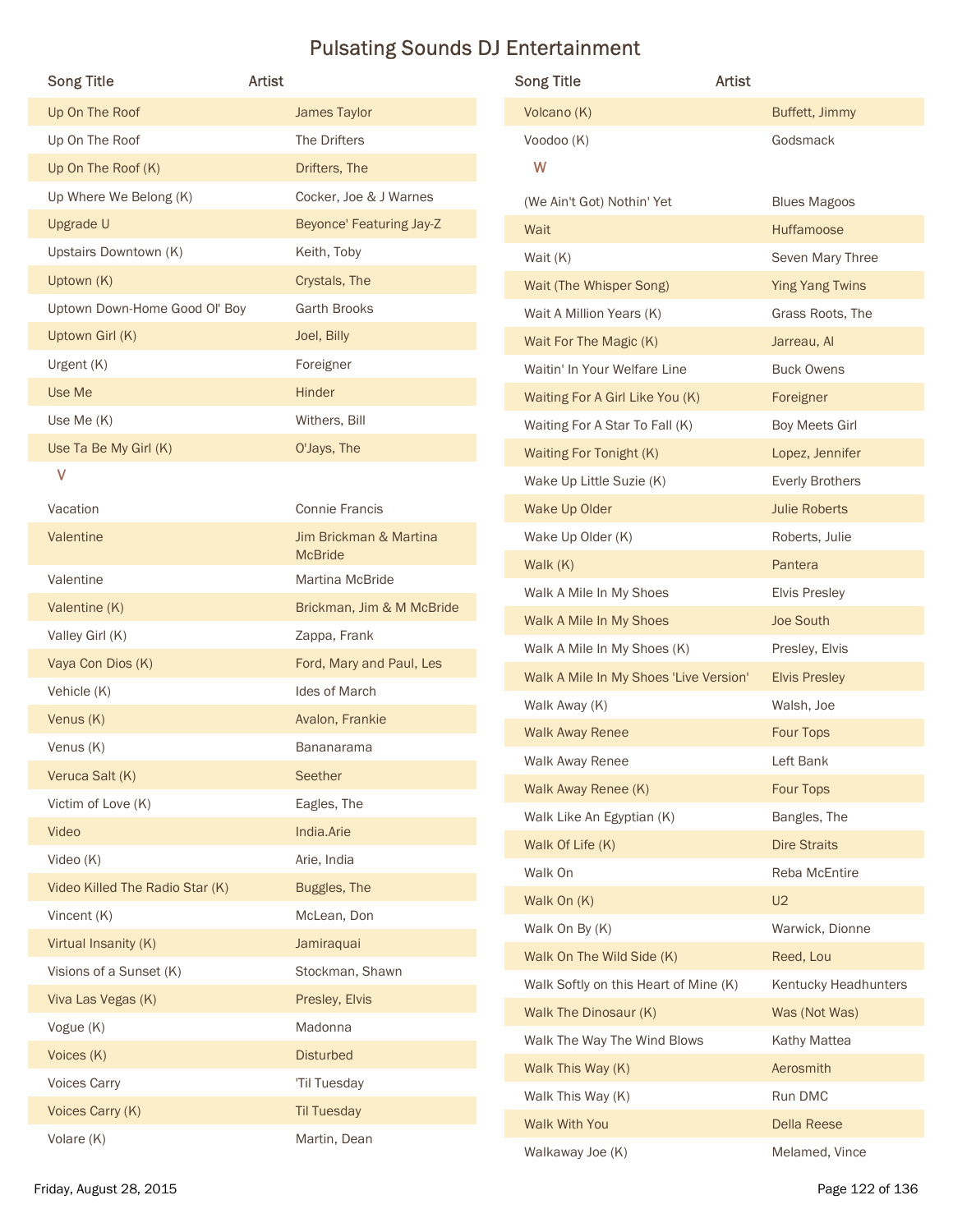# Pulsating Sounds DJ Entertainment

| Song Title | Artist |
|---|---|
| Up On The Roof | James Taylor |
| Up On The Roof | The Drifters |
| Up On The Roof (K) | Drifters, The |
| Up Where We Belong (K) | Cocker, Joe & J Warnes |
| Upgrade U | Beyonce' Featuring Jay-Z |
| Upstairs Downtown (K) | Keith, Toby |
| Uptown (K) | Crystals, The |
| Uptown Down-Home Good Ol' Boy | Garth Brooks |
| Uptown Girl (K) | Joel, Billy |
| Urgent (K) | Foreigner |
| Use Me | Hinder |
| Use Me (K) | Withers, Bill |
| Use Ta Be My Girl (K) | O'Jays, The |
| **V** | |
| Vacation | Connie Francis |
| Valentine | Jim Brickman & Martina McBride |
| Valentine | Martina McBride |
| Valentine (K) | Brickman, Jim & M McBride |
| Valley Girl (K) | Zappa, Frank |
| Vaya Con Dios (K) | Ford, Mary and Paul, Les |
| Vehicle (K) | Ides of March |
| Venus (K) | Avalon, Frankie |
| Venus (K) | Bananarama |
| Veruca Salt (K) | Seether |
| Victim of Love (K) | Eagles, The |
| Video | India.Arie |
| Video (K) | Arie, India |
| Video Killed The Radio Star (K) | Buggles, The |
| Vincent (K) | McLean, Don |
| Virtual Insanity (K) | Jamiraquai |
| Visions of a Sunset (K) | Stockman, Shawn |
| Viva Las Vegas (K) | Presley, Elvis |
| Vogue (K) | Madonna |
| Voices (K) | Disturbed |
| Voices Carry | 'Til Tuesday |
| Voices Carry (K) | Til Tuesday |
| Volare (K) | Martin, Dean |
| Volcano (K) | Buffett, Jimmy |
| Voodoo (K) | Godsmack |
| **W** | |
| (We Ain't Got) Nothin' Yet | Blues Magoos |
| Wait | Huffamoose |
| Wait (K) | Seven Mary Three |
| Wait (The Whisper Song) | Ying Yang Twins |
| Wait A Million Years (K) | Grass Roots, The |
| Wait For The Magic (K) | Jarreau, Al |
| Waitin' In Your Welfare Line | Buck Owens |
| Waiting For A Girl Like You (K) | Foreigner |
| Waiting For A Star To Fall (K) | Boy Meets Girl |
| Waiting For Tonight (K) | Lopez, Jennifer |
| Wake Up Little Suzie (K) | Everly Brothers |
| Wake Up Older | Julie Roberts |
| Wake Up Older (K) | Roberts, Julie |
| Walk (K) | Pantera |
| Walk A Mile In My Shoes | Elvis Presley |
| Walk A Mile In My Shoes | Joe South |
| Walk A Mile In My Shoes (K) | Presley, Elvis |
| Walk A Mile In My Shoes 'Live Version' | Elvis Presley |
| Walk Away (K) | Walsh, Joe |
| Walk Away Renee | Four Tops |
| Walk Away Renee | Left Bank |
| Walk Away Renee (K) | Four Tops |
| Walk Like An Egyptian (K) | Bangles, The |
| Walk Of Life (K) | Dire Straits |
| Walk On | Reba McEntire |
| Walk On (K) | U2 |
| Walk On By (K) | Warwick, Dionne |
| Walk On The Wild Side (K) | Reed, Lou |
| Walk Softly on this Heart of Mine (K) | Kentucky Headhunters |
| Walk The Dinosaur (K) | Was (Not Was) |
| Walk The Way The Wind Blows | Kathy Mattea |
| Walk This Way (K) | Aerosmith |
| Walk This Way (K) | Run DMC |
| Walk With You | Della Reese |
| Walkaway Joe (K) | Melamed, Vince |

Friday, August 28, 2015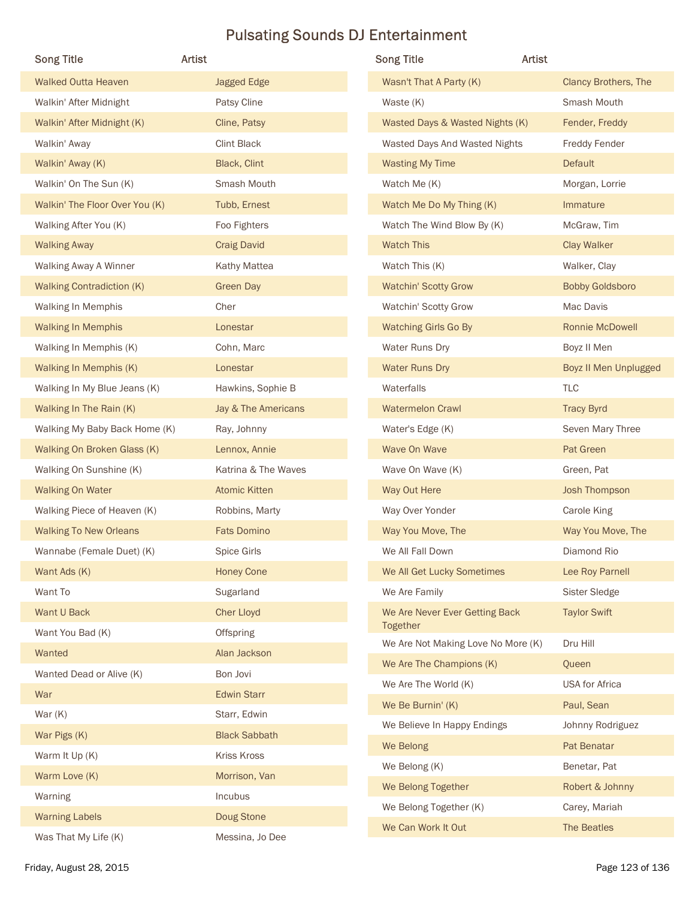# Pulsating Sounds DJ Entertainment

| Song Title | Artist |
|---|---|
| Walked Outta Heaven | Jagged Edge |
| Walkin' After Midnight | Patsy Cline |
| Walkin' After Midnight (K) | Cline, Patsy |
| Walkin' Away | Clint Black |
| Walkin' Away (K) | Black, Clint |
| Walkin' On The Sun (K) | Smash Mouth |
| Walkin' The Floor Over You (K) | Tubb, Ernest |
| Walking After You (K) | Foo Fighters |
| Walking Away | Craig David |
| Walking Away A Winner | Kathy Mattea |
| Walking Contradiction (K) | Green Day |
| Walking In Memphis | Cher |
| Walking In Memphis | Lonestar |
| Walking In Memphis (K) | Cohn, Marc |
| Walking In Memphis (K) | Lonestar |
| Walking In My Blue Jeans (K) | Hawkins, Sophie B |
| Walking In The Rain (K) | Jay & The Americans |
| Walking My Baby Back Home (K) | Ray, Johnny |
| Walking On Broken Glass (K) | Lennox, Annie |
| Walking On Sunshine (K) | Katrina & The Waves |
| Walking On Water | Atomic Kitten |
| Walking Piece of Heaven (K) | Robbins, Marty |
| Walking To New Orleans | Fats Domino |
| Wannabe (Female Duet) (K) | Spice Girls |
| Want Ads (K) | Honey Cone |
| Want To | Sugarland |
| Want U Back | Cher Lloyd |
| Want You Bad (K) | Offspring |
| Wanted | Alan Jackson |
| Wanted Dead or Alive (K) | Bon Jovi |
| War | Edwin Starr |
| War (K) | Starr, Edwin |
| War Pigs (K) | Black Sabbath |
| Warm It Up (K) | Kriss Kross |
| Warm Love (K) | Morrison, Van |
| Warning | Incubus |
| Warning Labels | Doug Stone |
| Was That My Life (K) | Messina, Jo Dee |
| Wasn't That A Party (K) | Clancy Brothers, The |
| Waste (K) | Smash Mouth |
| Wasted Days & Wasted Nights (K) | Fender, Freddy |
| Wasted Days And Wasted Nights | Freddy Fender |
| Wasting My Time | Default |
| Watch Me (K) | Morgan, Lorrie |
| Watch Me Do My Thing (K) | Immature |
| Watch The Wind Blow By (K) | McGraw, Tim |
| Watch This | Clay Walker |
| Watch This (K) | Walker, Clay |
| Watchin' Scotty Grow | Bobby Goldsboro |
| Watchin' Scotty Grow | Mac Davis |
| Watching Girls Go By | Ronnie McDowell |
| Water Runs Dry | Boyz II Men |
| Water Runs Dry | Boyz II Men Unplugged |
| Waterfalls | TLC |
| Watermelon Crawl | Tracy Byrd |
| Water's Edge (K) | Seven Mary Three |
| Wave On Wave | Pat Green |
| Wave On Wave (K) | Green, Pat |
| Way Out Here | Josh Thompson |
| Way Over Yonder | Carole King |
| Way You Move, The | Way You Move, The |
| We All Fall Down | Diamond Rio |
| We All Get Lucky Sometimes | Lee Roy Parnell |
| We Are Family | Sister Sledge |
| We Are Never Ever Getting Back Together | Taylor Swift |
| We Are Not Making Love No More (K) | Dru Hill |
| We Are The Champions (K) | Queen |
| We Are The World (K) | USA for Africa |
| We Be Burnin' (K) | Paul, Sean |
| We Believe In Happy Endings | Johnny Rodriguez |
| We Belong | Pat Benatar |
| We Belong (K) | Benetar, Pat |
| We Belong Together | Robert & Johnny |
| We Belong Together (K) | Carey, Mariah |
| We Can Work It Out | The Beatles |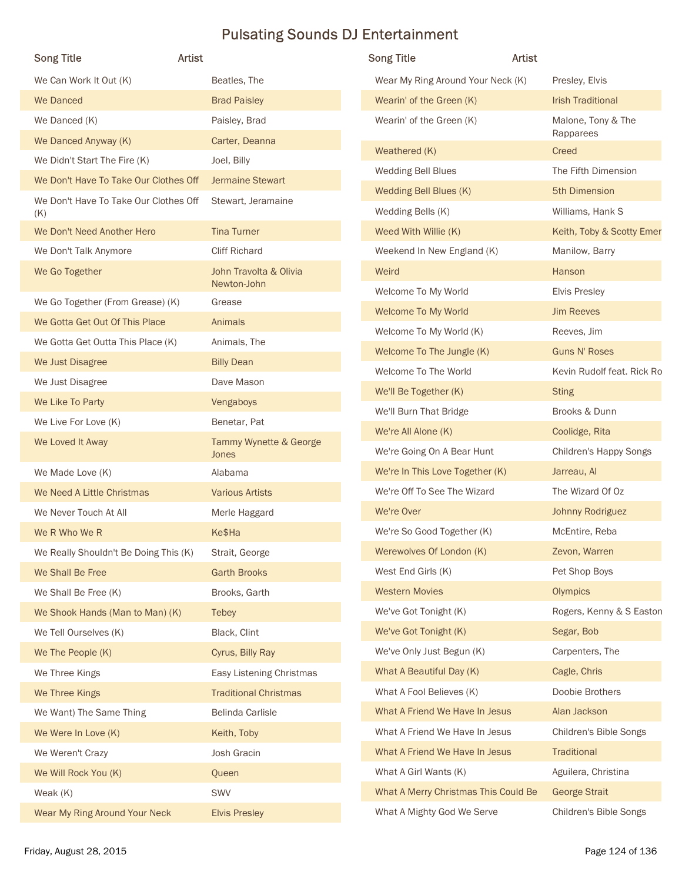# Pulsating Sounds DJ Entertainment

| Song Title | Artist |
|---|---|
| We Can Work It Out (K) | Beatles, The |
| We Danced | Brad Paisley |
| We Danced (K) | Paisley, Brad |
| We Danced Anyway (K) | Carter, Deanna |
| We Didn't Start The Fire (K) | Joel, Billy |
| We Don't Have To Take Our Clothes Off | Jermaine Stewart |
| We Don't Have To Take Our Clothes Off (K) | Stewart, Jeramaine |
| We Don't Need Another Hero | Tina Turner |
| We Don't Talk Anymore | Cliff Richard |
| We Go Together | John Travolta & Olivia Newton-John |
| We Go Together (From Grease) (K) | Grease |
| We Gotta Get Out Of This Place | Animals |
| We Gotta Get Outta This Place (K) | Animals, The |
| We Just Disagree | Billy Dean |
| We Just Disagree | Dave Mason |
| We Like To Party | Vengaboys |
| We Live For Love (K) | Benetar, Pat |
| We Loved It Away | Tammy Wynette & George Jones |
| We Made Love (K) | Alabama |
| We Need A Little Christmas | Various Artists |
| We Never Touch At All | Merle Haggard |
| We R Who We R | Ke$Ha |
| We Really Shouldn't Be Doing This (K) | Strait, George |
| We Shall Be Free | Garth Brooks |
| We Shall Be Free (K) | Brooks, Garth |
| We Shook Hands (Man to Man) (K) | Tebey |
| We Tell Ourselves (K) | Black, Clint |
| We The People (K) | Cyrus, Billy Ray |
| We Three Kings | Easy Listening Christmas |
| We Three Kings | Traditional Christmas |
| We Want) The Same Thing | Belinda Carlisle |
| We Were In Love (K) | Keith, Toby |
| We Weren't Crazy | Josh Gracin |
| We Will Rock You (K) | Queen |
| Weak (K) | SWV |
| Wear My Ring Around Your Neck | Elvis Presley |
| Wear My Ring Around Your Neck (K) | Presley, Elvis |
| Wearin' of the Green (K) | Irish Traditional |
| Wearin' of the Green (K) | Malone, Tony & The Rapparees |
| Weathered (K) | Creed |
| Wedding Bell Blues | The Fifth Dimension |
| Wedding Bell Blues (K) | 5th Dimension |
| Wedding Bells (K) | Williams, Hank S |
| Weed With Willie (K) | Keith, Toby & Scotty Emer |
| Weekend In New England (K) | Manilow, Barry |
| Weird | Hanson |
| Welcome To My World | Elvis Presley |
| Welcome To My World | Jim Reeves |
| Welcome To My World (K) | Reeves, Jim |
| Welcome To The Jungle (K) | Guns N' Roses |
| Welcome To The World | Kevin Rudolf feat. Rick Ro |
| We'll Be Together (K) | Sting |
| We'll Burn That Bridge | Brooks & Dunn |
| We're All Alone (K) | Coolidge, Rita |
| We're Going On A Bear Hunt | Children's Happy Songs |
| We're In This Love Together (K) | Jarreau, Al |
| We're Off To See The Wizard | The Wizard Of Oz |
| We're Over | Johnny Rodriguez |
| We're So Good Together (K) | McEntire, Reba |
| Werewolves Of London (K) | Zevon, Warren |
| West End Girls (K) | Pet Shop Boys |
| Western Movies | Olympics |
| We've Got Tonight (K) | Rogers, Kenny & S Easton |
| We've Got Tonight (K) | Segar, Bob |
| We've Only Just Begun (K) | Carpenters, The |
| What A Beautiful Day (K) | Cagle, Chris |
| What A Fool Believes (K) | Doobie Brothers |
| What A Friend We Have In Jesus | Alan Jackson |
| What A Friend We Have In Jesus | Children's Bible Songs |
| What A Friend We Have In Jesus | Traditional |
| What A Girl Wants (K) | Aguilera, Christina |
| What A Merry Christmas This Could Be | George Strait |
| What A Mighty God We Serve | Children's Bible Songs |

Friday, August 28, 2015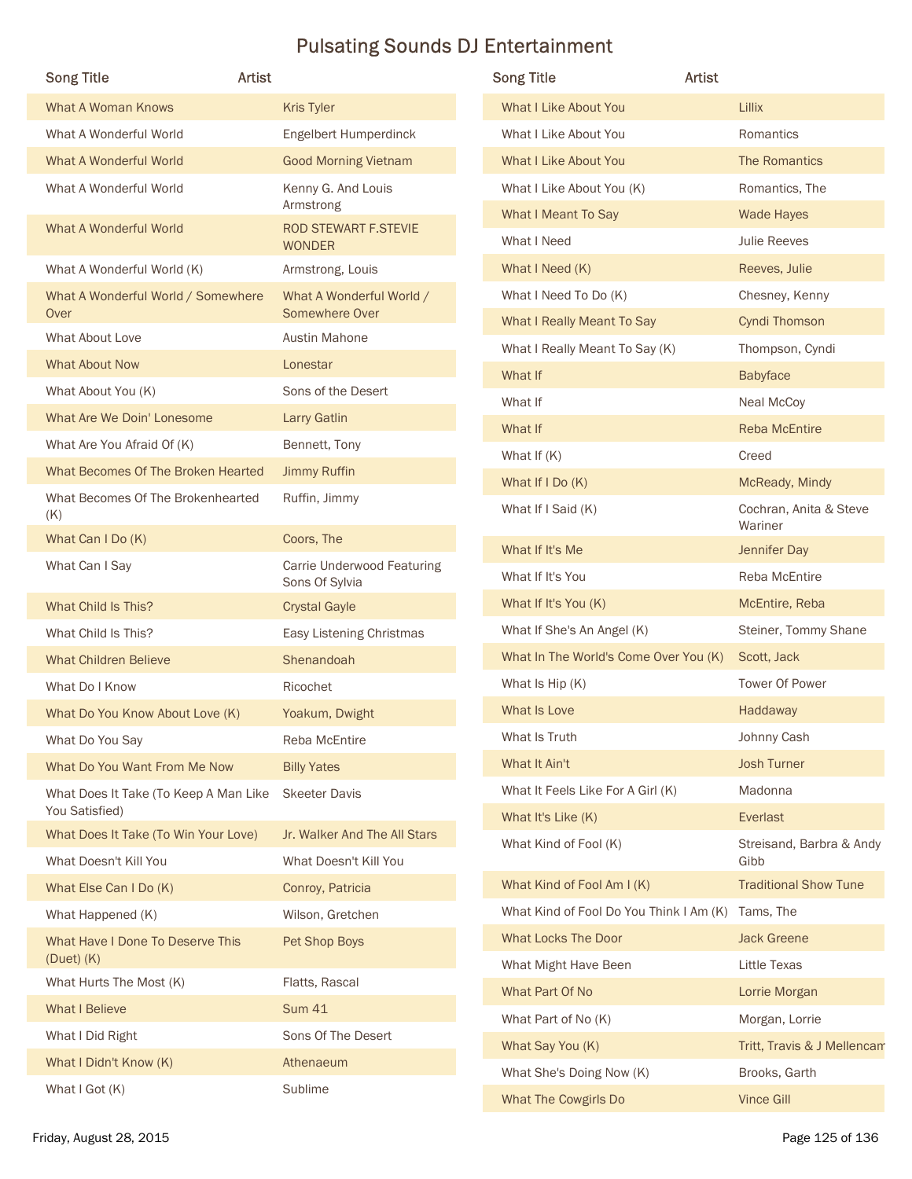# Pulsating Sounds DJ Entertainment

| Song Title | Artist |
|---|---|
| What A Woman Knows | Kris Tyler |
| What A Wonderful World | Engelbert Humperdinck |
| What A Wonderful World | Good Morning Vietnam |
| What A Wonderful World | Kenny G. And Louis Armstrong |
| What A Wonderful World | ROD STEWART F.STEVIE WONDER |
| What A Wonderful World (K) | Armstrong, Louis |
| What A Wonderful World / Somewhere Over | What A Wonderful World / Somewhere Over |
| What About Love | Austin Mahone |
| What About Now | Lonestar |
| What About You (K) | Sons of the Desert |
| What Are We Doin' Lonesome | Larry Gatlin |
| What Are You Afraid Of (K) | Bennett, Tony |
| What Becomes Of The Broken Hearted | Jimmy Ruffin |
| What Becomes Of The Brokenhearted (K) | Ruffin, Jimmy |
| What Can I Do (K) | Coors, The |
| What Can I Say | Carrie Underwood Featuring Sons Of Sylvia |
| What Child Is This? | Crystal Gayle |
| What Child Is This? | Easy Listening Christmas |
| What Children Believe | Shenandoah |
| What Do I Know | Ricochet |
| What Do You Know About Love (K) | Yoakum, Dwight |
| What Do You Say | Reba McEntire |
| What Do You Want From Me Now | Billy Yates |
| What Does It Take (To Keep A Man Like You Satisfied) | Skeeter Davis |
| What Does It Take (To Win Your Love) | Jr. Walker And The All Stars |
| What Doesn't Kill You | What Doesn't Kill You |
| What Else Can I Do (K) | Conroy, Patricia |
| What Happened (K) | Wilson, Gretchen |
| What Have I Done To Deserve This (Duet) (K) | Pet Shop Boys |
| What Hurts The Most (K) | Flatts, Rascal |
| What I Believe | Sum 41 |
| What I Did Right | Sons Of The Desert |
| What I Didn't Know (K) | Athenaeum |
| What I Got (K) | Sublime |
| What I Like About You | Lillix |
| What I Like About You | Romantics |
| What I Like About You | The Romantics |
| What I Like About You (K) | Romantics, The |
| What I Meant To Say | Wade Hayes |
| What I Need | Julie Reeves |
| What I Need (K) | Reeves, Julie |
| What I Need To Do (K) | Chesney, Kenny |
| What I Really Meant To Say | Cyndi Thomson |
| What I Really Meant To Say (K) | Thompson, Cyndi |
| What If | Babyface |
| What If | Neal McCoy |
| What If | Reba McEntire |
| What If (K) | Creed |
| What If I Do (K) | McReady, Mindy |
| What If I Said (K) | Cochran, Anita & Steve Wariner |
| What If It's Me | Jennifer Day |
| What If It's You | Reba McEntire |
| What If It's You (K) | McEntire, Reba |
| What If She's An Angel (K) | Steiner, Tommy Shane |
| What In The World's Come Over You (K) | Scott, Jack |
| What Is Hip (K) | Tower Of Power |
| What Is Love | Haddaway |
| What Is Truth | Johnny Cash |
| What It Ain't | Josh Turner |
| What It Feels Like For A Girl (K) | Madonna |
| What It's Like (K) | Everlast |
| What Kind of Fool (K) | Streisand, Barbra & Andy Gibb |
| What Kind of Fool Am I (K) | Traditional Show Tune |
| What Kind of Fool Do You Think I Am (K) | Tams, The |
| What Locks The Door | Jack Greene |
| What Might Have Been | Little Texas |
| What Part Of No | Lorrie Morgan |
| What Part of No (K) | Morgan, Lorrie |
| What Say You (K) | Tritt, Travis & J Mellencam |
| What She's Doing Now (K) | Brooks, Garth |
| What The Cowgirls Do | Vince Gill |

Friday, August 28, 2015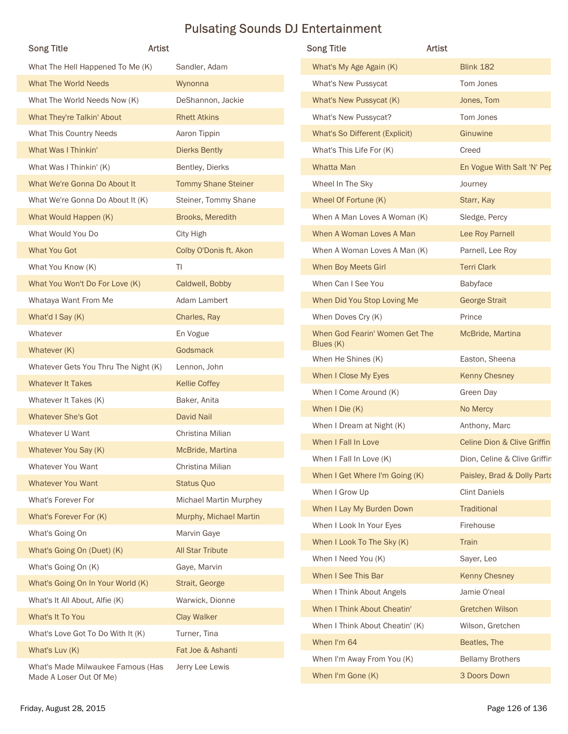# Pulsating Sounds DJ Entertainment

| Song Title | Artist |
|---|---|
| What The Hell Happened To Me (K) | Sandler, Adam |
| What The World Needs | Wynonna |
| What The World Needs Now (K) | DeShannon, Jackie |
| What They're Talkin' About | Rhett Atkins |
| What This Country Needs | Aaron Tippin |
| What Was I Thinkin' | Dierks Bently |
| What Was I Thinkin' (K) | Bentley, Dierks |
| What We're Gonna Do About It | Tommy Shane Steiner |
| What We're Gonna Do About It (K) | Steiner, Tommy Shane |
| What Would Happen (K) | Brooks, Meredith |
| What Would You Do | City High |
| What You Got | Colby O'Donis ft. Akon |
| What You Know (K) | TI |
| What You Won't Do For Love (K) | Caldwell, Bobby |
| Whataya Want From Me | Adam Lambert |
| What'd I Say (K) | Charles, Ray |
| Whatever | En Vogue |
| Whatever (K) | Godsmack |
| Whatever Gets You Thru The Night (K) | Lennon, John |
| Whatever It Takes | Kellie Coffey |
| Whatever It Takes (K) | Baker, Anita |
| Whatever She's Got | David Nail |
| Whatever U Want | Christina Milian |
| Whatever You Say (K) | McBride, Martina |
| Whatever You Want | Christina Milian |
| Whatever You Want | Status Quo |
| What's Forever For | Michael Martin Murphey |
| What's Forever For (K) | Murphy, Michael Martin |
| What's Going On | Marvin Gaye |
| What's Going On (Duet) (K) | All Star Tribute |
| What's Going On (K) | Gaye, Marvin |
| What's Going On In Your World (K) | Strait, George |
| What's It All About, Alfie (K) | Warwick, Dionne |
| What's It To You | Clay Walker |
| What's Love Got To Do With It (K) | Turner, Tina |
| What's Luv (K) | Fat Joe & Ashanti |
| What's Made Milwaukee Famous (Has Made A Loser Out Of Me) | Jerry Lee Lewis |
| What's My Age Again (K) | Blink 182 |
| What's New Pussycat | Tom Jones |
| What's New Pussycat (K) | Jones, Tom |
| What's New Pussycat? | Tom Jones |
| What's So Different (Explicit) | Ginuwine |
| What's This Life For (K) | Creed |
| Whatta Man | En Vogue With Salt 'N' Pep |
| Wheel In The Sky | Journey |
| Wheel Of Fortune (K) | Starr, Kay |
| When A Man Loves A Woman (K) | Sledge, Percy |
| When A Woman Loves A Man | Lee Roy Parnell |
| When A Woman Loves A Man (K) | Parnell, Lee Roy |
| When Boy Meets Girl | Terri Clark |
| When Can I See You | Babyface |
| When Did You Stop Loving Me | George Strait |
| When Doves Cry (K) | Prince |
| When God Fearin' Women Get The Blues (K) | McBride, Martina |
| When He Shines (K) | Easton, Sheena |
| When I Close My Eyes | Kenny Chesney |
| When I Come Around (K) | Green Day |
| When I Die (K) | No Mercy |
| When I Dream at Night (K) | Anthony, Marc |
| When I Fall In Love | Celine Dion & Clive Griffin |
| When I Fall In Love (K) | Dion, Celine & Clive Griffin |
| When I Get Where I'm Going (K) | Paisley, Brad & Dolly Parto |
| When I Grow Up | Clint Daniels |
| When I Lay My Burden Down | Traditional |
| When I Look In Your Eyes | Firehouse |
| When I Look To The Sky (K) | Train |
| When I Need You (K) | Sayer, Leo |
| When I See This Bar | Kenny Chesney |
| When I Think About Angels | Jamie O'neal |
| When I Think About Cheatin' | Gretchen Wilson |
| When I Think About Cheatin' (K) | Wilson, Gretchen |
| When I'm 64 | Beatles, The |
| When I'm Away From You (K) | Bellamy Brothers |
| When I'm Gone (K) | 3 Doors Down |

Friday, August 28, 2015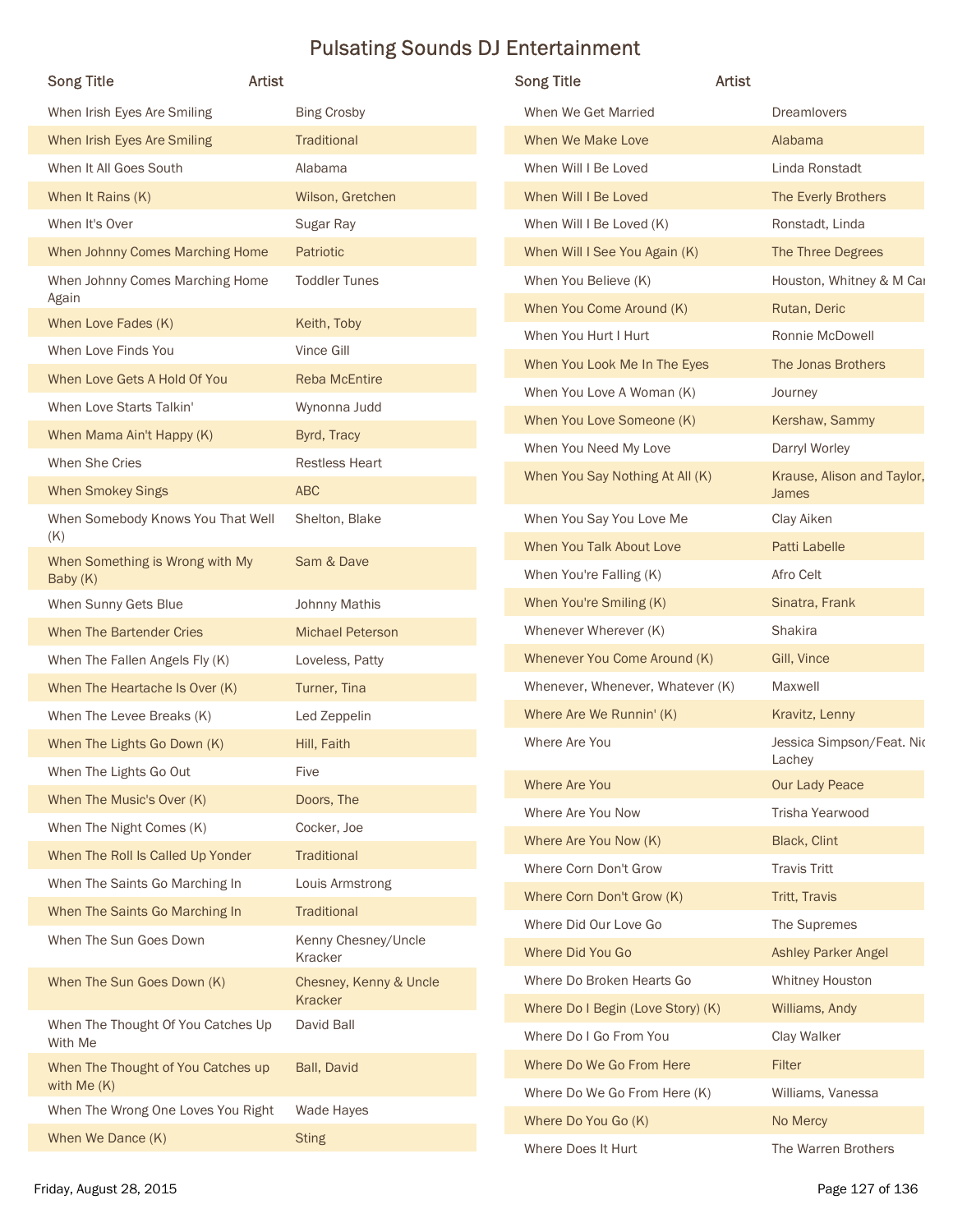# Pulsating Sounds DJ Entertainment

| Song Title | Artist |
| --- | --- |
| When Irish Eyes Are Smiling | Bing Crosby |
| When Irish Eyes Are Smiling | Traditional |
| When It All Goes South | Alabama |
| When It Rains (K) | Wilson, Gretchen |
| When It's Over | Sugar Ray |
| When Johnny Comes Marching Home | Patriotic |
| When Johnny Comes Marching Home Again | Toddler Tunes |
| When Love Fades (K) | Keith, Toby |
| When Love Finds You | Vince Gill |
| When Love Gets A Hold Of You | Reba McEntire |
| When Love Starts Talkin' | Wynonna Judd |
| When Mama Ain't Happy (K) | Byrd, Tracy |
| When She Cries | Restless Heart |
| When Smokey Sings | ABC |
| When Somebody Knows You That Well (K) | Shelton, Blake |
| When Something is Wrong with My Baby (K) | Sam & Dave |
| When Sunny Gets Blue | Johnny Mathis |
| When The Bartender Cries | Michael Peterson |
| When The Fallen Angels Fly (K) | Loveless, Patty |
| When The Heartache Is Over (K) | Turner, Tina |
| When The Levee Breaks (K) | Led Zeppelin |
| When The Lights Go Down (K) | Hill, Faith |
| When The Lights Go Out | Five |
| When The Music's Over (K) | Doors, The |
| When The Night Comes (K) | Cocker, Joe |
| When The Roll Is Called Up Yonder | Traditional |
| When The Saints Go Marching In | Louis Armstrong |
| When The Saints Go Marching In | Traditional |
| When The Sun Goes Down | Kenny Chesney/Uncle Kracker |
| When The Sun Goes Down (K) | Chesney, Kenny & Uncle Kracker |
| When The Thought Of You Catches Up With Me | David Ball |
| When The Thought of You Catches up with Me (K) | Ball, David |
| When The Wrong One Loves You Right | Wade Hayes |
| When We Dance (K) | Sting |
| When We Get Married | Dreamlovers |
| When We Make Love | Alabama |
| When Will I Be Loved | Linda Ronstadt |
| When Will I Be Loved | The Everly Brothers |
| When Will I Be Loved (K) | Ronstadt, Linda |
| When Will I See You Again (K) | The Three Degrees |
| When You Believe (K) | Houston, Whitney & M Car |
| When You Come Around (K) | Rutan, Deric |
| When You Hurt I Hurt | Ronnie McDowell |
| When You Look Me In The Eyes | The Jonas Brothers |
| When You Love A Woman (K) | Journey |
| When You Love Someone (K) | Kershaw, Sammy |
| When You Need My Love | Darryl Worley |
| When You Say Nothing At All (K) | Krause, Alison and Taylor, James |
| When You Say You Love Me | Clay Aiken |
| When You Talk About Love | Patti Labelle |
| When You're Falling (K) | Afro Celt |
| When You're Smiling (K) | Sinatra, Frank |
| Whenever Wherever (K) | Shakira |
| Whenever You Come Around (K) | Gill, Vince |
| Whenever, Whenever, Whatever (K) | Maxwell |
| Where Are We Runnin' (K) | Kravitz, Lenny |
| Where Are You | Jessica Simpson/Feat. Nic Lachey |
| Where Are You | Our Lady Peace |
| Where Are You Now | Trisha Yearwood |
| Where Are You Now (K) | Black, Clint |
| Where Corn Don't Grow | Travis Tritt |
| Where Corn Don't Grow (K) | Tritt, Travis |
| Where Did Our Love Go | The Supremes |
| Where Did You Go | Ashley Parker Angel |
| Where Do Broken Hearts Go | Whitney Houston |
| Where Do I Begin (Love Story) (K) | Williams, Andy |
| Where Do I Go From You | Clay Walker |
| Where Do We Go From Here | Filter |
| Where Do We Go From Here (K) | Williams, Vanessa |
| Where Do You Go (K) | No Mercy |
| Where Does It Hurt | The Warren Brothers |

Friday, August 28, 2015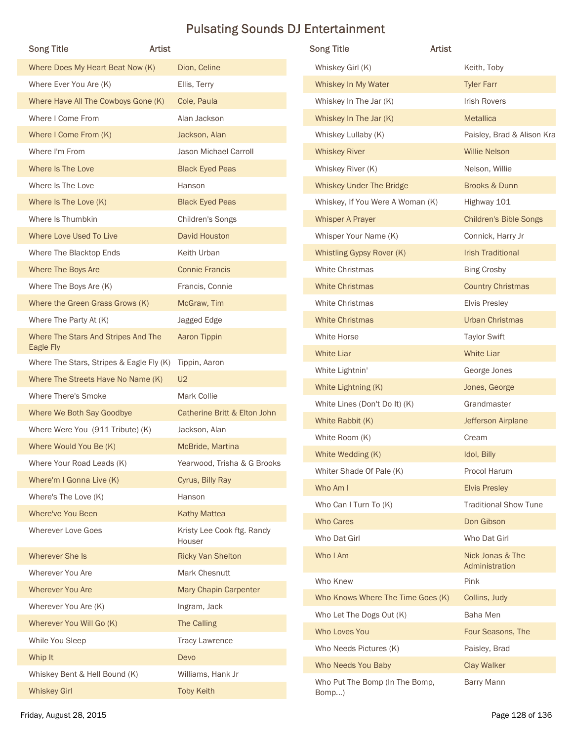# Pulsating Sounds DJ Entertainment

| Song Title | Artist |
|---|---|
| Where Does My Heart Beat Now (K) | Dion, Celine |
| Where Ever You Are (K) | Ellis, Terry |
| Where Have All The Cowboys Gone (K) | Cole, Paula |
| Where I Come From | Alan Jackson |
| Where I Come From (K) | Jackson, Alan |
| Where I'm From | Jason Michael Carroll |
| Where Is The Love | Black Eyed Peas |
| Where Is The Love | Hanson |
| Where Is The Love (K) | Black Eyed Peas |
| Where Is Thumbkin | Children's Songs |
| Where Love Used To Live | David Houston |
| Where The Blacktop Ends | Keith Urban |
| Where The Boys Are | Connie Francis |
| Where The Boys Are (K) | Francis, Connie |
| Where the Green Grass Grows (K) | McGraw, Tim |
| Where The Party At (K) | Jagged Edge |
| Where The Stars And Stripes And The Eagle Fly | Aaron Tippin |
| Where The Stars, Stripes & Eagle Fly (K) | Tippin, Aaron |
| Where The Streets Have No Name (K) | U2 |
| Where There's Smoke | Mark Collie |
| Where We Both Say Goodbye | Catherine Britt & Elton John |
| Where Were You (911 Tribute) (K) | Jackson, Alan |
| Where Would You Be (K) | McBride, Martina |
| Where Your Road Leads (K) | Yearwood, Trisha & G Brooks |
| Where'm I Gonna Live (K) | Cyrus, Billy Ray |
| Where's The Love (K) | Hanson |
| Where've You Been | Kathy Mattea |
| Wherever Love Goes | Kristy Lee Cook ftg. Randy Houser |
| Wherever She Is | Ricky Van Shelton |
| Wherever You Are | Mark Chesnutt |
| Wherever You Are | Mary Chapin Carpenter |
| Wherever You Are (K) | Ingram, Jack |
| Wherever You Will Go (K) | The Calling |
| While You Sleep | Tracy Lawrence |
| Whip It | Devo |
| Whiskey Bent & Hell Bound (K) | Williams, Hank Jr |
| Whiskey Girl | Toby Keith |
| Whiskey Girl (K) | Keith, Toby |
| Whiskey In My Water | Tyler Farr |
| Whiskey In The Jar (K) | Irish Rovers |
| Whiskey In The Jar (K) | Metallica |
| Whiskey Lullaby (K) | Paisley, Brad & Alison Kra |
| Whiskey River | Willie Nelson |
| Whiskey River (K) | Nelson, Willie |
| Whiskey Under The Bridge | Brooks & Dunn |
| Whiskey, If You Were A Woman (K) | Highway 101 |
| Whisper A Prayer | Children's Bible Songs |
| Whisper Your Name (K) | Connick, Harry Jr |
| Whistling Gypsy Rover (K) | Irish Traditional |
| White Christmas | Bing Crosby |
| White Christmas | Country Christmas |
| White Christmas | Elvis Presley |
| White Christmas | Urban Christmas |
| White Horse | Taylor Swift |
| White Liar | White Liar |
| White Lightnin' | George Jones |
| White Lightning (K) | Jones, George |
| White Lines (Don't Do It) (K) | Grandmaster |
| White Rabbit (K) | Jefferson Airplane |
| White Room (K) | Cream |
| White Wedding (K) | Idol, Billy |
| Whiter Shade Of Pale (K) | Procol Harum |
| Who Am I | Elvis Presley |
| Who Can I Turn To (K) | Traditional Show Tune |
| Who Cares | Don Gibson |
| Who Dat Girl | Who Dat Girl |
| Who I Am | Nick Jonas & The Administration |
| Who Knew | Pink |
| Who Knows Where The Time Goes (K) | Collins, Judy |
| Who Let The Dogs Out (K) | Baha Men |
| Who Loves You | Four Seasons, The |
| Who Needs Pictures (K) | Paisley, Brad |
| Who Needs You Baby | Clay Walker |
| Who Put The Bomp (In The Bomp, Bomp...) | Barry Mann |

Friday, August 28, 2015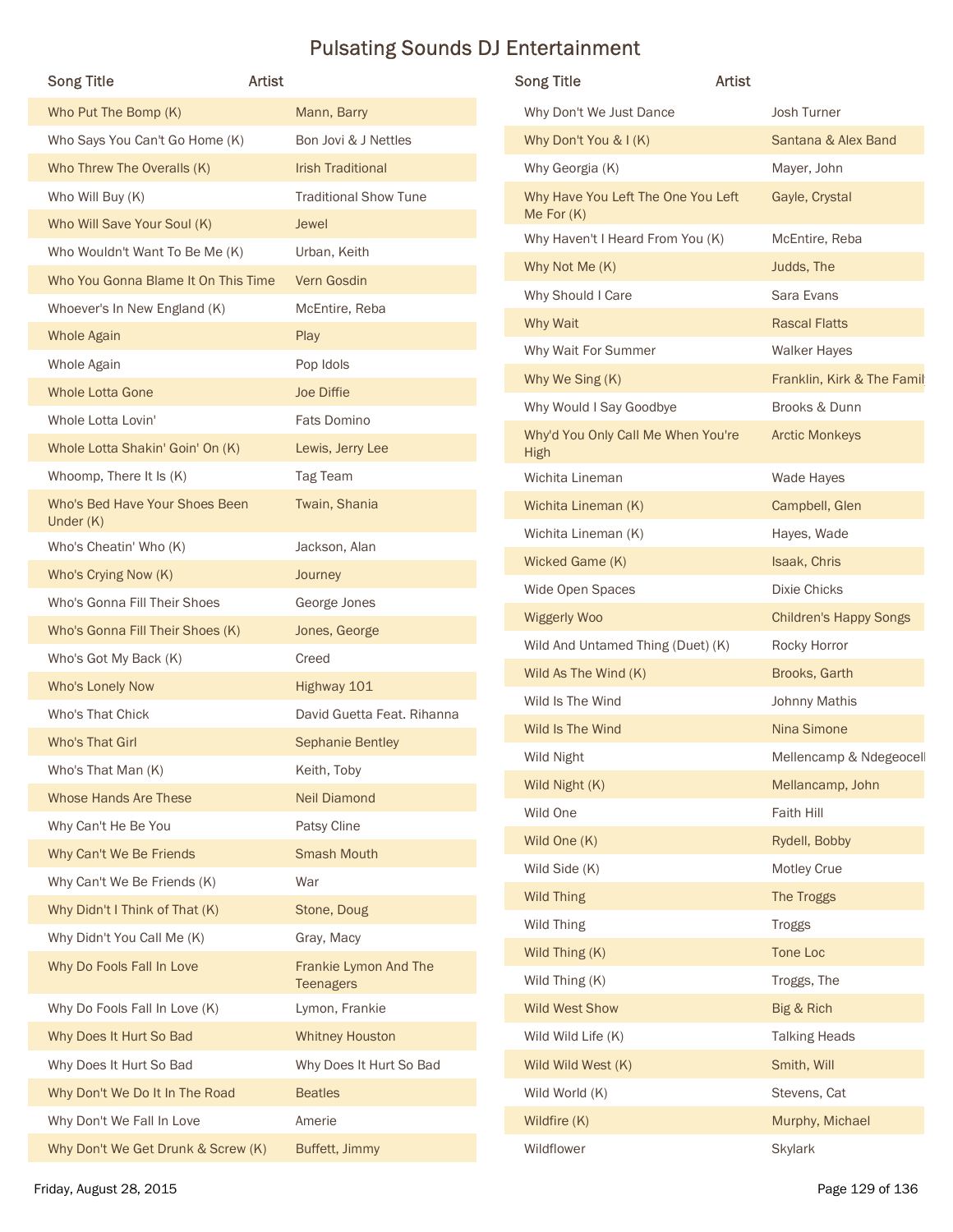# Pulsating Sounds DJ Entertainment

| Song Title | Artist |
|---|---|
| Who Put The Bomp (K) | Mann, Barry |
| Who Says You Can't Go Home (K) | Bon Jovi & J Nettles |
| Who Threw The Overalls (K) | Irish Traditional |
| Who Will Buy (K) | Traditional Show Tune |
| Who Will Save Your Soul (K) | Jewel |
| Who Wouldn't Want To Be Me (K) | Urban, Keith |
| Who You Gonna Blame It On This Time | Vern Gosdin |
| Whoever's In New England (K) | McEntire, Reba |
| Whole Again | Play |
| Whole Again | Pop Idols |
| Whole Lotta Gone | Joe Diffie |
| Whole Lotta Lovin' | Fats Domino |
| Whole Lotta Shakin' Goin' On (K) | Lewis, Jerry Lee |
| Whoomp, There It Is (K) | Tag Team |
| Who's Bed Have Your Shoes Been Under (K) | Twain, Shania |
| Who's Cheatin' Who (K) | Jackson, Alan |
| Who's Crying Now (K) | Journey |
| Who's Gonna Fill Their Shoes | George Jones |
| Who's Gonna Fill Their Shoes (K) | Jones, George |
| Who's Got My Back (K) | Creed |
| Who's Lonely Now | Highway 101 |
| Who's That Chick | David Guetta Feat. Rihanna |
| Who's That Girl | Sephanie Bentley |
| Who's That Man (K) | Keith, Toby |
| Whose Hands Are These | Neil Diamond |
| Why Can't He Be You | Patsy Cline |
| Why Can't We Be Friends | Smash Mouth |
| Why Can't We Be Friends (K) | War |
| Why Didn't I Think of That (K) | Stone, Doug |
| Why Didn't You Call Me (K) | Gray, Macy |
| Why Do Fools Fall In Love | Frankie Lymon And The Teenagers |
| Why Do Fools Fall In Love (K) | Lymon, Frankie |
| Why Does It Hurt So Bad | Whitney Houston |
| Why Does It Hurt So Bad | Why Does It Hurt So Bad |
| Why Don't We Do It In The Road | Beatles |
| Why Don't We Fall In Love | Amerie |
| Why Don't We Get Drunk & Screw (K) | Buffett, Jimmy |
| Why Don't We Just Dance | Josh Turner |
| Why Don't You & I (K) | Santana & Alex Band |
| Why Georgia (K) | Mayer, John |
| Why Have You Left The One You Left Me For (K) | Gayle, Crystal |
| Why Haven't I Heard From You (K) | McEntire, Reba |
| Why Not Me (K) | Judds, The |
| Why Should I Care | Sara Evans |
| Why Wait | Rascal Flatts |
| Why Wait For Summer | Walker Hayes |
| Why We Sing (K) | Franklin, Kirk & The Famil |
| Why Would I Say Goodbye | Brooks & Dunn |
| Why'd You Only Call Me When You're High | Arctic Monkeys |
| Wichita Lineman | Wade Hayes |
| Wichita Lineman (K) | Campbell, Glen |
| Wichita Lineman (K) | Hayes, Wade |
| Wicked Game (K) | Isaak, Chris |
| Wide Open Spaces | Dixie Chicks |
| Wiggerly Woo | Children's Happy Songs |
| Wild And Untamed Thing (Duet) (K) | Rocky Horror |
| Wild As The Wind (K) | Brooks, Garth |
| Wild Is The Wind | Johnny Mathis |
| Wild Is The Wind | Nina Simone |
| Wild Night | Mellencamp & Ndegeocell |
| Wild Night (K) | Mellancamp, John |
| Wild One | Faith Hill |
| Wild One (K) | Rydell, Bobby |
| Wild Side (K) | Motley Crue |
| Wild Thing | The Troggs |
| Wild Thing | Troggs |
| Wild Thing (K) | Tone Loc |
| Wild Thing (K) | Troggs, The |
| Wild West Show | Big & Rich |
| Wild Wild Life (K) | Talking Heads |
| Wild Wild West (K) | Smith, Will |
| Wild World (K) | Stevens, Cat |
| Wildfire (K) | Murphy, Michael |
| Wildflower | Skylark |

Friday, August 28, 2015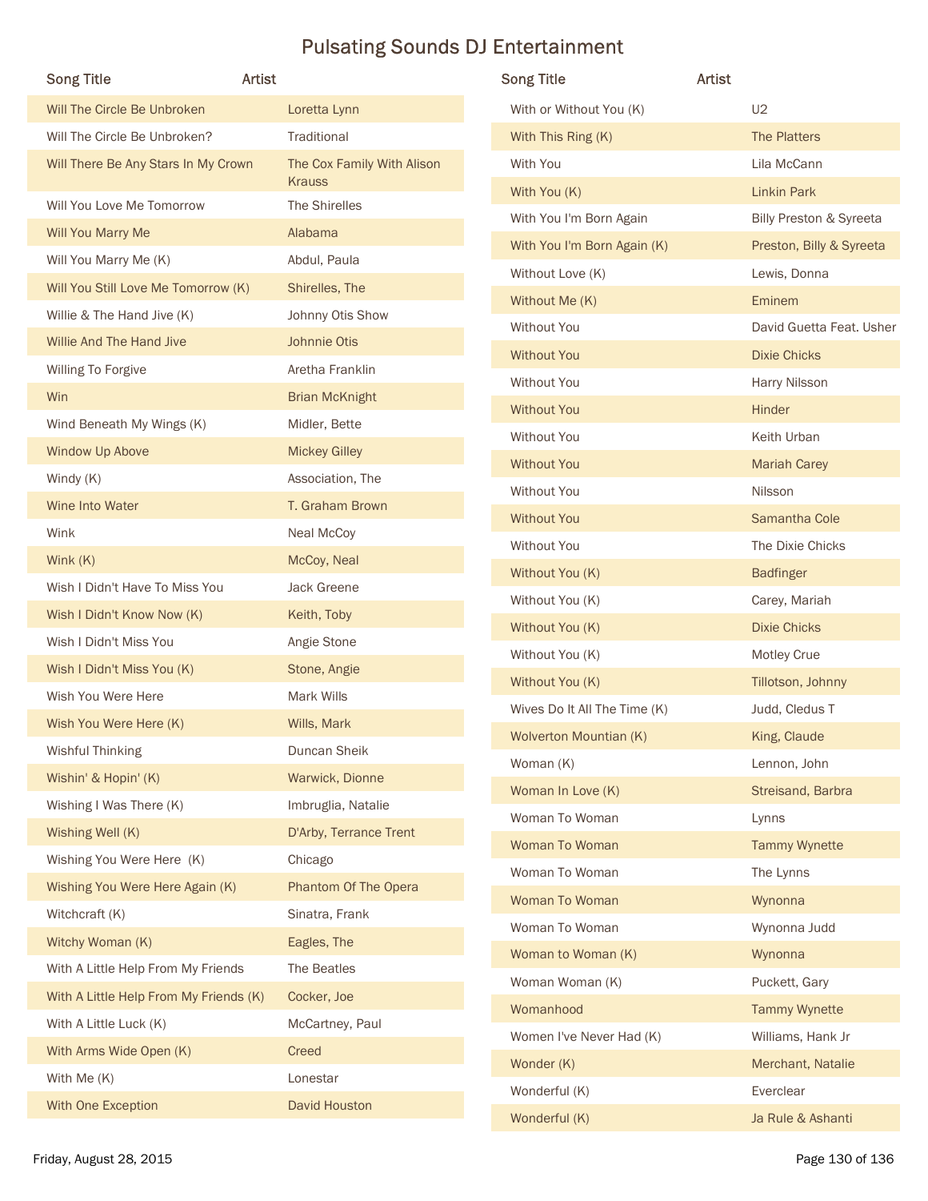# Pulsating Sounds DJ Entertainment

| Song Title | Artist |
|---|---|
| Will The Circle Be Unbroken | Loretta Lynn |
| Will The Circle Be Unbroken? | Traditional |
| Will There Be Any Stars In My Crown | The Cox Family With Alison Krauss |
| Will You Love Me Tomorrow | The Shirelles |
| Will You Marry Me | Alabama |
| Will You Marry Me (K) | Abdul, Paula |
| Will You Still Love Me Tomorrow (K) | Shirelles, The |
| Willie & The Hand Jive (K) | Johnny Otis Show |
| Willie And The Hand Jive | Johnnie Otis |
| Willing To Forgive | Aretha Franklin |
| Win | Brian McKnight |
| Wind Beneath My Wings (K) | Midler, Bette |
| Window Up Above | Mickey Gilley |
| Windy (K) | Association, The |
| Wine Into Water | T. Graham Brown |
| Wink | Neal McCoy |
| Wink (K) | McCoy, Neal |
| Wish I Didn't Have To Miss You | Jack Greene |
| Wish I Didn't Know Now (K) | Keith, Toby |
| Wish I Didn't Miss You | Angie Stone |
| Wish I Didn't Miss You (K) | Stone, Angie |
| Wish You Were Here | Mark Wills |
| Wish You Were Here (K) | Wills, Mark |
| Wishful Thinking | Duncan Sheik |
| Wishin' & Hopin' (K) | Warwick, Dionne |
| Wishing I Was There (K) | Imbruglia, Natalie |
| Wishing Well (K) | D'Arby, Terrance Trent |
| Wishing You Were Here (K) | Chicago |
| Wishing You Were Here Again (K) | Phantom Of The Opera |
| Witchcraft (K) | Sinatra, Frank |
| Witchy Woman (K) | Eagles, The |
| With A Little Help From My Friends | The Beatles |
| With A Little Help From My Friends (K) | Cocker, Joe |
| With A Little Luck (K) | McCartney, Paul |
| With Arms Wide Open (K) | Creed |
| With Me (K) | Lonestar |
| With One Exception | David Houston |
| With or Without You (K) | U2 |
| With This Ring (K) | The Platters |
| With You | Lila McCann |
| With You (K) | Linkin Park |
| With You I'm Born Again | Billy Preston & Syreeta |
| With You I'm Born Again (K) | Preston, Billy & Syreeta |
| Without Love (K) | Lewis, Donna |
| Without Me (K) | Eminem |
| Without You | David Guetta Feat. Usher |
| Without You | Dixie Chicks |
| Without You | Harry Nilsson |
| Without You | Hinder |
| Without You | Keith Urban |
| Without You | Mariah Carey |
| Without You | Nilsson |
| Without You | Samantha Cole |
| Without You | The Dixie Chicks |
| Without You (K) | Badfinger |
| Without You (K) | Carey, Mariah |
| Without You (K) | Dixie Chicks |
| Without You (K) | Motley Crue |
| Without You (K) | Tillotson, Johnny |
| Wives Do It All The Time (K) | Judd, Cledus T |
| Wolverton Mountian (K) | King, Claude |
| Woman (K) | Lennon, John |
| Woman In Love (K) | Streisand, Barbra |
| Woman To Woman | Lynns |
| Woman To Woman | Tammy Wynette |
| Woman To Woman | The Lynns |
| Woman To Woman | Wynonna |
| Woman To Woman | Wynonna Judd |
| Woman to Woman (K) | Wynonna |
| Woman Woman (K) | Puckett, Gary |
| Womanhood | Tammy Wynette |
| Women I've Never Had (K) | Williams, Hank Jr |
| Wonder (K) | Merchant, Natalie |
| Wonderful (K) | Everclear |
| Wonderful (K) | Ja Rule & Ashanti |

Friday, August 28, 2015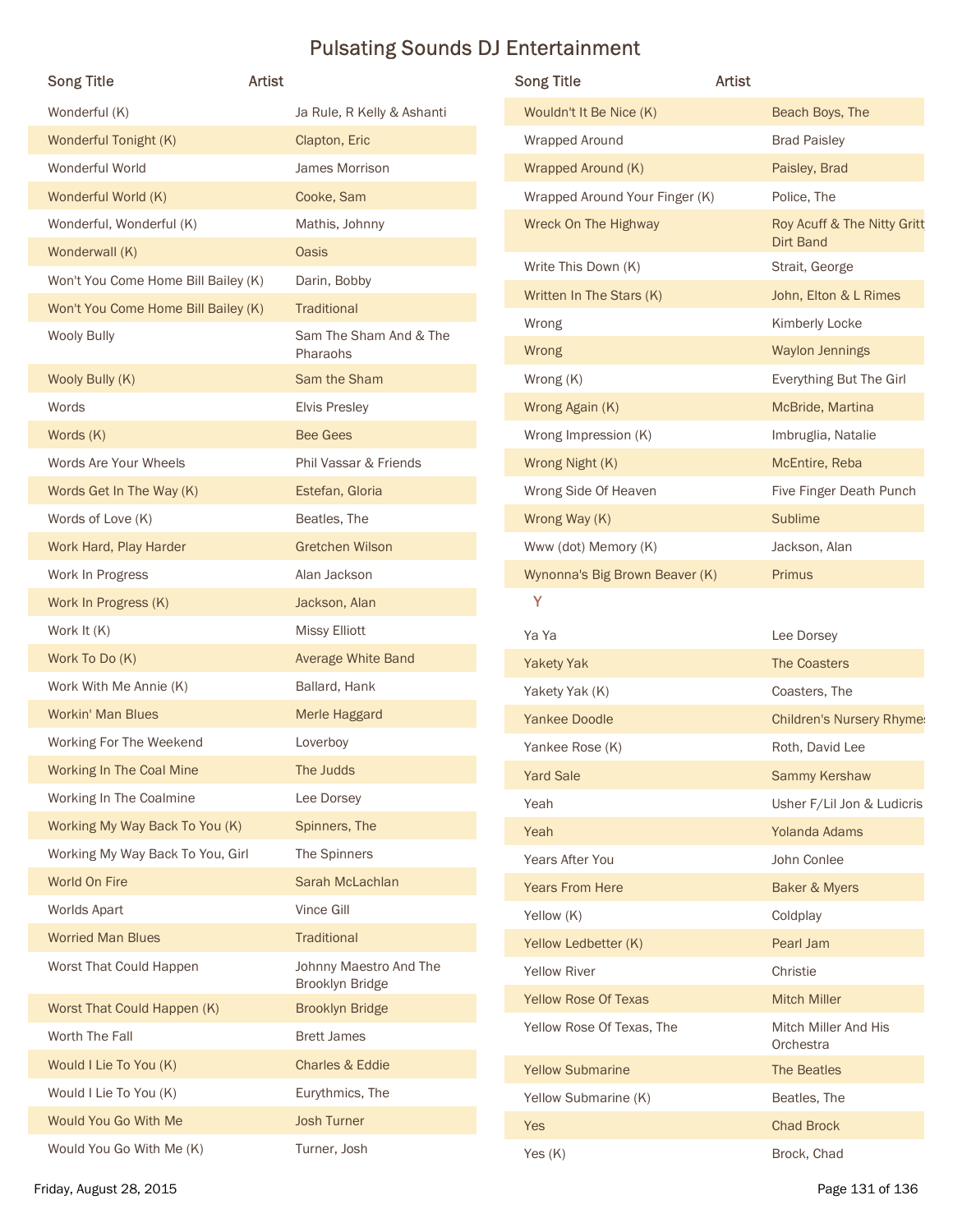# Pulsating Sounds DJ Entertainment

| Song Title | Artist |
|---|---|
| Wonderful (K) | Ja Rule, R Kelly & Ashanti |
| Wonderful Tonight (K) | Clapton, Eric |
| Wonderful World | James Morrison |
| Wonderful World (K) | Cooke, Sam |
| Wonderful, Wonderful (K) | Mathis, Johnny |
| Wonderwall (K) | Oasis |
| Won't You Come Home Bill Bailey (K) | Darin, Bobby |
| Won't You Come Home Bill Bailey (K) | Traditional |
| Wooly Bully | Sam The Sham And & The Pharaohs |
| Wooly Bully (K) | Sam the Sham |
| Words | Elvis Presley |
| Words (K) | Bee Gees |
| Words Are Your Wheels | Phil Vassar & Friends |
| Words Get In The Way (K) | Estefan, Gloria |
| Words of Love (K) | Beatles, The |
| Work Hard, Play Harder | Gretchen Wilson |
| Work In Progress | Alan Jackson |
| Work In Progress (K) | Jackson, Alan |
| Work It (K) | Missy Elliott |
| Work To Do (K) | Average White Band |
| Work With Me Annie (K) | Ballard, Hank |
| Workin' Man Blues | Merle Haggard |
| Working For The Weekend | Loverboy |
| Working In The Coal Mine | The Judds |
| Working In The Coalmine | Lee Dorsey |
| Working My Way Back To You (K) | Spinners, The |
| Working My Way Back To You, Girl | The Spinners |
| World On Fire | Sarah McLachlan |
| Worlds Apart | Vince Gill |
| Worried Man Blues | Traditional |
| Worst That Could Happen | Johnny Maestro And The Brooklyn Bridge |
| Worst That Could Happen (K) | Brooklyn Bridge |
| Worth The Fall | Brett James |
| Would I Lie To You (K) | Charles & Eddie |
| Would I Lie To You (K) | Eurythmics, The |
| Would You Go With Me | Josh Turner |
| Would You Go With Me (K) | Turner, Josh |
| Wouldn't It Be Nice (K) | Beach Boys, The |
| Wrapped Around | Brad Paisley |
| Wrapped Around (K) | Paisley, Brad |
| Wrapped Around Your Finger (K) | Police, The |
| Wreck On The Highway | Roy Acuff & The Nitty Gritt Dirt Band |
| Write This Down (K) | Strait, George |
| Written In The Stars (K) | John, Elton & L Rimes |
| Wrong | Kimberly Locke |
| Wrong | Waylon Jennings |
| Wrong (K) | Everything But The Girl |
| Wrong Again (K) | McBride, Martina |
| Wrong Impression (K) | Imbruglia, Natalie |
| Wrong Night (K) | McEntire, Reba |
| Wrong Side Of Heaven | Five Finger Death Punch |
| Wrong Way (K) | Sublime |
| Www (dot) Memory (K) | Jackson, Alan |
| Wynonna's Big Brown Beaver (K) | Primus |

**Y**

| Song Title | Artist |
|---|---|
| Ya Ya | Lee Dorsey |
| Yakety Yak | The Coasters |
| Yakety Yak (K) | Coasters, The |
| Yankee Doodle | Children's Nursery Rhymes |
| Yankee Rose (K) | Roth, David Lee |
| Yard Sale | Sammy Kershaw |
| Yeah | Usher F/Lil Jon & Ludicris |
| Yeah | Yolanda Adams |
| Years After You | John Conlee |
| Years From Here | Baker & Myers |
| Yellow (K) | Coldplay |
| Yellow Ledbetter (K) | Pearl Jam |
| Yellow River | Christie |
| Yellow Rose Of Texas | Mitch Miller |
| Yellow Rose Of Texas, The | Mitch Miller And His Orchestra |
| Yellow Submarine | The Beatles |
| Yellow Submarine (K) | Beatles, The |
| Yes | Chad Brock |
| Yes (K) | Brock, Chad |

Friday, August 28, 2015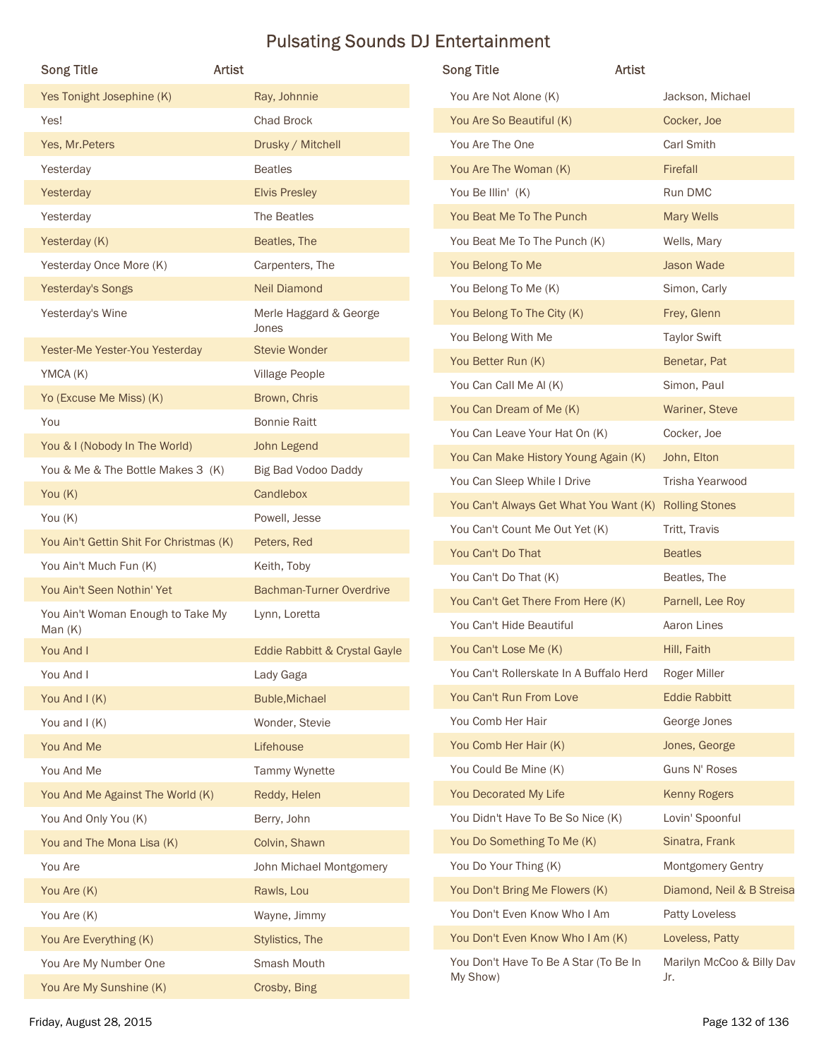# Pulsating Sounds DJ Entertainment

| Song Title | Artist |
|---|---|
| Yes Tonight Josephine (K) | Ray, Johnnie |
| Yes! | Chad Brock |
| Yes, Mr.Peters | Drusky / Mitchell |
| Yesterday | Beatles |
| Yesterday | Elvis Presley |
| Yesterday | The Beatles |
| Yesterday (K) | Beatles, The |
| Yesterday Once More (K) | Carpenters, The |
| Yesterday's Songs | Neil Diamond |
| Yesterday's Wine | Merle Haggard & George Jones |
| Yester-Me Yester-You Yesterday | Stevie Wonder |
| YMCA (K) | Village People |
| Yo (Excuse Me Miss) (K) | Brown, Chris |
| You | Bonnie Raitt |
| You & I (Nobody In The World) | John Legend |
| You & Me & The Bottle Makes 3 (K) | Big Bad Vodoo Daddy |
| You (K) | Candlebox |
| You (K) | Powell, Jesse |
| You Ain't Gettin Shit For Christmas (K) | Peters, Red |
| You Ain't Much Fun (K) | Keith, Toby |
| You Ain't Seen Nothin' Yet | Bachman-Turner Overdrive |
| You Ain't Woman Enough to Take My Man (K) | Lynn, Loretta |
| You And I | Eddie Rabbitt & Crystal Gayle |
| You And I | Lady Gaga |
| You And I (K) | Buble,Michael |
| You and I (K) | Wonder, Stevie |
| You And Me | Lifehouse |
| You And Me | Tammy Wynette |
| You And Me Against The World (K) | Reddy, Helen |
| You And Only You (K) | Berry, John |
| You and The Mona Lisa (K) | Colvin, Shawn |
| You Are | John Michael Montgomery |
| You Are (K) | Rawls, Lou |
| You Are (K) | Wayne, Jimmy |
| You Are Everything (K) | Stylistics, The |
| You Are My Number One | Smash Mouth |
| You Are My Sunshine (K) | Crosby, Bing |
| You Are Not Alone (K) | Jackson, Michael |
| You Are So Beautiful (K) | Cocker, Joe |
| You Are The One | Carl Smith |
| You Are The Woman (K) | Firefall |
| You Be Illin' (K) | Run DMC |
| You Beat Me To The Punch | Mary Wells |
| You Beat Me To The Punch (K) | Wells, Mary |
| You Belong To Me | Jason Wade |
| You Belong To Me (K) | Simon, Carly |
| You Belong To The City (K) | Frey, Glenn |
| You Belong With Me | Taylor Swift |
| You Better Run (K) | Benetar, Pat |
| You Can Call Me Al (K) | Simon, Paul |
| You Can Dream of Me (K) | Wariner, Steve |
| You Can Leave Your Hat On (K) | Cocker, Joe |
| You Can Make History Young Again (K) | John, Elton |
| You Can Sleep While I Drive | Trisha Yearwood |
| You Can't Always Get What You Want (K) | Rolling Stones |
| You Can't Count Me Out Yet (K) | Tritt, Travis |
| You Can't Do That | Beatles |
| You Can't Do That (K) | Beatles, The |
| You Can't Get There From Here (K) | Parnell, Lee Roy |
| You Can't Hide Beautiful | Aaron Lines |
| You Can't Lose Me (K) | Hill, Faith |
| You Can't Rollerskate In A Buffalo Herd | Roger Miller |
| You Can't Run From Love | Eddie Rabbitt |
| You Comb Her Hair | George Jones |
| You Comb Her Hair (K) | Jones, George |
| You Could Be Mine (K) | Guns N' Roses |
| You Decorated My Life | Kenny Rogers |
| You Didn't Have To Be So Nice (K) | Lovin' Spoonful |
| You Do Something To Me (K) | Sinatra, Frank |
| You Do Your Thing (K) | Montgomery Gentry |
| You Don't Bring Me Flowers (K) | Diamond, Neil & B Streisa |
| You Don't Even Know Who I Am | Patty Loveless |
| You Don't Even Know Who I Am (K) | Loveless, Patty |
| You Don't Have To Be A Star (To Be In My Show) | Marilyn McCoo & Billy Dav Jr. |

Friday, August 28, 2015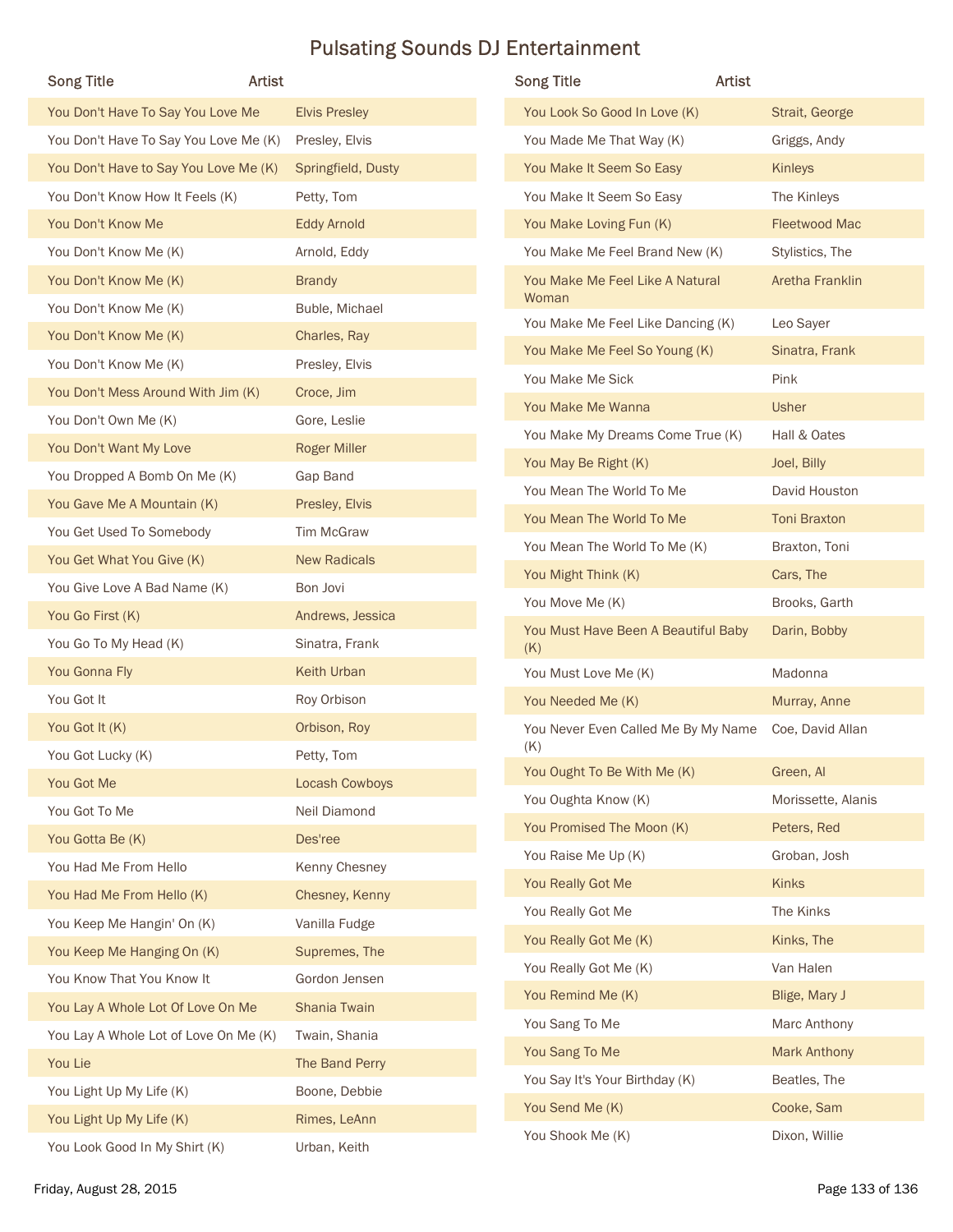# Pulsating Sounds DJ Entertainment

| Song Title | Artist |
|---|---|
| You Don't Have To Say You Love Me | Elvis Presley |
| You Don't Have To Say You Love Me (K) | Presley, Elvis |
| You Don't Have to Say You Love Me (K) | Springfield, Dusty |
| You Don't Know How It Feels (K) | Petty, Tom |
| You Don't Know Me | Eddy Arnold |
| You Don't Know Me (K) | Arnold, Eddy |
| You Don't Know Me (K) | Brandy |
| You Don't Know Me (K) | Buble, Michael |
| You Don't Know Me (K) | Charles, Ray |
| You Don't Know Me (K) | Presley, Elvis |
| You Don't Mess Around With Jim (K) | Croce, Jim |
| You Don't Own Me (K) | Gore, Leslie |
| You Don't Want My Love | Roger Miller |
| You Dropped A Bomb On Me (K) | Gap Band |
| You Gave Me A Mountain (K) | Presley, Elvis |
| You Get Used To Somebody | Tim McGraw |
| You Get What You Give (K) | New Radicals |
| You Give Love A Bad Name (K) | Bon Jovi |
| You Go First (K) | Andrews, Jessica |
| You Go To My Head (K) | Sinatra, Frank |
| You Gonna Fly | Keith Urban |
| You Got It | Roy Orbison |
| You Got It (K) | Orbison, Roy |
| You Got Lucky (K) | Petty, Tom |
| You Got Me | Locash Cowboys |
| You Got To Me | Neil Diamond |
| You Gotta Be (K) | Des'ree |
| You Had Me From Hello | Kenny Chesney |
| You Had Me From Hello (K) | Chesney, Kenny |
| You Keep Me Hangin' On (K) | Vanilla Fudge |
| You Keep Me Hanging On (K) | Supremes, The |
| You Know That You Know It | Gordon Jensen |
| You Lay A Whole Lot Of Love On Me | Shania Twain |
| You Lay A Whole Lot of Love On Me (K) | Twain, Shania |
| You Lie | The Band Perry |
| You Light Up My Life (K) | Boone, Debbie |
| You Light Up My Life (K) | Rimes, LeAnn |
| You Look Good In My Shirt (K) | Urban, Keith |
| You Look So Good In Love (K) | Strait, George |
| You Made Me That Way (K) | Griggs, Andy |
| You Make It Seem So Easy | Kinleys |
| You Make It Seem So Easy | The Kinleys |
| You Make Loving Fun (K) | Fleetwood Mac |
| You Make Me Feel Brand New (K) | Stylistics, The |
| You Make Me Feel Like A Natural Woman | Aretha Franklin |
| You Make Me Feel Like Dancing (K) | Leo Sayer |
| You Make Me Feel So Young (K) | Sinatra, Frank |
| You Make Me Sick | Pink |
| You Make Me Wanna | Usher |
| You Make My Dreams Come True (K) | Hall & Oates |
| You May Be Right (K) | Joel, Billy |
| You Mean The World To Me | David Houston |
| You Mean The World To Me | Toni Braxton |
| You Mean The World To Me (K) | Braxton, Toni |
| You Might Think (K) | Cars, The |
| You Move Me (K) | Brooks, Garth |
| You Must Have Been A Beautiful Baby (K) | Darin, Bobby |
| You Must Love Me (K) | Madonna |
| You Needed Me (K) | Murray, Anne |
| You Never Even Called Me By My Name (K) | Coe, David Allan |
| You Ought To Be With Me (K) | Green, Al |
| You Oughta Know (K) | Morissette, Alanis |
| You Promised The Moon (K) | Peters, Red |
| You Raise Me Up (K) | Groban, Josh |
| You Really Got Me | Kinks |
| You Really Got Me | The Kinks |
| You Really Got Me (K) | Kinks, The |
| You Really Got Me (K) | Van Halen |
| You Remind Me (K) | Blige, Mary J |
| You Sang To Me | Marc Anthony |
| You Sang To Me | Mark Anthony |
| You Say It's Your Birthday (K) | Beatles, The |
| You Send Me (K) | Cooke, Sam |
| You Shook Me (K) | Dixon, Willie |

Friday, August 28, 2015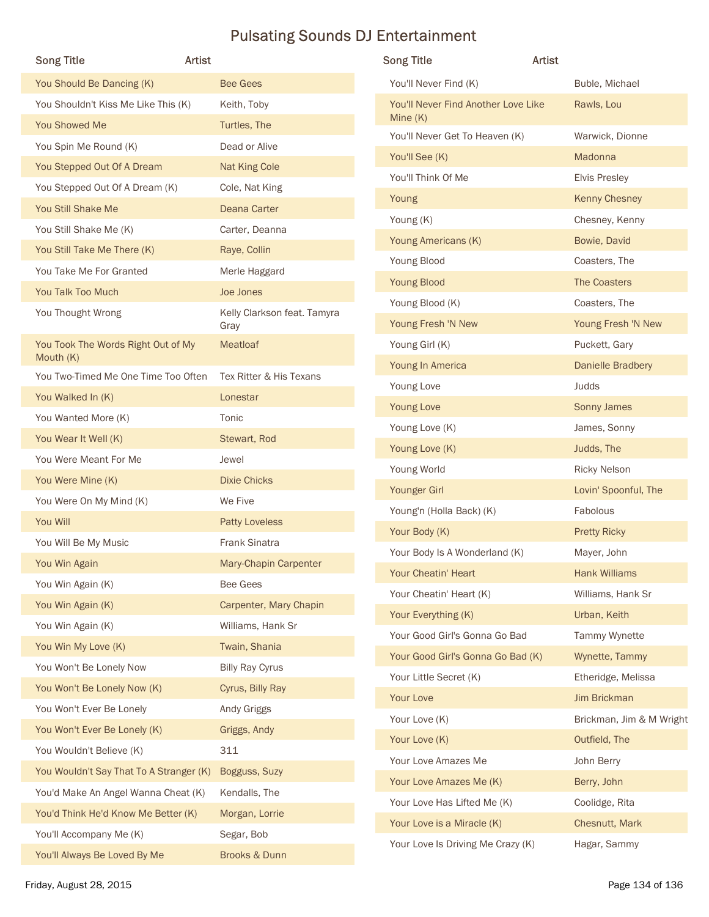# Pulsating Sounds DJ Entertainment

| Song Title | Artist |
|---|---|
| You Should Be Dancing (K) | Bee Gees |
| You Shouldn't Kiss Me Like This (K) | Keith, Toby |
| You Showed Me | Turtles, The |
| You Spin Me Round (K) | Dead or Alive |
| You Stepped Out Of A Dream | Nat King Cole |
| You Stepped Out Of A Dream (K) | Cole, Nat King |
| You Still Shake Me | Deana Carter |
| You Still Shake Me (K) | Carter, Deanna |
| You Still Take Me There (K) | Raye, Collin |
| You Take Me For Granted | Merle Haggard |
| You Talk Too Much | Joe Jones |
| You Thought Wrong | Kelly Clarkson feat. Tamyra Gray |
| You Took The Words Right Out of My Mouth (K) | Meatloaf |
| You Two-Timed Me One Time Too Often | Tex Ritter & His Texans |
| You Walked In (K) | Lonestar |
| You Wanted More (K) | Tonic |
| You Wear It Well (K) | Stewart, Rod |
| You Were Meant For Me | Jewel |
| You Were Mine (K) | Dixie Chicks |
| You Were On My Mind (K) | We Five |
| You Will | Patty Loveless |
| You Will Be My Music | Frank Sinatra |
| You Win Again | Mary-Chapin Carpenter |
| You Win Again (K) | Bee Gees |
| You Win Again (K) | Carpenter, Mary Chapin |
| You Win Again (K) | Williams, Hank Sr |
| You Win My Love (K) | Twain, Shania |
| You Won't Be Lonely Now | Billy Ray Cyrus |
| You Won't Be Lonely Now (K) | Cyrus, Billy Ray |
| You Won't Ever Be Lonely | Andy Griggs |
| You Won't Ever Be Lonely (K) | Griggs, Andy |
| You Wouldn't Believe (K) | 311 |
| You Wouldn't Say That To A Stranger (K) | Bogguss, Suzy |
| You'd Make An Angel Wanna Cheat (K) | Kendalls, The |
| You'd Think He'd Know Me Better (K) | Morgan, Lorrie |
| You'll Accompany Me (K) | Segar, Bob |
| You'll Always Be Loved By Me | Brooks & Dunn |
| You'll Never Find (K) | Buble, Michael |
| You'll Never Find Another Love Like Mine (K) | Rawls, Lou |
| You'll Never Get To Heaven (K) | Warwick, Dionne |
| You'll See (K) | Madonna |
| You'll Think Of Me | Elvis Presley |
| Young | Kenny Chesney |
| Young (K) | Chesney, Kenny |
| Young Americans (K) | Bowie, David |
| Young Blood | Coasters, The |
| Young Blood | The Coasters |
| Young Blood (K) | Coasters, The |
| Young Fresh 'N New | Young Fresh 'N New |
| Young Girl (K) | Puckett, Gary |
| Young In America | Danielle Bradbery |
| Young Love | Judds |
| Young Love | Sonny James |
| Young Love (K) | James, Sonny |
| Young Love (K) | Judds, The |
| Young World | Ricky Nelson |
| Younger Girl | Lovin' Spoonful, The |
| Young'n (Holla Back) (K) | Fabolous |
| Your Body (K) | Pretty Ricky |
| Your Body Is A Wonderland (K) | Mayer, John |
| Your Cheatin' Heart | Hank Williams |
| Your Cheatin' Heart (K) | Williams, Hank Sr |
| Your Everything (K) | Urban, Keith |
| Your Good Girl's Gonna Go Bad | Tammy Wynette |
| Your Good Girl's Gonna Go Bad (K) | Wynette, Tammy |
| Your Little Secret (K) | Etheridge, Melissa |
| Your Love | Jim Brickman |
| Your Love (K) | Brickman, Jim & M Wright |
| Your Love (K) | Outfield, The |
| Your Love Amazes Me | John Berry |
| Your Love Amazes Me (K) | Berry, John |
| Your Love Has Lifted Me (K) | Coolidge, Rita |
| Your Love is a Miracle (K) | Chesnutt, Mark |
| Your Love Is Driving Me Crazy (K) | Hagar, Sammy |

Friday, August 28, 2015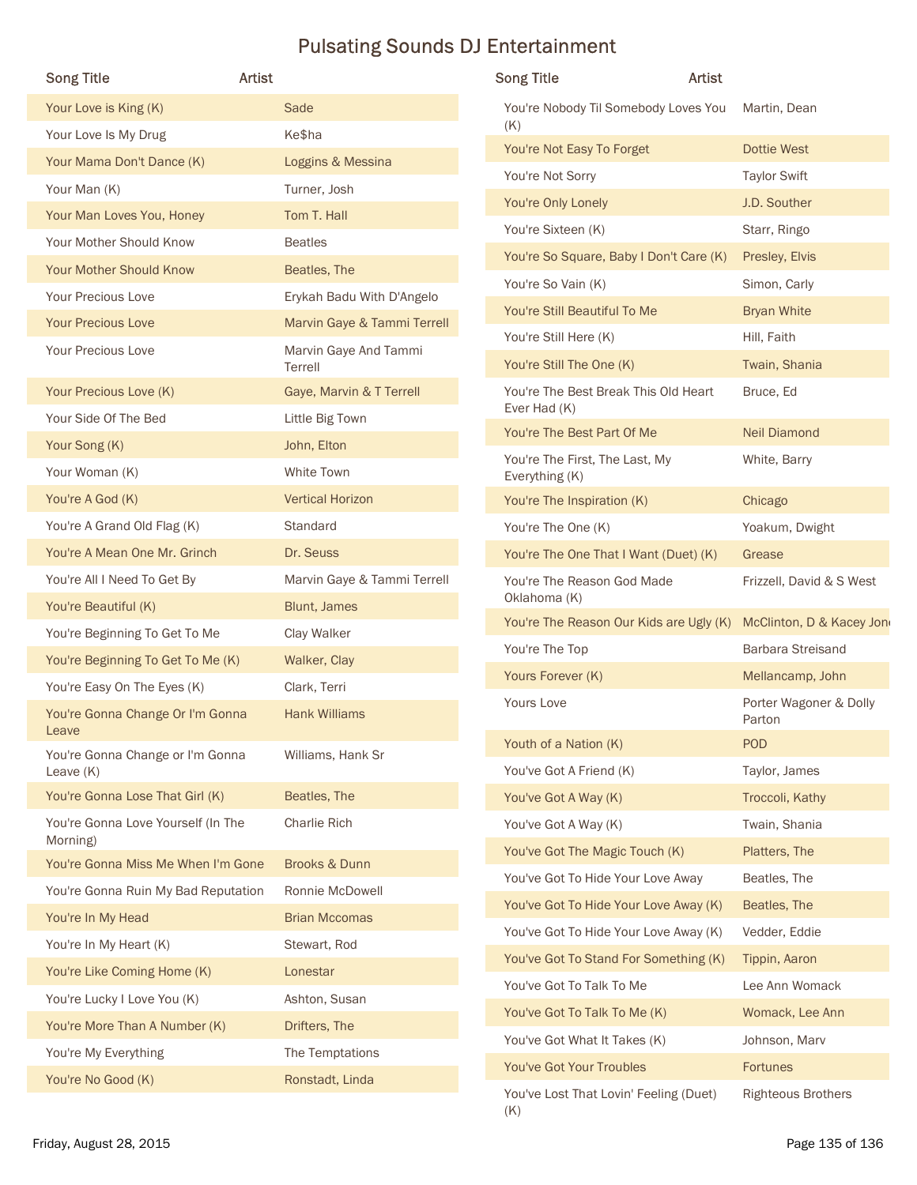# Pulsating Sounds DJ Entertainment

| Song Title | Artist |
|---|---|
| Your Love is King (K) | Sade |
| Your Love Is My Drug | Ke$ha |
| Your Mama Don't Dance (K) | Loggins & Messina |
| Your Man (K) | Turner, Josh |
| Your Man Loves You, Honey | Tom T. Hall |
| Your Mother Should Know | Beatles |
| Your Mother Should Know | Beatles, The |
| Your Precious Love | Erykah Badu With D'Angelo |
| Your Precious Love | Marvin Gaye & Tammi Terrell |
| Your Precious Love | Marvin Gaye And Tammi Terrell |
| Your Precious Love (K) | Gaye, Marvin & T Terrell |
| Your Side Of The Bed | Little Big Town |
| Your Song (K) | John, Elton |
| Your Woman (K) | White Town |
| You're A God (K) | Vertical Horizon |
| You're A Grand Old Flag (K) | Standard |
| You're A Mean One Mr. Grinch | Dr. Seuss |
| You're All I Need To Get By | Marvin Gaye & Tammi Terrell |
| You're Beautiful (K) | Blunt, James |
| You're Beginning To Get To Me | Clay Walker |
| You're Beginning To Get To Me (K) | Walker, Clay |
| You're Easy On The Eyes (K) | Clark, Terri |
| You're Gonna Change Or I'm Gonna Leave | Hank Williams |
| You're Gonna Change or I'm Gonna Leave (K) | Williams, Hank Sr |
| You're Gonna Lose That Girl (K) | Beatles, The |
| You're Gonna Love Yourself (In The Morning) | Charlie Rich |
| You're Gonna Miss Me When I'm Gone | Brooks & Dunn |
| You're Gonna Ruin My Bad Reputation | Ronnie McDowell |
| You're In My Head | Brian Mccomas |
| You're In My Heart (K) | Stewart, Rod |
| You're Like Coming Home (K) | Lonestar |
| You're Lucky I Love You (K) | Ashton, Susan |
| You're More Than A Number (K) | Drifters, The |
| You're My Everything | The Temptations |
| You're No Good (K) | Ronstadt, Linda |
| You're Nobody Til Somebody Loves You (K) | Martin, Dean |
| You're Not Easy To Forget | Dottie West |
| You're Not Sorry | Taylor Swift |
| You're Only Lonely | J.D. Souther |
| You're Sixteen (K) | Starr, Ringo |
| You're So Square, Baby I Don't Care (K) | Presley, Elvis |
| You're So Vain (K) | Simon, Carly |
| You're Still Beautiful To Me | Bryan White |
| You're Still Here (K) | Hill, Faith |
| You're Still The One (K) | Twain, Shania |
| You're The Best Break This Old Heart Ever Had (K) | Bruce, Ed |
| You're The Best Part Of Me | Neil Diamond |
| You're The First, The Last, My Everything (K) | White, Barry |
| You're The Inspiration (K) | Chicago |
| You're The One (K) | Yoakum, Dwight |
| You're The One That I Want (Duet) (K) | Grease |
| You're The Reason God Made Oklahoma (K) | Frizzell, David & S West |
| You're The Reason Our Kids are Ugly (K) | McClinton, D & Kacey Jon |
| You're The Top | Barbara Streisand |
| Yours Forever (K) | Mellancamp, John |
| Yours Love | Porter Wagoner & Dolly Parton |
| Youth of a Nation (K) | POD |
| You've Got A Friend (K) | Taylor, James |
| You've Got A Way (K) | Troccoli, Kathy |
| You've Got A Way (K) | Twain, Shania |
| You've Got The Magic Touch (K) | Platters, The |
| You've Got To Hide Your Love Away | Beatles, The |
| You've Got To Hide Your Love Away (K) | Beatles, The |
| You've Got To Hide Your Love Away (K) | Vedder, Eddie |
| You've Got To Stand For Something (K) | Tippin, Aaron |
| You've Got To Talk To Me | Lee Ann Womack |
| You've Got To Talk To Me (K) | Womack, Lee Ann |
| You've Got What It Takes (K) | Johnson, Marv |
| You've Got Your Troubles | Fortunes |
| You've Lost That Lovin' Feeling (Duet) (K) | Righteous Brothers |

Friday, August 28, 2015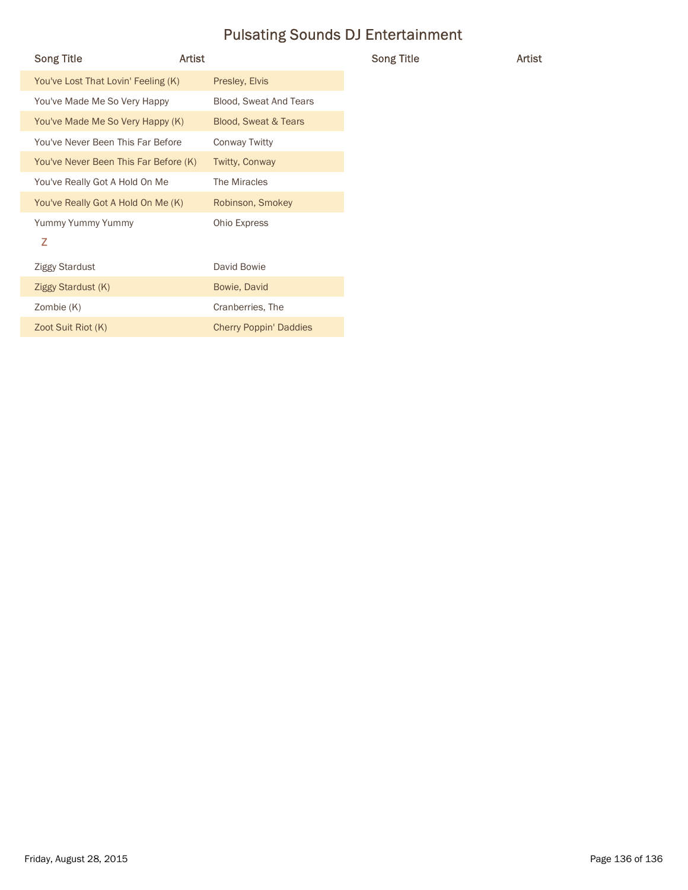# Pulsating Sounds DJ Entertainment

| Song Title | Artist |
| --- | --- |
| You've Lost That Lovin' Feeling (K) | Presley, Elvis |
| You've Made Me So Very Happy | Blood, Sweat And Tears |
| You've Made Me So Very Happy (K) | Blood, Sweat & Tears |
| You've Never Been This Far Before | Conway Twitty |
| You've Never Been This Far Before (K) | Twitty, Conway |
| You've Really Got A Hold On Me | The Miracles |
| You've Really Got A Hold On Me (K) | Robinson, Smokey |
| Yummy Yummy Yummy | Ohio Express |
| **Z** | |
| Ziggy Stardust | David Bowie |
| Ziggy Stardust (K) | Bowie, David |
| Zombie (K) | Cranberries, The |
| Zoot Suit Riot (K) | Cherry Poppin' Daddies |